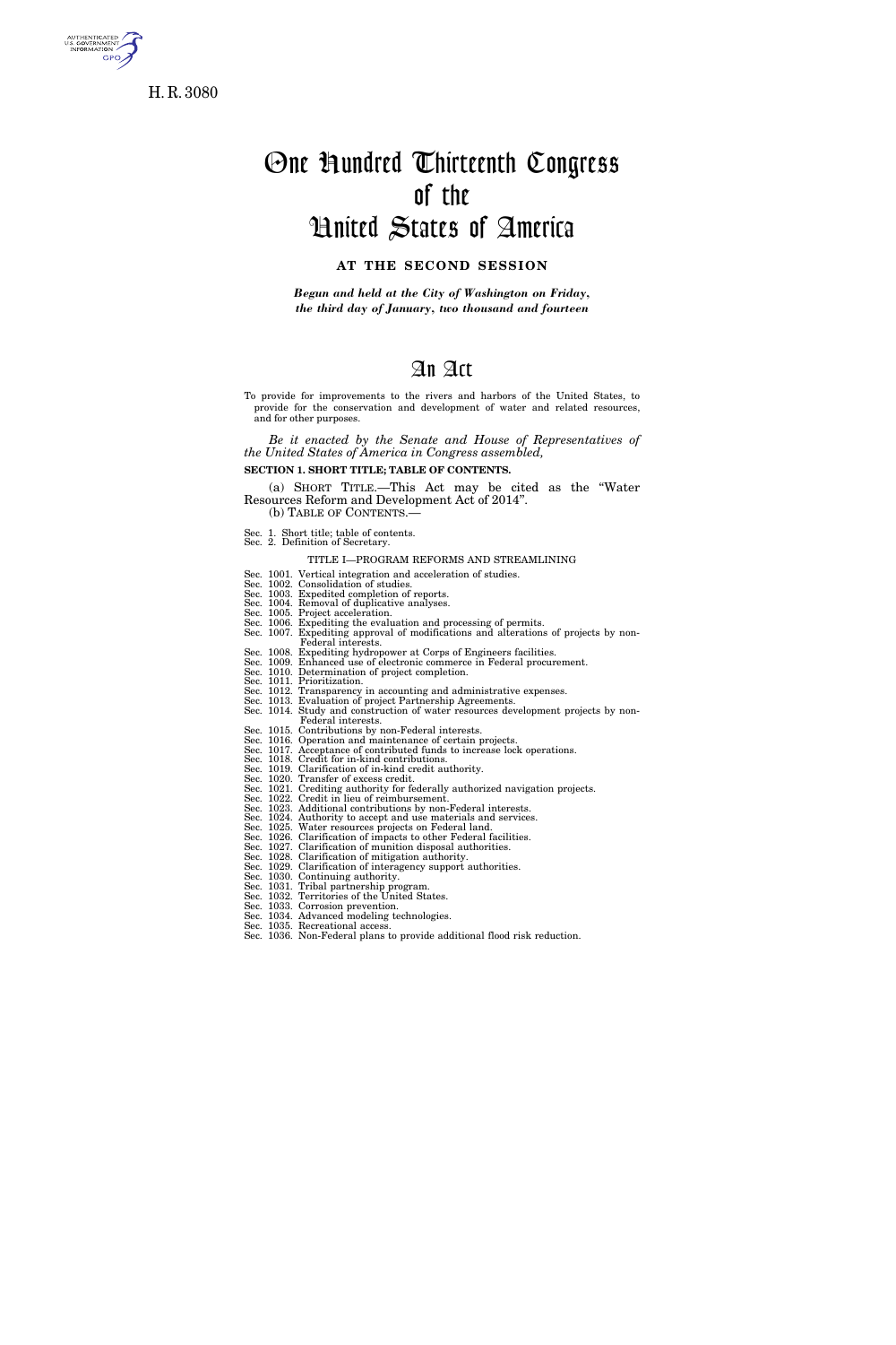H. R. 3080

# One Hundred Thirteenth Congress of the United States of America

## AT THE SECOND SESSION

*Begun and held at the City of Washington on Friday, the third day of January, two thousand and fourteen*

# An Act

To provide for improvements to the rivers and harbors of the United States, to provide for the conservation and development of water and related resources, and for other purposes.

*Be it enacted by the Senate and House of Representatives of the United States of America in Congress assembled,*

**SECTION 1. SHORT TITLE; TABLE OF CONTENTS.**

(a) SHORT TITLE.—This Act may be cited as the "Water Resources Reform and Development Act of 2014".

(b) TABLE OF CONTENTS.—

Sec. 1. Short title; table of contents.
Sec. 2. Definition of Secretary.

TITLE I—PROGRAM REFORMS AND STREAMLINING

Sec. 1001. Vertical integration and acceleration of studies.
Sec. 1002. Consolidation of studies.
Sec. 1003. Expedited completion of reports.
Sec. 1004. Removal of duplicative analyses.
Sec. 1005. Project acceleration.
Sec. 1006. Expediting the evaluation and processing of permits.
Sec. 1007. Expediting approval of modifications and alterations of projects by non-Federal interests.
Sec. 1008. Expediting hydropower at Corps of Engineers facilities.
Sec. 1009. Enhanced use of electronic commerce in Federal procurement.
Sec. 1010. Determination of project completion.
Sec. 1011. Prioritization.
Sec. 1012. Transparency in accounting and administrative expenses.
Sec. 1013. Evaluation of project Partnership Agreements.
Sec. 1014. Study and construction of water resources development projects by non-Federal interests.
Sec. 1015. Contributions by non-Federal interests.
Sec. 1016. Operation and maintenance of certain projects.
Sec. 1017. Acceptance of contributed funds to increase lock operations.
Sec. 1018. Credit for in-kind contributions.
Sec. 1019. Clarification of in-kind credit authority.
Sec. 1020. Transfer of excess credit.
Sec. 1021. Crediting authority for federally authorized navigation projects.
Sec. 1022. Credit in lieu of reimbursement.
Sec. 1023. Additional contributions by non-Federal interests.
Sec. 1024. Authority to accept and use materials and services.
Sec. 1025. Water resources projects on Federal land.
Sec. 1026. Clarification of impacts to other Federal facilities.
Sec. 1027. Clarification of munition disposal authorities.
Sec. 1028. Clarification of mitigation authority.
Sec. 1029. Clarification of interagency support authorities.
Sec. 1030. Continuing authority.
Sec. 1031. Tribal partnership program.
Sec. 1032. Territories of the United States.
Sec. 1033. Corrosion prevention.
Sec. 1034. Advanced modeling technologies.
Sec. 1035. Recreational access.
Sec. 1036. Non-Federal plans to provide additional flood risk reduction.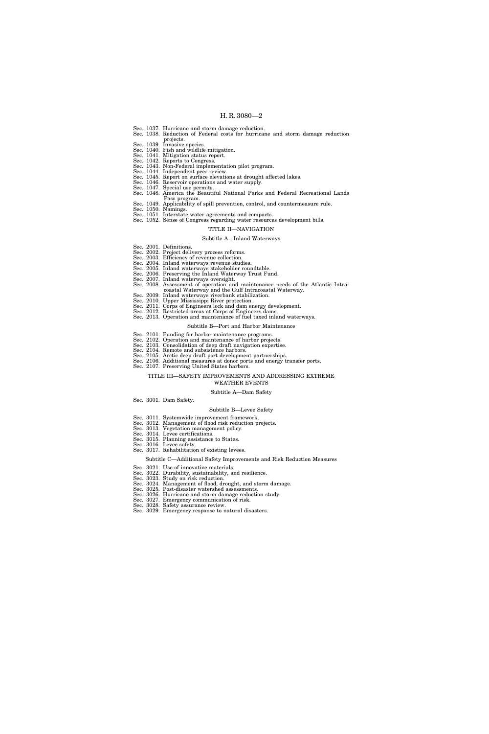Sec. 1037. Hurricane and storm damage reduction.
Sec. 1038. Reduction of Federal costs for hurricane and storm damage reduction projects.
Sec. 1039. Invasive species.
Sec. 1040. Fish and wildlife mitigation.
Sec. 1041. Mitigation status report.
Sec. 1042. Reports to Congress.
Sec. 1043. Non-Federal implementation pilot program.
Sec. 1044. Independent peer review.
Sec. 1045. Report on surface elevations at drought affected lakes.
Sec. 1046. Reservoir operations and water supply.
Sec. 1047. Special use permits.
Sec. 1048. America the Beautiful National Parks and Federal Recreational Lands Pass program.
Sec. 1049. Applicability of spill prevention, control, and countermeasure rule.
Sec. 1050. Namings.
Sec. 1051. Interstate water agreements and compacts.
Sec. 1052. Sense of Congress regarding water resources development bills.

## TITLE II—NAVIGATION

### Subtitle A—Inland Waterways

Sec. 2001. Definitions.
Sec. 2002. Project delivery process reforms.
Sec. 2003. Efficiency of revenue collection.
Sec. 2004. Inland waterways revenue studies.
Sec. 2005. Inland waterways stakeholder roundtable.
Sec. 2006. Preserving the Inland Waterway Trust Fund.
Sec. 2007. Inland waterways oversight.
Sec. 2008. Assessment of operation and maintenance needs of the Atlantic Intracoastal Waterway and the Gulf Intracoastal Waterway.
Sec. 2009. Inland waterways riverbank stabilization.
Sec. 2010. Upper Mississippi River protection.
Sec. 2011. Corps of Engineers lock and dam energy development.
Sec. 2012. Restricted areas at Corps of Engineers dams.
Sec. 2013. Operation and maintenance of fuel taxed inland waterways.

### Subtitle B—Port and Harbor Maintenance

Sec. 2101. Funding for harbor maintenance programs.
Sec. 2102. Operation and maintenance of harbor projects.
Sec. 2103. Consolidation of deep draft navigation expertise.
Sec. 2104. Remote and subsistence harbors.
Sec. 2105. Arctic deep draft port development partnerships.
Sec. 2106. Additional measures at donor ports and energy transfer ports.
Sec. 2107. Preserving United States harbors.

## TITLE III—SAFETY IMPROVEMENTS AND ADDRESSING EXTREME WEATHER EVENTS

### Subtitle A—Dam Safety

Sec. 3001. Dam Safety.

### Subtitle B—Levee Safety

Sec. 3011. Systemwide improvement framework.
Sec. 3012. Management of flood risk reduction projects.
Sec. 3013. Vegetation management policy.
Sec. 3014. Levee certifications.
Sec. 3015. Planning assistance to States.
Sec. 3016. Levee safety.
Sec. 3017. Rehabilitation of existing levees.

### Subtitle C—Additional Safety Improvements and Risk Reduction Measures

Sec. 3021. Use of innovative materials.
Sec. 3022. Durability, sustainability, and resilience.
Sec. 3023. Study on risk reduction.
Sec. 3024. Management of flood, drought, and storm damage.
Sec. 3025. Post-disaster watershed assessments.
Sec. 3026. Hurricane and storm damage reduction study.
Sec. 3027. Emergency communication of risk.
Sec. 3028. Safety assurance review.
Sec. 3029. Emergency response to natural disasters.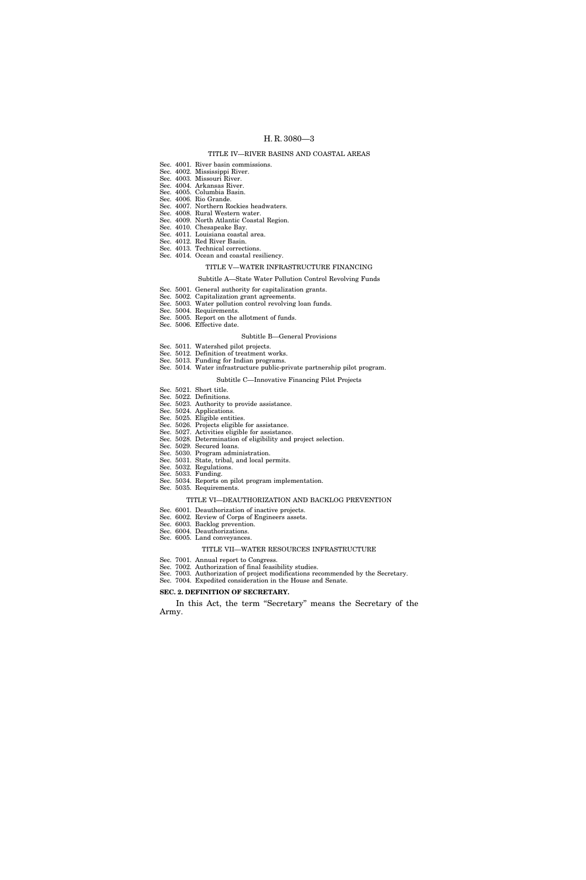TITLE IV—RIVER BASINS AND COASTAL AREAS

Sec. 4001. River basin commissions.
Sec. 4002. Mississippi River.
Sec. 4003. Missouri River.
Sec. 4004. Arkansas River.
Sec. 4005. Columbia Basin.
Sec. 4006. Rio Grande.
Sec. 4007. Northern Rockies headwaters.
Sec. 4008. Rural Western water.
Sec. 4009. North Atlantic Coastal Region.
Sec. 4010. Chesapeake Bay.
Sec. 4011. Louisiana coastal area.
Sec. 4012. Red River Basin.
Sec. 4013. Technical corrections.
Sec. 4014. Ocean and coastal resiliency.

TITLE V—WATER INFRASTRUCTURE FINANCING

Subtitle A—State Water Pollution Control Revolving Funds

Sec. 5001. General authority for capitalization grants.
Sec. 5002. Capitalization grant agreements.
Sec. 5003. Water pollution control revolving loan funds.
Sec. 5004. Requirements.
Sec. 5005. Report on the allotment of funds.
Sec. 5006. Effective date.

Subtitle B—General Provisions

Sec. 5011. Watershed pilot projects.
Sec. 5012. Definition of treatment works.
Sec. 5013. Funding for Indian programs.
Sec. 5014. Water infrastructure public-private partnership pilot program.

Subtitle C—Innovative Financing Pilot Projects

Sec. 5021. Short title.
Sec. 5022. Definitions.
Sec. 5023. Authority to provide assistance.
Sec. 5024. Applications.
Sec. 5025. Eligible entities.
Sec. 5026. Projects eligible for assistance.
Sec. 5027. Activities eligible for assistance.
Sec. 5028. Determination of eligibility and project selection.
Sec. 5029. Secured loans.
Sec. 5030. Program administration.
Sec. 5031. State, tribal, and local permits.
Sec. 5032. Regulations.
Sec. 5033. Funding.
Sec. 5034. Reports on pilot program implementation.
Sec. 5035. Requirements.

TITLE VI—DEAUTHORIZATION AND BACKLOG PREVENTION

Sec. 6001. Deauthorization of inactive projects.
Sec. 6002. Review of Corps of Engineers assets.
Sec. 6003. Backlog prevention.
Sec. 6004. Deauthorizations.
Sec. 6005. Land conveyances.

TITLE VII—WATER RESOURCES INFRASTRUCTURE

Sec. 7001. Annual report to Congress.
Sec. 7002. Authorization of final feasibility studies.
Sec. 7003. Authorization of project modifications recommended by the Secretary.
Sec. 7004. Expedited consideration in the House and Senate.

**SEC. 2. DEFINITION OF SECRETARY.**

In this Act, the term "Secretary" means the Secretary of the Army.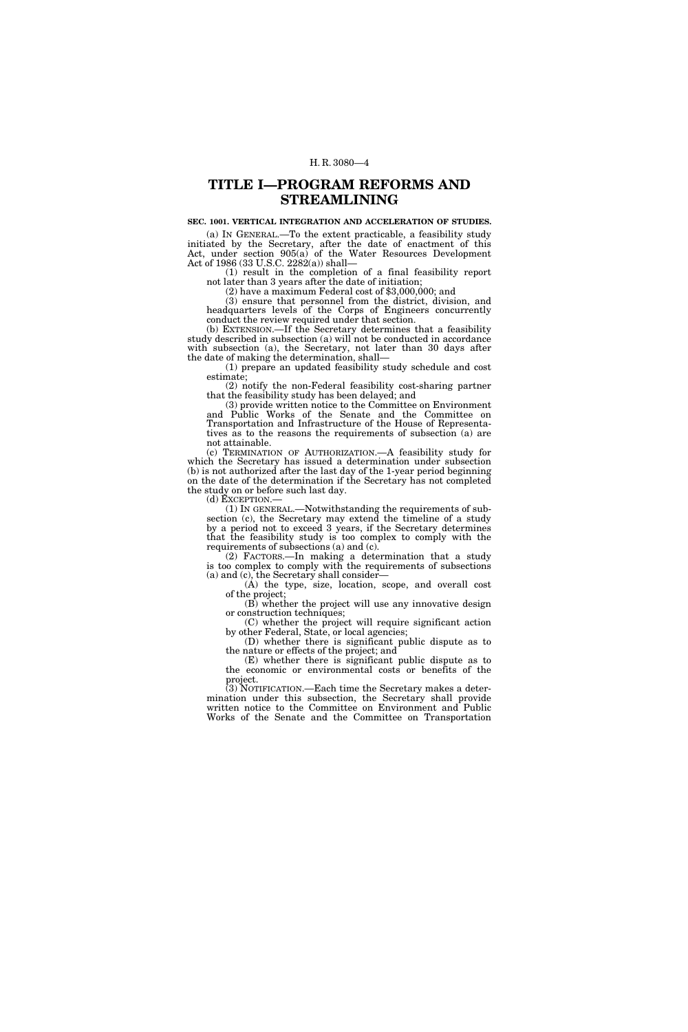# TITLE I—PROGRAM REFORMS AND STREAMLINING

**SEC. 1001. VERTICAL INTEGRATION AND ACCELERATION OF STUDIES.**

(a) IN GENERAL.—To the extent practicable, a feasibility study initiated by the Secretary, after the date of enactment of this Act, under section 905(a) of the Water Resources Development Act of 1986 (33 U.S.C. 2282(a)) shall—

(1) result in the completion of a final feasibility report not later than 3 years after the date of initiation;

(2) have a maximum Federal cost of $3,000,000; and

(3) ensure that personnel from the district, division, and headquarters levels of the Corps of Engineers concurrently conduct the review required under that section.

(b) EXTENSION.—If the Secretary determines that a feasibility study described in subsection (a) will not be conducted in accordance with subsection (a), the Secretary, not later than 30 days after the date of making the determination, shall—

(1) prepare an updated feasibility study schedule and cost estimate;

(2) notify the non-Federal feasibility cost-sharing partner that the feasibility study has been delayed; and

(3) provide written notice to the Committee on Environment and Public Works of the Senate and the Committee on Transportation and Infrastructure of the House of Representatives as to the reasons the requirements of subsection (a) are not attainable.

(c) TERMINATION OF AUTHORIZATION.—A feasibility study for which the Secretary has issued a determination under subsection (b) is not authorized after the last day of the 1-year period beginning on the date of the determination if the Secretary has not completed the study on or before such last day.

(d) EXCEPTION.—

(1) IN GENERAL.—Notwithstanding the requirements of subsection (c), the Secretary may extend the timeline of a study by a period not to exceed 3 years, if the Secretary determines that the feasibility study is too complex to comply with the requirements of subsections (a) and (c).

(2) FACTORS.—In making a determination that a study is too complex to comply with the requirements of subsections (a) and (c), the Secretary shall consider—

(A) the type, size, location, scope, and overall cost of the project;

(B) whether the project will use any innovative design or construction techniques;

(C) whether the project will require significant action by other Federal, State, or local agencies;

(D) whether there is significant public dispute as to the nature or effects of the project; and

(E) whether there is significant public dispute as to the economic or environmental costs or benefits of the project.

(3) NOTIFICATION.—Each time the Secretary makes a determination under this subsection, the Secretary shall provide written notice to the Committee on Environment and Public Works of the Senate and the Committee on Transportation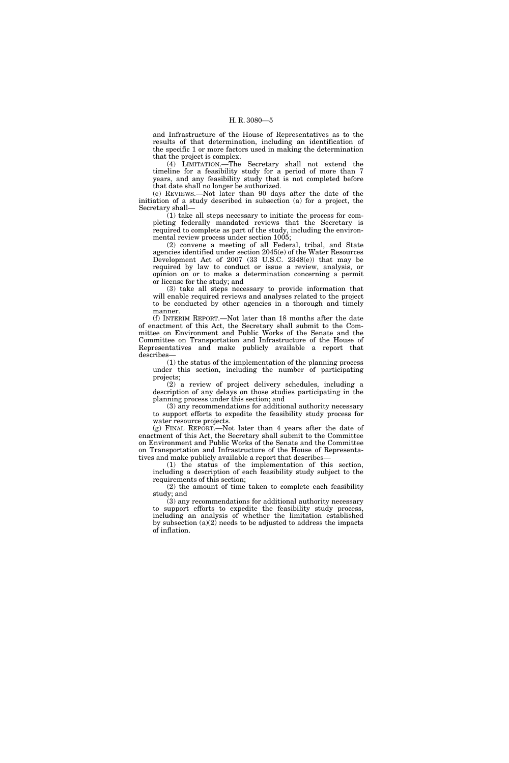and Infrastructure of the House of Representatives as to the results of that determination, including an identification of the specific 1 or more factors used in making the determination that the project is complex.

(4) LIMITATION.—The Secretary shall not extend the timeline for a feasibility study for a period of more than 7 years, and any feasibility study that is not completed before that date shall no longer be authorized.

(e) REVIEWS.—Not later than 90 days after the date of the initiation of a study described in subsection (a) for a project, the Secretary shall—

(1) take all steps necessary to initiate the process for completing federally mandated reviews that the Secretary is required to complete as part of the study, including the environmental review process under section 1005;

(2) convene a meeting of all Federal, tribal, and State agencies identified under section 2045(e) of the Water Resources Development Act of 2007 (33 U.S.C. 2348(e)) that may be required by law to conduct or issue a review, analysis, or opinion on or to make a determination concerning a permit or license for the study; and

(3) take all steps necessary to provide information that will enable required reviews and analyses related to the project to be conducted by other agencies in a thorough and timely manner.

(f) INTERIM REPORT.—Not later than 18 months after the date of enactment of this Act, the Secretary shall submit to the Committee on Environment and Public Works of the Senate and the Committee on Transportation and Infrastructure of the House of Representatives and make publicly available a report that describes—

(1) the status of the implementation of the planning process under this section, including the number of participating projects;

(2) a review of project delivery schedules, including a description of any delays on those studies participating in the planning process under this section; and

(3) any recommendations for additional authority necessary to support efforts to expedite the feasibility study process for water resource projects.

(g) FINAL REPORT.—Not later than 4 years after the date of enactment of this Act, the Secretary shall submit to the Committee on Environment and Public Works of the Senate and the Committee on Transportation and Infrastructure of the House of Representatives and make publicly available a report that describes—

(1) the status of the implementation of this section, including a description of each feasibility study subject to the requirements of this section;

(2) the amount of time taken to complete each feasibility study; and

(3) any recommendations for additional authority necessary to support efforts to expedite the feasibility study process, including an analysis of whether the limitation established by subsection (a)(2) needs to be adjusted to address the impacts of inflation.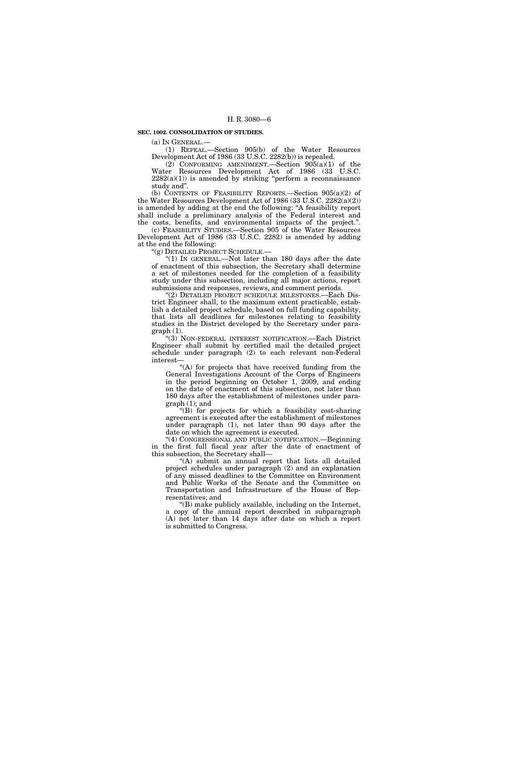**SEC. 1002. CONSOLIDATION OF STUDIES.**

(a) IN GENERAL.—

(1) REPEAL.—Section 905(b) of the Water Resources Development Act of 1986 (33 U.S.C. 2282(b)) is repealed.

(2) CONFORMING AMENDMENT.—Section 905(a)(1) of the Water Resources Development Act of 1986 (33 U.S.C. 2282(a)(1)) is amended by striking "perform a reconnaissance study and".

(b) CONTENTS OF FEASIBILITY REPORTS.—Section 905(a)(2) of the Water Resources Development Act of 1986 (33 U.S.C. 2282(a)(2)) is amended by adding at the end the following: "A feasibility report shall include a preliminary analysis of the Federal interest and the costs, benefits, and environmental impacts of the project.".

(c) FEASIBILITY STUDIES.—Section 905 of the Water Resources Development Act of 1986 (33 U.S.C. 2282) is amended by adding at the end the following:

"(g) DETAILED PROJECT SCHEDULE.—

"(1) IN GENERAL.—Not later than 180 days after the date of enactment of this subsection, the Secretary shall determine a set of milestones needed for the completion of a feasibility study under this subsection, including all major actions, report submissions and responses, reviews, and comment periods.

"(2) DETAILED PROJECT SCHEDULE MILESTONES.—Each District Engineer shall, to the maximum extent practicable, establish a detailed project schedule, based on full funding capability, that lists all deadlines for milestones relating to feasibility studies in the District developed by the Secretary under paragraph (1).

"(3) NON-FEDERAL INTEREST NOTIFICATION.—Each District Engineer shall submit by certified mail the detailed project schedule under paragraph (2) to each relevant non-Federal interest—

"(A) for projects that have received funding from the General Investigations Account of the Corps of Engineers in the period beginning on October 1, 2009, and ending on the date of enactment of this subsection, not later than 180 days after the establishment of milestones under paragraph (1); and

"(B) for projects for which a feasibility cost-sharing agreement is executed after the establishment of milestones under paragraph (1), not later than 90 days after the date on which the agreement is executed.

"(4) CONGRESSIONAL AND PUBLIC NOTIFICATION.—Beginning in the first full fiscal year after the date of enactment of this subsection, the Secretary shall—

"(A) submit an annual report that lists all detailed project schedules under paragraph (2) and an explanation of any missed deadlines to the Committee on Environment and Public Works of the Senate and the Committee on Transportation and Infrastructure of the House of Representatives; and

"(B) make publicly available, including on the Internet, a copy of the annual report described in subparagraph (A) not later than 14 days after date on which a report is submitted to Congress.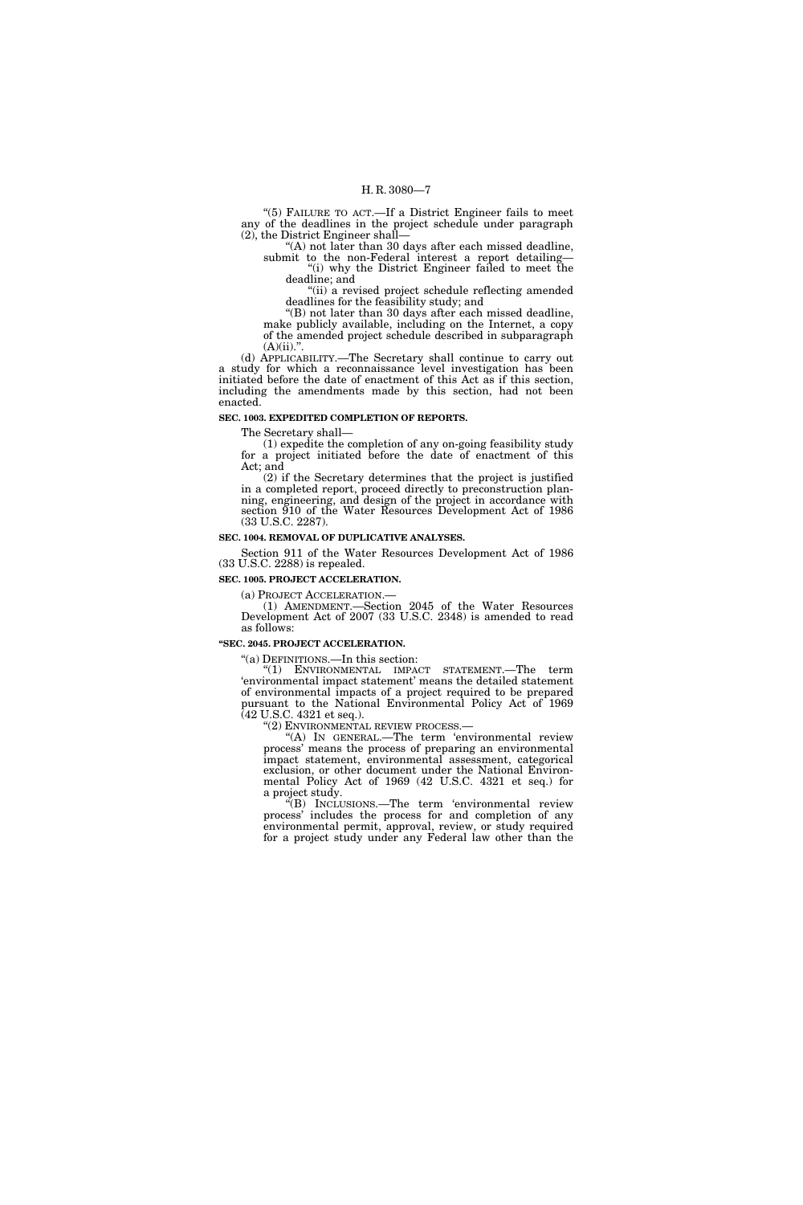"(5) FAILURE TO ACT.—If a District Engineer fails to meet any of the deadlines in the project schedule under paragraph (2), the District Engineer shall—

"(A) not later than 30 days after each missed deadline, submit to the non-Federal interest a report detailing—

"(i) why the District Engineer failed to meet the deadline; and

"(ii) a revised project schedule reflecting amended deadlines for the feasibility study; and

"(B) not later than 30 days after each missed deadline, make publicly available, including on the Internet, a copy of the amended project schedule described in subparagraph (A)(ii).".

(d) APPLICABILITY.—The Secretary shall continue to carry out a study for which a reconnaissance level investigation has been initiated before the date of enactment of this Act as if this section, including the amendments made by this section, had not been enacted.

**SEC. 1003. EXPEDITED COMPLETION OF REPORTS.**

The Secretary shall—

(1) expedite the completion of any on-going feasibility study for a project initiated before the date of enactment of this Act; and

(2) if the Secretary determines that the project is justified in a completed report, proceed directly to preconstruction planning, engineering, and design of the project in accordance with section 910 of the Water Resources Development Act of 1986 (33 U.S.C. 2287).

**SEC. 1004. REMOVAL OF DUPLICATIVE ANALYSES.**

Section 911 of the Water Resources Development Act of 1986 (33 U.S.C. 2288) is repealed.

**SEC. 1005. PROJECT ACCELERATION.**

(a) PROJECT ACCELERATION.—

(1) AMENDMENT.—Section 2045 of the Water Resources Development Act of 2007 (33 U.S.C. 2348) is amended to read as follows:

**"SEC. 2045. PROJECT ACCELERATION.**

"(a) DEFINITIONS.—In this section:

"(1) ENVIRONMENTAL IMPACT STATEMENT.—The term 'environmental impact statement' means the detailed statement of environmental impacts of a project required to be prepared pursuant to the National Environmental Policy Act of 1969 (42 U.S.C. 4321 et seq.).

"(2) ENVIRONMENTAL REVIEW PROCESS.—

"(A) IN GENERAL.—The term 'environmental review process' means the process of preparing an environmental impact statement, environmental assessment, categorical exclusion, or other document under the National Environmental Policy Act of 1969 (42 U.S.C. 4321 et seq.) for a project study.

"(B) INCLUSIONS.—The term 'environmental review process' includes the process for and completion of any environmental permit, approval, review, or study required for a project study under any Federal law other than the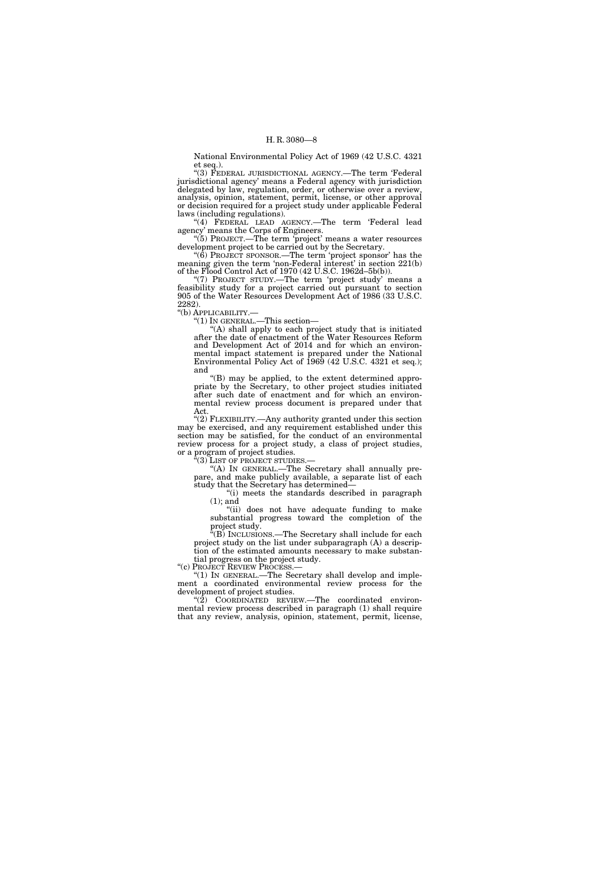National Environmental Policy Act of 1969 (42 U.S.C. 4321 et seq.).

"(3) FEDERAL JURISDICTIONAL AGENCY.—The term 'Federal jurisdictional agency' means a Federal agency with jurisdiction delegated by law, regulation, order, or otherwise over a review, analysis, opinion, statement, permit, license, or other approval or decision required for a project study under applicable Federal laws (including regulations).

"(4) FEDERAL LEAD AGENCY.—The term 'Federal lead agency' means the Corps of Engineers.

"(5) PROJECT.—The term 'project' means a water resources development project to be carried out by the Secretary.

"(6) PROJECT SPONSOR.—The term 'project sponsor' has the meaning given the term 'non-Federal interest' in section 221(b) of the Flood Control Act of 1970 (42 U.S.C. 1962d–5b(b)).

"(7) PROJECT STUDY.—The term 'project study' means a feasibility study for a project carried out pursuant to section 905 of the Water Resources Development Act of 1986 (33 U.S.C. 2282).

"(b) APPLICABILITY.—

"(1) IN GENERAL.—This section—

"(A) shall apply to each project study that is initiated after the date of enactment of the Water Resources Reform and Development Act of 2014 and for which an environmental impact statement is prepared under the National Environmental Policy Act of 1969 (42 U.S.C. 4321 et seq.); and

"(B) may be applied, to the extent determined appropriate by the Secretary, to other project studies initiated after such date of enactment and for which an environmental review process document is prepared under that Act.

"(2) FLEXIBILITY.—Any authority granted under this section may be exercised, and any requirement established under this section may be satisfied, for the conduct of an environmental review process for a project study, a class of project studies, or a program of project studies.

"(3) LIST OF PROJECT STUDIES.—

"(A) IN GENERAL.—The Secretary shall annually prepare, and make publicly available, a separate list of each study that the Secretary has determined—

"(i) meets the standards described in paragraph (1); and

"(ii) does not have adequate funding to make substantial progress toward the completion of the project study.

"(B) INCLUSIONS.—The Secretary shall include for each project study on the list under subparagraph (A) a description of the estimated amounts necessary to make substantial progress on the project study.

"(c) PROJECT REVIEW PROCESS.—

"(1) IN GENERAL.—The Secretary shall develop and implement a coordinated environmental review process for the development of project studies.

"(2) COORDINATED REVIEW.—The coordinated environmental review process described in paragraph (1) shall require that any review, analysis, opinion, statement, permit, license,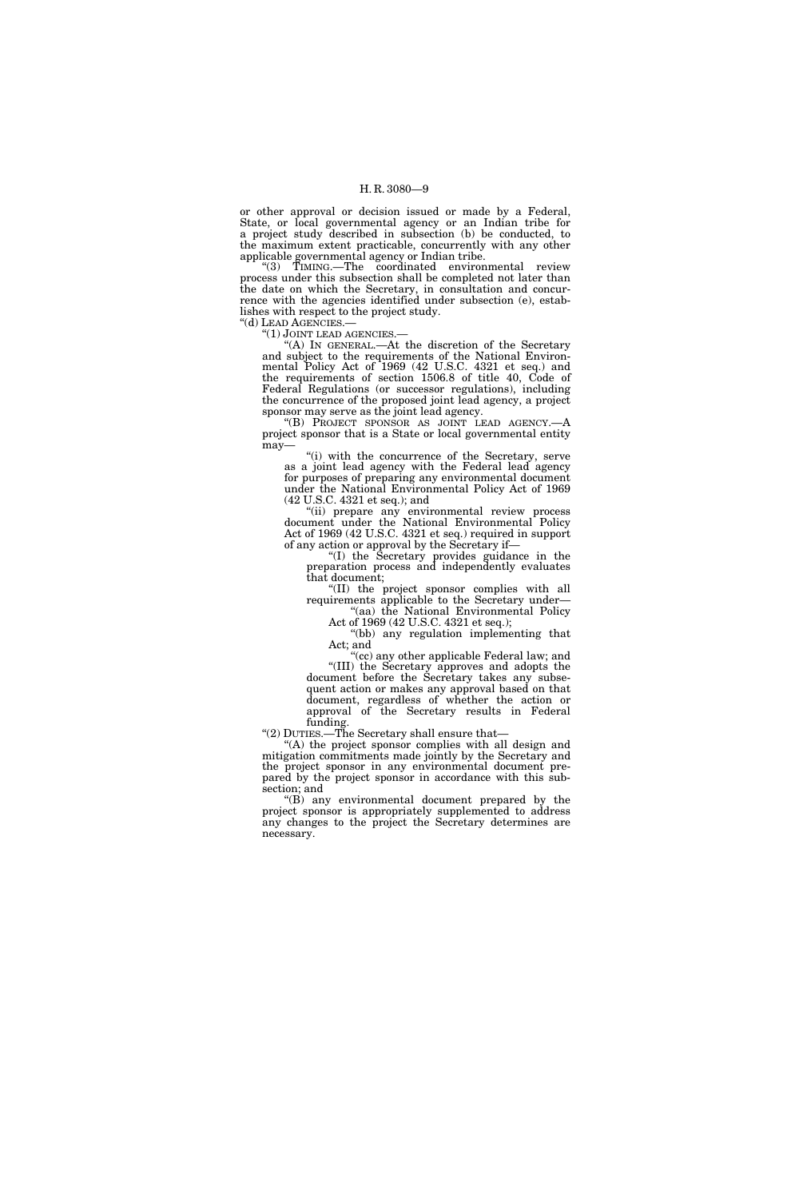or other approval or decision issued or made by a Federal, State, or local governmental agency or an Indian tribe for a project study described in subsection (b) be conducted, to the maximum extent practicable, concurrently with any other applicable governmental agency or Indian tribe.

"(3) TIMING.—The coordinated environmental review process under this subsection shall be completed not later than the date on which the Secretary, in consultation and concurrence with the agencies identified under subsection (e), establishes with respect to the project study.

"(d) LEAD AGENCIES.—

"(1) JOINT LEAD AGENCIES.—

"(A) IN GENERAL.—At the discretion of the Secretary and subject to the requirements of the National Environmental Policy Act of 1969 (42 U.S.C. 4321 et seq.) and the requirements of section 1506.8 of title 40, Code of Federal Regulations (or successor regulations), including the concurrence of the proposed joint lead agency, a project sponsor may serve as the joint lead agency.

"(B) PROJECT SPONSOR AS JOINT LEAD AGENCY.—A project sponsor that is a State or local governmental entity may—

"(i) with the concurrence of the Secretary, serve as a joint lead agency with the Federal lead agency for purposes of preparing any environmental document under the National Environmental Policy Act of 1969 (42 U.S.C. 4321 et seq.); and

"(ii) prepare any environmental review process document under the National Environmental Policy Act of 1969 (42 U.S.C. 4321 et seq.) required in support of any action or approval by the Secretary if—

"(I) the Secretary provides guidance in the preparation process and independently evaluates that document;

"(II) the project sponsor complies with all requirements applicable to the Secretary under—

"(aa) the National Environmental Policy Act of 1969 (42 U.S.C. 4321 et seq.);

"(bb) any regulation implementing that Act; and

"(cc) any other applicable Federal law; and

"(III) the Secretary approves and adopts the document before the Secretary takes any subsequent action or makes any approval based on that document, regardless of whether the action or approval of the Secretary results in Federal funding.

"(2) DUTIES.—The Secretary shall ensure that—

"(A) the project sponsor complies with all design and mitigation commitments made jointly by the Secretary and the project sponsor in any environmental document prepared by the project sponsor in accordance with this subsection; and

"(B) any environmental document prepared by the project sponsor is appropriately supplemented to address any changes to the project the Secretary determines are necessary.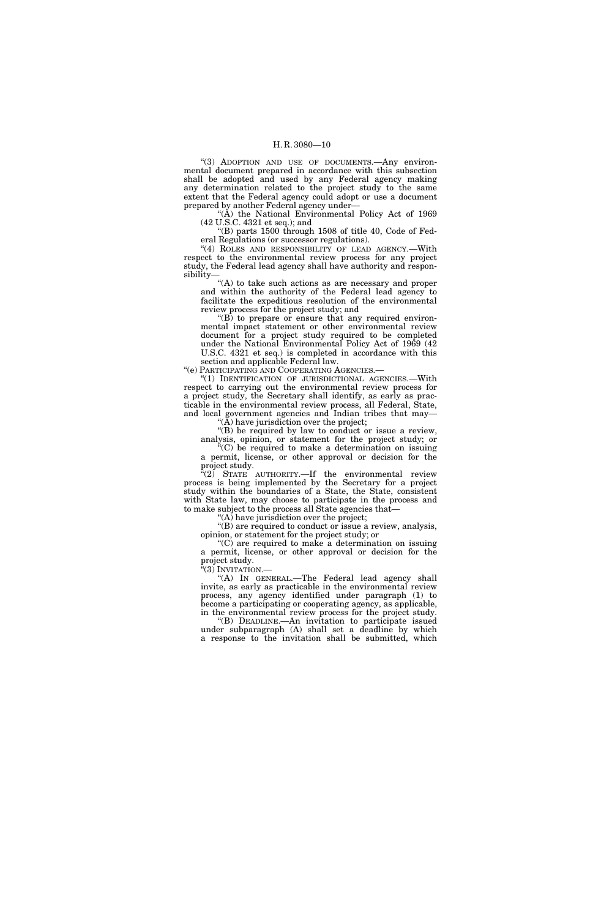"(3) ADOPTION AND USE OF DOCUMENTS.—Any environmental document prepared in accordance with this subsection shall be adopted and used by any Federal agency making any determination related to the project study to the same extent that the Federal agency could adopt or use a document prepared by another Federal agency under—

"(A) the National Environmental Policy Act of 1969 (42 U.S.C. 4321 et seq.); and

"(B) parts 1500 through 1508 of title 40, Code of Federal Regulations (or successor regulations).

"(4) ROLES AND RESPONSIBILITY OF LEAD AGENCY.—With respect to the environmental review process for any project study, the Federal lead agency shall have authority and responsibility—

"(A) to take such actions as are necessary and proper and within the authority of the Federal lead agency to facilitate the expeditious resolution of the environmental review process for the project study; and

"(B) to prepare or ensure that any required environmental impact statement or other environmental review document for a project study required to be completed under the National Environmental Policy Act of 1969 (42 U.S.C. 4321 et seq.) is completed in accordance with this section and applicable Federal law.

"(e) PARTICIPATING AND COOPERATING AGENCIES.—

"(1) IDENTIFICATION OF JURISDICTIONAL AGENCIES.—With respect to carrying out the environmental review process for a project study, the Secretary shall identify, as early as practicable in the environmental review process, all Federal, State, and local government agencies and Indian tribes that may—

"(A) have jurisdiction over the project;

"(B) be required by law to conduct or issue a review, analysis, opinion, or statement for the project study; or

"(C) be required to make a determination on issuing a permit, license, or other approval or decision for the project study.

"(2) STATE AUTHORITY.—If the environmental review process is being implemented by the Secretary for a project study within the boundaries of a State, the State, consistent with State law, may choose to participate in the process and to make subject to the process all State agencies that—

"(A) have jurisdiction over the project;

"(B) are required to conduct or issue a review, analysis, opinion, or statement for the project study; or

"(C) are required to make a determination on issuing a permit, license, or other approval or decision for the project study.

"(3) INVITATION.—

"(A) IN GENERAL.—The Federal lead agency shall invite, as early as practicable in the environmental review process, any agency identified under paragraph (1) to become a participating or cooperating agency, as applicable, in the environmental review process for the project study.

"(B) DEADLINE.—An invitation to participate issued under subparagraph (A) shall set a deadline by which a response to the invitation shall be submitted, which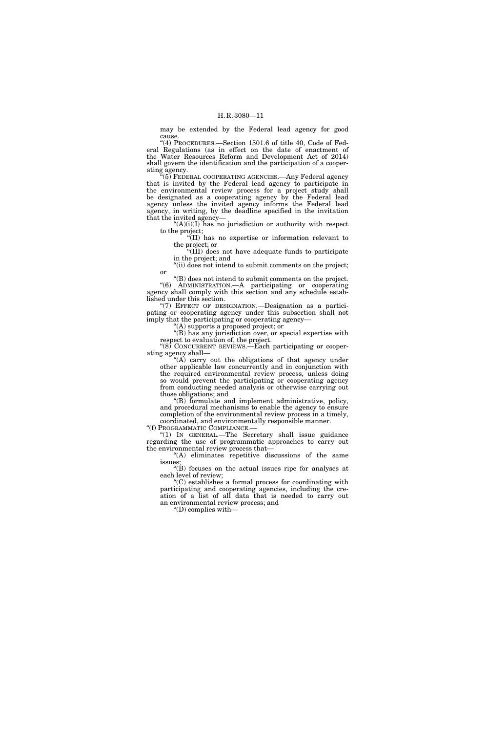may be extended by the Federal lead agency for good cause.

"(4) PROCEDURES.—Section 1501.6 of title 40, Code of Federal Regulations (as in effect on the date of enactment of the Water Resources Reform and Development Act of 2014) shall govern the identification and the participation of a cooperating agency.

"(5) FEDERAL COOPERATING AGENCIES.—Any Federal agency that is invited by the Federal lead agency to participate in the environmental review process for a project study shall be designated as a cooperating agency by the Federal lead agency unless the invited agency informs the Federal lead agency, in writing, by the deadline specified in the invitation that the invited agency—

"(A)(i)(I) has no jurisdiction or authority with respect to the project;

"(II) has no expertise or information relevant to the project; or

"(III) does not have adequate funds to participate in the project; and

"(ii) does not intend to submit comments on the project; or

"(B) does not intend to submit comments on the project.

"(6) ADMINISTRATION.—A participating or cooperating agency shall comply with this section and any schedule established under this section.

"(7) EFFECT OF DESIGNATION.—Designation as a participating or cooperating agency under this subsection shall not imply that the participating or cooperating agency—

"(A) supports a proposed project; or

"(B) has any jurisdiction over, or special expertise with respect to evaluation of, the project.

"(8) CONCURRENT REVIEWS.—Each participating or cooperating agency shall—

"(A) carry out the obligations of that agency under other applicable law concurrently and in conjunction with the required environmental review process, unless doing so would prevent the participating or cooperating agency from conducting needed analysis or otherwise carrying out those obligations; and

"(B) formulate and implement administrative, policy, and procedural mechanisms to enable the agency to ensure completion of the environmental review process in a timely, coordinated, and environmentally responsible manner.

"(f) PROGRAMMATIC COMPLIANCE.—

"(1) IN GENERAL.—The Secretary shall issue guidance regarding the use of programmatic approaches to carry out the environmental review process that—

"(A) eliminates repetitive discussions of the same issues;

"(B) focuses on the actual issues ripe for analyses at each level of review;

"(C) establishes a formal process for coordinating with participating and cooperating agencies, including the creation of a list of all data that is needed to carry out an environmental review process; and

"(D) complies with—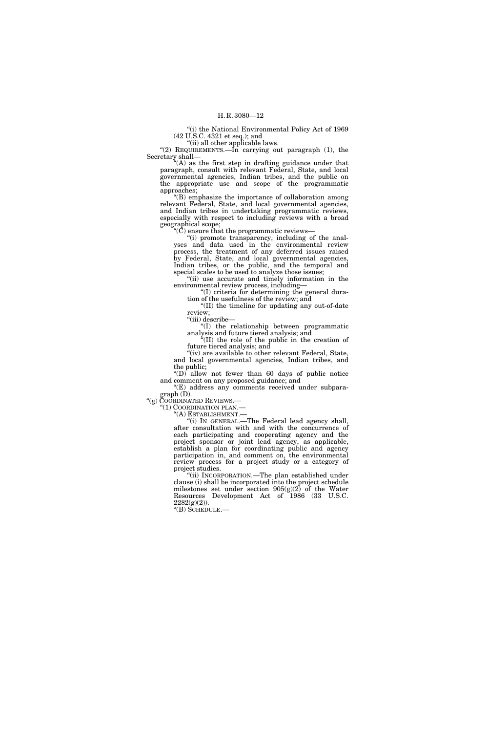"(i) the National Environmental Policy Act of 1969 (42 U.S.C. 4321 et seq.); and

"(ii) all other applicable laws.

"(2) REQUIREMENTS.—In carrying out paragraph (1), the Secretary shall—

"(A) as the first step in drafting guidance under that paragraph, consult with relevant Federal, State, and local governmental agencies, Indian tribes, and the public on the appropriate use and scope of the programmatic approaches;

"(B) emphasize the importance of collaboration among relevant Federal, State, and local governmental agencies, and Indian tribes in undertaking programmatic reviews, especially with respect to including reviews with a broad geographical scope;

"(C) ensure that the programmatic reviews—

"(i) promote transparency, including of the analyses and data used in the environmental review process, the treatment of any deferred issues raised by Federal, State, and local governmental agencies, Indian tribes, or the public, and the temporal and special scales to be used to analyze those issues;

"(ii) use accurate and timely information in the environmental review process, including—

"(I) criteria for determining the general duration of the usefulness of the review; and

"(II) the timeline for updating any out-of-date review;

"(iii) describe—

"(I) the relationship between programmatic analysis and future tiered analysis; and

"(II) the role of the public in the creation of future tiered analysis; and

"(iv) are available to other relevant Federal, State, and local governmental agencies, Indian tribes, and the public;

"(D) allow not fewer than 60 days of public notice and comment on any proposed guidance; and

"(E) address any comments received under subparagraph (D).

"(g) COORDINATED REVIEWS.—

"(1) COORDINATION PLAN.—

"(A) ESTABLISHMENT.—

"(i) IN GENERAL.—The Federal lead agency shall, after consultation with and with the concurrence of each participating and cooperating agency and the project sponsor or joint lead agency, as applicable, establish a plan for coordinating public and agency participation in, and comment on, the environmental review process for a project study or a category of project studies.

"(ii) INCORPORATION.—The plan established under clause (i) shall be incorporated into the project schedule milestones set under section 905(g)(2) of the Water Resources Development Act of 1986 (33 U.S.C. 2282(g)(2)).

"(B) SCHEDULE.—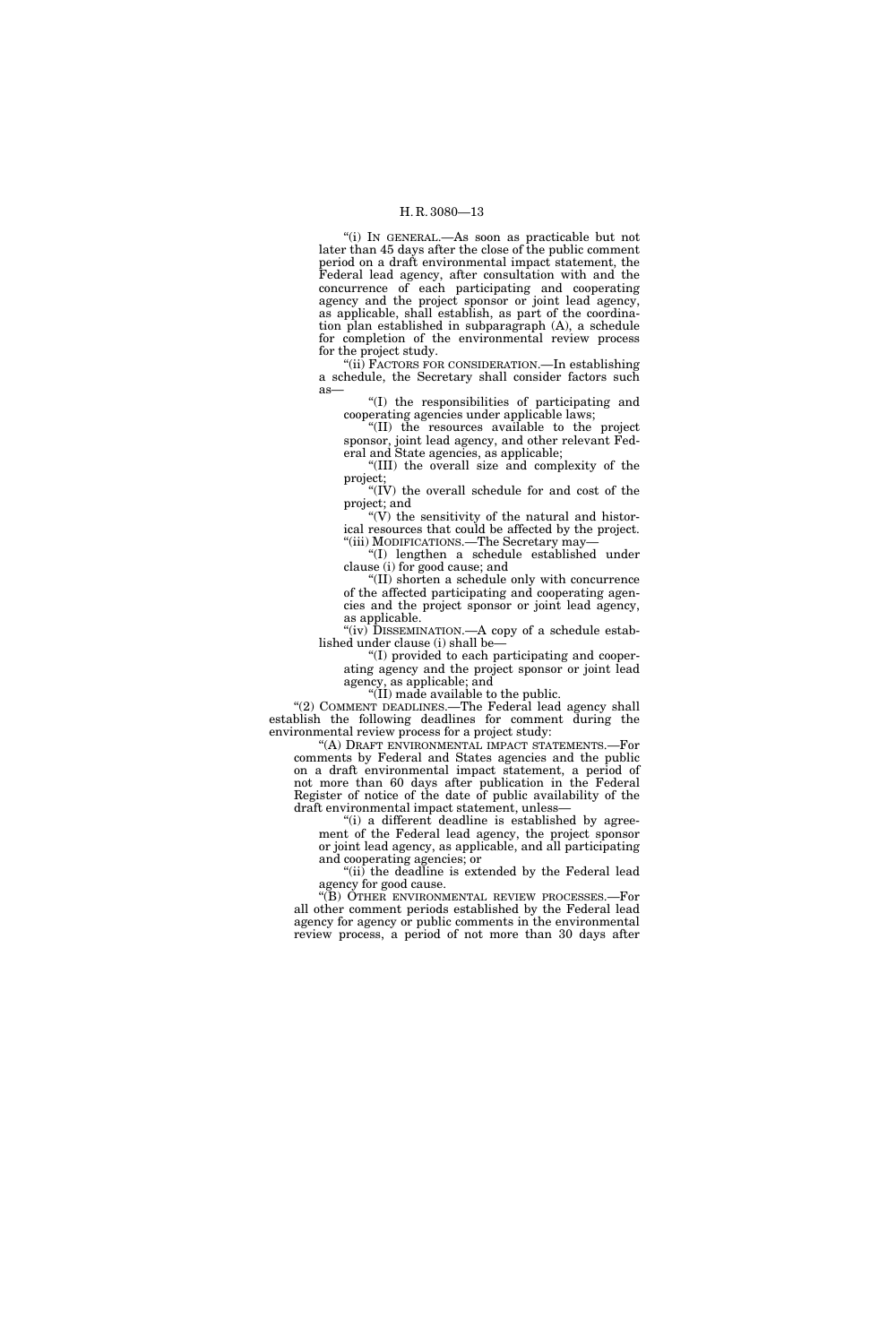"(i) IN GENERAL.—As soon as practicable but not later than 45 days after the close of the public comment period on a draft environmental impact statement, the Federal lead agency, after consultation with and the concurrence of each participating and cooperating agency and the project sponsor or joint lead agency, as applicable, shall establish, as part of the coordination plan established in subparagraph (A), a schedule for completion of the environmental review process for the project study.

"(ii) FACTORS FOR CONSIDERATION.—In establishing a schedule, the Secretary shall consider factors such as—

"(I) the responsibilities of participating and cooperating agencies under applicable laws;

"(II) the resources available to the project sponsor, joint lead agency, and other relevant Federal and State agencies, as applicable;

"(III) the overall size and complexity of the project;

"(IV) the overall schedule for and cost of the project; and

"(V) the sensitivity of the natural and historical resources that could be affected by the project.

"(iii) MODIFICATIONS.—The Secretary may—

"(I) lengthen a schedule established under clause (i) for good cause; and

"(II) shorten a schedule only with concurrence of the affected participating and cooperating agencies and the project sponsor or joint lead agency, as applicable.

"(iv) DISSEMINATION.—A copy of a schedule established under clause (i) shall be—

"(I) provided to each participating and cooperating agency and the project sponsor or joint lead agency, as applicable; and

"(II) made available to the public.

"(2) COMMENT DEADLINES.—The Federal lead agency shall establish the following deadlines for comment during the environmental review process for a project study:

"(A) DRAFT ENVIRONMENTAL IMPACT STATEMENTS.—For comments by Federal and States agencies and the public on a draft environmental impact statement, a period of not more than 60 days after publication in the Federal Register of notice of the date of public availability of the draft environmental impact statement, unless—

"(i) a different deadline is established by agreement of the Federal lead agency, the project sponsor or joint lead agency, as applicable, and all participating and cooperating agencies; or

"(ii) the deadline is extended by the Federal lead agency for good cause.

"(B) OTHER ENVIRONMENTAL REVIEW PROCESSES.—For all other comment periods established by the Federal lead agency for agency or public comments in the environmental review process, a period of not more than 30 days after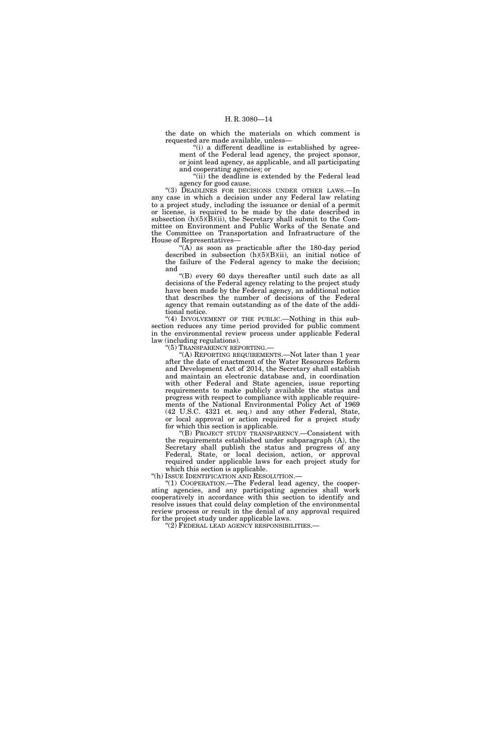the date on which the materials on which comment is requested are made available, unless—

"(i) a different deadline is established by agreement of the Federal lead agency, the project sponsor, or joint lead agency, as applicable, and all participating and cooperating agencies; or

"(ii) the deadline is extended by the Federal lead agency for good cause.

"(3) DEADLINES FOR DECISIONS UNDER OTHER LAWS.—In any case in which a decision under any Federal law relating to a project study, including the issuance or denial of a permit or license, is required to be made by the date described in subsection (h)(5)(B)(ii), the Secretary shall submit to the Committee on Environment and Public Works of the Senate and the Committee on Transportation and Infrastructure of the House of Representatives—

"(A) as soon as practicable after the 180-day period described in subsection (h)(5)(B)(ii), an initial notice of the failure of the Federal agency to make the decision; and

"(B) every 60 days thereafter until such date as all decisions of the Federal agency relating to the project study have been made by the Federal agency, an additional notice that describes the number of decisions of the Federal agency that remain outstanding as of the date of the additional notice.

"(4) INVOLVEMENT OF THE PUBLIC.—Nothing in this subsection reduces any time period provided for public comment in the environmental review process under applicable Federal law (including regulations).

"(5) TRANSPARENCY REPORTING.—

"(A) REPORTING REQUIREMENTS.—Not later than 1 year after the date of enactment of the Water Resources Reform and Development Act of 2014, the Secretary shall establish and maintain an electronic database and, in coordination with other Federal and State agencies, issue reporting requirements to make publicly available the status and progress with respect to compliance with applicable requirements of the National Environmental Policy Act of 1969 (42 U.S.C. 4321 et. seq.) and any other Federal, State, or local approval or action required for a project study for which this section is applicable.

"(B) PROJECT STUDY TRANSPARENCY.—Consistent with the requirements established under subparagraph (A), the Secretary shall publish the status and progress of any Federal, State, or local decision, action, or approval required under applicable laws for each project study for which this section is applicable.

"(h) ISSUE IDENTIFICATION AND RESOLUTION.—

"(1) COOPERATION.—The Federal lead agency, the cooperating agencies, and any participating agencies shall work cooperatively in accordance with this section to identify and resolve issues that could delay completion of the environmental review process or result in the denial of any approval required for the project study under applicable laws.

"(2) FEDERAL LEAD AGENCY RESPONSIBILITIES.—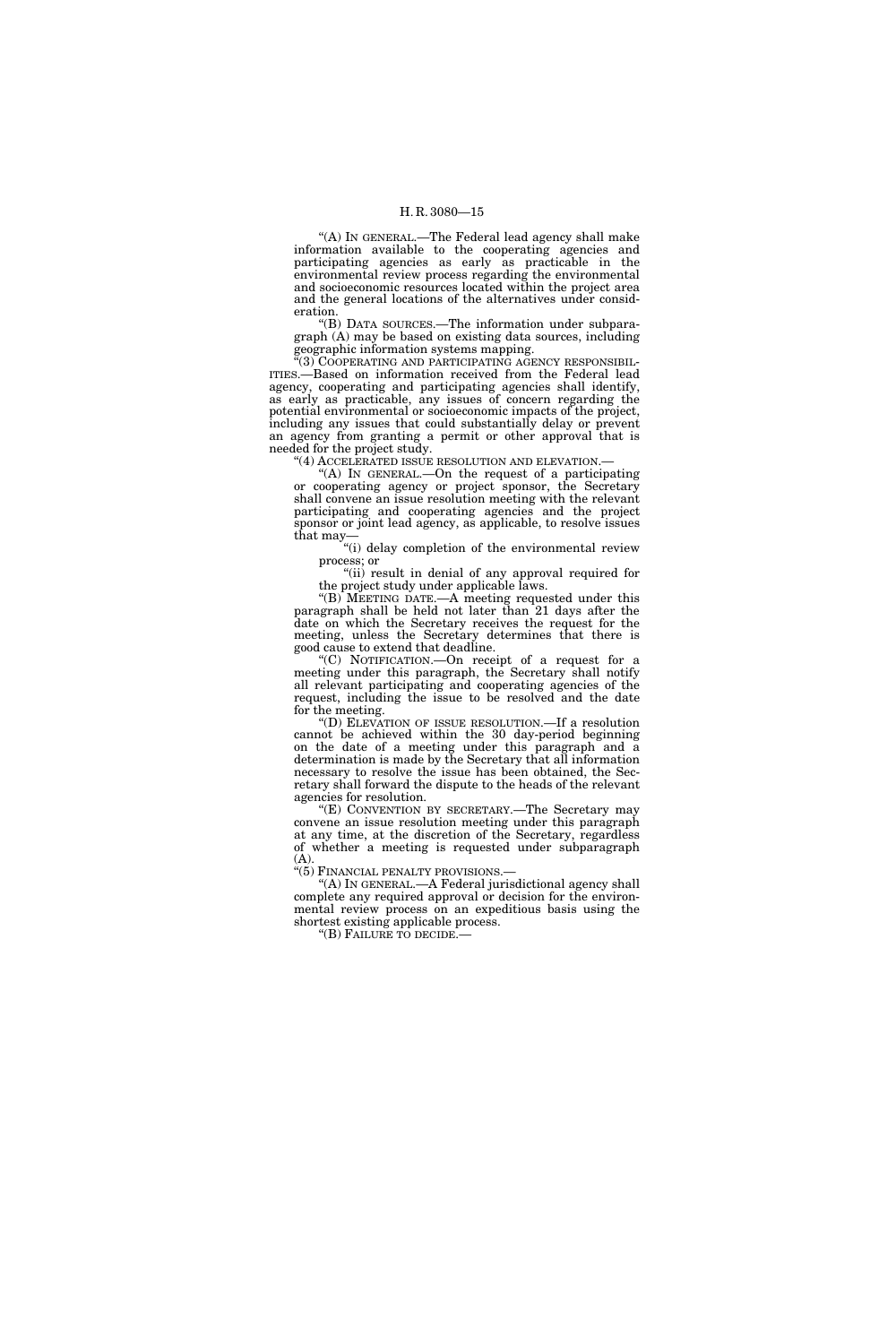"(A) IN GENERAL.—The Federal lead agency shall make information available to the cooperating agencies and participating agencies as early as practicable in the environmental review process regarding the environmental and socioeconomic resources located within the project area and the general locations of the alternatives under consideration.

"(B) DATA SOURCES.—The information under subparagraph (A) may be based on existing data sources, including geographic information systems mapping.

"(3) COOPERATING AND PARTICIPATING AGENCY RESPONSIBILITIES.—Based on information received from the Federal lead agency, cooperating and participating agencies shall identify, as early as practicable, any issues of concern regarding the potential environmental or socioeconomic impacts of the project, including any issues that could substantially delay or prevent an agency from granting a permit or other approval that is needed for the project study.

"(4) ACCELERATED ISSUE RESOLUTION AND ELEVATION.—

"(A) IN GENERAL.—On the request of a participating or cooperating agency or project sponsor, the Secretary shall convene an issue resolution meeting with the relevant participating and cooperating agencies and the project sponsor or joint lead agency, as applicable, to resolve issues that may—

"(i) delay completion of the environmental review process; or

"(ii) result in denial of any approval required for the project study under applicable laws.

"(B) MEETING DATE.—A meeting requested under this paragraph shall be held not later than 21 days after the date on which the Secretary receives the request for the meeting, unless the Secretary determines that there is good cause to extend that deadline.

"(C) NOTIFICATION.—On receipt of a request for a meeting under this paragraph, the Secretary shall notify all relevant participating and cooperating agencies of the request, including the issue to be resolved and the date for the meeting.

"(D) ELEVATION OF ISSUE RESOLUTION.—If a resolution cannot be achieved within the 30 day-period beginning on the date of a meeting under this paragraph and a determination is made by the Secretary that all information necessary to resolve the issue has been obtained, the Secretary shall forward the dispute to the heads of the relevant agencies for resolution.

"(E) CONVENTION BY SECRETARY.—The Secretary may convene an issue resolution meeting under this paragraph at any time, at the discretion of the Secretary, regardless of whether a meeting is requested under subparagraph (A).

"(5) FINANCIAL PENALTY PROVISIONS.—

"(A) IN GENERAL.—A Federal jurisdictional agency shall complete any required approval or decision for the environmental review process on an expeditious basis using the shortest existing applicable process.

"(B) FAILURE TO DECIDE.—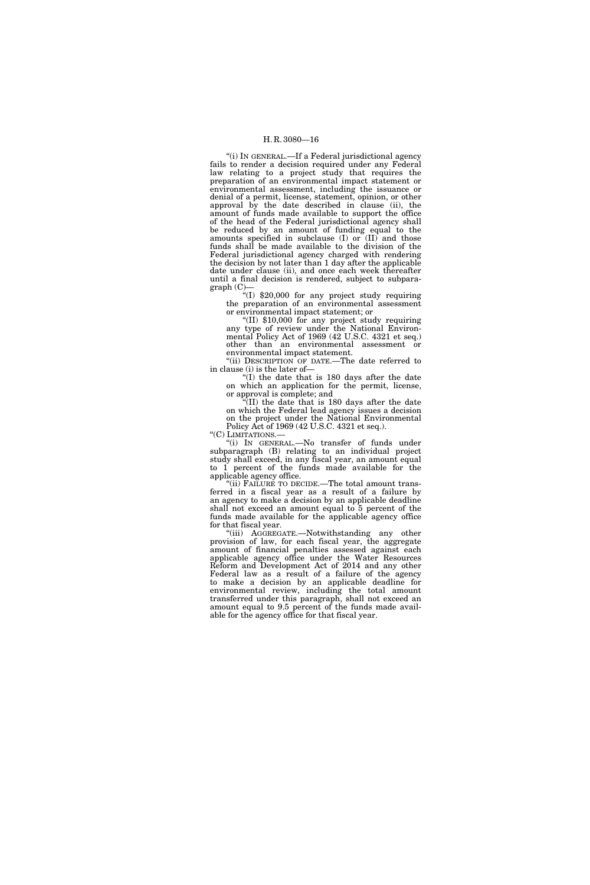"(i) IN GENERAL.—If a Federal jurisdictional agency fails to render a decision required under any Federal law relating to a project study that requires the preparation of an environmental impact statement or environmental assessment, including the issuance or denial of a permit, license, statement, opinion, or other approval by the date described in clause (ii), the amount of funds made available to support the office of the head of the Federal jurisdictional agency shall be reduced by an amount of funding equal to the amounts specified in subclause (I) or (II) and those funds shall be made available to the division of the Federal jurisdictional agency charged with rendering the decision by not later than 1 day after the applicable date under clause (ii), and once each week thereafter until a final decision is rendered, subject to subparagraph (C)—

"(I) $20,000 for any project study requiring the preparation of an environmental assessment or environmental impact statement; or

"(II) $10,000 for any project study requiring any type of review under the National Environmental Policy Act of 1969 (42 U.S.C. 4321 et seq.) other than an environmental assessment or environmental impact statement.

"(ii) DESCRIPTION OF DATE.—The date referred to in clause (i) is the later of—

"(I) the date that is 180 days after the date on which an application for the permit, license, or approval is complete; and

"(II) the date that is 180 days after the date on which the Federal lead agency issues a decision on the project under the National Environmental Policy Act of 1969 (42 U.S.C. 4321 et seq.).

"(C) LIMITATIONS.—

"(i) IN GENERAL.—No transfer of funds under subparagraph (B) relating to an individual project study shall exceed, in any fiscal year, an amount equal to 1 percent of the funds made available for the applicable agency office.

"(ii) FAILURE TO DECIDE.—The total amount transferred in a fiscal year as a result of a failure by an agency to make a decision by an applicable deadline shall not exceed an amount equal to 5 percent of the funds made available for the applicable agency office for that fiscal year.

"(iii) AGGREGATE.—Notwithstanding any other provision of law, for each fiscal year, the aggregate amount of financial penalties assessed against each applicable agency office under the Water Resources Reform and Development Act of 2014 and any other Federal law as a result of a failure of the agency to make a decision by an applicable deadline for environmental review, including the total amount transferred under this paragraph, shall not exceed an amount equal to 9.5 percent of the funds made available for the agency office for that fiscal year.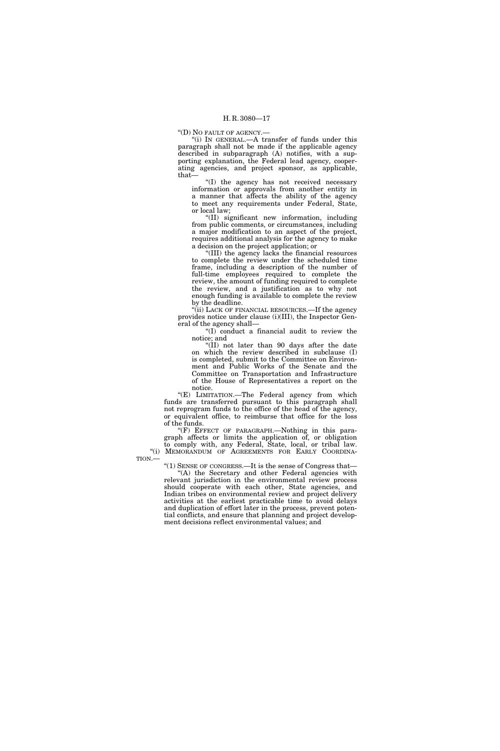"(D) NO FAULT OF AGENCY.—

"(i) IN GENERAL.—A transfer of funds under this paragraph shall not be made if the applicable agency described in subparagraph (A) notifies, with a supporting explanation, the Federal lead agency, cooperating agencies, and project sponsor, as applicable, that—

"(I) the agency has not received necessary information or approvals from another entity in a manner that affects the ability of the agency to meet any requirements under Federal, State, or local law;

"(II) significant new information, including from public comments, or circumstances, including a major modification to an aspect of the project, requires additional analysis for the agency to make a decision on the project application; or

"(III) the agency lacks the financial resources to complete the review under the scheduled time frame, including a description of the number of full-time employees required to complete the review, the amount of funding required to complete the review, and a justification as to why not enough funding is available to complete the review by the deadline.

"(ii) LACK OF FINANCIAL RESOURCES.—If the agency provides notice under clause (i)(III), the Inspector General of the agency shall—

"(I) conduct a financial audit to review the notice; and

"(II) not later than 90 days after the date on which the review described in subclause (I) is completed, submit to the Committee on Environment and Public Works of the Senate and the Committee on Transportation and Infrastructure of the House of Representatives a report on the notice.

"(E) LIMITATION.—The Federal agency from which funds are transferred pursuant to this paragraph shall not reprogram funds to the office of the head of the agency, or equivalent office, to reimburse that office for the loss of the funds.

"(F) EFFECT OF PARAGRAPH.—Nothing in this paragraph affects or limits the application of, or obligation to comply with, any Federal, State, local, or tribal law.

"(i) MEMORANDUM OF AGREEMENTS FOR EARLY COORDINATION.—

"(1) SENSE OF CONGRESS.—It is the sense of Congress that—

"(A) the Secretary and other Federal agencies with relevant jurisdiction in the environmental review process should cooperate with each other, State agencies, and Indian tribes on environmental review and project delivery activities at the earliest practicable time to avoid delays and duplication of effort later in the process, prevent potential conflicts, and ensure that planning and project development decisions reflect environmental values; and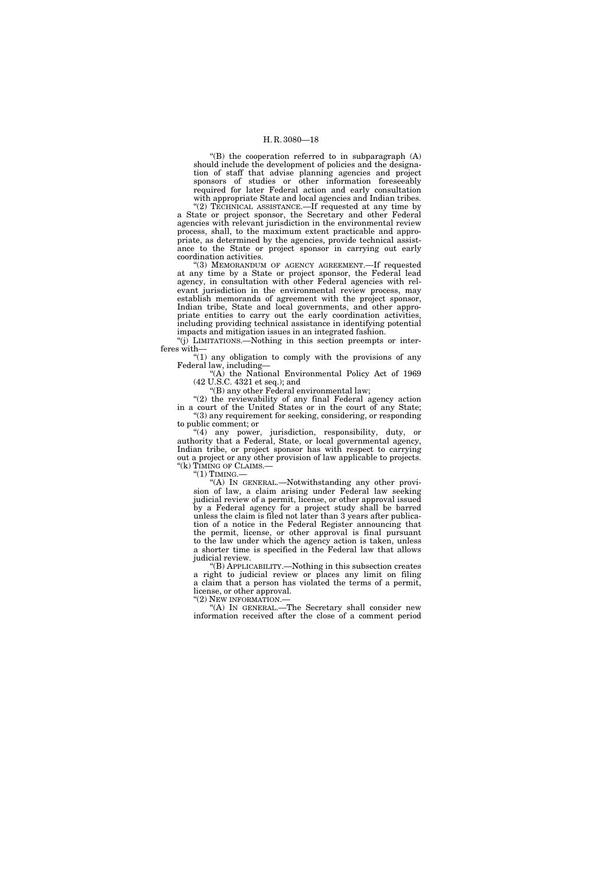"(B) the cooperation referred to in subparagraph (A) should include the development of policies and the designation of staff that advise planning agencies and project sponsors of studies or other information foreseeably required for later Federal action and early consultation with appropriate State and local agencies and Indian tribes.

"(2) TECHNICAL ASSISTANCE.—If requested at any time by a State or project sponsor, the Secretary and other Federal agencies with relevant jurisdiction in the environmental review process, shall, to the maximum extent practicable and appropriate, as determined by the agencies, provide technical assistance to the State or project sponsor in carrying out early coordination activities.

"(3) MEMORANDUM OF AGENCY AGREEMENT.—If requested at any time by a State or project sponsor, the Federal lead agency, in consultation with other Federal agencies with relevant jurisdiction in the environmental review process, may establish memoranda of agreement with the project sponsor, Indian tribe, State and local governments, and other appropriate entities to carry out the early coordination activities, including providing technical assistance in identifying potential impacts and mitigation issues in an integrated fashion.

"(j) LIMITATIONS.—Nothing in this section preempts or interferes with—

"(1) any obligation to comply with the provisions of any Federal law, including—

"(A) the National Environmental Policy Act of 1969 (42 U.S.C. 4321 et seq.); and

"(B) any other Federal environmental law;

"(2) the reviewability of any final Federal agency action in a court of the United States or in the court of any State;

"(3) any requirement for seeking, considering, or responding to public comment; or

"(4) any power, jurisdiction, responsibility, duty, or authority that a Federal, State, or local governmental agency, Indian tribe, or project sponsor has with respect to carrying out a project or any other provision of law applicable to projects.

"(k) TIMING OF CLAIMS.—

"(1) TIMING.—

"(A) IN GENERAL.—Notwithstanding any other provision of law, a claim arising under Federal law seeking judicial review of a permit, license, or other approval issued by a Federal agency for a project study shall be barred unless the claim is filed not later than 3 years after publication of a notice in the Federal Register announcing that the permit, license, or other approval is final pursuant to the law under which the agency action is taken, unless a shorter time is specified in the Federal law that allows judicial review.

"(B) APPLICABILITY.—Nothing in this subsection creates a right to judicial review or places any limit on filing a claim that a person has violated the terms of a permit, license, or other approval.

"(2) NEW INFORMATION.—

"(A) IN GENERAL.—The Secretary shall consider new information received after the close of a comment period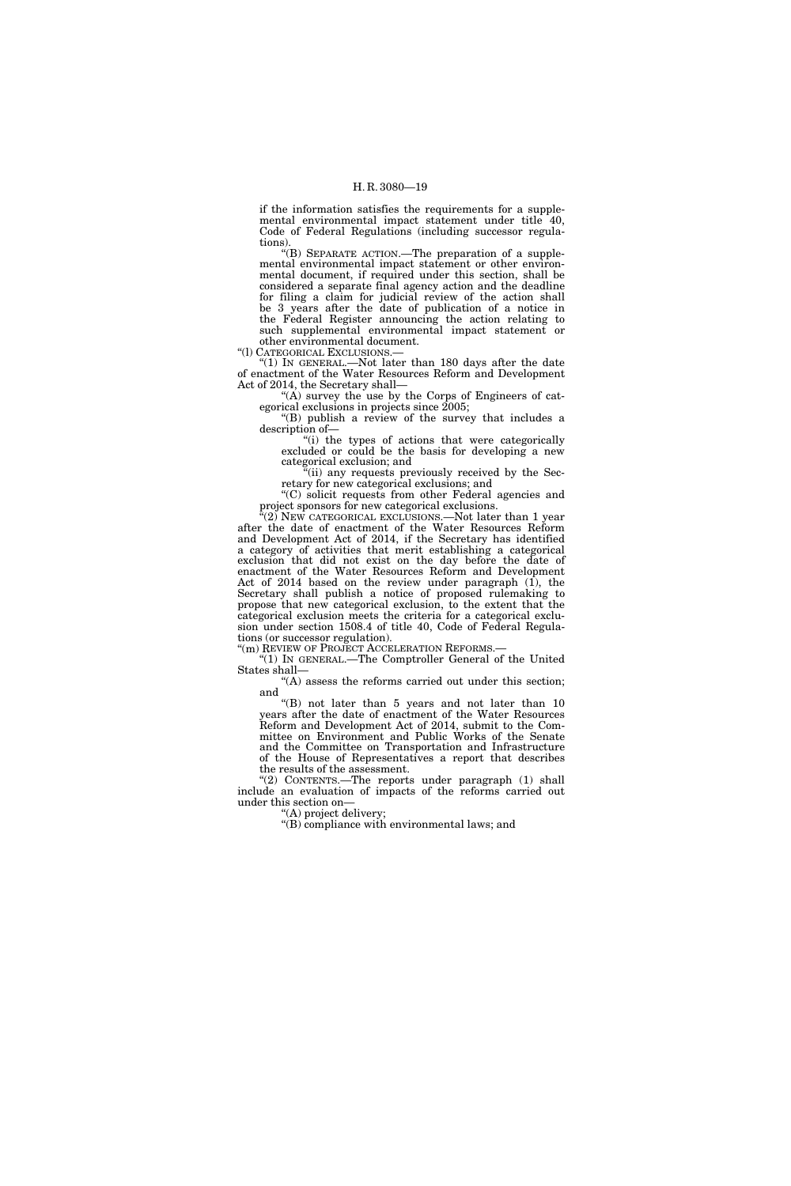if the information satisfies the requirements for a supplemental environmental impact statement under title 40, Code of Federal Regulations (including successor regulations).

"(B) SEPARATE ACTION.—The preparation of a supplemental environmental impact statement or other environmental document, if required under this section, shall be considered a separate final agency action and the deadline for filing a claim for judicial review of the action shall be 3 years after the date of publication of a notice in the Federal Register announcing the action relating to such supplemental environmental impact statement or other environmental document.

"(l) CATEGORICAL EXCLUSIONS.—

"(1) IN GENERAL.—Not later than 180 days after the date of enactment of the Water Resources Reform and Development Act of 2014, the Secretary shall—

"(A) survey the use by the Corps of Engineers of categorical exclusions in projects since 2005;

"(B) publish a review of the survey that includes a description of—

"(i) the types of actions that were categorically excluded or could be the basis for developing a new categorical exclusion; and

"(ii) any requests previously received by the Secretary for new categorical exclusions; and

"(C) solicit requests from other Federal agencies and project sponsors for new categorical exclusions.

"(2) NEW CATEGORICAL EXCLUSIONS.—Not later than 1 year after the date of enactment of the Water Resources Reform and Development Act of 2014, if the Secretary has identified a category of activities that merit establishing a categorical exclusion that did not exist on the day before the date of enactment of the Water Resources Reform and Development Act of 2014 based on the review under paragraph (1), the Secretary shall publish a notice of proposed rulemaking to propose that new categorical exclusion, to the extent that the categorical exclusion meets the criteria for a categorical exclusion under section 1508.4 of title 40, Code of Federal Regulations (or successor regulation).

"(m) REVIEW OF PROJECT ACCELERATION REFORMS.—

"(1) IN GENERAL.—The Comptroller General of the United States shall—

"(A) assess the reforms carried out under this section; and

"(B) not later than 5 years and not later than 10 years after the date of enactment of the Water Resources Reform and Development Act of 2014, submit to the Committee on Environment and Public Works of the Senate and the Committee on Transportation and Infrastructure of the House of Representatives a report that describes the results of the assessment.

"(2) CONTENTS.—The reports under paragraph (1) shall include an evaluation of impacts of the reforms carried out under this section on—

"(A) project delivery;

"(B) compliance with environmental laws; and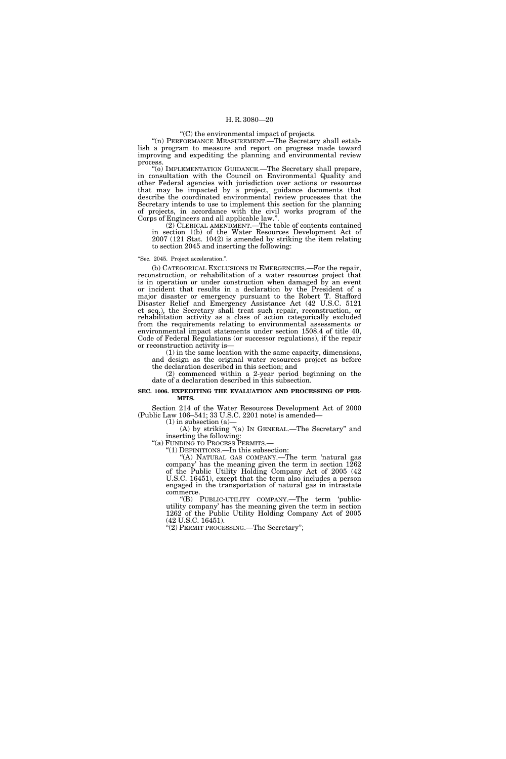"(C) the environmental impact of projects.

"(n) PERFORMANCE MEASUREMENT.—The Secretary shall establish a program to measure and report on progress made toward improving and expediting the planning and environmental review process.

"(o) IMPLEMENTATION GUIDANCE.—The Secretary shall prepare, in consultation with the Council on Environmental Quality and other Federal agencies with jurisdiction over actions or resources that may be impacted by a project, guidance documents that describe the coordinated environmental review processes that the Secretary intends to use to implement this section for the planning of projects, in accordance with the civil works program of the Corps of Engineers and all applicable law.".

(2) CLERICAL AMENDMENT.—The table of contents contained in section 1(b) of the Water Resources Development Act of 2007 (121 Stat. 1042) is amended by striking the item relating to section 2045 and inserting the following:

"Sec. 2045. Project acceleration.".

(b) CATEGORICAL EXCLUSIONS IN EMERGENCIES.—For the repair, reconstruction, or rehabilitation of a water resources project that is in operation or under construction when damaged by an event or incident that results in a declaration by the President of a major disaster or emergency pursuant to the Robert T. Stafford Disaster Relief and Emergency Assistance Act (42 U.S.C. 5121 et seq.), the Secretary shall treat such repair, reconstruction, or rehabilitation activity as a class of action categorically excluded from the requirements relating to environmental assessments or environmental impact statements under section 1508.4 of title 40, Code of Federal Regulations (or successor regulations), if the repair or reconstruction activity is—

(1) in the same location with the same capacity, dimensions, and design as the original water resources project as before the declaration described in this section; and

(2) commenced within a 2-year period beginning on the date of a declaration described in this subsection.

**SEC. 1006. EXPEDITING THE EVALUATION AND PROCESSING OF PERMITS.**

Section 214 of the Water Resources Development Act of 2000 (Public Law 106–541; 33 U.S.C. 2201 note) is amended—

(1) in subsection (a)—

(A) by striking "(a) IN GENERAL.—The Secretary" and inserting the following:

"(a) FUNDING TO PROCESS PERMITS.—

"(1) DEFINITIONS.—In this subsection:

"(A) NATURAL GAS COMPANY.—The term 'natural gas company' has the meaning given the term in section 1262 of the Public Utility Holding Company Act of 2005 (42 U.S.C. 16451), except that the term also includes a person engaged in the transportation of natural gas in intrastate commerce.

"(B) PUBLIC-UTILITY COMPANY.—The term 'public-utility company' has the meaning given the term in section 1262 of the Public Utility Holding Company Act of 2005 (42 U.S.C. 16451).

"(2) PERMIT PROCESSING.—The Secretary";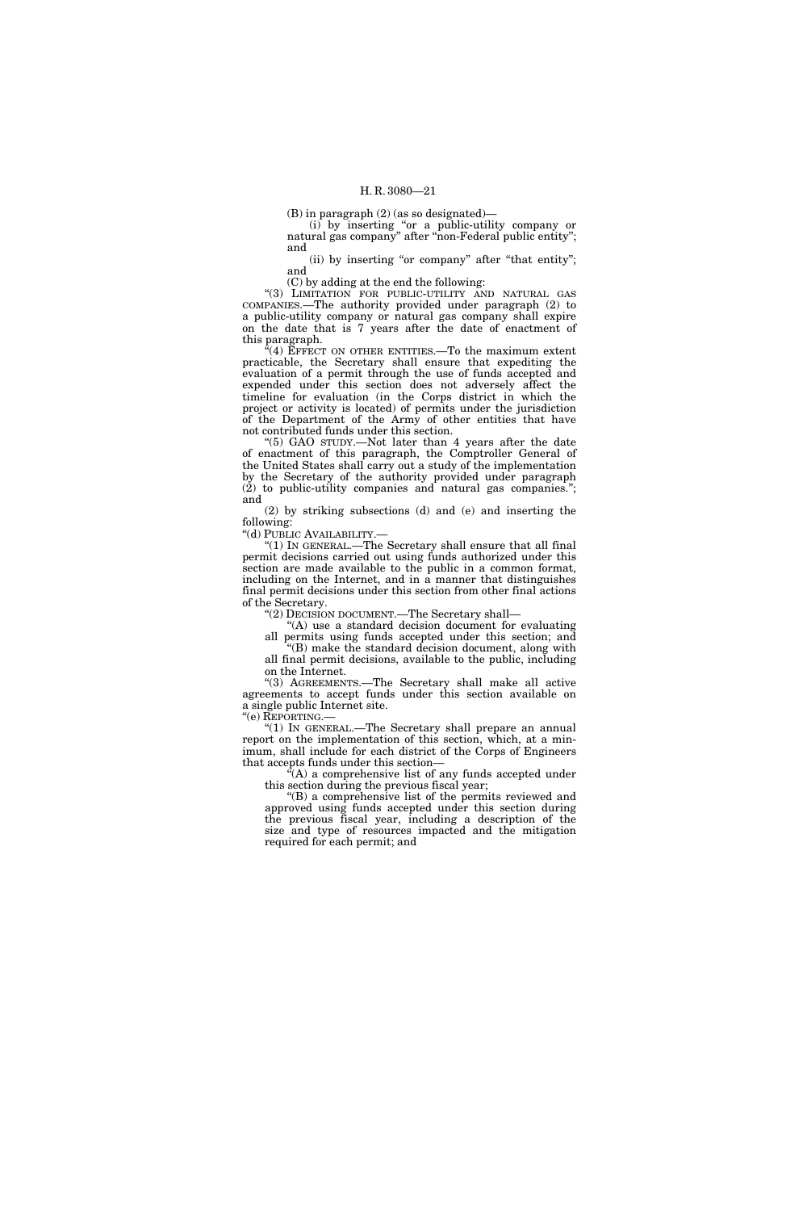(B) in paragraph (2) (as so designated)—

(i) by inserting "or a public-utility company or natural gas company" after "non-Federal public entity"; and

(ii) by inserting "or company" after "that entity"; and

(C) by adding at the end the following:

"(3) LIMITATION FOR PUBLIC-UTILITY AND NATURAL GAS COMPANIES.—The authority provided under paragraph (2) to a public-utility company or natural gas company shall expire on the date that is 7 years after the date of enactment of this paragraph.

"(4) EFFECT ON OTHER ENTITIES.—To the maximum extent practicable, the Secretary shall ensure that expediting the evaluation of a permit through the use of funds accepted and expended under this section does not adversely affect the timeline for evaluation (in the Corps district in which the project or activity is located) of permits under the jurisdiction of the Department of the Army of other entities that have not contributed funds under this section.

"(5) GAO STUDY.—Not later than 4 years after the date of enactment of this paragraph, the Comptroller General of the United States shall carry out a study of the implementation by the Secretary of the authority provided under paragraph (2) to public-utility companies and natural gas companies."; and

(2) by striking subsections (d) and (e) and inserting the following:

"(d) PUBLIC AVAILABILITY.—

"(1) IN GENERAL.—The Secretary shall ensure that all final permit decisions carried out using funds authorized under this section are made available to the public in a common format, including on the Internet, and in a manner that distinguishes final permit decisions under this section from other final actions of the Secretary.

"(2) DECISION DOCUMENT.—The Secretary shall—

"(A) use a standard decision document for evaluating all permits using funds accepted under this section; and

"(B) make the standard decision document, along with all final permit decisions, available to the public, including on the Internet.

"(3) AGREEMENTS.—The Secretary shall make all active agreements to accept funds under this section available on a single public Internet site.

"(e) REPORTING.—

"(1) IN GENERAL.—The Secretary shall prepare an annual report on the implementation of this section, which, at a minimum, shall include for each district of the Corps of Engineers that accepts funds under this section—

"(A) a comprehensive list of any funds accepted under this section during the previous fiscal year;

"(B) a comprehensive list of the permits reviewed and approved using funds accepted under this section during the previous fiscal year, including a description of the size and type of resources impacted and the mitigation required for each permit; and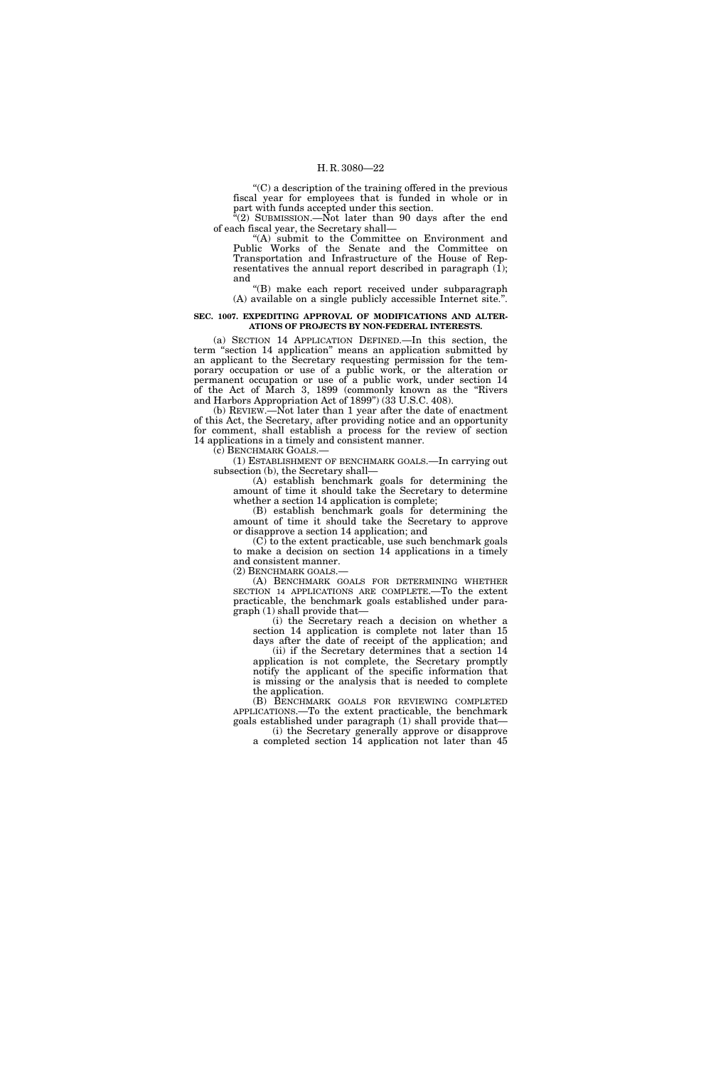"(C) a description of the training offered in the previous fiscal year for employees that is funded in whole or in part with funds accepted under this section.

"(2) SUBMISSION.—Not later than 90 days after the end of each fiscal year, the Secretary shall—

"(A) submit to the Committee on Environment and Public Works of the Senate and the Committee on Transportation and Infrastructure of the House of Representatives the annual report described in paragraph (1); and

"(B) make each report received under subparagraph (A) available on a single publicly accessible Internet site.".

**SEC. 1007. EXPEDITING APPROVAL OF MODIFICATIONS AND ALTERATIONS OF PROJECTS BY NON-FEDERAL INTERESTS.**

(a) SECTION 14 APPLICATION DEFINED.—In this section, the term "section 14 application" means an application submitted by an applicant to the Secretary requesting permission for the temporary occupation or use of a public work, or the alteration or permanent occupation or use of a public work, under section 14 of the Act of March 3, 1899 (commonly known as the "Rivers and Harbors Appropriation Act of 1899") (33 U.S.C. 408).

(b) REVIEW.—Not later than 1 year after the date of enactment of this Act, the Secretary, after providing notice and an opportunity for comment, shall establish a process for the review of section 14 applications in a timely and consistent manner.

(c) BENCHMARK GOALS.—

(1) ESTABLISHMENT OF BENCHMARK GOALS.—In carrying out subsection (b), the Secretary shall—

(A) establish benchmark goals for determining the amount of time it should take the Secretary to determine whether a section 14 application is complete;

(B) establish benchmark goals for determining the amount of time it should take the Secretary to approve or disapprove a section 14 application; and

(C) to the extent practicable, use such benchmark goals to make a decision on section 14 applications in a timely and consistent manner.

(2) BENCHMARK GOALS.—

(A) BENCHMARK GOALS FOR DETERMINING WHETHER SECTION 14 APPLICATIONS ARE COMPLETE.—To the extent practicable, the benchmark goals established under paragraph (1) shall provide that—

(i) the Secretary reach a decision on whether a section 14 application is complete not later than 15 days after the date of receipt of the application; and

(ii) if the Secretary determines that a section 14 application is not complete, the Secretary promptly notify the applicant of the specific information that is missing or the analysis that is needed to complete the application.

(B) BENCHMARK GOALS FOR REVIEWING COMPLETED APPLICATIONS.—To the extent practicable, the benchmark goals established under paragraph (1) shall provide that—

(i) the Secretary generally approve or disapprove a completed section 14 application not later than 45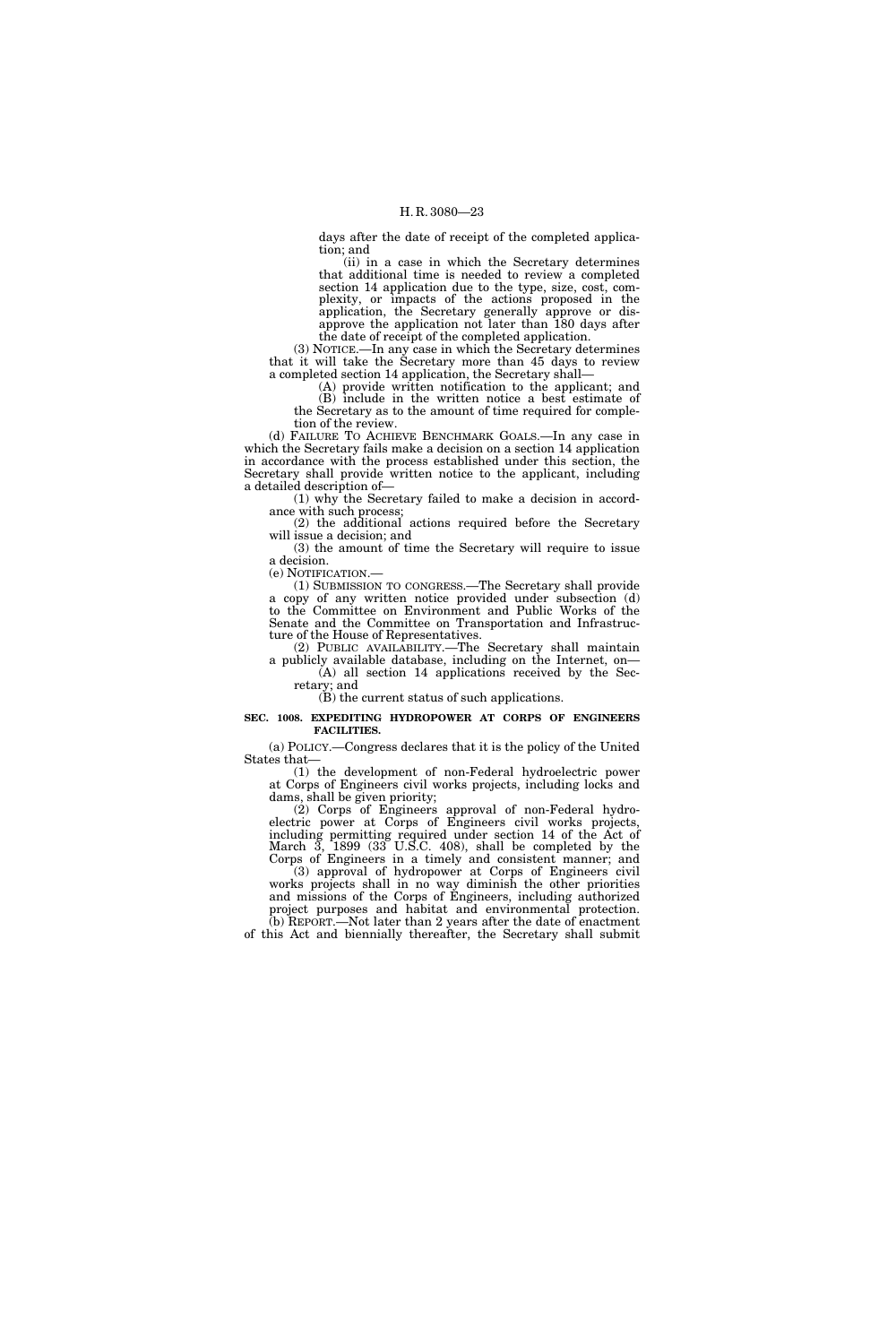days after the date of receipt of the completed application; and

(ii) in a case in which the Secretary determines that additional time is needed to review a completed section 14 application due to the type, size, cost, complexity, or impacts of the actions proposed in the application, the Secretary generally approve or disapprove the application not later than 180 days after the date of receipt of the completed application.

(3) NOTICE.—In any case in which the Secretary determines that it will take the Secretary more than 45 days to review a completed section 14 application, the Secretary shall—

(A) provide written notification to the applicant; and

(B) include in the written notice a best estimate of the Secretary as to the amount of time required for completion of the review.

(d) FAILURE TO ACHIEVE BENCHMARK GOALS.—In any case in which the Secretary fails make a decision on a section 14 application in accordance with the process established under this section, the Secretary shall provide written notice to the applicant, including a detailed description of—

(1) why the Secretary failed to make a decision in accordance with such process;

(2) the additional actions required before the Secretary will issue a decision; and

(3) the amount of time the Secretary will require to issue a decision.

(e) NOTIFICATION.—

(1) SUBMISSION TO CONGRESS.—The Secretary shall provide a copy of any written notice provided under subsection (d) to the Committee on Environment and Public Works of the Senate and the Committee on Transportation and Infrastructure of the House of Representatives.

(2) PUBLIC AVAILABILITY.—The Secretary shall maintain a publicly available database, including on the Internet, on—

(A) all section 14 applications received by the Secretary; and

(B) the current status of such applications.

**SEC. 1008. EXPEDITING HYDROPOWER AT CORPS OF ENGINEERS FACILITIES.**

(a) POLICY.—Congress declares that it is the policy of the United States that—

(1) the development of non-Federal hydroelectric power at Corps of Engineers civil works projects, including locks and dams, shall be given priority;

(2) Corps of Engineers approval of non-Federal hydroelectric power at Corps of Engineers civil works projects, including permitting required under section 14 of the Act of March 3, 1899 (33 U.S.C. 408), shall be completed by the Corps of Engineers in a timely and consistent manner; and

(3) approval of hydropower at Corps of Engineers civil works projects shall in no way diminish the other priorities and missions of the Corps of Engineers, including authorized project purposes and habitat and environmental protection.

(b) REPORT.—Not later than 2 years after the date of enactment of this Act and biennially thereafter, the Secretary shall submit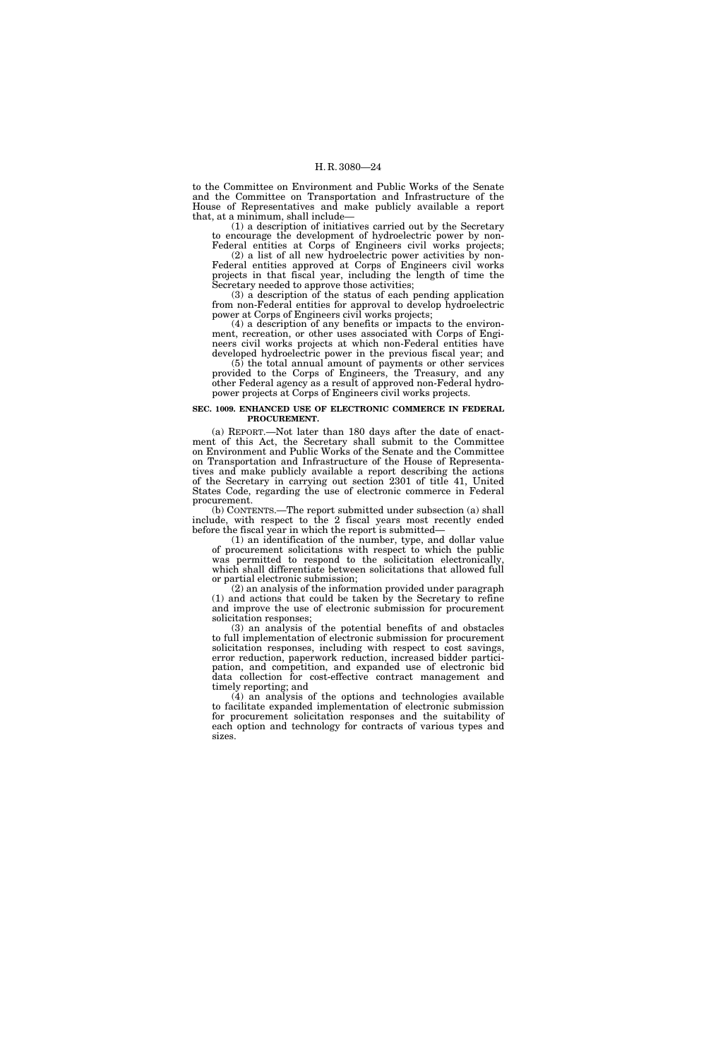to the Committee on Environment and Public Works of the Senate and the Committee on Transportation and Infrastructure of the House of Representatives and make publicly available a report that, at a minimum, shall include—

(1) a description of initiatives carried out by the Secretary to encourage the development of hydroelectric power by non-Federal entities at Corps of Engineers civil works projects;

(2) a list of all new hydroelectric power activities by non-Federal entities approved at Corps of Engineers civil works projects in that fiscal year, including the length of time the Secretary needed to approve those activities;

(3) a description of the status of each pending application from non-Federal entities for approval to develop hydroelectric power at Corps of Engineers civil works projects;

(4) a description of any benefits or impacts to the environment, recreation, or other uses associated with Corps of Engineers civil works projects at which non-Federal entities have developed hydroelectric power in the previous fiscal year; and

(5) the total annual amount of payments or other services provided to the Corps of Engineers, the Treasury, and any other Federal agency as a result of approved non-Federal hydropower projects at Corps of Engineers civil works projects.

**SEC. 1009. ENHANCED USE OF ELECTRONIC COMMERCE IN FEDERAL PROCUREMENT.**

(a) REPORT.—Not later than 180 days after the date of enactment of this Act, the Secretary shall submit to the Committee on Environment and Public Works of the Senate and the Committee on Transportation and Infrastructure of the House of Representatives and make publicly available a report describing the actions of the Secretary in carrying out section 2301 of title 41, United States Code, regarding the use of electronic commerce in Federal procurement.

(b) CONTENTS.—The report submitted under subsection (a) shall include, with respect to the 2 fiscal years most recently ended before the fiscal year in which the report is submitted—

(1) an identification of the number, type, and dollar value of procurement solicitations with respect to which the public was permitted to respond to the solicitation electronically, which shall differentiate between solicitations that allowed full or partial electronic submission;

(2) an analysis of the information provided under paragraph (1) and actions that could be taken by the Secretary to refine and improve the use of electronic submission for procurement solicitation responses;

(3) an analysis of the potential benefits of and obstacles to full implementation of electronic submission for procurement solicitation responses, including with respect to cost savings, error reduction, paperwork reduction, increased bidder participation, and competition, and expanded use of electronic bid data collection for cost-effective contract management and timely reporting; and

(4) an analysis of the options and technologies available to facilitate expanded implementation of electronic submission for procurement solicitation responses and the suitability of each option and technology for contracts of various types and sizes.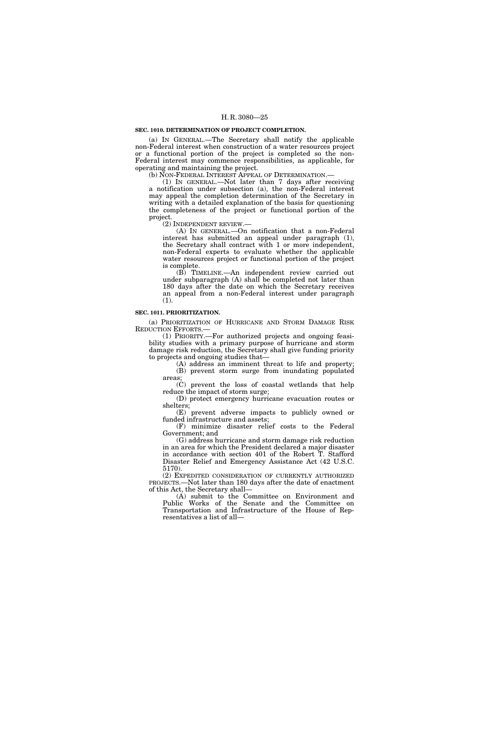**SEC. 1010. DETERMINATION OF PROJECT COMPLETION.**

(a) IN GENERAL.—The Secretary shall notify the applicable non-Federal interest when construction of a water resources project or a functional portion of the project is completed so the non-Federal interest may commence responsibilities, as applicable, for operating and maintaining the project.

(b) NON-FEDERAL INTEREST APPEAL OF DETERMINATION.—

(1) IN GENERAL.—Not later than 7 days after receiving a notification under subsection (a), the non-Federal interest may appeal the completion determination of the Secretary in writing with a detailed explanation of the basis for questioning the completeness of the project or functional portion of the project.

(2) INDEPENDENT REVIEW.—

(A) IN GENERAL.—On notification that a non-Federal interest has submitted an appeal under paragraph (1), the Secretary shall contract with 1 or more independent, non-Federal experts to evaluate whether the applicable water resources project or functional portion of the project is complete.

(B) TIMELINE.—An independent review carried out under subparagraph (A) shall be completed not later than 180 days after the date on which the Secretary receives an appeal from a non-Federal interest under paragraph (1).

**SEC. 1011. PRIORITIZATION.**

(a) PRIORITIZATION OF HURRICANE AND STORM DAMAGE RISK REDUCTION EFFORTS.—

(1) PRIORITY.—For authorized projects and ongoing feasibility studies with a primary purpose of hurricane and storm damage risk reduction, the Secretary shall give funding priority to projects and ongoing studies that—

(A) address an imminent threat to life and property;

(B) prevent storm surge from inundating populated areas;

(C) prevent the loss of coastal wetlands that help reduce the impact of storm surge;

(D) protect emergency hurricane evacuation routes or shelters;

(E) prevent adverse impacts to publicly owned or funded infrastructure and assets;

(F) minimize disaster relief costs to the Federal Government; and

(G) address hurricane and storm damage risk reduction in an area for which the President declared a major disaster in accordance with section 401 of the Robert T. Stafford Disaster Relief and Emergency Assistance Act (42 U.S.C. 5170).

(2) EXPEDITED CONSIDERATION OF CURRENTLY AUTHORIZED PROJECTS.—Not later than 180 days after the date of enactment of this Act, the Secretary shall—

(A) submit to the Committee on Environment and Public Works of the Senate and the Committee on Transportation and Infrastructure of the House of Representatives a list of all—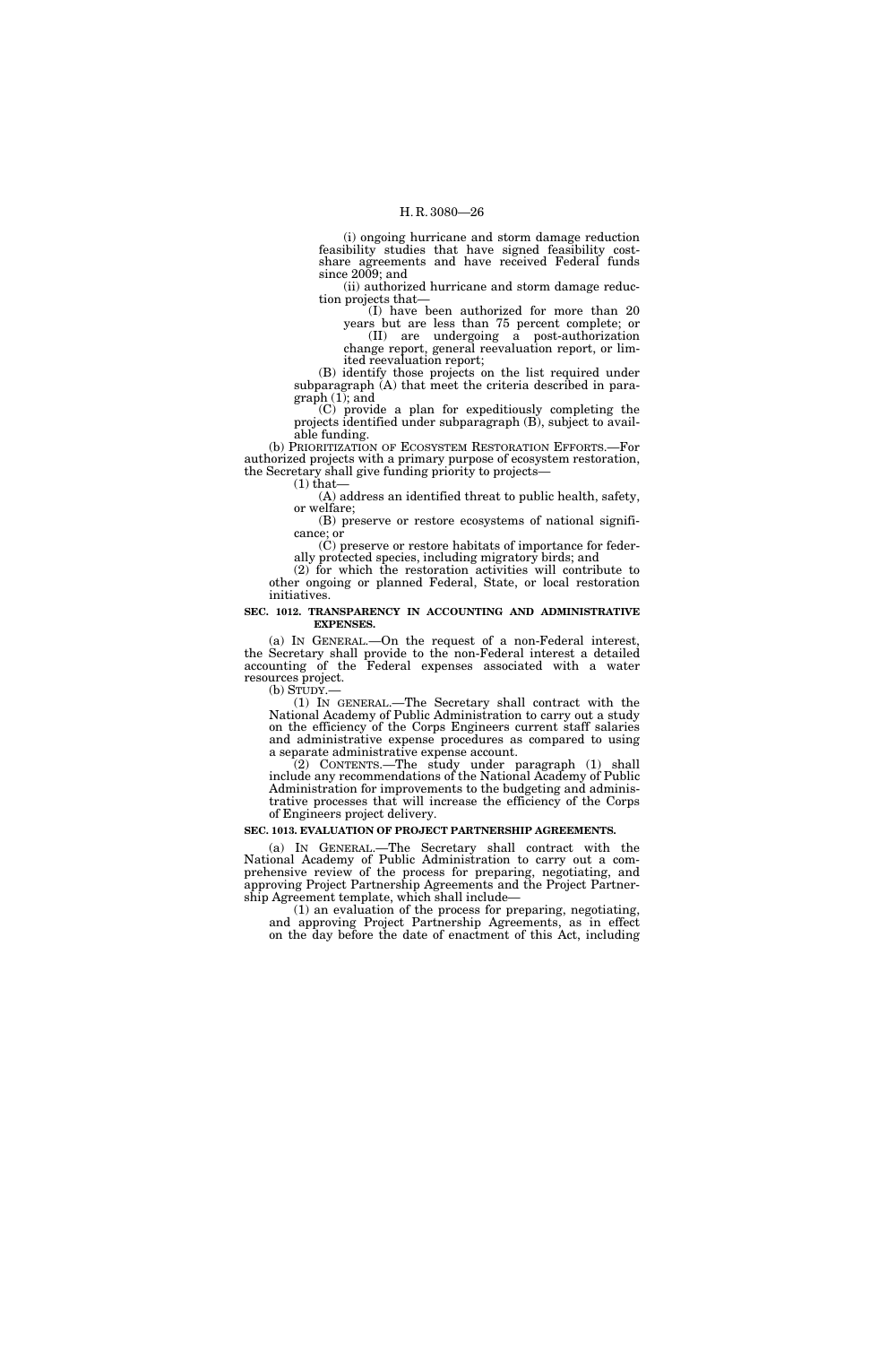(i) ongoing hurricane and storm damage reduction feasibility studies that have signed feasibility cost-share agreements and have received Federal funds since 2009; and

(ii) authorized hurricane and storm damage reduction projects that—

(I) have been authorized for more than 20 years but are less than 75 percent complete; or

(II) are undergoing a post-authorization change report, general reevaluation report, or limited reevaluation report;

(B) identify those projects on the list required under subparagraph (A) that meet the criteria described in paragraph (1); and

(C) provide a plan for expeditiously completing the projects identified under subparagraph (B), subject to available funding.

(b) PRIORITIZATION OF ECOSYSTEM RESTORATION EFFORTS.—For authorized projects with a primary purpose of ecosystem restoration, the Secretary shall give funding priority to projects—

(1) that—

(A) address an identified threat to public health, safety, or welfare;

(B) preserve or restore ecosystems of national significance; or

(C) preserve or restore habitats of importance for federally protected species, including migratory birds; and

(2) for which the restoration activities will contribute to other ongoing or planned Federal, State, or local restoration initiatives.

**SEC. 1012. TRANSPARENCY IN ACCOUNTING AND ADMINISTRATIVE EXPENSES.**

(a) IN GENERAL.—On the request of a non-Federal interest, the Secretary shall provide to the non-Federal interest a detailed accounting of the Federal expenses associated with a water resources project.

(b) STUDY.—

(1) IN GENERAL.—The Secretary shall contract with the National Academy of Public Administration to carry out a study on the efficiency of the Corps Engineers current staff salaries and administrative expense procedures as compared to using a separate administrative expense account.

(2) CONTENTS.—The study under paragraph (1) shall include any recommendations of the National Academy of Public Administration for improvements to the budgeting and administrative processes that will increase the efficiency of the Corps of Engineers project delivery.

**SEC. 1013. EVALUATION OF PROJECT PARTNERSHIP AGREEMENTS.**

(a) IN GENERAL.—The Secretary shall contract with the National Academy of Public Administration to carry out a comprehensive review of the process for preparing, negotiating, and approving Project Partnership Agreements and the Project Partnership Agreement template, which shall include—

(1) an evaluation of the process for preparing, negotiating, and approving Project Partnership Agreements, as in effect on the day before the date of enactment of this Act, including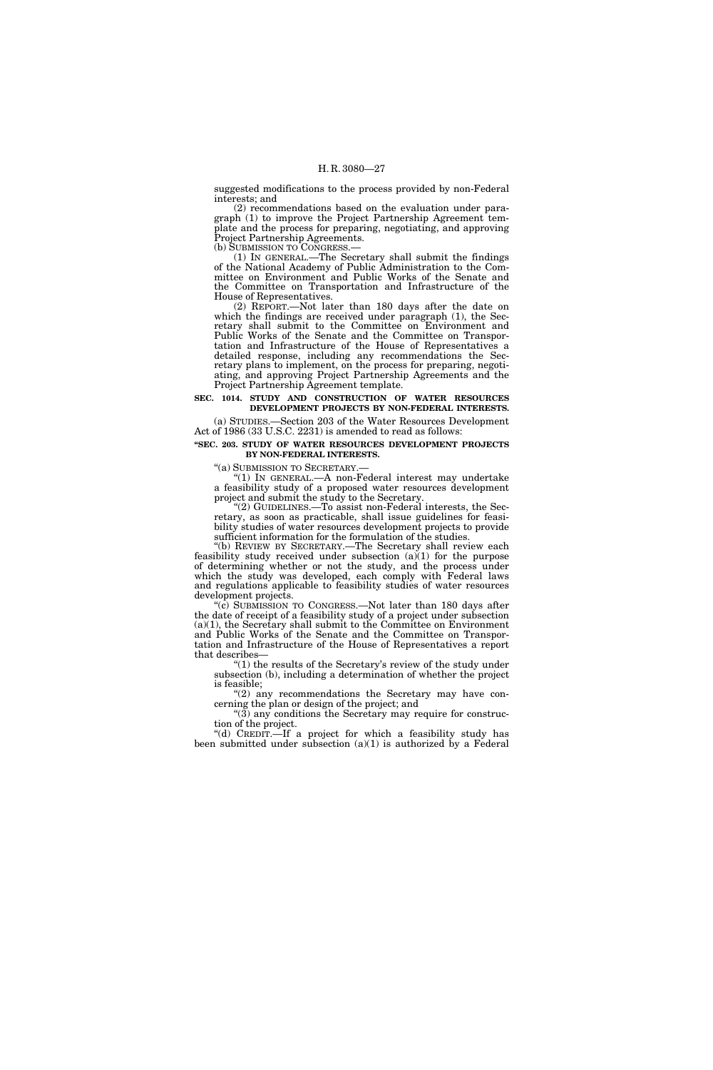suggested modifications to the process provided by non-Federal interests; and

(2) recommendations based on the evaluation under paragraph (1) to improve the Project Partnership Agreement template and the process for preparing, negotiating, and approving Project Partnership Agreements.

(b) SUBMISSION TO CONGRESS.—

(1) IN GENERAL.—The Secretary shall submit the findings of the National Academy of Public Administration to the Committee on Environment and Public Works of the Senate and the Committee on Transportation and Infrastructure of the House of Representatives.

(2) REPORT.—Not later than 180 days after the date on which the findings are received under paragraph (1), the Secretary shall submit to the Committee on Environment and Public Works of the Senate and the Committee on Transportation and Infrastructure of the House of Representatives a detailed response, including any recommendations the Secretary plans to implement, on the process for preparing, negotiating, and approving Project Partnership Agreements and the Project Partnership Agreement template.

**SEC. 1014. STUDY AND CONSTRUCTION OF WATER RESOURCES DEVELOPMENT PROJECTS BY NON-FEDERAL INTERESTS.**

(a) STUDIES.—Section 203 of the Water Resources Development Act of 1986 (33 U.S.C. 2231) is amended to read as follows:

**"SEC. 203. STUDY OF WATER RESOURCES DEVELOPMENT PROJECTS BY NON-FEDERAL INTERESTS.**

"(a) SUBMISSION TO SECRETARY.—

"(1) IN GENERAL.—A non-Federal interest may undertake a feasibility study of a proposed water resources development project and submit the study to the Secretary.

"(2) GUIDELINES.—To assist non-Federal interests, the Secretary, as soon as practicable, shall issue guidelines for feasibility studies of water resources development projects to provide sufficient information for the formulation of the studies.

"(b) REVIEW BY SECRETARY.—The Secretary shall review each feasibility study received under subsection (a)(1) for the purpose of determining whether or not the study, and the process under which the study was developed, each comply with Federal laws and regulations applicable to feasibility studies of water resources development projects.

"(c) SUBMISSION TO CONGRESS.—Not later than 180 days after the date of receipt of a feasibility study of a project under subsection (a)(1), the Secretary shall submit to the Committee on Environment and Public Works of the Senate and the Committee on Transportation and Infrastructure of the House of Representatives a report that describes—

"(1) the results of the Secretary's review of the study under subsection (b), including a determination of whether the project is feasible;

"(2) any recommendations the Secretary may have concerning the plan or design of the project; and

"(3) any conditions the Secretary may require for construction of the project.

"(d) CREDIT.—If a project for which a feasibility study has been submitted under subsection (a)(1) is authorized by a Federal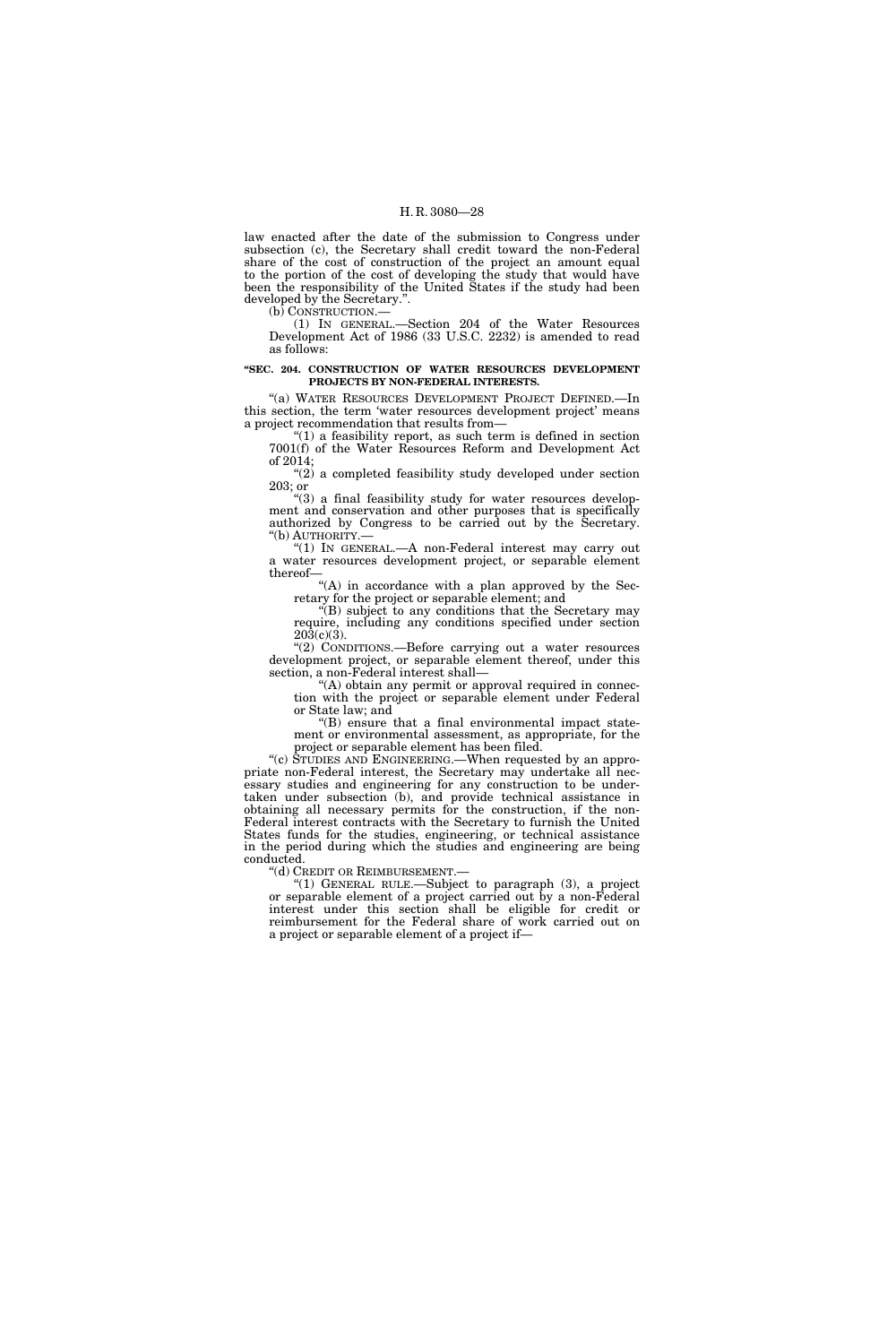law enacted after the date of the submission to Congress under subsection (c), the Secretary shall credit toward the non-Federal share of the cost of construction of the project an amount equal to the portion of the cost of developing the study that would have been the responsibility of the United States if the study had been developed by the Secretary.''.

(b) CONSTRUCTION.—

(1) IN GENERAL.—Section 204 of the Water Resources Development Act of 1986 (33 U.S.C. 2232) is amended to read as follows:

**''SEC. 204. CONSTRUCTION OF WATER RESOURCES DEVELOPMENT PROJECTS BY NON-FEDERAL INTERESTS.**

''(a) WATER RESOURCES DEVELOPMENT PROJECT DEFINED.—In this section, the term 'water resources development project' means a project recommendation that results from—

''(1) a feasibility report, as such term is defined in section 7001(f) of the Water Resources Reform and Development Act of 2014;

''(2) a completed feasibility study developed under section 203; or

''(3) a final feasibility study for water resources development and conservation and other purposes that is specifically authorized by Congress to be carried out by the Secretary.

''(b) AUTHORITY.—

''(1) IN GENERAL.—A non-Federal interest may carry out a water resources development project, or separable element thereof—

''(A) in accordance with a plan approved by the Secretary for the project or separable element; and

''(B) subject to any conditions that the Secretary may require, including any conditions specified under section 203(c)(3).

''(2) CONDITIONS.—Before carrying out a water resources development project, or separable element thereof, under this section, a non-Federal interest shall—

''(A) obtain any permit or approval required in connection with the project or separable element under Federal or State law; and

''(B) ensure that a final environmental impact statement or environmental assessment, as appropriate, for the project or separable element has been filed.

''(c) STUDIES AND ENGINEERING.—When requested by an appropriate non-Federal interest, the Secretary may undertake all necessary studies and engineering for any construction to be undertaken under subsection (b), and provide technical assistance in obtaining all necessary permits for the construction, if the non-Federal interest contracts with the Secretary to furnish the United States funds for the studies, engineering, or technical assistance in the period during which the studies and engineering are being conducted.

''(d) CREDIT OR REIMBURSEMENT.—

''(1) GENERAL RULE.—Subject to paragraph (3), a project or separable element of a project carried out by a non-Federal interest under this section shall be eligible for credit or reimbursement for the Federal share of work carried out on a project or separable element of a project if—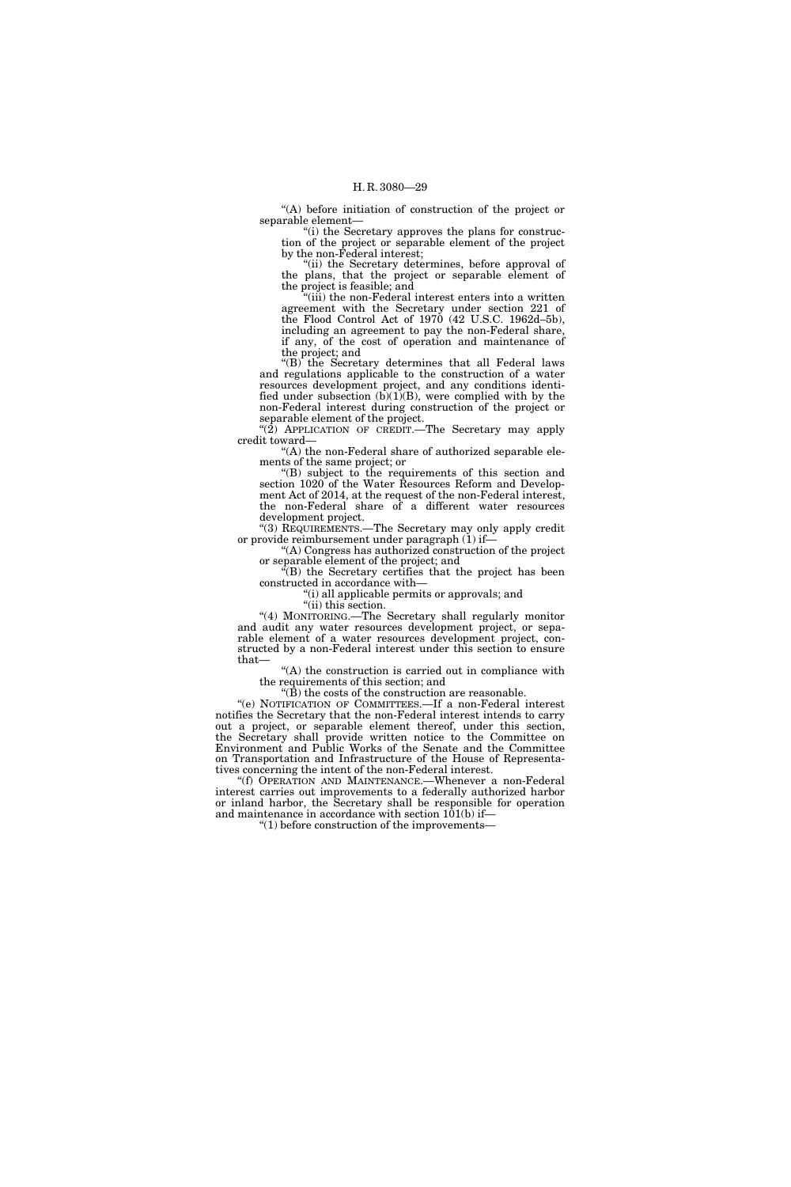"(A) before initiation of construction of the project or separable element—

"(i) the Secretary approves the plans for construction of the project or separable element of the project by the non-Federal interest;

"(ii) the Secretary determines, before approval of the plans, that the project or separable element of the project is feasible; and

"(iii) the non-Federal interest enters into a written agreement with the Secretary under section 221 of the Flood Control Act of 1970 (42 U.S.C. 1962d–5b), including an agreement to pay the non-Federal share, if any, of the cost of operation and maintenance of the project; and

"(B) the Secretary determines that all Federal laws and regulations applicable to the construction of a water resources development project, and any conditions identified under subsection (b)(1)(B), were complied with by the non-Federal interest during construction of the project or separable element of the project.

"(2) APPLICATION OF CREDIT.—The Secretary may apply credit toward—

"(A) the non-Federal share of authorized separable elements of the same project; or

"(B) subject to the requirements of this section and section 1020 of the Water Resources Reform and Development Act of 2014, at the request of the non-Federal interest, the non-Federal share of a different water resources development project.

"(3) REQUIREMENTS.—The Secretary may only apply credit or provide reimbursement under paragraph (1) if—

"(A) Congress has authorized construction of the project or separable element of the project; and

"(B) the Secretary certifies that the project has been constructed in accordance with—

"(i) all applicable permits or approvals; and

"(ii) this section.

"(4) MONITORING.—The Secretary shall regularly monitor and audit any water resources development project, or separable element of a water resources development project, constructed by a non-Federal interest under this section to ensure that—

"(A) the construction is carried out in compliance with the requirements of this section; and

"(B) the costs of the construction are reasonable.

"(e) NOTIFICATION OF COMMITTEES.—If a non-Federal interest notifies the Secretary that the non-Federal interest intends to carry out a project, or separable element thereof, under this section, the Secretary shall provide written notice to the Committee on Environment and Public Works of the Senate and the Committee on Transportation and Infrastructure of the House of Representatives concerning the intent of the non-Federal interest.

"(f) OPERATION AND MAINTENANCE.—Whenever a non-Federal interest carries out improvements to a federally authorized harbor or inland harbor, the Secretary shall be responsible for operation and maintenance in accordance with section 101(b) if—

"(1) before construction of the improvements—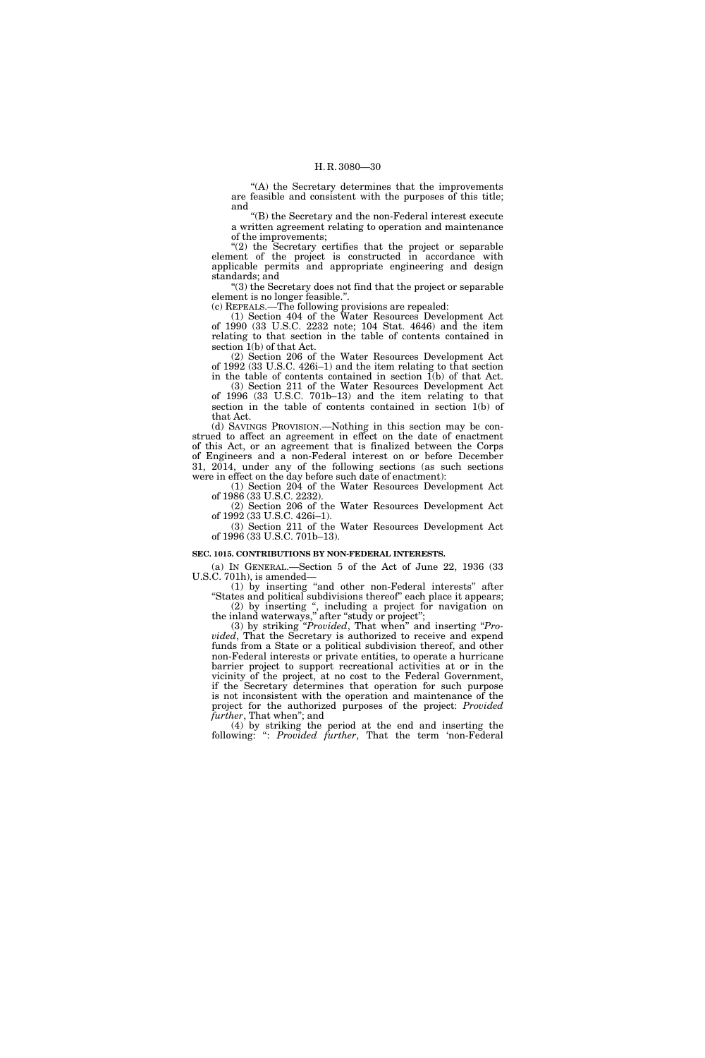"(A) the Secretary determines that the improvements are feasible and consistent with the purposes of this title; and

"(B) the Secretary and the non-Federal interest execute a written agreement relating to operation and maintenance of the improvements;

"(2) the Secretary certifies that the project or separable element of the project is constructed in accordance with applicable permits and appropriate engineering and design standards; and

"(3) the Secretary does not find that the project or separable element is no longer feasible.".

(c) REPEALS.—The following provisions are repealed:

(1) Section 404 of the Water Resources Development Act of 1990 (33 U.S.C. 2232 note; 104 Stat. 4646) and the item relating to that section in the table of contents contained in section 1(b) of that Act.

(2) Section 206 of the Water Resources Development Act of 1992 (33 U.S.C. 426i–1) and the item relating to that section in the table of contents contained in section 1(b) of that Act.

(3) Section 211 of the Water Resources Development Act of 1996 (33 U.S.C. 701b–13) and the item relating to that section in the table of contents contained in section 1(b) of that Act.

(d) SAVINGS PROVISION.—Nothing in this section may be construed to affect an agreement in effect on the date of enactment of this Act, or an agreement that is finalized between the Corps of Engineers and a non-Federal interest on or before December 31, 2014, under any of the following sections (as such sections were in effect on the day before such date of enactment):

(1) Section 204 of the Water Resources Development Act of 1986 (33 U.S.C. 2232).

(2) Section 206 of the Water Resources Development Act of 1992 (33 U.S.C. 426i–1).

(3) Section 211 of the Water Resources Development Act of 1996 (33 U.S.C. 701b–13).

**SEC. 1015. CONTRIBUTIONS BY NON-FEDERAL INTERESTS.**

(a) IN GENERAL.—Section 5 of the Act of June 22, 1936 (33 U.S.C. 701h), is amended—

(1) by inserting "and other non-Federal interests" after "States and political subdivisions thereof" each place it appears;

(2) by inserting ", including a project for navigation on the inland waterways," after "study or project";

(3) by striking "*Provided*, That when" and inserting "*Provided*, That the Secretary is authorized to receive and expend funds from a State or a political subdivision thereof, and other non-Federal interests or private entities, to operate a hurricane barrier project to support recreational activities at or in the vicinity of the project, at no cost to the Federal Government, if the Secretary determines that operation for such purpose is not inconsistent with the operation and maintenance of the project for the authorized purposes of the project: *Provided further*, That when"; and

(4) by striking the period at the end and inserting the following: ": *Provided further*, That the term 'non-Federal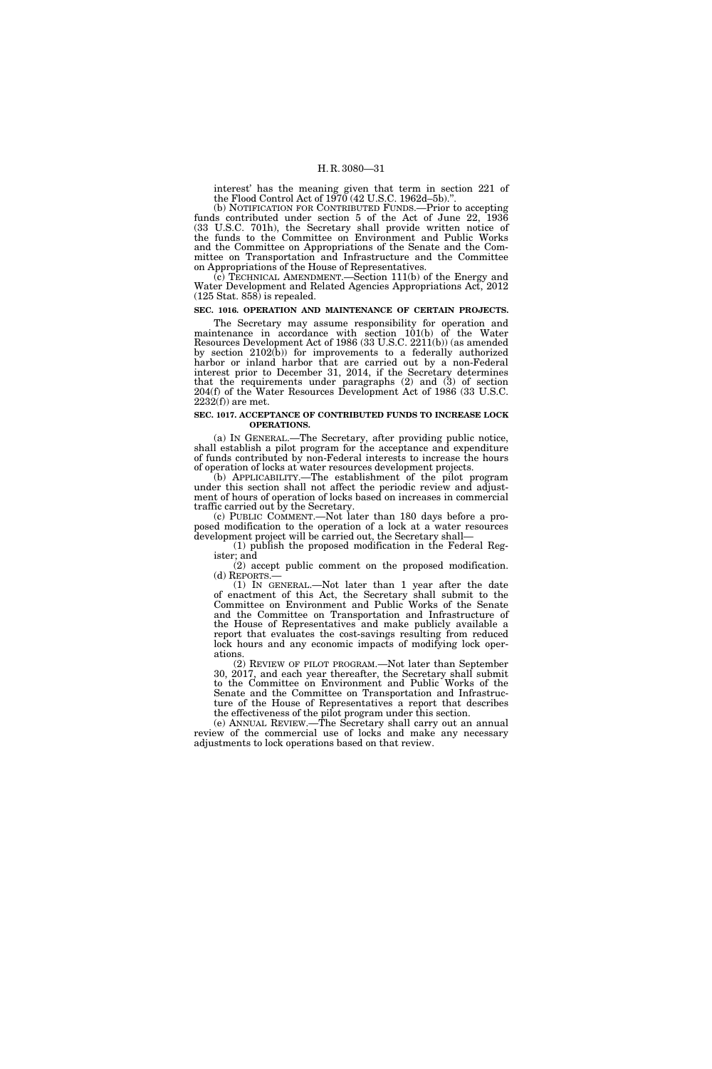interest' has the meaning given that term in section 221 of the Flood Control Act of 1970 (42 U.S.C. 1962d–5b).''.

(b) NOTIFICATION FOR CONTRIBUTED FUNDS.—Prior to accepting funds contributed under section 5 of the Act of June 22, 1936 (33 U.S.C. 701h), the Secretary shall provide written notice of the funds to the Committee on Environment and Public Works and the Committee on Appropriations of the Senate and the Committee on Transportation and Infrastructure and the Committee on Appropriations of the House of Representatives.

(c) TECHNICAL AMENDMENT.—Section 111(b) of the Energy and Water Development and Related Agencies Appropriations Act, 2012 (125 Stat. 858) is repealed.

**SEC. 1016. OPERATION AND MAINTENANCE OF CERTAIN PROJECTS.**

The Secretary may assume responsibility for operation and maintenance in accordance with section 101(b) of the Water Resources Development Act of 1986 (33 U.S.C. 2211(b)) (as amended by section 2102(b)) for improvements to a federally authorized harbor or inland harbor that are carried out by a non-Federal interest prior to December 31, 2014, if the Secretary determines that the requirements under paragraphs (2) and (3) of section 204(f) of the Water Resources Development Act of 1986 (33 U.S.C. 2232(f)) are met.

**SEC. 1017. ACCEPTANCE OF CONTRIBUTED FUNDS TO INCREASE LOCK OPERATIONS.**

(a) IN GENERAL.—The Secretary, after providing public notice, shall establish a pilot program for the acceptance and expenditure of funds contributed by non-Federal interests to increase the hours of operation of locks at water resources development projects.

(b) APPLICABILITY.—The establishment of the pilot program under this section shall not affect the periodic review and adjustment of hours of operation of locks based on increases in commercial traffic carried out by the Secretary.

(c) PUBLIC COMMENT.—Not later than 180 days before a proposed modification to the operation of a lock at a water resources development project will be carried out, the Secretary shall—

(1) publish the proposed modification in the Federal Register; and

(2) accept public comment on the proposed modification.

(d) REPORTS.—

(1) IN GENERAL.—Not later than 1 year after the date of enactment of this Act, the Secretary shall submit to the Committee on Environment and Public Works of the Senate and the Committee on Transportation and Infrastructure of the House of Representatives and make publicly available a report that evaluates the cost-savings resulting from reduced lock hours and any economic impacts of modifying lock operations.

(2) REVIEW OF PILOT PROGRAM.—Not later than September 30, 2017, and each year thereafter, the Secretary shall submit to the Committee on Environment and Public Works of the Senate and the Committee on Transportation and Infrastructure of the House of Representatives a report that describes the effectiveness of the pilot program under this section.

(e) ANNUAL REVIEW.—The Secretary shall carry out an annual review of the commercial use of locks and make any necessary adjustments to lock operations based on that review.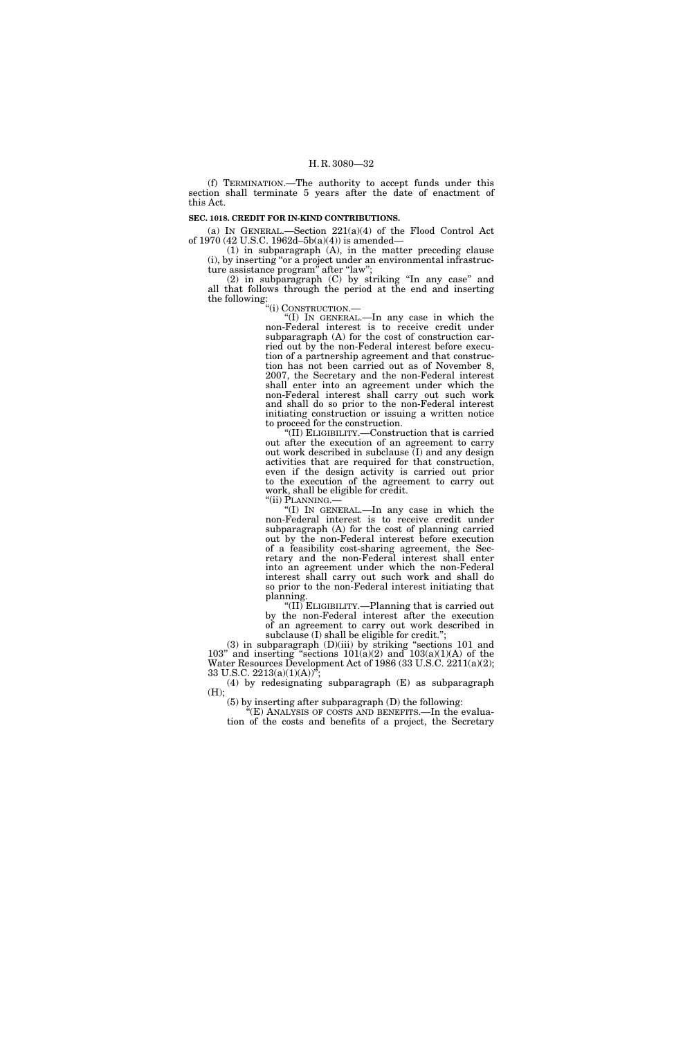(f) TERMINATION.—The authority to accept funds under this section shall terminate 5 years after the date of enactment of this Act.

**SEC. 1018. CREDIT FOR IN-KIND CONTRIBUTIONS.**

(a) IN GENERAL.—Section 221(a)(4) of the Flood Control Act of 1970 (42 U.S.C. 1962d–5b(a)(4)) is amended—

(1) in subparagraph (A), in the matter preceding clause (i), by inserting "or a project under an environmental infrastructure assistance program" after "law";

(2) in subparagraph (C) by striking "In any case" and all that follows through the period at the end and inserting the following:

"(i) CONSTRUCTION.—

"(I) IN GENERAL.—In any case in which the non-Federal interest is to receive credit under subparagraph (A) for the cost of construction carried out by the non-Federal interest before execution of a partnership agreement and that construction has not been carried out as of November 8, 2007, the Secretary and the non-Federal interest shall enter into an agreement under which the non-Federal interest shall carry out such work and shall do so prior to the non-Federal interest initiating construction or issuing a written notice to proceed for the construction.

"(II) ELIGIBILITY.—Construction that is carried out after the execution of an agreement to carry out work described in subclause (I) and any design activities that are required for that construction, even if the design activity is carried out prior to the execution of the agreement to carry out work, shall be eligible for credit.

"(ii) PLANNING.—

"(I) IN GENERAL.—In any case in which the non-Federal interest is to receive credit under subparagraph (A) for the cost of planning carried out by the non-Federal interest before execution of a feasibility cost-sharing agreement, the Secretary and the non-Federal interest shall enter into an agreement under which the non-Federal interest shall carry out such work and shall do so prior to the non-Federal interest initiating that planning.

"(II) ELIGIBILITY.—Planning that is carried out by the non-Federal interest after the execution of an agreement to carry out work described in subclause (I) shall be eligible for credit.";

(3) in subparagraph (D)(iii) by striking "sections 101 and 103" and inserting "sections 101(a)(2) and 103(a)(1)(A) of the Water Resources Development Act of 1986 (33 U.S.C. 2211(a)(2); 33 U.S.C. 2213(a)(1)(A))";

(4) by redesignating subparagraph (E) as subparagraph (H);

(5) by inserting after subparagraph (D) the following:

"(E) ANALYSIS OF COSTS AND BENEFITS.—In the evaluation of the costs and benefits of a project, the Secretary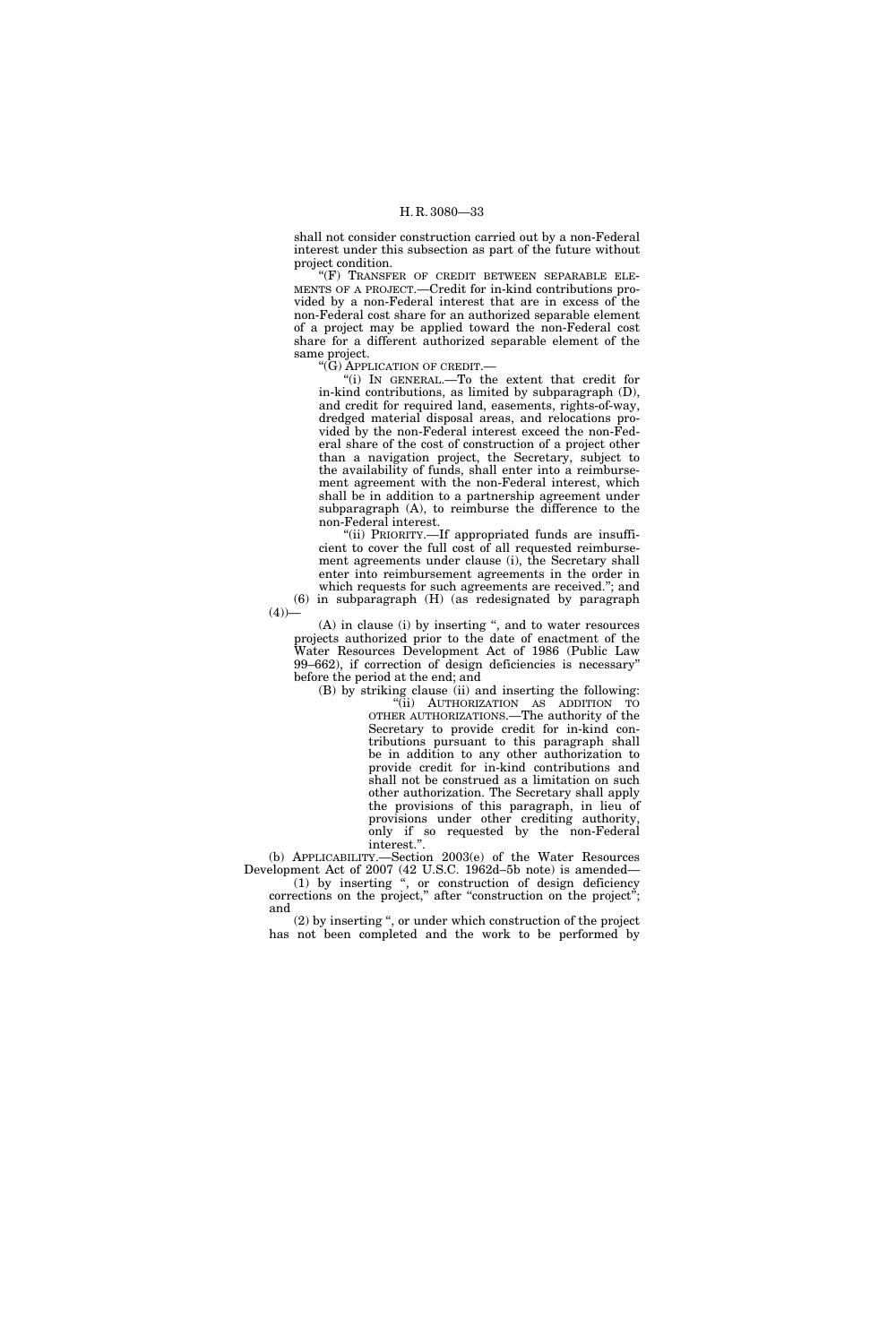shall not consider construction carried out by a non-Federal interest under this subsection as part of the future without project condition.

"(F) TRANSFER OF CREDIT BETWEEN SEPARABLE ELEMENTS OF A PROJECT.—Credit for in-kind contributions provided by a non-Federal interest that are in excess of the non-Federal cost share for an authorized separable element of a project may be applied toward the non-Federal cost share for a different authorized separable element of the same project.

"(G) APPLICATION OF CREDIT.—

"(i) IN GENERAL.—To the extent that credit for in-kind contributions, as limited by subparagraph (D), and credit for required land, easements, rights-of-way, dredged material disposal areas, and relocations provided by the non-Federal interest exceed the non-Federal share of the cost of construction of a project other than a navigation project, the Secretary, subject to the availability of funds, shall enter into a reimbursement agreement with the non-Federal interest, which shall be in addition to a partnership agreement under subparagraph (A), to reimburse the difference to the non-Federal interest.

"(ii) PRIORITY.—If appropriated funds are insufficient to cover the full cost of all requested reimbursement agreements under clause (i), the Secretary shall enter into reimbursement agreements in the order in which requests for such agreements are received."; and

(6) in subparagraph (H) (as redesignated by paragraph (4))—

(A) in clause (i) by inserting ", and to water resources projects authorized prior to the date of enactment of the Water Resources Development Act of 1986 (Public Law 99–662), if correction of design deficiencies is necessary" before the period at the end; and

(B) by striking clause (ii) and inserting the following:

"(ii) AUTHORIZATION AS ADDITION TO OTHER AUTHORIZATIONS.—The authority of the Secretary to provide credit for in-kind contributions pursuant to this paragraph shall be in addition to any other authorization to provide credit for in-kind contributions and shall not be construed as a limitation on such other authorization. The Secretary shall apply the provisions of this paragraph, in lieu of provisions under other crediting authority, only if so requested by the non-Federal interest.".

(b) APPLICABILITY.—Section 2003(e) of the Water Resources Development Act of 2007 (42 U.S.C. 1962d–5b note) is amended—

(1) by inserting ", or construction of design deficiency corrections on the project," after "construction on the project"; and

(2) by inserting ", or under which construction of the project has not been completed and the work to be performed by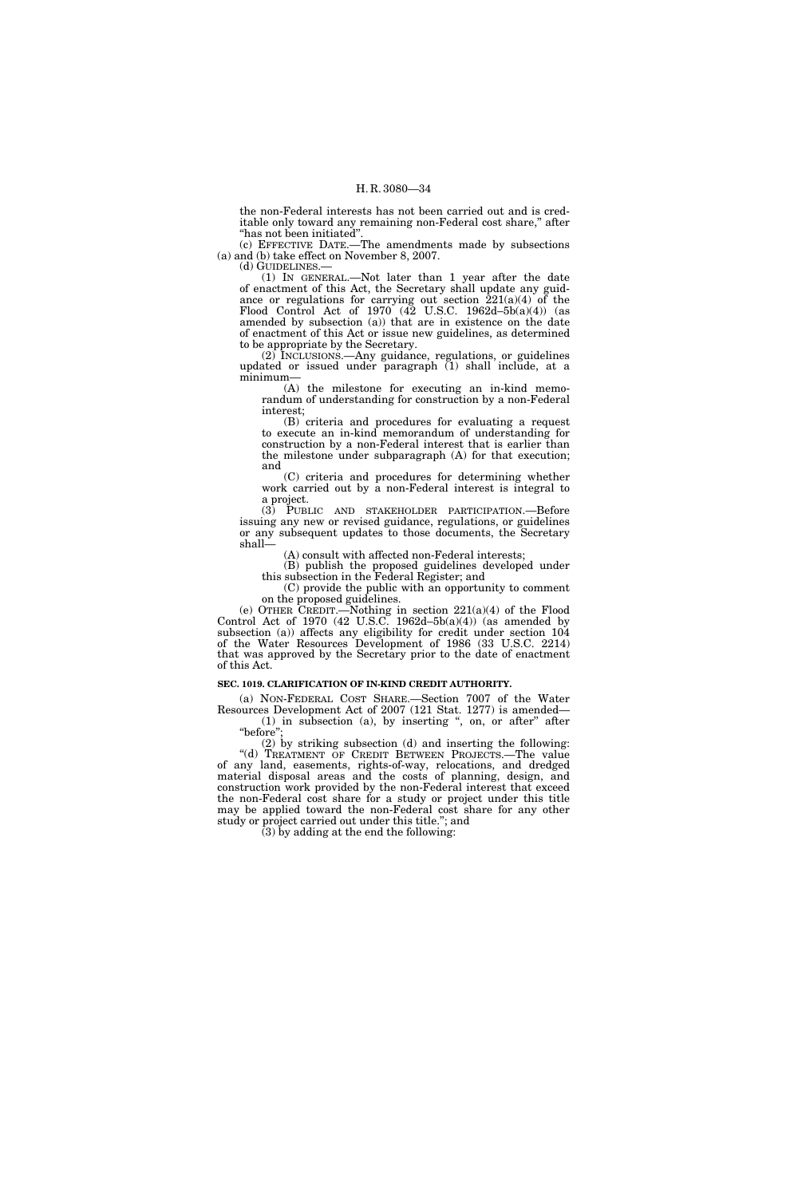the non-Federal interests has not been carried out and is creditable only toward any remaining non-Federal cost share," after "has not been initiated".

(c) EFFECTIVE DATE.—The amendments made by subsections (a) and (b) take effect on November 8, 2007.

(d) GUIDELINES.—

(1) IN GENERAL.—Not later than 1 year after the date of enactment of this Act, the Secretary shall update any guidance or regulations for carrying out section 221(a)(4) of the Flood Control Act of 1970 (42 U.S.C. 1962d–5b(a)(4)) (as amended by subsection (a)) that are in existence on the date of enactment of this Act or issue new guidelines, as determined to be appropriate by the Secretary.

(2) INCLUSIONS.—Any guidance, regulations, or guidelines updated or issued under paragraph (1) shall include, at a minimum—

(A) the milestone for executing an in-kind memorandum of understanding for construction by a non-Federal interest;

(B) criteria and procedures for evaluating a request to execute an in-kind memorandum of understanding for construction by a non-Federal interest that is earlier than the milestone under subparagraph (A) for that execution; and

(C) criteria and procedures for determining whether work carried out by a non-Federal interest is integral to a project.

(3) PUBLIC AND STAKEHOLDER PARTICIPATION.—Before issuing any new or revised guidance, regulations, or guidelines or any subsequent updates to those documents, the Secretary shall—

(A) consult with affected non-Federal interests;

(B) publish the proposed guidelines developed under this subsection in the Federal Register; and

(C) provide the public with an opportunity to comment on the proposed guidelines.

(e) OTHER CREDIT.—Nothing in section 221(a)(4) of the Flood Control Act of 1970 (42 U.S.C. 1962d–5b(a)(4)) (as amended by subsection (a)) affects any eligibility for credit under section 104 of the Water Resources Development of 1986 (33 U.S.C. 2214) that was approved by the Secretary prior to the date of enactment of this Act.

**SEC. 1019. CLARIFICATION OF IN-KIND CREDIT AUTHORITY.**

(a) NON-FEDERAL COST SHARE.—Section 7007 of the Water Resources Development Act of 2007 (121 Stat. 1277) is amended—

(1) in subsection (a), by inserting ", on, or after" after "before";

(2) by striking subsection (d) and inserting the following:

"(d) TREATMENT OF CREDIT BETWEEN PROJECTS.—The value of any land, easements, rights-of-way, relocations, and dredged material disposal areas and the costs of planning, design, and construction work provided by the non-Federal interest that exceed the non-Federal cost share for a study or project under this title may be applied toward the non-Federal cost share for any other study or project carried out under this title."; and

(3) by adding at the end the following: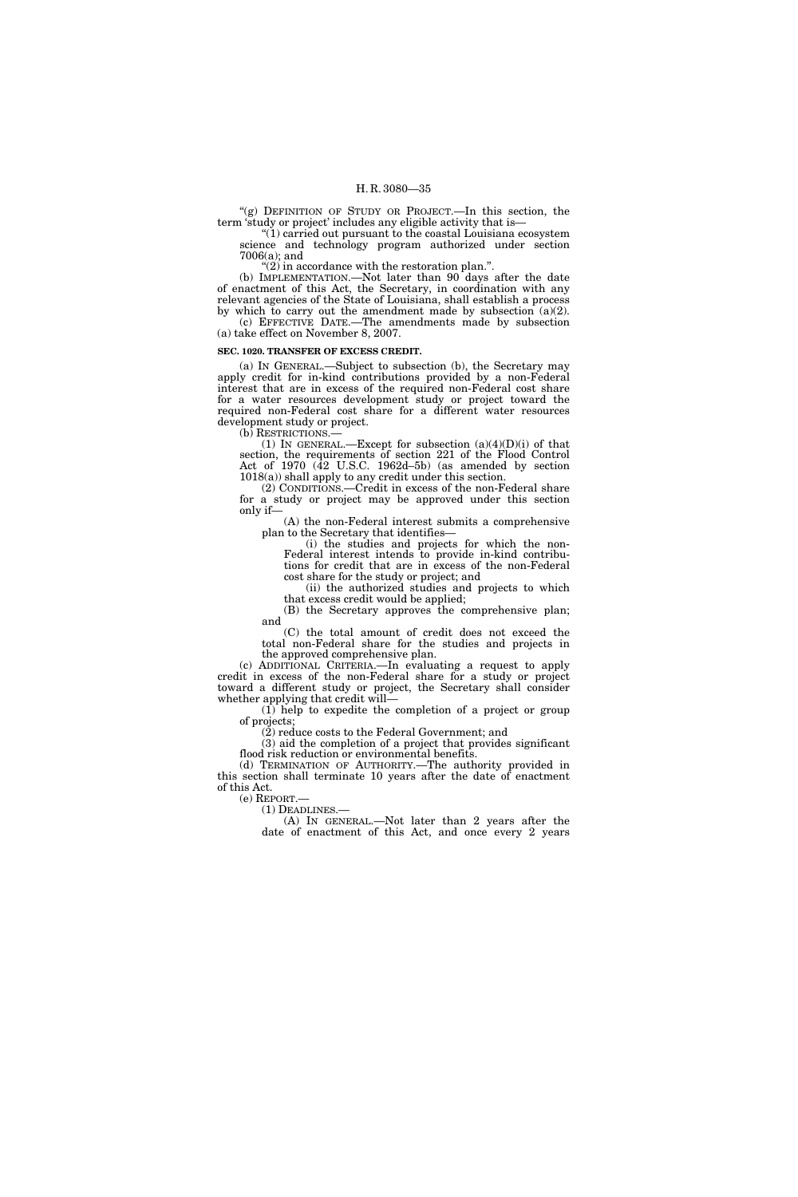"(g) DEFINITION OF STUDY OR PROJECT.—In this section, the term 'study or project' includes any eligible activity that is—

"(1) carried out pursuant to the coastal Louisiana ecosystem science and technology program authorized under section 7006(a); and

"(2) in accordance with the restoration plan.".

(b) IMPLEMENTATION.—Not later than 90 days after the date of enactment of this Act, the Secretary, in coordination with any relevant agencies of the State of Louisiana, shall establish a process by which to carry out the amendment made by subsection (a)(2).

(c) EFFECTIVE DATE.—The amendments made by subsection (a) take effect on November 8, 2007.

**SEC. 1020. TRANSFER OF EXCESS CREDIT.**

(a) IN GENERAL.—Subject to subsection (b), the Secretary may apply credit for in-kind contributions provided by a non-Federal interest that are in excess of the required non-Federal cost share for a water resources development study or project toward the required non-Federal cost share for a different water resources development study or project.

(b) RESTRICTIONS.—

(1) IN GENERAL.—Except for subsection (a)(4)(D)(i) of that section, the requirements of section 221 of the Flood Control Act of 1970 (42 U.S.C. 1962d–5b) (as amended by section 1018(a)) shall apply to any credit under this section.

(2) CONDITIONS.—Credit in excess of the non-Federal share for a study or project may be approved under this section only if—

(A) the non-Federal interest submits a comprehensive plan to the Secretary that identifies—

(i) the studies and projects for which the non-Federal interest intends to provide in-kind contributions for credit that are in excess of the non-Federal cost share for the study or project; and

(ii) the authorized studies and projects to which that excess credit would be applied;

(B) the Secretary approves the comprehensive plan; and

(C) the total amount of credit does not exceed the total non-Federal share for the studies and projects in the approved comprehensive plan.

(c) ADDITIONAL CRITERIA.—In evaluating a request to apply credit in excess of the non-Federal share for a study or project toward a different study or project, the Secretary shall consider whether applying that credit will—

(1) help to expedite the completion of a project or group of projects;

(2) reduce costs to the Federal Government; and

(3) aid the completion of a project that provides significant flood risk reduction or environmental benefits.

(d) TERMINATION OF AUTHORITY.—The authority provided in this section shall terminate 10 years after the date of enactment of this Act.

(e) REPORT.—

(1) DEADLINES.—

(A) IN GENERAL.—Not later than 2 years after the date of enactment of this Act, and once every 2 years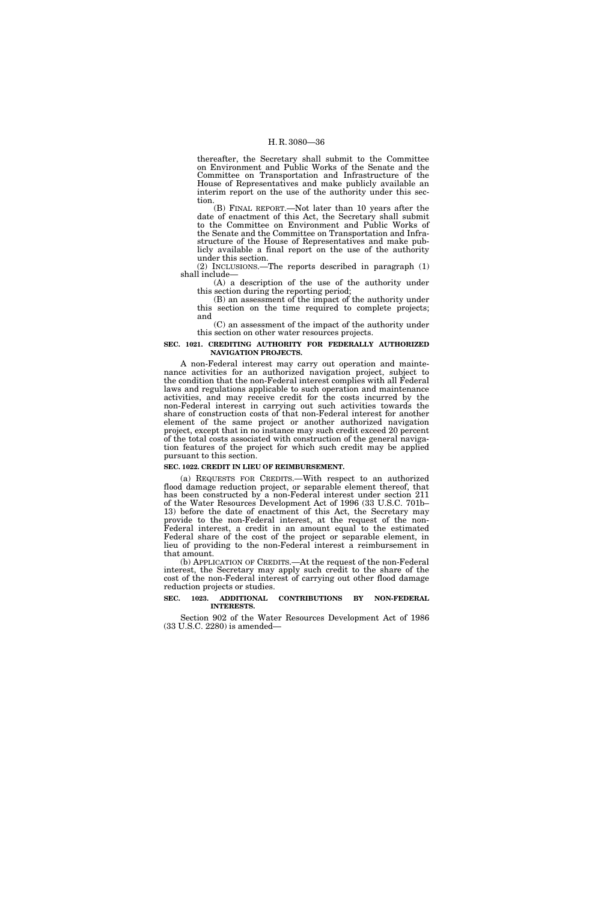thereafter, the Secretary shall submit to the Committee on Environment and Public Works of the Senate and the Committee on Transportation and Infrastructure of the House of Representatives and make publicly available an interim report on the use of the authority under this section.

(B) FINAL REPORT.—Not later than 10 years after the date of enactment of this Act, the Secretary shall submit to the Committee on Environment and Public Works of the Senate and the Committee on Transportation and Infrastructure of the House of Representatives and make publicly available a final report on the use of the authority under this section.

(2) INCLUSIONS.—The reports described in paragraph (1) shall include—

(A) a description of the use of the authority under this section during the reporting period;

(B) an assessment of the impact of the authority under this section on the time required to complete projects; and

(C) an assessment of the impact of the authority under this section on other water resources projects.

**SEC. 1021. CREDITING AUTHORITY FOR FEDERALLY AUTHORIZED NAVIGATION PROJECTS.**

A non-Federal interest may carry out operation and maintenance activities for an authorized navigation project, subject to the condition that the non-Federal interest complies with all Federal laws and regulations applicable to such operation and maintenance activities, and may receive credit for the costs incurred by the non-Federal interest in carrying out such activities towards the share of construction costs of that non-Federal interest for another element of the same project or another authorized navigation project, except that in no instance may such credit exceed 20 percent of the total costs associated with construction of the general navigation features of the project for which such credit may be applied pursuant to this section.

**SEC. 1022. CREDIT IN LIEU OF REIMBURSEMENT.**

(a) REQUESTS FOR CREDITS.—With respect to an authorized flood damage reduction project, or separable element thereof, that has been constructed by a non-Federal interest under section 211 of the Water Resources Development Act of 1996 (33 U.S.C. 701b–13) before the date of enactment of this Act, the Secretary may provide to the non-Federal interest, at the request of the non-Federal interest, a credit in an amount equal to the estimated Federal share of the cost of the project or separable element, in lieu of providing to the non-Federal interest a reimbursement in that amount.

(b) APPLICATION OF CREDITS.—At the request of the non-Federal interest, the Secretary may apply such credit to the share of the cost of the non-Federal interest of carrying out other flood damage reduction projects or studies.

**SEC. 1023. ADDITIONAL CONTRIBUTIONS BY NON-FEDERAL INTERESTS.**

Section 902 of the Water Resources Development Act of 1986 (33 U.S.C. 2280) is amended—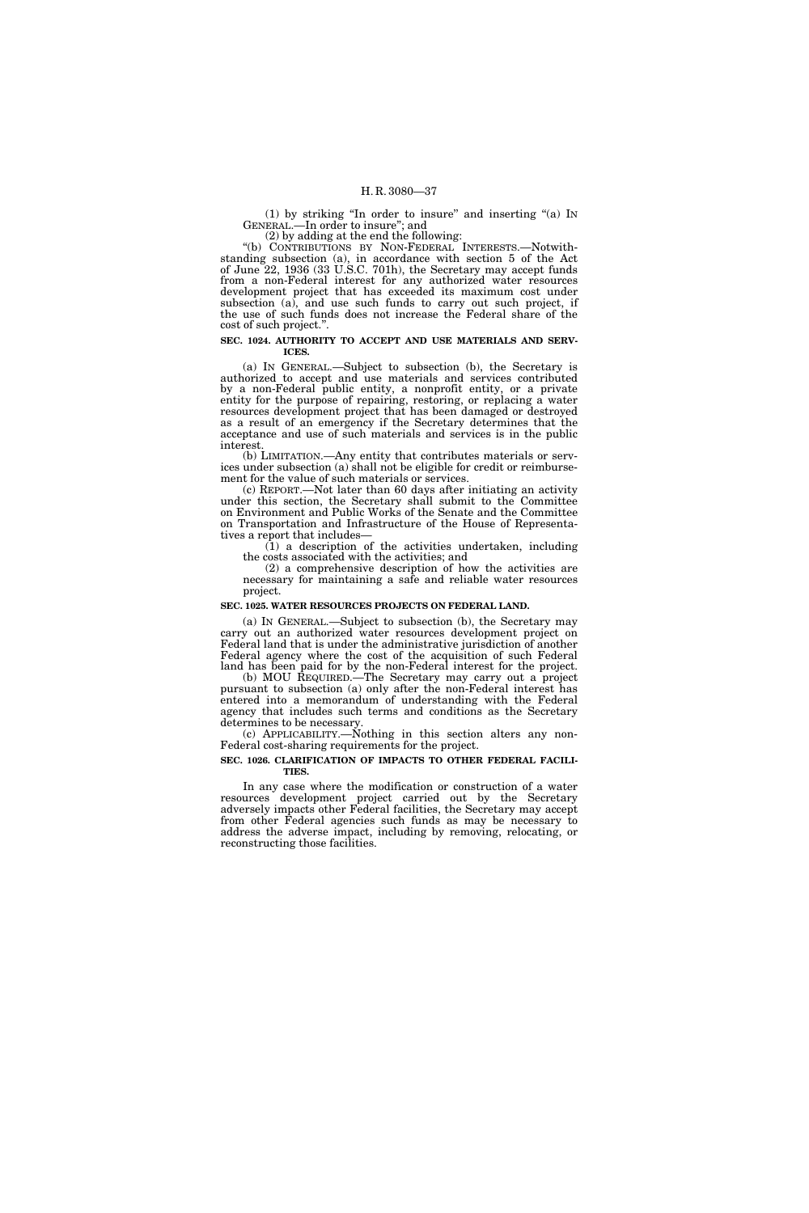(1) by striking "In order to insure" and inserting "(a) IN GENERAL.—In order to insure"; and

(2) by adding at the end the following:

"(b) CONTRIBUTIONS BY NON-FEDERAL INTERESTS.—Notwithstanding subsection (a), in accordance with section 5 of the Act of June 22, 1936 (33 U.S.C. 701h), the Secretary may accept funds from a non-Federal interest for any authorized water resources development project that has exceeded its maximum cost under subsection (a), and use such funds to carry out such project, if the use of such funds does not increase the Federal share of the cost of such project.".

**SEC. 1024. AUTHORITY TO ACCEPT AND USE MATERIALS AND SERVICES.**

(a) IN GENERAL.—Subject to subsection (b), the Secretary is authorized to accept and use materials and services contributed by a non-Federal public entity, a nonprofit entity, or a private entity for the purpose of repairing, restoring, or replacing a water resources development project that has been damaged or destroyed as a result of an emergency if the Secretary determines that the acceptance and use of such materials and services is in the public interest.

(b) LIMITATION.—Any entity that contributes materials or services under subsection (a) shall not be eligible for credit or reimbursement for the value of such materials or services.

(c) REPORT.—Not later than 60 days after initiating an activity under this section, the Secretary shall submit to the Committee on Environment and Public Works of the Senate and the Committee on Transportation and Infrastructure of the House of Representatives a report that includes—

(1) a description of the activities undertaken, including the costs associated with the activities; and

(2) a comprehensive description of how the activities are necessary for maintaining a safe and reliable water resources project.

**SEC. 1025. WATER RESOURCES PROJECTS ON FEDERAL LAND.**

(a) IN GENERAL.—Subject to subsection (b), the Secretary may carry out an authorized water resources development project on Federal land that is under the administrative jurisdiction of another Federal agency where the cost of the acquisition of such Federal land has been paid for by the non-Federal interest for the project.

(b) MOU REQUIRED.—The Secretary may carry out a project pursuant to subsection (a) only after the non-Federal interest has entered into a memorandum of understanding with the Federal agency that includes such terms and conditions as the Secretary determines to be necessary.

(c) APPLICABILITY.—Nothing in this section alters any non-Federal cost-sharing requirements for the project.

**SEC. 1026. CLARIFICATION OF IMPACTS TO OTHER FEDERAL FACILITIES.**

In any case where the modification or construction of a water resources development project carried out by the Secretary adversely impacts other Federal facilities, the Secretary may accept from other Federal agencies such funds as may be necessary to address the adverse impact, including by removing, relocating, or reconstructing those facilities.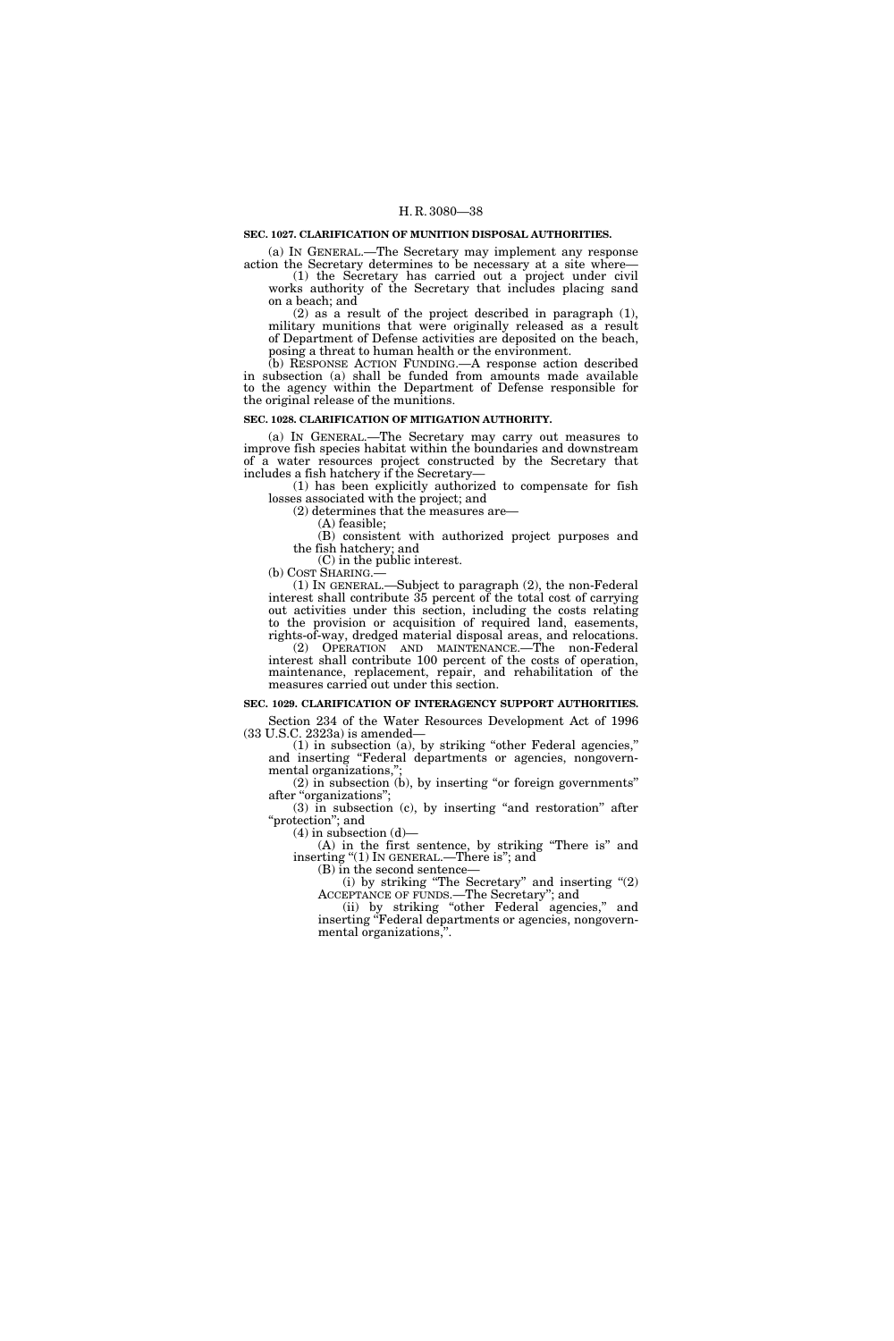**SEC. 1027. CLARIFICATION OF MUNITION DISPOSAL AUTHORITIES.**

(a) IN GENERAL.—The Secretary may implement any response action the Secretary determines to be necessary at a site where—

(1) the Secretary has carried out a project under civil works authority of the Secretary that includes placing sand on a beach; and

(2) as a result of the project described in paragraph (1), military munitions that were originally released as a result of Department of Defense activities are deposited on the beach, posing a threat to human health or the environment.

(b) RESPONSE ACTION FUNDING.—A response action described in subsection (a) shall be funded from amounts made available to the agency within the Department of Defense responsible for the original release of the munitions.

**SEC. 1028. CLARIFICATION OF MITIGATION AUTHORITY.**

(a) IN GENERAL.—The Secretary may carry out measures to improve fish species habitat within the boundaries and downstream of a water resources project constructed by the Secretary that includes a fish hatchery if the Secretary—

(1) has been explicitly authorized to compensate for fish losses associated with the project; and

(2) determines that the measures are—

(A) feasible;

(B) consistent with authorized project purposes and the fish hatchery; and

(C) in the public interest.

(b) COST SHARING.—

(1) IN GENERAL.—Subject to paragraph (2), the non-Federal interest shall contribute 35 percent of the total cost of carrying out activities under this section, including the costs relating to the provision or acquisition of required land, easements, rights-of-way, dredged material disposal areas, and relocations.

(2) OPERATION AND MAINTENANCE.—The non-Federal interest shall contribute 100 percent of the costs of operation, maintenance, replacement, repair, and rehabilitation of the measures carried out under this section.

**SEC. 1029. CLARIFICATION OF INTERAGENCY SUPPORT AUTHORITIES.**

Section 234 of the Water Resources Development Act of 1996 (33 U.S.C. 2323a) is amended—

(1) in subsection (a), by striking "other Federal agencies," and inserting "Federal departments or agencies, nongovernmental organizations,";

(2) in subsection (b), by inserting "or foreign governments" after "organizations";

(3) in subsection (c), by inserting "and restoration" after "protection"; and

(4) in subsection (d)—

(A) in the first sentence, by striking "There is" and inserting "(1) IN GENERAL.—There is"; and

(B) in the second sentence—

(i) by striking "The Secretary" and inserting "(2) ACCEPTANCE OF FUNDS.—The Secretary"; and

(ii) by striking "other Federal agencies," and inserting "Federal departments or agencies, nongovernmental organizations,".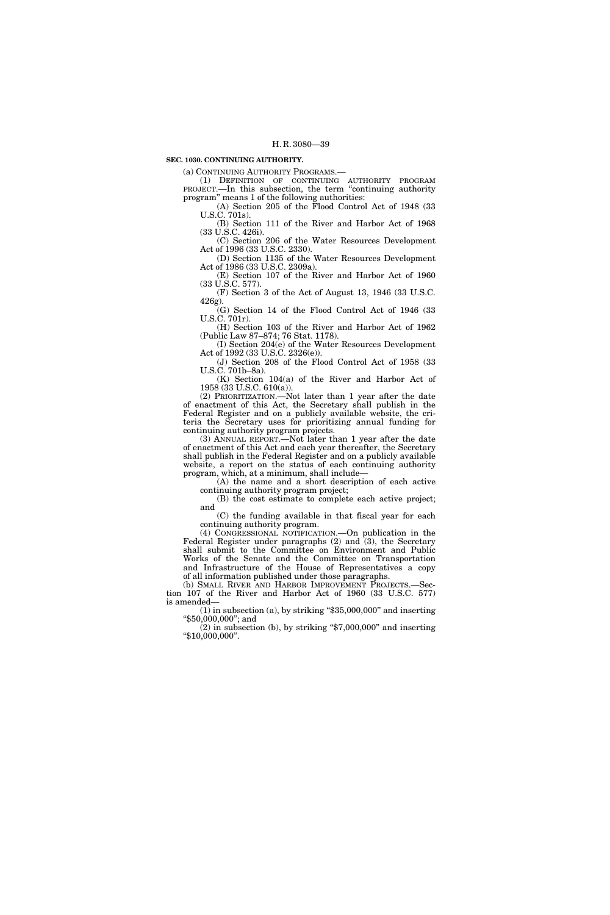**SEC. 1030. CONTINUING AUTHORITY.**

(a) CONTINUING AUTHORITY PROGRAMS.—

(1) DEFINITION OF CONTINUING AUTHORITY PROGRAM PROJECT.—In this subsection, the term "continuing authority program" means 1 of the following authorities:

(A) Section 205 of the Flood Control Act of 1948 (33 U.S.C. 701s).

(B) Section 111 of the River and Harbor Act of 1968 (33 U.S.C. 426i).

(C) Section 206 of the Water Resources Development Act of 1996 (33 U.S.C. 2330).

(D) Section 1135 of the Water Resources Development Act of 1986 (33 U.S.C. 2309a).

(E) Section 107 of the River and Harbor Act of 1960 (33 U.S.C. 577).

(F) Section 3 of the Act of August 13, 1946 (33 U.S.C. 426g).

(G) Section 14 of the Flood Control Act of 1946 (33 U.S.C. 701r).

(H) Section 103 of the River and Harbor Act of 1962 (Public Law 87–874; 76 Stat. 1178).

(I) Section 204(e) of the Water Resources Development Act of 1992 (33 U.S.C. 2326(e)).

(J) Section 208 of the Flood Control Act of 1958 (33 U.S.C. 701b–8a).

(K) Section 104(a) of the River and Harbor Act of 1958 (33 U.S.C. 610(a)).

(2) PRIORITIZATION.—Not later than 1 year after the date of enactment of this Act, the Secretary shall publish in the Federal Register and on a publicly available website, the criteria the Secretary uses for prioritizing annual funding for continuing authority program projects.

(3) ANNUAL REPORT.—Not later than 1 year after the date of enactment of this Act and each year thereafter, the Secretary shall publish in the Federal Register and on a publicly available website, a report on the status of each continuing authority program, which, at a minimum, shall include—

(A) the name and a short description of each active continuing authority program project;

(B) the cost estimate to complete each active project; and

(C) the funding available in that fiscal year for each continuing authority program.

(4) CONGRESSIONAL NOTIFICATION.—On publication in the Federal Register under paragraphs (2) and (3), the Secretary shall submit to the Committee on Environment and Public Works of the Senate and the Committee on Transportation and Infrastructure of the House of Representatives a copy of all information published under those paragraphs.

(b) SMALL RIVER AND HARBOR IMPROVEMENT PROJECTS.—Section 107 of the River and Harbor Act of 1960 (33 U.S.C. 577) is amended—

(1) in subsection (a), by striking "$35,000,000" and inserting "$50,000,000"; and

(2) in subsection (b), by striking "$7,000,000" and inserting "$10,000,000".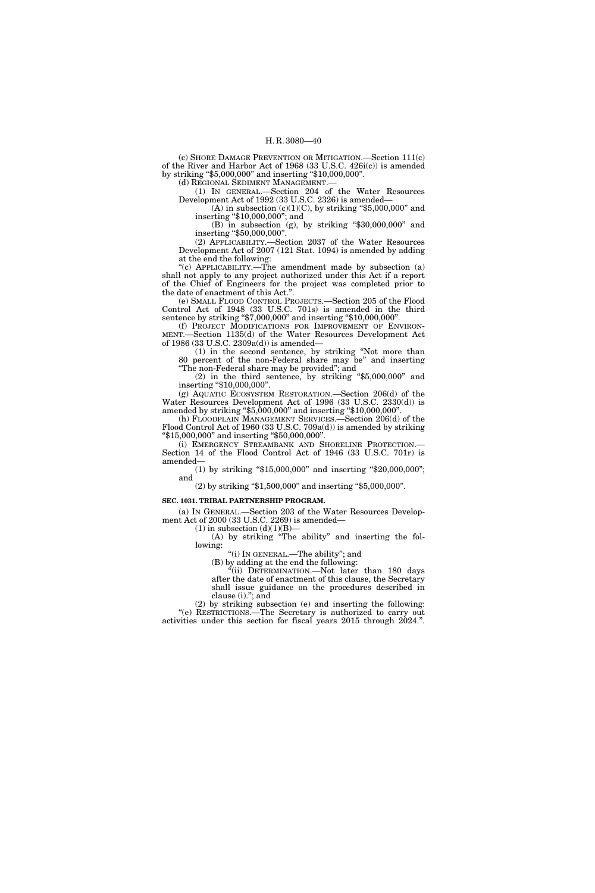(c) SHORE DAMAGE PREVENTION OR MITIGATION.—Section 111(c) of the River and Harbor Act of 1968 (33 U.S.C. 426i(c)) is amended by striking "$5,000,000" and inserting "$10,000,000".

(d) REGIONAL SEDIMENT MANAGEMENT.—

(1) IN GENERAL.—Section 204 of the Water Resources Development Act of 1992 (33 U.S.C. 2326) is amended—

(A) in subsection (c)(1)(C), by striking "$5,000,000" and inserting "$10,000,000"; and

(B) in subsection (g), by striking "$30,000,000" and inserting "$50,000,000".

(2) APPLICABILITY.—Section 2037 of the Water Resources Development Act of 2007 (121 Stat. 1094) is amended by adding at the end the following:

"(c) APPLICABILITY.—The amendment made by subsection (a) shall not apply to any project authorized under this Act if a report of the Chief of Engineers for the project was completed prior to the date of enactment of this Act.".

(e) SMALL FLOOD CONTROL PROJECTS.—Section 205 of the Flood Control Act of 1948 (33 U.S.C. 701s) is amended in the third sentence by striking "$7,000,000" and inserting "$10,000,000".

(f) PROJECT MODIFICATIONS FOR IMPROVEMENT OF ENVIRONMENT.—Section 1135(d) of the Water Resources Development Act of 1986 (33 U.S.C. 2309a(d)) is amended—

(1) in the second sentence, by striking "Not more than 80 percent of the non-Federal share may be" and inserting "The non-Federal share may be provided"; and

(2) in the third sentence, by striking "$5,000,000" and inserting "$10,000,000".

(g) AQUATIC ECOSYSTEM RESTORATION.—Section 206(d) of the Water Resources Development Act of 1996 (33 U.S.C. 2330(d)) is amended by striking "$5,000,000" and inserting "$10,000,000".

(h) FLOODPLAIN MANAGEMENT SERVICES.—Section 206(d) of the Flood Control Act of 1960 (33 U.S.C. 709a(d)) is amended by striking "$15,000,000" and inserting "$50,000,000".

(i) EMERGENCY STREAMBANK AND SHORELINE PROTECTION.—Section 14 of the Flood Control Act of 1946 (33 U.S.C. 701r) is amended—

(1) by striking "$15,000,000" and inserting "$20,000,000"; and

(2) by striking "$1,500,000" and inserting "$5,000,000".

**SEC. 1031. TRIBAL PARTNERSHIP PROGRAM.**

(a) IN GENERAL.—Section 203 of the Water Resources Development Act of 2000 (33 U.S.C. 2269) is amended—

(1) in subsection (d)(1)(B)—

(A) by striking "The ability" and inserting the following:

"(i) IN GENERAL.—The ability"; and

(B) by adding at the end the following:

"(ii) DETERMINATION.—Not later than 180 days after the date of enactment of this clause, the Secretary shall issue guidance on the procedures described in clause (i)."; and

(2) by striking subsection (e) and inserting the following:

"(e) RESTRICTIONS.—The Secretary is authorized to carry out activities under this section for fiscal years 2015 through 2024.".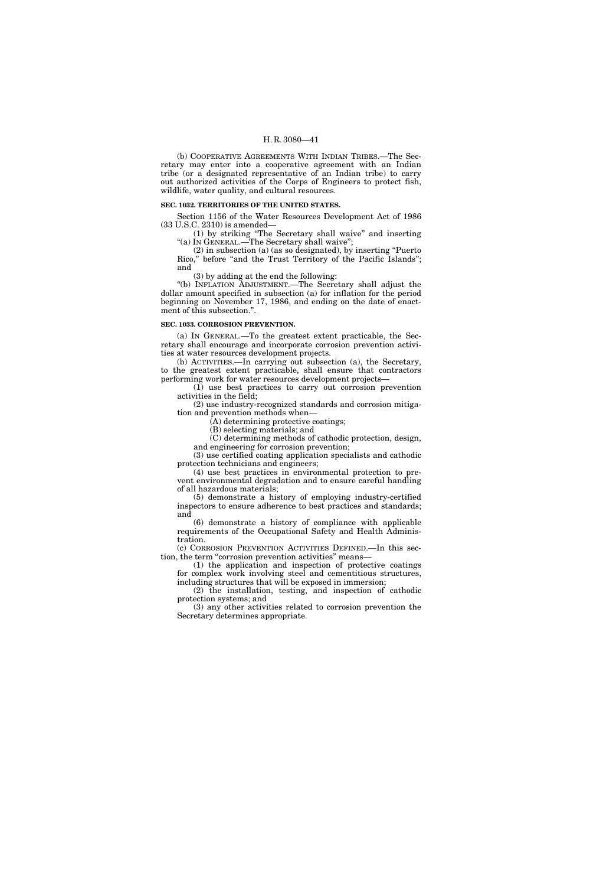(b) COOPERATIVE AGREEMENTS WITH INDIAN TRIBES.—The Secretary may enter into a cooperative agreement with an Indian tribe (or a designated representative of an Indian tribe) to carry out authorized activities of the Corps of Engineers to protect fish, wildlife, water quality, and cultural resources.

**SEC. 1032. TERRITORIES OF THE UNITED STATES.**

Section 1156 of the Water Resources Development Act of 1986 (33 U.S.C. 2310) is amended—

(1) by striking "The Secretary shall waive" and inserting "(a) IN GENERAL.—The Secretary shall waive";

(2) in subsection (a) (as so designated), by inserting "Puerto Rico," before "and the Trust Territory of the Pacific Islands"; and

(3) by adding at the end the following:

"(b) INFLATION ADJUSTMENT.—The Secretary shall adjust the dollar amount specified in subsection (a) for inflation for the period beginning on November 17, 1986, and ending on the date of enactment of this subsection.".

**SEC. 1033. CORROSION PREVENTION.**

(a) IN GENERAL.—To the greatest extent practicable, the Secretary shall encourage and incorporate corrosion prevention activities at water resources development projects.

(b) ACTIVITIES.—In carrying out subsection (a), the Secretary, to the greatest extent practicable, shall ensure that contractors performing work for water resources development projects—

(1) use best practices to carry out corrosion prevention activities in the field;

(2) use industry-recognized standards and corrosion mitigation and prevention methods when—

(A) determining protective coatings;

(B) selecting materials; and

(C) determining methods of cathodic protection, design, and engineering for corrosion prevention;

(3) use certified coating application specialists and cathodic protection technicians and engineers;

(4) use best practices in environmental protection to prevent environmental degradation and to ensure careful handling of all hazardous materials;

(5) demonstrate a history of employing industry-certified inspectors to ensure adherence to best practices and standards; and

(6) demonstrate a history of compliance with applicable requirements of the Occupational Safety and Health Administration.

(c) CORROSION PREVENTION ACTIVITIES DEFINED.—In this section, the term "corrosion prevention activities" means—

(1) the application and inspection of protective coatings for complex work involving steel and cementitious structures, including structures that will be exposed in immersion;

(2) the installation, testing, and inspection of cathodic protection systems; and

(3) any other activities related to corrosion prevention the Secretary determines appropriate.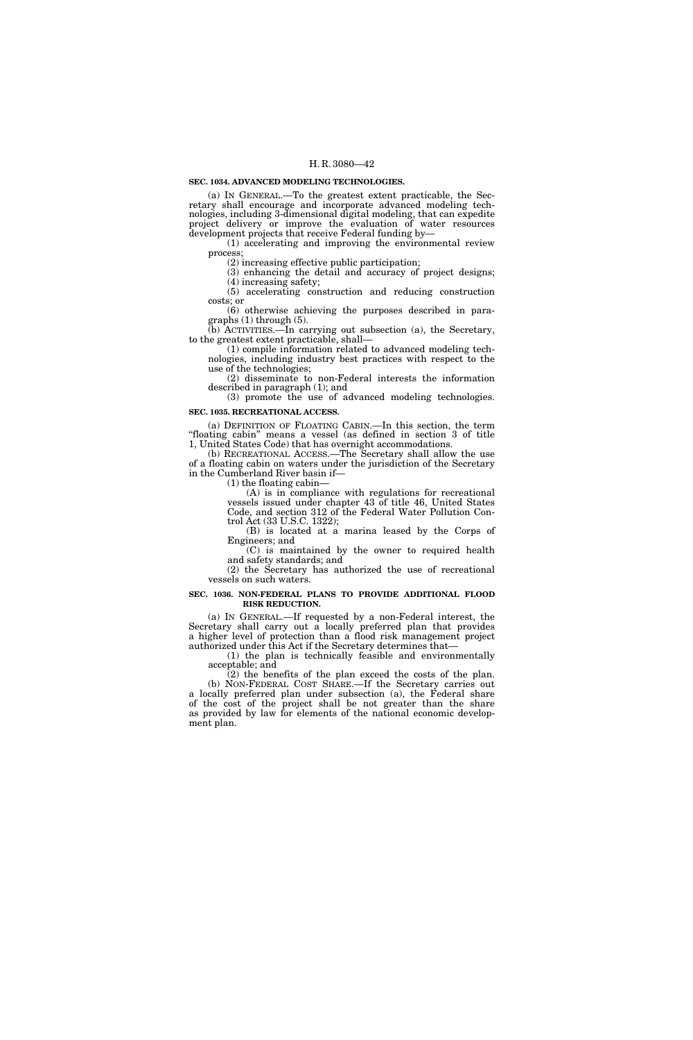**SEC. 1034. ADVANCED MODELING TECHNOLOGIES.**

(a) IN GENERAL.—To the greatest extent practicable, the Secretary shall encourage and incorporate advanced modeling technologies, including 3-dimensional digital modeling, that can expedite project delivery or improve the evaluation of water resources development projects that receive Federal funding by—

(1) accelerating and improving the environmental review process;

(2) increasing effective public participation;

(3) enhancing the detail and accuracy of project designs;

(4) increasing safety;

(5) accelerating construction and reducing construction costs; or

(6) otherwise achieving the purposes described in paragraphs (1) through (5).

(b) ACTIVITIES.—In carrying out subsection (a), the Secretary, to the greatest extent practicable, shall—

(1) compile information related to advanced modeling technologies, including industry best practices with respect to the use of the technologies;

(2) disseminate to non-Federal interests the information described in paragraph (1); and

(3) promote the use of advanced modeling technologies.

**SEC. 1035. RECREATIONAL ACCESS.**

(a) DEFINITION OF FLOATING CABIN.—In this section, the term "floating cabin" means a vessel (as defined in section 3 of title 1, United States Code) that has overnight accommodations.

(b) RECREATIONAL ACCESS.—The Secretary shall allow the use of a floating cabin on waters under the jurisdiction of the Secretary in the Cumberland River basin if—

(1) the floating cabin—

(A) is in compliance with regulations for recreational vessels issued under chapter 43 of title 46, United States Code, and section 312 of the Federal Water Pollution Control Act (33 U.S.C. 1322);

(B) is located at a marina leased by the Corps of Engineers; and

(C) is maintained by the owner to required health and safety standards; and

(2) the Secretary has authorized the use of recreational vessels on such waters.

**SEC. 1036. NON-FEDERAL PLANS TO PROVIDE ADDITIONAL FLOOD RISK REDUCTION.**

(a) IN GENERAL.—If requested by a non-Federal interest, the Secretary shall carry out a locally preferred plan that provides a higher level of protection than a flood risk management project authorized under this Act if the Secretary determines that—

(1) the plan is technically feasible and environmentally acceptable; and

(2) the benefits of the plan exceed the costs of the plan.

(b) NON-FEDERAL COST SHARE.—If the Secretary carries out a locally preferred plan under subsection (a), the Federal share of the cost of the project shall be not greater than the share as provided by law for elements of the national economic development plan.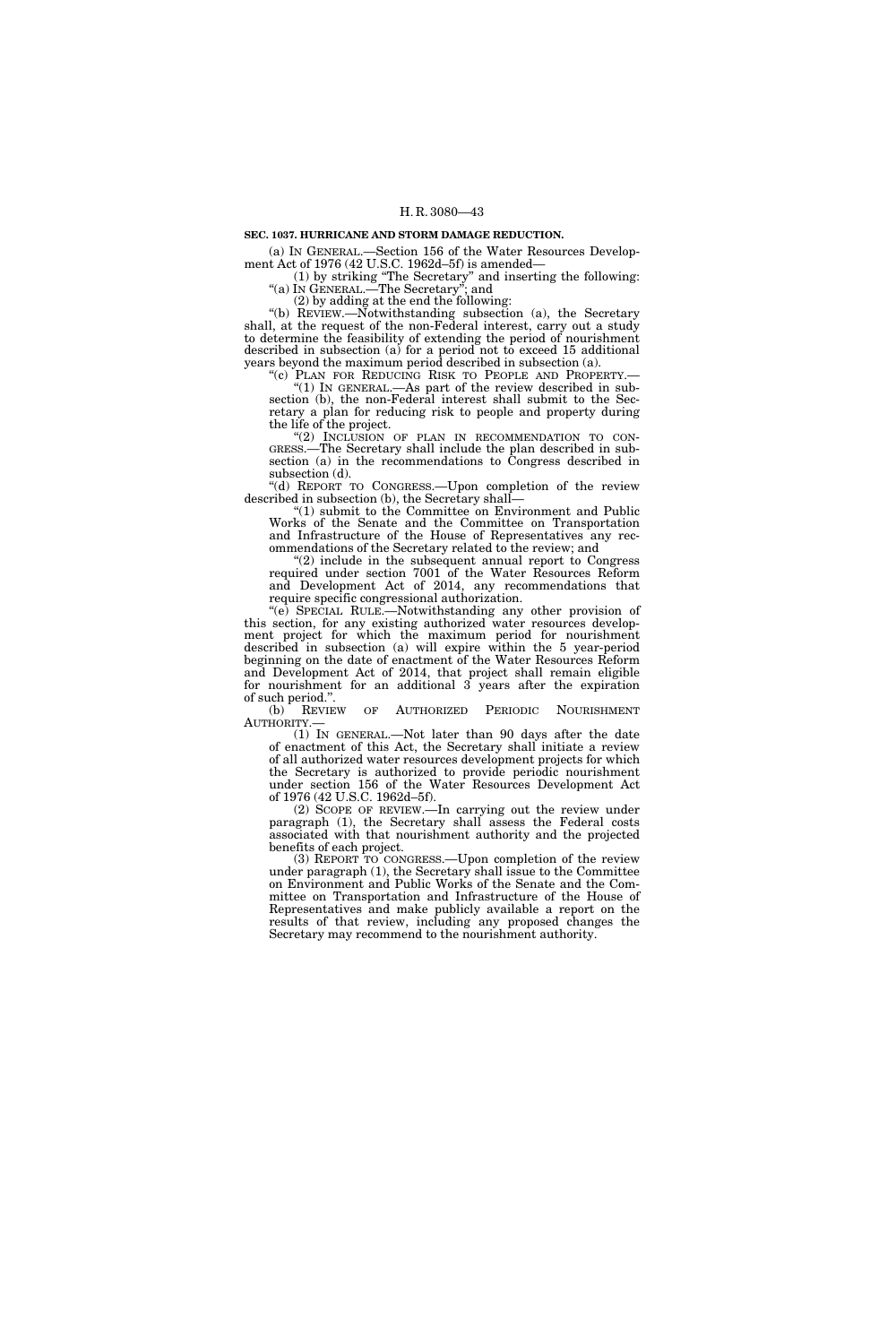**SEC. 1037. HURRICANE AND STORM DAMAGE REDUCTION.**

(a) IN GENERAL.—Section 156 of the Water Resources Development Act of 1976 (42 U.S.C. 1962d–5f) is amended—

(1) by striking "The Secretary" and inserting the following: "(a) IN GENERAL.—The Secretary"; and

(2) by adding at the end the following:

"(b) REVIEW.—Notwithstanding subsection (a), the Secretary shall, at the request of the non-Federal interest, carry out a study to determine the feasibility of extending the period of nourishment described in subsection (a) for a period not to exceed 15 additional years beyond the maximum period described in subsection (a).

"(c) PLAN FOR REDUCING RISK TO PEOPLE AND PROPERTY.—

"(1) IN GENERAL.—As part of the review described in subsection (b), the non-Federal interest shall submit to the Secretary a plan for reducing risk to people and property during the life of the project.

"(2) INCLUSION OF PLAN IN RECOMMENDATION TO CONGRESS.—The Secretary shall include the plan described in subsection (a) in the recommendations to Congress described in subsection (d).

"(d) REPORT TO CONGRESS.—Upon completion of the review described in subsection (b), the Secretary shall—

"(1) submit to the Committee on Environment and Public Works of the Senate and the Committee on Transportation and Infrastructure of the House of Representatives any recommendations of the Secretary related to the review; and

"(2) include in the subsequent annual report to Congress required under section 7001 of the Water Resources Reform and Development Act of 2014, any recommendations that require specific congressional authorization.

"(e) SPECIAL RULE.—Notwithstanding any other provision of this section, for any existing authorized water resources development project for which the maximum period for nourishment described in subsection (a) will expire within the 5 year-period beginning on the date of enactment of the Water Resources Reform and Development Act of 2014, that project shall remain eligible for nourishment for an additional 3 years after the expiration of such period.".

(b) REVIEW OF AUTHORIZED PERIODIC NOURISHMENT AUTHORITY.—

(1) IN GENERAL.—Not later than 90 days after the date of enactment of this Act, the Secretary shall initiate a review of all authorized water resources development projects for which the Secretary is authorized to provide periodic nourishment under section 156 of the Water Resources Development Act of 1976 (42 U.S.C. 1962d–5f).

(2) SCOPE OF REVIEW.—In carrying out the review under paragraph (1), the Secretary shall assess the Federal costs associated with that nourishment authority and the projected benefits of each project.

(3) REPORT TO CONGRESS.—Upon completion of the review under paragraph (1), the Secretary shall issue to the Committee on Environment and Public Works of the Senate and the Committee on Transportation and Infrastructure of the House of Representatives and make publicly available a report on the results of that review, including any proposed changes the Secretary may recommend to the nourishment authority.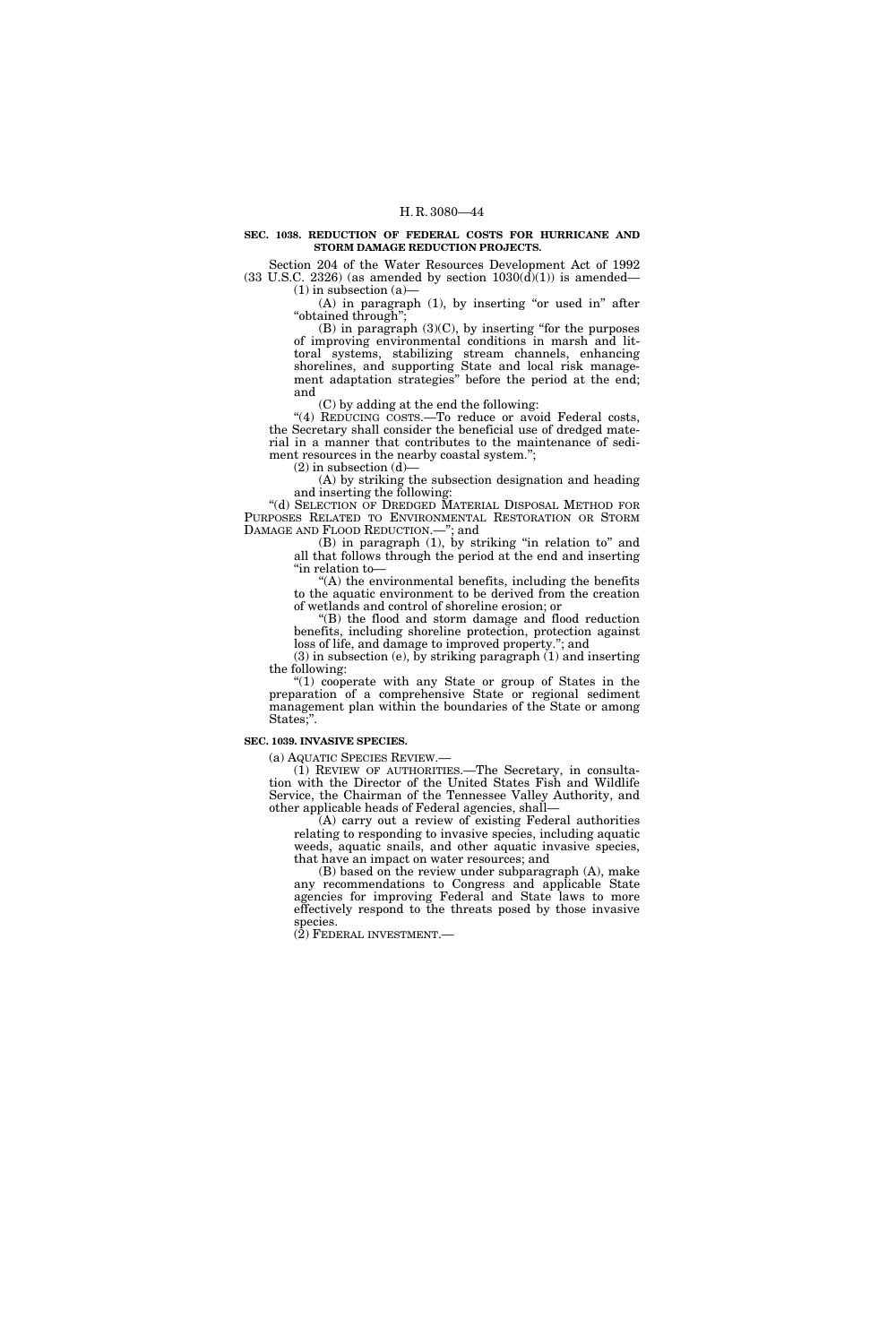**SEC. 1038. REDUCTION OF FEDERAL COSTS FOR HURRICANE AND STORM DAMAGE REDUCTION PROJECTS.**

Section 204 of the Water Resources Development Act of 1992 (33 U.S.C. 2326) (as amended by section 1030(d)(1)) is amended—

(1) in subsection (a)—

(A) in paragraph (1), by inserting "or used in" after "obtained through";

(B) in paragraph (3)(C), by inserting "for the purposes of improving environmental conditions in marsh and littoral systems, stabilizing stream channels, enhancing shorelines, and supporting State and local risk management adaptation strategies" before the period at the end; and

(C) by adding at the end the following:

"(4) REDUCING COSTS.—To reduce or avoid Federal costs, the Secretary shall consider the beneficial use of dredged material in a manner that contributes to the maintenance of sediment resources in the nearby coastal system.";

(2) in subsection (d)—

(A) by striking the subsection designation and heading and inserting the following:

"(d) SELECTION OF DREDGED MATERIAL DISPOSAL METHOD FOR PURPOSES RELATED TO ENVIRONMENTAL RESTORATION OR STORM DAMAGE AND FLOOD REDUCTION.—"; and

(B) in paragraph (1), by striking "in relation to" and all that follows through the period at the end and inserting "in relation to—

"(A) the environmental benefits, including the benefits to the aquatic environment to be derived from the creation of wetlands and control of shoreline erosion; or

"(B) the flood and storm damage and flood reduction benefits, including shoreline protection, protection against loss of life, and damage to improved property."; and

(3) in subsection (e), by striking paragraph (1) and inserting the following:

"(1) cooperate with any State or group of States in the preparation of a comprehensive State or regional sediment management plan within the boundaries of the State or among States;".

**SEC. 1039. INVASIVE SPECIES.**

(a) AQUATIC SPECIES REVIEW.—

(1) REVIEW OF AUTHORITIES.—The Secretary, in consultation with the Director of the United States Fish and Wildlife Service, the Chairman of the Tennessee Valley Authority, and other applicable heads of Federal agencies, shall—

(A) carry out a review of existing Federal authorities relating to responding to invasive species, including aquatic weeds, aquatic snails, and other aquatic invasive species, that have an impact on water resources; and

(B) based on the review under subparagraph (A), make any recommendations to Congress and applicable State agencies for improving Federal and State laws to more effectively respond to the threats posed by those invasive species.

(2) FEDERAL INVESTMENT.—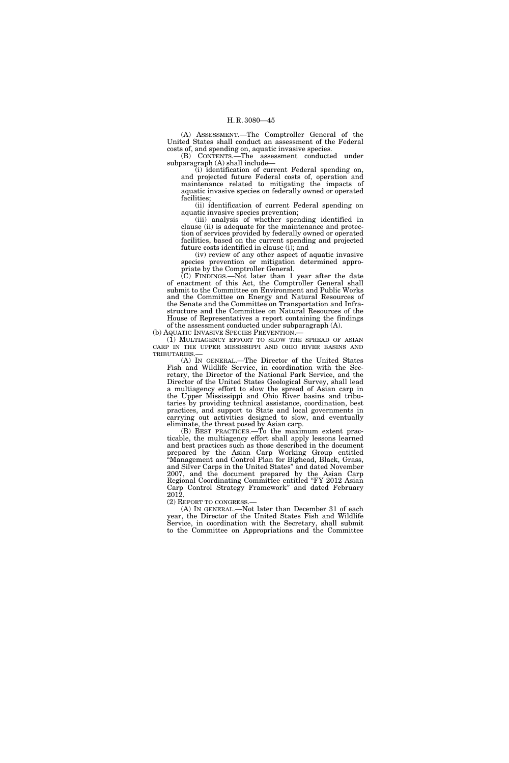(A) ASSESSMENT.—The Comptroller General of the United States shall conduct an assessment of the Federal costs of, and spending on, aquatic invasive species.

(B) CONTENTS.—The assessment conducted under subparagraph (A) shall include—

(i) identification of current Federal spending on, and projected future Federal costs of, operation and maintenance related to mitigating the impacts of aquatic invasive species on federally owned or operated facilities;

(ii) identification of current Federal spending on aquatic invasive species prevention;

(iii) analysis of whether spending identified in clause (ii) is adequate for the maintenance and protection of services provided by federally owned or operated facilities, based on the current spending and projected future costs identified in clause (i); and

(iv) review of any other aspect of aquatic invasive species prevention or mitigation determined appropriate by the Comptroller General.

(C) FINDINGS.—Not later than 1 year after the date of enactment of this Act, the Comptroller General shall submit to the Committee on Environment and Public Works and the Committee on Energy and Natural Resources of the Senate and the Committee on Transportation and Infrastructure and the Committee on Natural Resources of the House of Representatives a report containing the findings of the assessment conducted under subparagraph (A).

(b) AQUATIC INVASIVE SPECIES PREVENTION.—

(1) MULTIAGENCY EFFORT TO SLOW THE SPREAD OF ASIAN CARP IN THE UPPER MISSISSIPPI AND OHIO RIVER BASINS AND TRIBUTARIES.—

(A) IN GENERAL.—The Director of the United States Fish and Wildlife Service, in coordination with the Secretary, the Director of the National Park Service, and the Director of the United States Geological Survey, shall lead a multiagency effort to slow the spread of Asian carp in the Upper Mississippi and Ohio River basins and tributaries by providing technical assistance, coordination, best practices, and support to State and local governments in carrying out activities designed to slow, and eventually eliminate, the threat posed by Asian carp.

(B) BEST PRACTICES.—To the maximum extent practicable, the multiagency effort shall apply lessons learned and best practices such as those described in the document prepared by the Asian Carp Working Group entitled "Management and Control Plan for Bighead, Black, Grass, and Silver Carps in the United States" and dated November 2007, and the document prepared by the Asian Carp Regional Coordinating Committee entitled "FY 2012 Asian Carp Control Strategy Framework" and dated February 2012.

(2) REPORT TO CONGRESS.—

(A) IN GENERAL.—Not later than December 31 of each year, the Director of the United States Fish and Wildlife Service, in coordination with the Secretary, shall submit to the Committee on Appropriations and the Committee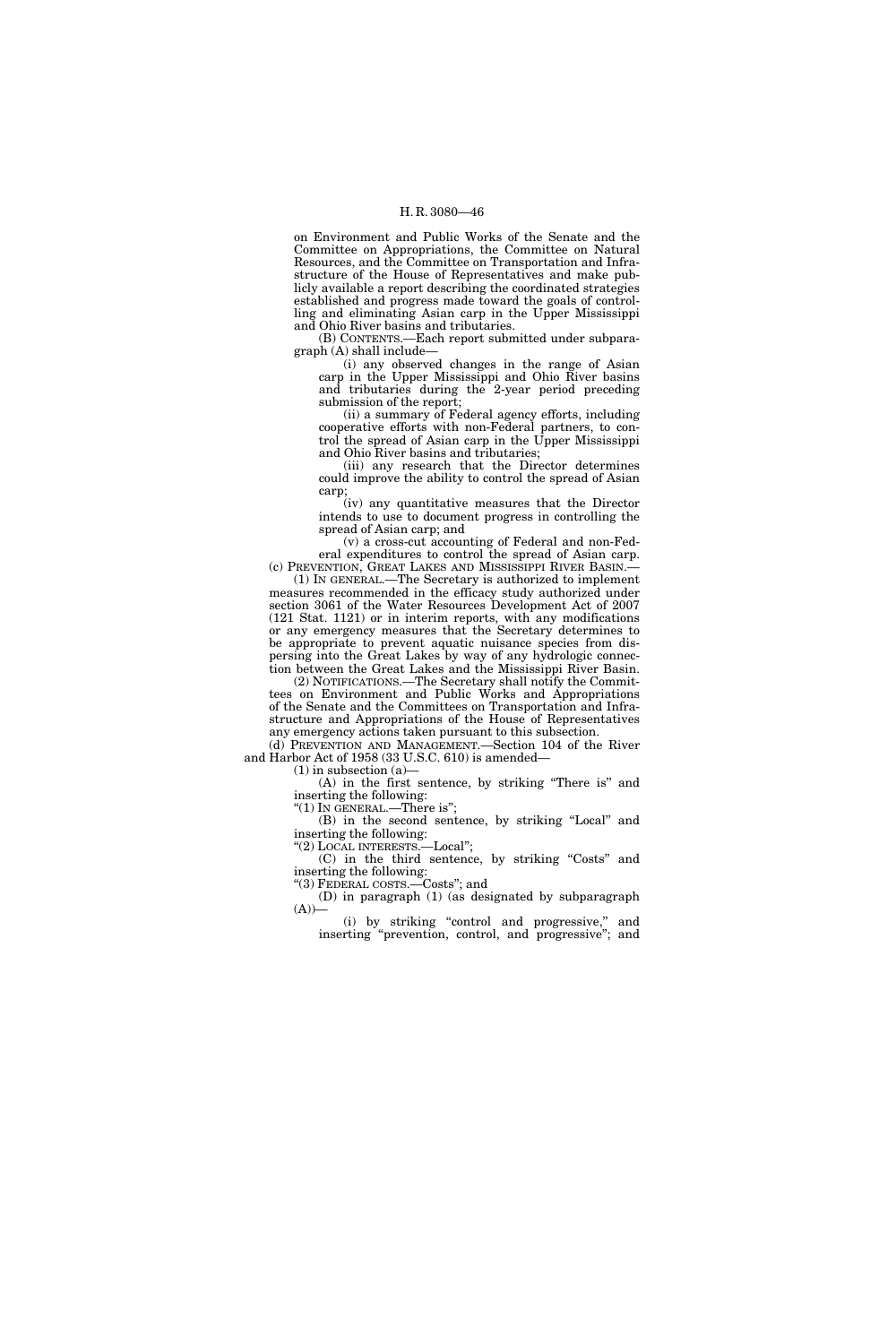on Environment and Public Works of the Senate and the Committee on Appropriations, the Committee on Natural Resources, and the Committee on Transportation and Infrastructure of the House of Representatives and make publicly available a report describing the coordinated strategies established and progress made toward the goals of controlling and eliminating Asian carp in the Upper Mississippi and Ohio River basins and tributaries.

(B) CONTENTS.—Each report submitted under subparagraph (A) shall include—

(i) any observed changes in the range of Asian carp in the Upper Mississippi and Ohio River basins and tributaries during the 2-year period preceding submission of the report;

(ii) a summary of Federal agency efforts, including cooperative efforts with non-Federal partners, to control the spread of Asian carp in the Upper Mississippi and Ohio River basins and tributaries;

(iii) any research that the Director determines could improve the ability to control the spread of Asian carp;

(iv) any quantitative measures that the Director intends to use to document progress in controlling the spread of Asian carp; and

(v) a cross-cut accounting of Federal and non-Federal expenditures to control the spread of Asian carp.

(c) PREVENTION, GREAT LAKES AND MISSISSIPPI RIVER BASIN.—

(1) IN GENERAL.—The Secretary is authorized to implement measures recommended in the efficacy study authorized under section 3061 of the Water Resources Development Act of 2007 (121 Stat. 1121) or in interim reports, with any modifications or any emergency measures that the Secretary determines to be appropriate to prevent aquatic nuisance species from dispersing into the Great Lakes by way of any hydrologic connection between the Great Lakes and the Mississippi River Basin.

(2) NOTIFICATIONS.—The Secretary shall notify the Committees on Environment and Public Works and Appropriations of the Senate and the Committees on Transportation and Infrastructure and Appropriations of the House of Representatives any emergency actions taken pursuant to this subsection.

(d) PREVENTION AND MANAGEMENT.—Section 104 of the River and Harbor Act of 1958 (33 U.S.C. 610) is amended—

(1) in subsection (a)—

(A) in the first sentence, by striking "There is" and inserting the following:

"(1) IN GENERAL.—There is";

(B) in the second sentence, by striking "Local" and inserting the following:

"(2) LOCAL INTERESTS.—Local";

(C) in the third sentence, by striking "Costs" and inserting the following:

"(3) FEDERAL COSTS.—Costs"; and

(D) in paragraph (1) (as designated by subparagraph (A))—

(i) by striking "control and progressive," and inserting "prevention, control, and progressive"; and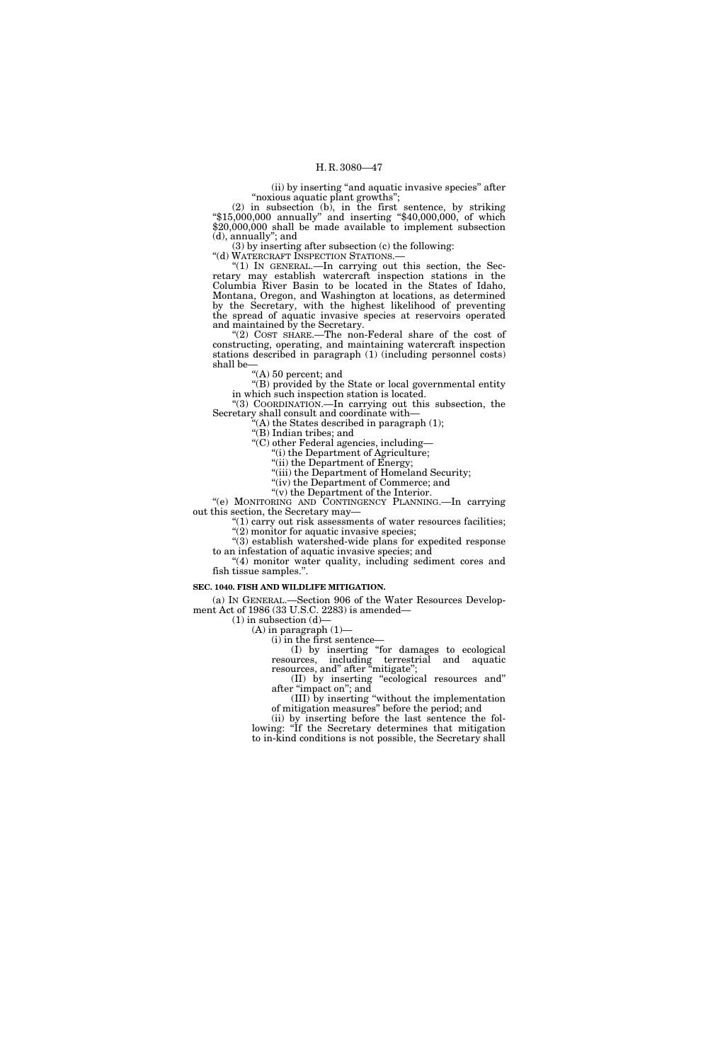(ii) by inserting "and aquatic invasive species" after "noxious aquatic plant growths";

(2) in subsection (b), in the first sentence, by striking "$15,000,000 annually" and inserting "$40,000,000, of which $20,000,000 shall be made available to implement subsection (d), annually"; and

(3) by inserting after subsection (c) the following:

"(d) WATERCRAFT INSPECTION STATIONS.—

"(1) IN GENERAL.—In carrying out this section, the Secretary may establish watercraft inspection stations in the Columbia River Basin to be located in the States of Idaho, Montana, Oregon, and Washington at locations, as determined by the Secretary, with the highest likelihood of preventing the spread of aquatic invasive species at reservoirs operated and maintained by the Secretary.

"(2) COST SHARE.—The non-Federal share of the cost of constructing, operating, and maintaining watercraft inspection stations described in paragraph (1) (including personnel costs) shall be—

"(A) 50 percent; and

"(B) provided by the State or local governmental entity in which such inspection station is located.

"(3) COORDINATION.—In carrying out this subsection, the Secretary shall consult and coordinate with—

"(A) the States described in paragraph (1);

"(B) Indian tribes; and

"(C) other Federal agencies, including—

"(i) the Department of Agriculture;

"(ii) the Department of Energy;

"(iii) the Department of Homeland Security;

"(iv) the Department of Commerce; and

"(v) the Department of the Interior.

"(e) MONITORING AND CONTINGENCY PLANNING.—In carrying out this section, the Secretary may—

"(1) carry out risk assessments of water resources facilities;

"(2) monitor for aquatic invasive species;

"(3) establish watershed-wide plans for expedited response to an infestation of aquatic invasive species; and

"(4) monitor water quality, including sediment cores and fish tissue samples.".

**SEC. 1040. FISH AND WILDLIFE MITIGATION.**

(a) IN GENERAL.—Section 906 of the Water Resources Development Act of 1986 (33 U.S.C. 2283) is amended—

(1) in subsection (d)—

(A) in paragraph (1)—

(i) in the first sentence—

(I) by inserting "for damages to ecological resources, including terrestrial and aquatic resources, and" after "mitigate";

(II) by inserting "ecological resources and" after "impact on"; and

(III) by inserting "without the implementation of mitigation measures" before the period; and

(ii) by inserting before the last sentence the following: "If the Secretary determines that mitigation to in-kind conditions is not possible, the Secretary shall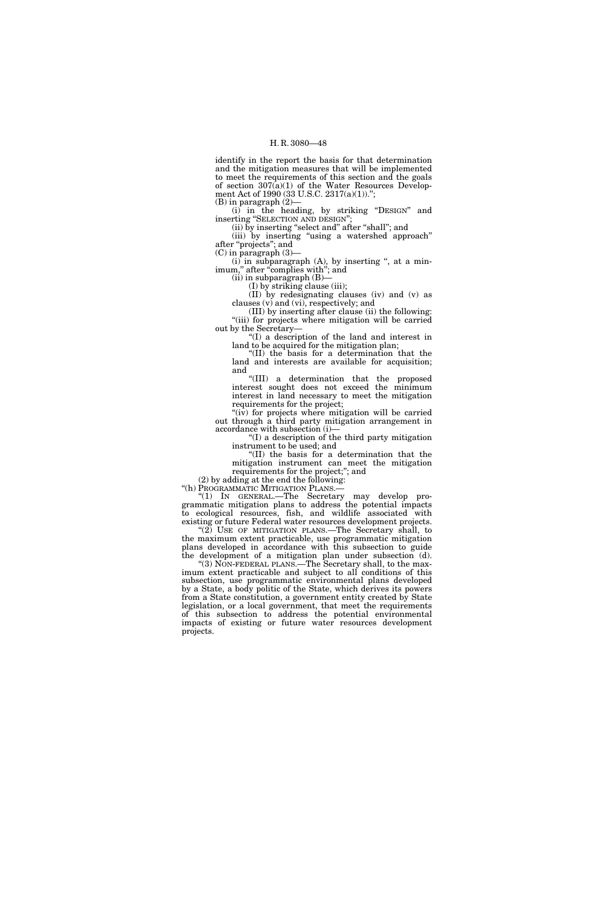identify in the report the basis for that determination and the mitigation measures that will be implemented to meet the requirements of this section and the goals of section 307(a)(1) of the Water Resources Development Act of 1990 (33 U.S.C. 2317(a)(1)).";

(B) in paragraph (2)—

(i) in the heading, by striking "DESIGN" and inserting "SELECTION AND DESIGN";

(ii) by inserting "select and" after "shall"; and

(iii) by inserting "using a watershed approach" after "projects"; and

(C) in paragraph (3)—

(i) in subparagraph (A), by inserting ", at a minimum," after "complies with"; and

(ii) in subparagraph (B)—

(I) by striking clause (iii);

(II) by redesignating clauses (iv) and (v) as clauses (v) and (vi), respectively; and

(III) by inserting after clause (ii) the following:

"(iii) for projects where mitigation will be carried out by the Secretary—

"(I) a description of the land and interest in land to be acquired for the mitigation plan;

"(II) the basis for a determination that the land and interests are available for acquisition; and

"(III) a determination that the proposed interest sought does not exceed the minimum interest in land necessary to meet the mitigation requirements for the project;

"(iv) for projects where mitigation will be carried out through a third party mitigation arrangement in accordance with subsection (i)—

"(I) a description of the third party mitigation instrument to be used; and

"(II) the basis for a determination that the mitigation instrument can meet the mitigation requirements for the project;"; and

(2) by adding at the end the following:

"(h) PROGRAMMATIC MITIGATION PLANS.—

"(1) IN GENERAL.—The Secretary may develop programmatic mitigation plans to address the potential impacts to ecological resources, fish, and wildlife associated with existing or future Federal water resources development projects.

"(2) USE OF MITIGATION PLANS.—The Secretary shall, to the maximum extent practicable, use programmatic mitigation plans developed in accordance with this subsection to guide the development of a mitigation plan under subsection (d).

"(3) NON-FEDERAL PLANS.—The Secretary shall, to the maximum extent practicable and subject to all conditions of this subsection, use programmatic environmental plans developed by a State, a body politic of the State, which derives its powers from a State constitution, a government entity created by State legislation, or a local government, that meet the requirements of this subsection to address the potential environmental impacts of existing or future water resources development projects.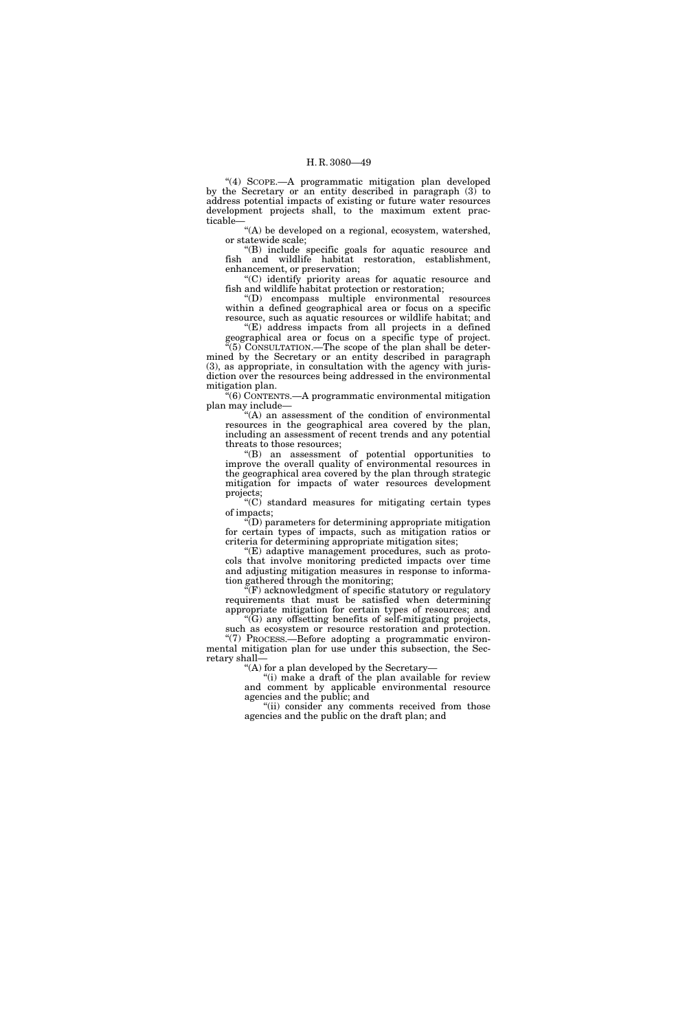"(4) SCOPE.—A programmatic mitigation plan developed by the Secretary or an entity described in paragraph (3) to address potential impacts of existing or future water resources development projects shall, to the maximum extent practicable—

"(A) be developed on a regional, ecosystem, watershed, or statewide scale;

"(B) include specific goals for aquatic resource and fish and wildlife habitat restoration, establishment, enhancement, or preservation;

"(C) identify priority areas for aquatic resource and fish and wildlife habitat protection or restoration;

"(D) encompass multiple environmental resources within a defined geographical area or focus on a specific resource, such as aquatic resources or wildlife habitat; and

"(E) address impacts from all projects in a defined geographical area or focus on a specific type of project.

"(5) CONSULTATION.—The scope of the plan shall be determined by the Secretary or an entity described in paragraph (3), as appropriate, in consultation with the agency with jurisdiction over the resources being addressed in the environmental mitigation plan.

"(6) CONTENTS.—A programmatic environmental mitigation plan may include—

"(A) an assessment of the condition of environmental resources in the geographical area covered by the plan, including an assessment of recent trends and any potential threats to those resources;

"(B) an assessment of potential opportunities to improve the overall quality of environmental resources in the geographical area covered by the plan through strategic mitigation for impacts of water resources development projects;

"(C) standard measures for mitigating certain types of impacts;

"(D) parameters for determining appropriate mitigation for certain types of impacts, such as mitigation ratios or criteria for determining appropriate mitigation sites;

"(E) adaptive management procedures, such as protocols that involve monitoring predicted impacts over time and adjusting mitigation measures in response to information gathered through the monitoring;

"(F) acknowledgment of specific statutory or regulatory requirements that must be satisfied when determining appropriate mitigation for certain types of resources; and

"(G) any offsetting benefits of self-mitigating projects, such as ecosystem or resource restoration and protection.

"(7) PROCESS.—Before adopting a programmatic environmental mitigation plan for use under this subsection, the Secretary shall—

"(A) for a plan developed by the Secretary—

"(i) make a draft of the plan available for review and comment by applicable environmental resource agencies and the public; and

"(ii) consider any comments received from those agencies and the public on the draft plan; and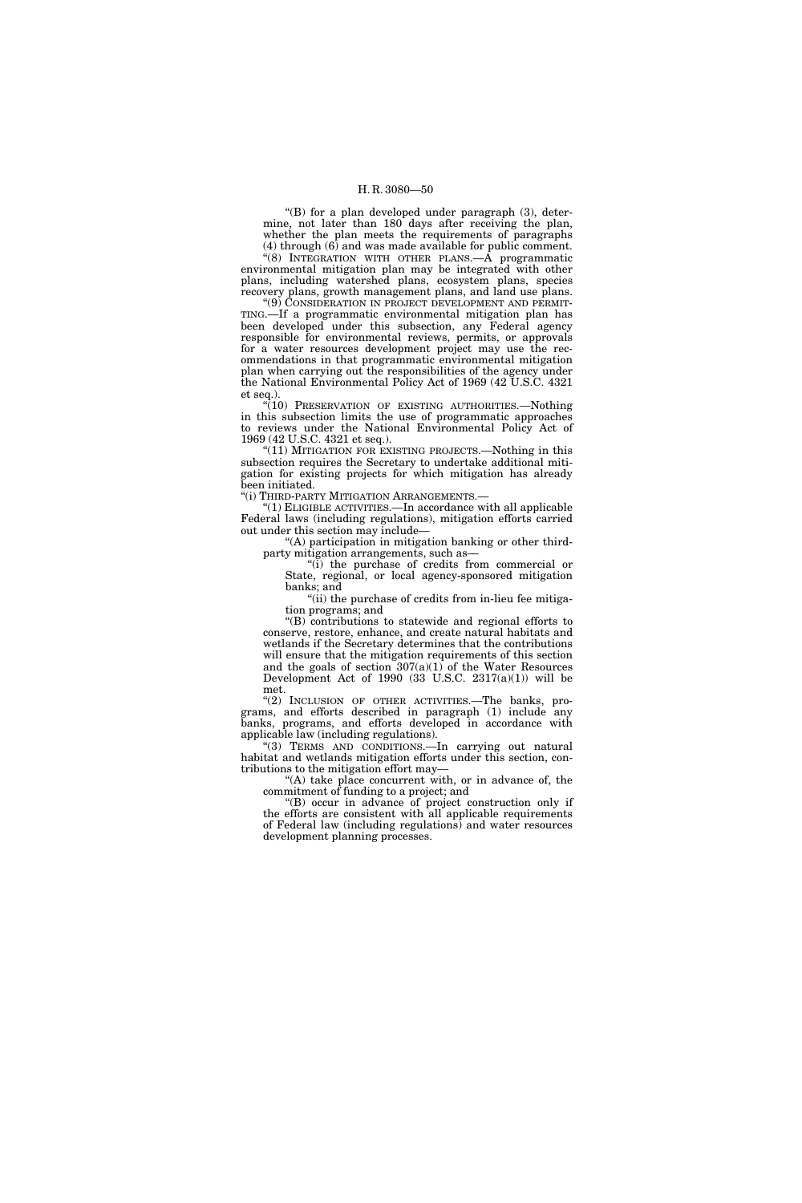"(B) for a plan developed under paragraph (3), determine, not later than 180 days after receiving the plan, whether the plan meets the requirements of paragraphs (4) through (6) and was made available for public comment.

"(8) INTEGRATION WITH OTHER PLANS.—A programmatic environmental mitigation plan may be integrated with other plans, including watershed plans, ecosystem plans, species recovery plans, growth management plans, and land use plans.

"(9) CONSIDERATION IN PROJECT DEVELOPMENT AND PERMITTING.—If a programmatic environmental mitigation plan has been developed under this subsection, any Federal agency responsible for environmental reviews, permits, or approvals for a water resources development project may use the recommendations in that programmatic environmental mitigation plan when carrying out the responsibilities of the agency under the National Environmental Policy Act of 1969 (42 U.S.C. 4321 et seq.).

"(10) PRESERVATION OF EXISTING AUTHORITIES.—Nothing in this subsection limits the use of programmatic approaches to reviews under the National Environmental Policy Act of 1969 (42 U.S.C. 4321 et seq.).

"(11) MITIGATION FOR EXISTING PROJECTS.—Nothing in this subsection requires the Secretary to undertake additional mitigation for existing projects for which mitigation has already been initiated.

"(i) THIRD-PARTY MITIGATION ARRANGEMENTS.—

"(1) ELIGIBLE ACTIVITIES.—In accordance with all applicable Federal laws (including regulations), mitigation efforts carried out under this section may include—

"(A) participation in mitigation banking or other third-party mitigation arrangements, such as—

"(i) the purchase of credits from commercial or State, regional, or local agency-sponsored mitigation banks; and

"(ii) the purchase of credits from in-lieu fee mitigation programs; and

"(B) contributions to statewide and regional efforts to conserve, restore, enhance, and create natural habitats and wetlands if the Secretary determines that the contributions will ensure that the mitigation requirements of this section and the goals of section 307(a)(1) of the Water Resources Development Act of 1990 (33 U.S.C. 2317(a)(1)) will be met.

"(2) INCLUSION OF OTHER ACTIVITIES.—The banks, programs, and efforts described in paragraph (1) include any banks, programs, and efforts developed in accordance with applicable law (including regulations).

"(3) TERMS AND CONDITIONS.—In carrying out natural habitat and wetlands mitigation efforts under this section, contributions to the mitigation effort may—

"(A) take place concurrent with, or in advance of, the commitment of funding to a project; and

"(B) occur in advance of project construction only if the efforts are consistent with all applicable requirements of Federal law (including regulations) and water resources development planning processes.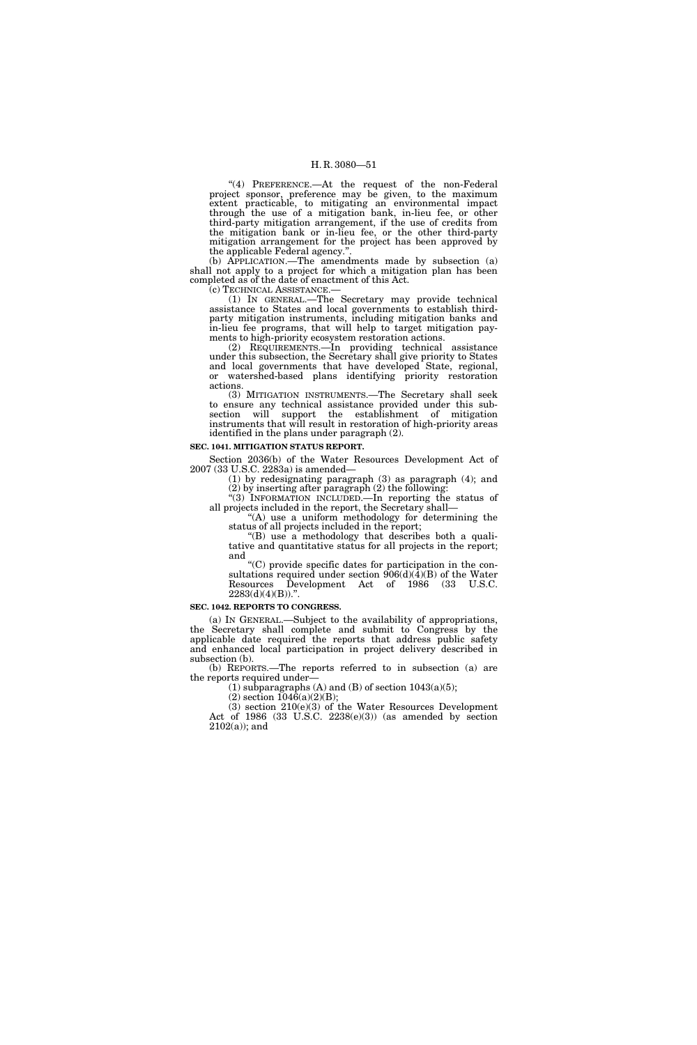"(4) PREFERENCE.—At the request of the non-Federal project sponsor, preference may be given, to the maximum extent practicable, to mitigating an environmental impact through the use of a mitigation bank, in-lieu fee, or other third-party mitigation arrangement, if the use of credits from the mitigation bank or in-lieu fee, or the other third-party mitigation arrangement for the project has been approved by the applicable Federal agency.".

(b) APPLICATION.—The amendments made by subsection (a) shall not apply to a project for which a mitigation plan has been completed as of the date of enactment of this Act.

(c) TECHNICAL ASSISTANCE.—

(1) IN GENERAL.—The Secretary may provide technical assistance to States and local governments to establish third-party mitigation instruments, including mitigation banks and in-lieu fee programs, that will help to target mitigation payments to high-priority ecosystem restoration actions.

(2) REQUIREMENTS.—In providing technical assistance under this subsection, the Secretary shall give priority to States and local governments that have developed State, regional, or watershed-based plans identifying priority restoration actions.

(3) MITIGATION INSTRUMENTS.—The Secretary shall seek to ensure any technical assistance provided under this subsection will support the establishment of mitigation instruments that will result in restoration of high-priority areas identified in the plans under paragraph (2).

**SEC. 1041. MITIGATION STATUS REPORT.**

Section 2036(b) of the Water Resources Development Act of 2007 (33 U.S.C. 2283a) is amended—

(1) by redesignating paragraph (3) as paragraph (4); and

(2) by inserting after paragraph (2) the following:

"(3) INFORMATION INCLUDED.—In reporting the status of all projects included in the report, the Secretary shall—

"(A) use a uniform methodology for determining the status of all projects included in the report;

"(B) use a methodology that describes both a qualitative and quantitative status for all projects in the report; and

"(C) provide specific dates for participation in the consultations required under section 906(d)(4)(B) of the Water Resources Development Act of 1986 (33 U.S.C. 2283(d)(4)(B)).".

**SEC. 1042. REPORTS TO CONGRESS.**

(a) IN GENERAL.—Subject to the availability of appropriations, the Secretary shall complete and submit to Congress by the applicable date required the reports that address public safety and enhanced local participation in project delivery described in subsection (b).

(b) REPORTS.—The reports referred to in subsection (a) are the reports required under—

(1) subparagraphs (A) and (B) of section 1043(a)(5);

(2) section 1046(a)(2)(B);

(3) section 210(e)(3) of the Water Resources Development Act of 1986 (33 U.S.C. 2238(e)(3)) (as amended by section 2102(a)); and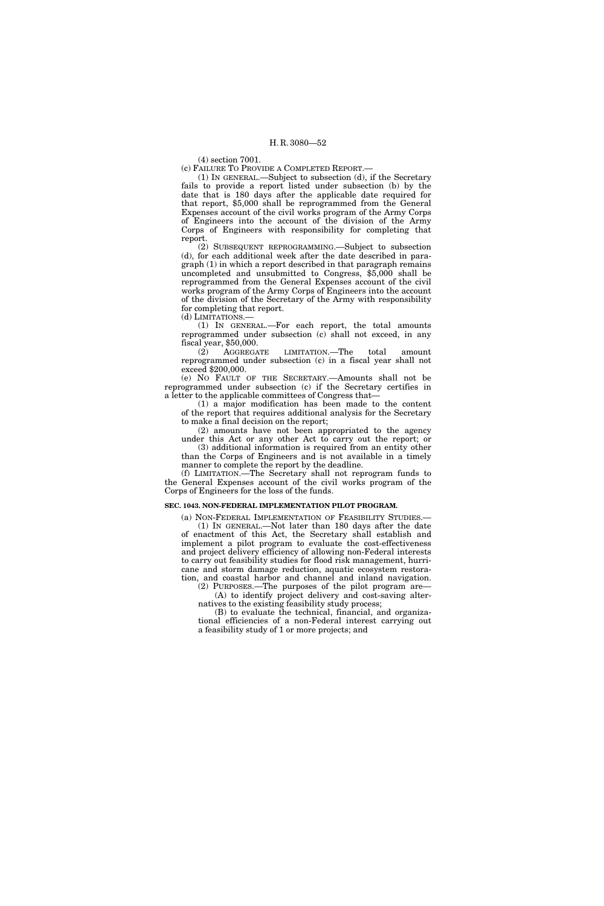(4) section 7001.

(c) FAILURE TO PROVIDE A COMPLETED REPORT.—

(1) IN GENERAL.—Subject to subsection (d), if the Secretary fails to provide a report listed under subsection (b) by the date that is 180 days after the applicable date required for that report, $5,000 shall be reprogrammed from the General Expenses account of the civil works program of the Army Corps of Engineers into the account of the division of the Army Corps of Engineers with responsibility for completing that report.

(2) SUBSEQUENT REPROGRAMMING.—Subject to subsection (d), for each additional week after the date described in paragraph (1) in which a report described in that paragraph remains uncompleted and unsubmitted to Congress, $5,000 shall be reprogrammed from the General Expenses account of the civil works program of the Army Corps of Engineers into the account of the division of the Secretary of the Army with responsibility for completing that report.

(d) LIMITATIONS.—

(1) IN GENERAL.—For each report, the total amounts reprogrammed under subsection (c) shall not exceed, in any fiscal year, $50,000.

(2) AGGREGATE LIMITATION.—The total amount reprogrammed under subsection (c) in a fiscal year shall not exceed $200,000.

(e) NO FAULT OF THE SECRETARY.—Amounts shall not be reprogrammed under subsection (c) if the Secretary certifies in a letter to the applicable committees of Congress that—

(1) a major modification has been made to the content of the report that requires additional analysis for the Secretary to make a final decision on the report;

(2) amounts have not been appropriated to the agency under this Act or any other Act to carry out the report; or

(3) additional information is required from an entity other than the Corps of Engineers and is not available in a timely manner to complete the report by the deadline.

(f) LIMITATION.—The Secretary shall not reprogram funds to the General Expenses account of the civil works program of the Corps of Engineers for the loss of the funds.

**SEC. 1043. NON-FEDERAL IMPLEMENTATION PILOT PROGRAM.**

(a) NON-FEDERAL IMPLEMENTATION OF FEASIBILITY STUDIES.—

(1) IN GENERAL.—Not later than 180 days after the date of enactment of this Act, the Secretary shall establish and implement a pilot program to evaluate the cost-effectiveness and project delivery efficiency of allowing non-Federal interests to carry out feasibility studies for flood risk management, hurricane and storm damage reduction, aquatic ecosystem restoration, and coastal harbor and channel and inland navigation.

(2) PURPOSES.—The purposes of the pilot program are—

(A) to identify project delivery and cost-saving alternatives to the existing feasibility study process;

(B) to evaluate the technical, financial, and organizational efficiencies of a non-Federal interest carrying out a feasibility study of 1 or more projects; and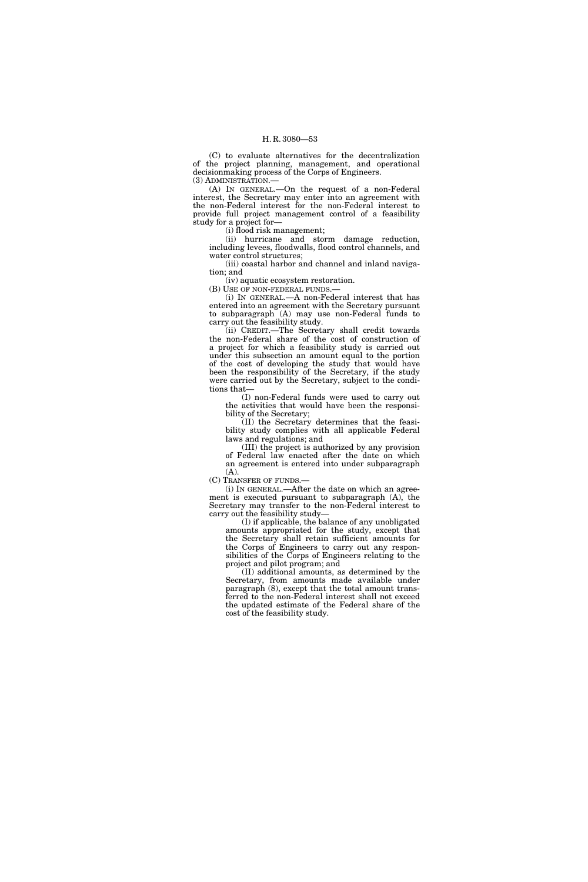(C) to evaluate alternatives for the decentralization of the project planning, management, and operational decisionmaking process of the Corps of Engineers.

(3) ADMINISTRATION.—

(A) IN GENERAL.—On the request of a non-Federal interest, the Secretary may enter into an agreement with the non-Federal interest for the non-Federal interest to provide full project management control of a feasibility study for a project for—

(i) flood risk management;

(ii) hurricane and storm damage reduction, including levees, floodwalls, flood control channels, and water control structures;

(iii) coastal harbor and channel and inland navigation; and

(iv) aquatic ecosystem restoration.

(B) USE OF NON-FEDERAL FUNDS.—

(i) IN GENERAL.—A non-Federal interest that has entered into an agreement with the Secretary pursuant to subparagraph (A) may use non-Federal funds to carry out the feasibility study.

(ii) CREDIT.—The Secretary shall credit towards the non-Federal share of the cost of construction of a project for which a feasibility study is carried out under this subsection an amount equal to the portion of the cost of developing the study that would have been the responsibility of the Secretary, if the study were carried out by the Secretary, subject to the conditions that—

(I) non-Federal funds were used to carry out the activities that would have been the responsibility of the Secretary;

(II) the Secretary determines that the feasibility study complies with all applicable Federal laws and regulations; and

(III) the project is authorized by any provision of Federal law enacted after the date on which an agreement is entered into under subparagraph (A).

(C) TRANSFER OF FUNDS.—

(i) IN GENERAL.—After the date on which an agreement is executed pursuant to subparagraph (A), the Secretary may transfer to the non-Federal interest to carry out the feasibility study—

(I) if applicable, the balance of any unobligated amounts appropriated for the study, except that the Secretary shall retain sufficient amounts for the Corps of Engineers to carry out any responsibilities of the Corps of Engineers relating to the project and pilot program; and

(II) additional amounts, as determined by the Secretary, from amounts made available under paragraph (8), except that the total amount transferred to the non-Federal interest shall not exceed the updated estimate of the Federal share of the cost of the feasibility study.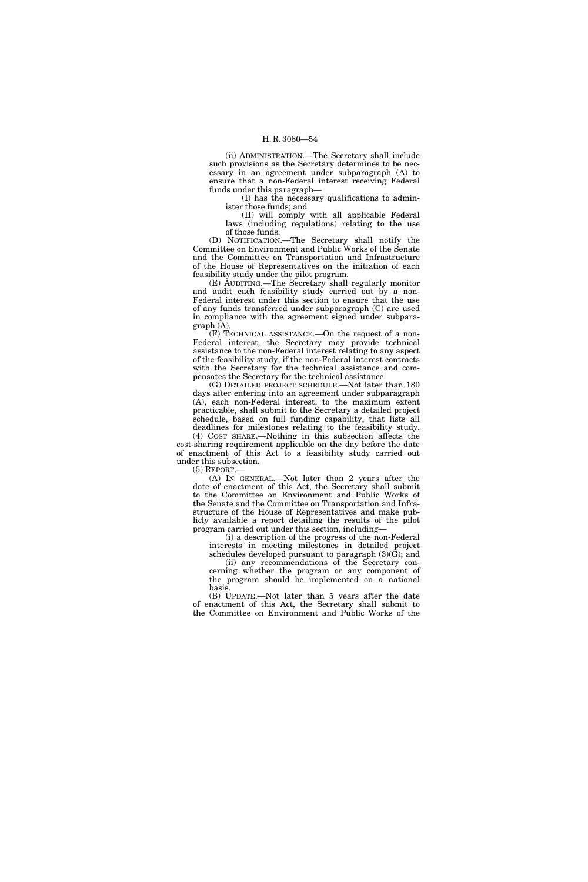(ii) ADMINISTRATION.—The Secretary shall include such provisions as the Secretary determines to be necessary in an agreement under subparagraph (A) to ensure that a non-Federal interest receiving Federal funds under this paragraph—

(I) has the necessary qualifications to administer those funds; and

(II) will comply with all applicable Federal laws (including regulations) relating to the use of those funds.

(D) NOTIFICATION.—The Secretary shall notify the Committee on Environment and Public Works of the Senate and the Committee on Transportation and Infrastructure of the House of Representatives on the initiation of each feasibility study under the pilot program.

(E) AUDITING.—The Secretary shall regularly monitor and audit each feasibility study carried out by a non-Federal interest under this section to ensure that the use of any funds transferred under subparagraph (C) are used in compliance with the agreement signed under subparagraph (A).

(F) TECHNICAL ASSISTANCE.—On the request of a non-Federal interest, the Secretary may provide technical assistance to the non-Federal interest relating to any aspect of the feasibility study, if the non-Federal interest contracts with the Secretary for the technical assistance and compensates the Secretary for the technical assistance.

(G) DETAILED PROJECT SCHEDULE.—Not later than 180 days after entering into an agreement under subparagraph (A), each non-Federal interest, to the maximum extent practicable, shall submit to the Secretary a detailed project schedule, based on full funding capability, that lists all deadlines for milestones relating to the feasibility study.

(4) COST SHARE.—Nothing in this subsection affects the cost-sharing requirement applicable on the day before the date of enactment of this Act to a feasibility study carried out under this subsection.

(5) REPORT.—

(A) IN GENERAL.—Not later than 2 years after the date of enactment of this Act, the Secretary shall submit to the Committee on Environment and Public Works of the Senate and the Committee on Transportation and Infrastructure of the House of Representatives and make publicly available a report detailing the results of the pilot program carried out under this section, including—

(i) a description of the progress of the non-Federal interests in meeting milestones in detailed project schedules developed pursuant to paragraph (3)(G); and

(ii) any recommendations of the Secretary concerning whether the program or any component of the program should be implemented on a national basis.

(B) UPDATE.—Not later than 5 years after the date of enactment of this Act, the Secretary shall submit to the Committee on Environment and Public Works of the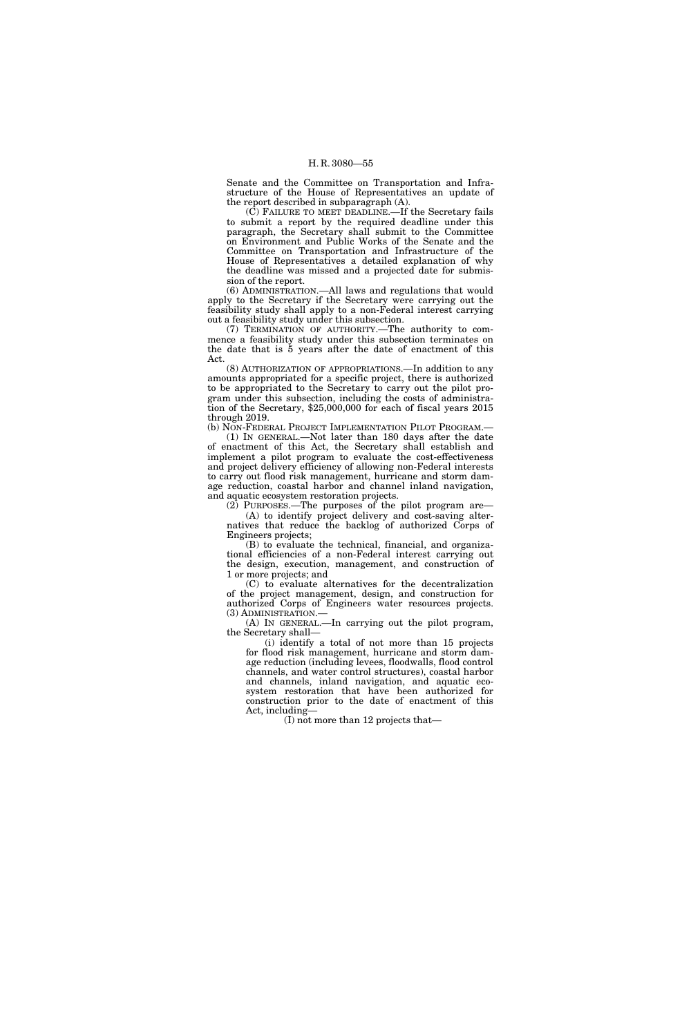Senate and the Committee on Transportation and Infrastructure of the House of Representatives an update of the report described in subparagraph (A).

(C) FAILURE TO MEET DEADLINE.—If the Secretary fails to submit a report by the required deadline under this paragraph, the Secretary shall submit to the Committee on Environment and Public Works of the Senate and the Committee on Transportation and Infrastructure of the House of Representatives a detailed explanation of why the deadline was missed and a projected date for submission of the report.

(6) ADMINISTRATION.—All laws and regulations that would apply to the Secretary if the Secretary were carrying out the feasibility study shall apply to a non-Federal interest carrying out a feasibility study under this subsection.

(7) TERMINATION OF AUTHORITY.—The authority to commence a feasibility study under this subsection terminates on the date that is 5 years after the date of enactment of this Act.

(8) AUTHORIZATION OF APPROPRIATIONS.—In addition to any amounts appropriated for a specific project, there is authorized to be appropriated to the Secretary to carry out the pilot program under this subsection, including the costs of administration of the Secretary, $25,000,000 for each of fiscal years 2015 through 2019.

(b) NON-FEDERAL PROJECT IMPLEMENTATION PILOT PROGRAM.—

(1) IN GENERAL.—Not later than 180 days after the date of enactment of this Act, the Secretary shall establish and implement a pilot program to evaluate the cost-effectiveness and project delivery efficiency of allowing non-Federal interests to carry out flood risk management, hurricane and storm damage reduction, coastal harbor and channel inland navigation, and aquatic ecosystem restoration projects.

(2) PURPOSES.—The purposes of the pilot program are—

(A) to identify project delivery and cost-saving alternatives that reduce the backlog of authorized Corps of Engineers projects;

(B) to evaluate the technical, financial, and organizational efficiencies of a non-Federal interest carrying out the design, execution, management, and construction of 1 or more projects; and

(C) to evaluate alternatives for the decentralization of the project management, design, and construction for authorized Corps of Engineers water resources projects.

(3) ADMINISTRATION.—

(A) IN GENERAL.—In carrying out the pilot program, the Secretary shall—

(i) identify a total of not more than 15 projects for flood risk management, hurricane and storm damage reduction (including levees, floodwalls, flood control channels, and water control structures), coastal harbor and channels, inland navigation, and aquatic ecosystem restoration that have been authorized for construction prior to the date of enactment of this Act, including—

(I) not more than 12 projects that—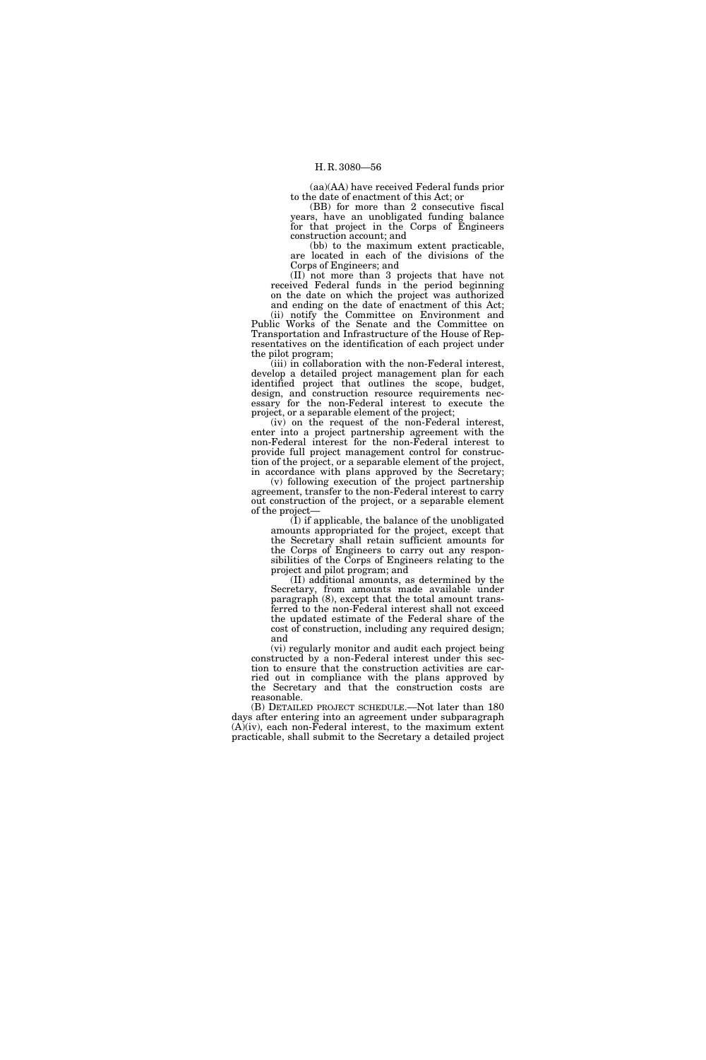(aa)(AA) have received Federal funds prior to the date of enactment of this Act; or

(BB) for more than 2 consecutive fiscal years, have an unobligated funding balance for that project in the Corps of Engineers construction account; and

(bb) to the maximum extent practicable, are located in each of the divisions of the Corps of Engineers; and

(II) not more than 3 projects that have not received Federal funds in the period beginning on the date on which the project was authorized and ending on the date of enactment of this Act;

(ii) notify the Committee on Environment and Public Works of the Senate and the Committee on Transportation and Infrastructure of the House of Representatives on the identification of each project under the pilot program;

(iii) in collaboration with the non-Federal interest, develop a detailed project management plan for each identified project that outlines the scope, budget, design, and construction resource requirements necessary for the non-Federal interest to execute the project, or a separable element of the project;

(iv) on the request of the non-Federal interest, enter into a project partnership agreement with the non-Federal interest for the non-Federal interest to provide full project management control for construction of the project, or a separable element of the project, in accordance with plans approved by the Secretary;

(v) following execution of the project partnership agreement, transfer to the non-Federal interest to carry out construction of the project, or a separable element of the project—

(I) if applicable, the balance of the unobligated amounts appropriated for the project, except that the Secretary shall retain sufficient amounts for the Corps of Engineers to carry out any responsibilities of the Corps of Engineers relating to the project and pilot program; and

(II) additional amounts, as determined by the Secretary, from amounts made available under paragraph (8), except that the total amount transferred to the non-Federal interest shall not exceed the updated estimate of the Federal share of the cost of construction, including any required design; and

(vi) regularly monitor and audit each project being constructed by a non-Federal interest under this section to ensure that the construction activities are carried out in compliance with the plans approved by the Secretary and that the construction costs are reasonable.

(B) DETAILED PROJECT SCHEDULE.—Not later than 180 days after entering into an agreement under subparagraph (A)(iv), each non-Federal interest, to the maximum extent practicable, shall submit to the Secretary a detailed project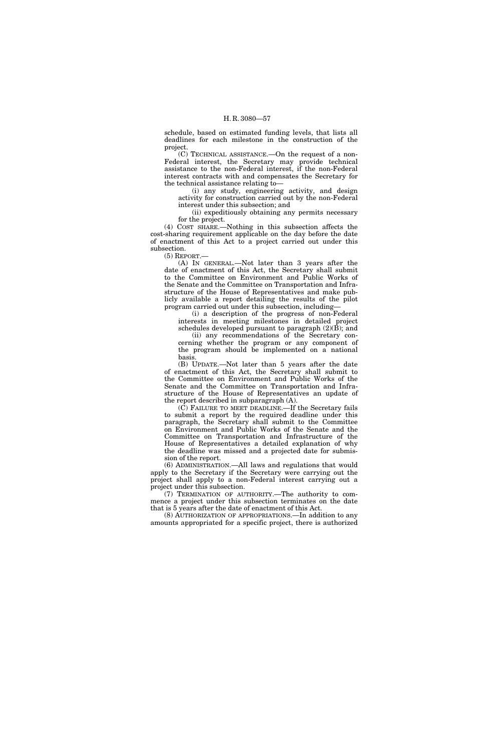schedule, based on estimated funding levels, that lists all deadlines for each milestone in the construction of the project.

(C) TECHNICAL ASSISTANCE.—On the request of a non-Federal interest, the Secretary may provide technical assistance to the non-Federal interest, if the non-Federal interest contracts with and compensates the Secretary for the technical assistance relating to—

(i) any study, engineering activity, and design activity for construction carried out by the non-Federal interest under this subsection; and

(ii) expeditiously obtaining any permits necessary for the project.

(4) COST SHARE.—Nothing in this subsection affects the cost-sharing requirement applicable on the day before the date of enactment of this Act to a project carried out under this subsection.

(5) REPORT.—

(A) IN GENERAL.—Not later than 3 years after the date of enactment of this Act, the Secretary shall submit to the Committee on Environment and Public Works of the Senate and the Committee on Transportation and Infrastructure of the House of Representatives and make publicly available a report detailing the results of the pilot program carried out under this subsection, including—

(i) a description of the progress of non-Federal interests in meeting milestones in detailed project schedules developed pursuant to paragraph (2)(B); and

(ii) any recommendations of the Secretary concerning whether the program or any component of the program should be implemented on a national basis.

(B) UPDATE.—Not later than 5 years after the date of enactment of this Act, the Secretary shall submit to the Committee on Environment and Public Works of the Senate and the Committee on Transportation and Infrastructure of the House of Representatives an update of the report described in subparagraph (A).

(C) FAILURE TO MEET DEADLINE.—If the Secretary fails to submit a report by the required deadline under this paragraph, the Secretary shall submit to the Committee on Environment and Public Works of the Senate and the Committee on Transportation and Infrastructure of the House of Representatives a detailed explanation of why the deadline was missed and a projected date for submission of the report.

(6) ADMINISTRATION.—All laws and regulations that would apply to the Secretary if the Secretary were carrying out the project shall apply to a non-Federal interest carrying out a project under this subsection.

(7) TERMINATION OF AUTHORITY.—The authority to commence a project under this subsection terminates on the date that is 5 years after the date of enactment of this Act.

(8) AUTHORIZATION OF APPROPRIATIONS.—In addition to any amounts appropriated for a specific project, there is authorized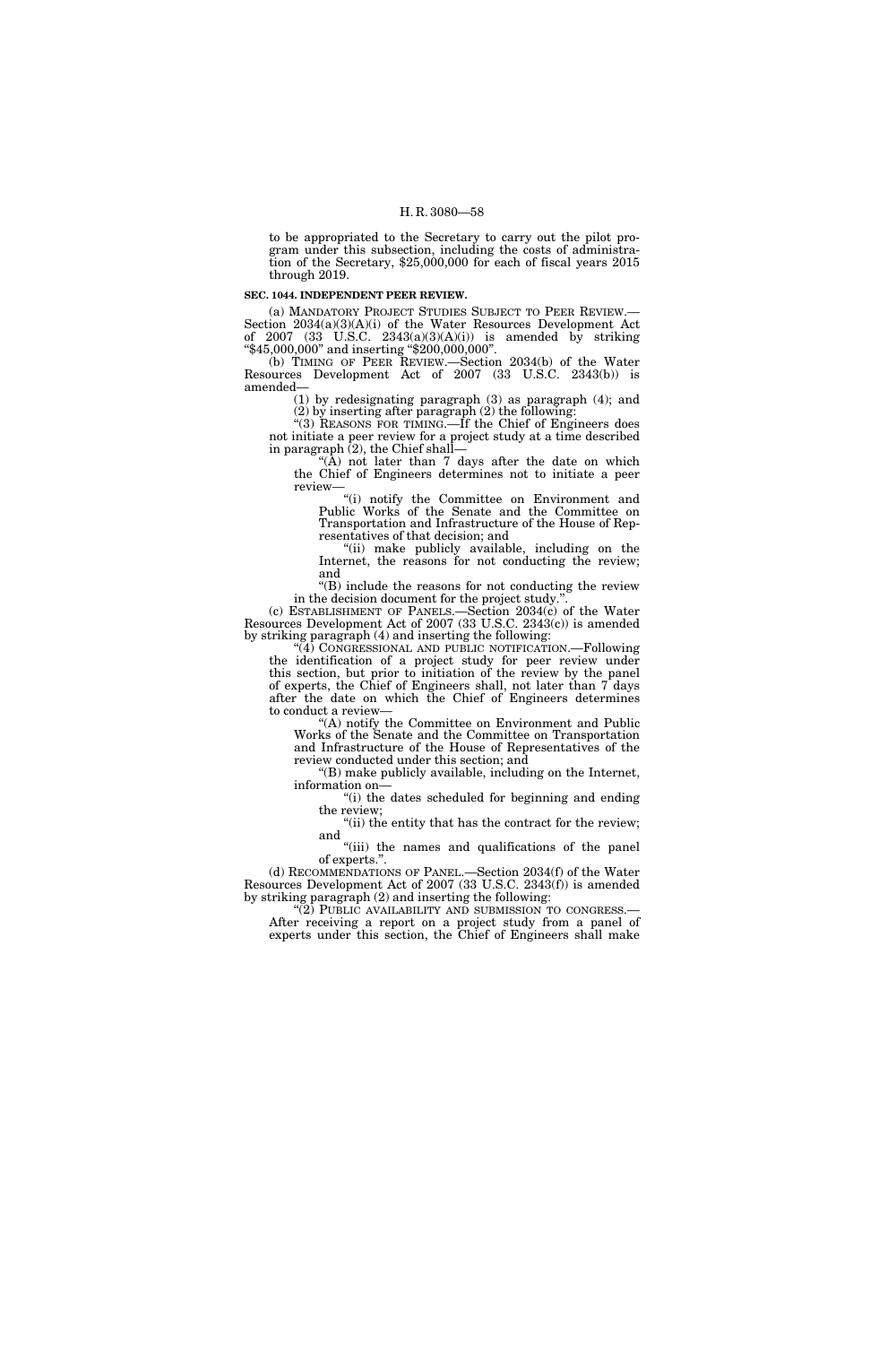to be appropriated to the Secretary to carry out the pilot program under this subsection, including the costs of administration of the Secretary, $25,000,000 for each of fiscal years 2015 through 2019.

**SEC. 1044. INDEPENDENT PEER REVIEW.**

(a) MANDATORY PROJECT STUDIES SUBJECT TO PEER REVIEW.—Section 2034(a)(3)(A)(i) of the Water Resources Development Act of 2007 (33 U.S.C. 2343(a)(3)(A)(i)) is amended by striking "$45,000,000" and inserting "$200,000,000".

(b) TIMING OF PEER REVIEW.—Section 2034(b) of the Water Resources Development Act of 2007 (33 U.S.C. 2343(b)) is amended—

(1) by redesignating paragraph (3) as paragraph (4); and

(2) by inserting after paragraph (2) the following:

"(3) REASONS FOR TIMING.—If the Chief of Engineers does not initiate a peer review for a project study at a time described in paragraph (2), the Chief shall—

"(A) not later than 7 days after the date on which the Chief of Engineers determines not to initiate a peer review—

"(i) notify the Committee on Environment and Public Works of the Senate and the Committee on Transportation and Infrastructure of the House of Representatives of that decision; and

"(ii) make publicly available, including on the Internet, the reasons for not conducting the review; and

"(B) include the reasons for not conducting the review in the decision document for the project study.".

(c) ESTABLISHMENT OF PANELS.—Section 2034(c) of the Water Resources Development Act of 2007 (33 U.S.C. 2343(c)) is amended by striking paragraph (4) and inserting the following:

"(4) CONGRESSIONAL AND PUBLIC NOTIFICATION.—Following the identification of a project study for peer review under this section, but prior to initiation of the review by the panel of experts, the Chief of Engineers shall, not later than 7 days after the date on which the Chief of Engineers determines to conduct a review—

"(A) notify the Committee on Environment and Public Works of the Senate and the Committee on Transportation and Infrastructure of the House of Representatives of the review conducted under this section; and

"(B) make publicly available, including on the Internet, information on—

"(i) the dates scheduled for beginning and ending the review;

"(ii) the entity that has the contract for the review; and

"(iii) the names and qualifications of the panel of experts.".

(d) RECOMMENDATIONS OF PANEL.—Section 2034(f) of the Water Resources Development Act of 2007 (33 U.S.C. 2343(f)) is amended by striking paragraph (2) and inserting the following:

"(2) PUBLIC AVAILABILITY AND SUBMISSION TO CONGRESS.—After receiving a report on a project study from a panel of experts under this section, the Chief of Engineers shall make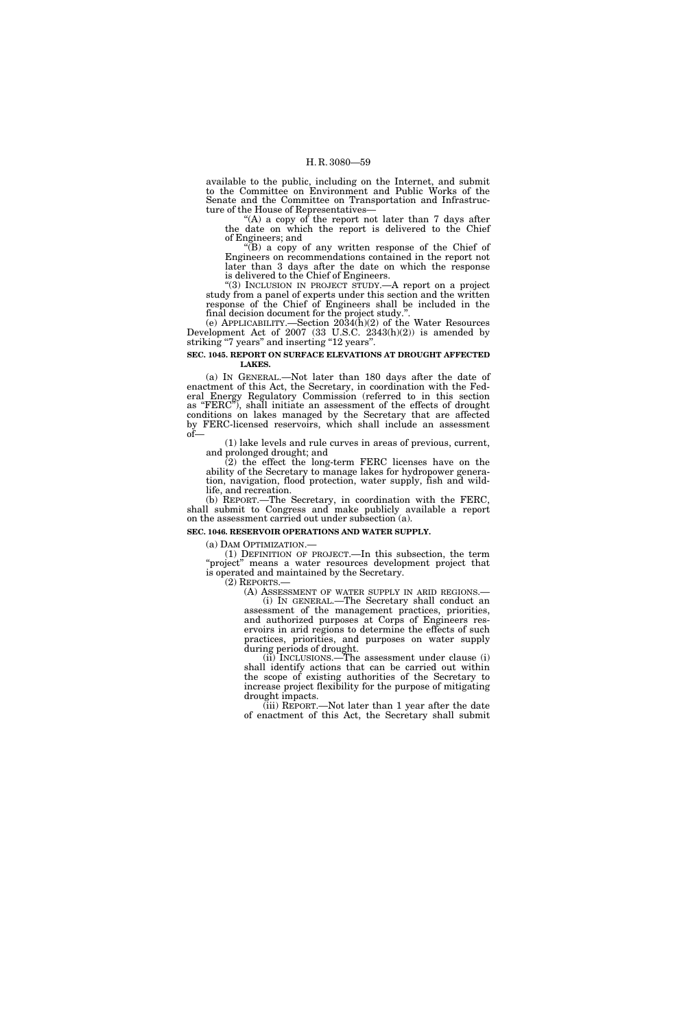available to the public, including on the Internet, and submit to the Committee on Environment and Public Works of the Senate and the Committee on Transportation and Infrastructure of the House of Representatives—

"(A) a copy of the report not later than 7 days after the date on which the report is delivered to the Chief of Engineers; and

"(B) a copy of any written response of the Chief of Engineers on recommendations contained in the report not later than 3 days after the date on which the response is delivered to the Chief of Engineers.

"(3) INCLUSION IN PROJECT STUDY.—A report on a project study from a panel of experts under this section and the written response of the Chief of Engineers shall be included in the final decision document for the project study.".

(e) APPLICABILITY.—Section 2034(h)(2) of the Water Resources Development Act of 2007 (33 U.S.C. 2343(h)(2)) is amended by striking "7 years" and inserting "12 years".

**SEC. 1045. REPORT ON SURFACE ELEVATIONS AT DROUGHT AFFECTED LAKES.**

(a) IN GENERAL.—Not later than 180 days after the date of enactment of this Act, the Secretary, in coordination with the Federal Energy Regulatory Commission (referred to in this section as "FERC"), shall initiate an assessment of the effects of drought conditions on lakes managed by the Secretary that are affected by FERC-licensed reservoirs, which shall include an assessment of—

(1) lake levels and rule curves in areas of previous, current, and prolonged drought; and

(2) the effect the long-term FERC licenses have on the ability of the Secretary to manage lakes for hydropower generation, navigation, flood protection, water supply, fish and wildlife, and recreation.

(b) REPORT.—The Secretary, in coordination with the FERC, shall submit to Congress and make publicly available a report on the assessment carried out under subsection (a).

**SEC. 1046. RESERVOIR OPERATIONS AND WATER SUPPLY.**

(a) DAM OPTIMIZATION.—

(1) DEFINITION OF PROJECT.—In this subsection, the term "project" means a water resources development project that is operated and maintained by the Secretary.

(2) REPORTS.—

(A) ASSESSMENT OF WATER SUPPLY IN ARID REGIONS.—

(i) IN GENERAL.—The Secretary shall conduct an assessment of the management practices, priorities, and authorized purposes at Corps of Engineers reservoirs in arid regions to determine the effects of such practices, priorities, and purposes on water supply during periods of drought.

(ii) INCLUSIONS.—The assessment under clause (i) shall identify actions that can be carried out within the scope of existing authorities of the Secretary to increase project flexibility for the purpose of mitigating drought impacts.

(iii) REPORT.—Not later than 1 year after the date of enactment of this Act, the Secretary shall submit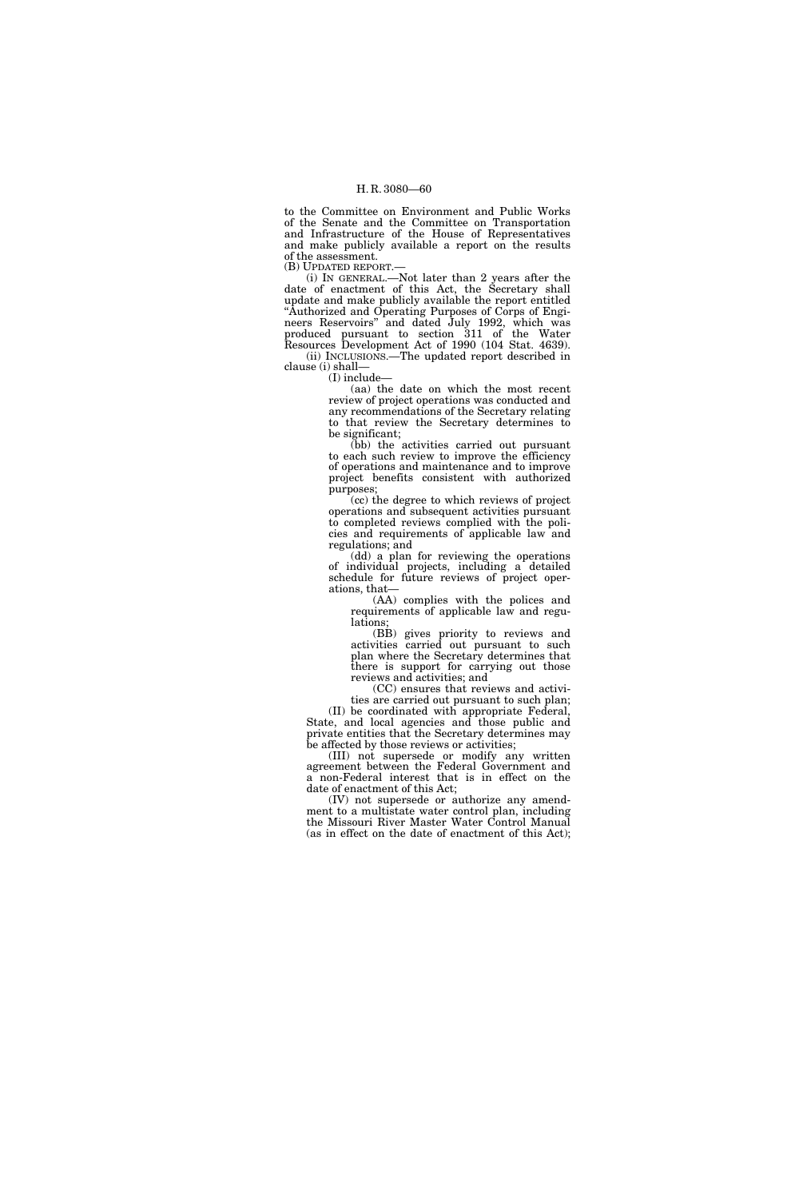to the Committee on Environment and Public Works of the Senate and the Committee on Transportation and Infrastructure of the House of Representatives and make publicly available a report on the results of the assessment.

(B) UPDATED REPORT.—

(i) IN GENERAL.—Not later than 2 years after the date of enactment of this Act, the Secretary shall update and make publicly available the report entitled "Authorized and Operating Purposes of Corps of Engineers Reservoirs" and dated July 1992, which was produced pursuant to section 311 of the Water Resources Development Act of 1990 (104 Stat. 4639).

(ii) INCLUSIONS.—The updated report described in clause (i) shall—

(I) include—

(aa) the date on which the most recent review of project operations was conducted and any recommendations of the Secretary relating to that review the Secretary determines to be significant;

(bb) the activities carried out pursuant to each such review to improve the efficiency of operations and maintenance and to improve project benefits consistent with authorized purposes;

(cc) the degree to which reviews of project operations and subsequent activities pursuant to completed reviews complied with the policies and requirements of applicable law and regulations; and

(dd) a plan for reviewing the operations of individual projects, including a detailed schedule for future reviews of project operations, that—

(AA) complies with the polices and requirements of applicable law and regulations;

(BB) gives priority to reviews and activities carried out pursuant to such plan where the Secretary determines that there is support for carrying out those reviews and activities; and

(CC) ensures that reviews and activities are carried out pursuant to such plan;

(II) be coordinated with appropriate Federal, State, and local agencies and those public and private entities that the Secretary determines may be affected by those reviews or activities;

(III) not supersede or modify any written agreement between the Federal Government and a non-Federal interest that is in effect on the date of enactment of this Act;

(IV) not supersede or authorize any amendment to a multistate water control plan, including the Missouri River Master Water Control Manual (as in effect on the date of enactment of this Act);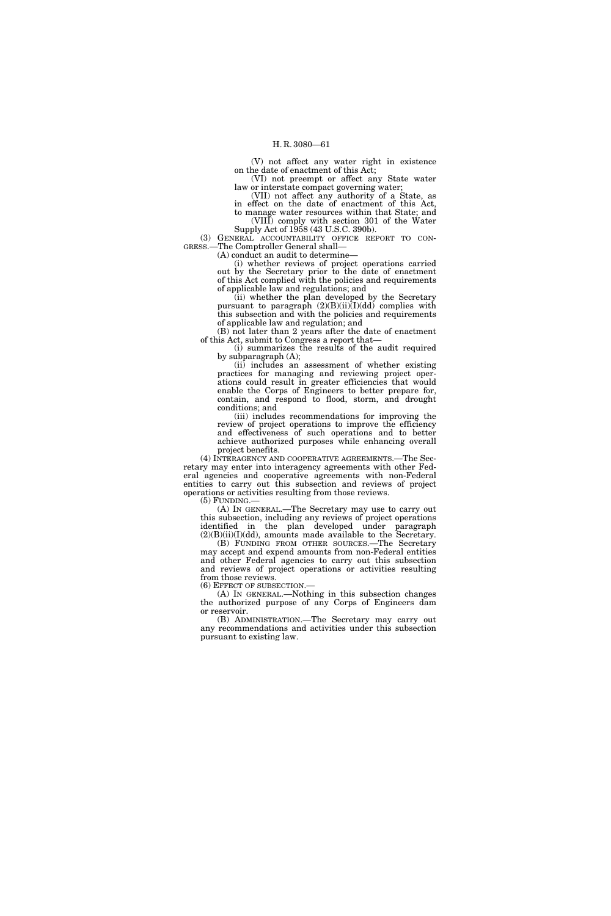(V) not affect any water right in existence on the date of enactment of this Act;

(VI) not preempt or affect any State water law or interstate compact governing water;

(VII) not affect any authority of a State, as in effect on the date of enactment of this Act, to manage water resources within that State; and

(VIII) comply with section 301 of the Water Supply Act of 1958 (43 U.S.C. 390b).

(3) GENERAL ACCOUNTABILITY OFFICE REPORT TO CONGRESS.—The Comptroller General shall—

(A) conduct an audit to determine—

(i) whether reviews of project operations carried out by the Secretary prior to the date of enactment of this Act complied with the policies and requirements of applicable law and regulations; and

(ii) whether the plan developed by the Secretary pursuant to paragraph (2)(B)(ii)(I)(dd) complies with this subsection and with the policies and requirements of applicable law and regulation; and

(B) not later than 2 years after the date of enactment of this Act, submit to Congress a report that—

(i) summarizes the results of the audit required by subparagraph (A);

(ii) includes an assessment of whether existing practices for managing and reviewing project operations could result in greater efficiencies that would enable the Corps of Engineers to better prepare for, contain, and respond to flood, storm, and drought conditions; and

(iii) includes recommendations for improving the review of project operations to improve the efficiency and effectiveness of such operations and to better achieve authorized purposes while enhancing overall project benefits.

(4) INTERAGENCY AND COOPERATIVE AGREEMENTS.—The Secretary may enter into interagency agreements with other Federal agencies and cooperative agreements with non-Federal entities to carry out this subsection and reviews of project operations or activities resulting from those reviews.

(5) FUNDING.—

(A) IN GENERAL.—The Secretary may use to carry out this subsection, including any reviews of project operations identified in the plan developed under paragraph (2)(B)(ii)(I)(dd), amounts made available to the Secretary.

(B) FUNDING FROM OTHER SOURCES.—The Secretary may accept and expend amounts from non-Federal entities and other Federal agencies to carry out this subsection and reviews of project operations or activities resulting from those reviews.

(6) EFFECT OF SUBSECTION.—

(A) IN GENERAL.—Nothing in this subsection changes the authorized purpose of any Corps of Engineers dam or reservoir.

(B) ADMINISTRATION.—The Secretary may carry out any recommendations and activities under this subsection pursuant to existing law.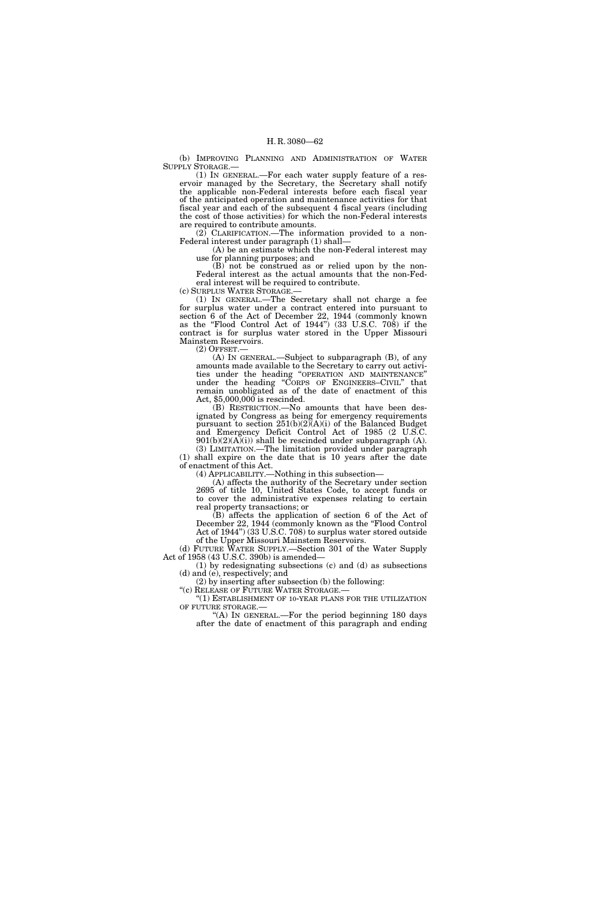(b) IMPROVING PLANNING AND ADMINISTRATION OF WATER SUPPLY STORAGE.—

(1) IN GENERAL.—For each water supply feature of a reservoir managed by the Secretary, the Secretary shall notify the applicable non-Federal interests before each fiscal year of the anticipated operation and maintenance activities for that fiscal year and each of the subsequent 4 fiscal years (including the cost of those activities) for which the non-Federal interests are required to contribute amounts.

(2) CLARIFICATION.—The information provided to a non-Federal interest under paragraph (1) shall—

(A) be an estimate which the non-Federal interest may use for planning purposes; and

(B) not be construed as or relied upon by the non-Federal interest as the actual amounts that the non-Federal interest will be required to contribute.

(c) SURPLUS WATER STORAGE.—

(1) IN GENERAL.—The Secretary shall not charge a fee for surplus water under a contract entered into pursuant to section 6 of the Act of December 22, 1944 (commonly known as the "Flood Control Act of 1944") (33 U.S.C. 708) if the contract is for surplus water stored in the Upper Missouri Mainstem Reservoirs.

(2) OFFSET.—

(A) IN GENERAL.—Subject to subparagraph (B), of any amounts made available to the Secretary to carry out activities under the heading "OPERATION AND MAINTENANCE" under the heading "CORPS OF ENGINEERS–CIVIL" that remain unobligated as of the date of enactment of this Act, $5,000,000 is rescinded.

(B) RESTRICTION.—No amounts that have been designated by Congress as being for emergency requirements pursuant to section 251(b)(2)(A)(i) of the Balanced Budget and Emergency Deficit Control Act of 1985 (2 U.S.C. 901(b)(2)(A)(i)) shall be rescinded under subparagraph (A).

(3) LIMITATION.—The limitation provided under paragraph (1) shall expire on the date that is 10 years after the date of enactment of this Act.

(4) APPLICABILITY.—Nothing in this subsection—

(A) affects the authority of the Secretary under section 2695 of title 10, United States Code, to accept funds or to cover the administrative expenses relating to certain real property transactions; or

(B) affects the application of section 6 of the Act of December 22, 1944 (commonly known as the "Flood Control Act of 1944") (33 U.S.C. 708) to surplus water stored outside of the Upper Missouri Mainstem Reservoirs.

(d) FUTURE WATER SUPPLY.—Section 301 of the Water Supply Act of 1958 (43 U.S.C. 390b) is amended—

(1) by redesignating subsections (c) and (d) as subsections (d) and (e), respectively; and

(2) by inserting after subsection (b) the following:

"(c) RELEASE OF FUTURE WATER STORAGE.—

"(1) ESTABLISHMENT OF 10-YEAR PLANS FOR THE UTILIZATION OF FUTURE STORAGE.—

"(A) IN GENERAL.—For the period beginning 180 days after the date of enactment of this paragraph and ending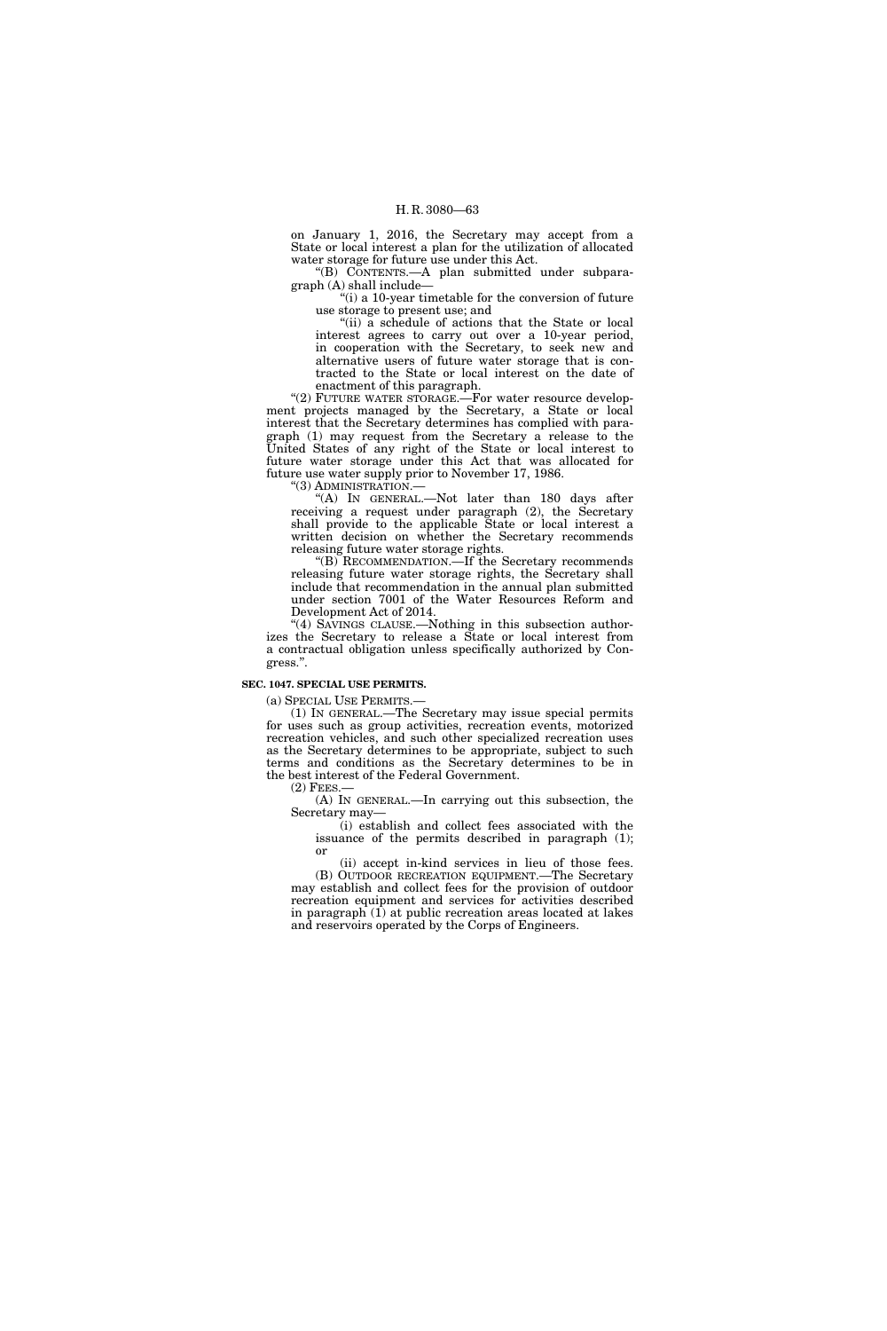on January 1, 2016, the Secretary may accept from a State or local interest a plan for the utilization of allocated water storage for future use under this Act.

"(B) CONTENTS.—A plan submitted under subparagraph (A) shall include—

"(i) a 10-year timetable for the conversion of future use storage to present use; and

"(ii) a schedule of actions that the State or local interest agrees to carry out over a 10-year period, in cooperation with the Secretary, to seek new and alternative users of future water storage that is contracted to the State or local interest on the date of enactment of this paragraph.

"(2) FUTURE WATER STORAGE.—For water resource development projects managed by the Secretary, a State or local interest that the Secretary determines has complied with paragraph (1) may request from the Secretary a release to the United States of any right of the State or local interest to future water storage under this Act that was allocated for future use water supply prior to November 17, 1986.

"(3) ADMINISTRATION.—

"(A) IN GENERAL.—Not later than 180 days after receiving a request under paragraph (2), the Secretary shall provide to the applicable State or local interest a written decision on whether the Secretary recommends releasing future water storage rights.

"(B) RECOMMENDATION.—If the Secretary recommends releasing future water storage rights, the Secretary shall include that recommendation in the annual plan submitted under section 7001 of the Water Resources Reform and Development Act of 2014.

"(4) SAVINGS CLAUSE.—Nothing in this subsection authorizes the Secretary to release a State or local interest from a contractual obligation unless specifically authorized by Congress.".

**SEC. 1047. SPECIAL USE PERMITS.**

(a) SPECIAL USE PERMITS.—

(1) IN GENERAL.—The Secretary may issue special permits for uses such as group activities, recreation events, motorized recreation vehicles, and such other specialized recreation uses as the Secretary determines to be appropriate, subject to such terms and conditions as the Secretary determines to be in the best interest of the Federal Government.

(2) FEES.—

(A) IN GENERAL.—In carrying out this subsection, the Secretary may—

(i) establish and collect fees associated with the issuance of the permits described in paragraph (1); or

(ii) accept in-kind services in lieu of those fees.

(B) OUTDOOR RECREATION EQUIPMENT.—The Secretary may establish and collect fees for the provision of outdoor recreation equipment and services for activities described in paragraph (1) at public recreation areas located at lakes and reservoirs operated by the Corps of Engineers.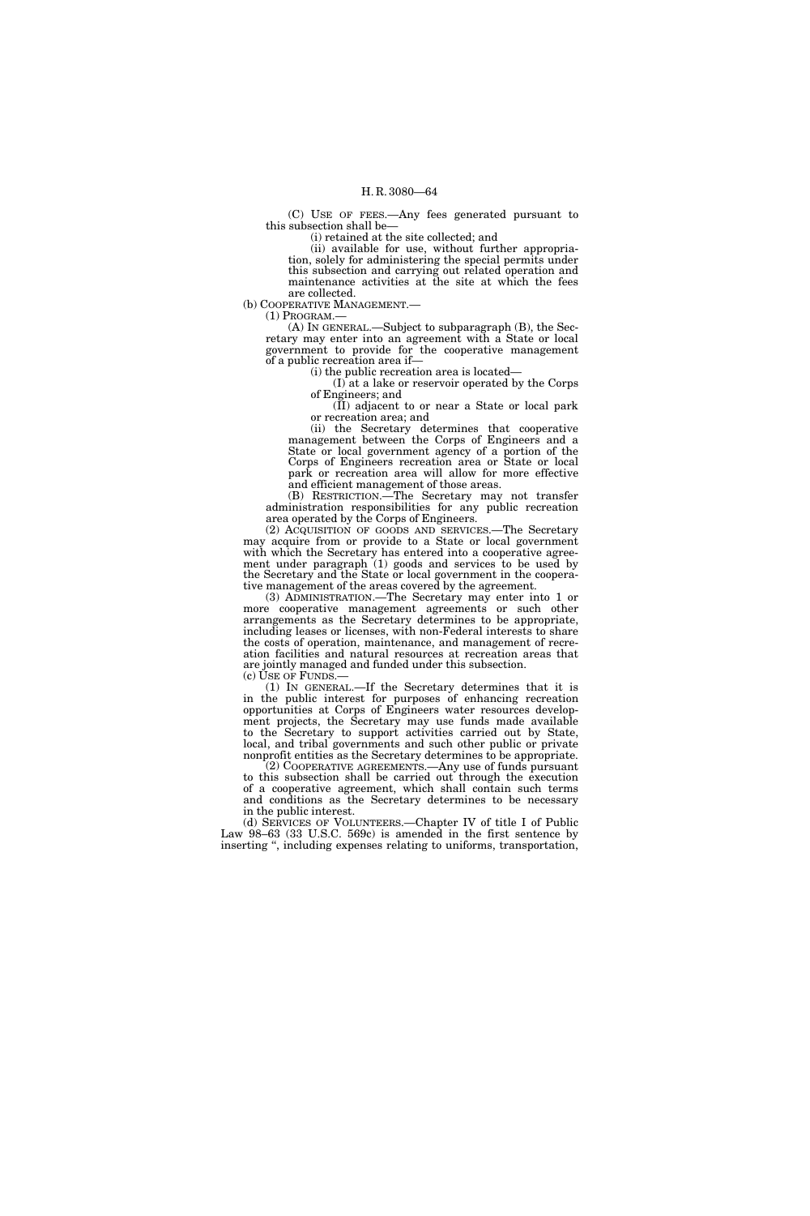(C) USE OF FEES.—Any fees generated pursuant to this subsection shall be—

(i) retained at the site collected; and

(ii) available for use, without further appropriation, solely for administering the special permits under this subsection and carrying out related operation and maintenance activities at the site at which the fees are collected.

(b) COOPERATIVE MANAGEMENT.—

(1) PROGRAM.—

(A) IN GENERAL.—Subject to subparagraph (B), the Secretary may enter into an agreement with a State or local government to provide for the cooperative management of a public recreation area if—

(i) the public recreation area is located—

(I) at a lake or reservoir operated by the Corps of Engineers; and

(II) adjacent to or near a State or local park or recreation area; and

(ii) the Secretary determines that cooperative management between the Corps of Engineers and a State or local government agency of a portion of the Corps of Engineers recreation area or State or local park or recreation area will allow for more effective and efficient management of those areas.

(B) RESTRICTION.—The Secretary may not transfer administration responsibilities for any public recreation area operated by the Corps of Engineers.

(2) ACQUISITION OF GOODS AND SERVICES.—The Secretary may acquire from or provide to a State or local government with which the Secretary has entered into a cooperative agreement under paragraph (1) goods and services to be used by the Secretary and the State or local government in the cooperative management of the areas covered by the agreement.

(3) ADMINISTRATION.—The Secretary may enter into 1 or more cooperative management agreements or such other arrangements as the Secretary determines to be appropriate, including leases or licenses, with non-Federal interests to share the costs of operation, maintenance, and management of recreation facilities and natural resources at recreation areas that are jointly managed and funded under this subsection.

(c) USE OF FUNDS.—

(1) IN GENERAL.—If the Secretary determines that it is in the public interest for purposes of enhancing recreation opportunities at Corps of Engineers water resources development projects, the Secretary may use funds made available to the Secretary to support activities carried out by State, local, and tribal governments and such other public or private nonprofit entities as the Secretary determines to be appropriate.

(2) COOPERATIVE AGREEMENTS.—Any use of funds pursuant to this subsection shall be carried out through the execution of a cooperative agreement, which shall contain such terms and conditions as the Secretary determines to be necessary in the public interest.

(d) SERVICES OF VOLUNTEERS.—Chapter IV of title I of Public Law 98–63 (33 U.S.C. 569c) is amended in the first sentence by inserting ", including expenses relating to uniforms, transportation,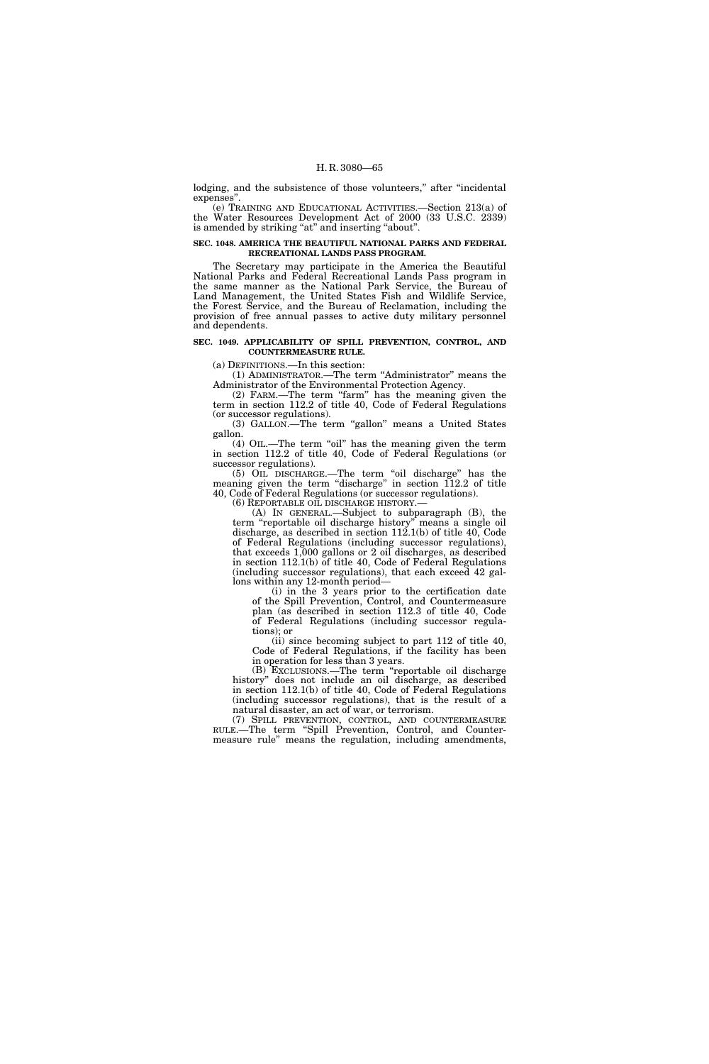lodging, and the subsistence of those volunteers," after "incidental expenses".

(e) TRAINING AND EDUCATIONAL ACTIVITIES.—Section 213(a) of the Water Resources Development Act of 2000 (33 U.S.C. 2339) is amended by striking "at" and inserting "about".

**SEC. 1048. AMERICA THE BEAUTIFUL NATIONAL PARKS AND FEDERAL RECREATIONAL LANDS PASS PROGRAM.**

The Secretary may participate in the America the Beautiful National Parks and Federal Recreational Lands Pass program in the same manner as the National Park Service, the Bureau of Land Management, the United States Fish and Wildlife Service, the Forest Service, and the Bureau of Reclamation, including the provision of free annual passes to active duty military personnel and dependents.

**SEC. 1049. APPLICABILITY OF SPILL PREVENTION, CONTROL, AND COUNTERMEASURE RULE.**

(a) DEFINITIONS.—In this section:

(1) ADMINISTRATOR.—The term "Administrator" means the Administrator of the Environmental Protection Agency.

(2) FARM.—The term "farm" has the meaning given the term in section 112.2 of title 40, Code of Federal Regulations (or successor regulations).

(3) GALLON.—The term "gallon" means a United States gallon.

(4) OIL.—The term "oil" has the meaning given the term in section 112.2 of title 40, Code of Federal Regulations (or successor regulations).

(5) OIL DISCHARGE.—The term "oil discharge" has the meaning given the term "discharge" in section 112.2 of title 40, Code of Federal Regulations (or successor regulations).

(6) REPORTABLE OIL DISCHARGE HISTORY.—

(A) IN GENERAL.—Subject to subparagraph (B), the term "reportable oil discharge history" means a single oil discharge, as described in section 112.1(b) of title 40, Code of Federal Regulations (including successor regulations), that exceeds 1,000 gallons or 2 oil discharges, as described in section 112.1(b) of title 40, Code of Federal Regulations (including successor regulations), that each exceed 42 gallons within any 12-month period—

(i) in the 3 years prior to the certification date of the Spill Prevention, Control, and Countermeasure plan (as described in section 112.3 of title 40, Code of Federal Regulations (including successor regulations); or

(ii) since becoming subject to part 112 of title 40, Code of Federal Regulations, if the facility has been in operation for less than 3 years.

(B) EXCLUSIONS.—The term "reportable oil discharge history" does not include an oil discharge, as described in section 112.1(b) of title 40, Code of Federal Regulations (including successor regulations), that is the result of a natural disaster, an act of war, or terrorism.

(7) SPILL PREVENTION, CONTROL, AND COUNTERMEASURE RULE.—The term "Spill Prevention, Control, and Countermeasure rule" means the regulation, including amendments,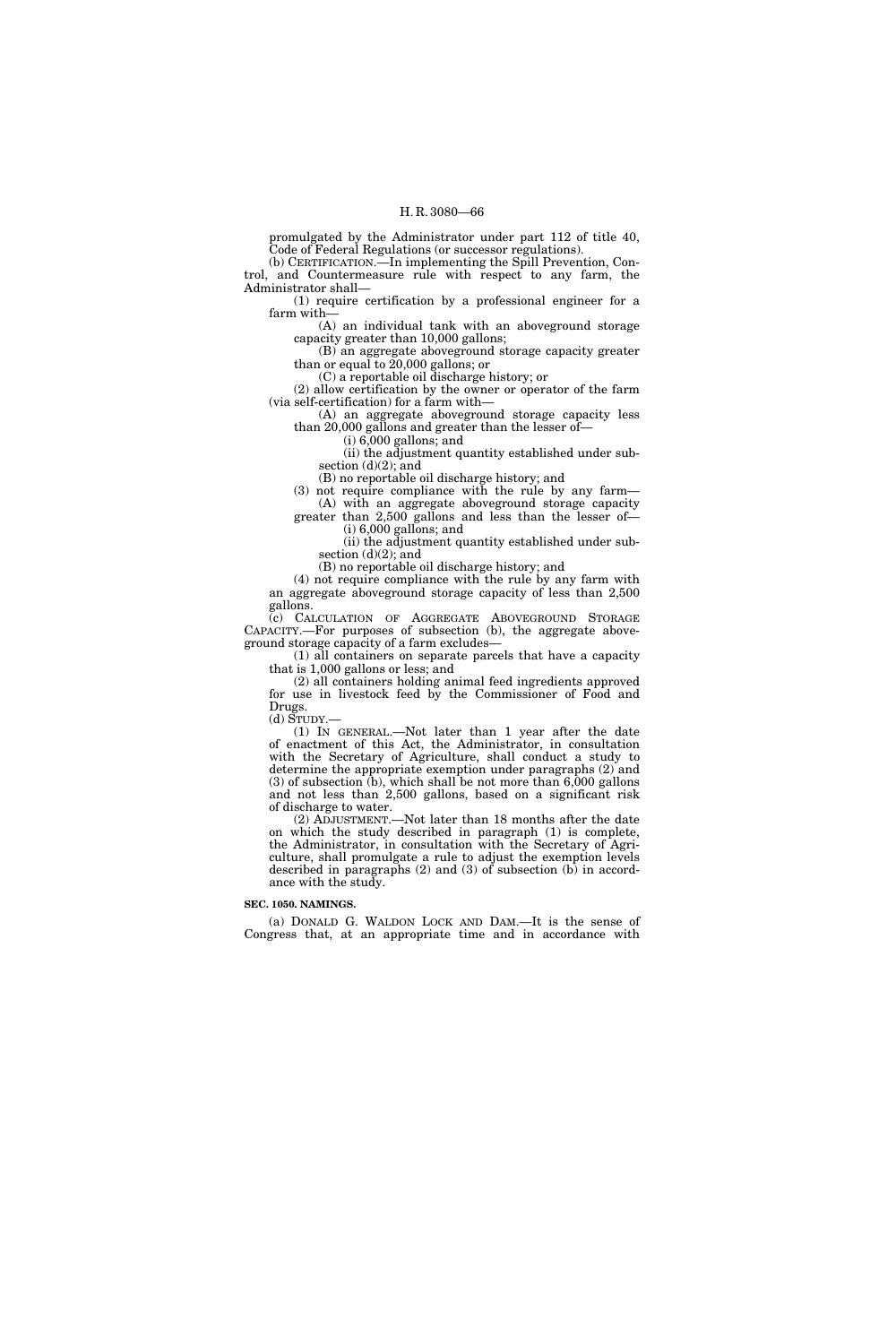promulgated by the Administrator under part 112 of title 40, Code of Federal Regulations (or successor regulations).

(b) CERTIFICATION.—In implementing the Spill Prevention, Control, and Countermeasure rule with respect to any farm, the Administrator shall—

(1) require certification by a professional engineer for a farm with—

(A) an individual tank with an aboveground storage capacity greater than 10,000 gallons;

(B) an aggregate aboveground storage capacity greater than or equal to 20,000 gallons; or

(C) a reportable oil discharge history; or

(2) allow certification by the owner or operator of the farm (via self-certification) for a farm with—

(A) an aggregate aboveground storage capacity less than 20,000 gallons and greater than the lesser of—

(i) 6,000 gallons; and

(ii) the adjustment quantity established under subsection (d)(2); and

(B) no reportable oil discharge history; and

(3) not require compliance with the rule by any farm—

(A) with an aggregate aboveground storage capacity greater than 2,500 gallons and less than the lesser of—

(i) 6,000 gallons; and

(ii) the adjustment quantity established under subsection (d)(2); and

(B) no reportable oil discharge history; and

(4) not require compliance with the rule by any farm with an aggregate aboveground storage capacity of less than 2,500 gallons.

(c) CALCULATION OF AGGREGATE ABOVEGROUND STORAGE CAPACITY.—For purposes of subsection (b), the aggregate aboveground storage capacity of a farm excludes—

(1) all containers on separate parcels that have a capacity that is 1,000 gallons or less; and

(2) all containers holding animal feed ingredients approved for use in livestock feed by the Commissioner of Food and Drugs.

(d) STUDY.—

(1) IN GENERAL.—Not later than 1 year after the date of enactment of this Act, the Administrator, in consultation with the Secretary of Agriculture, shall conduct a study to determine the appropriate exemption under paragraphs (2) and (3) of subsection (b), which shall be not more than 6,000 gallons and not less than 2,500 gallons, based on a significant risk of discharge to water.

(2) ADJUSTMENT.—Not later than 18 months after the date on which the study described in paragraph (1) is complete, the Administrator, in consultation with the Secretary of Agriculture, shall promulgate a rule to adjust the exemption levels described in paragraphs (2) and (3) of subsection (b) in accordance with the study.

**SEC. 1050. NAMINGS.**

(a) DONALD G. WALDON LOCK AND DAM.—It is the sense of Congress that, at an appropriate time and in accordance with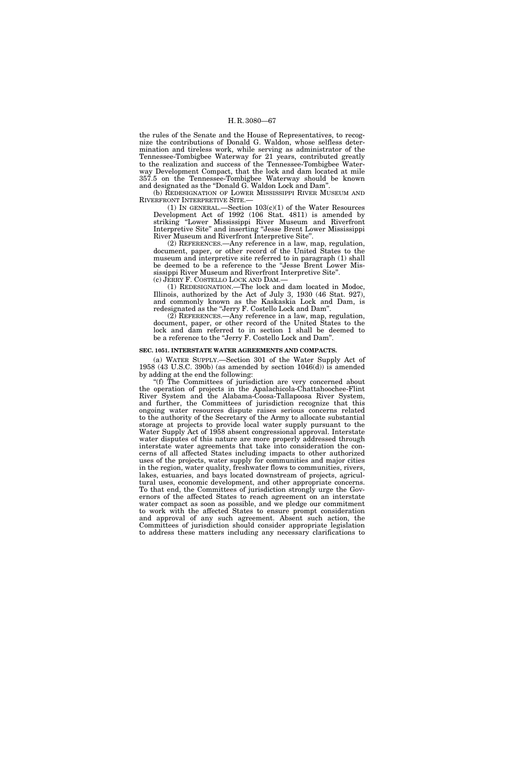the rules of the Senate and the House of Representatives, to recognize the contributions of Donald G. Waldon, whose selfless determination and tireless work, while serving as administrator of the Tennessee-Tombigbee Waterway for 21 years, contributed greatly to the realization and success of the Tennessee-Tombigbee Waterway Development Compact, that the lock and dam located at mile 357.5 on the Tennessee-Tombigbee Waterway should be known and designated as the "Donald G. Waldon Lock and Dam".

(b) REDESIGNATION OF LOWER MISSISSIPPI RIVER MUSEUM AND RIVERFRONT INTERPRETIVE SITE.—

(1) IN GENERAL.—Section 103(c)(1) of the Water Resources Development Act of 1992 (106 Stat. 4811) is amended by striking "Lower Mississippi River Museum and Riverfront Interpretive Site" and inserting "Jesse Brent Lower Mississippi River Museum and Riverfront Interpretive Site".

(2) REFERENCES.—Any reference in a law, map, regulation, document, paper, or other record of the United States to the museum and interpretive site referred to in paragraph (1) shall be deemed to be a reference to the "Jesse Brent Lower Mississippi River Museum and Riverfront Interpretive Site".

(c) JERRY F. COSTELLO LOCK AND DAM.—

(1) REDESIGNATION.—The lock and dam located in Modoc, Illinois, authorized by the Act of July 3, 1930 (46 Stat. 927), and commonly known as the Kaskaskia Lock and Dam, is redesignated as the "Jerry F. Costello Lock and Dam".

(2) REFERENCES.—Any reference in a law, map, regulation, document, paper, or other record of the United States to the lock and dam referred to in section 1 shall be deemed to be a reference to the "Jerry F. Costello Lock and Dam".

**SEC. 1051. INTERSTATE WATER AGREEMENTS AND COMPACTS.**

(a) WATER SUPPLY.—Section 301 of the Water Supply Act of 1958 (43 U.S.C. 390b) (as amended by section 1046(d)) is amended by adding at the end the following:

"(f) The Committees of jurisdiction are very concerned about the operation of projects in the Apalachicola-Chattahoochee-Flint River System and the Alabama-Coosa-Tallapoosa River System, and further, the Committees of jurisdiction recognize that this ongoing water resources dispute raises serious concerns related to the authority of the Secretary of the Army to allocate substantial storage at projects to provide local water supply pursuant to the Water Supply Act of 1958 absent congressional approval. Interstate water disputes of this nature are more properly addressed through interstate water agreements that take into consideration the concerns of all affected States including impacts to other authorized uses of the projects, water supply for communities and major cities in the region, water quality, freshwater flows to communities, rivers, lakes, estuaries, and bays located downstream of projects, agricultural uses, economic development, and other appropriate concerns. To that end, the Committees of jurisdiction strongly urge the Governors of the affected States to reach agreement on an interstate water compact as soon as possible, and we pledge our commitment to work with the affected States to ensure prompt consideration and approval of any such agreement. Absent such action, the Committees of jurisdiction should consider appropriate legislation to address these matters including any necessary clarifications to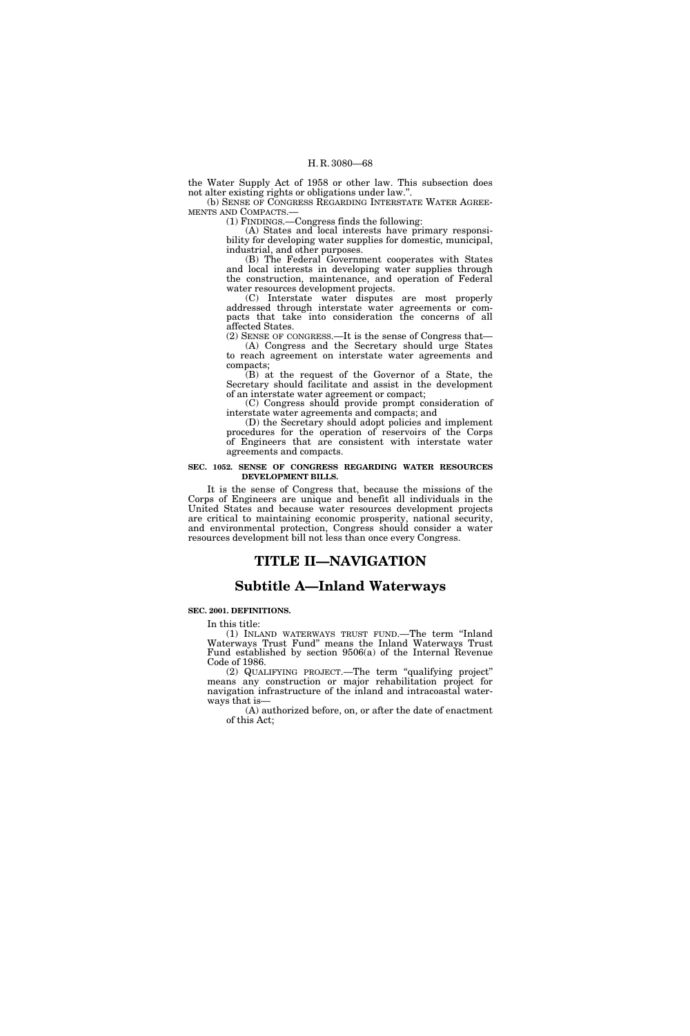the Water Supply Act of 1958 or other law. This subsection does not alter existing rights or obligations under law.''.

(b) SENSE OF CONGRESS REGARDING INTERSTATE WATER AGREEMENTS AND COMPACTS.—

(1) FINDINGS.—Congress finds the following:

(A) States and local interests have primary responsibility for developing water supplies for domestic, municipal, industrial, and other purposes.

(B) The Federal Government cooperates with States and local interests in developing water supplies through the construction, maintenance, and operation of Federal water resources development projects.

(C) Interstate water disputes are most properly addressed through interstate water agreements or compacts that take into consideration the concerns of all affected States.

(2) SENSE OF CONGRESS.—It is the sense of Congress that—

(A) Congress and the Secretary should urge States to reach agreement on interstate water agreements and compacts;

(B) at the request of the Governor of a State, the Secretary should facilitate and assist in the development of an interstate water agreement or compact;

(C) Congress should provide prompt consideration of interstate water agreements and compacts; and

(D) the Secretary should adopt policies and implement procedures for the operation of reservoirs of the Corps of Engineers that are consistent with interstate water agreements and compacts.

**SEC. 1052. SENSE OF CONGRESS REGARDING WATER RESOURCES DEVELOPMENT BILLS.**

It is the sense of Congress that, because the missions of the Corps of Engineers are unique and benefit all individuals in the United States and because water resources development projects are critical to maintaining economic prosperity, national security, and environmental protection, Congress should consider a water resources development bill not less than once every Congress.

# TITLE II—NAVIGATION

## Subtitle A—Inland Waterways

**SEC. 2001. DEFINITIONS.**

In this title:

(1) INLAND WATERWAYS TRUST FUND.—The term ''Inland Waterways Trust Fund'' means the Inland Waterways Trust Fund established by section 9506(a) of the Internal Revenue Code of 1986.

(2) QUALIFYING PROJECT.—The term ''qualifying project'' means any construction or major rehabilitation project for navigation infrastructure of the inland and intracoastal waterways that is—

(A) authorized before, on, or after the date of enactment of this Act;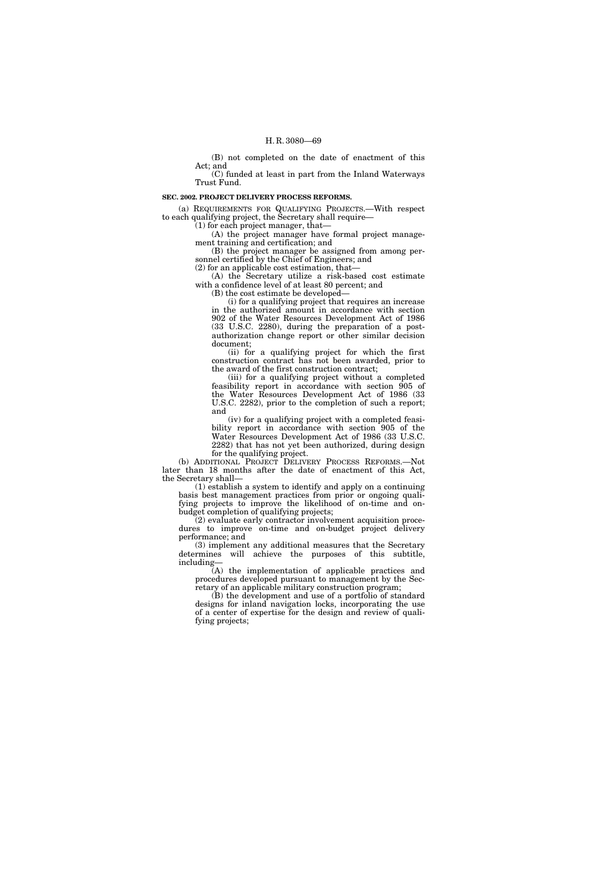(B) not completed on the date of enactment of this Act; and

(C) funded at least in part from the Inland Waterways Trust Fund.

**SEC. 2002. PROJECT DELIVERY PROCESS REFORMS.**

(a) REQUIREMENTS FOR QUALIFYING PROJECTS.—With respect to each qualifying project, the Secretary shall require—

(1) for each project manager, that—

(A) the project manager have formal project management training and certification; and

(B) the project manager be assigned from among personnel certified by the Chief of Engineers; and

(2) for an applicable cost estimation, that—

(A) the Secretary utilize a risk-based cost estimate with a confidence level of at least 80 percent; and

(B) the cost estimate be developed—

(i) for a qualifying project that requires an increase in the authorized amount in accordance with section 902 of the Water Resources Development Act of 1986 (33 U.S.C. 2280), during the preparation of a post-authorization change report or other similar decision document;

(ii) for a qualifying project for which the first construction contract has not been awarded, prior to the award of the first construction contract;

(iii) for a qualifying project without a completed feasibility report in accordance with section 905 of the Water Resources Development Act of 1986 (33 U.S.C. 2282), prior to the completion of such a report; and

(iv) for a qualifying project with a completed feasibility report in accordance with section 905 of the Water Resources Development Act of 1986 (33 U.S.C. 2282) that has not yet been authorized, during design for the qualifying project.

(b) ADDITIONAL PROJECT DELIVERY PROCESS REFORMS.—Not later than 18 months after the date of enactment of this Act, the Secretary shall—

(1) establish a system to identify and apply on a continuing basis best management practices from prior or ongoing qualifying projects to improve the likelihood of on-time and on-budget completion of qualifying projects;

(2) evaluate early contractor involvement acquisition procedures to improve on-time and on-budget project delivery performance; and

(3) implement any additional measures that the Secretary determines will achieve the purposes of this subtitle, including—

(A) the implementation of applicable practices and procedures developed pursuant to management by the Secretary of an applicable military construction program;

(B) the development and use of a portfolio of standard designs for inland navigation locks, incorporating the use of a center of expertise for the design and review of qualifying projects;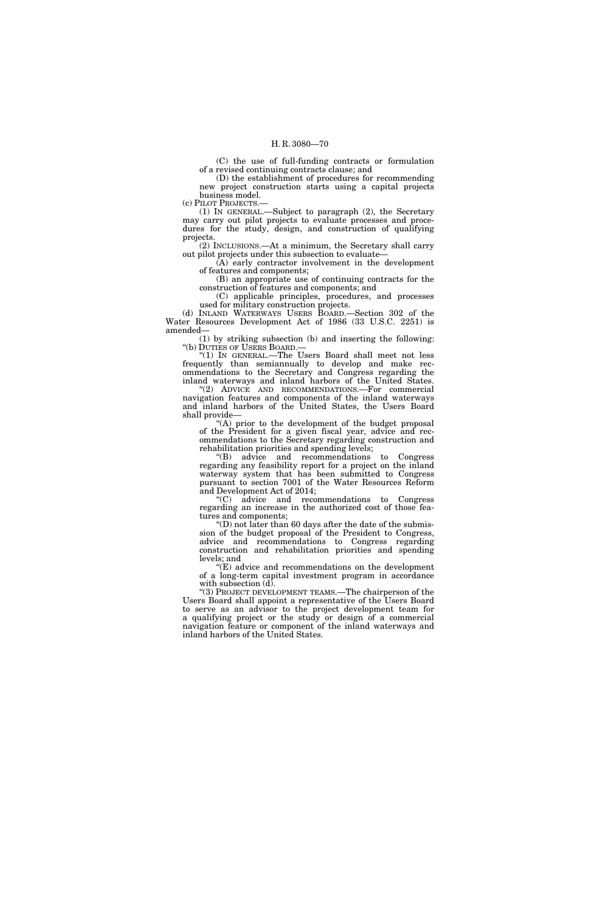(C) the use of full-funding contracts or formulation of a revised continuing contracts clause; and

(D) the establishment of procedures for recommending new project construction starts using a capital projects business model.

(c) PILOT PROJECTS.—

(1) IN GENERAL.—Subject to paragraph (2), the Secretary may carry out pilot projects to evaluate processes and procedures for the study, design, and construction of qualifying projects.

(2) INCLUSIONS.—At a minimum, the Secretary shall carry out pilot projects under this subsection to evaluate—

(A) early contractor involvement in the development of features and components;

(B) an appropriate use of continuing contracts for the construction of features and components; and

(C) applicable principles, procedures, and processes used for military construction projects.

(d) INLAND WATERWAYS USERS BOARD.—Section 302 of the Water Resources Development Act of 1986 (33 U.S.C. 2251) is amended—

(1) by striking subsection (b) and inserting the following:

"(b) DUTIES OF USERS BOARD.—

"(1) IN GENERAL.—The Users Board shall meet not less frequently than semiannually to develop and make recommendations to the Secretary and Congress regarding the inland waterways and inland harbors of the United States.

"(2) ADVICE AND RECOMMENDATIONS.—For commercial navigation features and components of the inland waterways and inland harbors of the United States, the Users Board shall provide—

"(A) prior to the development of the budget proposal of the President for a given fiscal year, advice and recommendations to the Secretary regarding construction and rehabilitation priorities and spending levels;

"(B) advice and recommendations to Congress regarding any feasibility report for a project on the inland waterway system that has been submitted to Congress pursuant to section 7001 of the Water Resources Reform and Development Act of 2014;

"(C) advice and recommendations to Congress regarding an increase in the authorized cost of those features and components;

"(D) not later than 60 days after the date of the submission of the budget proposal of the President to Congress, advice and recommendations to Congress regarding construction and rehabilitation priorities and spending levels; and

"(E) advice and recommendations on the development of a long-term capital investment program in accordance with subsection (d).

"(3) PROJECT DEVELOPMENT TEAMS.—The chairperson of the Users Board shall appoint a representative of the Users Board to serve as an advisor to the project development team for a qualifying project or the study or design of a commercial navigation feature or component of the inland waterways and inland harbors of the United States.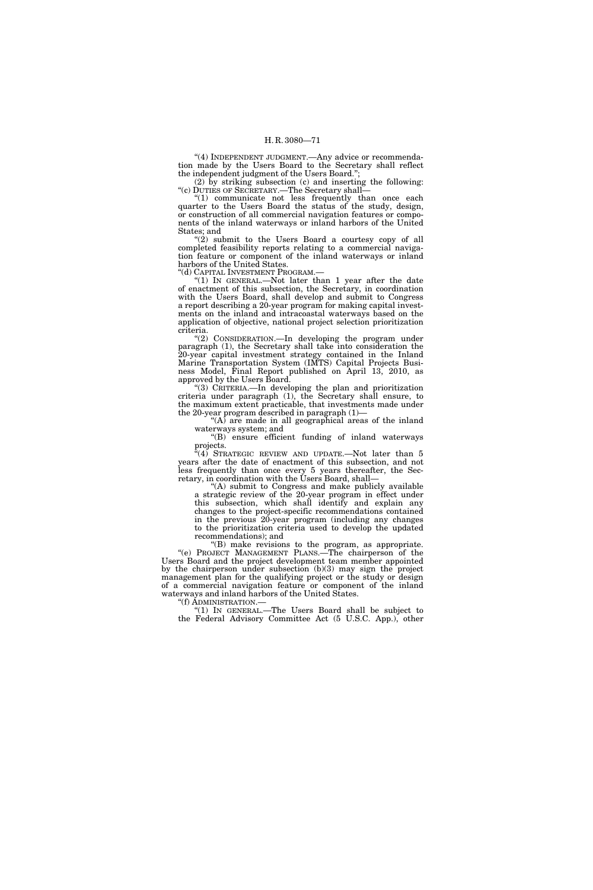"(4) INDEPENDENT JUDGMENT.—Any advice or recommendation made by the Users Board to the Secretary shall reflect the independent judgment of the Users Board.";

(2) by striking subsection (c) and inserting the following:

"(c) DUTIES OF SECRETARY.—The Secretary shall—

"(1) communicate not less frequently than once each quarter to the Users Board the status of the study, design, or construction of all commercial navigation features or components of the inland waterways or inland harbors of the United States; and

"(2) submit to the Users Board a courtesy copy of all completed feasibility reports relating to a commercial navigation feature or component of the inland waterways or inland harbors of the United States.

"(d) CAPITAL INVESTMENT PROGRAM.—

"(1) IN GENERAL.—Not later than 1 year after the date of enactment of this subsection, the Secretary, in coordination with the Users Board, shall develop and submit to Congress a report describing a 20-year program for making capital investments on the inland and intracoastal waterways based on the application of objective, national project selection prioritization criteria.

"(2) CONSIDERATION.—In developing the program under paragraph (1), the Secretary shall take into consideration the 20-year capital investment strategy contained in the Inland Marine Transportation System (IMTS) Capital Projects Business Model, Final Report published on April 13, 2010, as approved by the Users Board.

"(3) CRITERIA.—In developing the plan and prioritization criteria under paragraph (1), the Secretary shall ensure, to the maximum extent practicable, that investments made under the 20-year program described in paragraph (1)—

"(A) are made in all geographical areas of the inland waterways system; and

"(B) ensure efficient funding of inland waterways projects.

"(4) STRATEGIC REVIEW AND UPDATE.—Not later than 5 years after the date of enactment of this subsection, and not less frequently than once every 5 years thereafter, the Secretary, in coordination with the Users Board, shall—

"(A) submit to Congress and make publicly available a strategic review of the 20-year program in effect under this subsection, which shall identify and explain any changes to the project-specific recommendations contained in the previous 20-year program (including any changes to the prioritization criteria used to develop the updated recommendations); and

"(B) make revisions to the program, as appropriate.

"(e) PROJECT MANAGEMENT PLANS.—The chairperson of the Users Board and the project development team member appointed by the chairperson under subsection (b)(3) may sign the project management plan for the qualifying project or the study or design of a commercial navigation feature or component of the inland waterways and inland harbors of the United States.

"(f) ADMINISTRATION.—

"(1) IN GENERAL.—The Users Board shall be subject to the Federal Advisory Committee Act (5 U.S.C. App.), other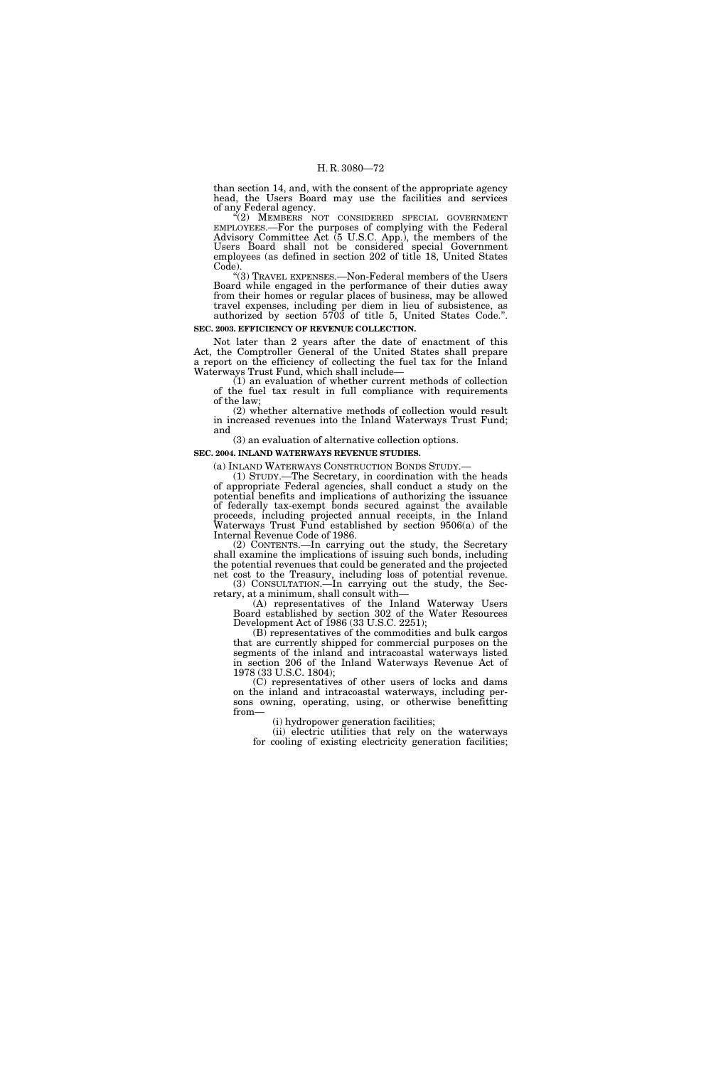than section 14, and, with the consent of the appropriate agency head, the Users Board may use the facilities and services of any Federal agency.

"(2) MEMBERS NOT CONSIDERED SPECIAL GOVERNMENT EMPLOYEES.—For the purposes of complying with the Federal Advisory Committee Act (5 U.S.C. App.), the members of the Users Board shall not be considered special Government employees (as defined in section 202 of title 18, United States Code).

"(3) TRAVEL EXPENSES.—Non-Federal members of the Users Board while engaged in the performance of their duties away from their homes or regular places of business, may be allowed travel expenses, including per diem in lieu of subsistence, as authorized by section 5703 of title 5, United States Code.".

**SEC. 2003. EFFICIENCY OF REVENUE COLLECTION.**

Not later than 2 years after the date of enactment of this Act, the Comptroller General of the United States shall prepare a report on the efficiency of collecting the fuel tax for the Inland Waterways Trust Fund, which shall include—

(1) an evaluation of whether current methods of collection of the fuel tax result in full compliance with requirements of the law;

(2) whether alternative methods of collection would result in increased revenues into the Inland Waterways Trust Fund; and

(3) an evaluation of alternative collection options.

**SEC. 2004. INLAND WATERWAYS REVENUE STUDIES.**

(a) INLAND WATERWAYS CONSTRUCTION BONDS STUDY.—

(1) STUDY.—The Secretary, in coordination with the heads of appropriate Federal agencies, shall conduct a study on the potential benefits and implications of authorizing the issuance of federally tax-exempt bonds secured against the available proceeds, including projected annual receipts, in the Inland Waterways Trust Fund established by section 9506(a) of the Internal Revenue Code of 1986.

(2) CONTENTS.—In carrying out the study, the Secretary shall examine the implications of issuing such bonds, including the potential revenues that could be generated and the projected net cost to the Treasury, including loss of potential revenue.

(3) CONSULTATION.—In carrying out the study, the Secretary, at a minimum, shall consult with—

(A) representatives of the Inland Waterway Users Board established by section 302 of the Water Resources Development Act of 1986 (33 U.S.C. 2251);

(B) representatives of the commodities and bulk cargos that are currently shipped for commercial purposes on the segments of the inland and intracoastal waterways listed in section 206 of the Inland Waterways Revenue Act of 1978 (33 U.S.C. 1804);

(C) representatives of other users of locks and dams on the inland and intracoastal waterways, including persons owning, operating, using, or otherwise benefitting from—

(i) hydropower generation facilities;

(ii) electric utilities that rely on the waterways for cooling of existing electricity generation facilities;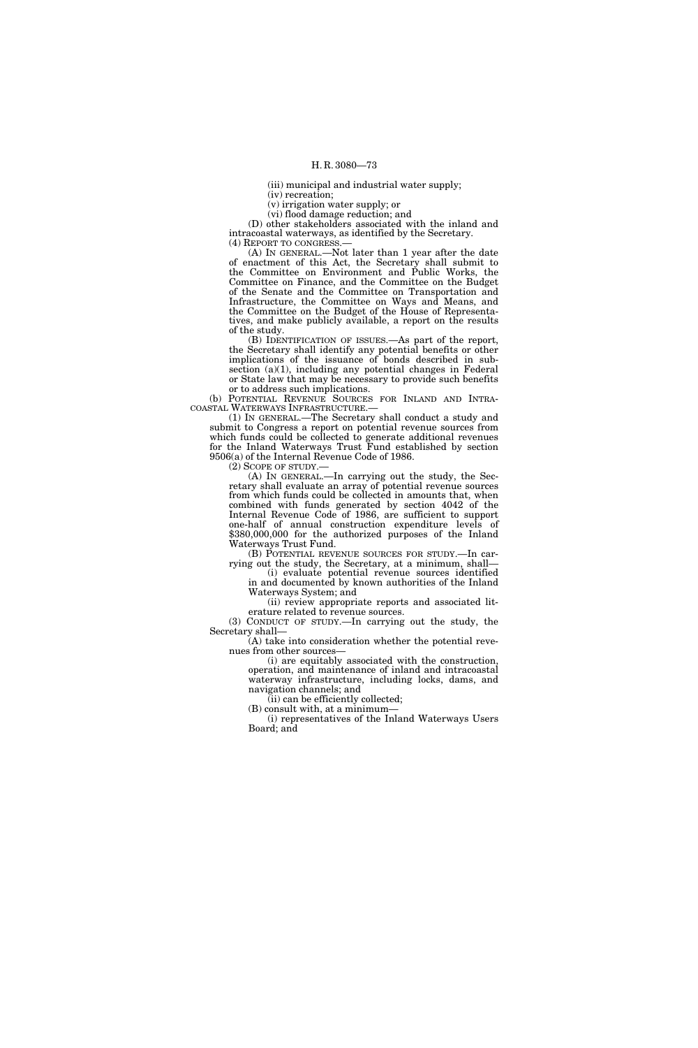(iii) municipal and industrial water supply;

(iv) recreation;

(v) irrigation water supply; or

(vi) flood damage reduction; and

(D) other stakeholders associated with the inland and intracoastal waterways, as identified by the Secretary.

(4) REPORT TO CONGRESS.—

(A) IN GENERAL.—Not later than 1 year after the date of enactment of this Act, the Secretary shall submit to the Committee on Environment and Public Works, the Committee on Finance, and the Committee on the Budget of the Senate and the Committee on Transportation and Infrastructure, the Committee on Ways and Means, and the Committee on the Budget of the House of Representatives, and make publicly available, a report on the results of the study.

(B) IDENTIFICATION OF ISSUES.—As part of the report, the Secretary shall identify any potential benefits or other implications of the issuance of bonds described in subsection (a)(1), including any potential changes in Federal or State law that may be necessary to provide such benefits or to address such implications.

(b) POTENTIAL REVENUE SOURCES FOR INLAND AND INTRACOASTAL WATERWAYS INFRASTRUCTURE.—

(1) IN GENERAL.—The Secretary shall conduct a study and submit to Congress a report on potential revenue sources from which funds could be collected to generate additional revenues for the Inland Waterways Trust Fund established by section 9506(a) of the Internal Revenue Code of 1986.

(2) SCOPE OF STUDY.—

(A) IN GENERAL.—In carrying out the study, the Secretary shall evaluate an array of potential revenue sources from which funds could be collected in amounts that, when combined with funds generated by section 4042 of the Internal Revenue Code of 1986, are sufficient to support one-half of annual construction expenditure levels of $380,000,000 for the authorized purposes of the Inland Waterways Trust Fund.

(B) POTENTIAL REVENUE SOURCES FOR STUDY.—In carrying out the study, the Secretary, at a minimum, shall—

(i) evaluate potential revenue sources identified in and documented by known authorities of the Inland Waterways System; and

(ii) review appropriate reports and associated literature related to revenue sources.

(3) CONDUCT OF STUDY.—In carrying out the study, the Secretary shall—

(A) take into consideration whether the potential revenues from other sources—

(i) are equitably associated with the construction, operation, and maintenance of inland and intracoastal waterway infrastructure, including locks, dams, and navigation channels; and

(ii) can be efficiently collected;

(B) consult with, at a minimum—

(i) representatives of the Inland Waterways Users Board; and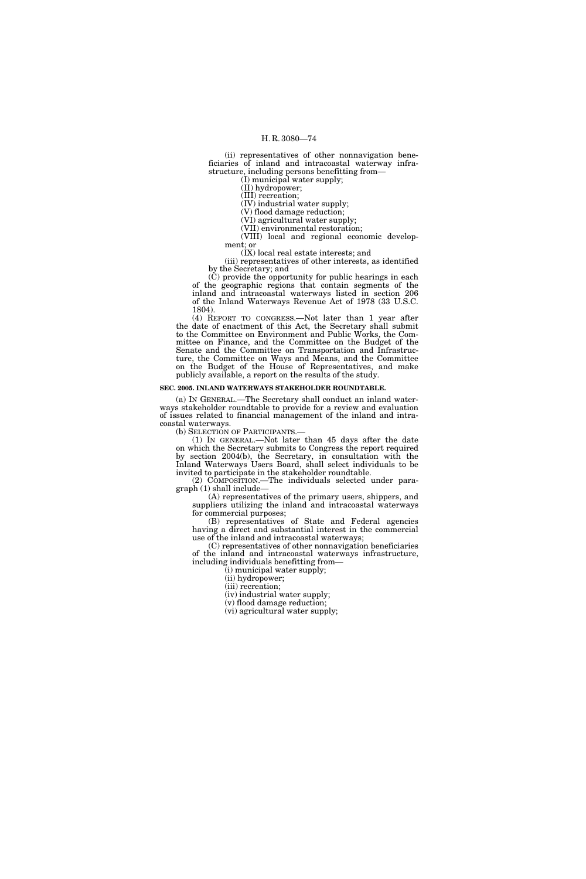(ii) representatives of other nonnavigation beneficiaries of inland and intracoastal waterway infrastructure, including persons benefitting from—

(I) municipal water supply;

(II) hydropower;

(III) recreation;

(IV) industrial water supply;

(V) flood damage reduction;

(VI) agricultural water supply;

(VII) environmental restoration;

(VIII) local and regional economic development; or

(IX) local real estate interests; and

(iii) representatives of other interests, as identified by the Secretary; and

(C) provide the opportunity for public hearings in each of the geographic regions that contain segments of the inland and intracoastal waterways listed in section 206 of the Inland Waterways Revenue Act of 1978 (33 U.S.C. 1804).

(4) REPORT TO CONGRESS.—Not later than 1 year after the date of enactment of this Act, the Secretary shall submit to the Committee on Environment and Public Works, the Committee on Finance, and the Committee on the Budget of the Senate and the Committee on Transportation and Infrastructure, the Committee on Ways and Means, and the Committee on the Budget of the House of Representatives, and make publicly available, a report on the results of the study.

**SEC. 2005. INLAND WATERWAYS STAKEHOLDER ROUNDTABLE.**

(a) IN GENERAL.—The Secretary shall conduct an inland waterways stakeholder roundtable to provide for a review and evaluation of issues related to financial management of the inland and intracoastal waterways.

(b) SELECTION OF PARTICIPANTS.—

(1) IN GENERAL.—Not later than 45 days after the date on which the Secretary submits to Congress the report required by section 2004(b), the Secretary, in consultation with the Inland Waterways Users Board, shall select individuals to be invited to participate in the stakeholder roundtable.

(2) COMPOSITION.—The individuals selected under paragraph (1) shall include—

(A) representatives of the primary users, shippers, and suppliers utilizing the inland and intracoastal waterways for commercial purposes;

(B) representatives of State and Federal agencies having a direct and substantial interest in the commercial use of the inland and intracoastal waterways;

(C) representatives of other nonnavigation beneficiaries of the inland and intracoastal waterways infrastructure, including individuals benefitting from—

(i) municipal water supply;

(ii) hydropower;

(iii) recreation;

(iv) industrial water supply;

(v) flood damage reduction;

(vi) agricultural water supply;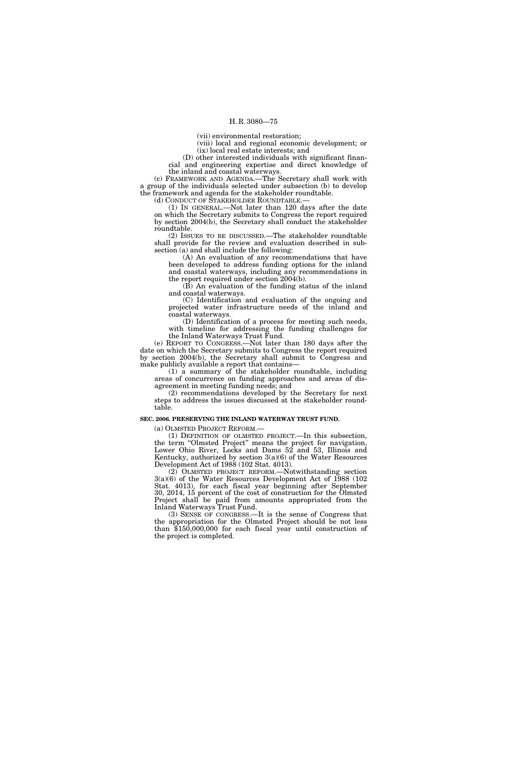(vii) environmental restoration;

(viii) local and regional economic development; or

(ix) local real estate interests; and

(D) other interested individuals with significant financial and engineering expertise and direct knowledge of the inland and coastal waterways.

(c) FRAMEWORK AND AGENDA.—The Secretary shall work with a group of the individuals selected under subsection (b) to develop the framework and agenda for the stakeholder roundtable.

(d) CONDUCT OF STAKEHOLDER ROUNDTABLE.—

(1) IN GENERAL.—Not later than 120 days after the date on which the Secretary submits to Congress the report required by section 2004(b), the Secretary shall conduct the stakeholder roundtable.

(2) ISSUES TO BE DISCUSSED.—The stakeholder roundtable shall provide for the review and evaluation described in subsection (a) and shall include the following:

(A) An evaluation of any recommendations that have been developed to address funding options for the inland and coastal waterways, including any recommendations in the report required under section 2004(b).

(B) An evaluation of the funding status of the inland and coastal waterways.

(C) Identification and evaluation of the ongoing and projected water infrastructure needs of the inland and coastal waterways.

(D) Identification of a process for meeting such needs, with timeline for addressing the funding challenges for the Inland Waterways Trust Fund.

(e) REPORT TO CONGRESS.—Not later than 180 days after the date on which the Secretary submits to Congress the report required by section 2004(b), the Secretary shall submit to Congress and make publicly available a report that contains—

(1) a summary of the stakeholder roundtable, including areas of concurrence on funding approaches and areas of disagreement in meeting funding needs; and

(2) recommendations developed by the Secretary for next steps to address the issues discussed at the stakeholder roundtable.

**SEC. 2006. PRESERVING THE INLAND WATERWAY TRUST FUND.**

(a) OLMSTED PROJECT REFORM.—

(1) DEFINITION OF OLMSTED PROJECT.—In this subsection, the term "Olmsted Project" means the project for navigation, Lower Ohio River, Locks and Dams 52 and 53, Illinois and Kentucky, authorized by section 3(a)(6) of the Water Resources Development Act of 1988 (102 Stat. 4013).

(2) OLMSTED PROJECT REFORM.—Notwithstanding section 3(a)(6) of the Water Resources Development Act of 1988 (102 Stat. 4013), for each fiscal year beginning after September 30, 2014, 15 percent of the cost of construction for the Olmsted Project shall be paid from amounts appropriated from the Inland Waterways Trust Fund.

(3) SENSE OF CONGRESS.—It is the sense of Congress that the appropriation for the Olmsted Project should be not less than $150,000,000 for each fiscal year until construction of the project is completed.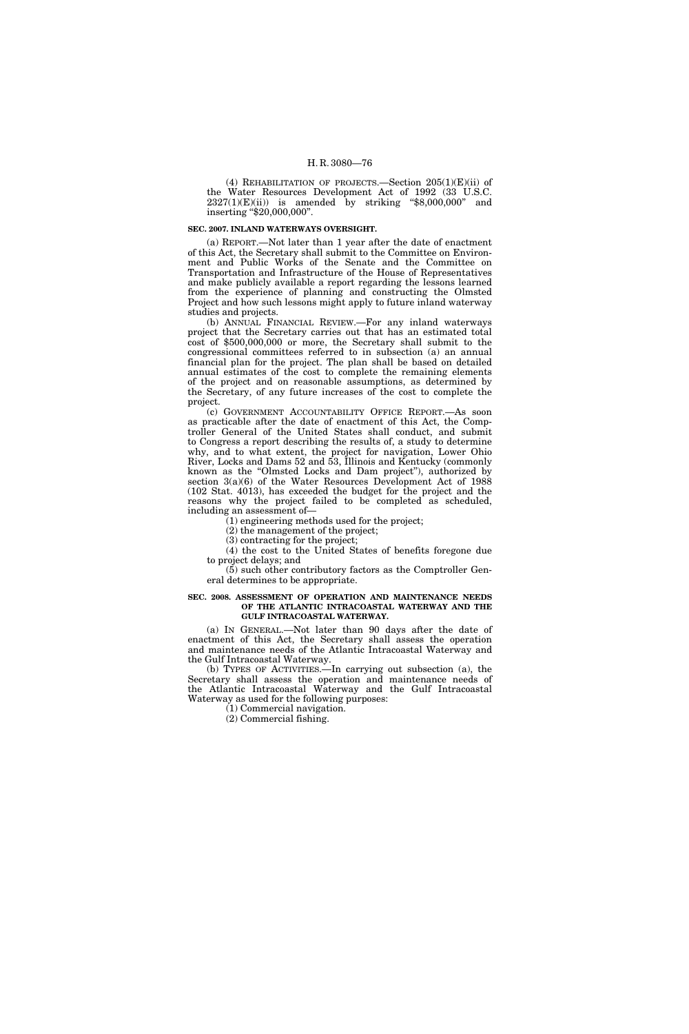(4) REHABILITATION OF PROJECTS.—Section 205(1)(E)(ii) of the Water Resources Development Act of 1992 (33 U.S.C. 2327(1)(E)(ii)) is amended by striking "$8,000,000" and inserting "$20,000,000".

**SEC. 2007. INLAND WATERWAYS OVERSIGHT.**

(a) REPORT.—Not later than 1 year after the date of enactment of this Act, the Secretary shall submit to the Committee on Environment and Public Works of the Senate and the Committee on Transportation and Infrastructure of the House of Representatives and make publicly available a report regarding the lessons learned from the experience of planning and constructing the Olmsted Project and how such lessons might apply to future inland waterway studies and projects.

(b) ANNUAL FINANCIAL REVIEW.—For any inland waterways project that the Secretary carries out that has an estimated total cost of $500,000,000 or more, the Secretary shall submit to the congressional committees referred to in subsection (a) an annual financial plan for the project. The plan shall be based on detailed annual estimates of the cost to complete the remaining elements of the project and on reasonable assumptions, as determined by the Secretary, of any future increases of the cost to complete the project.

(c) GOVERNMENT ACCOUNTABILITY OFFICE REPORT.—As soon as practicable after the date of enactment of this Act, the Comptroller General of the United States shall conduct, and submit to Congress a report describing the results of, a study to determine why, and to what extent, the project for navigation, Lower Ohio River, Locks and Dams 52 and 53, Illinois and Kentucky (commonly known as the "Olmsted Locks and Dam project"), authorized by section 3(a)(6) of the Water Resources Development Act of 1988 (102 Stat. 4013), has exceeded the budget for the project and the reasons why the project failed to be completed as scheduled, including an assessment of—

(1) engineering methods used for the project;

(2) the management of the project;

(3) contracting for the project;

(4) the cost to the United States of benefits foregone due to project delays; and

(5) such other contributory factors as the Comptroller General determines to be appropriate.

**SEC. 2008. ASSESSMENT OF OPERATION AND MAINTENANCE NEEDS OF THE ATLANTIC INTRACOASTAL WATERWAY AND THE GULF INTRACOASTAL WATERWAY.**

(a) IN GENERAL.—Not later than 90 days after the date of enactment of this Act, the Secretary shall assess the operation and maintenance needs of the Atlantic Intracoastal Waterway and the Gulf Intracoastal Waterway.

(b) TYPES OF ACTIVITIES.—In carrying out subsection (a), the Secretary shall assess the operation and maintenance needs of the Atlantic Intracoastal Waterway and the Gulf Intracoastal Waterway as used for the following purposes:

(1) Commercial navigation.

(2) Commercial fishing.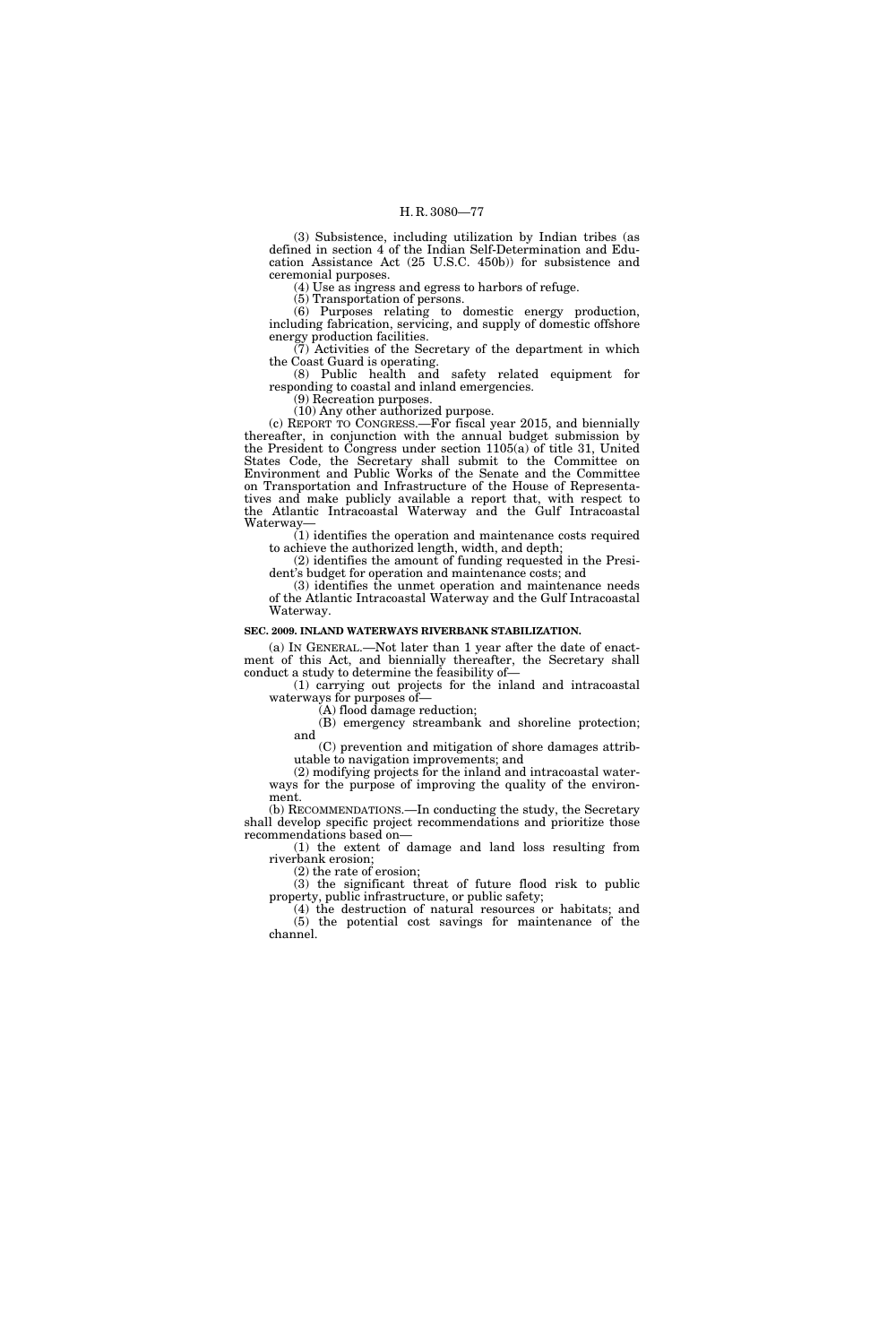(3) Subsistence, including utilization by Indian tribes (as defined in section 4 of the Indian Self-Determination and Education Assistance Act (25 U.S.C. 450b)) for subsistence and ceremonial purposes.

(4) Use as ingress and egress to harbors of refuge.

(5) Transportation of persons.

(6) Purposes relating to domestic energy production, including fabrication, servicing, and supply of domestic offshore energy production facilities.

(7) Activities of the Secretary of the department in which the Coast Guard is operating.

(8) Public health and safety related equipment for responding to coastal and inland emergencies.

(9) Recreation purposes.

(10) Any other authorized purpose.

(c) REPORT TO CONGRESS.—For fiscal year 2015, and biennially thereafter, in conjunction with the annual budget submission by the President to Congress under section 1105(a) of title 31, United States Code, the Secretary shall submit to the Committee on Environment and Public Works of the Senate and the Committee on Transportation and Infrastructure of the House of Representatives and make publicly available a report that, with respect to the Atlantic Intracoastal Waterway and the Gulf Intracoastal Waterway—

(1) identifies the operation and maintenance costs required to achieve the authorized length, width, and depth;

(2) identifies the amount of funding requested in the President's budget for operation and maintenance costs; and

(3) identifies the unmet operation and maintenance needs of the Atlantic Intracoastal Waterway and the Gulf Intracoastal Waterway.

**SEC. 2009. INLAND WATERWAYS RIVERBANK STABILIZATION.**

(a) IN GENERAL.—Not later than 1 year after the date of enactment of this Act, and biennially thereafter, the Secretary shall conduct a study to determine the feasibility of—

(1) carrying out projects for the inland and intracoastal waterways for purposes of—

(A) flood damage reduction;

(B) emergency streambank and shoreline protection; and

(C) prevention and mitigation of shore damages attributable to navigation improvements; and

(2) modifying projects for the inland and intracoastal waterways for the purpose of improving the quality of the environment.

(b) RECOMMENDATIONS.—In conducting the study, the Secretary shall develop specific project recommendations and prioritize those recommendations based on—

(1) the extent of damage and land loss resulting from riverbank erosion;

(2) the rate of erosion;

(3) the significant threat of future flood risk to public property, public infrastructure, or public safety;

(4) the destruction of natural resources or habitats; and

(5) the potential cost savings for maintenance of the channel.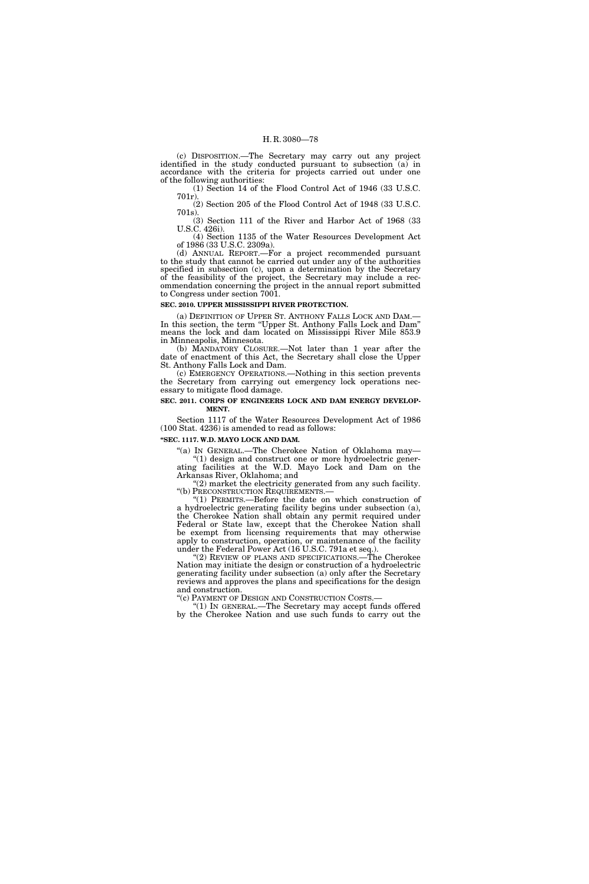(c) DISPOSITION.—The Secretary may carry out any project identified in the study conducted pursuant to subsection (a) in accordance with the criteria for projects carried out under one of the following authorities:

(1) Section 14 of the Flood Control Act of 1946 (33 U.S.C. 701r).

(2) Section 205 of the Flood Control Act of 1948 (33 U.S.C. 701s).

(3) Section 111 of the River and Harbor Act of 1968 (33 U.S.C. 426i).

(4) Section 1135 of the Water Resources Development Act of 1986 (33 U.S.C. 2309a).

(d) ANNUAL REPORT.—For a project recommended pursuant to the study that cannot be carried out under any of the authorities specified in subsection (c), upon a determination by the Secretary of the feasibility of the project, the Secretary may include a recommendation concerning the project in the annual report submitted to Congress under section 7001.

**SEC. 2010. UPPER MISSISSIPPI RIVER PROTECTION.**

(a) DEFINITION OF UPPER ST. ANTHONY FALLS LOCK AND DAM.—In this section, the term "Upper St. Anthony Falls Lock and Dam" means the lock and dam located on Mississippi River Mile 853.9 in Minneapolis, Minnesota.

(b) MANDATORY CLOSURE.—Not later than 1 year after the date of enactment of this Act, the Secretary shall close the Upper St. Anthony Falls Lock and Dam.

(c) EMERGENCY OPERATIONS.—Nothing in this section prevents the Secretary from carrying out emergency lock operations necessary to mitigate flood damage.

**SEC. 2011. CORPS OF ENGINEERS LOCK AND DAM ENERGY DEVELOPMENT.**

Section 1117 of the Water Resources Development Act of 1986 (100 Stat. 4236) is amended to read as follows:

**"SEC. 1117. W.D. MAYO LOCK AND DAM.**

"(a) IN GENERAL.—The Cherokee Nation of Oklahoma may—

"(1) design and construct one or more hydroelectric generating facilities at the W.D. Mayo Lock and Dam on the Arkansas River, Oklahoma; and

"(2) market the electricity generated from any such facility.

"(b) PRECONSTRUCTION REQUIREMENTS.—

"(1) PERMITS.—Before the date on which construction of a hydroelectric generating facility begins under subsection (a), the Cherokee Nation shall obtain any permit required under Federal or State law, except that the Cherokee Nation shall be exempt from licensing requirements that may otherwise apply to construction, operation, or maintenance of the facility under the Federal Power Act (16 U.S.C. 791a et seq.).

"(2) REVIEW OF PLANS AND SPECIFICATIONS.—The Cherokee Nation may initiate the design or construction of a hydroelectric generating facility under subsection (a) only after the Secretary reviews and approves the plans and specifications for the design and construction.

"(c) PAYMENT OF DESIGN AND CONSTRUCTION COSTS.—

"(1) IN GENERAL.—The Secretary may accept funds offered by the Cherokee Nation and use such funds to carry out the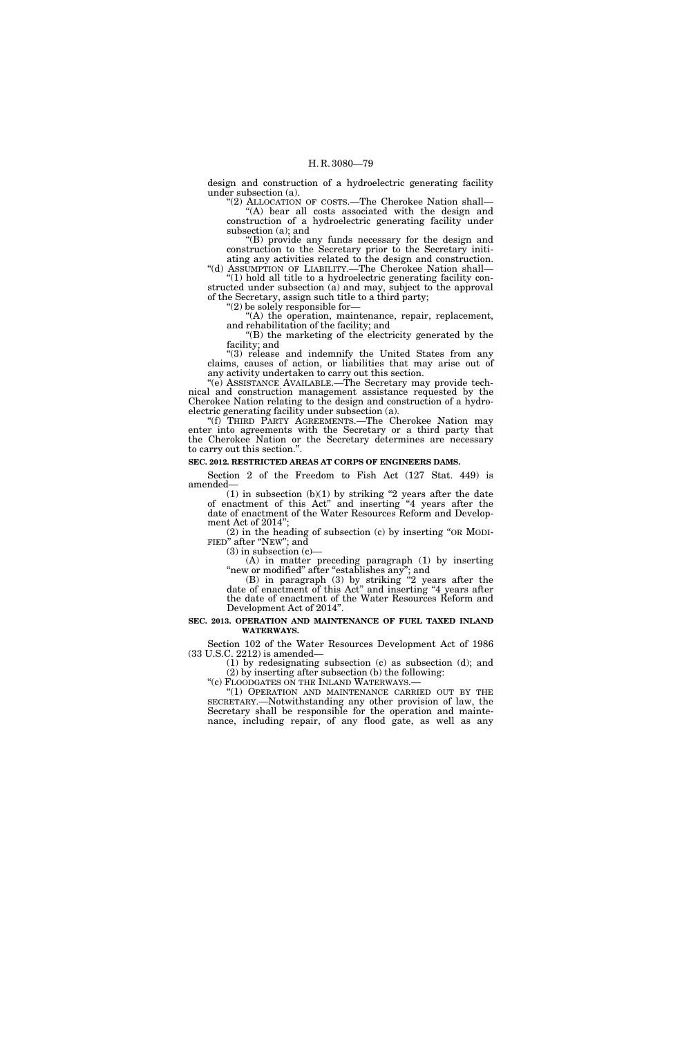design and construction of a hydroelectric generating facility under subsection (a).

"(2) ALLOCATION OF COSTS.—The Cherokee Nation shall—

"(A) bear all costs associated with the design and construction of a hydroelectric generating facility under subsection (a); and

"(B) provide any funds necessary for the design and construction to the Secretary prior to the Secretary initiating any activities related to the design and construction.

"(d) ASSUMPTION OF LIABILITY.—The Cherokee Nation shall—

"(1) hold all title to a hydroelectric generating facility constructed under subsection (a) and may, subject to the approval of the Secretary, assign such title to a third party;

"(2) be solely responsible for—

"(A) the operation, maintenance, repair, replacement, and rehabilitation of the facility; and

"(B) the marketing of the electricity generated by the facility; and

"(3) release and indemnify the United States from any claims, causes of action, or liabilities that may arise out of any activity undertaken to carry out this section.

"(e) ASSISTANCE AVAILABLE.—The Secretary may provide technical and construction management assistance requested by the Cherokee Nation relating to the design and construction of a hydroelectric generating facility under subsection (a).

"(f) THIRD PARTY AGREEMENTS.—The Cherokee Nation may enter into agreements with the Secretary or a third party that the Cherokee Nation or the Secretary determines are necessary to carry out this section.".

**SEC. 2012. RESTRICTED AREAS AT CORPS OF ENGINEERS DAMS.**

Section 2 of the Freedom to Fish Act (127 Stat. 449) is amended—

(1) in subsection (b)(1) by striking "2 years after the date of enactment of this Act" and inserting "4 years after the date of enactment of the Water Resources Reform and Development Act of 2014";

(2) in the heading of subsection (c) by inserting "OR MODIFIED" after "NEW"; and

(3) in subsection (c)—

(A) in matter preceding paragraph (1) by inserting "new or modified" after "establishes any"; and

(B) in paragraph (3) by striking "2 years after the date of enactment of this Act" and inserting "4 years after the date of enactment of the Water Resources Reform and Development Act of 2014".

**SEC. 2013. OPERATION AND MAINTENANCE OF FUEL TAXED INLAND WATERWAYS.**

Section 102 of the Water Resources Development Act of 1986 (33 U.S.C. 2212) is amended—

(1) by redesignating subsection (c) as subsection (d); and

(2) by inserting after subsection (b) the following:

"(c) FLOODGATES ON THE INLAND WATERWAYS.—

"(1) OPERATION AND MAINTENANCE CARRIED OUT BY THE SECRETARY.—Notwithstanding any other provision of law, the Secretary shall be responsible for the operation and maintenance, including repair, of any flood gate, as well as any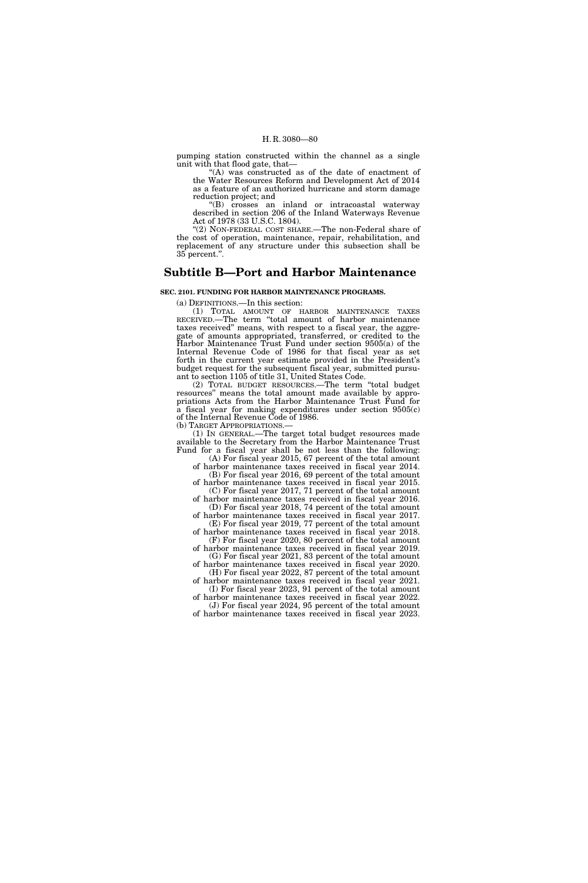pumping station constructed within the channel as a single unit with that flood gate, that—

"(A) was constructed as of the date of enactment of the Water Resources Reform and Development Act of 2014 as a feature of an authorized hurricane and storm damage reduction project; and

"(B) crosses an inland or intracoastal waterway described in section 206 of the Inland Waterways Revenue Act of 1978 (33 U.S.C. 1804).

"(2) NON-FEDERAL COST SHARE.—The non-Federal share of the cost of operation, maintenance, repair, rehabilitation, and replacement of any structure under this subsection shall be 35 percent.".

## Subtitle B—Port and Harbor Maintenance

**SEC. 2101. FUNDING FOR HARBOR MAINTENANCE PROGRAMS.**

(a) DEFINITIONS.—In this section:

(1) TOTAL AMOUNT OF HARBOR MAINTENANCE TAXES RECEIVED.—The term "total amount of harbor maintenance taxes received" means, with respect to a fiscal year, the aggregate of amounts appropriated, transferred, or credited to the Harbor Maintenance Trust Fund under section 9505(a) of the Internal Revenue Code of 1986 for that fiscal year as set forth in the current year estimate provided in the President's budget request for the subsequent fiscal year, submitted pursuant to section 1105 of title 31, United States Code.

(2) TOTAL BUDGET RESOURCES.—The term "total budget resources" means the total amount made available by appropriations Acts from the Harbor Maintenance Trust Fund for a fiscal year for making expenditures under section 9505(c) of the Internal Revenue Code of 1986.

(b) TARGET APPROPRIATIONS.—

(1) IN GENERAL.—The target total budget resources made available to the Secretary from the Harbor Maintenance Trust Fund for a fiscal year shall be not less than the following:

(A) For fiscal year 2015, 67 percent of the total amount of harbor maintenance taxes received in fiscal year 2014.

(B) For fiscal year 2016, 69 percent of the total amount of harbor maintenance taxes received in fiscal year 2015.

(C) For fiscal year 2017, 71 percent of the total amount of harbor maintenance taxes received in fiscal year 2016.

(D) For fiscal year 2018, 74 percent of the total amount of harbor maintenance taxes received in fiscal year 2017.

(E) For fiscal year 2019, 77 percent of the total amount of harbor maintenance taxes received in fiscal year 2018.

(F) For fiscal year 2020, 80 percent of the total amount of harbor maintenance taxes received in fiscal year 2019.

(G) For fiscal year 2021, 83 percent of the total amount of harbor maintenance taxes received in fiscal year 2020.

(H) For fiscal year 2022, 87 percent of the total amount of harbor maintenance taxes received in fiscal year 2021.

(I) For fiscal year 2023, 91 percent of the total amount of harbor maintenance taxes received in fiscal year 2022.

(J) For fiscal year 2024, 95 percent of the total amount of harbor maintenance taxes received in fiscal year 2023.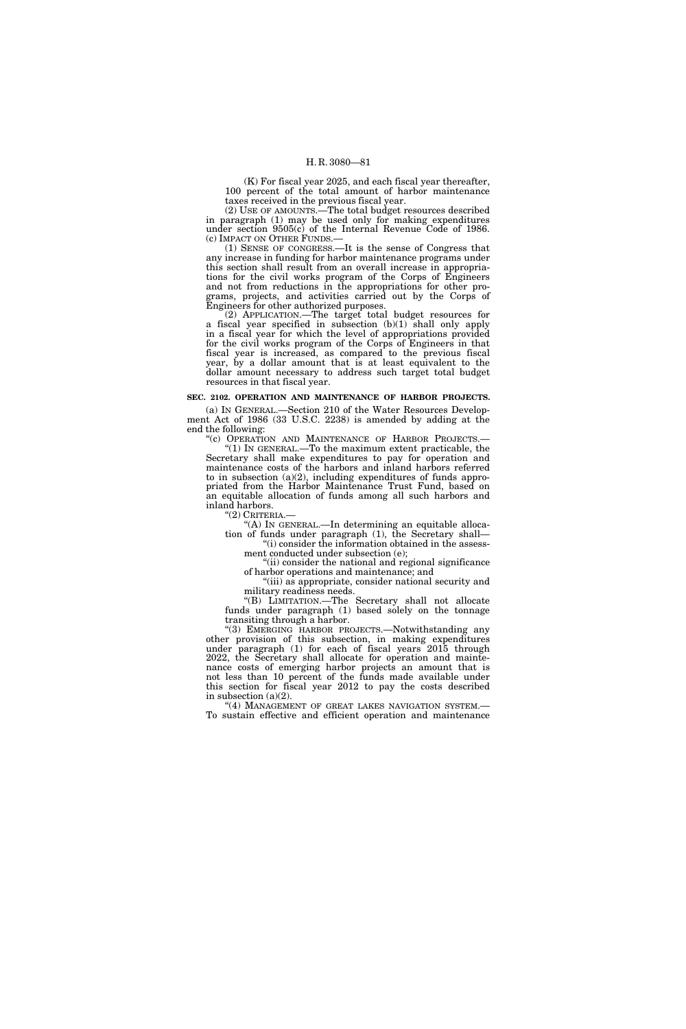(K) For fiscal year 2025, and each fiscal year thereafter, 100 percent of the total amount of harbor maintenance taxes received in the previous fiscal year.

(2) USE OF AMOUNTS.—The total budget resources described in paragraph (1) may be used only for making expenditures under section 9505(c) of the Internal Revenue Code of 1986.

(c) IMPACT ON OTHER FUNDS.—

(1) SENSE OF CONGRESS.—It is the sense of Congress that any increase in funding for harbor maintenance programs under this section shall result from an overall increase in appropriations for the civil works program of the Corps of Engineers and not from reductions in the appropriations for other programs, projects, and activities carried out by the Corps of Engineers for other authorized purposes.

(2) APPLICATION.—The target total budget resources for a fiscal year specified in subsection (b)(1) shall only apply in a fiscal year for which the level of appropriations provided for the civil works program of the Corps of Engineers in that fiscal year is increased, as compared to the previous fiscal year, by a dollar amount that is at least equivalent to the dollar amount necessary to address such target total budget resources in that fiscal year.

**SEC. 2102. OPERATION AND MAINTENANCE OF HARBOR PROJECTS.**

(a) IN GENERAL.—Section 210 of the Water Resources Development Act of 1986 (33 U.S.C. 2238) is amended by adding at the end the following:

"(c) OPERATION AND MAINTENANCE OF HARBOR PROJECTS.—

"(1) IN GENERAL.—To the maximum extent practicable, the Secretary shall make expenditures to pay for operation and maintenance costs of the harbors and inland harbors referred to in subsection (a)(2), including expenditures of funds appropriated from the Harbor Maintenance Trust Fund, based on an equitable allocation of funds among all such harbors and inland harbors.

"(2) CRITERIA.—

"(A) IN GENERAL.—In determining an equitable allocation of funds under paragraph (1), the Secretary shall—

"(i) consider the information obtained in the assessment conducted under subsection (e);

"(ii) consider the national and regional significance of harbor operations and maintenance; and

"(iii) as appropriate, consider national security and military readiness needs.

"(B) LIMITATION.—The Secretary shall not allocate funds under paragraph (1) based solely on the tonnage transiting through a harbor.

"(3) EMERGING HARBOR PROJECTS.—Notwithstanding any other provision of this subsection, in making expenditures under paragraph (1) for each of fiscal years 2015 through 2022, the Secretary shall allocate for operation and maintenance costs of emerging harbor projects an amount that is not less than 10 percent of the funds made available under this section for fiscal year 2012 to pay the costs described in subsection (a)(2).

"(4) MANAGEMENT OF GREAT LAKES NAVIGATION SYSTEM.— To sustain effective and efficient operation and maintenance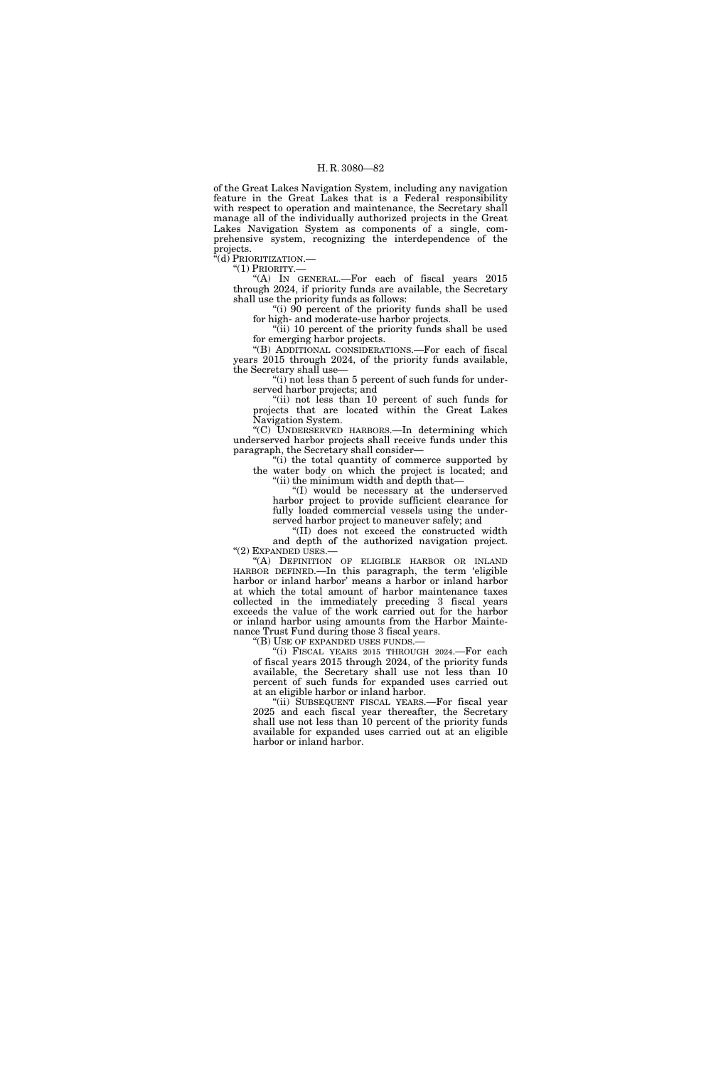of the Great Lakes Navigation System, including any navigation feature in the Great Lakes that is a Federal responsibility with respect to operation and maintenance, the Secretary shall manage all of the individually authorized projects in the Great Lakes Navigation System as components of a single, comprehensive system, recognizing the interdependence of the projects.

"(d) PRIORITIZATION.—

"(1) PRIORITY.—

"(A) IN GENERAL.—For each of fiscal years 2015 through 2024, if priority funds are available, the Secretary shall use the priority funds as follows:

"(i) 90 percent of the priority funds shall be used for high- and moderate-use harbor projects.

"(ii) 10 percent of the priority funds shall be used for emerging harbor projects.

"(B) ADDITIONAL CONSIDERATIONS.—For each of fiscal years 2015 through 2024, of the priority funds available, the Secretary shall use—

"(i) not less than 5 percent of such funds for underserved harbor projects; and

"(ii) not less than 10 percent of such funds for projects that are located within the Great Lakes Navigation System.

"(C) UNDERSERVED HARBORS.—In determining which underserved harbor projects shall receive funds under this paragraph, the Secretary shall consider—

"(i) the total quantity of commerce supported by the water body on which the project is located; and

"(ii) the minimum width and depth that—

"(I) would be necessary at the underserved harbor project to provide sufficient clearance for fully loaded commercial vessels using the underserved harbor project to maneuver safely; and

"(II) does not exceed the constructed width and depth of the authorized navigation project.

"(2) EXPANDED USES.—

"(A) DEFINITION OF ELIGIBLE HARBOR OR INLAND HARBOR DEFINED.—In this paragraph, the term 'eligible harbor or inland harbor' means a harbor or inland harbor at which the total amount of harbor maintenance taxes collected in the immediately preceding 3 fiscal years exceeds the value of the work carried out for the harbor or inland harbor using amounts from the Harbor Maintenance Trust Fund during those 3 fiscal years.

"(B) USE OF EXPANDED USES FUNDS.—

"(i) FISCAL YEARS 2015 THROUGH 2024.—For each of fiscal years 2015 through 2024, of the priority funds available, the Secretary shall use not less than 10 percent of such funds for expanded uses carried out at an eligible harbor or inland harbor.

"(ii) SUBSEQUENT FISCAL YEARS.—For fiscal year 2025 and each fiscal year thereafter, the Secretary shall use not less than 10 percent of the priority funds available for expanded uses carried out at an eligible harbor or inland harbor.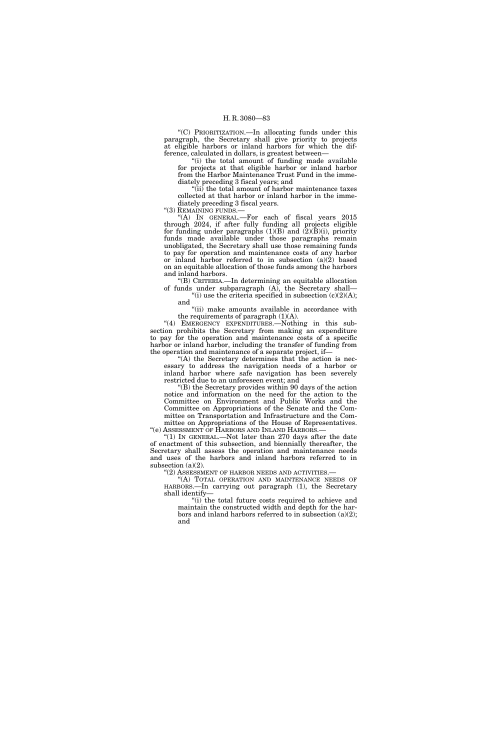"(C) PRIORITIZATION.—In allocating funds under this paragraph, the Secretary shall give priority to projects at eligible harbors or inland harbors for which the difference, calculated in dollars, is greatest between—

"(i) the total amount of funding made available for projects at that eligible harbor or inland harbor from the Harbor Maintenance Trust Fund in the immediately preceding 3 fiscal years; and

"(ii) the total amount of harbor maintenance taxes collected at that harbor or inland harbor in the immediately preceding 3 fiscal years.

"(3) REMAINING FUNDS.—

"(A) IN GENERAL.—For each of fiscal years 2015 through 2024, if after fully funding all projects eligible for funding under paragraphs (1)(B) and (2)(B)(i), priority funds made available under those paragraphs remain unobligated, the Secretary shall use those remaining funds to pay for operation and maintenance costs of any harbor or inland harbor referred to in subsection (a)(2) based on an equitable allocation of those funds among the harbors and inland harbors.

"(B) CRITERIA.—In determining an equitable allocation of funds under subparagraph (A), the Secretary shall—

"(i) use the criteria specified in subsection (c)(2)(A); and

"(ii) make amounts available in accordance with the requirements of paragraph (1)(A).

"(4) EMERGENCY EXPENDITURES.—Nothing in this subsection prohibits the Secretary from making an expenditure to pay for the operation and maintenance costs of a specific harbor or inland harbor, including the transfer of funding from the operation and maintenance of a separate project, if—

"(A) the Secretary determines that the action is necessary to address the navigation needs of a harbor or inland harbor where safe navigation has been severely restricted due to an unforeseen event; and

"(B) the Secretary provides within 90 days of the action notice and information on the need for the action to the Committee on Environment and Public Works and the Committee on Appropriations of the Senate and the Committee on Transportation and Infrastructure and the Committee on Appropriations of the House of Representatives.

"(e) ASSESSMENT OF HARBORS AND INLAND HARBORS.—

"(1) IN GENERAL.—Not later than 270 days after the date of enactment of this subsection, and biennially thereafter, the Secretary shall assess the operation and maintenance needs and uses of the harbors and inland harbors referred to in subsection (a)(2).

"(2) ASSESSMENT OF HARBOR NEEDS AND ACTIVITIES.—

"(A) TOTAL OPERATION AND MAINTENANCE NEEDS OF HARBORS.—In carrying out paragraph (1), the Secretary shall identify—

"(i) the total future costs required to achieve and maintain the constructed width and depth for the harbors and inland harbors referred to in subsection (a)(2); and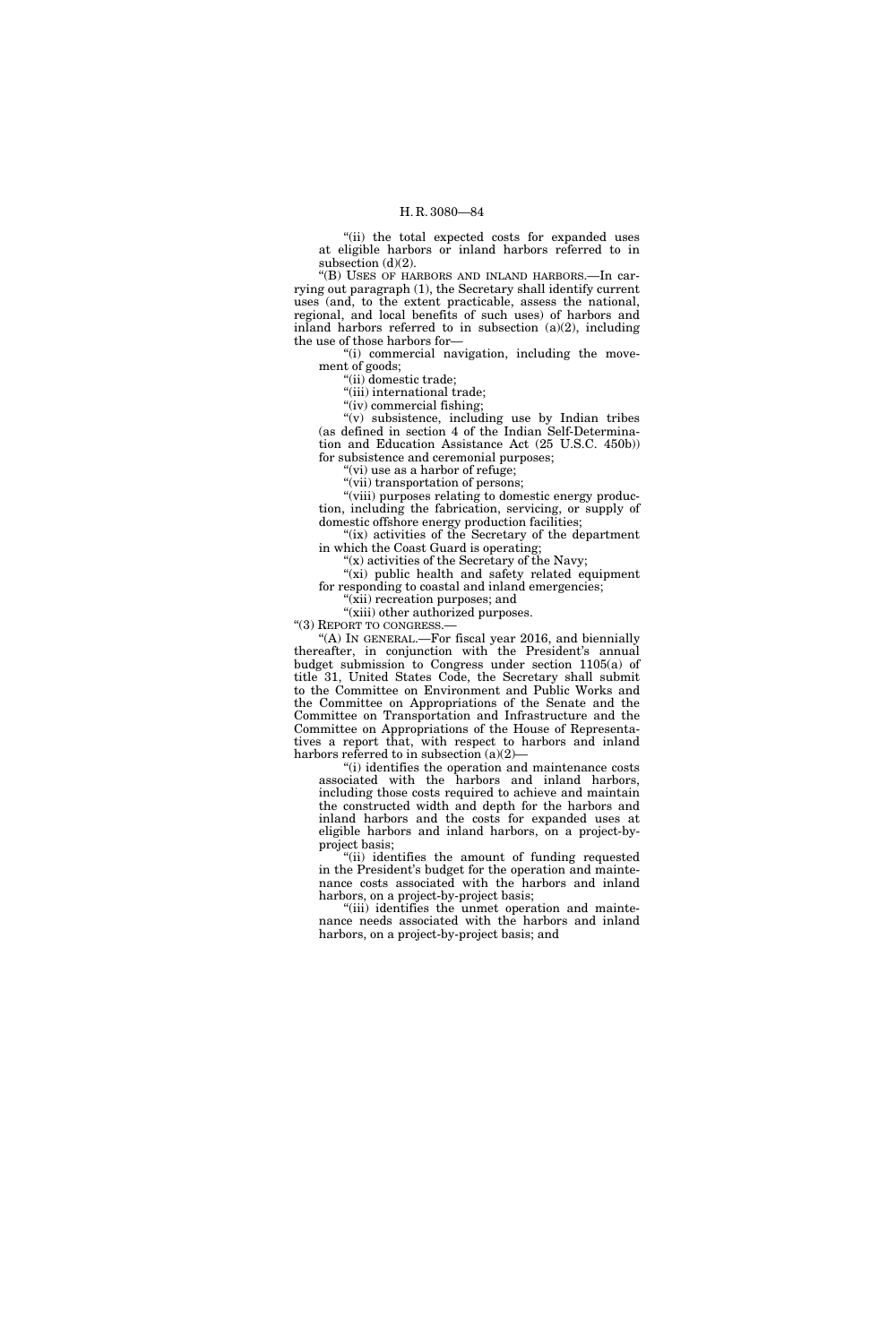"(ii) the total expected costs for expanded uses at eligible harbors or inland harbors referred to in subsection (d)(2).

"(B) USES OF HARBORS AND INLAND HARBORS.—In carrying out paragraph (1), the Secretary shall identify current uses (and, to the extent practicable, assess the national, regional, and local benefits of such uses) of harbors and inland harbors referred to in subsection (a)(2), including the use of those harbors for—

"(i) commercial navigation, including the movement of goods;

"(ii) domestic trade;

"(iii) international trade;

"(iv) commercial fishing;

"(v) subsistence, including use by Indian tribes (as defined in section 4 of the Indian Self-Determination and Education Assistance Act (25 U.S.C. 450b)) for subsistence and ceremonial purposes;

"(vi) use as a harbor of refuge;

"(vii) transportation of persons;

"(viii) purposes relating to domestic energy production, including the fabrication, servicing, or supply of domestic offshore energy production facilities;

"(ix) activities of the Secretary of the department in which the Coast Guard is operating;

"(x) activities of the Secretary of the Navy;

"(xi) public health and safety related equipment for responding to coastal and inland emergencies;

"(xii) recreation purposes; and

"(xiii) other authorized purposes.

"(3) REPORT TO CONGRESS.—

"(A) IN GENERAL.—For fiscal year 2016, and biennially thereafter, in conjunction with the President's annual budget submission to Congress under section 1105(a) of title 31, United States Code, the Secretary shall submit to the Committee on Environment and Public Works and the Committee on Appropriations of the Senate and the Committee on Transportation and Infrastructure and the Committee on Appropriations of the House of Representatives a report that, with respect to harbors and inland harbors referred to in subsection (a)(2)—

"(i) identifies the operation and maintenance costs associated with the harbors and inland harbors, including those costs required to achieve and maintain the constructed width and depth for the harbors and inland harbors and the costs for expanded uses at eligible harbors and inland harbors, on a project-by-project basis;

"(ii) identifies the amount of funding requested in the President's budget for the operation and maintenance costs associated with the harbors and inland harbors, on a project-by-project basis;

"(iii) identifies the unmet operation and maintenance needs associated with the harbors and inland harbors, on a project-by-project basis; and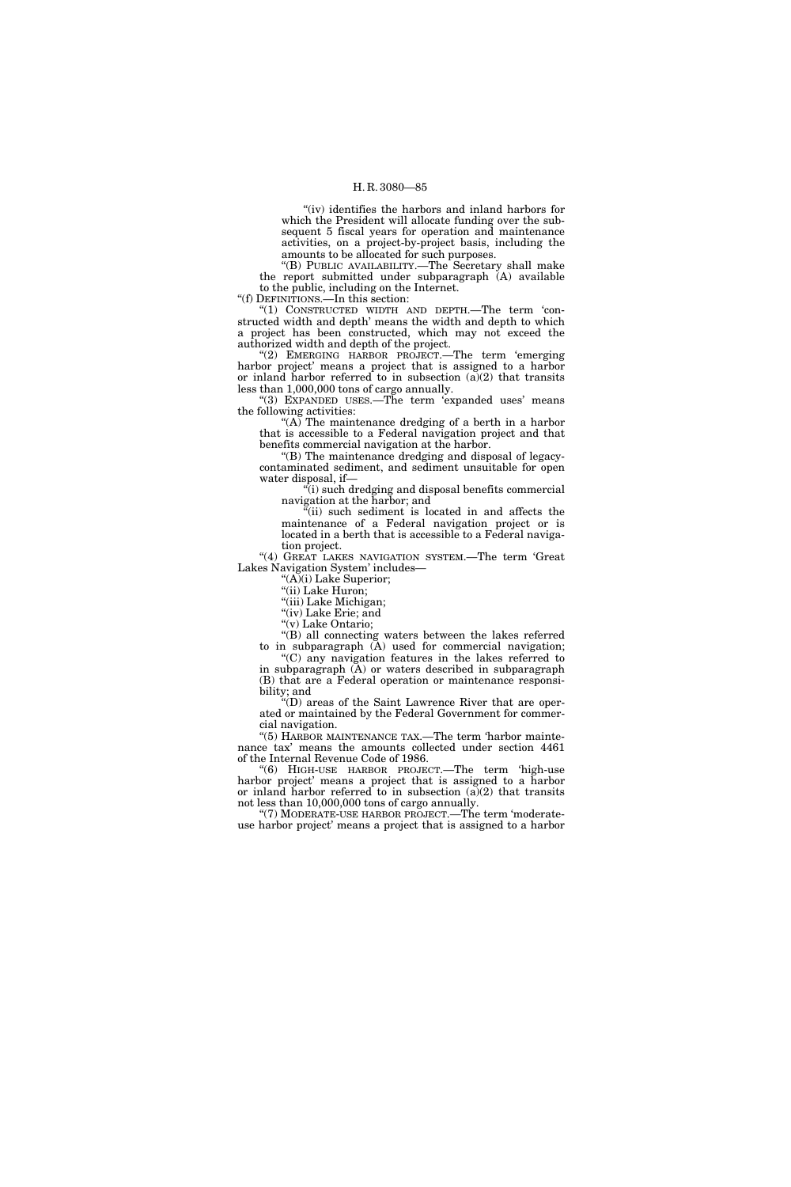"(iv) identifies the harbors and inland harbors for which the President will allocate funding over the subsequent 5 fiscal years for operation and maintenance activities, on a project-by-project basis, including the amounts to be allocated for such purposes.

"(B) PUBLIC AVAILABILITY.—The Secretary shall make the report submitted under subparagraph (A) available to the public, including on the Internet.

"(f) DEFINITIONS.—In this section:

"(1) CONSTRUCTED WIDTH AND DEPTH.—The term 'constructed width and depth' means the width and depth to which a project has been constructed, which may not exceed the authorized width and depth of the project.

"(2) EMERGING HARBOR PROJECT.—The term 'emerging harbor project' means a project that is assigned to a harbor or inland harbor referred to in subsection (a)(2) that transits less than 1,000,000 tons of cargo annually.

"(3) EXPANDED USES.—The term 'expanded uses' means the following activities:

"(A) The maintenance dredging of a berth in a harbor that is accessible to a Federal navigation project and that benefits commercial navigation at the harbor.

"(B) The maintenance dredging and disposal of legacy-contaminated sediment, and sediment unsuitable for open water disposal, if—

"(i) such dredging and disposal benefits commercial navigation at the harbor; and

"(ii) such sediment is located in and affects the maintenance of a Federal navigation project or is located in a berth that is accessible to a Federal navigation project.

"(4) GREAT LAKES NAVIGATION SYSTEM.—The term 'Great Lakes Navigation System' includes—

"(A)(i) Lake Superior;

"(ii) Lake Huron;

"(iii) Lake Michigan;

"(iv) Lake Erie; and

"(v) Lake Ontario;

"(B) all connecting waters between the lakes referred to in subparagraph (A) used for commercial navigation;

"(C) any navigation features in the lakes referred to in subparagraph (A) or waters described in subparagraph (B) that are a Federal operation or maintenance responsibility; and

"(D) areas of the Saint Lawrence River that are operated or maintained by the Federal Government for commercial navigation.

"(5) HARBOR MAINTENANCE TAX.—The term 'harbor maintenance tax' means the amounts collected under section 4461 of the Internal Revenue Code of 1986.

"(6) HIGH-USE HARBOR PROJECT.—The term 'high-use harbor project' means a project that is assigned to a harbor or inland harbor referred to in subsection (a)(2) that transits not less than 10,000,000 tons of cargo annually.

"(7) MODERATE-USE HARBOR PROJECT.—The term 'moderate-use harbor project' means a project that is assigned to a harbor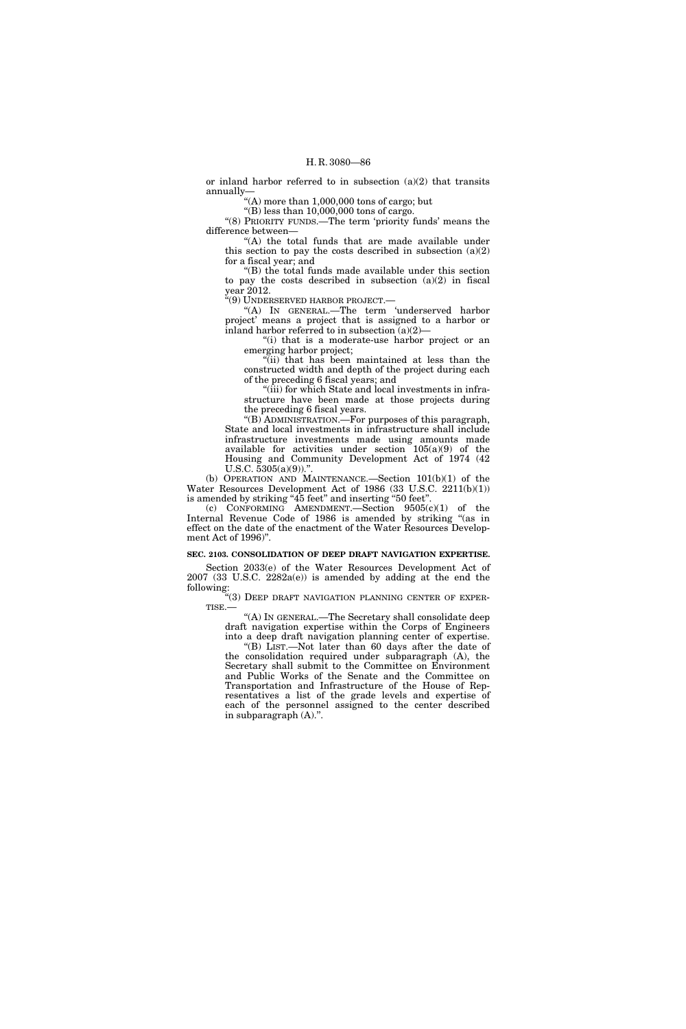or inland harbor referred to in subsection (a)(2) that transits annually—

"(A) more than 1,000,000 tons of cargo; but

"(B) less than 10,000,000 tons of cargo.

"(8) PRIORITY FUNDS.—The term 'priority funds' means the difference between—

"(A) the total funds that are made available under this section to pay the costs described in subsection (a)(2) for a fiscal year; and

"(B) the total funds made available under this section to pay the costs described in subsection (a)(2) in fiscal year 2012.

"(9) UNDERSERVED HARBOR PROJECT.—

"(A) IN GENERAL.—The term 'underserved harbor project' means a project that is assigned to a harbor or inland harbor referred to in subsection (a)(2)—

"(i) that is a moderate-use harbor project or an emerging harbor project;

"(ii) that has been maintained at less than the constructed width and depth of the project during each of the preceding 6 fiscal years; and

"(iii) for which State and local investments in infrastructure have been made at those projects during the preceding 6 fiscal years.

"(B) ADMINISTRATION.—For purposes of this paragraph, State and local investments in infrastructure shall include infrastructure investments made using amounts made available for activities under section 105(a)(9) of the Housing and Community Development Act of 1974 (42 U.S.C. 5305(a)(9)).".

(b) OPERATION AND MAINTENANCE.—Section 101(b)(1) of the Water Resources Development Act of 1986 (33 U.S.C. 2211(b)(1)) is amended by striking "45 feet" and inserting "50 feet".

(c) CONFORMING AMENDMENT.—Section 9505(c)(1) of the Internal Revenue Code of 1986 is amended by striking "(as in effect on the date of the enactment of the Water Resources Development Act of 1996)".

**SEC. 2103. CONSOLIDATION OF DEEP DRAFT NAVIGATION EXPERTISE.**

Section 2033(e) of the Water Resources Development Act of 2007 (33 U.S.C. 2282a(e)) is amended by adding at the end the following:

"(3) DEEP DRAFT NAVIGATION PLANNING CENTER OF EXPERTISE.—

"(A) IN GENERAL.—The Secretary shall consolidate deep draft navigation expertise within the Corps of Engineers into a deep draft navigation planning center of expertise.

"(B) LIST.—Not later than 60 days after the date of the consolidation required under subparagraph (A), the Secretary shall submit to the Committee on Environment and Public Works of the Senate and the Committee on Transportation and Infrastructure of the House of Representatives a list of the grade levels and expertise of each of the personnel assigned to the center described in subparagraph (A).".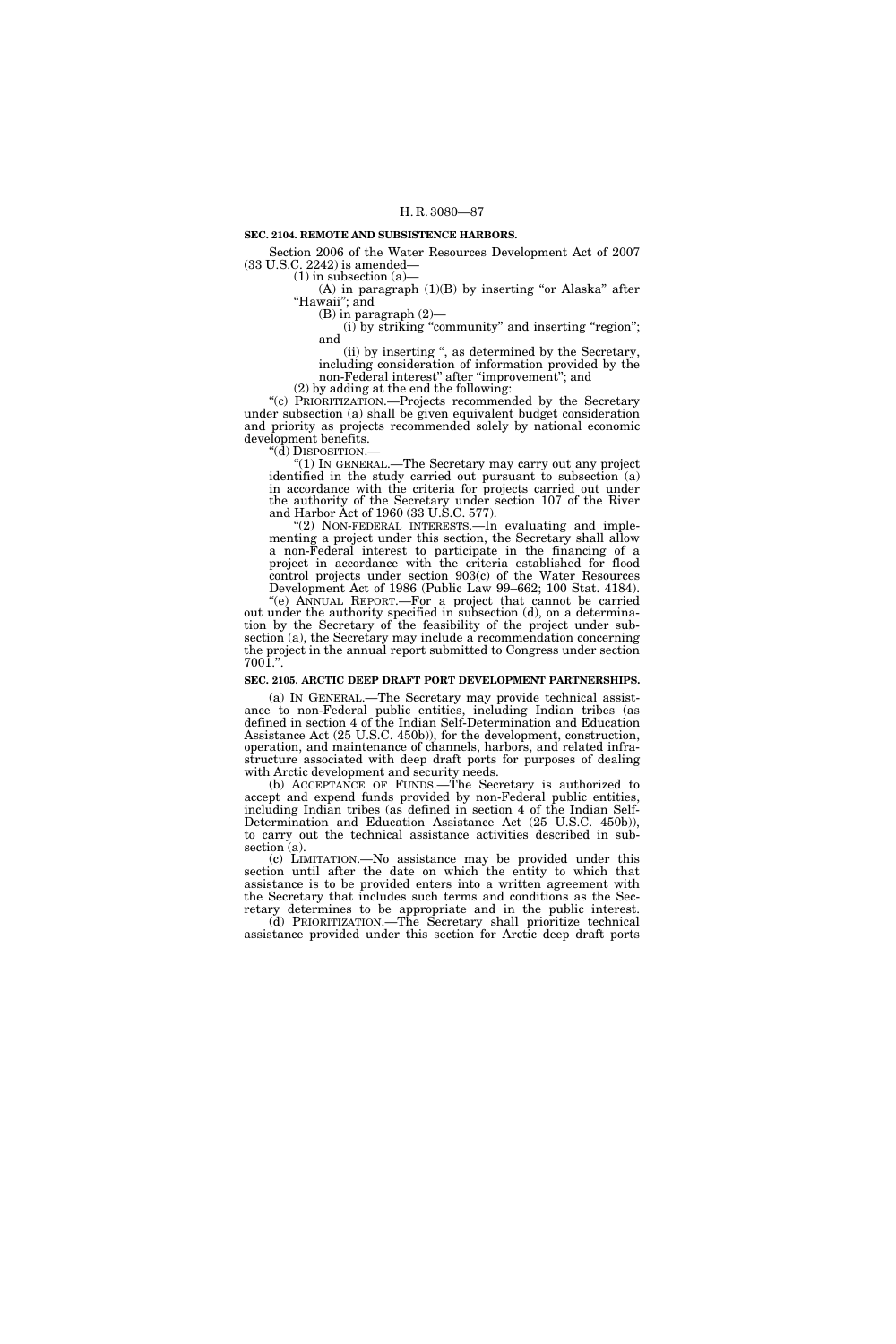**SEC. 2104. REMOTE AND SUBSISTENCE HARBORS.**

Section 2006 of the Water Resources Development Act of 2007 (33 U.S.C. 2242) is amended—

(1) in subsection (a)—

(A) in paragraph (1)(B) by inserting "or Alaska" after "Hawaii"; and

(B) in paragraph (2)—

(i) by striking "community" and inserting "region"; and

(ii) by inserting ", as determined by the Secretary, including consideration of information provided by the non-Federal interest" after "improvement"; and

(2) by adding at the end the following:

"(c) PRIORITIZATION.—Projects recommended by the Secretary under subsection (a) shall be given equivalent budget consideration and priority as projects recommended solely by national economic development benefits.

"(d) DISPOSITION.—

"(1) IN GENERAL.—The Secretary may carry out any project identified in the study carried out pursuant to subsection (a) in accordance with the criteria for projects carried out under the authority of the Secretary under section 107 of the River and Harbor Act of 1960 (33 U.S.C. 577).

"(2) NON-FEDERAL INTERESTS.—In evaluating and implementing a project under this section, the Secretary shall allow a non-Federal interest to participate in the financing of a project in accordance with the criteria established for flood control projects under section 903(c) of the Water Resources Development Act of 1986 (Public Law 99–662; 100 Stat. 4184).

"(e) ANNUAL REPORT.—For a project that cannot be carried out under the authority specified in subsection (d), on a determination by the Secretary of the feasibility of the project under subsection (a), the Secretary may include a recommendation concerning the project in the annual report submitted to Congress under section 7001.".

**SEC. 2105. ARCTIC DEEP DRAFT PORT DEVELOPMENT PARTNERSHIPS.**

(a) IN GENERAL.—The Secretary may provide technical assistance to non-Federal public entities, including Indian tribes (as defined in section 4 of the Indian Self-Determination and Education Assistance Act (25 U.S.C. 450b)), for the development, construction, operation, and maintenance of channels, harbors, and related infrastructure associated with deep draft ports for purposes of dealing with Arctic development and security needs.

(b) ACCEPTANCE OF FUNDS.—The Secretary is authorized to accept and expend funds provided by non-Federal public entities, including Indian tribes (as defined in section 4 of the Indian Self-Determination and Education Assistance Act (25 U.S.C. 450b)), to carry out the technical assistance activities described in subsection (a).

(c) LIMITATION.—No assistance may be provided under this section until after the date on which the entity to which that assistance is to be provided enters into a written agreement with the Secretary that includes such terms and conditions as the Secretary determines to be appropriate and in the public interest.

(d) PRIORITIZATION.—The Secretary shall prioritize technical assistance provided under this section for Arctic deep draft ports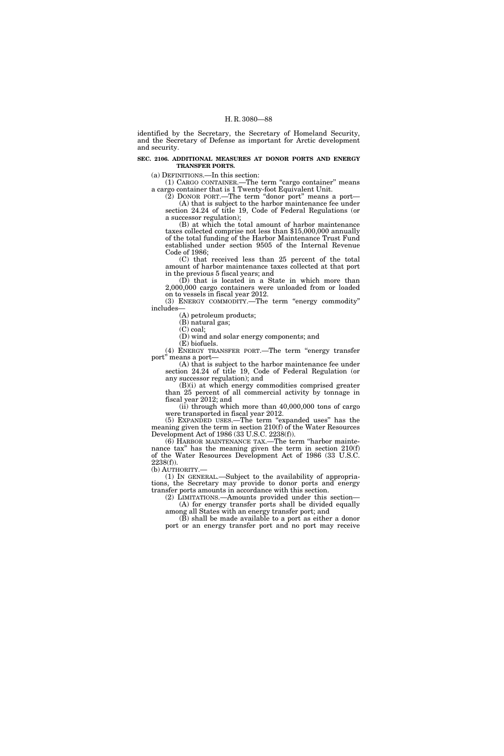identified by the Secretary, the Secretary of Homeland Security, and the Secretary of Defense as important for Arctic development and security.

**SEC. 2106. ADDITIONAL MEASURES AT DONOR PORTS AND ENERGY TRANSFER PORTS.**

(a) DEFINITIONS.—In this section:

(1) CARGO CONTAINER.—The term "cargo container" means a cargo container that is 1 Twenty-foot Equivalent Unit.

(2) DONOR PORT.—The term "donor port" means a port—

(A) that is subject to the harbor maintenance fee under section 24.24 of title 19, Code of Federal Regulations (or a successor regulation);

(B) at which the total amount of harbor maintenance taxes collected comprise not less than $15,000,000 annually of the total funding of the Harbor Maintenance Trust Fund established under section 9505 of the Internal Revenue Code of 1986;

(C) that received less than 25 percent of the total amount of harbor maintenance taxes collected at that port in the previous 5 fiscal years; and

(D) that is located in a State in which more than 2,000,000 cargo containers were unloaded from or loaded on to vessels in fiscal year 2012.

(3) ENERGY COMMODITY.—The term "energy commodity" includes—

(A) petroleum products;

(B) natural gas;

(C) coal;

(D) wind and solar energy components; and

(E) biofuels.

(4) ENERGY TRANSFER PORT.—The term "energy transfer port" means a port—

(A) that is subject to the harbor maintenance fee under section 24.24 of title 19, Code of Federal Regulation (or any successor regulation); and

(B)(i) at which energy commodities comprised greater than 25 percent of all commercial activity by tonnage in fiscal year 2012; and

(ii) through which more than 40,000,000 tons of cargo were transported in fiscal year 2012.

(5) EXPANDED USES.—The term "expanded uses" has the meaning given the term in section 210(f) of the Water Resources Development Act of 1986 (33 U.S.C. 2238(f)).

(6) HARBOR MAINTENANCE TAX.—The term "harbor maintenance tax" has the meaning given the term in section 210(f) of the Water Resources Development Act of 1986 (33 U.S.C. 2238(f)).

(b) AUTHORITY.—

(1) IN GENERAL.—Subject to the availability of appropriations, the Secretary may provide to donor ports and energy transfer ports amounts in accordance with this section.

(2) LIMITATIONS.—Amounts provided under this section—

(A) for energy transfer ports shall be divided equally among all States with an energy transfer port; and

(B) shall be made available to a port as either a donor port or an energy transfer port and no port may receive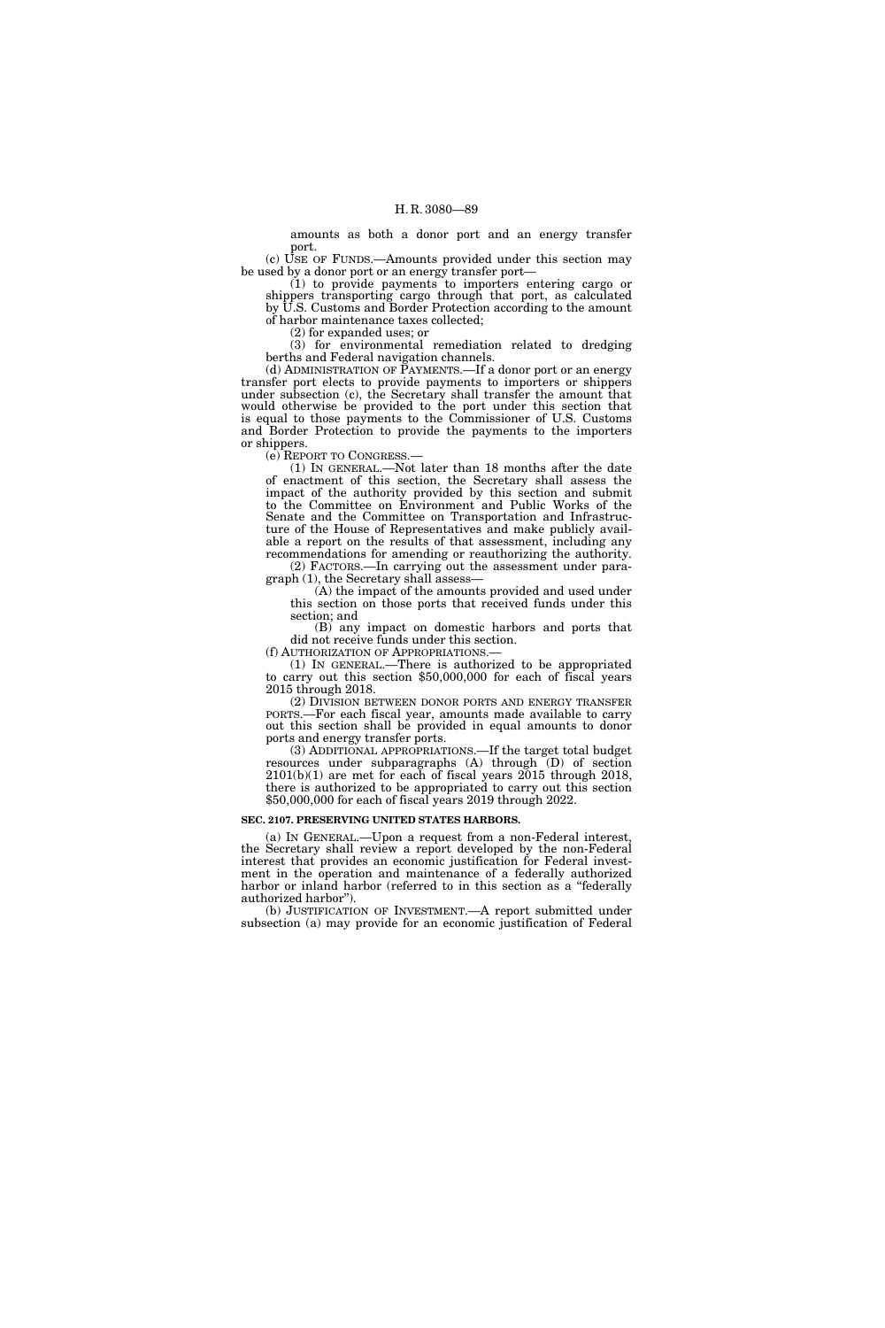amounts as both a donor port and an energy transfer port.

(c) USE OF FUNDS.—Amounts provided under this section may be used by a donor port or an energy transfer port—

(1) to provide payments to importers entering cargo or shippers transporting cargo through that port, as calculated by U.S. Customs and Border Protection according to the amount of harbor maintenance taxes collected;

(2) for expanded uses; or

(3) for environmental remediation related to dredging berths and Federal navigation channels.

(d) ADMINISTRATION OF PAYMENTS.—If a donor port or an energy transfer port elects to provide payments to importers or shippers under subsection (c), the Secretary shall transfer the amount that would otherwise be provided to the port under this section that is equal to those payments to the Commissioner of U.S. Customs and Border Protection to provide the payments to the importers or shippers.

(e) REPORT TO CONGRESS.—

(1) IN GENERAL.—Not later than 18 months after the date of enactment of this section, the Secretary shall assess the impact of the authority provided by this section and submit to the Committee on Environment and Public Works of the Senate and the Committee on Transportation and Infrastructure of the House of Representatives and make publicly available a report on the results of that assessment, including any recommendations for amending or reauthorizing the authority.

(2) FACTORS.—In carrying out the assessment under paragraph (1), the Secretary shall assess—

(A) the impact of the amounts provided and used under this section on those ports that received funds under this section; and

(B) any impact on domestic harbors and ports that did not receive funds under this section.

(f) AUTHORIZATION OF APPROPRIATIONS.—

(1) IN GENERAL.—There is authorized to be appropriated to carry out this section $50,000,000 for each of fiscal years 2015 through 2018.

(2) DIVISION BETWEEN DONOR PORTS AND ENERGY TRANSFER PORTS.—For each fiscal year, amounts made available to carry out this section shall be provided in equal amounts to donor ports and energy transfer ports.

(3) ADDITIONAL APPROPRIATIONS.—If the target total budget resources under subparagraphs (A) through (D) of section 2101(b)(1) are met for each of fiscal years 2015 through 2018, there is authorized to be appropriated to carry out this section $50,000,000 for each of fiscal years 2019 through 2022.

**SEC. 2107. PRESERVING UNITED STATES HARBORS.**

(a) IN GENERAL.—Upon a request from a non-Federal interest, the Secretary shall review a report developed by the non-Federal interest that provides an economic justification for Federal investment in the operation and maintenance of a federally authorized harbor or inland harbor (referred to in this section as a "federally authorized harbor").

(b) JUSTIFICATION OF INVESTMENT.—A report submitted under subsection (a) may provide for an economic justification of Federal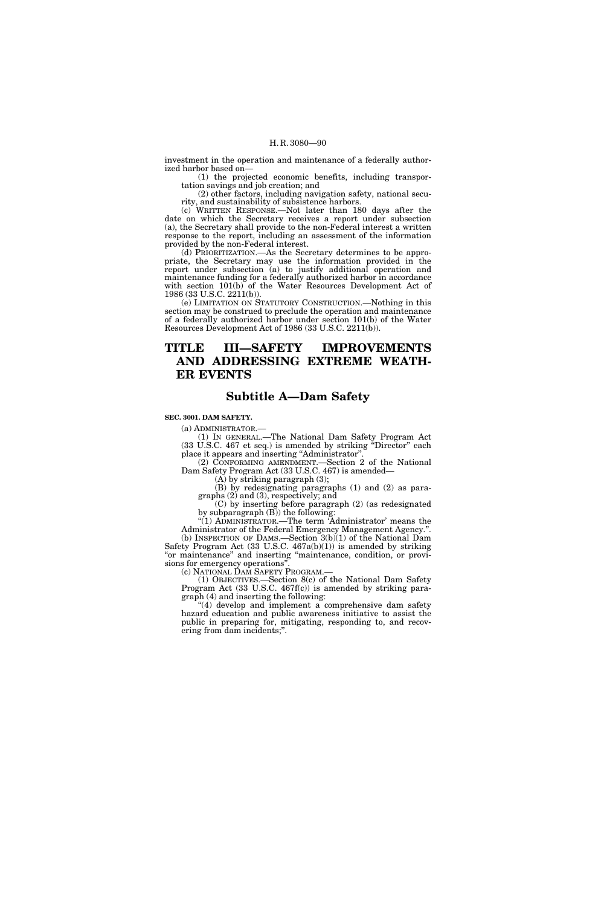investment in the operation and maintenance of a federally authorized harbor based on—

(1) the projected economic benefits, including transportation savings and job creation; and

(2) other factors, including navigation safety, national security, and sustainability of subsistence harbors.

(c) WRITTEN RESPONSE.—Not later than 180 days after the date on which the Secretary receives a report under subsection (a), the Secretary shall provide to the non-Federal interest a written response to the report, including an assessment of the information provided by the non-Federal interest.

(d) PRIORITIZATION.—As the Secretary determines to be appropriate, the Secretary may use the information provided in the report under subsection (a) to justify additional operation and maintenance funding for a federally authorized harbor in accordance with section 101(b) of the Water Resources Development Act of 1986 (33 U.S.C. 2211(b)).

(e) LIMITATION ON STATUTORY CONSTRUCTION.—Nothing in this section may be construed to preclude the operation and maintenance of a federally authorized harbor under section 101(b) of the Water Resources Development Act of 1986 (33 U.S.C. 2211(b)).

# TITLE III—SAFETY IMPROVEMENTS AND ADDRESSING EXTREME WEATHER EVENTS

## Subtitle A—Dam Safety

**SEC. 3001. DAM SAFETY.**

(a) ADMINISTRATOR.—

(1) IN GENERAL.—The National Dam Safety Program Act (33 U.S.C. 467 et seq.) is amended by striking "Director" each place it appears and inserting "Administrator".

(2) CONFORMING AMENDMENT.—Section 2 of the National Dam Safety Program Act (33 U.S.C. 467) is amended—

(A) by striking paragraph (3);

(B) by redesignating paragraphs (1) and (2) as paragraphs (2) and (3), respectively; and

(C) by inserting before paragraph (2) (as redesignated by subparagraph (B)) the following:

"(1) ADMINISTRATOR.—The term 'Administrator' means the Administrator of the Federal Emergency Management Agency.".

(b) INSPECTION OF DAMS.—Section 3(b)(1) of the National Dam Safety Program Act (33 U.S.C. 467a(b)(1)) is amended by striking "or maintenance" and inserting "maintenance, condition, or provisions for emergency operations".

(c) NATIONAL DAM SAFETY PROGRAM.—

(1) OBJECTIVES.—Section 8(c) of the National Dam Safety Program Act (33 U.S.C. 467f(c)) is amended by striking paragraph (4) and inserting the following:

"(4) develop and implement a comprehensive dam safety hazard education and public awareness initiative to assist the public in preparing for, mitigating, responding to, and recovering from dam incidents;".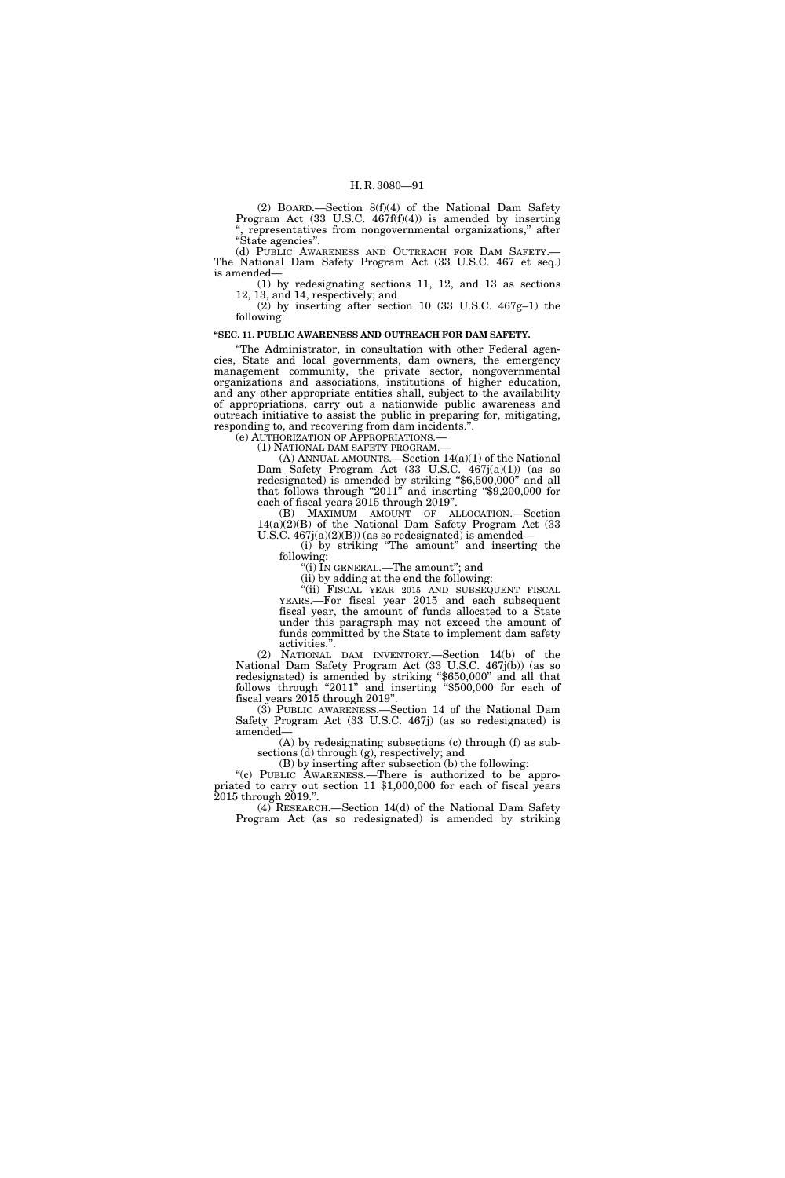(2) BOARD.—Section 8(f)(4) of the National Dam Safety Program Act (33 U.S.C. 467f(f)(4)) is amended by inserting ", representatives from nongovernmental organizations," after "State agencies".

(d) PUBLIC AWARENESS AND OUTREACH FOR DAM SAFETY.—The National Dam Safety Program Act (33 U.S.C. 467 et seq.) is amended—

(1) by redesignating sections 11, 12, and 13 as sections 12, 13, and 14, respectively; and

(2) by inserting after section 10 (33 U.S.C. 467g–1) the following:

**"SEC. 11. PUBLIC AWARENESS AND OUTREACH FOR DAM SAFETY.**

"The Administrator, in consultation with other Federal agencies, State and local governments, dam owners, the emergency management community, the private sector, nongovernmental organizations and associations, institutions of higher education, and any other appropriate entities shall, subject to the availability of appropriations, carry out a nationwide public awareness and outreach initiative to assist the public in preparing for, mitigating, responding to, and recovering from dam incidents.".

(e) AUTHORIZATION OF APPROPRIATIONS.—

(1) NATIONAL DAM SAFETY PROGRAM.—

(A) ANNUAL AMOUNTS.—Section 14(a)(1) of the National Dam Safety Program Act (33 U.S.C. 467j(a)(1)) (as so redesignated) is amended by striking "$6,500,000" and all that follows through "2011" and inserting "$9,200,000 for each of fiscal years 2015 through 2019".

(B) MAXIMUM AMOUNT OF ALLOCATION.—Section 14(a)(2)(B) of the National Dam Safety Program Act (33 U.S.C. 467j(a)(2)(B)) (as so redesignated) is amended—

(i) by striking "The amount" and inserting the following:

"(i) IN GENERAL.—The amount"; and

(ii) by adding at the end the following:

"(ii) FISCAL YEAR 2015 AND SUBSEQUENT FISCAL YEARS.—For fiscal year 2015 and each subsequent fiscal year, the amount of funds allocated to a State under this paragraph may not exceed the amount of funds committed by the State to implement dam safety activities.".

(2) NATIONAL DAM INVENTORY.—Section 14(b) of the National Dam Safety Program Act (33 U.S.C. 467j(b)) (as so redesignated) is amended by striking "$650,000" and all that follows through "2011" and inserting "$500,000 for each of fiscal years 2015 through 2019".

(3) PUBLIC AWARENESS.—Section 14 of the National Dam Safety Program Act (33 U.S.C. 467j) (as so redesignated) is amended—

(A) by redesignating subsections (c) through (f) as subsections (d) through (g), respectively; and

(B) by inserting after subsection (b) the following:

"(c) PUBLIC AWARENESS.—There is authorized to be appropriated to carry out section 11 $1,000,000 for each of fiscal years 2015 through 2019.".

(4) RESEARCH.—Section 14(d) of the National Dam Safety Program Act (as so redesignated) is amended by striking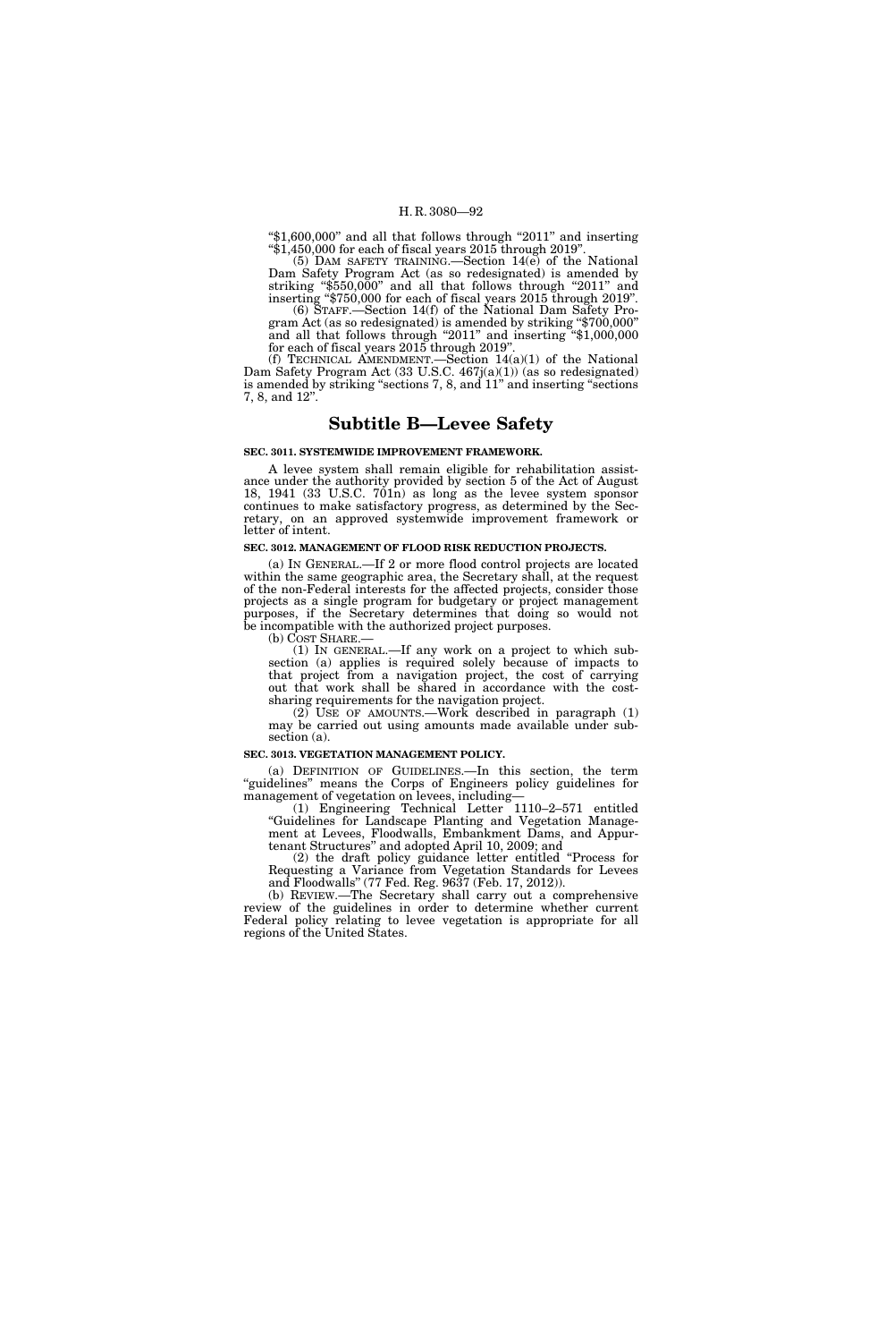"$1,600,000" and all that follows through "2011" and inserting "$1,450,000 for each of fiscal years 2015 through 2019".

(5) DAM SAFETY TRAINING.—Section 14(e) of the National Dam Safety Program Act (as so redesignated) is amended by striking "$550,000" and all that follows through "2011" and inserting "$750,000 for each of fiscal years 2015 through 2019".

(6) STAFF.—Section 14(f) of the National Dam Safety Program Act (as so redesignated) is amended by striking "$700,000" and all that follows through "2011" and inserting "$1,000,000 for each of fiscal years 2015 through 2019".

(f) TECHNICAL AMENDMENT.—Section 14(a)(1) of the National Dam Safety Program Act (33 U.S.C. 467j(a)(1)) (as so redesignated) is amended by striking "sections 7, 8, and 11" and inserting "sections 7, 8, and 12".

## Subtitle B—Levee Safety

**SEC. 3011. SYSTEMWIDE IMPROVEMENT FRAMEWORK.**

A levee system shall remain eligible for rehabilitation assistance under the authority provided by section 5 of the Act of August 18, 1941 (33 U.S.C. 701n) as long as the levee system sponsor continues to make satisfactory progress, as determined by the Secretary, on an approved systemwide improvement framework or letter of intent.

**SEC. 3012. MANAGEMENT OF FLOOD RISK REDUCTION PROJECTS.**

(a) IN GENERAL.—If 2 or more flood control projects are located within the same geographic area, the Secretary shall, at the request of the non-Federal interests for the affected projects, consider those projects as a single program for budgetary or project management purposes, if the Secretary determines that doing so would not be incompatible with the authorized project purposes.

(b) COST SHARE.—

(1) IN GENERAL.—If any work on a project to which subsection (a) applies is required solely because of impacts to that project from a navigation project, the cost of carrying out that work shall be shared in accordance with the cost-sharing requirements for the navigation project.

(2) USE OF AMOUNTS.—Work described in paragraph (1) may be carried out using amounts made available under subsection (a).

**SEC. 3013. VEGETATION MANAGEMENT POLICY.**

(a) DEFINITION OF GUIDELINES.—In this section, the term "guidelines" means the Corps of Engineers policy guidelines for management of vegetation on levees, including—

(1) Engineering Technical Letter 1110–2–571 entitled "Guidelines for Landscape Planting and Vegetation Management at Levees, Floodwalls, Embankment Dams, and Appurtenant Structures" and adopted April 10, 2009; and

(2) the draft policy guidance letter entitled "Process for Requesting a Variance from Vegetation Standards for Levees and Floodwalls" (77 Fed. Reg. 9637 (Feb. 17, 2012)).

(b) REVIEW.—The Secretary shall carry out a comprehensive review of the guidelines in order to determine whether current Federal policy relating to levee vegetation is appropriate for all regions of the United States.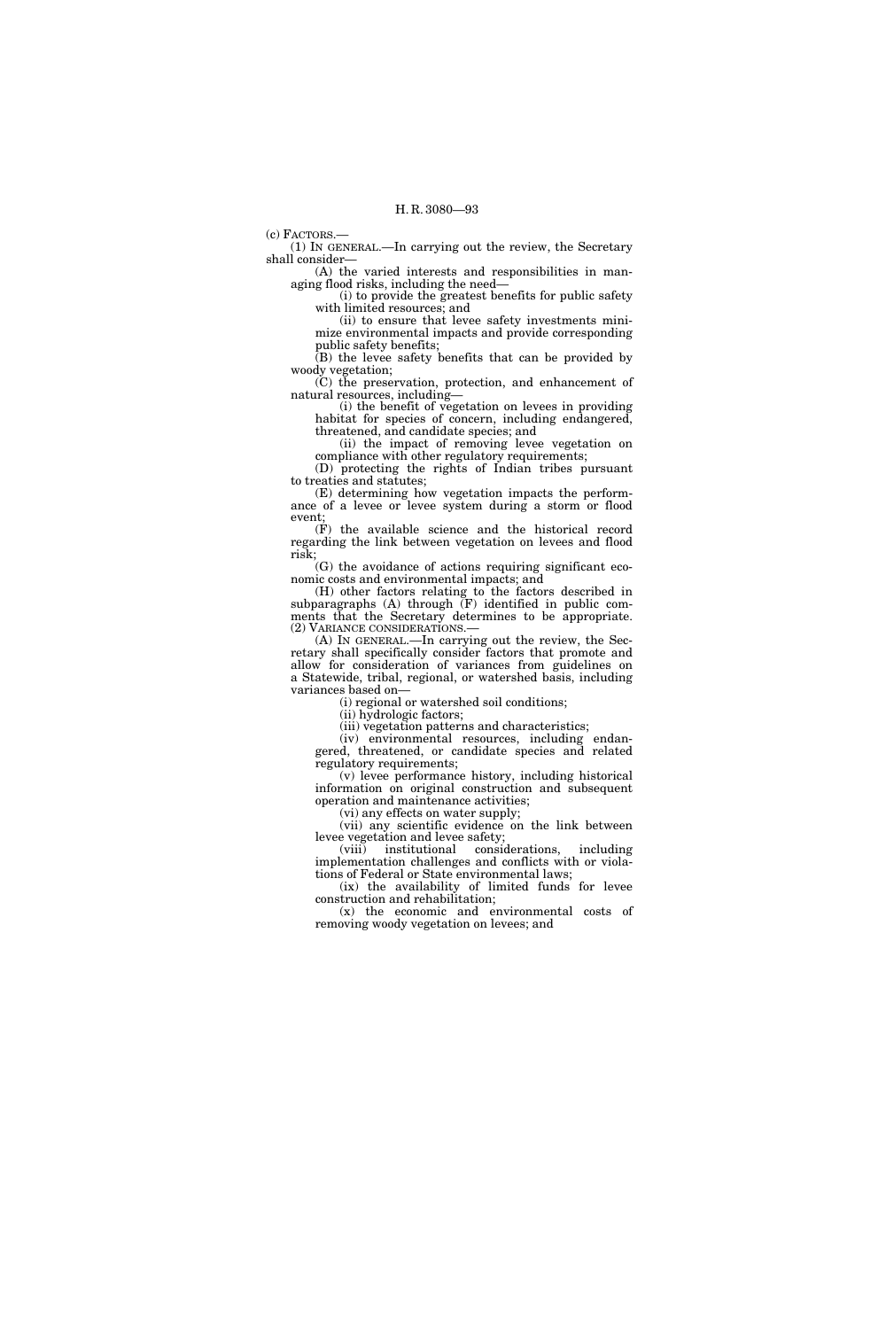(c) FACTORS.—

(1) IN GENERAL.—In carrying out the review, the Secretary shall consider—

(A) the varied interests and responsibilities in managing flood risks, including the need—

(i) to provide the greatest benefits for public safety with limited resources; and

(ii) to ensure that levee safety investments minimize environmental impacts and provide corresponding public safety benefits;

(B) the levee safety benefits that can be provided by woody vegetation;

(C) the preservation, protection, and enhancement of natural resources, including—

(i) the benefit of vegetation on levees in providing habitat for species of concern, including endangered, threatened, and candidate species; and

(ii) the impact of removing levee vegetation on compliance with other regulatory requirements;

(D) protecting the rights of Indian tribes pursuant to treaties and statutes;

(E) determining how vegetation impacts the performance of a levee or levee system during a storm or flood event;

(F) the available science and the historical record regarding the link between vegetation on levees and flood risk;

(G) the avoidance of actions requiring significant economic costs and environmental impacts; and

(H) other factors relating to the factors described in subparagraphs (A) through (F) identified in public comments that the Secretary determines to be appropriate.

(2) VARIANCE CONSIDERATIONS.—

(A) IN GENERAL.—In carrying out the review, the Secretary shall specifically consider factors that promote and allow for consideration of variances from guidelines on a Statewide, tribal, regional, or watershed basis, including variances based on—

(i) regional or watershed soil conditions;

(ii) hydrologic factors;

(iii) vegetation patterns and characteristics;

(iv) environmental resources, including endangered, threatened, or candidate species and related regulatory requirements;

(v) levee performance history, including historical information on original construction and subsequent operation and maintenance activities;

(vi) any effects on water supply;

(vii) any scientific evidence on the link between levee vegetation and levee safety;

(viii) institutional considerations, including implementation challenges and conflicts with or violations of Federal or State environmental laws;

(ix) the availability of limited funds for levee construction and rehabilitation;

(x) the economic and environmental costs of removing woody vegetation on levees; and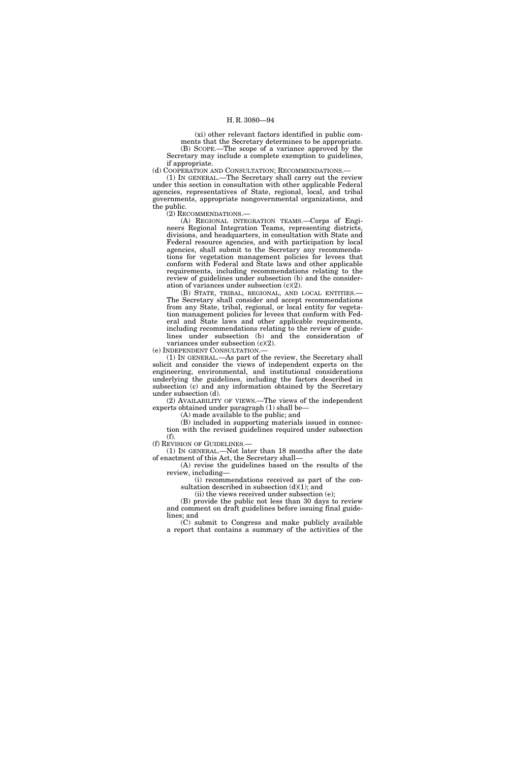(xi) other relevant factors identified in public comments that the Secretary determines to be appropriate.

(B) SCOPE.—The scope of a variance approved by the Secretary may include a complete exemption to guidelines, if appropriate.

(d) COOPERATION AND CONSULTATION; RECOMMENDATIONS.—

(1) IN GENERAL.—The Secretary shall carry out the review under this section in consultation with other applicable Federal agencies, representatives of State, regional, local, and tribal governments, appropriate nongovernmental organizations, and the public.

(2) RECOMMENDATIONS.—

(A) REGIONAL INTEGRATION TEAMS.—Corps of Engineers Regional Integration Teams, representing districts, divisions, and headquarters, in consultation with State and Federal resource agencies, and with participation by local agencies, shall submit to the Secretary any recommendations for vegetation management policies for levees that conform with Federal and State laws and other applicable requirements, including recommendations relating to the review of guidelines under subsection (b) and the consideration of variances under subsection (c)(2).

(B) STATE, TRIBAL, REGIONAL, AND LOCAL ENTITIES.—The Secretary shall consider and accept recommendations from any State, tribal, regional, or local entity for vegetation management policies for levees that conform with Federal and State laws and other applicable requirements, including recommendations relating to the review of guidelines under subsection (b) and the consideration of variances under subsection (c)(2).

(e) INDEPENDENT CONSULTATION.—

(1) IN GENERAL.—As part of the review, the Secretary shall solicit and consider the views of independent experts on the engineering, environmental, and institutional considerations underlying the guidelines, including the factors described in subsection (c) and any information obtained by the Secretary under subsection (d).

(2) AVAILABILITY OF VIEWS.—The views of the independent experts obtained under paragraph (1) shall be—

(A) made available to the public; and

(B) included in supporting materials issued in connection with the revised guidelines required under subsection (f).

(f) REVISION OF GUIDELINES.—

(1) IN GENERAL.—Not later than 18 months after the date of enactment of this Act, the Secretary shall—

(A) revise the guidelines based on the results of the review, including—

(i) recommendations received as part of the consultation described in subsection (d)(1); and

(ii) the views received under subsection (e);

(B) provide the public not less than 30 days to review and comment on draft guidelines before issuing final guidelines; and

(C) submit to Congress and make publicly available a report that contains a summary of the activities of the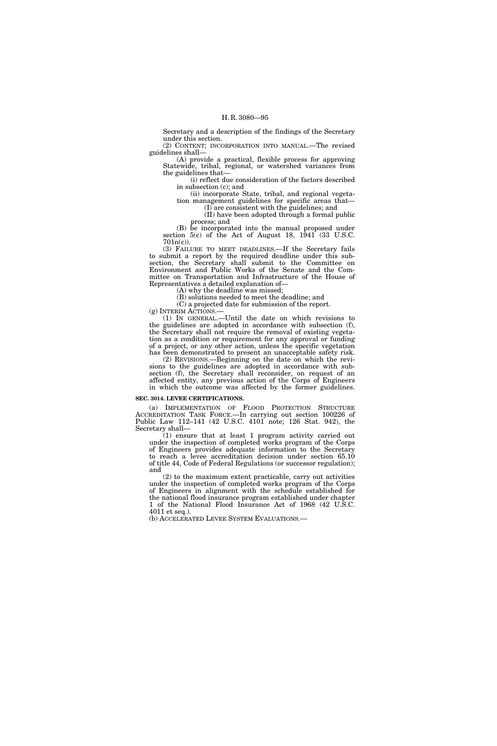Secretary and a description of the findings of the Secretary under this section.

(2) CONTENT; INCORPORATION INTO MANUAL.—The revised guidelines shall—

(A) provide a practical, flexible process for approving Statewide, tribal, regional, or watershed variances from the guidelines that—

(i) reflect due consideration of the factors described in subsection (c); and

(ii) incorporate State, tribal, and regional vegetation management guidelines for specific areas that—

(I) are consistent with the guidelines; and

(II) have been adopted through a formal public process; and

(B) be incorporated into the manual proposed under section 5(c) of the Act of August 18, 1941 (33 U.S.C. 701n(c)).

(3) FAILURE TO MEET DEADLINES.—If the Secretary fails to submit a report by the required deadline under this subsection, the Secretary shall submit to the Committee on Environment and Public Works of the Senate and the Committee on Transportation and Infrastructure of the House of Representatives a detailed explanation of—

(A) why the deadline was missed;

(B) solutions needed to meet the deadline; and

(C) a projected date for submission of the report.

(g) INTERIM ACTIONS.—

(1) IN GENERAL.—Until the date on which revisions to the guidelines are adopted in accordance with subsection (f), the Secretary shall not require the removal of existing vegetation as a condition or requirement for any approval or funding of a project, or any other action, unless the specific vegetation has been demonstrated to present an unacceptable safety risk.

(2) REVISIONS.—Beginning on the date on which the revisions to the guidelines are adopted in accordance with subsection (f), the Secretary shall reconsider, on request of an affected entity, any previous action of the Corps of Engineers in which the outcome was affected by the former guidelines.

**SEC. 3014. LEVEE CERTIFICATIONS.**

(a) IMPLEMENTATION OF FLOOD PROTECTION STRUCTURE ACCREDITATION TASK FORCE.—In carrying out section 100226 of Public Law 112–141 (42 U.S.C. 4101 note; 126 Stat. 942), the Secretary shall—

(1) ensure that at least 1 program activity carried out under the inspection of completed works program of the Corps of Engineers provides adequate information to the Secretary to reach a levee accreditation decision under section 65.10 of title 44, Code of Federal Regulations (or successor regulation); and

(2) to the maximum extent practicable, carry out activities under the inspection of completed works program of the Corps of Engineers in alignment with the schedule established for the national flood insurance program established under chapter 1 of the National Flood Insurance Act of 1968 (42 U.S.C. 4011 et seq.).

(b) ACCELERATED LEVEE SYSTEM EVALUATIONS.—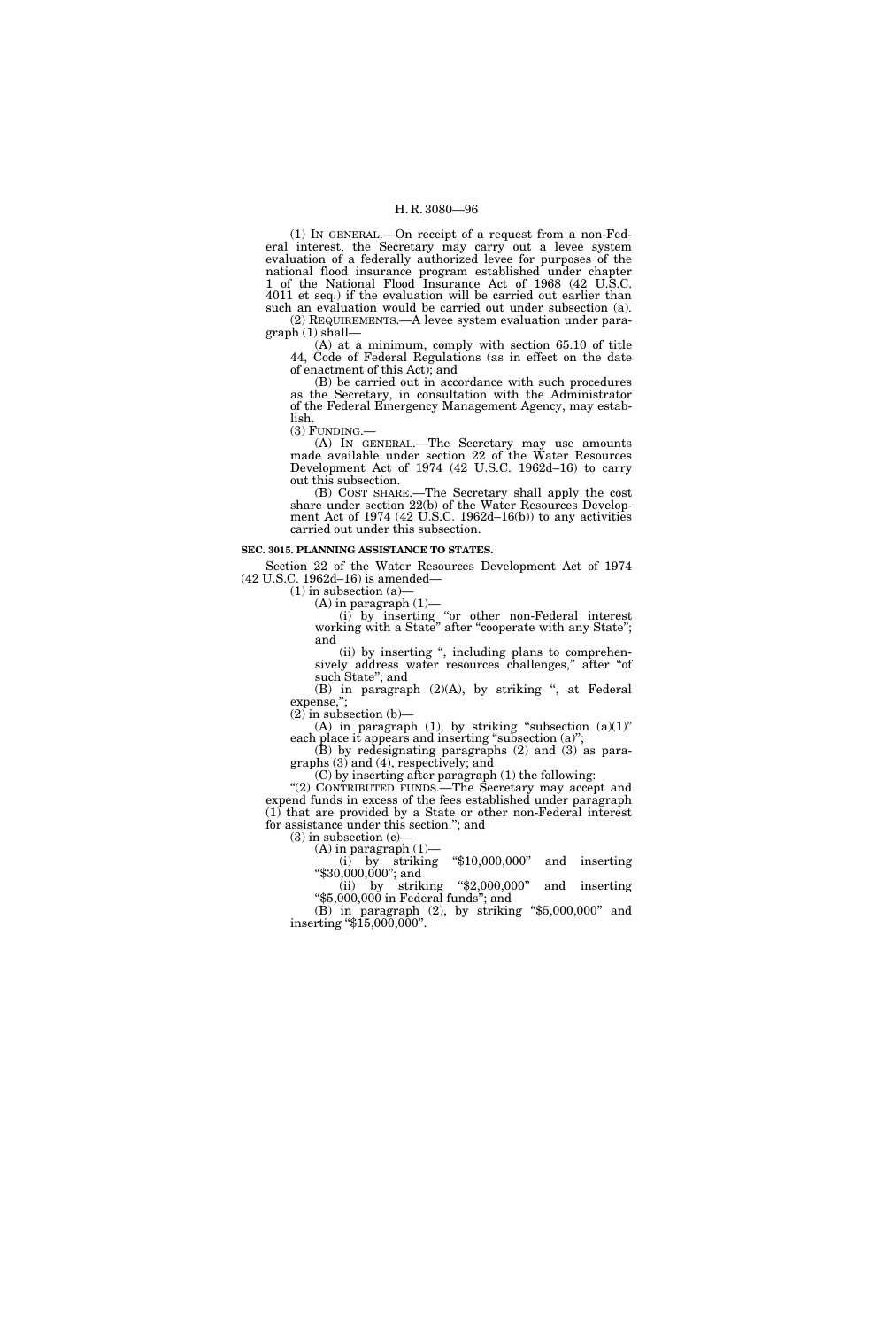(1) IN GENERAL.—On receipt of a request from a non-Federal interest, the Secretary may carry out a levee system evaluation of a federally authorized levee for purposes of the national flood insurance program established under chapter 1 of the National Flood Insurance Act of 1968 (42 U.S.C. 4011 et seq.) if the evaluation will be carried out earlier than such an evaluation would be carried out under subsection (a).

(2) REQUIREMENTS.—A levee system evaluation under paragraph (1) shall—

(A) at a minimum, comply with section 65.10 of title 44, Code of Federal Regulations (as in effect on the date of enactment of this Act); and

(B) be carried out in accordance with such procedures as the Secretary, in consultation with the Administrator of the Federal Emergency Management Agency, may establish.

(3) FUNDING.—

(A) IN GENERAL.—The Secretary may use amounts made available under section 22 of the Water Resources Development Act of 1974 (42 U.S.C. 1962d–16) to carry out this subsection.

(B) COST SHARE.—The Secretary shall apply the cost share under section 22(b) of the Water Resources Development Act of 1974 (42 U.S.C. 1962d–16(b)) to any activities carried out under this subsection.

**SEC. 3015. PLANNING ASSISTANCE TO STATES.**

Section 22 of the Water Resources Development Act of 1974 (42 U.S.C. 1962d–16) is amended—

(1) in subsection (a)—

(A) in paragraph (1)—

(i) by inserting "or other non-Federal interest working with a State" after "cooperate with any State"; and

(ii) by inserting ", including plans to comprehensively address water resources challenges," after "of such State"; and

(B) in paragraph (2)(A), by striking ", at Federal expense,";

(2) in subsection (b)—

(A) in paragraph (1), by striking "subsection (a)(1)" each place it appears and inserting "subsection (a)";

(B) by redesignating paragraphs (2) and (3) as paragraphs (3) and (4), respectively; and

(C) by inserting after paragraph (1) the following:

"(2) CONTRIBUTED FUNDS.—The Secretary may accept and expend funds in excess of the fees established under paragraph (1) that are provided by a State or other non-Federal interest for assistance under this section."; and

(3) in subsection (c)—

(A) in paragraph (1)—

(i) by striking "$10,000,000" and inserting "$30,000,000"; and

(ii) by striking "$2,000,000" and inserting "$5,000,000 in Federal funds"; and

(B) in paragraph (2), by striking "$5,000,000" and inserting "$15,000,000".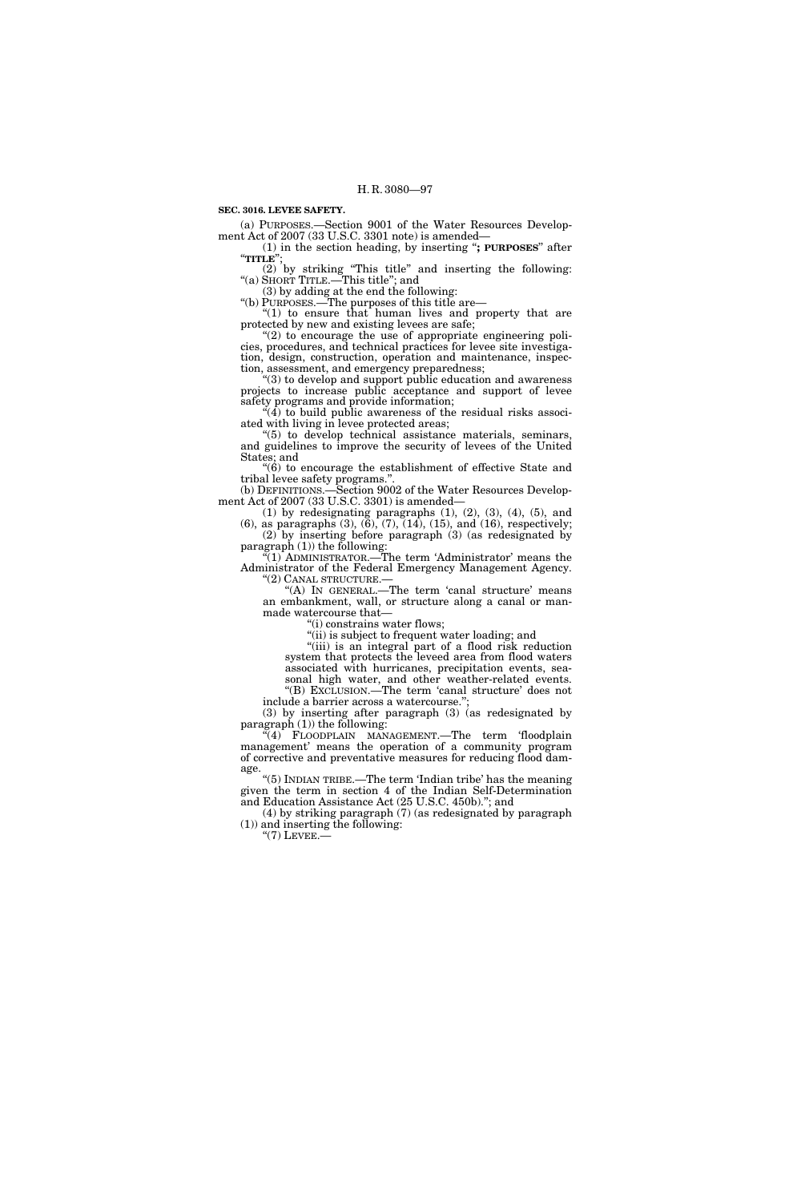**SEC. 3016. LEVEE SAFETY.**

(a) PURPOSES.—Section 9001 of the Water Resources Development Act of 2007 (33 U.S.C. 3301 note) is amended—

(1) in the section heading, by inserting "**; PURPOSES**" after "**TITLE**";

(2) by striking "This title" and inserting the following: "(a) SHORT TITLE.—This title"; and

(3) by adding at the end the following:

"(b) PURPOSES.—The purposes of this title are—

"(1) to ensure that human lives and property that are protected by new and existing levees are safe;

"(2) to encourage the use of appropriate engineering policies, procedures, and technical practices for levee site investigation, design, construction, operation and maintenance, inspection, assessment, and emergency preparedness;

"(3) to develop and support public education and awareness projects to increase public acceptance and support of levee safety programs and provide information;

"(4) to build public awareness of the residual risks associated with living in levee protected areas;

"(5) to develop technical assistance materials, seminars, and guidelines to improve the security of levees of the United States; and

"(6) to encourage the establishment of effective State and tribal levee safety programs.".

(b) DEFINITIONS.—Section 9002 of the Water Resources Development Act of 2007 (33 U.S.C. 3301) is amended—

(1) by redesignating paragraphs (1), (2), (3), (4), (5), and (6), as paragraphs (3), (6), (7), (14), (15), and (16), respectively;

(2) by inserting before paragraph (3) (as redesignated by paragraph (1)) the following:

"(1) ADMINISTRATOR.—The term 'Administrator' means the Administrator of the Federal Emergency Management Agency.

"(2) CANAL STRUCTURE.—

"(A) IN GENERAL.—The term 'canal structure' means an embankment, wall, or structure along a canal or manmade watercourse that—

"(i) constrains water flows;

"(ii) is subject to frequent water loading; and

"(iii) is an integral part of a flood risk reduction system that protects the leveed area from flood waters associated with hurricanes, precipitation events, seasonal high water, and other weather-related events.

"(B) EXCLUSION.—The term 'canal structure' does not include a barrier across a watercourse.";

(3) by inserting after paragraph (3) (as redesignated by paragraph (1)) the following:

"(4) FLOODPLAIN MANAGEMENT.—The term 'floodplain management' means the operation of a community program of corrective and preventative measures for reducing flood damage.

"(5) INDIAN TRIBE.—The term 'Indian tribe' has the meaning given the term in section 4 of the Indian Self-Determination and Education Assistance Act (25 U.S.C. 450b)."; and

(4) by striking paragraph (7) (as redesignated by paragraph (1)) and inserting the following:

"(7) LEVEE.—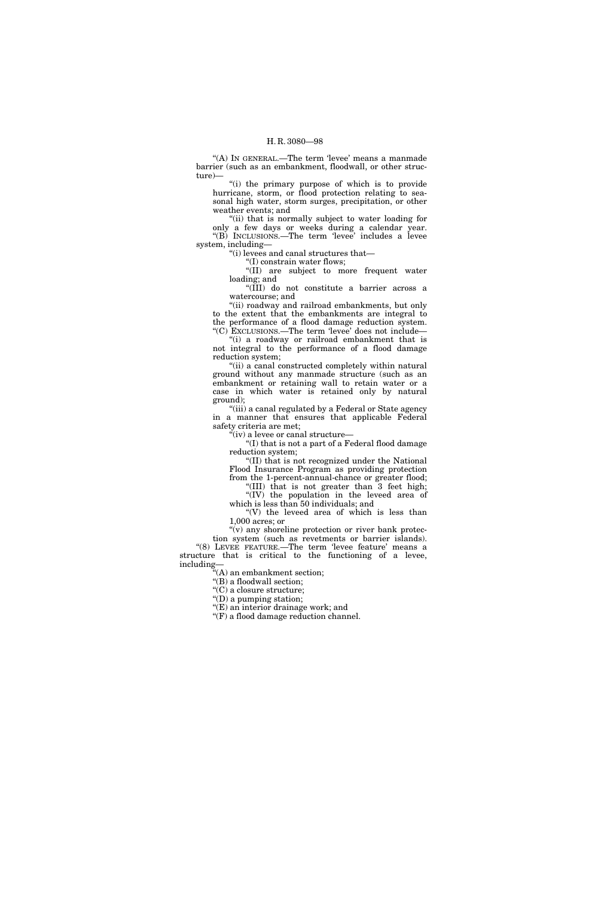"(A) IN GENERAL.—The term 'levee' means a manmade barrier (such as an embankment, floodwall, or other structure)—

"(i) the primary purpose of which is to provide hurricane, storm, or flood protection relating to seasonal high water, storm surges, precipitation, or other weather events; and

"(ii) that is normally subject to water loading for only a few days or weeks during a calendar year.

"(B) INCLUSIONS.—The term 'levee' includes a levee system, including—

"(i) levees and canal structures that—

"(I) constrain water flows;

"(II) are subject to more frequent water loading; and

"(III) do not constitute a barrier across a watercourse; and

"(ii) roadway and railroad embankments, but only to the extent that the embankments are integral to the performance of a flood damage reduction system.

"(C) EXCLUSIONS.—The term 'levee' does not include—

"(i) a roadway or railroad embankment that is not integral to the performance of a flood damage reduction system;

"(ii) a canal constructed completely within natural ground without any manmade structure (such as an embankment or retaining wall to retain water or a case in which water is retained only by natural ground);

"(iii) a canal regulated by a Federal or State agency in a manner that ensures that applicable Federal safety criteria are met;

"(iv) a levee or canal structure—

"(I) that is not a part of a Federal flood damage reduction system;

"(II) that is not recognized under the National Flood Insurance Program as providing protection from the 1-percent-annual-chance or greater flood;

"(III) that is not greater than 3 feet high;

"(IV) the population in the leveed area of which is less than 50 individuals; and

"(V) the leveed area of which is less than 1,000 acres; or

"(v) any shoreline protection or river bank protection system (such as revetments or barrier islands).

"(8) LEVEE FEATURE.—The term 'levee feature' means a structure that is critical to the functioning of a levee, including—

"(A) an embankment section;

"(B) a floodwall section;

"(C) a closure structure;

"(D) a pumping station;

"(E) an interior drainage work; and

"(F) a flood damage reduction channel.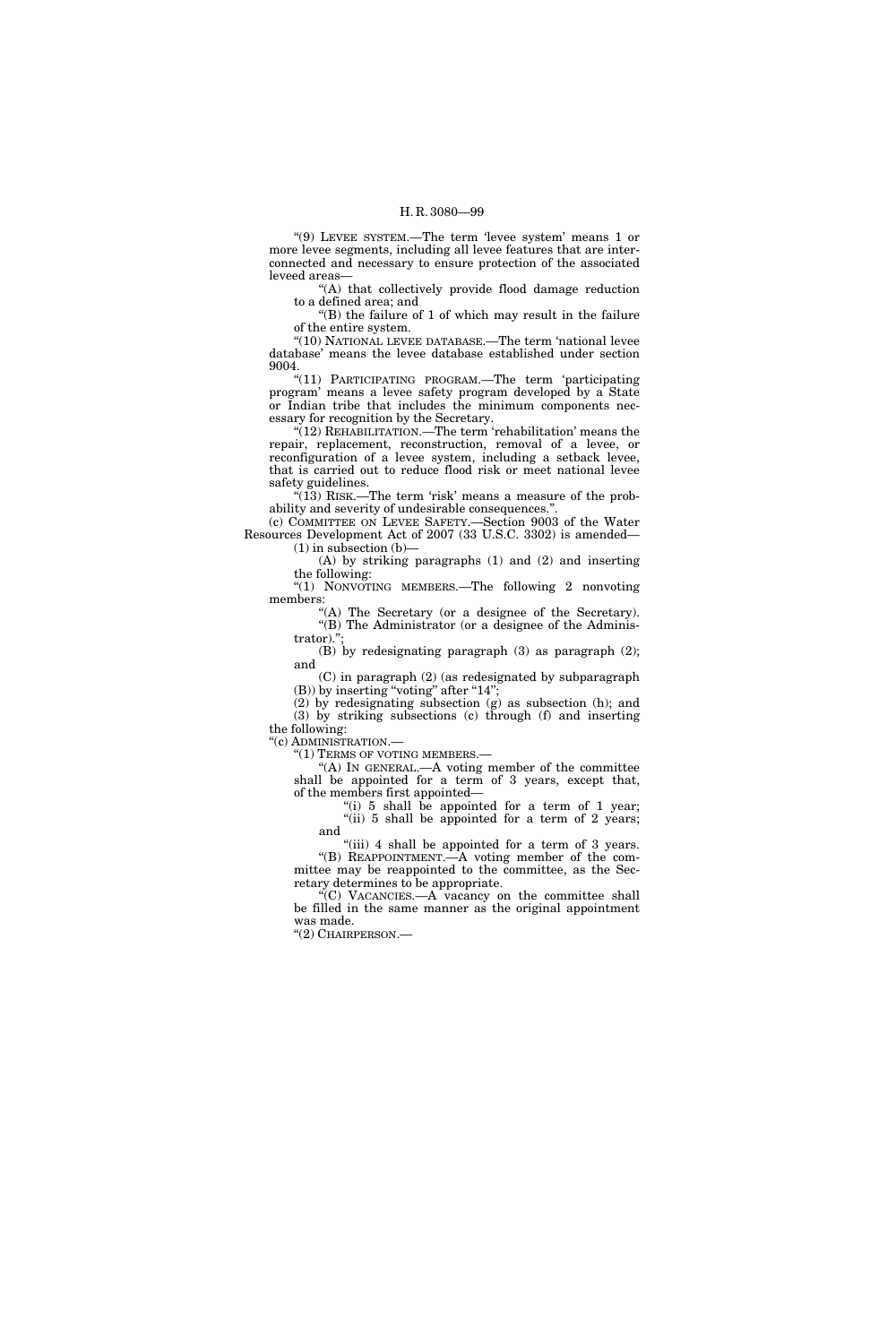"(9) LEVEE SYSTEM.—The term 'levee system' means 1 or more levee segments, including all levee features that are interconnected and necessary to ensure protection of the associated leveed areas—

"(A) that collectively provide flood damage reduction to a defined area; and

"(B) the failure of 1 of which may result in the failure of the entire system.

"(10) NATIONAL LEVEE DATABASE.—The term 'national levee database' means the levee database established under section 9004.

"(11) PARTICIPATING PROGRAM.—The term 'participating program' means a levee safety program developed by a State or Indian tribe that includes the minimum components necessary for recognition by the Secretary.

"(12) REHABILITATION.—The term 'rehabilitation' means the repair, replacement, reconstruction, removal of a levee, or reconfiguration of a levee system, including a setback levee, that is carried out to reduce flood risk or meet national levee safety guidelines.

"(13) RISK.—The term 'risk' means a measure of the probability and severity of undesirable consequences.".

(c) COMMITTEE ON LEVEE SAFETY.—Section 9003 of the Water Resources Development Act of 2007 (33 U.S.C. 3302) is amended—

(1) in subsection (b)—

(A) by striking paragraphs (1) and (2) and inserting the following:

"(1) NONVOTING MEMBERS.—The following 2 nonvoting members:

"(A) The Secretary (or a designee of the Secretary).

"(B) The Administrator (or a designee of the Administrator).";

(B) by redesignating paragraph (3) as paragraph (2); and

(C) in paragraph (2) (as redesignated by subparagraph (B)) by inserting "voting" after "14";

(2) by redesignating subsection (g) as subsection (h); and

(3) by striking subsections (c) through (f) and inserting the following:

"(c) ADMINISTRATION.—

"(1) TERMS OF VOTING MEMBERS.—

"(A) IN GENERAL.—A voting member of the committee shall be appointed for a term of 3 years, except that, of the members first appointed—

"(i) 5 shall be appointed for a term of 1 year;

"(ii) 5 shall be appointed for a term of 2 years; and

"(iii) 4 shall be appointed for a term of 3 years.

"(B) REAPPOINTMENT.—A voting member of the committee may be reappointed to the committee, as the Secretary determines to be appropriate.

"(C) VACANCIES.—A vacancy on the committee shall be filled in the same manner as the original appointment was made.

"(2) CHAIRPERSON.—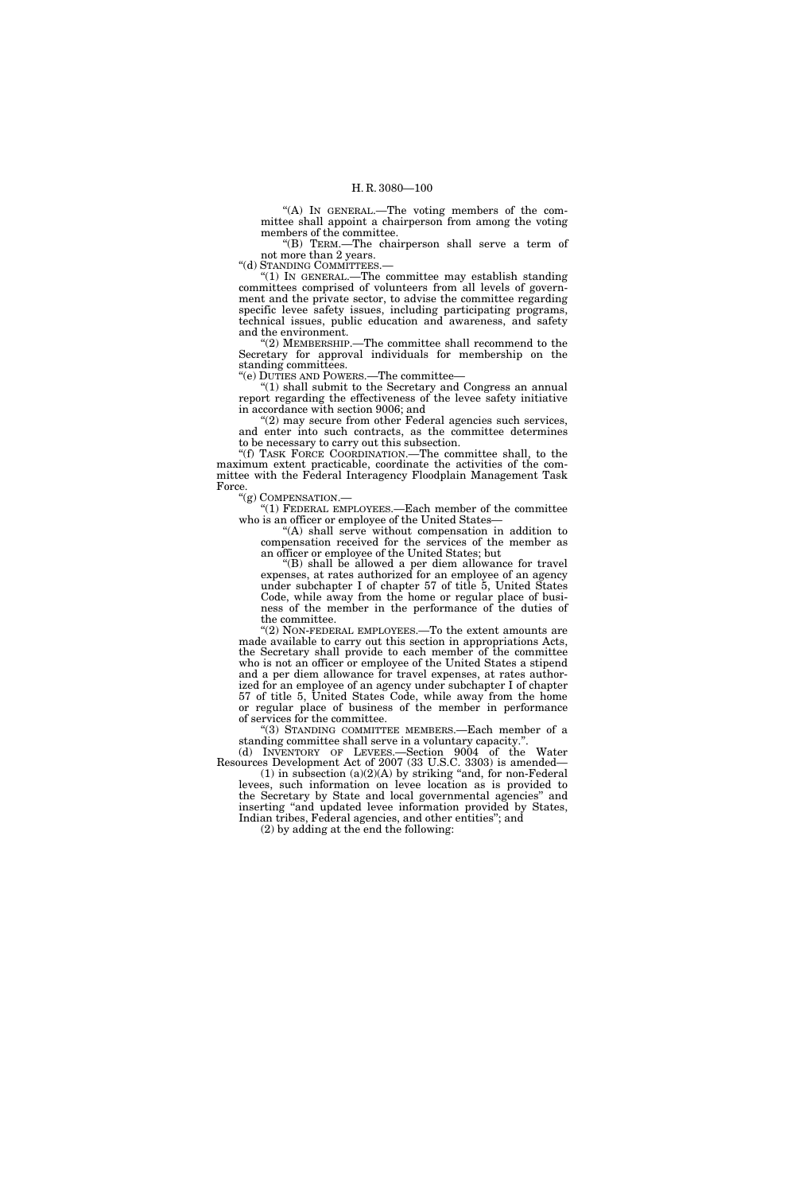"(A) IN GENERAL.—The voting members of the committee shall appoint a chairperson from among the voting members of the committee.

"(B) TERM.—The chairperson shall serve a term of not more than 2 years.

"(d) STANDING COMMITTEES.—

"(1) IN GENERAL.—The committee may establish standing committees comprised of volunteers from all levels of government and the private sector, to advise the committee regarding specific levee safety issues, including participating programs, technical issues, public education and awareness, and safety and the environment.

"(2) MEMBERSHIP.—The committee shall recommend to the Secretary for approval individuals for membership on the standing committees.

"(e) DUTIES AND POWERS.—The committee—

"(1) shall submit to the Secretary and Congress an annual report regarding the effectiveness of the levee safety initiative in accordance with section 9006; and

"(2) may secure from other Federal agencies such services, and enter into such contracts, as the committee determines to be necessary to carry out this subsection.

"(f) TASK FORCE COORDINATION.—The committee shall, to the maximum extent practicable, coordinate the activities of the committee with the Federal Interagency Floodplain Management Task Force.

"(g) COMPENSATION.—

"(1) FEDERAL EMPLOYEES.—Each member of the committee who is an officer or employee of the United States—

"(A) shall serve without compensation in addition to compensation received for the services of the member as an officer or employee of the United States; but

"(B) shall be allowed a per diem allowance for travel expenses, at rates authorized for an employee of an agency under subchapter I of chapter 57 of title 5, United States Code, while away from the home or regular place of business of the member in the performance of the duties of the committee.

"(2) NON-FEDERAL EMPLOYEES.—To the extent amounts are made available to carry out this section in appropriations Acts, the Secretary shall provide to each member of the committee who is not an officer or employee of the United States a stipend and a per diem allowance for travel expenses, at rates authorized for an employee of an agency under subchapter I of chapter 57 of title 5, United States Code, while away from the home or regular place of business of the member in performance of services for the committee.

"(3) STANDING COMMITTEE MEMBERS.—Each member of a standing committee shall serve in a voluntary capacity.".

(d) INVENTORY OF LEVEES.—Section 9004 of the Water Resources Development Act of 2007 (33 U.S.C. 3303) is amended—

(1) in subsection (a)(2)(A) by striking "and, for non-Federal levees, such information on levee location as is provided to the Secretary by State and local governmental agencies" and inserting "and updated levee information provided by States, Indian tribes, Federal agencies, and other entities"; and

(2) by adding at the end the following: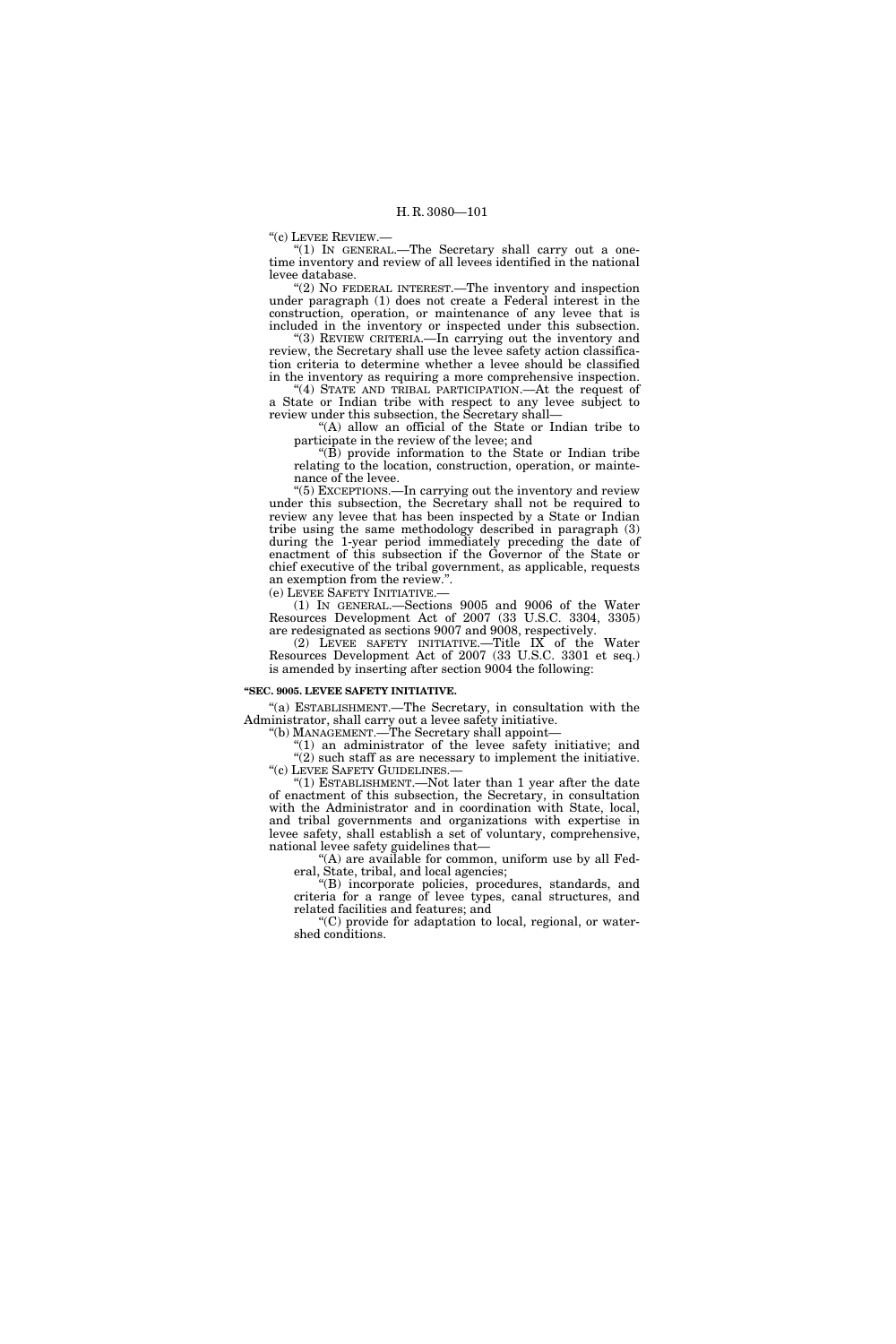"(c) LEVEE REVIEW.—

"(1) IN GENERAL.—The Secretary shall carry out a one-time inventory and review of all levees identified in the national levee database.

"(2) NO FEDERAL INTEREST.—The inventory and inspection under paragraph (1) does not create a Federal interest in the construction, operation, or maintenance of any levee that is included in the inventory or inspected under this subsection.

"(3) REVIEW CRITERIA.—In carrying out the inventory and review, the Secretary shall use the levee safety action classification criteria to determine whether a levee should be classified in the inventory as requiring a more comprehensive inspection.

"(4) STATE AND TRIBAL PARTICIPATION.—At the request of a State or Indian tribe with respect to any levee subject to review under this subsection, the Secretary shall—

"(A) allow an official of the State or Indian tribe to participate in the review of the levee; and

"(B) provide information to the State or Indian tribe relating to the location, construction, operation, or maintenance of the levee.

"(5) EXCEPTIONS.—In carrying out the inventory and review under this subsection, the Secretary shall not be required to review any levee that has been inspected by a State or Indian tribe using the same methodology described in paragraph (3) during the 1-year period immediately preceding the date of enactment of this subsection if the Governor of the State or chief executive of the tribal government, as applicable, requests an exemption from the review.".

(e) LEVEE SAFETY INITIATIVE.—

(1) IN GENERAL.—Sections 9005 and 9006 of the Water Resources Development Act of 2007 (33 U.S.C. 3304, 3305) are redesignated as sections 9007 and 9008, respectively.

(2) LEVEE SAFETY INITIATIVE.—Title IX of the Water Resources Development Act of 2007 (33 U.S.C. 3301 et seq.) is amended by inserting after section 9004 the following:

**"SEC. 9005. LEVEE SAFETY INITIATIVE.**

"(a) ESTABLISHMENT.—The Secretary, in consultation with the Administrator, shall carry out a levee safety initiative.

"(b) MANAGEMENT.—The Secretary shall appoint—

"(1) an administrator of the levee safety initiative; and

"(2) such staff as are necessary to implement the initiative.

"(c) LEVEE SAFETY GUIDELINES.—

"(1) ESTABLISHMENT.—Not later than 1 year after the date of enactment of this subsection, the Secretary, in consultation with the Administrator and in coordination with State, local, and tribal governments and organizations with expertise in levee safety, shall establish a set of voluntary, comprehensive, national levee safety guidelines that—

"(A) are available for common, uniform use by all Federal, State, tribal, and local agencies;

"(B) incorporate policies, procedures, standards, and criteria for a range of levee types, canal structures, and related facilities and features; and

"(C) provide for adaptation to local, regional, or watershed conditions.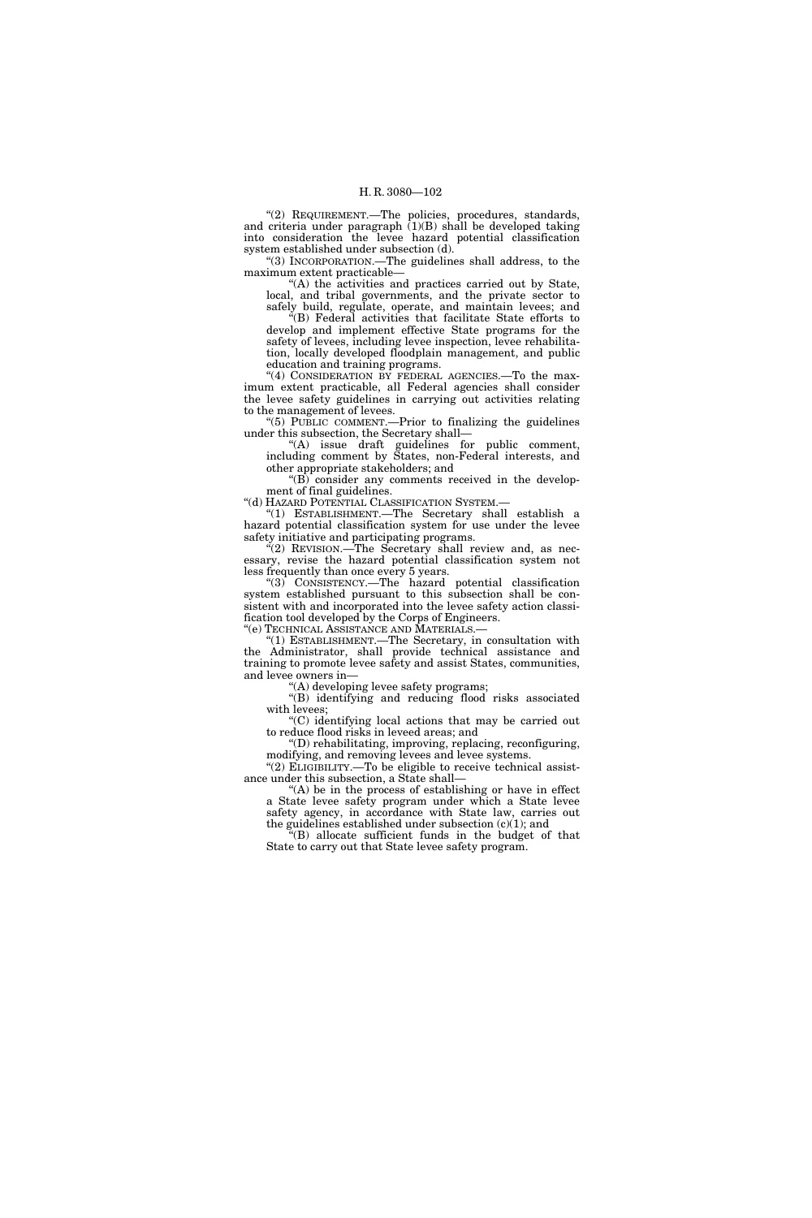"(2) REQUIREMENT.—The policies, procedures, standards, and criteria under paragraph (1)(B) shall be developed taking into consideration the levee hazard potential classification system established under subsection (d).

"(3) INCORPORATION.—The guidelines shall address, to the maximum extent practicable—

"(A) the activities and practices carried out by State, local, and tribal governments, and the private sector to safely build, regulate, operate, and maintain levees; and

"(B) Federal activities that facilitate State efforts to develop and implement effective State programs for the safety of levees, including levee inspection, levee rehabilitation, locally developed floodplain management, and public education and training programs.

"(4) CONSIDERATION BY FEDERAL AGENCIES.—To the maximum extent practicable, all Federal agencies shall consider the levee safety guidelines in carrying out activities relating to the management of levees.

"(5) PUBLIC COMMENT.—Prior to finalizing the guidelines under this subsection, the Secretary shall—

"(A) issue draft guidelines for public comment, including comment by States, non-Federal interests, and other appropriate stakeholders; and

"(B) consider any comments received in the development of final guidelines.

"(d) HAZARD POTENTIAL CLASSIFICATION SYSTEM.—

"(1) ESTABLISHMENT.—The Secretary shall establish a hazard potential classification system for use under the levee safety initiative and participating programs.

"(2) REVISION.—The Secretary shall review and, as necessary, revise the hazard potential classification system not less frequently than once every 5 years.

"(3) CONSISTENCY.—The hazard potential classification system established pursuant to this subsection shall be consistent with and incorporated into the levee safety action classification tool developed by the Corps of Engineers.

"(e) TECHNICAL ASSISTANCE AND MATERIALS.—

"(1) ESTABLISHMENT.—The Secretary, in consultation with the Administrator, shall provide technical assistance and training to promote levee safety and assist States, communities, and levee owners in—

"(A) developing levee safety programs;

"(B) identifying and reducing flood risks associated with levees;

"(C) identifying local actions that may be carried out to reduce flood risks in leveed areas; and

"(D) rehabilitating, improving, replacing, reconfiguring, modifying, and removing levees and levee systems.

"(2) ELIGIBILITY.—To be eligible to receive technical assistance under this subsection, a State shall—

"(A) be in the process of establishing or have in effect a State levee safety program under which a State levee safety agency, in accordance with State law, carries out the guidelines established under subsection (c)(1); and

"(B) allocate sufficient funds in the budget of that State to carry out that State levee safety program.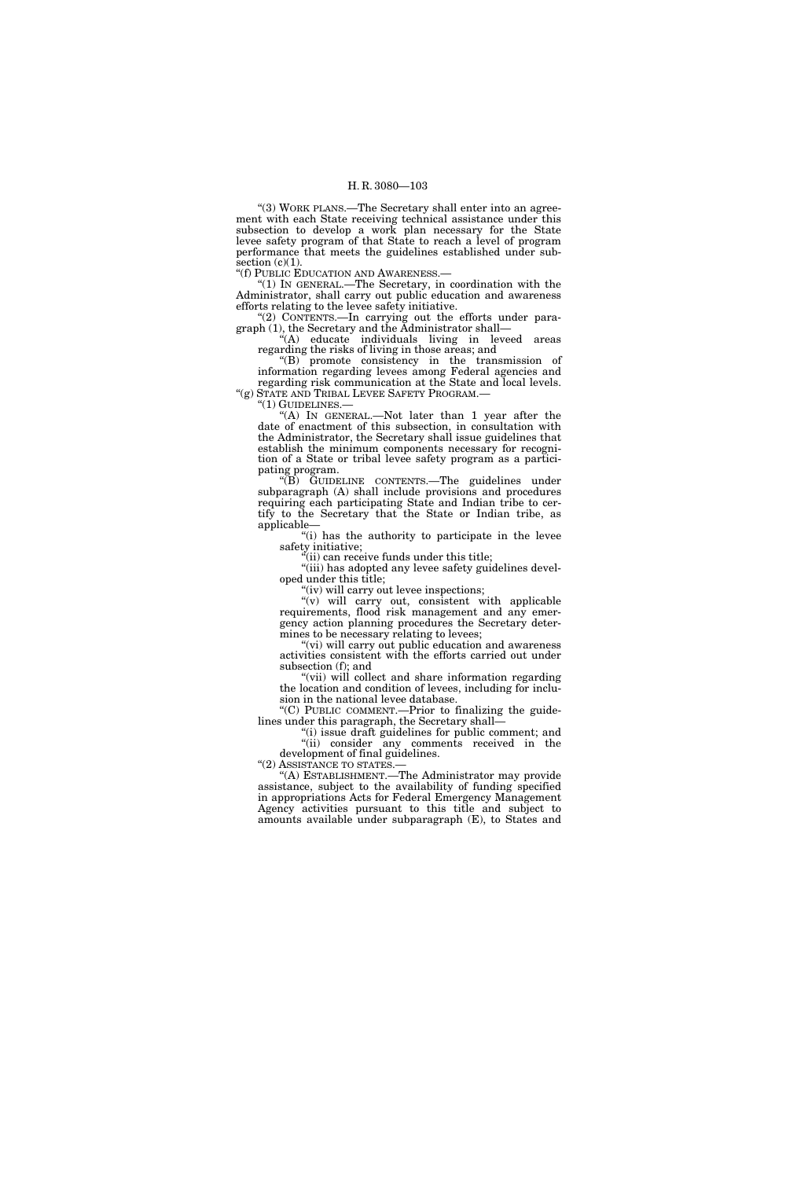“(3) WORK PLANS.—The Secretary shall enter into an agreement with each State receiving technical assistance under this subsection to develop a work plan necessary for the State levee safety program of that State to reach a level of program performance that meets the guidelines established under subsection (c)(1).

“(f) PUBLIC EDUCATION AND AWARENESS.—

“(1) IN GENERAL.—The Secretary, in coordination with the Administrator, shall carry out public education and awareness efforts relating to the levee safety initiative.

“(2) CONTENTS.—In carrying out the efforts under paragraph (1), the Secretary and the Administrator shall—

“(A) educate individuals living in leveed areas regarding the risks of living in those areas; and

“(B) promote consistency in the transmission of information regarding levees among Federal agencies and regarding risk communication at the State and local levels.

“(g) STATE AND TRIBAL LEVEE SAFETY PROGRAM.—

“(1) GUIDELINES.—

“(A) IN GENERAL.—Not later than 1 year after the date of enactment of this subsection, in consultation with the Administrator, the Secretary shall issue guidelines that establish the minimum components necessary for recognition of a State or tribal levee safety program as a participating program.

“(B) GUIDELINE CONTENTS.—The guidelines under subparagraph (A) shall include provisions and procedures requiring each participating State and Indian tribe to certify to the Secretary that the State or Indian tribe, as applicable—

“(i) has the authority to participate in the levee safety initiative;

“(ii) can receive funds under this title;

“(iii) has adopted any levee safety guidelines developed under this title;

“(iv) will carry out levee inspections;

“(v) will carry out, consistent with applicable requirements, flood risk management and any emergency action planning procedures the Secretary determines to be necessary relating to levees;

“(vi) will carry out public education and awareness activities consistent with the efforts carried out under subsection (f); and

“(vii) will collect and share information regarding the location and condition of levees, including for inclusion in the national levee database.

“(C) PUBLIC COMMENT.—Prior to finalizing the guidelines under this paragraph, the Secretary shall—

“(i) issue draft guidelines for public comment; and

“(ii) consider any comments received in the development of final guidelines.

“(2) ASSISTANCE TO STATES.—

“(A) ESTABLISHMENT.—The Administrator may provide assistance, subject to the availability of funding specified in appropriations Acts for Federal Emergency Management Agency activities pursuant to this title and subject to amounts available under subparagraph (E), to States and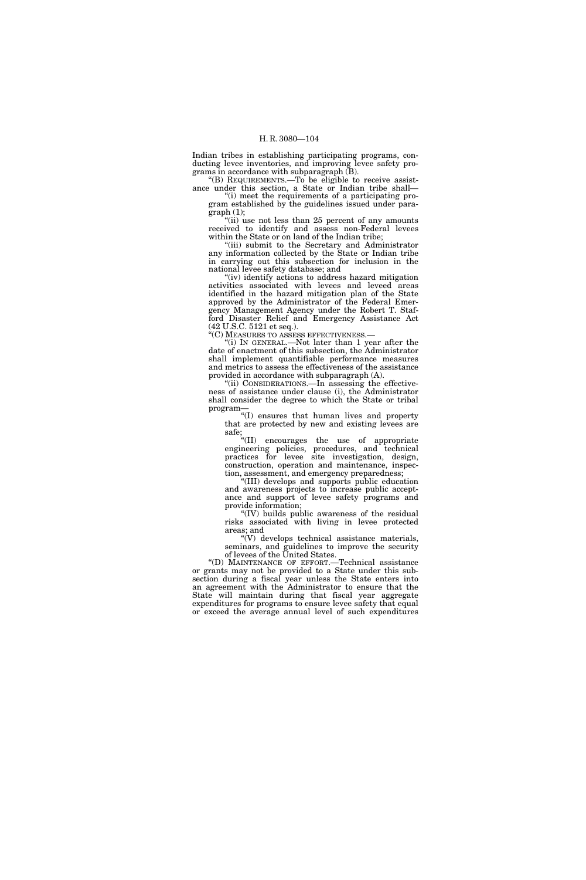Indian tribes in establishing participating programs, conducting levee inventories, and improving levee safety programs in accordance with subparagraph (B).

"(B) REQUIREMENTS.—To be eligible to receive assistance under this section, a State or Indian tribe shall—

"(i) meet the requirements of a participating program established by the guidelines issued under paragraph (1);

"(ii) use not less than 25 percent of any amounts received to identify and assess non-Federal levees within the State or on land of the Indian tribe;

"(iii) submit to the Secretary and Administrator any information collected by the State or Indian tribe in carrying out this subsection for inclusion in the national levee safety database; and

"(iv) identify actions to address hazard mitigation activities associated with levees and leveed areas identified in the hazard mitigation plan of the State approved by the Administrator of the Federal Emergency Management Agency under the Robert T. Stafford Disaster Relief and Emergency Assistance Act (42 U.S.C. 5121 et seq.).

"(C) MEASURES TO ASSESS EFFECTIVENESS.—

"(i) IN GENERAL.—Not later than 1 year after the date of enactment of this subsection, the Administrator shall implement quantifiable performance measures and metrics to assess the effectiveness of the assistance provided in accordance with subparagraph (A).

"(ii) CONSIDERATIONS.—In assessing the effectiveness of assistance under clause (i), the Administrator shall consider the degree to which the State or tribal program—

"(I) ensures that human lives and property that are protected by new and existing levees are safe;

"(II) encourages the use of appropriate engineering policies, procedures, and technical practices for levee site investigation, design, construction, operation and maintenance, inspection, assessment, and emergency preparedness;

"(III) develops and supports public education and awareness projects to increase public acceptance and support of levee safety programs and provide information;

"(IV) builds public awareness of the residual risks associated with living in levee protected areas; and

"(V) develops technical assistance materials, seminars, and guidelines to improve the security of levees of the United States.

"(D) MAINTENANCE OF EFFORT.—Technical assistance or grants may not be provided to a State under this subsection during a fiscal year unless the State enters into an agreement with the Administrator to ensure that the State will maintain during that fiscal year aggregate expenditures for programs to ensure levee safety that equal or exceed the average annual level of such expenditures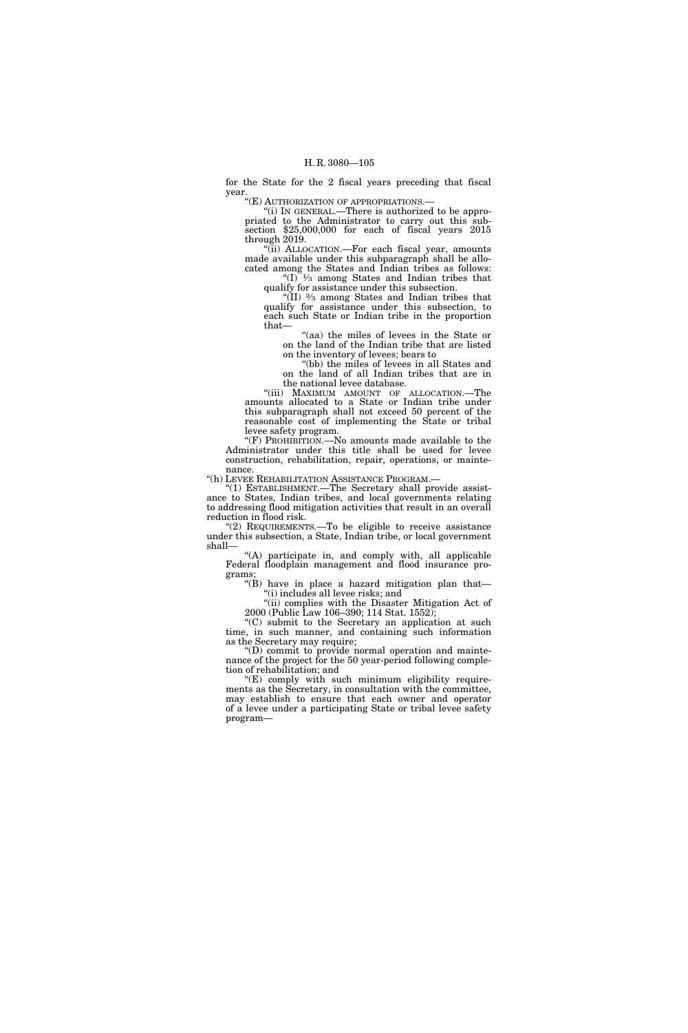for the State for the 2 fiscal years preceding that fiscal year.

"(E) AUTHORIZATION OF APPROPRIATIONS.—

"(i) IN GENERAL.—There is authorized to be appropriated to the Administrator to carry out this subsection $25,000,000 for each of fiscal years 2015 through 2019.

"(ii) ALLOCATION.—For each fiscal year, amounts made available under this subparagraph shall be allocated among the States and Indian tribes as follows:

"(I) ⅓ among States and Indian tribes that qualify for assistance under this subsection.

"(II) ⅔ among States and Indian tribes that qualify for assistance under this subsection, to each such State or Indian tribe in the proportion that—

"(aa) the miles of levees in the State or on the land of the Indian tribe that are listed on the inventory of levees; bears to

"(bb) the miles of levees in all States and on the land of all Indian tribes that are in the national levee database.

"(iii) MAXIMUM AMOUNT OF ALLOCATION.—The amounts allocated to a State or Indian tribe under this subparagraph shall not exceed 50 percent of the reasonable cost of implementing the State or tribal levee safety program.

"(F) PROHIBITION.—No amounts made available to the Administrator under this title shall be used for levee construction, rehabilitation, repair, operations, or maintenance.

"(h) LEVEE REHABILITATION ASSISTANCE PROGRAM.—

"(1) ESTABLISHMENT.—The Secretary shall provide assistance to States, Indian tribes, and local governments relating to addressing flood mitigation activities that result in an overall reduction in flood risk.

"(2) REQUIREMENTS.—To be eligible to receive assistance under this subsection, a State, Indian tribe, or local government shall—

"(A) participate in, and comply with, all applicable Federal floodplain management and flood insurance programs;

"(B) have in place a hazard mitigation plan that—

"(i) includes all levee risks; and

"(ii) complies with the Disaster Mitigation Act of 2000 (Public Law 106–390; 114 Stat. 1552);

"(C) submit to the Secretary an application at such time, in such manner, and containing such information as the Secretary may require;

"(D) commit to provide normal operation and maintenance of the project for the 50 year-period following completion of rehabilitation; and

"(E) comply with such minimum eligibility requirements as the Secretary, in consultation with the committee, may establish to ensure that each owner and operator of a levee under a participating State or tribal levee safety program—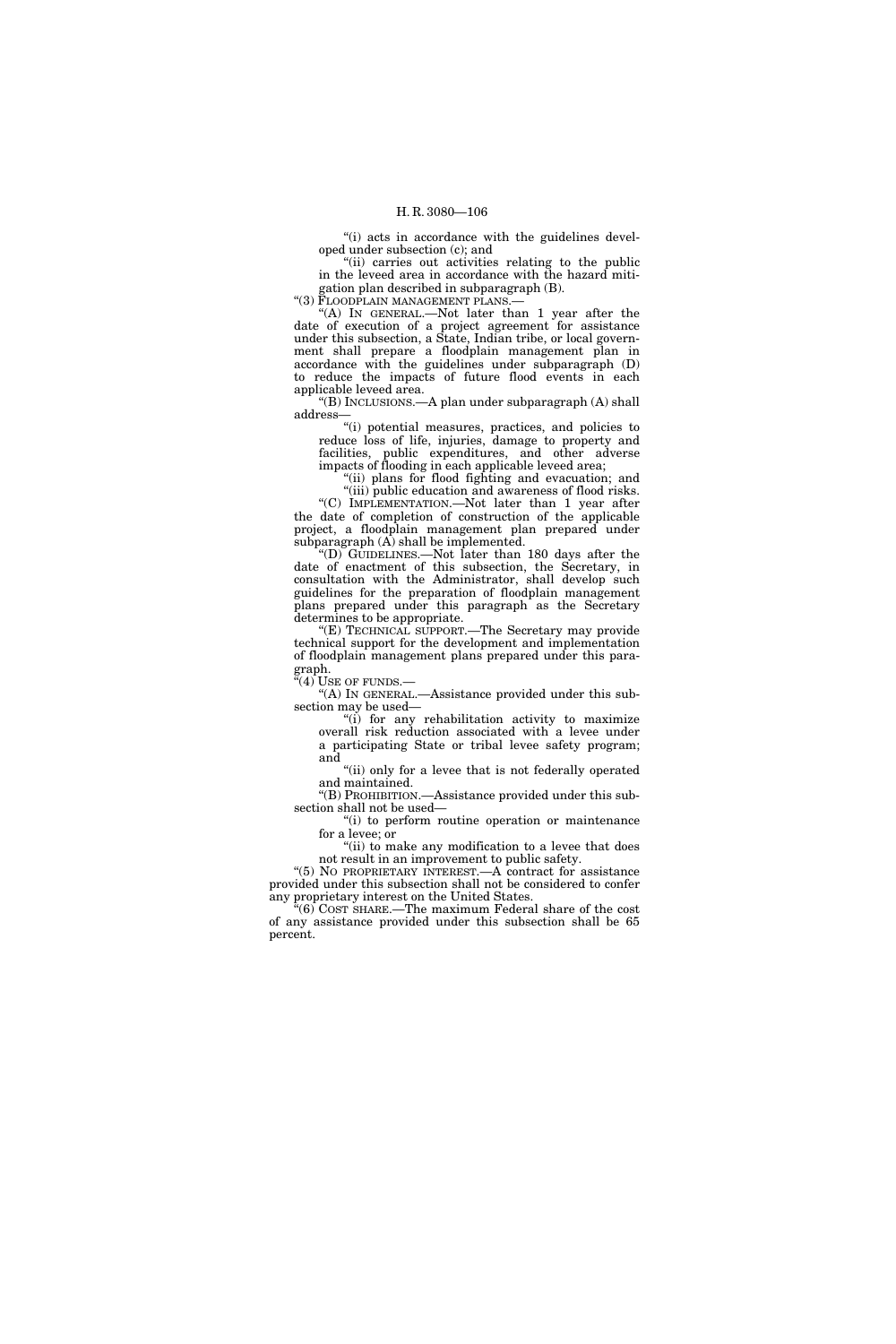"(i) acts in accordance with the guidelines developed under subsection (c); and

"(ii) carries out activities relating to the public in the leveed area in accordance with the hazard mitigation plan described in subparagraph (B).

"(3) FLOODPLAIN MANAGEMENT PLANS.—

"(A) IN GENERAL.—Not later than 1 year after the date of execution of a project agreement for assistance under this subsection, a State, Indian tribe, or local government shall prepare a floodplain management plan in accordance with the guidelines under subparagraph (D) to reduce the impacts of future flood events in each applicable leveed area.

"(B) INCLUSIONS.—A plan under subparagraph (A) shall address—

"(i) potential measures, practices, and policies to reduce loss of life, injuries, damage to property and facilities, public expenditures, and other adverse impacts of flooding in each applicable leveed area;

"(ii) plans for flood fighting and evacuation; and

"(iii) public education and awareness of flood risks.

"(C) IMPLEMENTATION.—Not later than 1 year after the date of completion of construction of the applicable project, a floodplain management plan prepared under subparagraph (A) shall be implemented.

"(D) GUIDELINES.—Not later than 180 days after the date of enactment of this subsection, the Secretary, in consultation with the Administrator, shall develop such guidelines for the preparation of floodplain management plans prepared under this paragraph as the Secretary determines to be appropriate.

"(E) TECHNICAL SUPPORT.—The Secretary may provide technical support for the development and implementation of floodplain management plans prepared under this paragraph.

"(4) USE OF FUNDS.—

"(A) IN GENERAL.—Assistance provided under this subsection may be used—

"(i) for any rehabilitation activity to maximize overall risk reduction associated with a levee under a participating State or tribal levee safety program; and

"(ii) only for a levee that is not federally operated and maintained.

"(B) PROHIBITION.—Assistance provided under this subsection shall not be used—

"(i) to perform routine operation or maintenance for a levee; or

"(ii) to make any modification to a levee that does not result in an improvement to public safety.

"(5) NO PROPRIETARY INTEREST.—A contract for assistance provided under this subsection shall not be considered to confer any proprietary interest on the United States.

"(6) COST SHARE.—The maximum Federal share of the cost of any assistance provided under this subsection shall be 65 percent.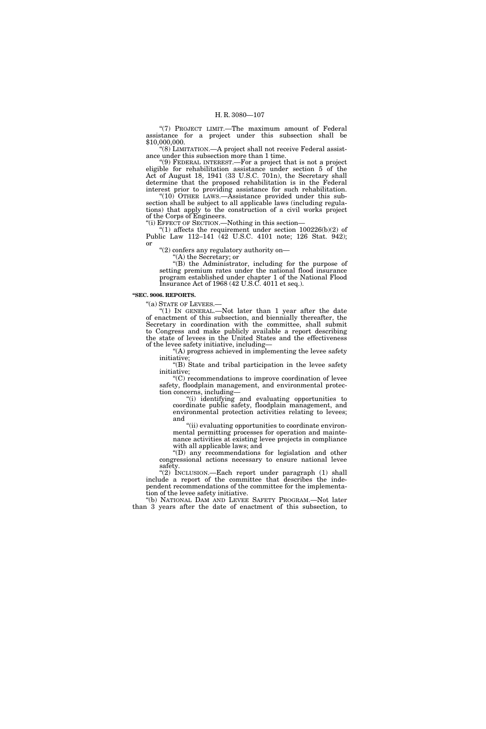"(7) PROJECT LIMIT.—The maximum amount of Federal assistance for a project under this subsection shall be $10,000,000.

"(8) LIMITATION.—A project shall not receive Federal assistance under this subsection more than 1 time.

"(9) FEDERAL INTEREST.—For a project that is not a project eligible for rehabilitation assistance under section 5 of the Act of August 18, 1941 (33 U.S.C. 701n), the Secretary shall determine that the proposed rehabilitation is in the Federal interest prior to providing assistance for such rehabilitation.

"(10) OTHER LAWS.—Assistance provided under this subsection shall be subject to all applicable laws (including regulations) that apply to the construction of a civil works project of the Corps of Engineers.

"(i) EFFECT OF SECTION.—Nothing in this section—

"(1) affects the requirement under section 100226(b)(2) of Public Law 112–141 (42 U.S.C. 4101 note; 126 Stat. 942); or

"(2) confers any regulatory authority on—

"(A) the Secretary; or

"(B) the Administrator, including for the purpose of setting premium rates under the national flood insurance program established under chapter 1 of the National Flood Insurance Act of 1968 (42 U.S.C. 4011 et seq.).

**"SEC. 9006. REPORTS.**

"(a) STATE OF LEVEES.—

"(1) IN GENERAL.—Not later than 1 year after the date of enactment of this subsection, and biennially thereafter, the Secretary in coordination with the committee, shall submit to Congress and make publicly available a report describing the state of levees in the United States and the effectiveness of the levee safety initiative, including—

"(A) progress achieved in implementing the levee safety initiative;

"(B) State and tribal participation in the levee safety initiative;

"(C) recommendations to improve coordination of levee safety, floodplain management, and environmental protection concerns, including—

"(i) identifying and evaluating opportunities to coordinate public safety, floodplain management, and environmental protection activities relating to levees; and

"(ii) evaluating opportunities to coordinate environmental permitting processes for operation and maintenance activities at existing levee projects in compliance with all applicable laws; and

"(D) any recommendations for legislation and other congressional actions necessary to ensure national levee safety.

"(2) INCLUSION.—Each report under paragraph (1) shall include a report of the committee that describes the independent recommendations of the committee for the implementation of the levee safety initiative.

"(b) NATIONAL DAM AND LEVEE SAFETY PROGRAM.—Not later than 3 years after the date of enactment of this subsection, to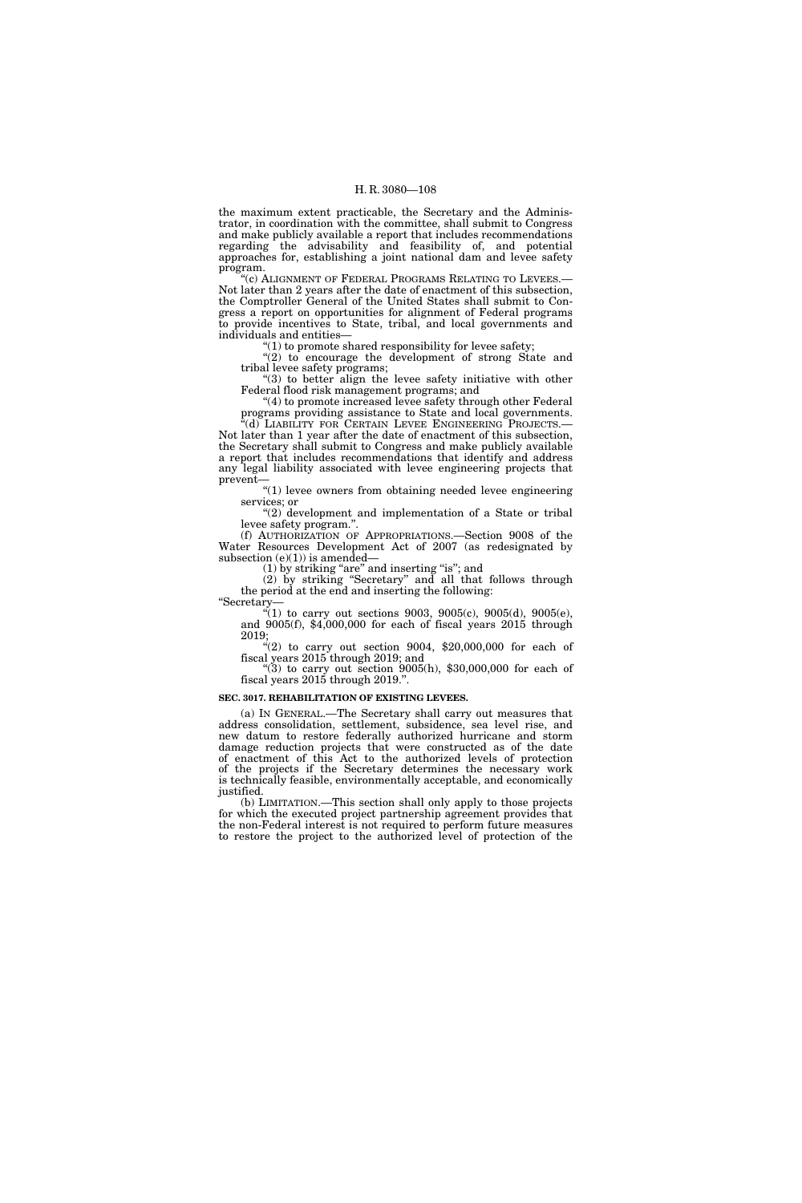the maximum extent practicable, the Secretary and the Administrator, in coordination with the committee, shall submit to Congress and make publicly available a report that includes recommendations regarding the advisability and feasibility of, and potential approaches for, establishing a joint national dam and levee safety program.

"(c) ALIGNMENT OF FEDERAL PROGRAMS RELATING TO LEVEES.—Not later than 2 years after the date of enactment of this subsection, the Comptroller General of the United States shall submit to Congress a report on opportunities for alignment of Federal programs to provide incentives to State, tribal, and local governments and individuals and entities—

"(1) to promote shared responsibility for levee safety;

"(2) to encourage the development of strong State and tribal levee safety programs;

"(3) to better align the levee safety initiative with other Federal flood risk management programs; and

"(4) to promote increased levee safety through other Federal programs providing assistance to State and local governments.

"(d) LIABILITY FOR CERTAIN LEVEE ENGINEERING PROJECTS.—Not later than 1 year after the date of enactment of this subsection, the Secretary shall submit to Congress and make publicly available a report that includes recommendations that identify and address any legal liability associated with levee engineering projects that prevent—

"(1) levee owners from obtaining needed levee engineering services; or

"(2) development and implementation of a State or tribal levee safety program.".

(f) AUTHORIZATION OF APPROPRIATIONS.—Section 9008 of the Water Resources Development Act of 2007 (as redesignated by subsection (e)(1)) is amended—

(1) by striking "are" and inserting "is"; and

(2) by striking "Secretary" and all that follows through the period at the end and inserting the following:

"Secretary—

"(1) to carry out sections 9003, 9005(c), 9005(d), 9005(e), and 9005(f), $4,000,000 for each of fiscal years 2015 through 2019;

"(2) to carry out section 9004, $20,000,000 for each of fiscal years 2015 through 2019; and

"(3) to carry out section 9005(h), $30,000,000 for each of fiscal years 2015 through 2019.".

**SEC. 3017. REHABILITATION OF EXISTING LEVEES.**

(a) IN GENERAL.—The Secretary shall carry out measures that address consolidation, settlement, subsidence, sea level rise, and new datum to restore federally authorized hurricane and storm damage reduction projects that were constructed as of the date of enactment of this Act to the authorized levels of protection of the projects if the Secretary determines the necessary work is technically feasible, environmentally acceptable, and economically justified.

(b) LIMITATION.—This section shall only apply to those projects for which the executed project partnership agreement provides that the non-Federal interest is not required to perform future measures to restore the project to the authorized level of protection of the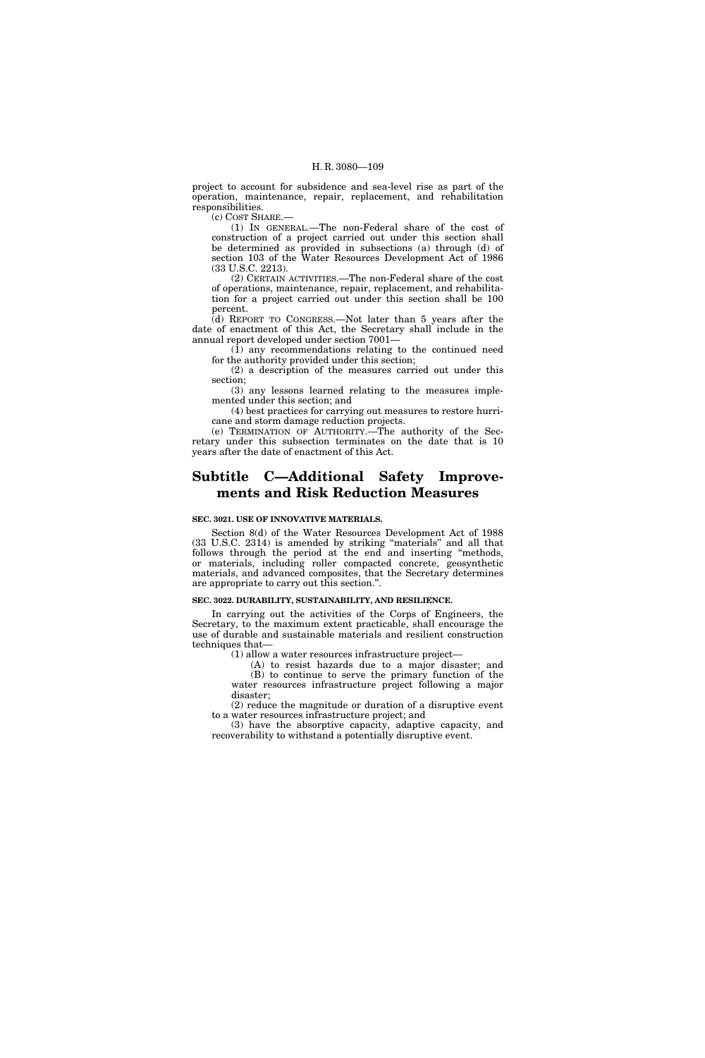project to account for subsidence and sea-level rise as part of the operation, maintenance, repair, replacement, and rehabilitation responsibilities.

(c) COST SHARE.—

(1) IN GENERAL.—The non-Federal share of the cost of construction of a project carried out under this section shall be determined as provided in subsections (a) through (d) of section 103 of the Water Resources Development Act of 1986 (33 U.S.C. 2213).

(2) CERTAIN ACTIVITIES.—The non-Federal share of the cost of operations, maintenance, repair, replacement, and rehabilitation for a project carried out under this section shall be 100 percent.

(d) REPORT TO CONGRESS.—Not later than 5 years after the date of enactment of this Act, the Secretary shall include in the annual report developed under section 7001—

(1) any recommendations relating to the continued need for the authority provided under this section;

(2) a description of the measures carried out under this section;

(3) any lessons learned relating to the measures implemented under this section; and

(4) best practices for carrying out measures to restore hurricane and storm damage reduction projects.

(e) TERMINATION OF AUTHORITY.—The authority of the Secretary under this subsection terminates on the date that is 10 years after the date of enactment of this Act.

# Subtitle C—Additional Safety Improvements and Risk Reduction Measures

### SEC. 3021. USE OF INNOVATIVE MATERIALS.

Section 8(d) of the Water Resources Development Act of 1988 (33 U.S.C. 2314) is amended by striking "materials" and all that follows through the period at the end and inserting "methods, or materials, including roller compacted concrete, geosynthetic materials, and advanced composites, that the Secretary determines are appropriate to carry out this section.".

### SEC. 3022. DURABILITY, SUSTAINABILITY, AND RESILIENCE.

In carrying out the activities of the Corps of Engineers, the Secretary, to the maximum extent practicable, shall encourage the use of durable and sustainable materials and resilient construction techniques that—

(1) allow a water resources infrastructure project—

(A) to resist hazards due to a major disaster; and

(B) to continue to serve the primary function of the water resources infrastructure project following a major disaster;

(2) reduce the magnitude or duration of a disruptive event to a water resources infrastructure project; and

(3) have the absorptive capacity, adaptive capacity, and recoverability to withstand a potentially disruptive event.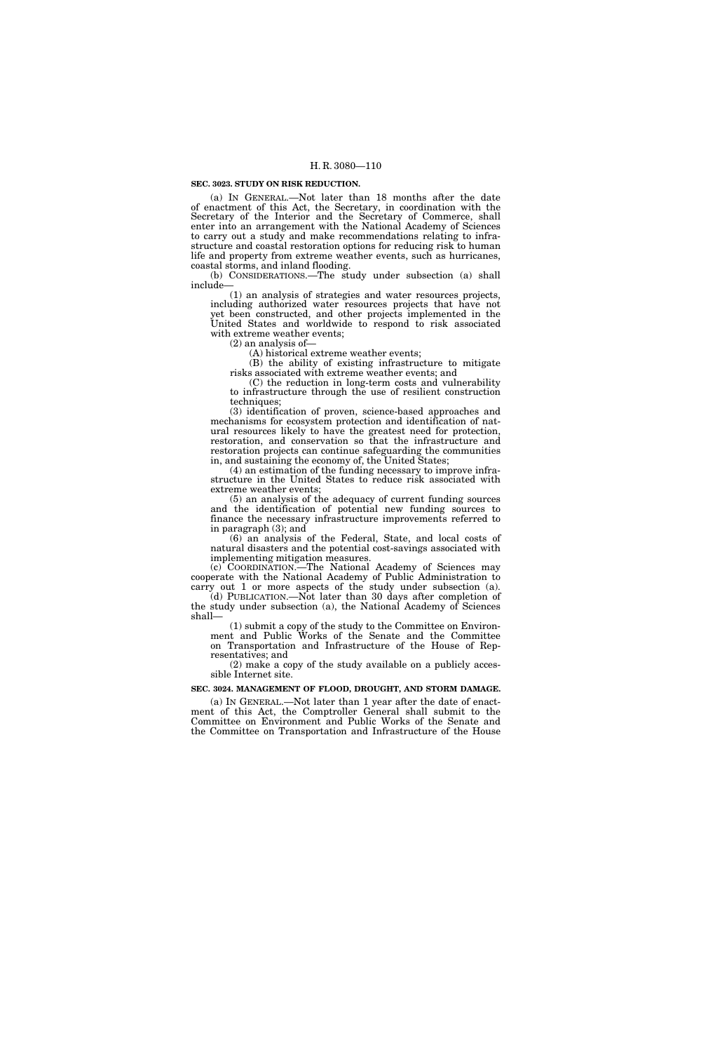**SEC. 3023. STUDY ON RISK REDUCTION.**

(a) IN GENERAL.—Not later than 18 months after the date of enactment of this Act, the Secretary, in coordination with the Secretary of the Interior and the Secretary of Commerce, shall enter into an arrangement with the National Academy of Sciences to carry out a study and make recommendations relating to infrastructure and coastal restoration options for reducing risk to human life and property from extreme weather events, such as hurricanes, coastal storms, and inland flooding.

(b) CONSIDERATIONS.—The study under subsection (a) shall include—

(1) an analysis of strategies and water resources projects, including authorized water resources projects that have not yet been constructed, and other projects implemented in the United States and worldwide to respond to risk associated with extreme weather events;

(2) an analysis of—

(A) historical extreme weather events;

(B) the ability of existing infrastructure to mitigate risks associated with extreme weather events; and

(C) the reduction in long-term costs and vulnerability to infrastructure through the use of resilient construction techniques;

(3) identification of proven, science-based approaches and mechanisms for ecosystem protection and identification of natural resources likely to have the greatest need for protection, restoration, and conservation so that the infrastructure and restoration projects can continue safeguarding the communities in, and sustaining the economy of, the United States;

(4) an estimation of the funding necessary to improve infrastructure in the United States to reduce risk associated with extreme weather events;

(5) an analysis of the adequacy of current funding sources and the identification of potential new funding sources to finance the necessary infrastructure improvements referred to in paragraph (3); and

(6) an analysis of the Federal, State, and local costs of natural disasters and the potential cost-savings associated with implementing mitigation measures.

(c) COORDINATION.—The National Academy of Sciences may cooperate with the National Academy of Public Administration to carry out 1 or more aspects of the study under subsection (a).

(d) PUBLICATION.—Not later than 30 days after completion of the study under subsection (a), the National Academy of Sciences shall—

(1) submit a copy of the study to the Committee on Environment and Public Works of the Senate and the Committee on Transportation and Infrastructure of the House of Representatives; and

(2) make a copy of the study available on a publicly accessible Internet site.

**SEC. 3024. MANAGEMENT OF FLOOD, DROUGHT, AND STORM DAMAGE.**

(a) IN GENERAL.—Not later than 1 year after the date of enactment of this Act, the Comptroller General shall submit to the Committee on Environment and Public Works of the Senate and the Committee on Transportation and Infrastructure of the House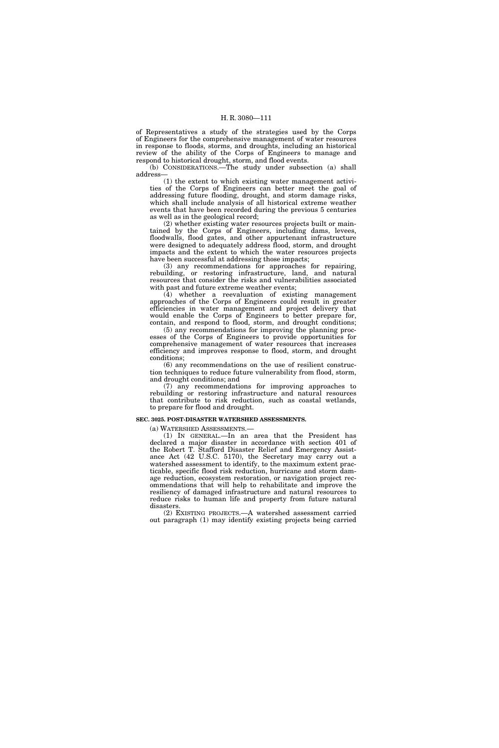of Representatives a study of the strategies used by the Corps of Engineers for the comprehensive management of water resources in response to floods, storms, and droughts, including an historical review of the ability of the Corps of Engineers to manage and respond to historical drought, storm, and flood events.

(b) CONSIDERATIONS.—The study under subsection (a) shall address—

(1) the extent to which existing water management activities of the Corps of Engineers can better meet the goal of addressing future flooding, drought, and storm damage risks, which shall include analysis of all historical extreme weather events that have been recorded during the previous 5 centuries as well as in the geological record;

(2) whether existing water resources projects built or maintained by the Corps of Engineers, including dams, levees, floodwalls, flood gates, and other appurtenant infrastructure were designed to adequately address flood, storm, and drought impacts and the extent to which the water resources projects have been successful at addressing those impacts;

(3) any recommendations for approaches for repairing, rebuilding, or restoring infrastructure, land, and natural resources that consider the risks and vulnerabilities associated with past and future extreme weather events;

(4) whether a reevaluation of existing management approaches of the Corps of Engineers could result in greater efficiencies in water management and project delivery that would enable the Corps of Engineers to better prepare for, contain, and respond to flood, storm, and drought conditions;

(5) any recommendations for improving the planning processes of the Corps of Engineers to provide opportunities for comprehensive management of water resources that increases efficiency and improves response to flood, storm, and drought conditions;

(6) any recommendations on the use of resilient construction techniques to reduce future vulnerability from flood, storm, and drought conditions; and

(7) any recommendations for improving approaches to rebuilding or restoring infrastructure and natural resources that contribute to risk reduction, such as coastal wetlands, to prepare for flood and drought.

**SEC. 3025. POST-DISASTER WATERSHED ASSESSMENTS.**

(a) WATERSHED ASSESSMENTS.—

(1) IN GENERAL.—In an area that the President has declared a major disaster in accordance with section 401 of the Robert T. Stafford Disaster Relief and Emergency Assistance Act (42 U.S.C. 5170), the Secretary may carry out a watershed assessment to identify, to the maximum extent practicable, specific flood risk reduction, hurricane and storm damage reduction, ecosystem restoration, or navigation project recommendations that will help to rehabilitate and improve the resiliency of damaged infrastructure and natural resources to reduce risks to human life and property from future natural disasters.

(2) EXISTING PROJECTS.—A watershed assessment carried out paragraph (1) may identify existing projects being carried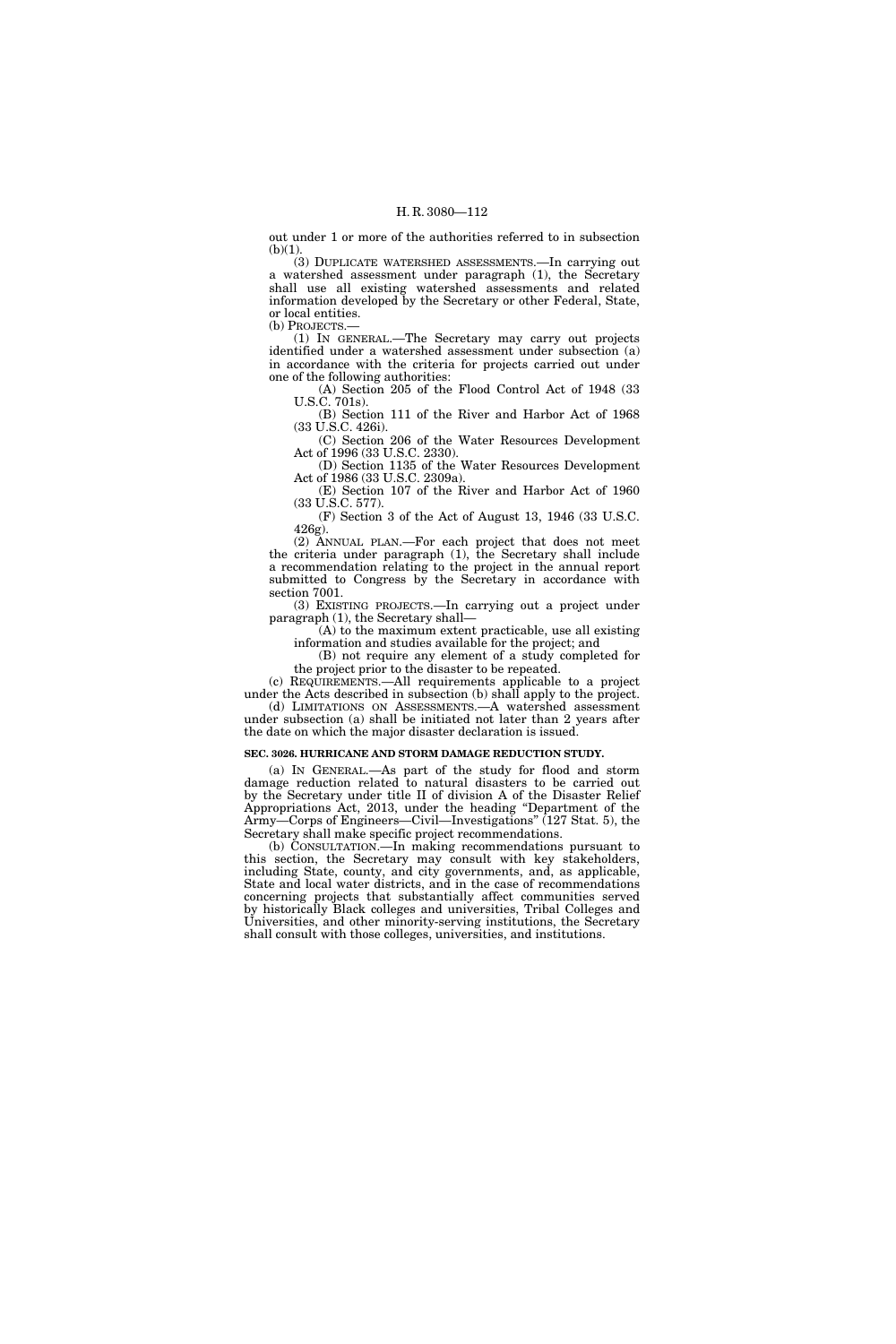out under 1 or more of the authorities referred to in subsection (b)(1).

(3) DUPLICATE WATERSHED ASSESSMENTS.—In carrying out a watershed assessment under paragraph (1), the Secretary shall use all existing watershed assessments and related information developed by the Secretary or other Federal, State, or local entities.

(b) PROJECTS.—

(1) IN GENERAL.—The Secretary may carry out projects identified under a watershed assessment under subsection (a) in accordance with the criteria for projects carried out under one of the following authorities:

(A) Section 205 of the Flood Control Act of 1948 (33 U.S.C. 701s).

(B) Section 111 of the River and Harbor Act of 1968 (33 U.S.C. 426i).

(C) Section 206 of the Water Resources Development Act of 1996 (33 U.S.C. 2330).

(D) Section 1135 of the Water Resources Development Act of 1986 (33 U.S.C. 2309a).

(E) Section 107 of the River and Harbor Act of 1960 (33 U.S.C. 577).

(F) Section 3 of the Act of August 13, 1946 (33 U.S.C. 426g).

(2) ANNUAL PLAN.—For each project that does not meet the criteria under paragraph (1), the Secretary shall include a recommendation relating to the project in the annual report submitted to Congress by the Secretary in accordance with section 7001.

(3) EXISTING PROJECTS.—In carrying out a project under paragraph (1), the Secretary shall—

(A) to the maximum extent practicable, use all existing information and studies available for the project; and

(B) not require any element of a study completed for the project prior to the disaster to be repeated.

(c) REQUIREMENTS.—All requirements applicable to a project under the Acts described in subsection (b) shall apply to the project.

(d) LIMITATIONS ON ASSESSMENTS.—A watershed assessment under subsection (a) shall be initiated not later than 2 years after the date on which the major disaster declaration is issued.

**SEC. 3026. HURRICANE AND STORM DAMAGE REDUCTION STUDY.**

(a) IN GENERAL.—As part of the study for flood and storm damage reduction related to natural disasters to be carried out by the Secretary under title II of division A of the Disaster Relief Appropriations Act, 2013, under the heading "Department of the Army—Corps of Engineers—Civil—Investigations" (127 Stat. 5), the Secretary shall make specific project recommendations.

(b) CONSULTATION.—In making recommendations pursuant to this section, the Secretary may consult with key stakeholders, including State, county, and city governments, and, as applicable, State and local water districts, and in the case of recommendations concerning projects that substantially affect communities served by historically Black colleges and universities, Tribal Colleges and Universities, and other minority-serving institutions, the Secretary shall consult with those colleges, universities, and institutions.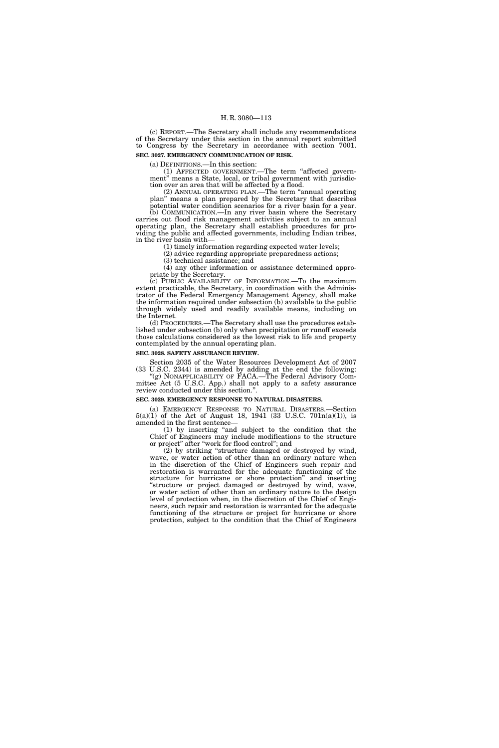(c) REPORT.—The Secretary shall include any recommendations of the Secretary under this section in the annual report submitted to Congress by the Secretary in accordance with section 7001.

**SEC. 3027. EMERGENCY COMMUNICATION OF RISK.**

(a) DEFINITIONS.—In this section:

(1) AFFECTED GOVERNMENT.—The term "affected government" means a State, local, or tribal government with jurisdiction over an area that will be affected by a flood.

(2) ANNUAL OPERATING PLAN.—The term "annual operating plan" means a plan prepared by the Secretary that describes potential water condition scenarios for a river basin for a year.

(b) COMMUNICATION.—In any river basin where the Secretary carries out flood risk management activities subject to an annual operating plan, the Secretary shall establish procedures for providing the public and affected governments, including Indian tribes, in the river basin with—

(1) timely information regarding expected water levels;

(2) advice regarding appropriate preparedness actions;

(3) technical assistance; and

(4) any other information or assistance determined appropriate by the Secretary.

(c) PUBLIC AVAILABILITY OF INFORMATION.—To the maximum extent practicable, the Secretary, in coordination with the Administrator of the Federal Emergency Management Agency, shall make the information required under subsection (b) available to the public through widely used and readily available means, including on the Internet.

(d) PROCEDURES.—The Secretary shall use the procedures established under subsection (b) only when precipitation or runoff exceeds those calculations considered as the lowest risk to life and property contemplated by the annual operating plan.

**SEC. 3028. SAFETY ASSURANCE REVIEW.**

Section 2035 of the Water Resources Development Act of 2007 (33 U.S.C. 2344) is amended by adding at the end the following:

"(g) NONAPPLICABILITY OF FACA.—The Federal Advisory Committee Act (5 U.S.C. App.) shall not apply to a safety assurance review conducted under this section.".

**SEC. 3029. EMERGENCY RESPONSE TO NATURAL DISASTERS.**

(a) EMERGENCY RESPONSE TO NATURAL DISASTERS.—Section 5(a)(1) of the Act of August 18, 1941 (33 U.S.C. 701n(a)(1)), is amended in the first sentence—

(1) by inserting "and subject to the condition that the Chief of Engineers may include modifications to the structure or project" after "work for flood control"; and

(2) by striking "structure damaged or destroyed by wind, wave, or water action of other than an ordinary nature when in the discretion of the Chief of Engineers such repair and restoration is warranted for the adequate functioning of the structure for hurricane or shore protection" and inserting "structure or project damaged or destroyed by wind, wave, or water action of other than an ordinary nature to the design level of protection when, in the discretion of the Chief of Engineers, such repair and restoration is warranted for the adequate functioning of the structure or project for hurricane or shore protection, subject to the condition that the Chief of Engineers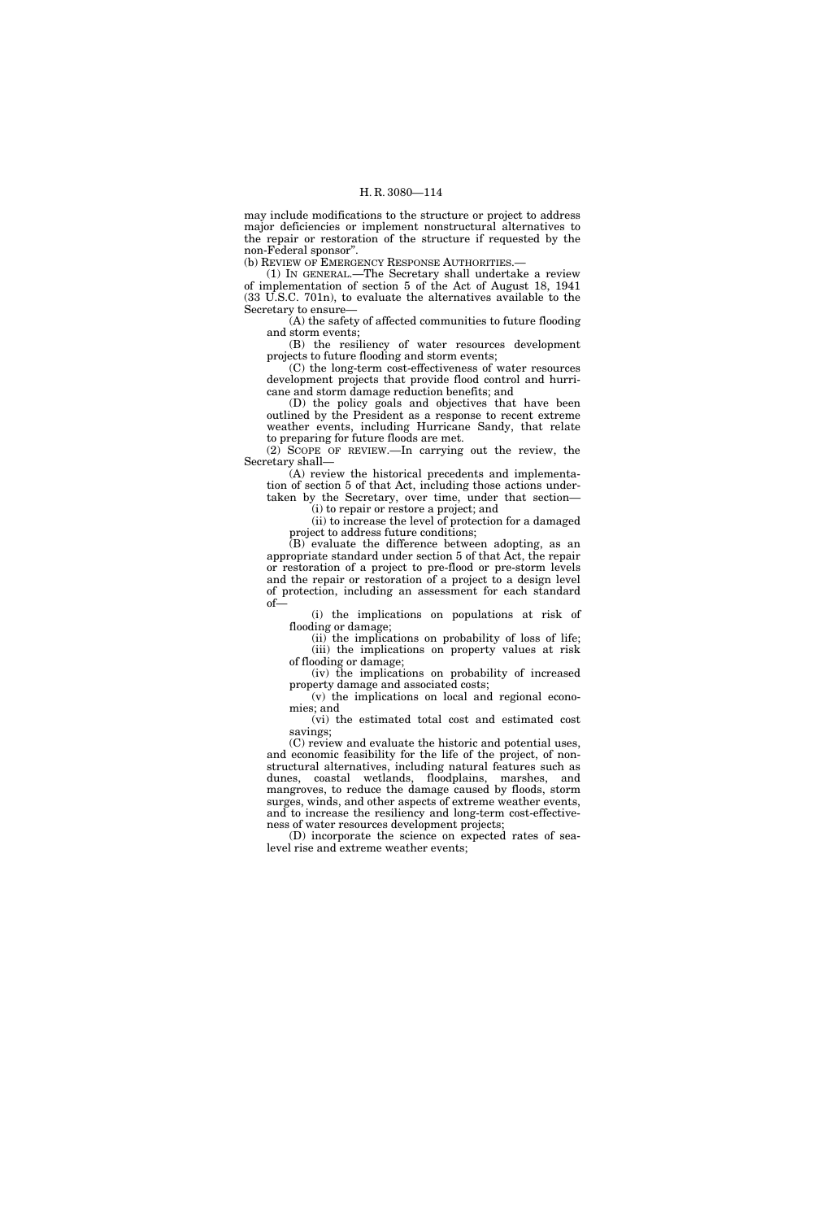may include modifications to the structure or project to address major deficiencies or implement nonstructural alternatives to the repair or restoration of the structure if requested by the non-Federal sponsor".

(b) REVIEW OF EMERGENCY RESPONSE AUTHORITIES.—

(1) IN GENERAL.—The Secretary shall undertake a review of implementation of section 5 of the Act of August 18, 1941 (33 U.S.C. 701n), to evaluate the alternatives available to the Secretary to ensure—

(A) the safety of affected communities to future flooding and storm events;

(B) the resiliency of water resources development projects to future flooding and storm events;

(C) the long-term cost-effectiveness of water resources development projects that provide flood control and hurricane and storm damage reduction benefits; and

(D) the policy goals and objectives that have been outlined by the President as a response to recent extreme weather events, including Hurricane Sandy, that relate to preparing for future floods are met.

(2) SCOPE OF REVIEW.—In carrying out the review, the Secretary shall—

(A) review the historical precedents and implementation of section 5 of that Act, including those actions undertaken by the Secretary, over time, under that section—

(i) to repair or restore a project; and

(ii) to increase the level of protection for a damaged project to address future conditions;

(B) evaluate the difference between adopting, as an appropriate standard under section 5 of that Act, the repair or restoration of a project to pre-flood or pre-storm levels and the repair or restoration of a project to a design level of protection, including an assessment for each standard of—

(i) the implications on populations at risk of flooding or damage;

(ii) the implications on probability of loss of life;

(iii) the implications on property values at risk of flooding or damage;

(iv) the implications on probability of increased property damage and associated costs;

(v) the implications on local and regional economies; and

(vi) the estimated total cost and estimated cost savings;

(C) review and evaluate the historic and potential uses, and economic feasibility for the life of the project, of nonstructural alternatives, including natural features such as dunes, coastal wetlands, floodplains, marshes, and mangroves, to reduce the damage caused by floods, storm surges, winds, and other aspects of extreme weather events, and to increase the resiliency and long-term cost-effectiveness of water resources development projects;

(D) incorporate the science on expected rates of sea-level rise and extreme weather events;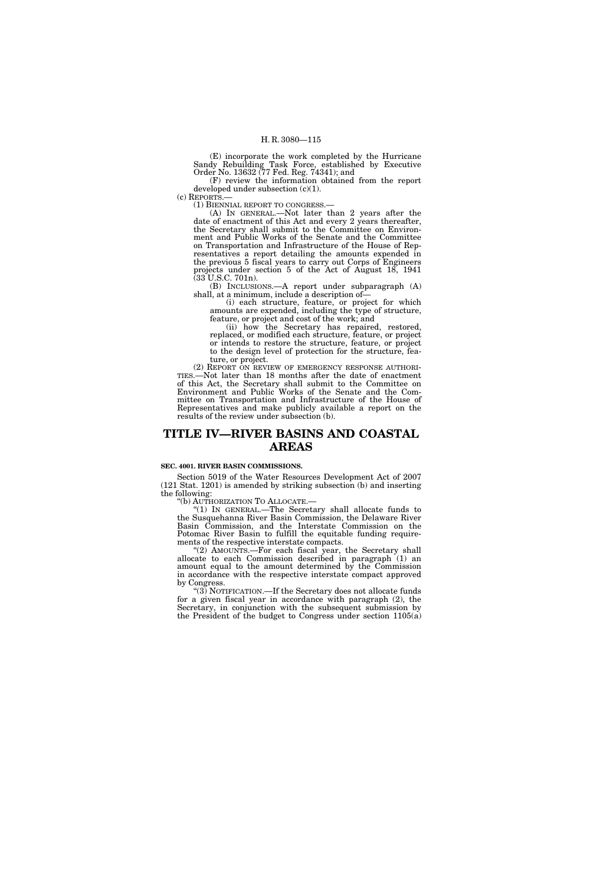(E) incorporate the work completed by the Hurricane Sandy Rebuilding Task Force, established by Executive Order No. 13632 (77 Fed. Reg. 74341); and

(F) review the information obtained from the report developed under subsection (c)(1).

(c) REPORTS.—

(1) BIENNIAL REPORT TO CONGRESS.—

(A) IN GENERAL.—Not later than 2 years after the date of enactment of this Act and every 2 years thereafter, the Secretary shall submit to the Committee on Environment and Public Works of the Senate and the Committee on Transportation and Infrastructure of the House of Representatives a report detailing the amounts expended in the previous 5 fiscal years to carry out Corps of Engineers projects under section 5 of the Act of August 18, 1941 (33 U.S.C. 701n).

(B) INCLUSIONS.—A report under subparagraph (A) shall, at a minimum, include a description of—

(i) each structure, feature, or project for which amounts are expended, including the type of structure, feature, or project and cost of the work; and

(ii) how the Secretary has repaired, restored, replaced, or modified each structure, feature, or project or intends to restore the structure, feature, or project to the design level of protection for the structure, feature, or project.

(2) REPORT ON REVIEW OF EMERGENCY RESPONSE AUTHORITIES.—Not later than 18 months after the date of enactment of this Act, the Secretary shall submit to the Committee on Environment and Public Works of the Senate and the Committee on Transportation and Infrastructure of the House of Representatives and make publicly available a report on the results of the review under subsection (b).

# TITLE IV—RIVER BASINS AND COASTAL AREAS

### SEC. 4001. RIVER BASIN COMMISSIONS.

Section 5019 of the Water Resources Development Act of 2007 (121 Stat. 1201) is amended by striking subsection (b) and inserting the following:

"(b) AUTHORIZATION TO ALLOCATE.—

"(1) IN GENERAL.—The Secretary shall allocate funds to the Susquehanna River Basin Commission, the Delaware River Basin Commission, and the Interstate Commission on the Potomac River Basin to fulfill the equitable funding requirements of the respective interstate compacts.

"(2) AMOUNTS.—For each fiscal year, the Secretary shall allocate to each Commission described in paragraph (1) an amount equal to the amount determined by the Commission in accordance with the respective interstate compact approved by Congress.

"(3) NOTIFICATION.—If the Secretary does not allocate funds for a given fiscal year in accordance with paragraph (2), the Secretary, in conjunction with the subsequent submission by the President of the budget to Congress under section 1105(a)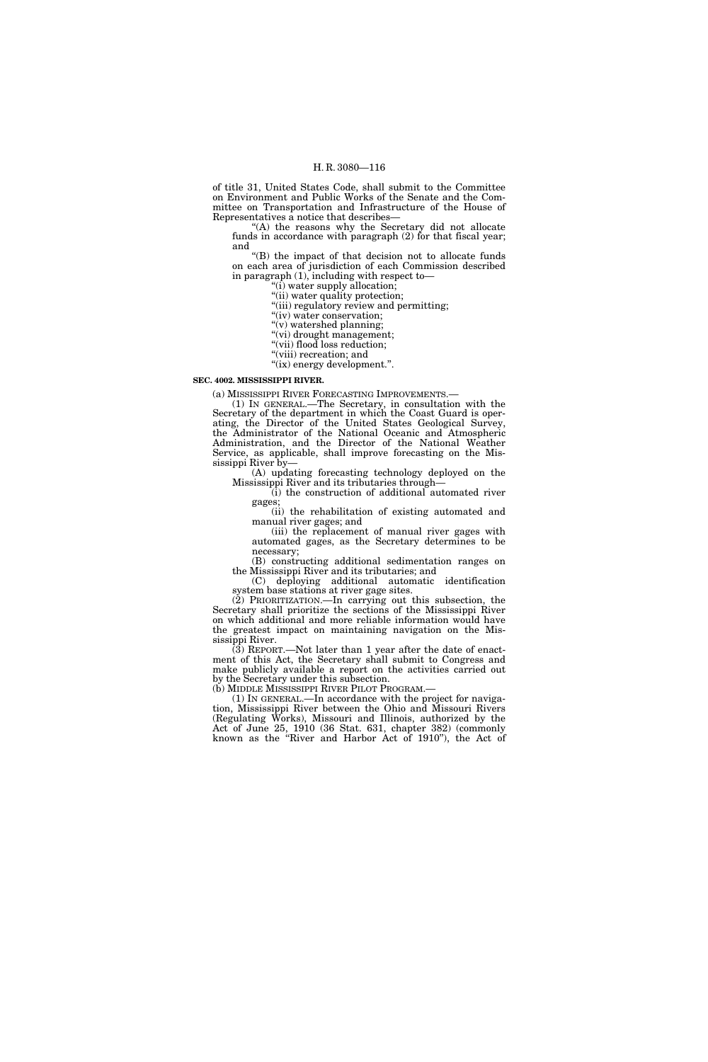of title 31, United States Code, shall submit to the Committee on Environment and Public Works of the Senate and the Committee on Transportation and Infrastructure of the House of Representatives a notice that describes—

"(A) the reasons why the Secretary did not allocate funds in accordance with paragraph (2) for that fiscal year; and

"(B) the impact of that decision not to allocate funds on each area of jurisdiction of each Commission described in paragraph (1), including with respect to—

"(i) water supply allocation;

"(ii) water quality protection;

"(iii) regulatory review and permitting;

"(iv) water conservation;

"(v) watershed planning;

"(vi) drought management;

"(vii) flood loss reduction;

"(viii) recreation; and

"(ix) energy development.".

**SEC. 4002. MISSISSIPPI RIVER.**

(a) MISSISSIPPI RIVER FORECASTING IMPROVEMENTS.—

(1) IN GENERAL.—The Secretary, in consultation with the Secretary of the department in which the Coast Guard is operating, the Director of the United States Geological Survey, the Administrator of the National Oceanic and Atmospheric Administration, and the Director of the National Weather Service, as applicable, shall improve forecasting on the Mississippi River by—

(A) updating forecasting technology deployed on the Mississippi River and its tributaries through—

(i) the construction of additional automated river gages;

(ii) the rehabilitation of existing automated and manual river gages; and

(iii) the replacement of manual river gages with automated gages, as the Secretary determines to be necessary;

(B) constructing additional sedimentation ranges on the Mississippi River and its tributaries; and

(C) deploying additional automatic identification system base stations at river gage sites.

(2) PRIORITIZATION.—In carrying out this subsection, the Secretary shall prioritize the sections of the Mississippi River on which additional and more reliable information would have the greatest impact on maintaining navigation on the Mississippi River.

(3) REPORT.—Not later than 1 year after the date of enactment of this Act, the Secretary shall submit to Congress and make publicly available a report on the activities carried out by the Secretary under this subsection.

(b) MIDDLE MISSISSIPPI RIVER PILOT PROGRAM.—

(1) IN GENERAL.—In accordance with the project for navigation, Mississippi River between the Ohio and Missouri Rivers (Regulating Works), Missouri and Illinois, authorized by the Act of June 25, 1910 (36 Stat. 631, chapter 382) (commonly known as the "River and Harbor Act of 1910"), the Act of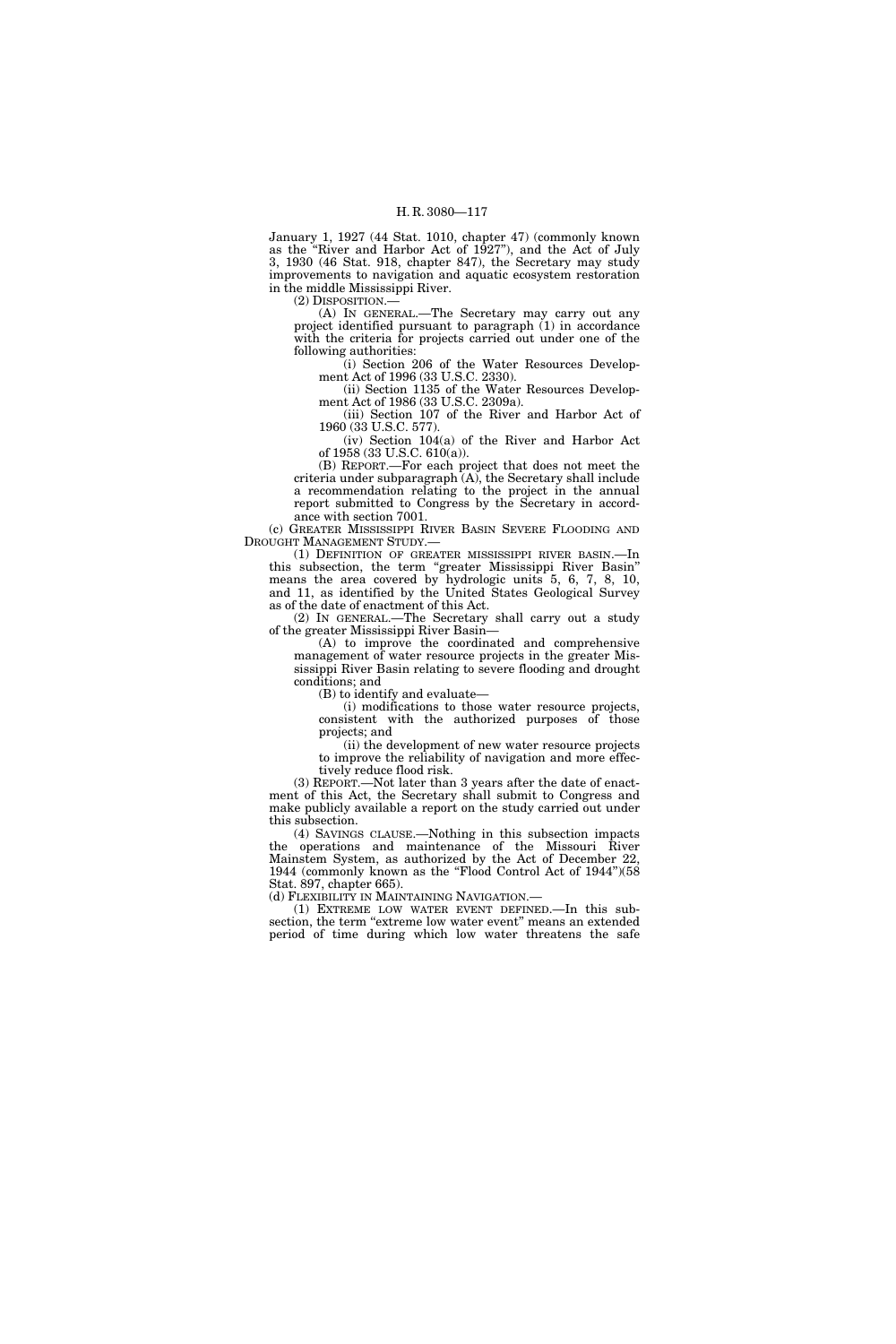January 1, 1927 (44 Stat. 1010, chapter 47) (commonly known as the "River and Harbor Act of 1927"), and the Act of July 3, 1930 (46 Stat. 918, chapter 847), the Secretary may study improvements to navigation and aquatic ecosystem restoration in the middle Mississippi River.

(2) DISPOSITION.—

(A) IN GENERAL.—The Secretary may carry out any project identified pursuant to paragraph (1) in accordance with the criteria for projects carried out under one of the following authorities:

(i) Section 206 of the Water Resources Development Act of 1996 (33 U.S.C. 2330).

(ii) Section 1135 of the Water Resources Development Act of 1986 (33 U.S.C. 2309a).

(iii) Section 107 of the River and Harbor Act of 1960 (33 U.S.C. 577).

(iv) Section 104(a) of the River and Harbor Act of 1958 (33 U.S.C. 610(a)).

(B) REPORT.—For each project that does not meet the criteria under subparagraph (A), the Secretary shall include a recommendation relating to the project in the annual report submitted to Congress by the Secretary in accordance with section 7001.

(c) GREATER MISSISSIPPI RIVER BASIN SEVERE FLOODING AND DROUGHT MANAGEMENT STUDY.—

(1) DEFINITION OF GREATER MISSISSIPPI RIVER BASIN.—In this subsection, the term "greater Mississippi River Basin" means the area covered by hydrologic units 5, 6, 7, 8, 10, and 11, as identified by the United States Geological Survey as of the date of enactment of this Act.

(2) IN GENERAL.—The Secretary shall carry out a study of the greater Mississippi River Basin—

(A) to improve the coordinated and comprehensive management of water resource projects in the greater Mississippi River Basin relating to severe flooding and drought conditions; and

(B) to identify and evaluate—

(i) modifications to those water resource projects, consistent with the authorized purposes of those projects; and

(ii) the development of new water resource projects to improve the reliability of navigation and more effectively reduce flood risk.

(3) REPORT.—Not later than 3 years after the date of enactment of this Act, the Secretary shall submit to Congress and make publicly available a report on the study carried out under this subsection.

(4) SAVINGS CLAUSE.—Nothing in this subsection impacts the operations and maintenance of the Missouri River Mainstem System, as authorized by the Act of December 22, 1944 (commonly known as the "Flood Control Act of 1944")(58 Stat. 897, chapter 665).

(d) FLEXIBILITY IN MAINTAINING NAVIGATION.—

(1) EXTREME LOW WATER EVENT DEFINED.—In this subsection, the term "extreme low water event" means an extended period of time during which low water threatens the safe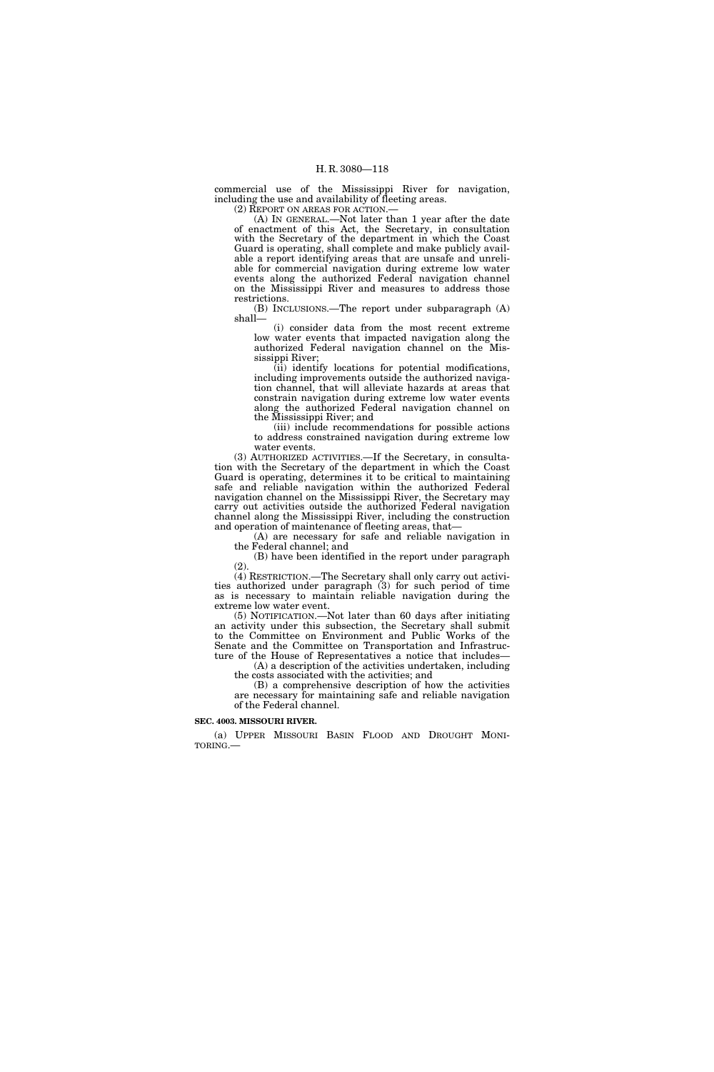commercial use of the Mississippi River for navigation, including the use and availability of fleeting areas.

(2) REPORT ON AREAS FOR ACTION.—

(A) IN GENERAL.—Not later than 1 year after the date of enactment of this Act, the Secretary, in consultation with the Secretary of the department in which the Coast Guard is operating, shall complete and make publicly available a report identifying areas that are unsafe and unreliable for commercial navigation during extreme low water events along the authorized Federal navigation channel on the Mississippi River and measures to address those restrictions.

(B) INCLUSIONS.—The report under subparagraph (A) shall—

(i) consider data from the most recent extreme low water events that impacted navigation along the authorized Federal navigation channel on the Mississippi River;

(ii) identify locations for potential modifications, including improvements outside the authorized navigation channel, that will alleviate hazards at areas that constrain navigation during extreme low water events along the authorized Federal navigation channel on the Mississippi River; and

(iii) include recommendations for possible actions to address constrained navigation during extreme low water events.

(3) AUTHORIZED ACTIVITIES.—If the Secretary, in consultation with the Secretary of the department in which the Coast Guard is operating, determines it to be critical to maintaining safe and reliable navigation within the authorized Federal navigation channel on the Mississippi River, the Secretary may carry out activities outside the authorized Federal navigation channel along the Mississippi River, including the construction and operation of maintenance of fleeting areas, that—

(A) are necessary for safe and reliable navigation in the Federal channel; and

(B) have been identified in the report under paragraph (2).

(4) RESTRICTION.—The Secretary shall only carry out activities authorized under paragraph (3) for such period of time as is necessary to maintain reliable navigation during the extreme low water event.

(5) NOTIFICATION.—Not later than 60 days after initiating an activity under this subsection, the Secretary shall submit to the Committee on Environment and Public Works of the Senate and the Committee on Transportation and Infrastructure of the House of Representatives a notice that includes—

(A) a description of the activities undertaken, including the costs associated with the activities; and

(B) a comprehensive description of how the activities are necessary for maintaining safe and reliable navigation of the Federal channel.

**SEC. 4003. MISSOURI RIVER.**

(a) UPPER MISSOURI BASIN FLOOD AND DROUGHT MONITORING.—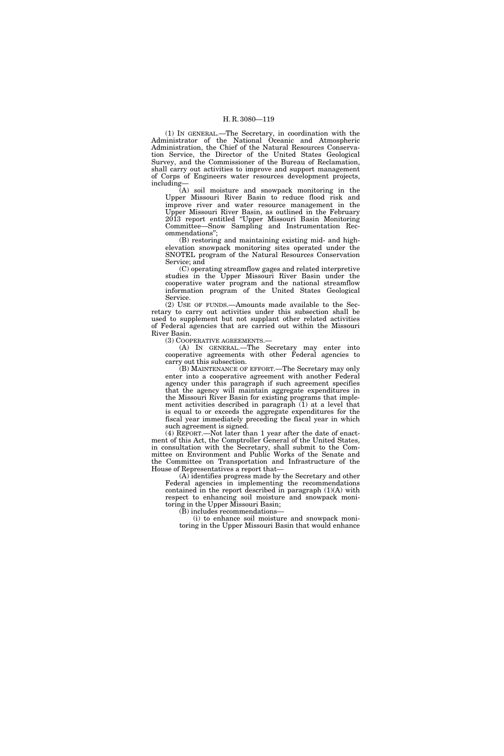(1) IN GENERAL.—The Secretary, in coordination with the Administrator of the National Oceanic and Atmospheric Administration, the Chief of the Natural Resources Conservation Service, the Director of the United States Geological Survey, and the Commissioner of the Bureau of Reclamation, shall carry out activities to improve and support management of Corps of Engineers water resources development projects, including—

(A) soil moisture and snowpack monitoring in the Upper Missouri River Basin to reduce flood risk and improve river and water resource management in the Upper Missouri River Basin, as outlined in the February 2013 report entitled "Upper Missouri Basin Monitoring Committee—Snow Sampling and Instrumentation Recommendations";

(B) restoring and maintaining existing mid- and high-elevation snowpack monitoring sites operated under the SNOTEL program of the Natural Resources Conservation Service; and

(C) operating streamflow gages and related interpretive studies in the Upper Missouri River Basin under the cooperative water program and the national streamflow information program of the United States Geological Service.

(2) USE OF FUNDS.—Amounts made available to the Secretary to carry out activities under this subsection shall be used to supplement but not supplant other related activities of Federal agencies that are carried out within the Missouri River Basin.

(3) COOPERATIVE AGREEMENTS.—

(A) IN GENERAL.—The Secretary may enter into cooperative agreements with other Federal agencies to carry out this subsection.

(B) MAINTENANCE OF EFFORT.—The Secretary may only enter into a cooperative agreement with another Federal agency under this paragraph if such agreement specifies that the agency will maintain aggregate expenditures in the Missouri River Basin for existing programs that implement activities described in paragraph (1) at a level that is equal to or exceeds the aggregate expenditures for the fiscal year immediately preceding the fiscal year in which such agreement is signed.

(4) REPORT.—Not later than 1 year after the date of enactment of this Act, the Comptroller General of the United States, in consultation with the Secretary, shall submit to the Committee on Environment and Public Works of the Senate and the Committee on Transportation and Infrastructure of the House of Representatives a report that—

(A) identifies progress made by the Secretary and other Federal agencies in implementing the recommendations contained in the report described in paragraph (1)(A) with respect to enhancing soil moisture and snowpack monitoring in the Upper Missouri Basin;

(B) includes recommendations—

(i) to enhance soil moisture and snowpack monitoring in the Upper Missouri Basin that would enhance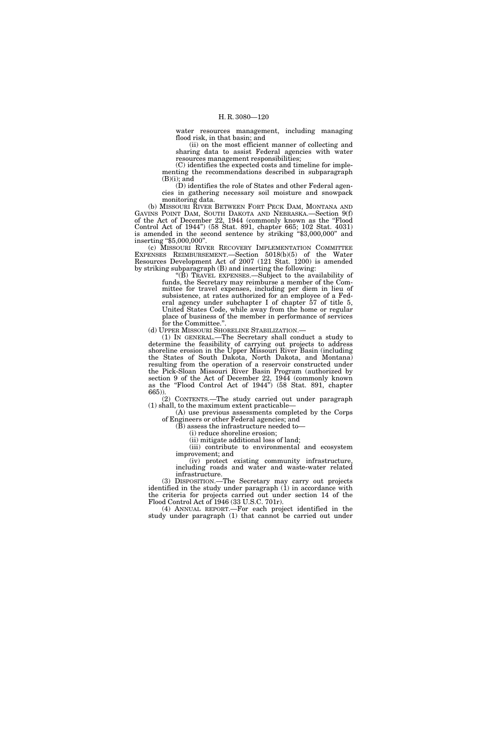water resources management, including managing flood risk, in that basin; and

(ii) on the most efficient manner of collecting and sharing data to assist Federal agencies with water resources management responsibilities;

(C) identifies the expected costs and timeline for implementing the recommendations described in subparagraph (B)(i); and

(D) identifies the role of States and other Federal agencies in gathering necessary soil moisture and snowpack monitoring data.

(b) MISSOURI RIVER BETWEEN FORT PECK DAM, MONTANA AND GAVINS POINT DAM, SOUTH DAKOTA AND NEBRASKA.—Section 9(f) of the Act of December 22, 1944 (commonly known as the "Flood Control Act of 1944") (58 Stat. 891, chapter 665; 102 Stat. 4031) is amended in the second sentence by striking "$3,000,000" and inserting "$5,000,000".

(c) MISSOURI RIVER RECOVERY IMPLEMENTATION COMMITTEE EXPENSES REIMBURSEMENT.—Section 5018(b)(5) of the Water Resources Development Act of 2007 (121 Stat. 1200) is amended by striking subparagraph (B) and inserting the following:

"(B) TRAVEL EXPENSES.—Subject to the availability of funds, the Secretary may reimburse a member of the Committee for travel expenses, including per diem in lieu of subsistence, at rates authorized for an employee of a Federal agency under subchapter I of chapter 57 of title 5, United States Code, while away from the home or regular place of business of the member in performance of services for the Committee.".

(d) UPPER MISSOURI SHORELINE STABILIZATION.—

(1) IN GENERAL.—The Secretary shall conduct a study to determine the feasibility of carrying out projects to address shoreline erosion in the Upper Missouri River Basin (including the States of South Dakota, North Dakota, and Montana) resulting from the operation of a reservoir constructed under the Pick-Sloan Missouri River Basin Program (authorized by section 9 of the Act of December 22, 1944 (commonly known as the "Flood Control Act of 1944") (58 Stat. 891, chapter 665)).

(2) CONTENTS.—The study carried out under paragraph (1) shall, to the maximum extent practicable—

(A) use previous assessments completed by the Corps of Engineers or other Federal agencies; and

(B) assess the infrastructure needed to—

(i) reduce shoreline erosion;

(ii) mitigate additional loss of land;

(iii) contribute to environmental and ecosystem improvement; and

(iv) protect existing community infrastructure, including roads and water and waste-water related infrastructure.

(3) DISPOSITION.—The Secretary may carry out projects identified in the study under paragraph (1) in accordance with the criteria for projects carried out under section 14 of the Flood Control Act of 1946 (33 U.S.C. 701r).

(4) ANNUAL REPORT.—For each project identified in the study under paragraph (1) that cannot be carried out under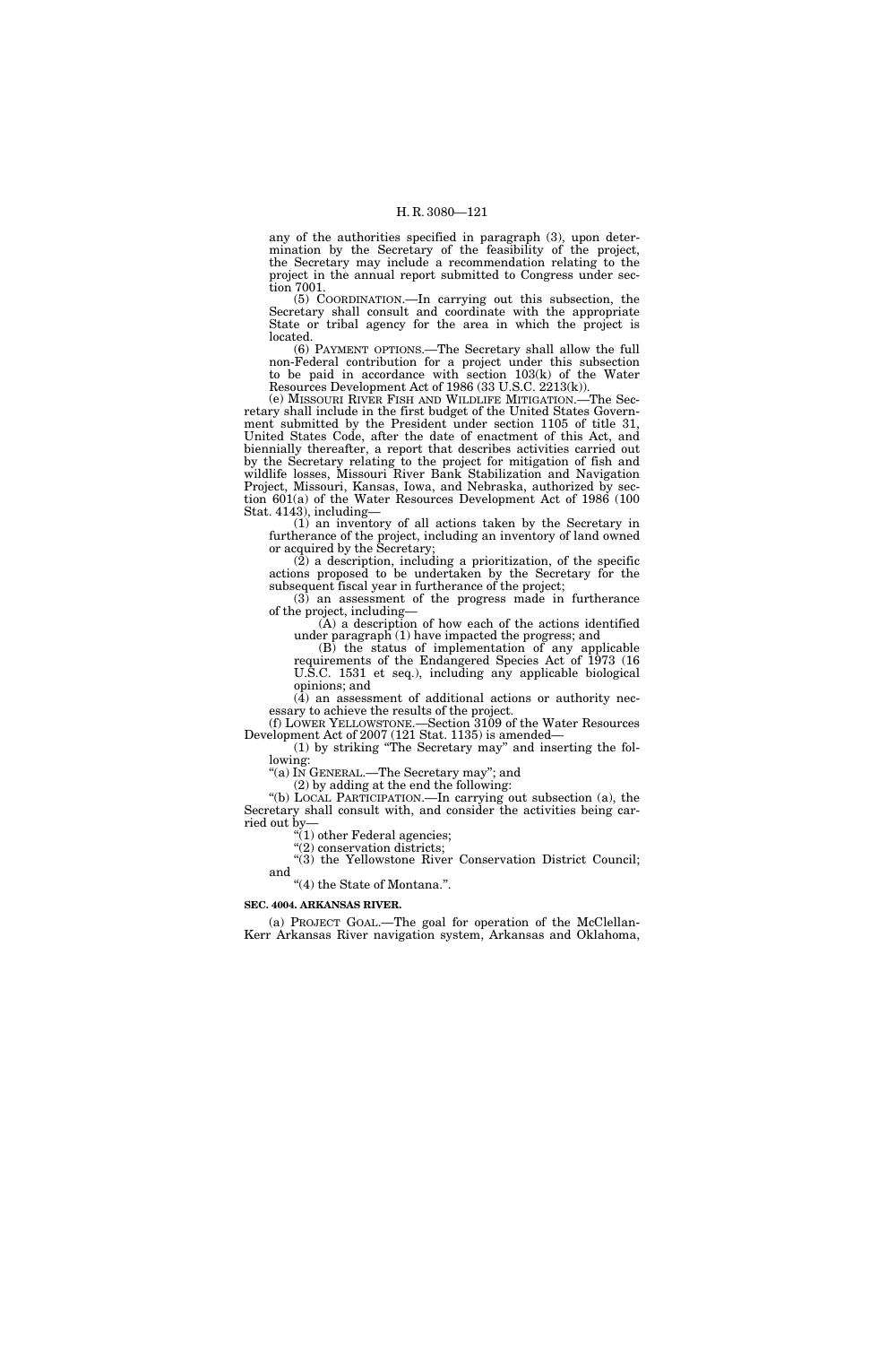any of the authorities specified in paragraph (3), upon determination by the Secretary of the feasibility of the project, the Secretary may include a recommendation relating to the project in the annual report submitted to Congress under section 7001.

(5) COORDINATION.—In carrying out this subsection, the Secretary shall consult and coordinate with the appropriate State or tribal agency for the area in which the project is located.

(6) PAYMENT OPTIONS.—The Secretary shall allow the full non-Federal contribution for a project under this subsection to be paid in accordance with section 103(k) of the Water Resources Development Act of 1986 (33 U.S.C. 2213(k)).

(e) MISSOURI RIVER FISH AND WILDLIFE MITIGATION.—The Secretary shall include in the first budget of the United States Government submitted by the President under section 1105 of title 31, United States Code, after the date of enactment of this Act, and biennially thereafter, a report that describes activities carried out by the Secretary relating to the project for mitigation of fish and wildlife losses, Missouri River Bank Stabilization and Navigation Project, Missouri, Kansas, Iowa, and Nebraska, authorized by section 601(a) of the Water Resources Development Act of 1986 (100 Stat. 4143), including—

(1) an inventory of all actions taken by the Secretary in furtherance of the project, including an inventory of land owned or acquired by the Secretary;

(2) a description, including a prioritization, of the specific actions proposed to be undertaken by the Secretary for the subsequent fiscal year in furtherance of the project;

(3) an assessment of the progress made in furtherance of the project, including—

(A) a description of how each of the actions identified under paragraph (1) have impacted the progress; and

(B) the status of implementation of any applicable requirements of the Endangered Species Act of 1973 (16 U.S.C. 1531 et seq.), including any applicable biological opinions; and

(4) an assessment of additional actions or authority necessary to achieve the results of the project.

(f) LOWER YELLOWSTONE.—Section 3109 of the Water Resources Development Act of 2007 (121 Stat. 1135) is amended—

(1) by striking "The Secretary may" and inserting the following:

"(a) IN GENERAL.—The Secretary may"; and

(2) by adding at the end the following:

"(b) LOCAL PARTICIPATION.—In carrying out subsection (a), the Secretary shall consult with, and consider the activities being carried out by—

"(1) other Federal agencies;

"(2) conservation districts;

"(3) the Yellowstone River Conservation District Council; and

"(4) the State of Montana.".

**SEC. 4004. ARKANSAS RIVER.**

(a) PROJECT GOAL.—The goal for operation of the McClellan-Kerr Arkansas River navigation system, Arkansas and Oklahoma,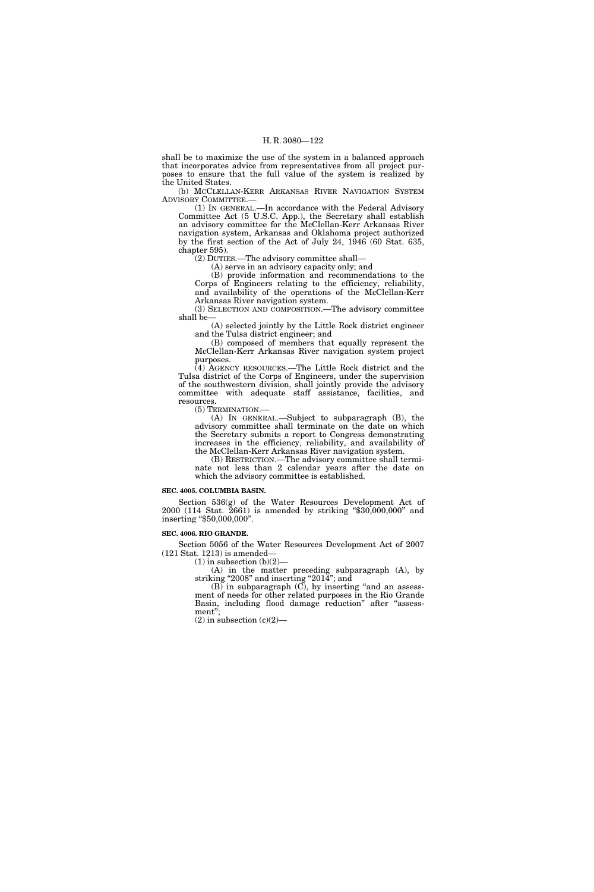shall be to maximize the use of the system in a balanced approach that incorporates advice from representatives from all project purposes to ensure that the full value of the system is realized by the United States.

(b) McCLELLAN-KERR ARKANSAS RIVER NAVIGATION SYSTEM ADVISORY COMMITTEE.—

(1) IN GENERAL.—In accordance with the Federal Advisory Committee Act (5 U.S.C. App.), the Secretary shall establish an advisory committee for the McClellan-Kerr Arkansas River navigation system, Arkansas and Oklahoma project authorized by the first section of the Act of July 24, 1946 (60 Stat. 635, chapter 595).

(2) DUTIES.—The advisory committee shall—

(A) serve in an advisory capacity only; and

(B) provide information and recommendations to the Corps of Engineers relating to the efficiency, reliability, and availability of the operations of the McClellan-Kerr Arkansas River navigation system.

(3) SELECTION AND COMPOSITION.—The advisory committee shall be—

(A) selected jointly by the Little Rock district engineer and the Tulsa district engineer; and

(B) composed of members that equally represent the McClellan-Kerr Arkansas River navigation system project purposes.

(4) AGENCY RESOURCES.—The Little Rock district and the Tulsa district of the Corps of Engineers, under the supervision of the southwestern division, shall jointly provide the advisory committee with adequate staff assistance, facilities, and resources.

(5) TERMINATION.—

(A) IN GENERAL.—Subject to subparagraph (B), the advisory committee shall terminate on the date on which the Secretary submits a report to Congress demonstrating increases in the efficiency, reliability, and availability of the McClellan-Kerr Arkansas River navigation system.

(B) RESTRICTION.—The advisory committee shall terminate not less than 2 calendar years after the date on which the advisory committee is established.

**SEC. 4005. COLUMBIA BASIN.**

Section 536(g) of the Water Resources Development Act of 2000 (114 Stat. 2661) is amended by striking "$30,000,000" and inserting "$50,000,000".

**SEC. 4006. RIO GRANDE.**

Section 5056 of the Water Resources Development Act of 2007 (121 Stat. 1213) is amended—

(1) in subsection (b)(2)—

(A) in the matter preceding subparagraph (A), by striking "2008" and inserting "2014"; and

(B) in subparagraph (C), by inserting "and an assessment of needs for other related purposes in the Rio Grande Basin, including flood damage reduction" after "assessment";

(2) in subsection (c)(2)—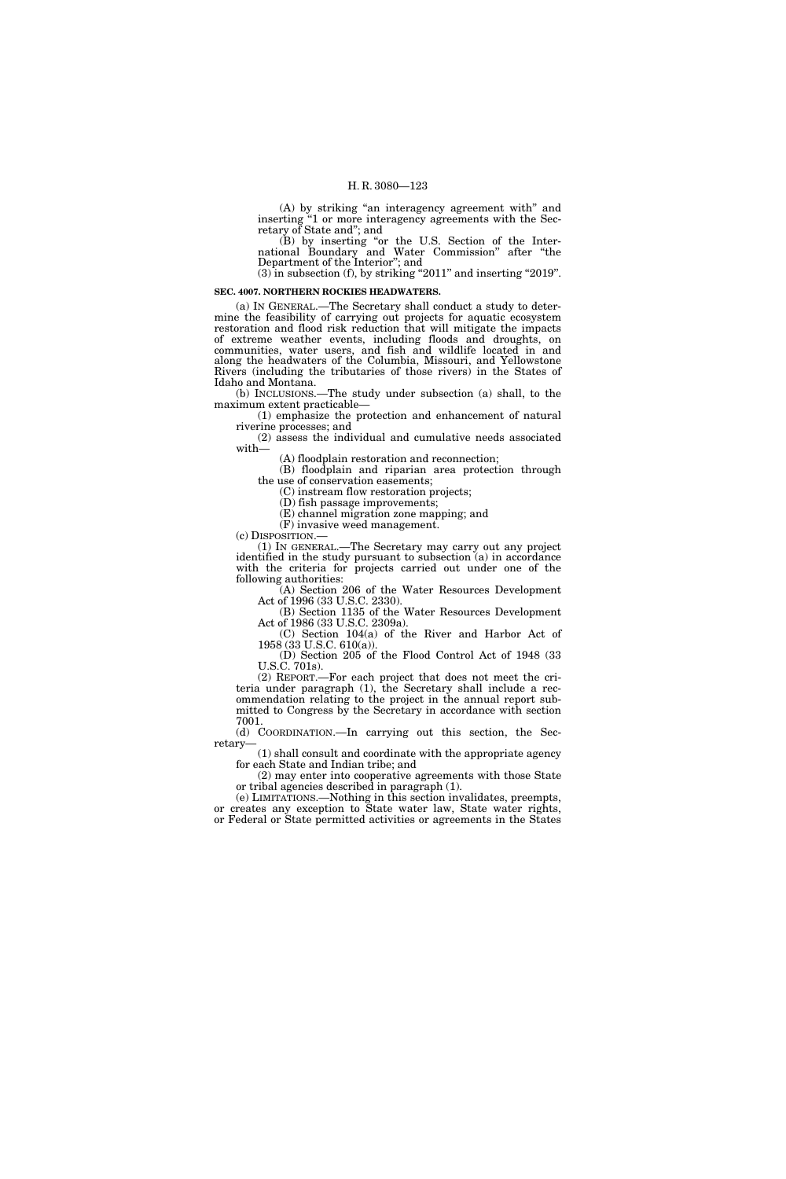(A) by striking "an interagency agreement with" and inserting "1 or more interagency agreements with the Secretary of State and"; and

(B) by inserting "or the U.S. Section of the International Boundary and Water Commission" after "the Department of the Interior"; and

(3) in subsection (f), by striking "2011" and inserting "2019".

**SEC. 4007. NORTHERN ROCKIES HEADWATERS.**

(a) IN GENERAL.—The Secretary shall conduct a study to determine the feasibility of carrying out projects for aquatic ecosystem restoration and flood risk reduction that will mitigate the impacts of extreme weather events, including floods and droughts, on communities, water users, and fish and wildlife located in and along the headwaters of the Columbia, Missouri, and Yellowstone Rivers (including the tributaries of those rivers) in the States of Idaho and Montana.

(b) INCLUSIONS.—The study under subsection (a) shall, to the maximum extent practicable—

(1) emphasize the protection and enhancement of natural riverine processes; and

(2) assess the individual and cumulative needs associated with—

(A) floodplain restoration and reconnection;

(B) floodplain and riparian area protection through the use of conservation easements;

(C) instream flow restoration projects;

(D) fish passage improvements;

(E) channel migration zone mapping; and

(F) invasive weed management.

(c) DISPOSITION.—

(1) IN GENERAL.—The Secretary may carry out any project identified in the study pursuant to subsection (a) in accordance with the criteria for projects carried out under one of the following authorities:

(A) Section 206 of the Water Resources Development Act of 1996 (33 U.S.C. 2330).

(B) Section 1135 of the Water Resources Development Act of 1986 (33 U.S.C. 2309a).

(C) Section 104(a) of the River and Harbor Act of 1958 (33 U.S.C. 610(a)).

(D) Section 205 of the Flood Control Act of 1948 (33 U.S.C. 701s).

(2) REPORT.—For each project that does not meet the criteria under paragraph (1), the Secretary shall include a recommendation relating to the project in the annual report submitted to Congress by the Secretary in accordance with section 7001.

(d) COORDINATION.—In carrying out this section, the Secretary—

(1) shall consult and coordinate with the appropriate agency for each State and Indian tribe; and

(2) may enter into cooperative agreements with those State or tribal agencies described in paragraph (1).

(e) LIMITATIONS.—Nothing in this section invalidates, preempts, or creates any exception to State water law, State water rights, or Federal or State permitted activities or agreements in the States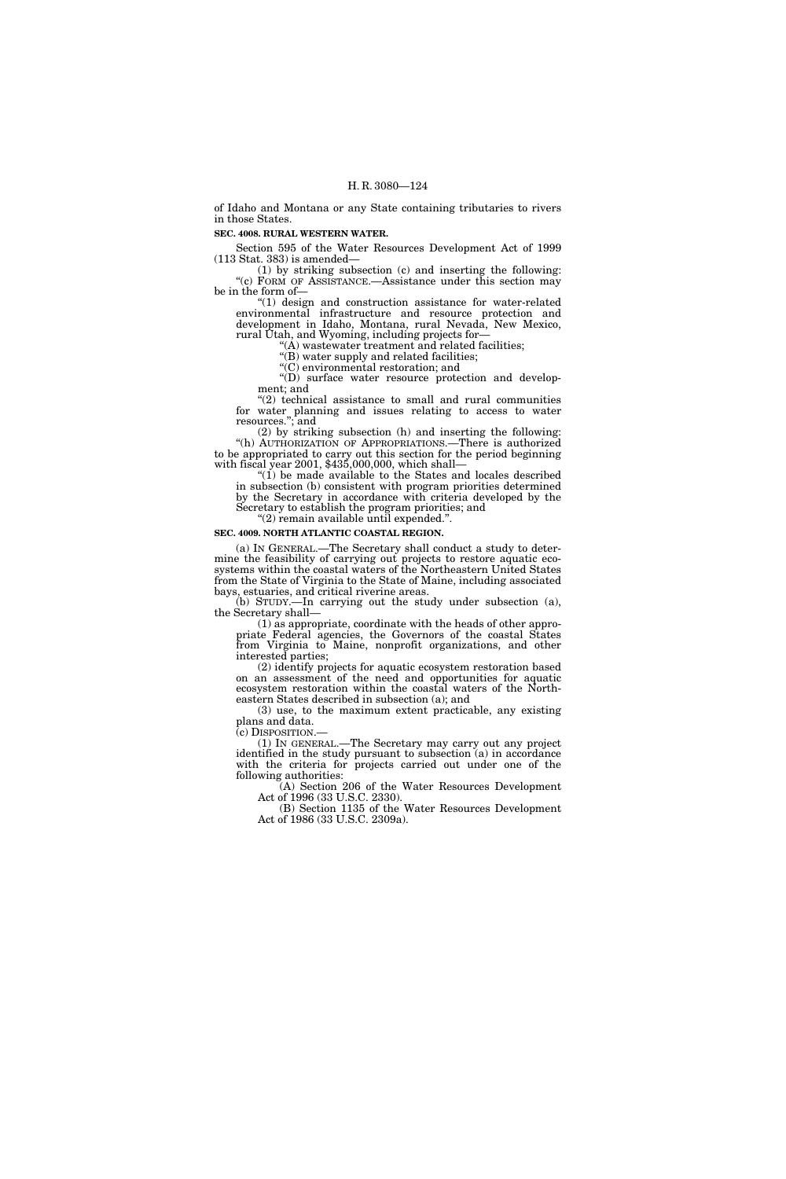of Idaho and Montana or any State containing tributaries to rivers in those States.

**SEC. 4008. RURAL WESTERN WATER.**

Section 595 of the Water Resources Development Act of 1999 (113 Stat. 383) is amended—

(1) by striking subsection (c) and inserting the following:

"(c) FORM OF ASSISTANCE.—Assistance under this section may be in the form of—

"(1) design and construction assistance for water-related environmental infrastructure and resource protection and development in Idaho, Montana, rural Nevada, New Mexico, rural Utah, and Wyoming, including projects for—

"(A) wastewater treatment and related facilities;

"(B) water supply and related facilities;

"(C) environmental restoration; and

"(D) surface water resource protection and development; and

"(2) technical assistance to small and rural communities for water planning and issues relating to access to water resources."; and

(2) by striking subsection (h) and inserting the following:

"(h) AUTHORIZATION OF APPROPRIATIONS.—There is authorized to be appropriated to carry out this section for the period beginning with fiscal year 2001, $435,000,000, which shall—

"(1) be made available to the States and locales described in subsection (b) consistent with program priorities determined by the Secretary in accordance with criteria developed by the Secretary to establish the program priorities; and

"(2) remain available until expended.".

**SEC. 4009. NORTH ATLANTIC COASTAL REGION.**

(a) IN GENERAL.—The Secretary shall conduct a study to determine the feasibility of carrying out projects to restore aquatic ecosystems within the coastal waters of the Northeastern United States from the State of Virginia to the State of Maine, including associated bays, estuaries, and critical riverine areas.

(b) STUDY.—In carrying out the study under subsection (a), the Secretary shall—

(1) as appropriate, coordinate with the heads of other appropriate Federal agencies, the Governors of the coastal States from Virginia to Maine, nonprofit organizations, and other interested parties;

(2) identify projects for aquatic ecosystem restoration based on an assessment of the need and opportunities for aquatic ecosystem restoration within the coastal waters of the Northeastern States described in subsection (a); and

(3) use, to the maximum extent practicable, any existing plans and data.

(c) DISPOSITION.—

(1) IN GENERAL.—The Secretary may carry out any project identified in the study pursuant to subsection (a) in accordance with the criteria for projects carried out under one of the following authorities:

(A) Section 206 of the Water Resources Development Act of 1996 (33 U.S.C. 2330).

(B) Section 1135 of the Water Resources Development Act of 1986 (33 U.S.C. 2309a).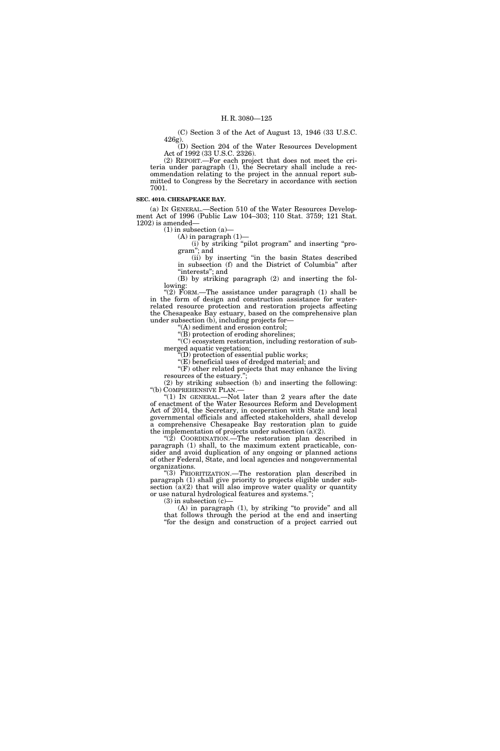(C) Section 3 of the Act of August 13, 1946 (33 U.S.C. 426g).

(D) Section 204 of the Water Resources Development Act of 1992 (33 U.S.C. 2326).

(2) REPORT.—For each project that does not meet the criteria under paragraph (1), the Secretary shall include a recommendation relating to the project in the annual report submitted to Congress by the Secretary in accordance with section 7001.

**SEC. 4010. CHESAPEAKE BAY.**

(a) IN GENERAL.—Section 510 of the Water Resources Development Act of 1996 (Public Law 104–303; 110 Stat. 3759; 121 Stat. 1202) is amended—

(1) in subsection (a)—

(A) in paragraph (1)—

(i) by striking "pilot program" and inserting "program"; and

(ii) by inserting "in the basin States described in subsection (f) and the District of Columbia" after "interests"; and

(B) by striking paragraph (2) and inserting the following:

"(2) FORM.—The assistance under paragraph (1) shall be in the form of design and construction assistance for water-related resource protection and restoration projects affecting the Chesapeake Bay estuary, based on the comprehensive plan under subsection (b), including projects for—

"(A) sediment and erosion control;

"(B) protection of eroding shorelines;

"(C) ecosystem restoration, including restoration of submerged aquatic vegetation;

"(D) protection of essential public works;

"(E) beneficial uses of dredged material; and

"(F) other related projects that may enhance the living resources of the estuary.";

(2) by striking subsection (b) and inserting the following:

"(b) COMPREHENSIVE PLAN.—

"(1) IN GENERAL.—Not later than 2 years after the date of enactment of the Water Resources Reform and Development Act of 2014, the Secretary, in cooperation with State and local governmental officials and affected stakeholders, shall develop a comprehensive Chesapeake Bay restoration plan to guide the implementation of projects under subsection (a)(2).

"(2) COORDINATION.—The restoration plan described in paragraph (1) shall, to the maximum extent practicable, consider and avoid duplication of any ongoing or planned actions of other Federal, State, and local agencies and nongovernmental organizations.

"(3) PRIORITIZATION.—The restoration plan described in paragraph (1) shall give priority to projects eligible under subsection (a)(2) that will also improve water quality or quantity or use natural hydrological features and systems.";

(3) in subsection (c)—

(A) in paragraph (1), by striking "to provide" and all that follows through the period at the end and inserting "for the design and construction of a project carried out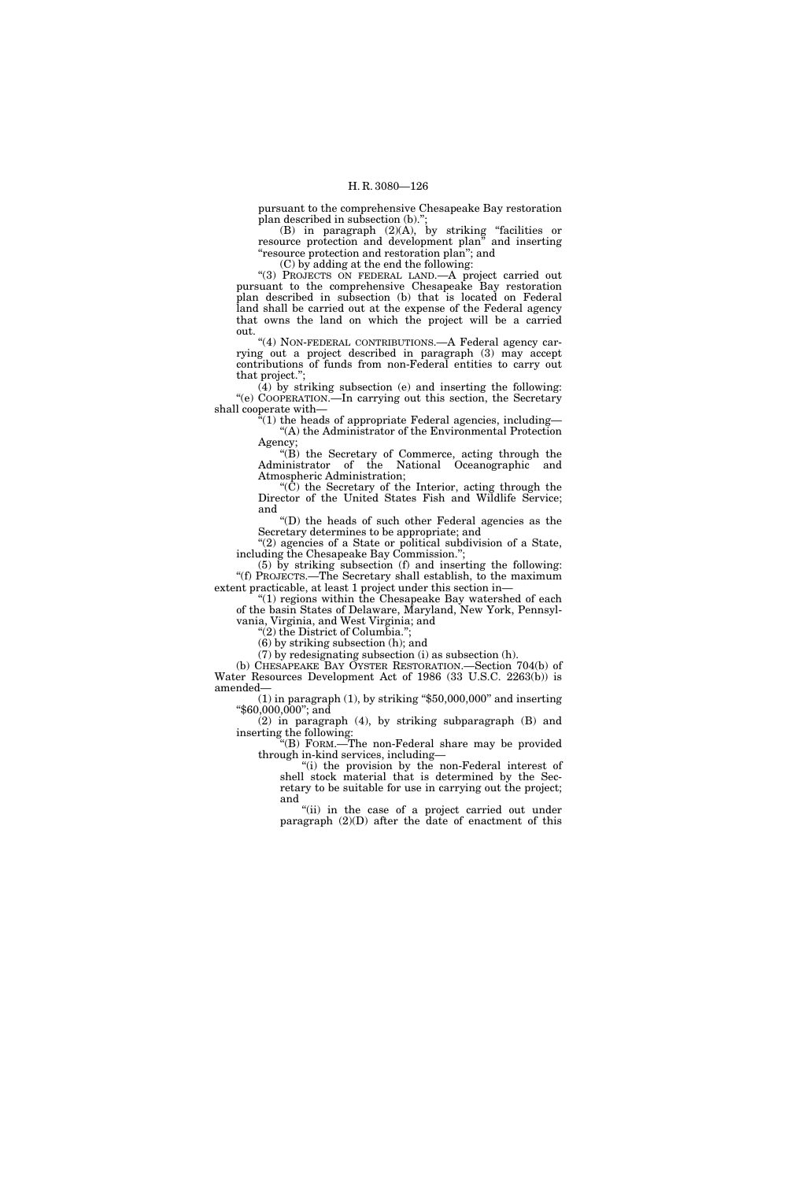pursuant to the comprehensive Chesapeake Bay restoration plan described in subsection (b).'';

(B) in paragraph (2)(A), by striking ''facilities or resource protection and development plan'' and inserting ''resource protection and restoration plan''; and

(C) by adding at the end the following:

''(3) PROJECTS ON FEDERAL LAND.—A project carried out pursuant to the comprehensive Chesapeake Bay restoration plan described in subsection (b) that is located on Federal land shall be carried out at the expense of the Federal agency that owns the land on which the project will be a carried out.

''(4) NON-FEDERAL CONTRIBUTIONS.—A Federal agency carrying out a project described in paragraph (3) may accept contributions of funds from non-Federal entities to carry out that project.'';

(4) by striking subsection (e) and inserting the following:

''(e) COOPERATION.—In carrying out this section, the Secretary shall cooperate with—

''(1) the heads of appropriate Federal agencies, including—

''(A) the Administrator of the Environmental Protection Agency;

''(B) the Secretary of Commerce, acting through the Administrator of the National Oceanographic and Atmospheric Administration;

''(C) the Secretary of the Interior, acting through the Director of the United States Fish and Wildlife Service; and

''(D) the heads of such other Federal agencies as the Secretary determines to be appropriate; and

''(2) agencies of a State or political subdivision of a State, including the Chesapeake Bay Commission.'';

(5) by striking subsection (f) and inserting the following:

''(f) PROJECTS.—The Secretary shall establish, to the maximum extent practicable, at least 1 project under this section in—

''(1) regions within the Chesapeake Bay watershed of each of the basin States of Delaware, Maryland, New York, Pennsylvania, Virginia, and West Virginia; and

''(2) the District of Columbia.'';

(6) by striking subsection (h); and

(7) by redesignating subsection (i) as subsection (h).

(b) CHESAPEAKE BAY OYSTER RESTORATION.—Section 704(b) of Water Resources Development Act of 1986 (33 U.S.C. 2263(b)) is amended—

(1) in paragraph (1), by striking ''$50,000,000'' and inserting ''$60,000,000''; and

(2) in paragraph (4), by striking subparagraph (B) and inserting the following:

''(B) FORM.—The non-Federal share may be provided through in-kind services, including—

''(i) the provision by the non-Federal interest of shell stock material that is determined by the Secretary to be suitable for use in carrying out the project; and

''(ii) in the case of a project carried out under paragraph (2)(D) after the date of enactment of this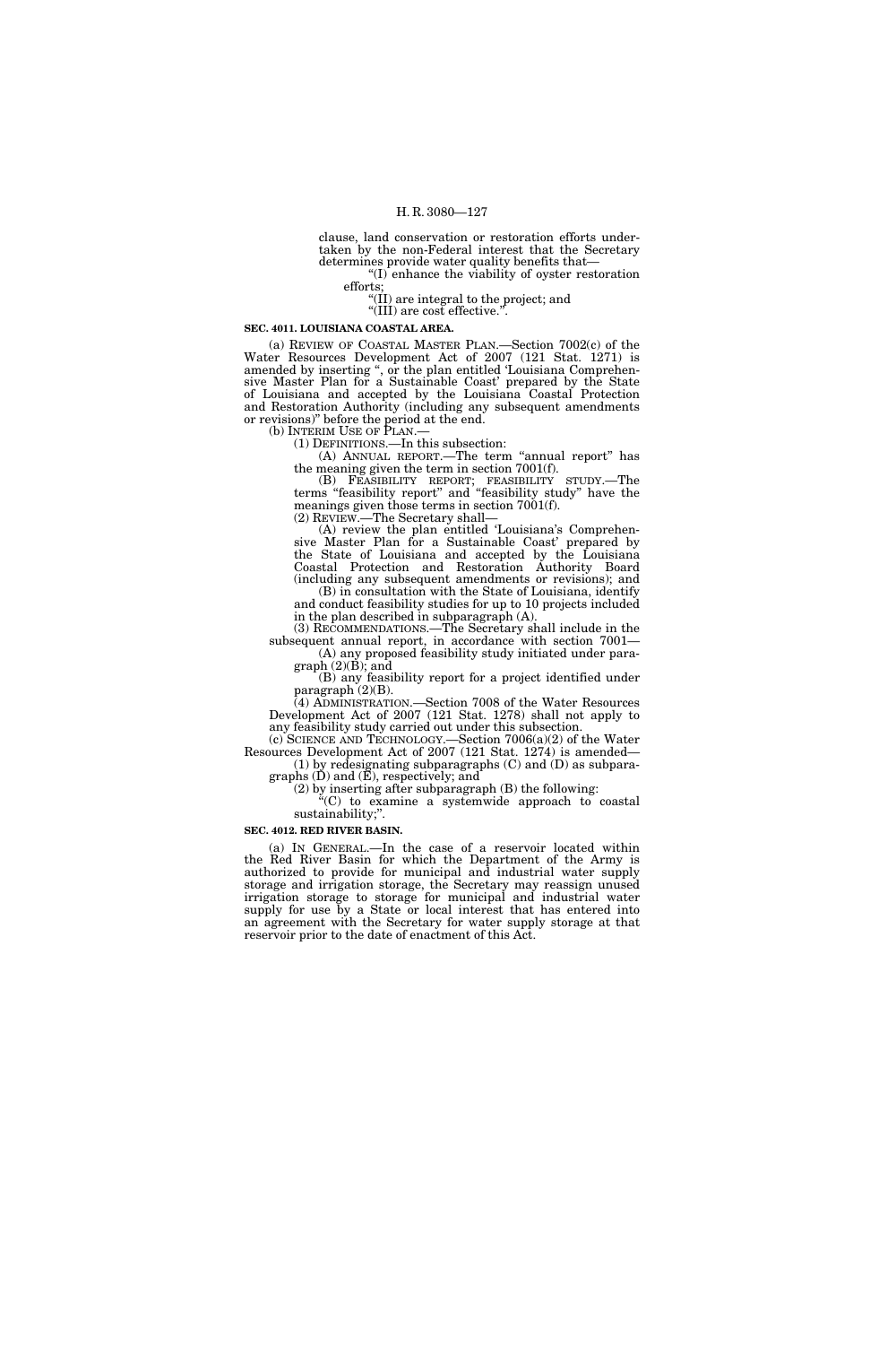clause, land conservation or restoration efforts undertaken by the non-Federal interest that the Secretary determines provide water quality benefits that—

"(I) enhance the viability of oyster restoration efforts;

"(II) are integral to the project; and

"(III) are cost effective.".

**SEC. 4011. LOUISIANA COASTAL AREA.**

(a) REVIEW OF COASTAL MASTER PLAN.—Section 7002(c) of the Water Resources Development Act of 2007 (121 Stat. 1271) is amended by inserting ", or the plan entitled 'Louisiana Comprehensive Master Plan for a Sustainable Coast' prepared by the State of Louisiana and accepted by the Louisiana Coastal Protection and Restoration Authority (including any subsequent amendments or revisions)" before the period at the end.

(b) INTERIM USE OF PLAN.—

(1) DEFINITIONS.—In this subsection:

(A) ANNUAL REPORT.—The term "annual report" has the meaning given the term in section 7001(f).

(B) FEASIBILITY REPORT; FEASIBILITY STUDY.—The terms "feasibility report" and "feasibility study" have the meanings given those terms in section 7001(f).

(2) REVIEW.—The Secretary shall—

(A) review the plan entitled 'Louisiana's Comprehensive Master Plan for a Sustainable Coast' prepared by the State of Louisiana and accepted by the Louisiana Coastal Protection and Restoration Authority Board (including any subsequent amendments or revisions); and

(B) in consultation with the State of Louisiana, identify and conduct feasibility studies for up to 10 projects included in the plan described in subparagraph (A).

(3) RECOMMENDATIONS.—The Secretary shall include in the subsequent annual report, in accordance with section 7001—

(A) any proposed feasibility study initiated under paragraph (2)(B); and

(B) any feasibility report for a project identified under paragraph (2)(B).

(4) ADMINISTRATION.—Section 7008 of the Water Resources Development Act of 2007 (121 Stat. 1278) shall not apply to any feasibility study carried out under this subsection.

(c) SCIENCE AND TECHNOLOGY.—Section 7006(a)(2) of the Water Resources Development Act of 2007 (121 Stat. 1274) is amended—

(1) by redesignating subparagraphs (C) and (D) as subparagraphs (D) and (E), respectively; and

(2) by inserting after subparagraph (B) the following:

"(C) to examine a systemwide approach to coastal sustainability;".

**SEC. 4012. RED RIVER BASIN.**

(a) IN GENERAL.—In the case of a reservoir located within the Red River Basin for which the Department of the Army is authorized to provide for municipal and industrial water supply storage and irrigation storage, the Secretary may reassign unused irrigation storage to storage for municipal and industrial water supply for use by a State or local interest that has entered into an agreement with the Secretary for water supply storage at that reservoir prior to the date of enactment of this Act.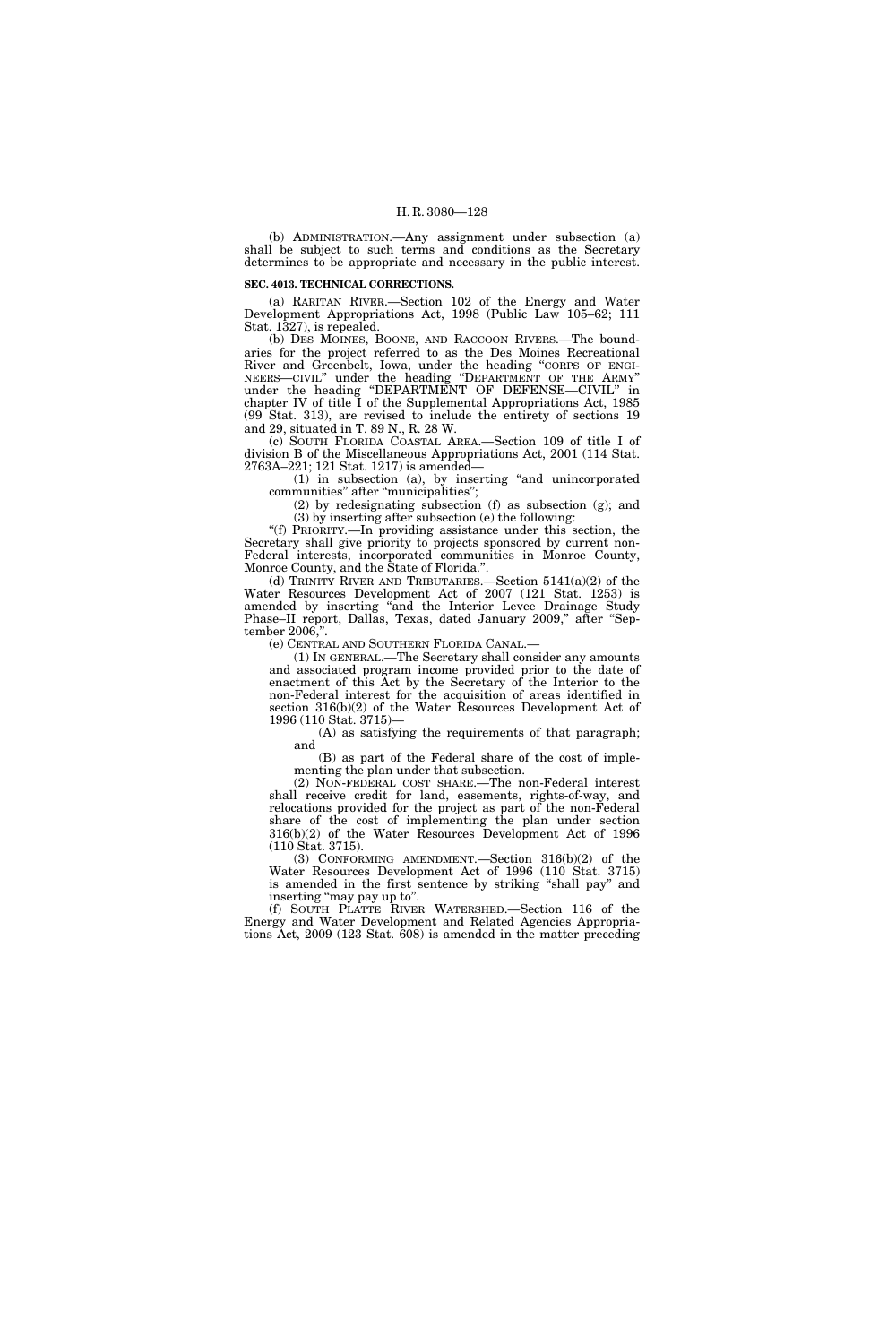(b) ADMINISTRATION.—Any assignment under subsection (a) shall be subject to such terms and conditions as the Secretary determines to be appropriate and necessary in the public interest.

**SEC. 4013. TECHNICAL CORRECTIONS.**

(a) RARITAN RIVER.—Section 102 of the Energy and Water Development Appropriations Act, 1998 (Public Law 105–62; 111 Stat. 1327), is repealed.

(b) DES MOINES, BOONE, AND RACCOON RIVERS.—The boundaries for the project referred to as the Des Moines Recreational River and Greenbelt, Iowa, under the heading "CORPS OF ENGINEERS—CIVIL" under the heading "DEPARTMENT OF THE ARMY" under the heading "DEPARTMENT OF DEFENSE—CIVIL" in chapter IV of title I of the Supplemental Appropriations Act, 1985 (99 Stat. 313), are revised to include the entirety of sections 19 and 29, situated in T. 89 N., R. 28 W.

(c) SOUTH FLORIDA COASTAL AREA.—Section 109 of title I of division B of the Miscellaneous Appropriations Act, 2001 (114 Stat. 2763A–221; 121 Stat. 1217) is amended—

(1) in subsection (a), by inserting "and unincorporated communities" after "municipalities";

(2) by redesignating subsection (f) as subsection (g); and

(3) by inserting after subsection (e) the following:

"(f) PRIORITY.—In providing assistance under this section, the Secretary shall give priority to projects sponsored by current non-Federal interests, incorporated communities in Monroe County, Monroe County, and the State of Florida.".

(d) TRINITY RIVER AND TRIBUTARIES.—Section 5141(a)(2) of the Water Resources Development Act of 2007 (121 Stat. 1253) is amended by inserting "and the Interior Levee Drainage Study Phase–II report, Dallas, Texas, dated January 2009," after "September 2006,".

(e) CENTRAL AND SOUTHERN FLORIDA CANAL.—

(1) IN GENERAL.—The Secretary shall consider any amounts and associated program income provided prior to the date of enactment of this Act by the Secretary of the Interior to the non-Federal interest for the acquisition of areas identified in section 316(b)(2) of the Water Resources Development Act of 1996 (110 Stat. 3715)—

(A) as satisfying the requirements of that paragraph; and

(B) as part of the Federal share of the cost of implementing the plan under that subsection.

(2) NON-FEDERAL COST SHARE.—The non-Federal interest shall receive credit for land, easements, rights-of-way, and relocations provided for the project as part of the non-Federal share of the cost of implementing the plan under section 316(b)(2) of the Water Resources Development Act of 1996 (110 Stat. 3715).

(3) CONFORMING AMENDMENT.—Section 316(b)(2) of the Water Resources Development Act of 1996 (110 Stat. 3715) is amended in the first sentence by striking "shall pay" and inserting "may pay up to".

(f) SOUTH PLATTE RIVER WATERSHED.—Section 116 of the Energy and Water Development and Related Agencies Appropriations Act, 2009 (123 Stat. 608) is amended in the matter preceding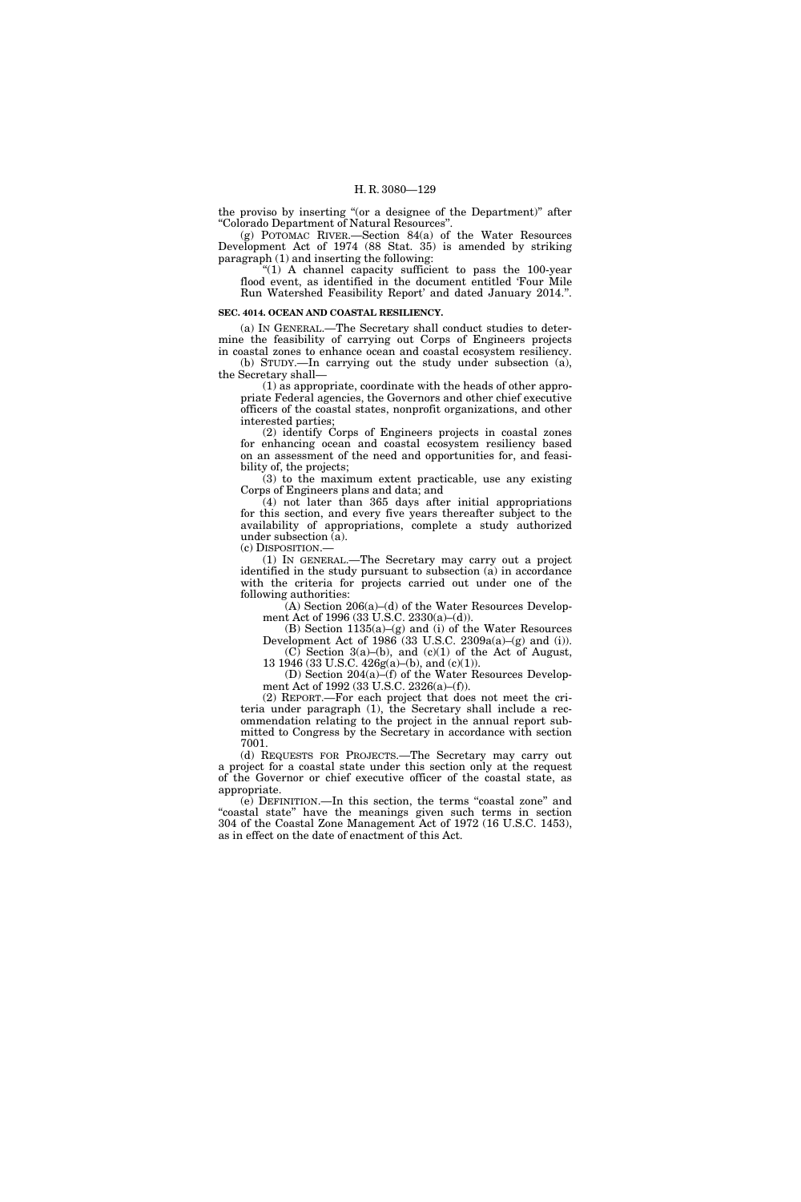the proviso by inserting "(or a designee of the Department)" after "Colorado Department of Natural Resources".

(g) POTOMAC RIVER.—Section 84(a) of the Water Resources Development Act of 1974 (88 Stat. 35) is amended by striking paragraph (1) and inserting the following:

"(1) A channel capacity sufficient to pass the 100-year flood event, as identified in the document entitled 'Four Mile Run Watershed Feasibility Report' and dated January 2014.".

**SEC. 4014. OCEAN AND COASTAL RESILIENCY.**

(a) IN GENERAL.—The Secretary shall conduct studies to determine the feasibility of carrying out Corps of Engineers projects in coastal zones to enhance ocean and coastal ecosystem resiliency.

(b) STUDY.—In carrying out the study under subsection (a), the Secretary shall—

(1) as appropriate, coordinate with the heads of other appropriate Federal agencies, the Governors and other chief executive officers of the coastal states, nonprofit organizations, and other interested parties;

(2) identify Corps of Engineers projects in coastal zones for enhancing ocean and coastal ecosystem resiliency based on an assessment of the need and opportunities for, and feasibility of, the projects;

(3) to the maximum extent practicable, use any existing Corps of Engineers plans and data; and

(4) not later than 365 days after initial appropriations for this section, and every five years thereafter subject to the availability of appropriations, complete a study authorized under subsection (a).

(c) DISPOSITION.—

(1) IN GENERAL.—The Secretary may carry out a project identified in the study pursuant to subsection (a) in accordance with the criteria for projects carried out under one of the following authorities:

(A) Section 206(a)–(d) of the Water Resources Development Act of 1996 (33 U.S.C. 2330(a)–(d)).

(B) Section 1135(a)–(g) and (i) of the Water Resources Development Act of 1986 (33 U.S.C. 2309a(a)–(g) and (i)).

(C) Section 3(a)–(b), and (c)(1) of the Act of August, 13 1946 (33 U.S.C. 426g(a)–(b), and (c)(1)).

(D) Section 204(a)–(f) of the Water Resources Development Act of 1992 (33 U.S.C. 2326(a)–(f)).

(2) REPORT.—For each project that does not meet the criteria under paragraph (1), the Secretary shall include a recommendation relating to the project in the annual report submitted to Congress by the Secretary in accordance with section 7001.

(d) REQUESTS FOR PROJECTS.—The Secretary may carry out a project for a coastal state under this section only at the request of the Governor or chief executive officer of the coastal state, as appropriate.

(e) DEFINITION.—In this section, the terms "coastal zone" and "coastal state" have the meanings given such terms in section 304 of the Coastal Zone Management Act of 1972 (16 U.S.C. 1453), as in effect on the date of enactment of this Act.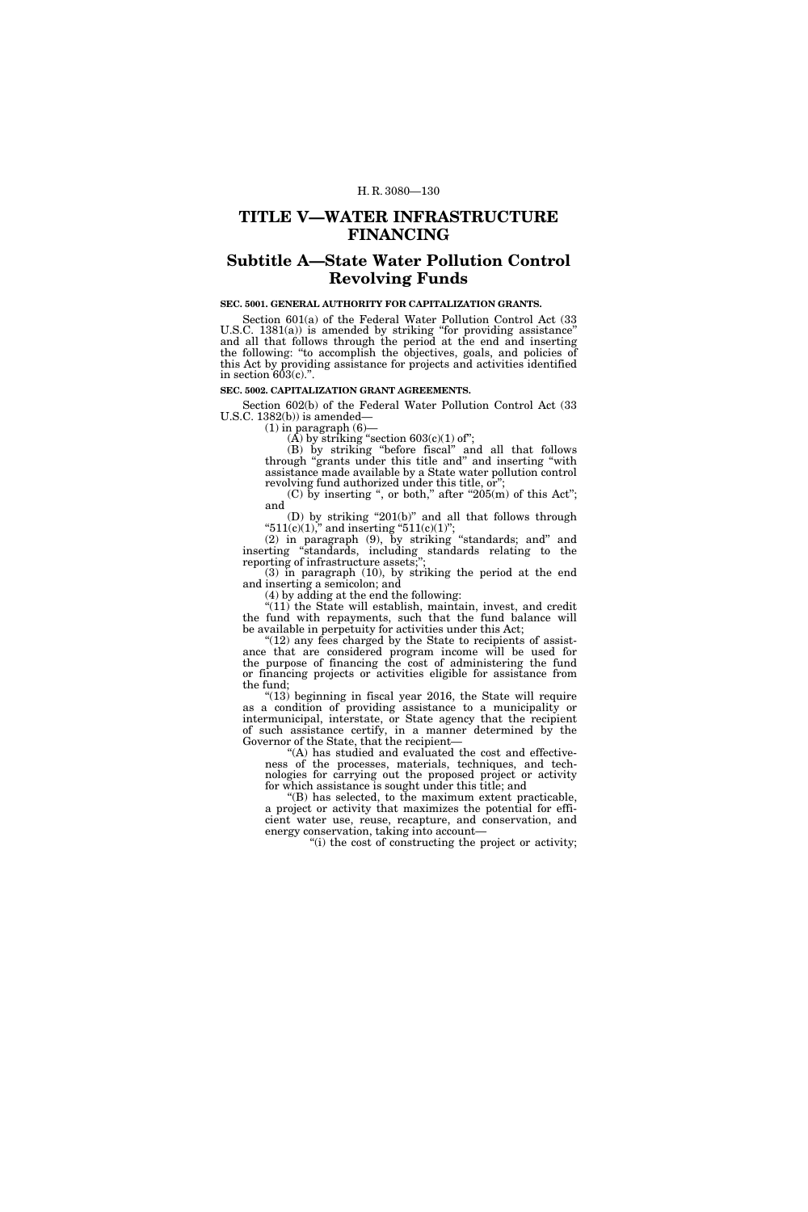# TITLE V—WATER INFRASTRUCTURE FINANCING

## Subtitle A—State Water Pollution Control Revolving Funds

### SEC. 5001. GENERAL AUTHORITY FOR CAPITALIZATION GRANTS.

Section 601(a) of the Federal Water Pollution Control Act (33 U.S.C. 1381(a)) is amended by striking "for providing assistance" and all that follows through the period at the end and inserting the following: "to accomplish the objectives, goals, and policies of this Act by providing assistance for projects and activities identified in section 603(c).".

### SEC. 5002. CAPITALIZATION GRANT AGREEMENTS.

Section 602(b) of the Federal Water Pollution Control Act (33 U.S.C. 1382(b)) is amended—

(1) in paragraph (6)—

(A) by striking "section 603(c)(1) of";

(B) by striking "before fiscal" and all that follows through "grants under this title and" and inserting "with assistance made available by a State water pollution control revolving fund authorized under this title, or";

(C) by inserting ", or both," after "205(m) of this Act"; and

(D) by striking "201(b)" and all that follows through "511(c)(1)," and inserting "511(c)(1)";

(2) in paragraph (9), by striking "standards; and" and inserting "standards, including standards relating to the reporting of infrastructure assets;";

(3) in paragraph (10), by striking the period at the end and inserting a semicolon; and

(4) by adding at the end the following:

"(11) the State will establish, maintain, invest, and credit the fund with repayments, such that the fund balance will be available in perpetuity for activities under this Act;

"(12) any fees charged by the State to recipients of assistance that are considered program income will be used for the purpose of financing the cost of administering the fund or financing projects or activities eligible for assistance from the fund;

"(13) beginning in fiscal year 2016, the State will require as a condition of providing assistance to a municipality or intermunicipal, interstate, or State agency that the recipient of such assistance certify, in a manner determined by the Governor of the State, that the recipient—

"(A) has studied and evaluated the cost and effectiveness of the processes, materials, techniques, and technologies for carrying out the proposed project or activity for which assistance is sought under this title; and

"(B) has selected, to the maximum extent practicable, a project or activity that maximizes the potential for efficient water use, reuse, recapture, and conservation, and energy conservation, taking into account—

"(i) the cost of constructing the project or activity;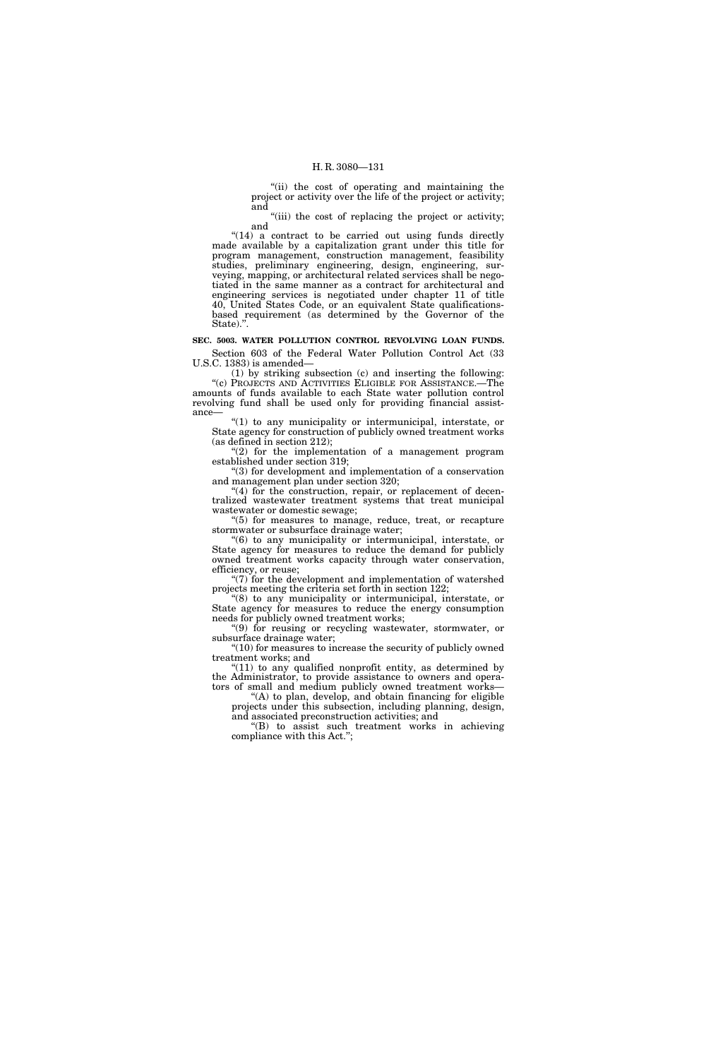"(ii) the cost of operating and maintaining the project or activity over the life of the project or activity; and

"(iii) the cost of replacing the project or activity; and

"(14) a contract to be carried out using funds directly made available by a capitalization grant under this title for program management, construction management, feasibility studies, preliminary engineering, design, engineering, surveying, mapping, or architectural related services shall be negotiated in the same manner as a contract for architectural and engineering services is negotiated under chapter 11 of title 40, United States Code, or an equivalent State qualifications-based requirement (as determined by the Governor of the State).".

**SEC. 5003. WATER POLLUTION CONTROL REVOLVING LOAN FUNDS.**

Section 603 of the Federal Water Pollution Control Act (33 U.S.C. 1383) is amended—

(1) by striking subsection (c) and inserting the following:

"(c) PROJECTS AND ACTIVITIES ELIGIBLE FOR ASSISTANCE.—The amounts of funds available to each State water pollution control revolving fund shall be used only for providing financial assistance—

"(1) to any municipality or intermunicipal, interstate, or State agency for construction of publicly owned treatment works (as defined in section 212);

"(2) for the implementation of a management program established under section 319;

"(3) for development and implementation of a conservation and management plan under section 320;

"(4) for the construction, repair, or replacement of decentralized wastewater treatment systems that treat municipal wastewater or domestic sewage;

"(5) for measures to manage, reduce, treat, or recapture stormwater or subsurface drainage water;

"(6) to any municipality or intermunicipal, interstate, or State agency for measures to reduce the demand for publicly owned treatment works capacity through water conservation, efficiency, or reuse;

"(7) for the development and implementation of watershed projects meeting the criteria set forth in section 122;

"(8) to any municipality or intermunicipal, interstate, or State agency for measures to reduce the energy consumption needs for publicly owned treatment works;

"(9) for reusing or recycling wastewater, stormwater, or subsurface drainage water;

"(10) for measures to increase the security of publicly owned treatment works; and

"(11) to any qualified nonprofit entity, as determined by the Administrator, to provide assistance to owners and operators of small and medium publicly owned treatment works—

"(A) to plan, develop, and obtain financing for eligible projects under this subsection, including planning, design, and associated preconstruction activities; and

"(B) to assist such treatment works in achieving compliance with this Act.";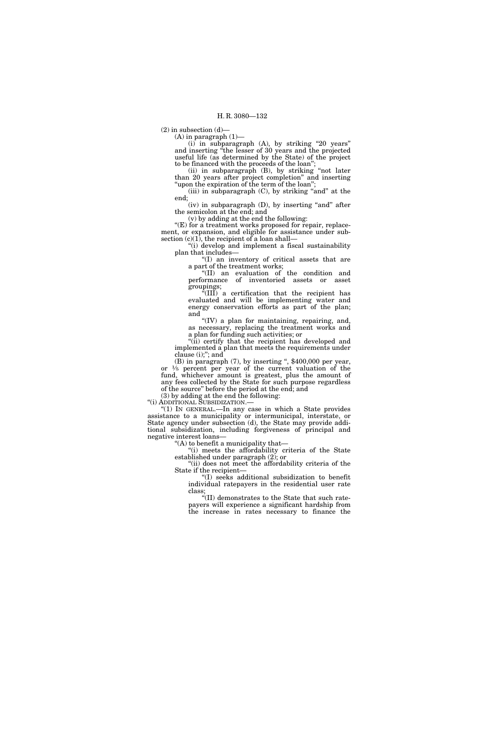(2) in subsection (d)—

(A) in paragraph (1)—

(i) in subparagraph (A), by striking "20 years" and inserting "the lesser of 30 years and the projected useful life (as determined by the State) of the project to be financed with the proceeds of the loan";

(ii) in subparagraph (B), by striking "not later than 20 years after project completion" and inserting "upon the expiration of the term of the loan";

(iii) in subparagraph (C), by striking "and" at the end;

(iv) in subparagraph (D), by inserting "and" after the semicolon at the end; and

(v) by adding at the end the following:

"(E) for a treatment works proposed for repair, replacement, or expansion, and eligible for assistance under subsection (c)(1), the recipient of a loan shall—

"(i) develop and implement a fiscal sustainability plan that includes—

"(I) an inventory of critical assets that are a part of the treatment works;

"(II) an evaluation of the condition and performance of inventoried assets or asset groupings;

"(III) a certification that the recipient has evaluated and will be implementing water and energy conservation efforts as part of the plan; and

"(IV) a plan for maintaining, repairing, and, as necessary, replacing the treatment works and a plan for funding such activities; or

"(ii) certify that the recipient has developed and implemented a plan that meets the requirements under clause (i);"; and

(B) in paragraph (7), by inserting ", $400,000 per year, or 1/5 percent per year of the current valuation of the fund, whichever amount is greatest, plus the amount of any fees collected by the State for such purpose regardless of the source" before the period at the end; and

(3) by adding at the end the following:

"(i) ADDITIONAL SUBSIDIZATION.—

"(1) IN GENERAL.—In any case in which a State provides assistance to a municipality or intermunicipal, interstate, or State agency under subsection (d), the State may provide additional subsidization, including forgiveness of principal and negative interest loans—

"(A) to benefit a municipality that—

"(i) meets the affordability criteria of the State established under paragraph (2); or

"(ii) does not meet the affordability criteria of the State if the recipient—

"(I) seeks additional subsidization to benefit individual ratepayers in the residential user rate class;

"(II) demonstrates to the State that such ratepayers will experience a significant hardship from the increase in rates necessary to finance the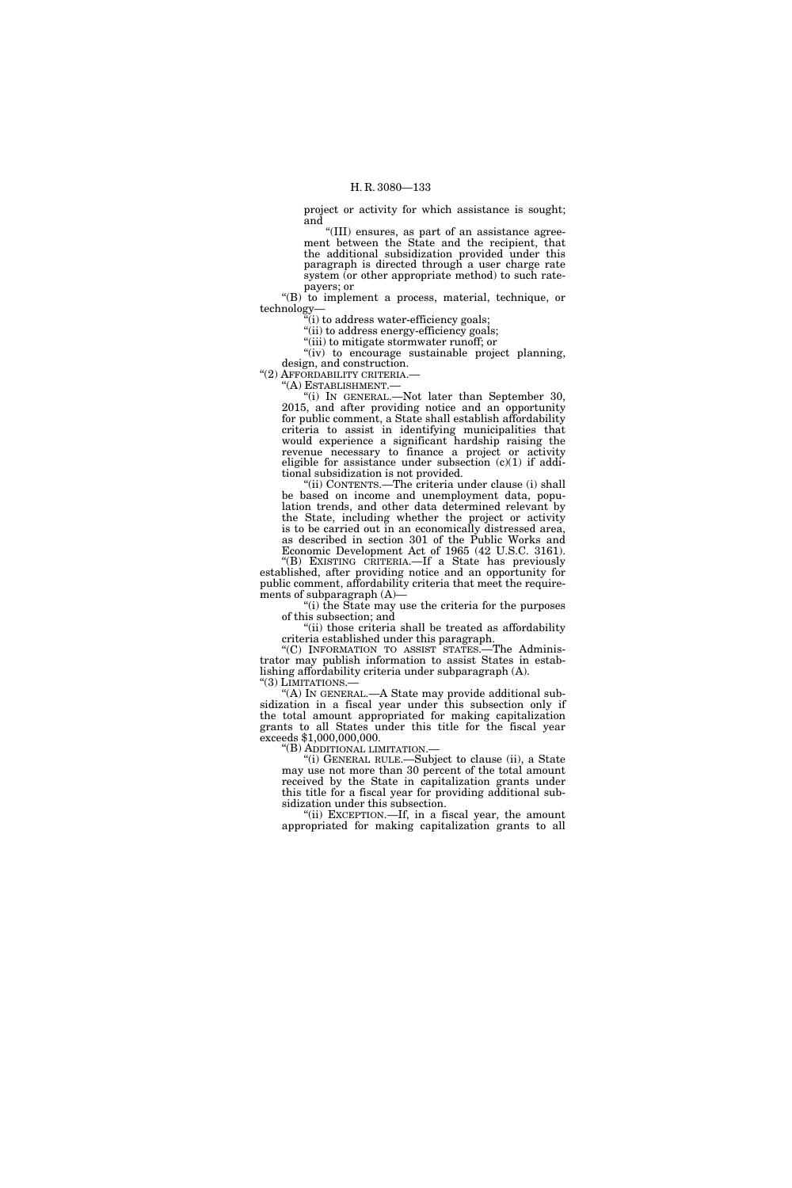project or activity for which assistance is sought; and

"(III) ensures, as part of an assistance agreement between the State and the recipient, that the additional subsidization provided under this paragraph is directed through a user charge rate system (or other appropriate method) to such ratepayers; or

"(B) to implement a process, material, technique, or technology—

"(i) to address water-efficiency goals;

"(ii) to address energy-efficiency goals;

"(iii) to mitigate stormwater runoff; or

"(iv) to encourage sustainable project planning, design, and construction.

"(2) AFFORDABILITY CRITERIA.—

"(A) ESTABLISHMENT.—

"(i) IN GENERAL.—Not later than September 30, 2015, and after providing notice and an opportunity for public comment, a State shall establish affordability criteria to assist in identifying municipalities that would experience a significant hardship raising the revenue necessary to finance a project or activity eligible for assistance under subsection (c)(1) if additional subsidization is not provided.

"(ii) CONTENTS.—The criteria under clause (i) shall be based on income and unemployment data, population trends, and other data determined relevant by the State, including whether the project or activity is to be carried out in an economically distressed area, as described in section 301 of the Public Works and Economic Development Act of 1965 (42 U.S.C. 3161).

"(B) EXISTING CRITERIA.—If a State has previously established, after providing notice and an opportunity for public comment, affordability criteria that meet the requirements of subparagraph (A)—

"(i) the State may use the criteria for the purposes of this subsection; and

"(ii) those criteria shall be treated as affordability criteria established under this paragraph.

"(C) INFORMATION TO ASSIST STATES.—The Administrator may publish information to assist States in establishing affordability criteria under subparagraph (A).

"(3) LIMITATIONS.—

"(A) IN GENERAL.—A State may provide additional subsidization in a fiscal year under this subsection only if the total amount appropriated for making capitalization grants to all States under this title for the fiscal year exceeds $1,000,000,000.

"(B) ADDITIONAL LIMITATION.—

"(i) GENERAL RULE.—Subject to clause (ii), a State may use not more than 30 percent of the total amount received by the State in capitalization grants under this title for a fiscal year for providing additional subsidization under this subsection.

"(ii) EXCEPTION.—If, in a fiscal year, the amount appropriated for making capitalization grants to all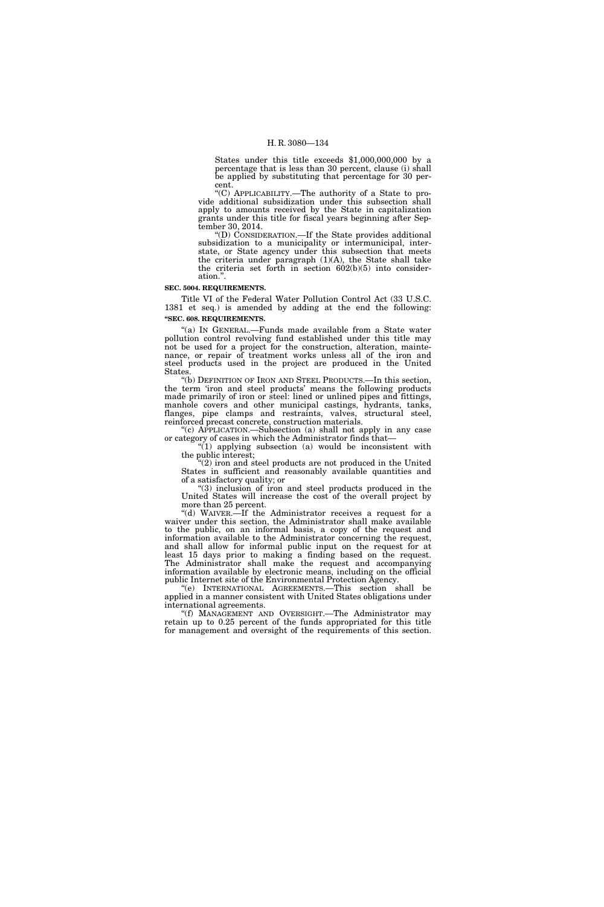States under this title exceeds $1,000,000,000 by a percentage that is less than 30 percent, clause (i) shall be applied by substituting that percentage for 30 percent.

"(C) APPLICABILITY.—The authority of a State to provide additional subsidization under this subsection shall apply to amounts received by the State in capitalization grants under this title for fiscal years beginning after September 30, 2014.

"(D) CONSIDERATION.—If the State provides additional subsidization to a municipality or intermunicipal, interstate, or State agency under this subsection that meets the criteria under paragraph (1)(A), the State shall take the criteria set forth in section 602(b)(5) into consideration.".

**SEC. 5004. REQUIREMENTS.**

Title VI of the Federal Water Pollution Control Act (33 U.S.C. 1381 et seq.) is amended by adding at the end the following:

**"SEC. 608. REQUIREMENTS.**

"(a) IN GENERAL.—Funds made available from a State water pollution control revolving fund established under this title may not be used for a project for the construction, alteration, maintenance, or repair of treatment works unless all of the iron and steel products used in the project are produced in the United States.

"(b) DEFINITION OF IRON AND STEEL PRODUCTS.—In this section, the term 'iron and steel products' means the following products made primarily of iron or steel: lined or unlined pipes and fittings, manhole covers and other municipal castings, hydrants, tanks, flanges, pipe clamps and restraints, valves, structural steel, reinforced precast concrete, construction materials.

"(c) APPLICATION.—Subsection (a) shall not apply in any case or category of cases in which the Administrator finds that—

"(1) applying subsection (a) would be inconsistent with the public interest;

"(2) iron and steel products are not produced in the United States in sufficient and reasonably available quantities and of a satisfactory quality; or

"(3) inclusion of iron and steel products produced in the United States will increase the cost of the overall project by more than 25 percent.

"(d) WAIVER.—If the Administrator receives a request for a waiver under this section, the Administrator shall make available to the public, on an informal basis, a copy of the request and information available to the Administrator concerning the request, and shall allow for informal public input on the request for at least 15 days prior to making a finding based on the request. The Administrator shall make the request and accompanying information available by electronic means, including on the official public Internet site of the Environmental Protection Agency.

"(e) INTERNATIONAL AGREEMENTS.—This section shall be applied in a manner consistent with United States obligations under international agreements.

"(f) MANAGEMENT AND OVERSIGHT.—The Administrator may retain up to 0.25 percent of the funds appropriated for this title for management and oversight of the requirements of this section.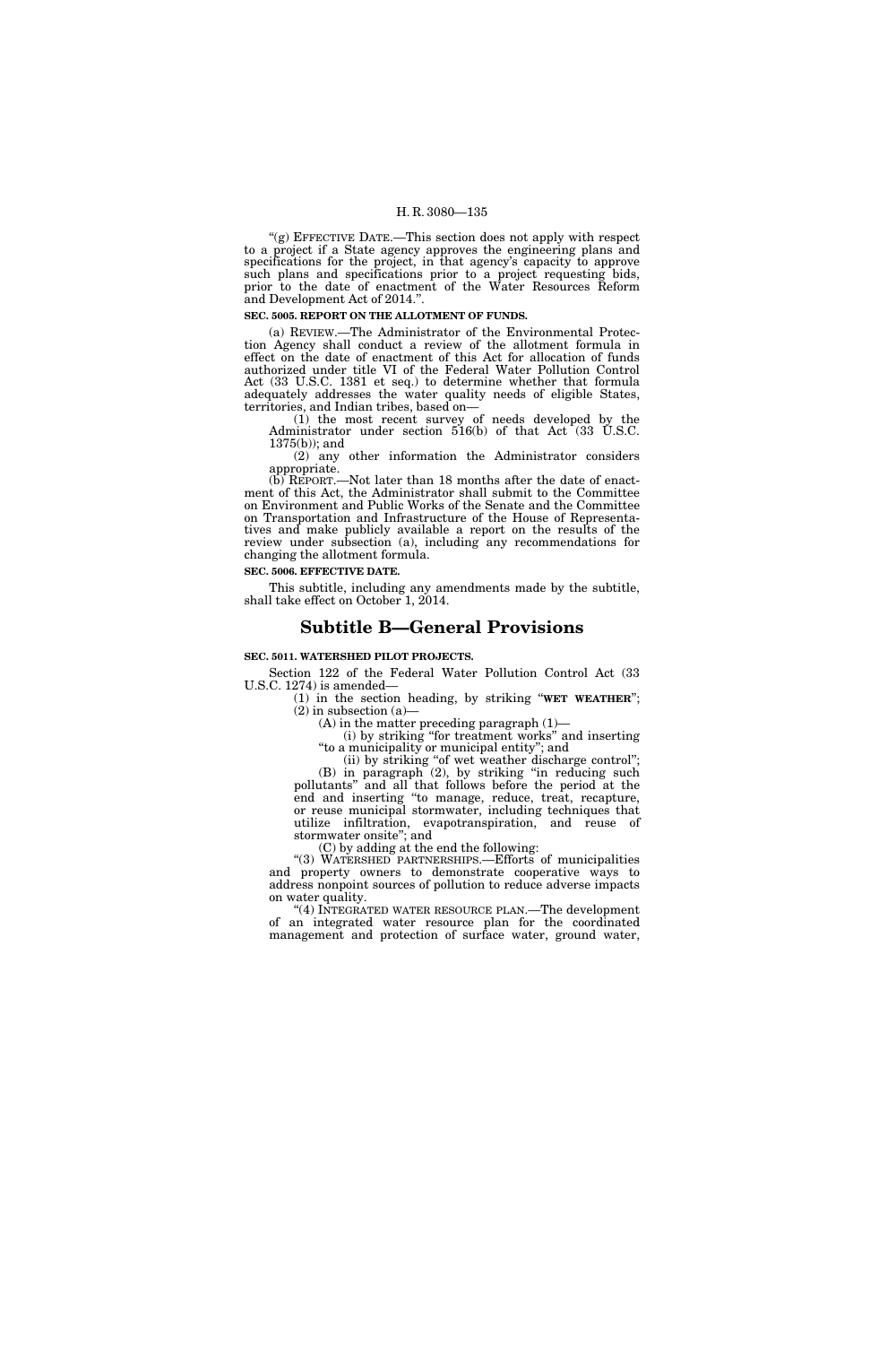"(g) EFFECTIVE DATE.—This section does not apply with respect to a project if a State agency approves the engineering plans and specifications for the project, in that agency's capacity to approve such plans and specifications prior to a project requesting bids, prior to the date of enactment of the Water Resources Reform and Development Act of 2014.".

**SEC. 5005. REPORT ON THE ALLOTMENT OF FUNDS.**

(a) REVIEW.—The Administrator of the Environmental Protection Agency shall conduct a review of the allotment formula in effect on the date of enactment of this Act for allocation of funds authorized under title VI of the Federal Water Pollution Control Act (33 U.S.C. 1381 et seq.) to determine whether that formula adequately addresses the water quality needs of eligible States, territories, and Indian tribes, based on—

(1) the most recent survey of needs developed by the Administrator under section 516(b) of that Act (33 U.S.C. 1375(b)); and

(2) any other information the Administrator considers appropriate.

(b) REPORT.—Not later than 18 months after the date of enactment of this Act, the Administrator shall submit to the Committee on Environment and Public Works of the Senate and the Committee on Transportation and Infrastructure of the House of Representatives and make publicly available a report on the results of the review under subsection (a), including any recommendations for changing the allotment formula.

**SEC. 5006. EFFECTIVE DATE.**

This subtitle, including any amendments made by the subtitle, shall take effect on October 1, 2014.

## Subtitle B—General Provisions

**SEC. 5011. WATERSHED PILOT PROJECTS.**

Section 122 of the Federal Water Pollution Control Act (33 U.S.C. 1274) is amended—

(1) in the section heading, by striking "**WET WEATHER**";

(2) in subsection (a)—

(A) in the matter preceding paragraph (1)—

(i) by striking "for treatment works" and inserting "to a municipality or municipal entity"; and

(ii) by striking "of wet weather discharge control";

(B) in paragraph (2), by striking "in reducing such pollutants" and all that follows before the period at the end and inserting "to manage, reduce, treat, recapture, or reuse municipal stormwater, including techniques that utilize infiltration, evapotranspiration, and reuse of stormwater onsite"; and

(C) by adding at the end the following:

"(3) WATERSHED PARTNERSHIPS.—Efforts of municipalities and property owners to demonstrate cooperative ways to address nonpoint sources of pollution to reduce adverse impacts on water quality.

"(4) INTEGRATED WATER RESOURCE PLAN.—The development of an integrated water resource plan for the coordinated management and protection of surface water, ground water,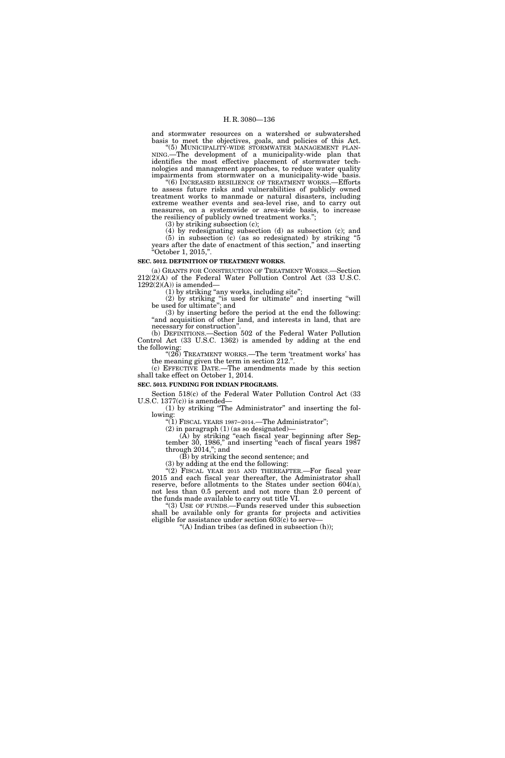and stormwater resources on a watershed or subwatershed basis to meet the objectives, goals, and policies of this Act.

"(5) MUNICIPALITY-WIDE STORMWATER MANAGEMENT PLANNING.—The development of a municipality-wide plan that identifies the most effective placement of stormwater technologies and management approaches, to reduce water quality impairments from stormwater on a municipality-wide basis.

"(6) INCREASED RESILIENCE OF TREATMENT WORKS.—Efforts to assess future risks and vulnerabilities of publicly owned treatment works to manmade or natural disasters, including extreme weather events and sea-level rise, and to carry out measures, on a systemwide or area-wide basis, to increase the resiliency of publicly owned treatment works.";

(3) by striking subsection (c);

(4) by redesignating subsection (d) as subsection (c); and

(5) in subsection (c) (as so redesignated) by striking "5 years after the date of enactment of this section," and inserting "October 1, 2015,".

**SEC. 5012. DEFINITION OF TREATMENT WORKS.**

(a) GRANTS FOR CONSTRUCTION OF TREATMENT WORKS.—Section 212(2)(A) of the Federal Water Pollution Control Act (33 U.S.C. 1292(2)(A)) is amended—

(1) by striking "any works, including site";

(2) by striking "is used for ultimate" and inserting "will be used for ultimate"; and

(3) by inserting before the period at the end the following: "and acquisition of other land, and interests in land, that are necessary for construction".

(b) DEFINITIONS.—Section 502 of the Federal Water Pollution Control Act (33 U.S.C. 1362) is amended by adding at the end the following:

"(26) TREATMENT WORKS.—The term 'treatment works' has the meaning given the term in section 212.".

(c) EFFECTIVE DATE.—The amendments made by this section shall take effect on October 1, 2014.

**SEC. 5013. FUNDING FOR INDIAN PROGRAMS.**

Section 518(c) of the Federal Water Pollution Control Act (33 U.S.C. 1377(c)) is amended—

(1) by striking "The Administrator" and inserting the following:

"(1) FISCAL YEARS 1987–2014.—The Administrator";

(2) in paragraph (1) (as so designated)—

(A) by striking "each fiscal year beginning after September 30, 1986," and inserting "each of fiscal years 1987 through 2014,"; and

(B) by striking the second sentence; and

(3) by adding at the end the following:

"(2) FISCAL YEAR 2015 AND THEREAFTER.—For fiscal year 2015 and each fiscal year thereafter, the Administrator shall reserve, before allotments to the States under section 604(a), not less than 0.5 percent and not more than 2.0 percent of the funds made available to carry out title VI.

"(3) USE OF FUNDS.—Funds reserved under this subsection shall be available only for grants for projects and activities eligible for assistance under section 603(c) to serve—

"(A) Indian tribes (as defined in subsection (h));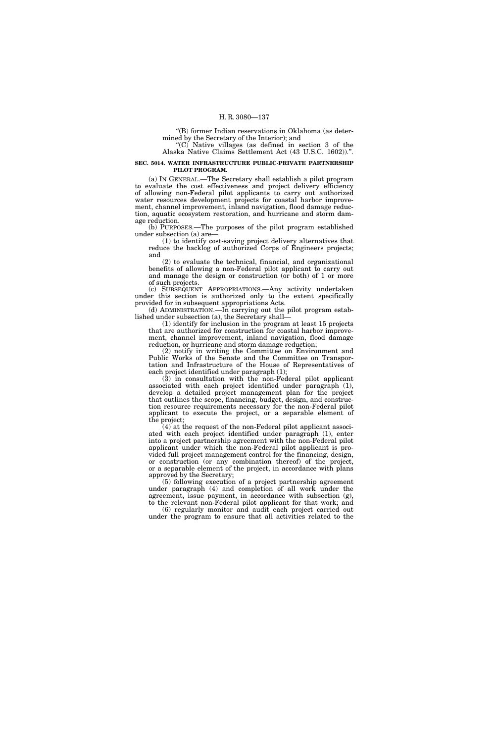"(B) former Indian reservations in Oklahoma (as determined by the Secretary of the Interior); and

"(C) Native villages (as defined in section 3 of the Alaska Native Claims Settlement Act (43 U.S.C. 1602)).".

**SEC. 5014. WATER INFRASTRUCTURE PUBLIC-PRIVATE PARTNERSHIP PILOT PROGRAM.**

(a) IN GENERAL.—The Secretary shall establish a pilot program to evaluate the cost effectiveness and project delivery efficiency of allowing non-Federal pilot applicants to carry out authorized water resources development projects for coastal harbor improvement, channel improvement, inland navigation, flood damage reduction, aquatic ecosystem restoration, and hurricane and storm damage reduction.

(b) PURPOSES.—The purposes of the pilot program established under subsection (a) are—

(1) to identify cost-saving project delivery alternatives that reduce the backlog of authorized Corps of Engineers projects; and

(2) to evaluate the technical, financial, and organizational benefits of allowing a non-Federal pilot applicant to carry out and manage the design or construction (or both) of 1 or more of such projects.

(c) SUBSEQUENT APPROPRIATIONS.—Any activity undertaken under this section is authorized only to the extent specifically provided for in subsequent appropriations Acts.

(d) ADMINISTRATION.—In carrying out the pilot program established under subsection (a), the Secretary shall—

(1) identify for inclusion in the program at least 15 projects that are authorized for construction for coastal harbor improvement, channel improvement, inland navigation, flood damage reduction, or hurricane and storm damage reduction;

(2) notify in writing the Committee on Environment and Public Works of the Senate and the Committee on Transportation and Infrastructure of the House of Representatives of each project identified under paragraph (1);

(3) in consultation with the non-Federal pilot applicant associated with each project identified under paragraph (1), develop a detailed project management plan for the project that outlines the scope, financing, budget, design, and construction resource requirements necessary for the non-Federal pilot applicant to execute the project, or a separable element of the project;

(4) at the request of the non-Federal pilot applicant associated with each project identified under paragraph (1), enter into a project partnership agreement with the non-Federal pilot applicant under which the non-Federal pilot applicant is provided full project management control for the financing, design, or construction (or any combination thereof) of the project, or a separable element of the project, in accordance with plans approved by the Secretary;

(5) following execution of a project partnership agreement under paragraph (4) and completion of all work under the agreement, issue payment, in accordance with subsection (g), to the relevant non-Federal pilot applicant for that work; and

(6) regularly monitor and audit each project carried out under the program to ensure that all activities related to the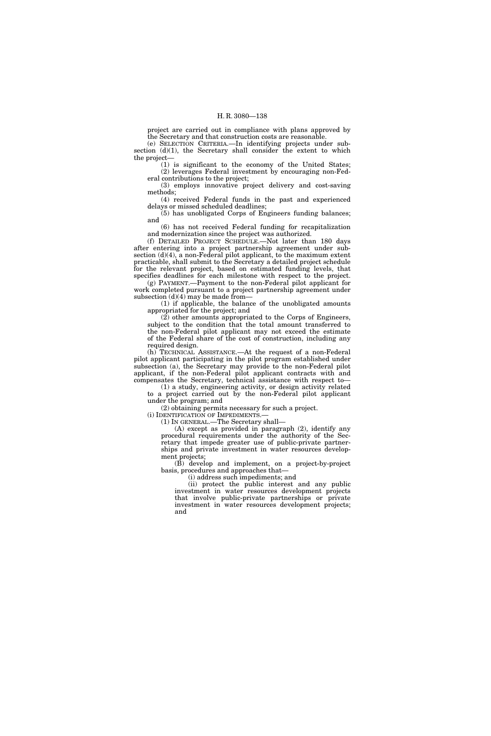project are carried out in compliance with plans approved by the Secretary and that construction costs are reasonable.

(e) SELECTION CRITERIA.—In identifying projects under subsection (d)(1), the Secretary shall consider the extent to which the project—

(1) is significant to the economy of the United States;

(2) leverages Federal investment by encouraging non-Federal contributions to the project;

(3) employs innovative project delivery and cost-saving methods;

(4) received Federal funds in the past and experienced delays or missed scheduled deadlines;

(5) has unobligated Corps of Engineers funding balances; and

(6) has not received Federal funding for recapitalization and modernization since the project was authorized.

(f) DETAILED PROJECT SCHEDULE.—Not later than 180 days after entering into a project partnership agreement under subsection (d)(4), a non-Federal pilot applicant, to the maximum extent practicable, shall submit to the Secretary a detailed project schedule for the relevant project, based on estimated funding levels, that specifies deadlines for each milestone with respect to the project.

(g) PAYMENT.—Payment to the non-Federal pilot applicant for work completed pursuant to a project partnership agreement under subsection (d)(4) may be made from—

(1) if applicable, the balance of the unobligated amounts appropriated for the project; and

(2) other amounts appropriated to the Corps of Engineers, subject to the condition that the total amount transferred to the non-Federal pilot applicant may not exceed the estimate of the Federal share of the cost of construction, including any required design.

(h) TECHNICAL ASSISTANCE.—At the request of a non-Federal pilot applicant participating in the pilot program established under subsection (a), the Secretary may provide to the non-Federal pilot applicant, if the non-Federal pilot applicant contracts with and compensates the Secretary, technical assistance with respect to—

(1) a study, engineering activity, or design activity related to a project carried out by the non-Federal pilot applicant under the program; and

(2) obtaining permits necessary for such a project.

(i) IDENTIFICATION OF IMPEDIMENTS.—

(1) IN GENERAL.—The Secretary shall—

(A) except as provided in paragraph (2), identify any procedural requirements under the authority of the Secretary that impede greater use of public-private partnerships and private investment in water resources development projects;

(B) develop and implement, on a project-by-project basis, procedures and approaches that—

(i) address such impediments; and

(ii) protect the public interest and any public investment in water resources development projects that involve public-private partnerships or private investment in water resources development projects; and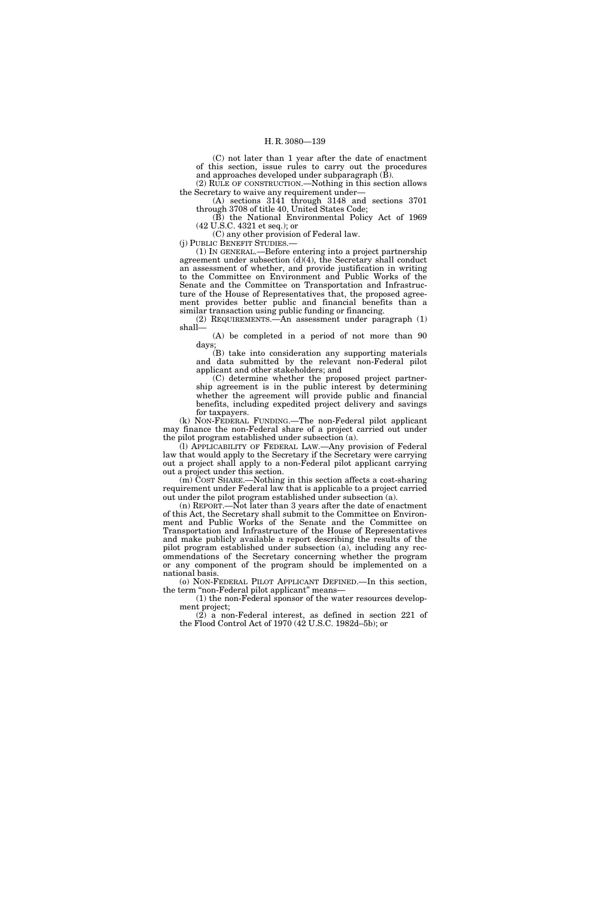(C) not later than 1 year after the date of enactment of this section, issue rules to carry out the procedures and approaches developed under subparagraph (B).

(2) RULE OF CONSTRUCTION.—Nothing in this section allows the Secretary to waive any requirement under—

(A) sections 3141 through 3148 and sections 3701 through 3708 of title 40, United States Code;

(B) the National Environmental Policy Act of 1969 (42 U.S.C. 4321 et seq.); or

(C) any other provision of Federal law.

(j) PUBLIC BENEFIT STUDIES.—

(1) IN GENERAL.—Before entering into a project partnership agreement under subsection (d)(4), the Secretary shall conduct an assessment of whether, and provide justification in writing to the Committee on Environment and Public Works of the Senate and the Committee on Transportation and Infrastructure of the House of Representatives that, the proposed agreement provides better public and financial benefits than a similar transaction using public funding or financing.

(2) REQUIREMENTS.—An assessment under paragraph (1) shall—

(A) be completed in a period of not more than 90 days;

(B) take into consideration any supporting materials and data submitted by the relevant non-Federal pilot applicant and other stakeholders; and

(C) determine whether the proposed project partnership agreement is in the public interest by determining whether the agreement will provide public and financial benefits, including expedited project delivery and savings for taxpayers.

(k) NON-FEDERAL FUNDING.—The non-Federal pilot applicant may finance the non-Federal share of a project carried out under the pilot program established under subsection (a).

(l) APPLICABILITY OF FEDERAL LAW.—Any provision of Federal law that would apply to the Secretary if the Secretary were carrying out a project shall apply to a non-Federal pilot applicant carrying out a project under this section.

(m) COST SHARE.—Nothing in this section affects a cost-sharing requirement under Federal law that is applicable to a project carried out under the pilot program established under subsection (a).

(n) REPORT.—Not later than 3 years after the date of enactment of this Act, the Secretary shall submit to the Committee on Environment and Public Works of the Senate and the Committee on Transportation and Infrastructure of the House of Representatives and make publicly available a report describing the results of the pilot program established under subsection (a), including any recommendations of the Secretary concerning whether the program or any component of the program should be implemented on a national basis.

(o) NON-FEDERAL PILOT APPLICANT DEFINED.—In this section, the term "non-Federal pilot applicant" means—

(1) the non-Federal sponsor of the water resources development project;

(2) a non-Federal interest, as defined in section 221 of the Flood Control Act of 1970 (42 U.S.C. 1982d–5b); or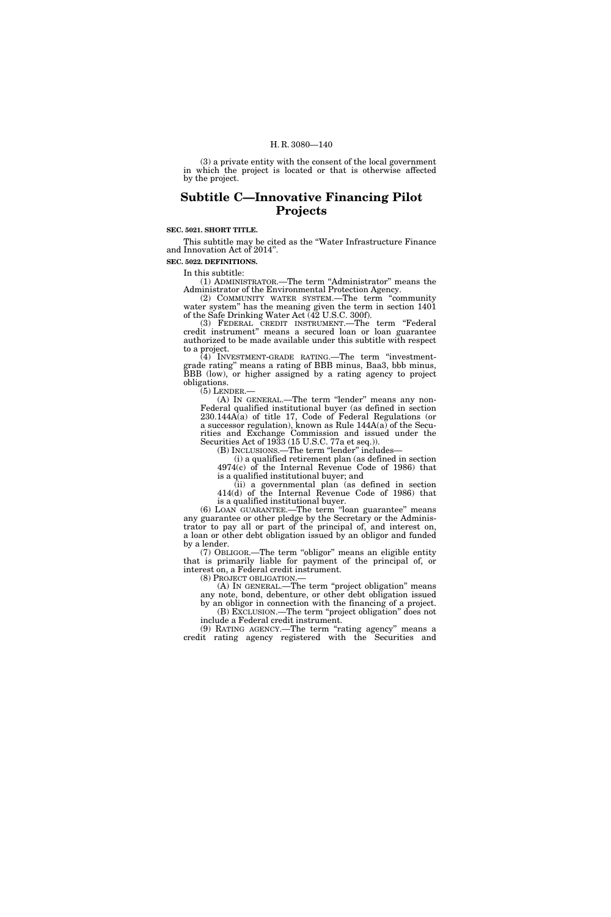(3) a private entity with the consent of the local government in which the project is located or that is otherwise affected by the project.

# Subtitle C—Innovative Financing Pilot Projects

**SEC. 5021. SHORT TITLE.**

This subtitle may be cited as the "Water Infrastructure Finance and Innovation Act of 2014".

**SEC. 5022. DEFINITIONS.**

In this subtitle:

(1) ADMINISTRATOR.—The term "Administrator" means the Administrator of the Environmental Protection Agency.

(2) COMMUNITY WATER SYSTEM.—The term "community water system" has the meaning given the term in section 1401 of the Safe Drinking Water Act (42 U.S.C. 300f).

(3) FEDERAL CREDIT INSTRUMENT.—The term "Federal credit instrument" means a secured loan or loan guarantee authorized to be made available under this subtitle with respect to a project.

(4) INVESTMENT-GRADE RATING.—The term "investment-grade rating" means a rating of BBB minus, Baa3, bbb minus, BBB (low), or higher assigned by a rating agency to project obligations.

(5) LENDER.—

(A) IN GENERAL.—The term "lender" means any non-Federal qualified institutional buyer (as defined in section 230.144A(a) of title 17, Code of Federal Regulations (or a successor regulation), known as Rule 144A(a) of the Securities and Exchange Commission and issued under the Securities Act of 1933 (15 U.S.C. 77a et seq.)).

(B) INCLUSIONS.—The term "lender" includes—

(i) a qualified retirement plan (as defined in section 4974(c) of the Internal Revenue Code of 1986) that is a qualified institutional buyer; and

(ii) a governmental plan (as defined in section 414(d) of the Internal Revenue Code of 1986) that is a qualified institutional buyer.

(6) LOAN GUARANTEE.—The term "loan guarantee" means any guarantee or other pledge by the Secretary or the Administrator to pay all or part of the principal of, and interest on, a loan or other debt obligation issued by an obligor and funded by a lender.

(7) OBLIGOR.—The term "obligor" means an eligible entity that is primarily liable for payment of the principal of, or interest on, a Federal credit instrument.

(8) PROJECT OBLIGATION.—

(A) IN GENERAL.—The term "project obligation" means any note, bond, debenture, or other debt obligation issued by an obligor in connection with the financing of a project.

(B) EXCLUSION.—The term "project obligation" does not include a Federal credit instrument.

(9) RATING AGENCY.—The term "rating agency" means a credit rating agency registered with the Securities and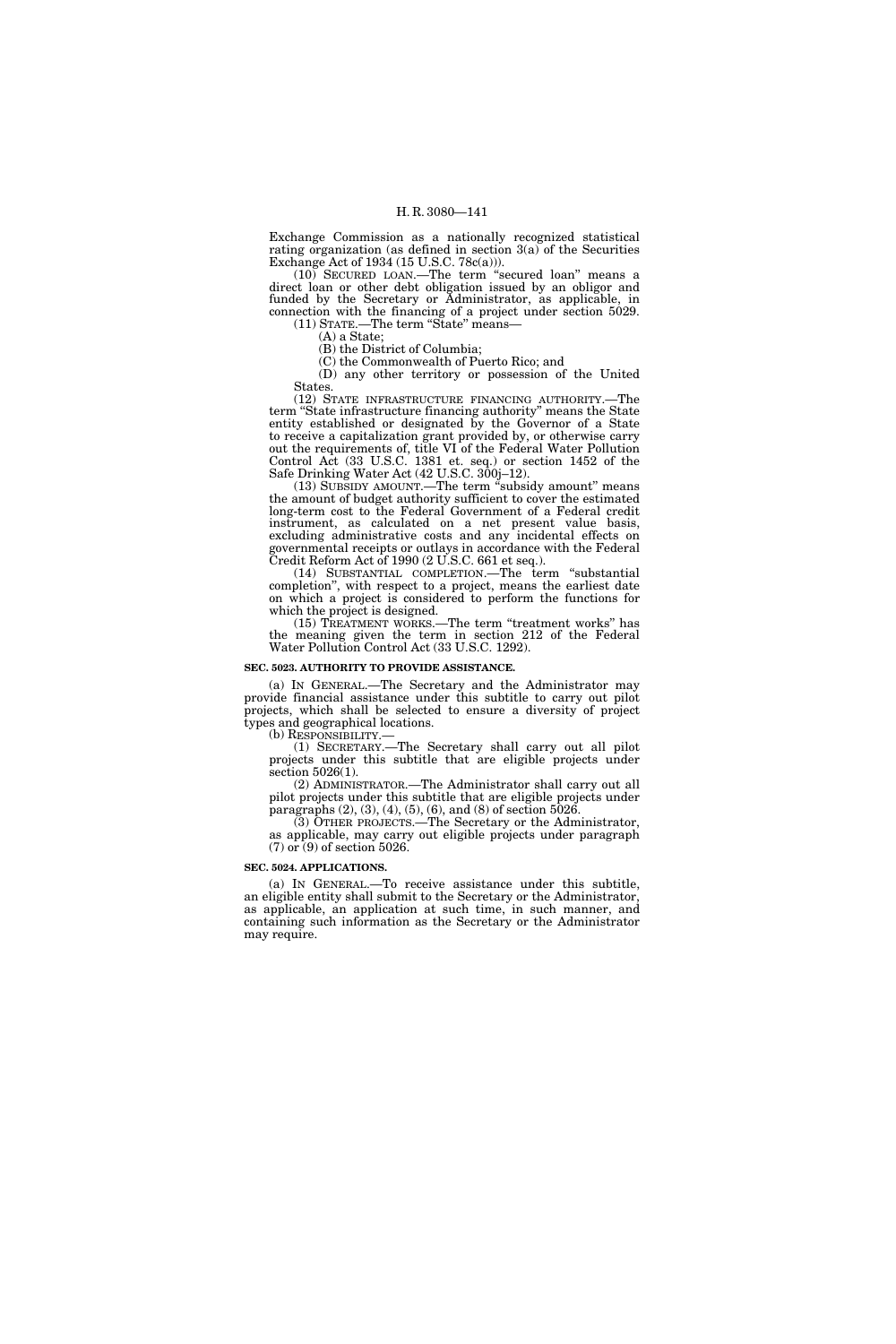Exchange Commission as a nationally recognized statistical rating organization (as defined in section 3(a) of the Securities Exchange Act of 1934 (15 U.S.C. 78c(a))).

(10) SECURED LOAN.—The term "secured loan" means a direct loan or other debt obligation issued by an obligor and funded by the Secretary or Administrator, as applicable, in connection with the financing of a project under section 5029.

(11) STATE.—The term "State" means—

(A) a State;

(B) the District of Columbia;

(C) the Commonwealth of Puerto Rico; and

(D) any other territory or possession of the United States.

(12) STATE INFRASTRUCTURE FINANCING AUTHORITY.—The term "State infrastructure financing authority" means the State entity established or designated by the Governor of a State to receive a capitalization grant provided by, or otherwise carry out the requirements of, title VI of the Federal Water Pollution Control Act (33 U.S.C. 1381 et. seq.) or section 1452 of the Safe Drinking Water Act (42 U.S.C. 300j–12).

(13) SUBSIDY AMOUNT.—The term "subsidy amount" means the amount of budget authority sufficient to cover the estimated long-term cost to the Federal Government of a Federal credit instrument, as calculated on a net present value basis, excluding administrative costs and any incidental effects on governmental receipts or outlays in accordance with the Federal Credit Reform Act of 1990 (2 U.S.C. 661 et seq.).

(14) SUBSTANTIAL COMPLETION.—The term "substantial completion", with respect to a project, means the earliest date on which a project is considered to perform the functions for which the project is designed.

(15) TREATMENT WORKS.—The term "treatment works" has the meaning given the term in section 212 of the Federal Water Pollution Control Act (33 U.S.C. 1292).

**SEC. 5023. AUTHORITY TO PROVIDE ASSISTANCE.**

(a) IN GENERAL.—The Secretary and the Administrator may provide financial assistance under this subtitle to carry out pilot projects, which shall be selected to ensure a diversity of project types and geographical locations.

(b) RESPONSIBILITY.—

(1) SECRETARY.—The Secretary shall carry out all pilot projects under this subtitle that are eligible projects under section 5026(1).

(2) ADMINISTRATOR.—The Administrator shall carry out all pilot projects under this subtitle that are eligible projects under paragraphs (2), (3), (4), (5), (6), and (8) of section 5026.

(3) OTHER PROJECTS.—The Secretary or the Administrator, as applicable, may carry out eligible projects under paragraph (7) or (9) of section 5026.

**SEC. 5024. APPLICATIONS.**

(a) IN GENERAL.—To receive assistance under this subtitle, an eligible entity shall submit to the Secretary or the Administrator, as applicable, an application at such time, in such manner, and containing such information as the Secretary or the Administrator may require.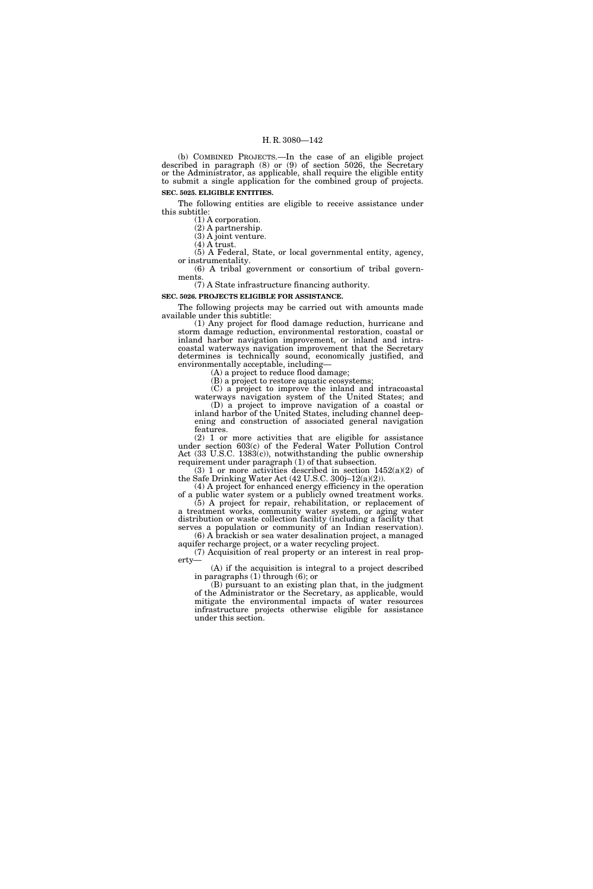(b) COMBINED PROJECTS.—In the case of an eligible project described in paragraph (8) or (9) of section 5026, the Secretary or the Administrator, as applicable, shall require the eligible entity to submit a single application for the combined group of projects.

**SEC. 5025. ELIGIBLE ENTITIES.**

The following entities are eligible to receive assistance under this subtitle:

(1) A corporation.

(2) A partnership.

(3) A joint venture.

(4) A trust.

(5) A Federal, State, or local governmental entity, agency, or instrumentality.

(6) A tribal government or consortium of tribal governments.

(7) A State infrastructure financing authority.

**SEC. 5026. PROJECTS ELIGIBLE FOR ASSISTANCE.**

The following projects may be carried out with amounts made available under this subtitle:

(1) Any project for flood damage reduction, hurricane and storm damage reduction, environmental restoration, coastal or inland harbor navigation improvement, or inland and intracoastal waterways navigation improvement that the Secretary determines is technically sound, economically justified, and environmentally acceptable, including—

(A) a project to reduce flood damage;

(B) a project to restore aquatic ecosystems;

(C) a project to improve the inland and intracoastal waterways navigation system of the United States; and

(D) a project to improve navigation of a coastal or inland harbor of the United States, including channel deepening and construction of associated general navigation features.

(2) 1 or more activities that are eligible for assistance under section 603(c) of the Federal Water Pollution Control Act (33 U.S.C. 1383(c)), notwithstanding the public ownership requirement under paragraph (1) of that subsection.

(3) 1 or more activities described in section 1452(a)(2) of the Safe Drinking Water Act (42 U.S.C. 300j–12(a)(2)).

(4) A project for enhanced energy efficiency in the operation of a public water system or a publicly owned treatment works.

(5) A project for repair, rehabilitation, or replacement of a treatment works, community water system, or aging water distribution or waste collection facility (including a facility that serves a population or community of an Indian reservation).

(6) A brackish or sea water desalination project, a managed aquifer recharge project, or a water recycling project.

(7) Acquisition of real property or an interest in real property—

(A) if the acquisition is integral to a project described in paragraphs (1) through (6); or

(B) pursuant to an existing plan that, in the judgment of the Administrator or the Secretary, as applicable, would mitigate the environmental impacts of water resources infrastructure projects otherwise eligible for assistance under this section.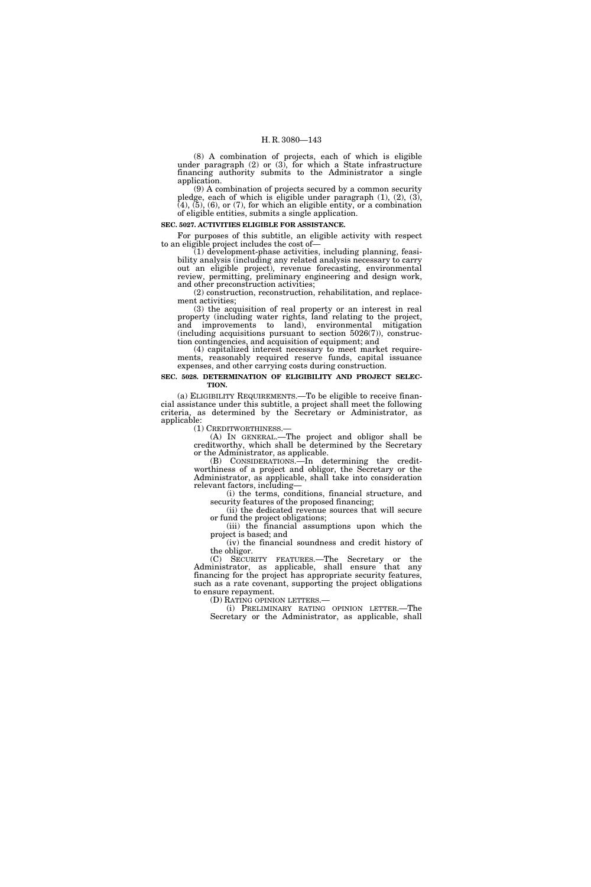(8) A combination of projects, each of which is eligible under paragraph (2) or (3), for which a State infrastructure financing authority submits to the Administrator a single application.

(9) A combination of projects secured by a common security pledge, each of which is eligible under paragraph (1), (2), (3), (4), (5), (6), or (7), for which an eligible entity, or a combination of eligible entities, submits a single application.

**SEC. 5027. ACTIVITIES ELIGIBLE FOR ASSISTANCE.**

For purposes of this subtitle, an eligible activity with respect to an eligible project includes the cost of—

(1) development-phase activities, including planning, feasibility analysis (including any related analysis necessary to carry out an eligible project), revenue forecasting, environmental review, permitting, preliminary engineering and design work, and other preconstruction activities;

(2) construction, reconstruction, rehabilitation, and replacement activities;

(3) the acquisition of real property or an interest in real property (including water rights, land relating to the project, and improvements to land), environmental mitigation (including acquisitions pursuant to section 5026(7)), construction contingencies, and acquisition of equipment; and

(4) capitalized interest necessary to meet market requirements, reasonably required reserve funds, capital issuance expenses, and other carrying costs during construction.

**SEC. 5028. DETERMINATION OF ELIGIBILITY AND PROJECT SELECTION.**

(a) ELIGIBILITY REQUIREMENTS.—To be eligible to receive financial assistance under this subtitle, a project shall meet the following criteria, as determined by the Secretary or Administrator, as applicable:

(1) CREDITWORTHINESS.—

(A) IN GENERAL.—The project and obligor shall be creditworthy, which shall be determined by the Secretary or the Administrator, as applicable.

(B) CONSIDERATIONS.—In determining the creditworthiness of a project and obligor, the Secretary or the Administrator, as applicable, shall take into consideration relevant factors, including—

(i) the terms, conditions, financial structure, and security features of the proposed financing;

(ii) the dedicated revenue sources that will secure or fund the project obligations;

(iii) the financial assumptions upon which the project is based; and

(iv) the financial soundness and credit history of the obligor.

(C) SECURITY FEATURES.—The Secretary or the Administrator, as applicable, shall ensure that any financing for the project has appropriate security features, such as a rate covenant, supporting the project obligations to ensure repayment.

(D) RATING OPINION LETTERS.—

(i) PRELIMINARY RATING OPINION LETTER.—The Secretary or the Administrator, as applicable, shall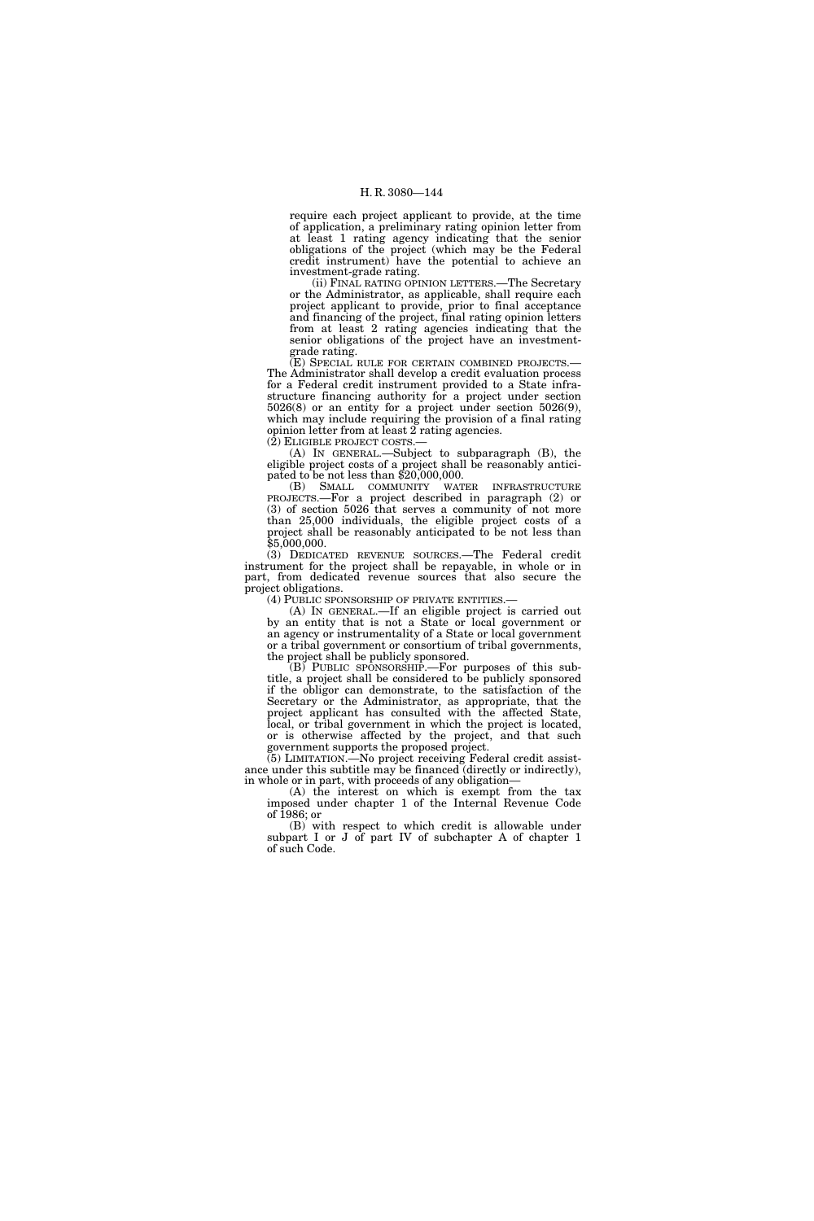require each project applicant to provide, at the time of application, a preliminary rating opinion letter from at least 1 rating agency indicating that the senior obligations of the project (which may be the Federal credit instrument) have the potential to achieve an investment-grade rating.

(ii) FINAL RATING OPINION LETTERS.—The Secretary or the Administrator, as applicable, shall require each project applicant to provide, prior to final acceptance and financing of the project, final rating opinion letters from at least 2 rating agencies indicating that the senior obligations of the project have an investment-grade rating.

(E) SPECIAL RULE FOR CERTAIN COMBINED PROJECTS.—The Administrator shall develop a credit evaluation process for a Federal credit instrument provided to a State infrastructure financing authority for a project under section 5026(8) or an entity for a project under section 5026(9), which may include requiring the provision of a final rating opinion letter from at least 2 rating agencies.

(2) ELIGIBLE PROJECT COSTS.—

(A) IN GENERAL.—Subject to subparagraph (B), the eligible project costs of a project shall be reasonably anticipated to be not less than $20,000,000.

(B) SMALL COMMUNITY WATER INFRASTRUCTURE PROJECTS.—For a project described in paragraph (2) or (3) of section 5026 that serves a community of not more than 25,000 individuals, the eligible project costs of a project shall be reasonably anticipated to be not less than $5,000,000.

(3) DEDICATED REVENUE SOURCES.—The Federal credit instrument for the project shall be repayable, in whole or in part, from dedicated revenue sources that also secure the project obligations.

(4) PUBLIC SPONSORSHIP OF PRIVATE ENTITIES.—

(A) IN GENERAL.—If an eligible project is carried out by an entity that is not a State or local government or an agency or instrumentality of a State or local government or a tribal government or consortium of tribal governments, the project shall be publicly sponsored.

(B) PUBLIC SPONSORSHIP.—For purposes of this subtitle, a project shall be considered to be publicly sponsored if the obligor can demonstrate, to the satisfaction of the Secretary or the Administrator, as appropriate, that the project applicant has consulted with the affected State, local, or tribal government in which the project is located, or is otherwise affected by the project, and that such government supports the proposed project.

(5) LIMITATION.—No project receiving Federal credit assistance under this subtitle may be financed (directly or indirectly), in whole or in part, with proceeds of any obligation—

(A) the interest on which is exempt from the tax imposed under chapter 1 of the Internal Revenue Code of 1986; or

(B) with respect to which credit is allowable under subpart I or J of part IV of subchapter A of chapter 1 of such Code.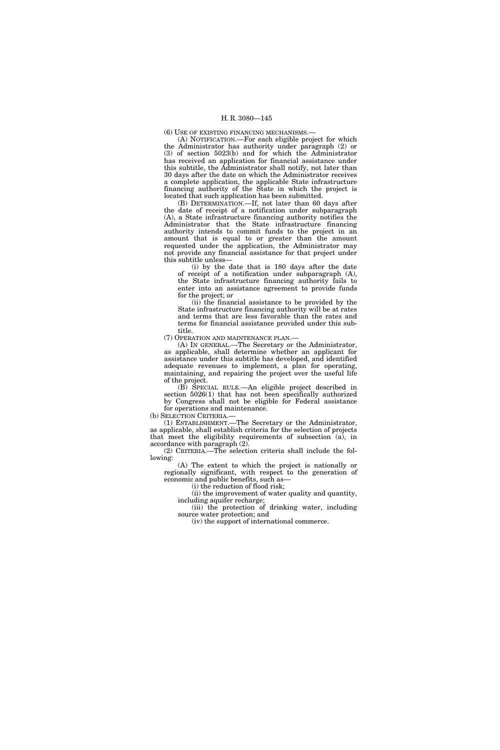(6) USE OF EXISTING FINANCING MECHANISMS.—

(A) NOTIFICATION.—For each eligible project for which the Administrator has authority under paragraph (2) or (3) of section 5023(b) and for which the Administrator has received an application for financial assistance under this subtitle, the Administrator shall notify, not later than 30 days after the date on which the Administrator receives a complete application, the applicable State infrastructure financing authority of the State in which the project is located that such application has been submitted.

(B) DETERMINATION.—If, not later than 60 days after the date of receipt of a notification under subparagraph (A), a State infrastructure financing authority notifies the Administrator that the State infrastructure financing authority intends to commit funds to the project in an amount that is equal to or greater than the amount requested under the application, the Administrator may not provide any financial assistance for that project under this subtitle unless—

(i) by the date that is 180 days after the date of receipt of a notification under subparagraph (A), the State infrastructure financing authority fails to enter into an assistance agreement to provide funds for the project; or

(ii) the financial assistance to be provided by the State infrastructure financing authority will be at rates and terms that are less favorable than the rates and terms for financial assistance provided under this subtitle.

(7) OPERATION AND MAINTENANCE PLAN.—

(A) IN GENERAL.—The Secretary or the Administrator, as applicable, shall determine whether an applicant for assistance under this subtitle has developed, and identified adequate revenues to implement, a plan for operating, maintaining, and repairing the project over the useful life of the project.

(B) SPECIAL RULE.—An eligible project described in section 5026(1) that has not been specifically authorized by Congress shall not be eligible for Federal assistance for operations and maintenance.

(b) SELECTION CRITERIA.—

(1) ESTABLISHMENT.—The Secretary or the Administrator, as applicable, shall establish criteria for the selection of projects that meet the eligibility requirements of subsection (a), in accordance with paragraph (2).

(2) CRITERIA.—The selection criteria shall include the following:

(A) The extent to which the project is nationally or regionally significant, with respect to the generation of economic and public benefits, such as—

(i) the reduction of flood risk;

(ii) the improvement of water quality and quantity, including aquifer recharge;

(iii) the protection of drinking water, including source water protection; and

(iv) the support of international commerce.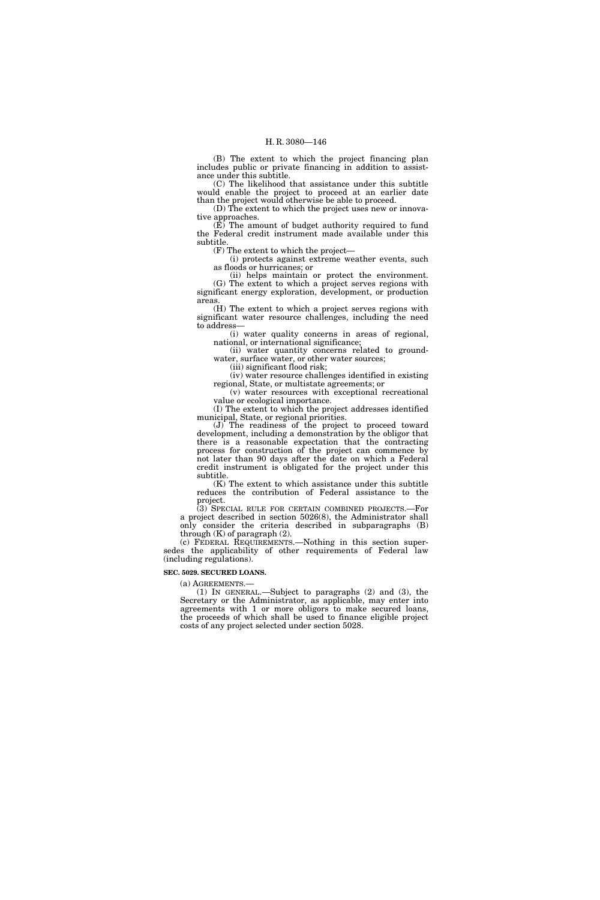(B) The extent to which the project financing plan includes public or private financing in addition to assistance under this subtitle.

(C) The likelihood that assistance under this subtitle would enable the project to proceed at an earlier date than the project would otherwise be able to proceed.

(D) The extent to which the project uses new or innovative approaches.

(E) The amount of budget authority required to fund the Federal credit instrument made available under this subtitle.

(F) The extent to which the project—

(i) protects against extreme weather events, such as floods or hurricanes; or

(ii) helps maintain or protect the environment.

(G) The extent to which a project serves regions with significant energy exploration, development, or production areas.

(H) The extent to which a project serves regions with significant water resource challenges, including the need to address—

(i) water quality concerns in areas of regional, national, or international significance;

(ii) water quantity concerns related to groundwater, surface water, or other water sources;

(iii) significant flood risk;

(iv) water resource challenges identified in existing regional, State, or multistate agreements; or

(v) water resources with exceptional recreational value or ecological importance.

(I) The extent to which the project addresses identified municipal, State, or regional priorities.

(J) The readiness of the project to proceed toward development, including a demonstration by the obligor that there is a reasonable expectation that the contracting process for construction of the project can commence by not later than 90 days after the date on which a Federal credit instrument is obligated for the project under this subtitle.

(K) The extent to which assistance under this subtitle reduces the contribution of Federal assistance to the project.

(3) SPECIAL RULE FOR CERTAIN COMBINED PROJECTS.—For a project described in section 5026(8), the Administrator shall only consider the criteria described in subparagraphs (B) through (K) of paragraph (2).

(c) FEDERAL REQUIREMENTS.—Nothing in this section supersedes the applicability of other requirements of Federal law (including regulations).

**SEC. 5029. SECURED LOANS.**

(a) AGREEMENTS.—

(1) IN GENERAL.—Subject to paragraphs (2) and (3), the Secretary or the Administrator, as applicable, may enter into agreements with 1 or more obligors to make secured loans, the proceeds of which shall be used to finance eligible project costs of any project selected under section 5028.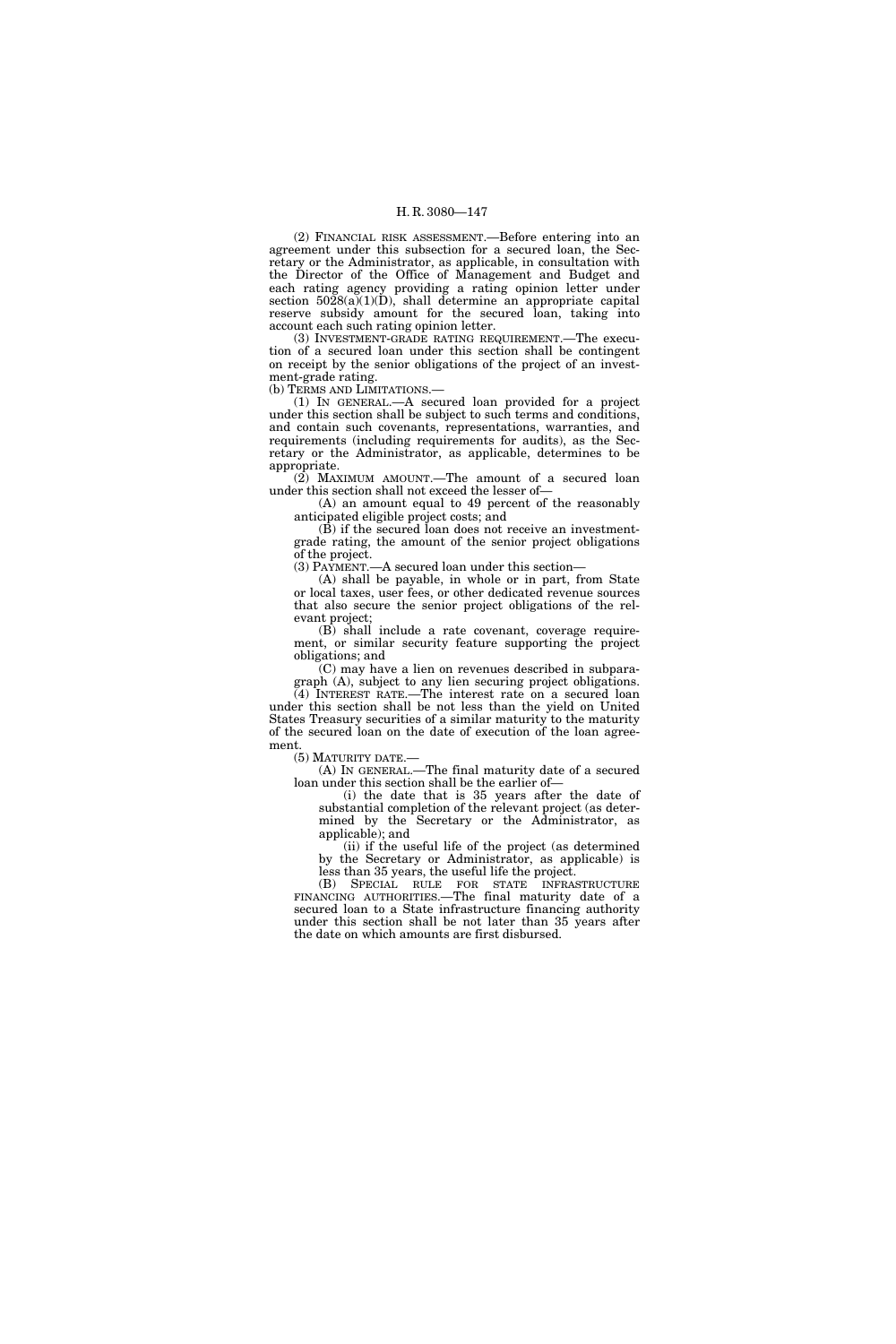(2) FINANCIAL RISK ASSESSMENT.—Before entering into an agreement under this subsection for a secured loan, the Secretary or the Administrator, as applicable, in consultation with the Director of the Office of Management and Budget and each rating agency providing a rating opinion letter under section 5028(a)(1)(D), shall determine an appropriate capital reserve subsidy amount for the secured loan, taking into account each such rating opinion letter.

(3) INVESTMENT-GRADE RATING REQUIREMENT.—The execution of a secured loan under this section shall be contingent on receipt by the senior obligations of the project of an investment-grade rating.

(b) TERMS AND LIMITATIONS.—

(1) IN GENERAL.—A secured loan provided for a project under this section shall be subject to such terms and conditions, and contain such covenants, representations, warranties, and requirements (including requirements for audits), as the Secretary or the Administrator, as applicable, determines to be appropriate.

(2) MAXIMUM AMOUNT.—The amount of a secured loan under this section shall not exceed the lesser of—

(A) an amount equal to 49 percent of the reasonably anticipated eligible project costs; and

(B) if the secured loan does not receive an investment-grade rating, the amount of the senior project obligations of the project.

(3) PAYMENT.—A secured loan under this section—

(A) shall be payable, in whole or in part, from State or local taxes, user fees, or other dedicated revenue sources that also secure the senior project obligations of the relevant project;

(B) shall include a rate covenant, coverage requirement, or similar security feature supporting the project obligations; and

(C) may have a lien on revenues described in subparagraph (A), subject to any lien securing project obligations.

(4) INTEREST RATE.—The interest rate on a secured loan under this section shall be not less than the yield on United States Treasury securities of a similar maturity to the maturity of the secured loan on the date of execution of the loan agreement.

(5) MATURITY DATE.—

(A) IN GENERAL.—The final maturity date of a secured loan under this section shall be the earlier of—

(i) the date that is 35 years after the date of substantial completion of the relevant project (as determined by the Secretary or the Administrator, as applicable); and

(ii) if the useful life of the project (as determined by the Secretary or Administrator, as applicable) is less than 35 years, the useful life the project.

(B) SPECIAL RULE FOR STATE INFRASTRUCTURE FINANCING AUTHORITIES.—The final maturity date of a secured loan to a State infrastructure financing authority under this section shall be not later than 35 years after the date on which amounts are first disbursed.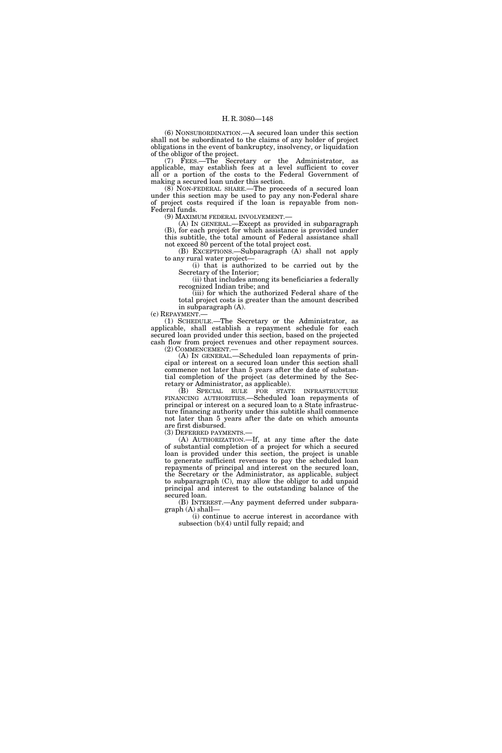(6) NONSUBORDINATION.—A secured loan under this section shall not be subordinated to the claims of any holder of project obligations in the event of bankruptcy, insolvency, or liquidation of the obligor of the project.

(7) FEES.—The Secretary or the Administrator, as applicable, may establish fees at a level sufficient to cover all or a portion of the costs to the Federal Government of making a secured loan under this section.

(8) NON-FEDERAL SHARE.—The proceeds of a secured loan under this section may be used to pay any non-Federal share of project costs required if the loan is repayable from non-Federal funds.

(9) MAXIMUM FEDERAL INVOLVEMENT.—

(A) IN GENERAL.—Except as provided in subparagraph (B), for each project for which assistance is provided under this subtitle, the total amount of Federal assistance shall not exceed 80 percent of the total project cost.

(B) EXCEPTIONS.—Subparagraph (A) shall not apply to any rural water project—

(i) that is authorized to be carried out by the Secretary of the Interior;

(ii) that includes among its beneficiaries a federally recognized Indian tribe; and

(iii) for which the authorized Federal share of the total project costs is greater than the amount described in subparagraph (A).

(c) REPAYMENT.—

(1) SCHEDULE.—The Secretary or the Administrator, as applicable, shall establish a repayment schedule for each secured loan provided under this section, based on the projected cash flow from project revenues and other repayment sources.

(2) COMMENCEMENT.—

(A) IN GENERAL.—Scheduled loan repayments of principal or interest on a secured loan under this section shall commence not later than 5 years after the date of substantial completion of the project (as determined by the Secretary or Administrator, as applicable).

(B) SPECIAL RULE FOR STATE INFRASTRUCTURE FINANCING AUTHORITIES.—Scheduled loan repayments of principal or interest on a secured loan to a State infrastructure financing authority under this subtitle shall commence not later than 5 years after the date on which amounts are first disbursed.

(3) DEFERRED PAYMENTS.—

(A) AUTHORIZATION.—If, at any time after the date of substantial completion of a project for which a secured loan is provided under this section, the project is unable to generate sufficient revenues to pay the scheduled loan repayments of principal and interest on the secured loan, the Secretary or the Administrator, as applicable, subject to subparagraph (C), may allow the obligor to add unpaid principal and interest to the outstanding balance of the secured loan.

(B) INTEREST.—Any payment deferred under subparagraph (A) shall—

(i) continue to accrue interest in accordance with subsection (b)(4) until fully repaid; and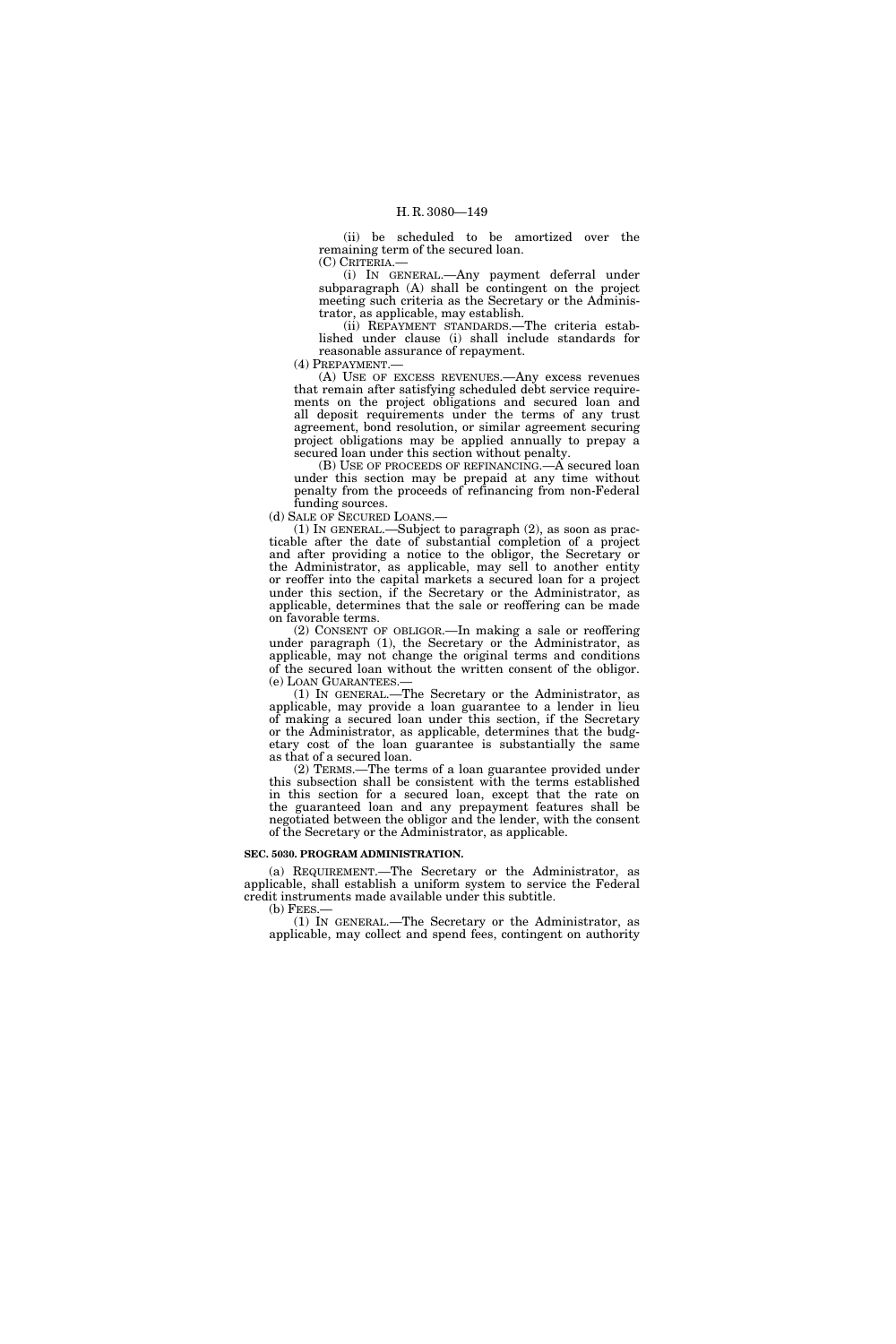(ii) be scheduled to be amortized over the remaining term of the secured loan.

(C) CRITERIA.—

(i) IN GENERAL.—Any payment deferral under subparagraph (A) shall be contingent on the project meeting such criteria as the Secretary or the Administrator, as applicable, may establish.

(ii) REPAYMENT STANDARDS.—The criteria established under clause (i) shall include standards for reasonable assurance of repayment.

(4) PREPAYMENT.—

(A) USE OF EXCESS REVENUES.—Any excess revenues that remain after satisfying scheduled debt service requirements on the project obligations and secured loan and all deposit requirements under the terms of any trust agreement, bond resolution, or similar agreement securing project obligations may be applied annually to prepay a secured loan under this section without penalty.

(B) USE OF PROCEEDS OF REFINANCING.—A secured loan under this section may be prepaid at any time without penalty from the proceeds of refinancing from non-Federal funding sources.

(d) SALE OF SECURED LOANS.—

(1) IN GENERAL.—Subject to paragraph (2), as soon as practicable after the date of substantial completion of a project and after providing a notice to the obligor, the Secretary or the Administrator, as applicable, may sell to another entity or reoffer into the capital markets a secured loan for a project under this section, if the Secretary or the Administrator, as applicable, determines that the sale or reoffering can be made on favorable terms.

(2) CONSENT OF OBLIGOR.—In making a sale or reoffering under paragraph (1), the Secretary or the Administrator, as applicable, may not change the original terms and conditions of the secured loan without the written consent of the obligor.

(e) LOAN GUARANTEES.—

(1) IN GENERAL.—The Secretary or the Administrator, as applicable, may provide a loan guarantee to a lender in lieu of making a secured loan under this section, if the Secretary or the Administrator, as applicable, determines that the budgetary cost of the loan guarantee is substantially the same as that of a secured loan.

(2) TERMS.—The terms of a loan guarantee provided under this subsection shall be consistent with the terms established in this section for a secured loan, except that the rate on the guaranteed loan and any prepayment features shall be negotiated between the obligor and the lender, with the consent of the Secretary or the Administrator, as applicable.

**SEC. 5030. PROGRAM ADMINISTRATION.**

(a) REQUIREMENT.—The Secretary or the Administrator, as applicable, shall establish a uniform system to service the Federal credit instruments made available under this subtitle.

(b) FEES.—

(1) IN GENERAL.—The Secretary or the Administrator, as applicable, may collect and spend fees, contingent on authority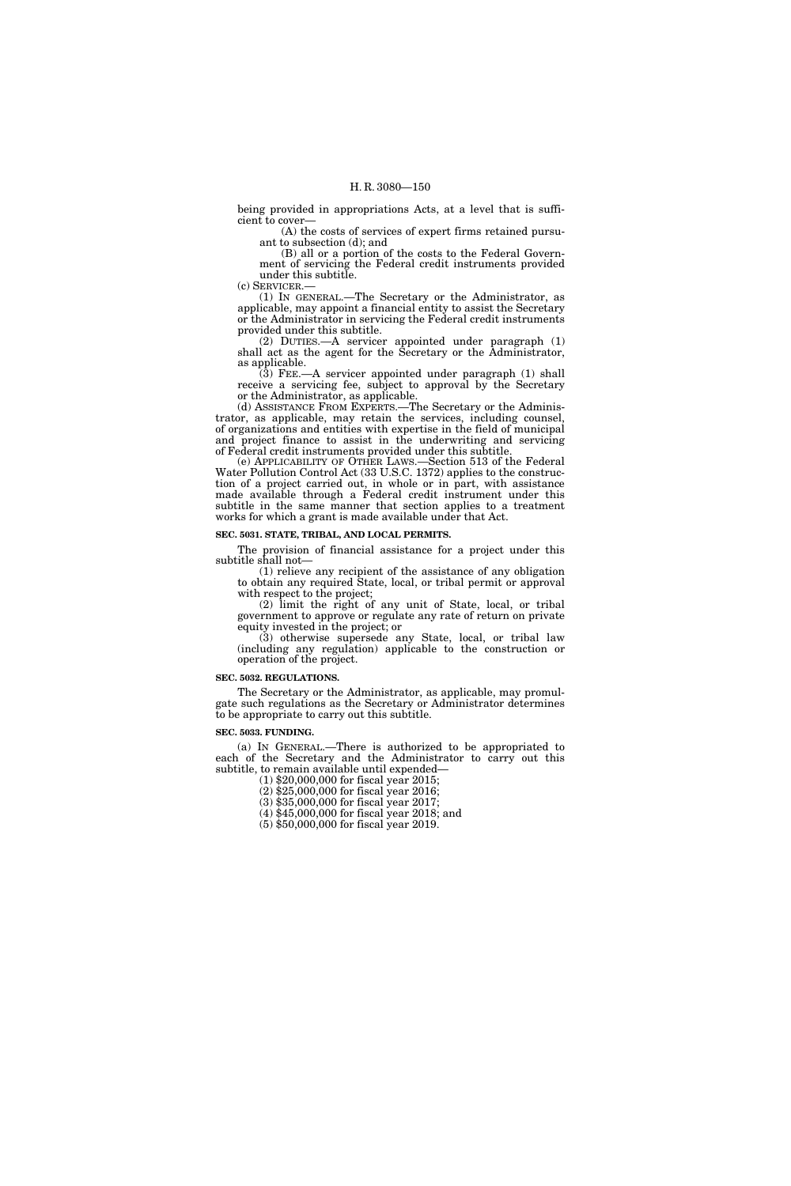being provided in appropriations Acts, at a level that is sufficient to cover—

(A) the costs of services of expert firms retained pursuant to subsection (d); and

(B) all or a portion of the costs to the Federal Government of servicing the Federal credit instruments provided under this subtitle.

(c) SERVICER.—

(1) IN GENERAL.—The Secretary or the Administrator, as applicable, may appoint a financial entity to assist the Secretary or the Administrator in servicing the Federal credit instruments provided under this subtitle.

(2) DUTIES.—A servicer appointed under paragraph (1) shall act as the agent for the Secretary or the Administrator, as applicable.

(3) FEE.—A servicer appointed under paragraph (1) shall receive a servicing fee, subject to approval by the Secretary or the Administrator, as applicable.

(d) ASSISTANCE FROM EXPERTS.—The Secretary or the Administrator, as applicable, may retain the services, including counsel, of organizations and entities with expertise in the field of municipal and project finance to assist in the underwriting and servicing of Federal credit instruments provided under this subtitle.

(e) APPLICABILITY OF OTHER LAWS.—Section 513 of the Federal Water Pollution Control Act (33 U.S.C. 1372) applies to the construction of a project carried out, in whole or in part, with assistance made available through a Federal credit instrument under this subtitle in the same manner that section applies to a treatment works for which a grant is made available under that Act.

**SEC. 5031. STATE, TRIBAL, AND LOCAL PERMITS.**

The provision of financial assistance for a project under this subtitle shall not—

(1) relieve any recipient of the assistance of any obligation to obtain any required State, local, or tribal permit or approval with respect to the project;

(2) limit the right of any unit of State, local, or tribal government to approve or regulate any rate of return on private equity invested in the project; or

(3) otherwise supersede any State, local, or tribal law (including any regulation) applicable to the construction or operation of the project.

**SEC. 5032. REGULATIONS.**

The Secretary or the Administrator, as applicable, may promulgate such regulations as the Secretary or Administrator determines to be appropriate to carry out this subtitle.

**SEC. 5033. FUNDING.**

(a) IN GENERAL.—There is authorized to be appropriated to each of the Secretary and the Administrator to carry out this subtitle, to remain available until expended—

(1) $20,000,000 for fiscal year 2015;

(2) $25,000,000 for fiscal year 2016;

(3) $35,000,000 for fiscal year 2017;

(4) $45,000,000 for fiscal year 2018; and

(5) $50,000,000 for fiscal year 2019.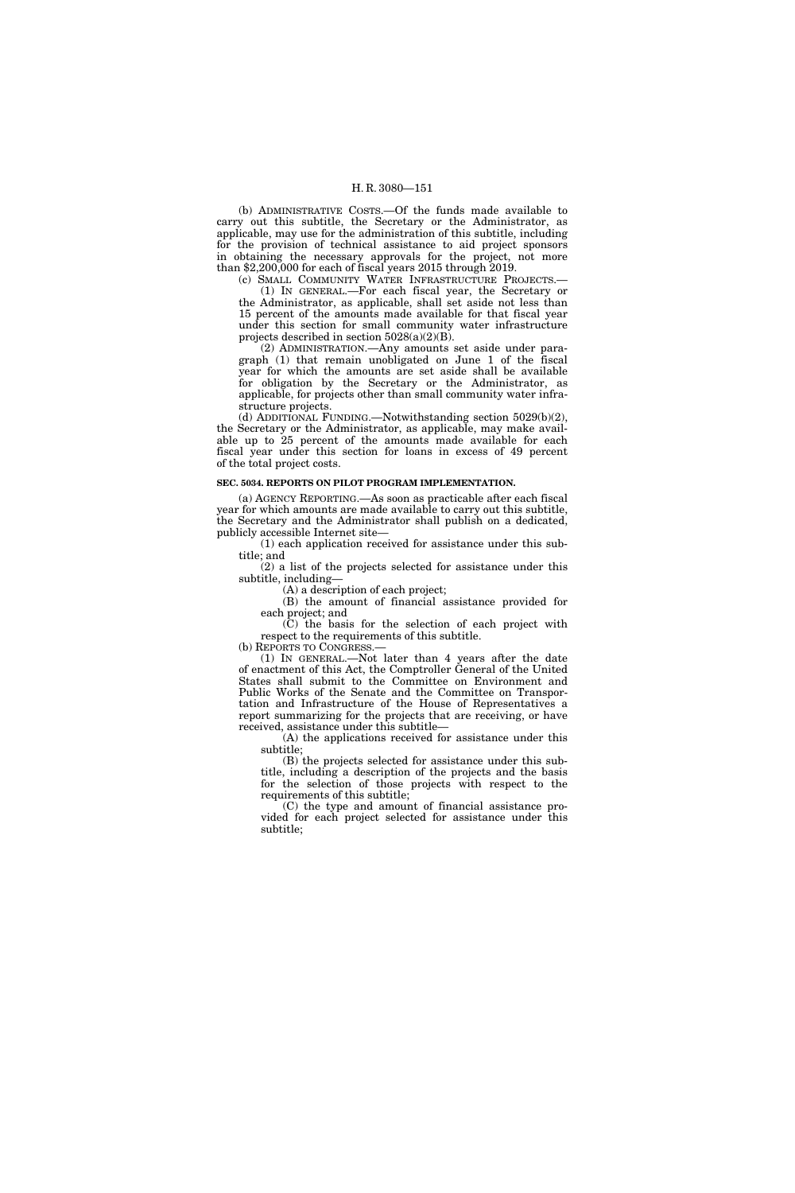(b) ADMINISTRATIVE COSTS.—Of the funds made available to carry out this subtitle, the Secretary or the Administrator, as applicable, may use for the administration of this subtitle, including for the provision of technical assistance to aid project sponsors in obtaining the necessary approvals for the project, not more than $2,200,000 for each of fiscal years 2015 through 2019.

(c) SMALL COMMUNITY WATER INFRASTRUCTURE PROJECTS.—

(1) IN GENERAL.—For each fiscal year, the Secretary or the Administrator, as applicable, shall set aside not less than 15 percent of the amounts made available for that fiscal year under this section for small community water infrastructure projects described in section 5028(a)(2)(B).

(2) ADMINISTRATION.—Any amounts set aside under paragraph (1) that remain unobligated on June 1 of the fiscal year for which the amounts are set aside shall be available for obligation by the Secretary or the Administrator, as applicable, for projects other than small community water infrastructure projects.

(d) ADDITIONAL FUNDING.—Notwithstanding section 5029(b)(2), the Secretary or the Administrator, as applicable, may make available up to 25 percent of the amounts made available for each fiscal year under this section for loans in excess of 49 percent of the total project costs.

**SEC. 5034. REPORTS ON PILOT PROGRAM IMPLEMENTATION.**

(a) AGENCY REPORTING.—As soon as practicable after each fiscal year for which amounts are made available to carry out this subtitle, the Secretary and the Administrator shall publish on a dedicated, publicly accessible Internet site—

(1) each application received for assistance under this subtitle; and

(2) a list of the projects selected for assistance under this subtitle, including—

(A) a description of each project;

(B) the amount of financial assistance provided for each project; and

(C) the basis for the selection of each project with respect to the requirements of this subtitle.

(b) REPORTS TO CONGRESS.—

(1) IN GENERAL.—Not later than 4 years after the date of enactment of this Act, the Comptroller General of the United States shall submit to the Committee on Environment and Public Works of the Senate and the Committee on Transportation and Infrastructure of the House of Representatives a report summarizing for the projects that are receiving, or have received, assistance under this subtitle—

(A) the applications received for assistance under this subtitle;

(B) the projects selected for assistance under this subtitle, including a description of the projects and the basis for the selection of those projects with respect to the requirements of this subtitle;

(C) the type and amount of financial assistance provided for each project selected for assistance under this subtitle;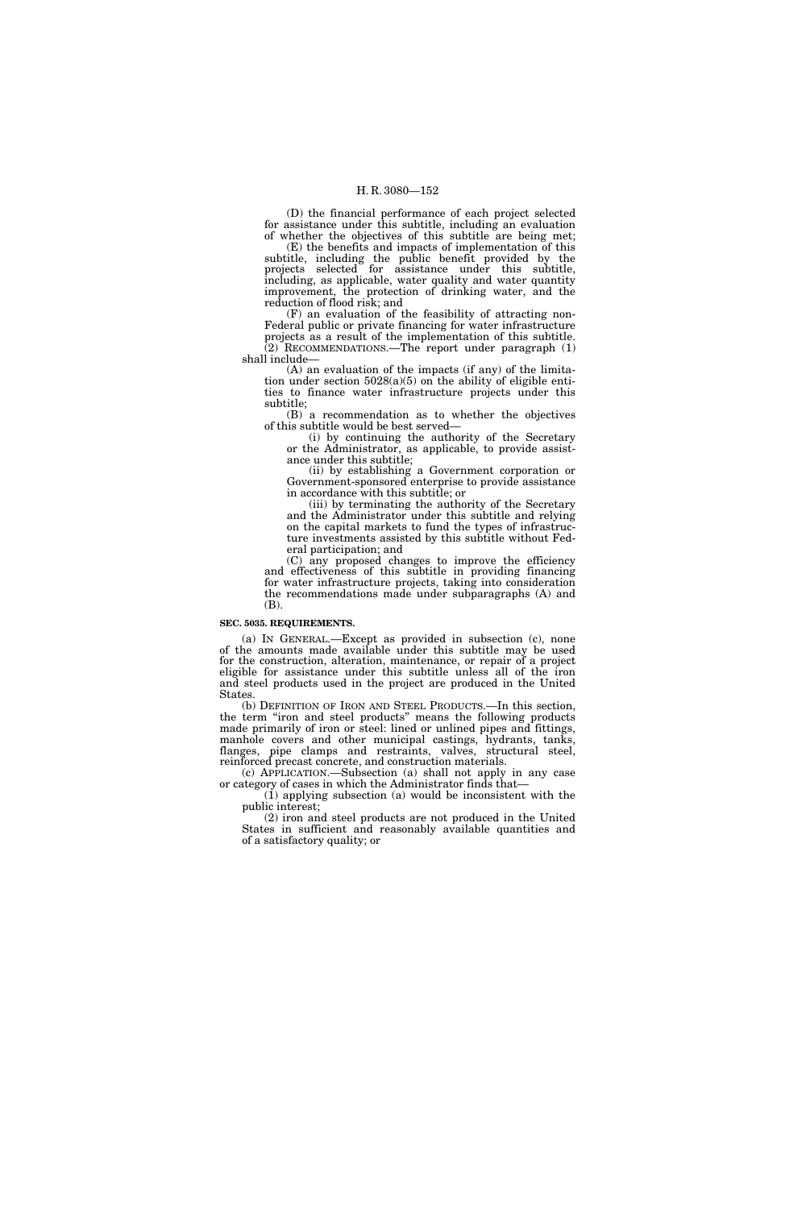(D) the financial performance of each project selected for assistance under this subtitle, including an evaluation of whether the objectives of this subtitle are being met;

(E) the benefits and impacts of implementation of this subtitle, including the public benefit provided by the projects selected for assistance under this subtitle, including, as applicable, water quality and water quantity improvement, the protection of drinking water, and the reduction of flood risk; and

(F) an evaluation of the feasibility of attracting non-Federal public or private financing for water infrastructure projects as a result of the implementation of this subtitle.

(2) RECOMMENDATIONS.—The report under paragraph (1) shall include—

(A) an evaluation of the impacts (if any) of the limitation under section 5028(a)(5) on the ability of eligible entities to finance water infrastructure projects under this subtitle;

(B) a recommendation as to whether the objectives of this subtitle would be best served—

(i) by continuing the authority of the Secretary or the Administrator, as applicable, to provide assistance under this subtitle;

(ii) by establishing a Government corporation or Government-sponsored enterprise to provide assistance in accordance with this subtitle; or

(iii) by terminating the authority of the Secretary and the Administrator under this subtitle and relying on the capital markets to fund the types of infrastructure investments assisted by this subtitle without Federal participation; and

(C) any proposed changes to improve the efficiency and effectiveness of this subtitle in providing financing for water infrastructure projects, taking into consideration the recommendations made under subparagraphs (A) and (B).

**SEC. 5035. REQUIREMENTS.**

(a) IN GENERAL.—Except as provided in subsection (c), none of the amounts made available under this subtitle may be used for the construction, alteration, maintenance, or repair of a project eligible for assistance under this subtitle unless all of the iron and steel products used in the project are produced in the United States.

(b) DEFINITION OF IRON AND STEEL PRODUCTS.—In this section, the term "iron and steel products" means the following products made primarily of iron or steel: lined or unlined pipes and fittings, manhole covers and other municipal castings, hydrants, tanks, flanges, pipe clamps and restraints, valves, structural steel, reinforced precast concrete, and construction materials.

(c) APPLICATION.—Subsection (a) shall not apply in any case or category of cases in which the Administrator finds that—

(1) applying subsection (a) would be inconsistent with the public interest;

(2) iron and steel products are not produced in the United States in sufficient and reasonably available quantities and of a satisfactory quality; or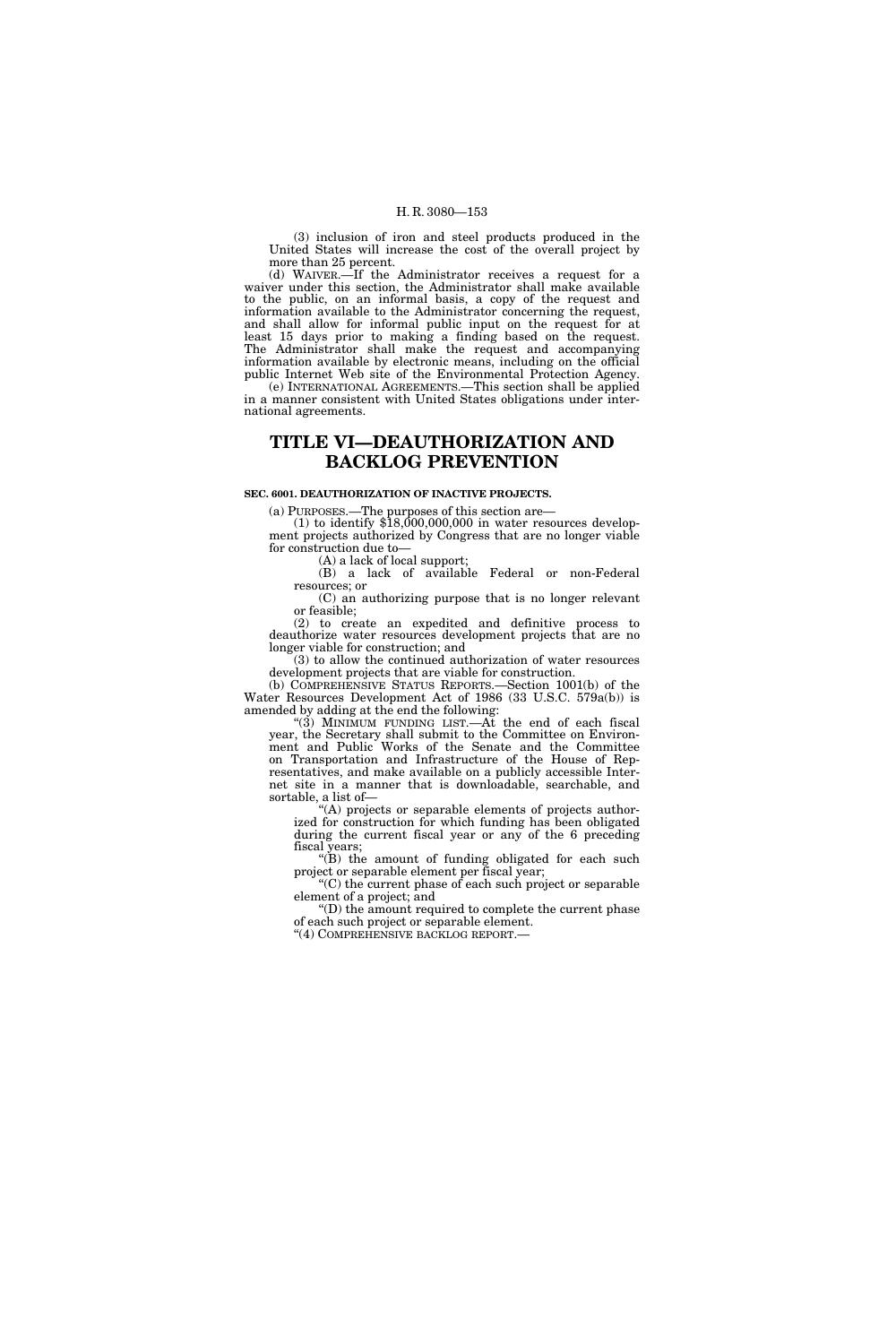(3) inclusion of iron and steel products produced in the United States will increase the cost of the overall project by more than 25 percent.

(d) WAIVER.—If the Administrator receives a request for a waiver under this section, the Administrator shall make available to the public, on an informal basis, a copy of the request and information available to the Administrator concerning the request, and shall allow for informal public input on the request for at least 15 days prior to making a finding based on the request. The Administrator shall make the request and accompanying information available by electronic means, including on the official public Internet Web site of the Environmental Protection Agency.

(e) INTERNATIONAL AGREEMENTS.—This section shall be applied in a manner consistent with United States obligations under international agreements.

# TITLE VI—DEAUTHORIZATION AND BACKLOG PREVENTION

**SEC. 6001. DEAUTHORIZATION OF INACTIVE PROJECTS.**

(a) PURPOSES.—The purposes of this section are—

(1) to identify $18,000,000,000 in water resources development projects authorized by Congress that are no longer viable for construction due to—

(A) a lack of local support;

(B) a lack of available Federal or non-Federal resources; or

(C) an authorizing purpose that is no longer relevant or feasible;

(2) to create an expedited and definitive process to deauthorize water resources development projects that are no longer viable for construction; and

(3) to allow the continued authorization of water resources development projects that are viable for construction.

(b) COMPREHENSIVE STATUS REPORTS.—Section 1001(b) of the Water Resources Development Act of 1986 (33 U.S.C. 579a(b)) is amended by adding at the end the following:

"(3) MINIMUM FUNDING LIST.—At the end of each fiscal year, the Secretary shall submit to the Committee on Environment and Public Works of the Senate and the Committee on Transportation and Infrastructure of the House of Representatives, and make available on a publicly accessible Internet site in a manner that is downloadable, searchable, and sortable, a list of—

"(A) projects or separable elements of projects authorized for construction for which funding has been obligated during the current fiscal year or any of the 6 preceding fiscal years;

"(B) the amount of funding obligated for each such project or separable element per fiscal year;

"(C) the current phase of each such project or separable element of a project; and

"(D) the amount required to complete the current phase of each such project or separable element.

"(4) COMPREHENSIVE BACKLOG REPORT.—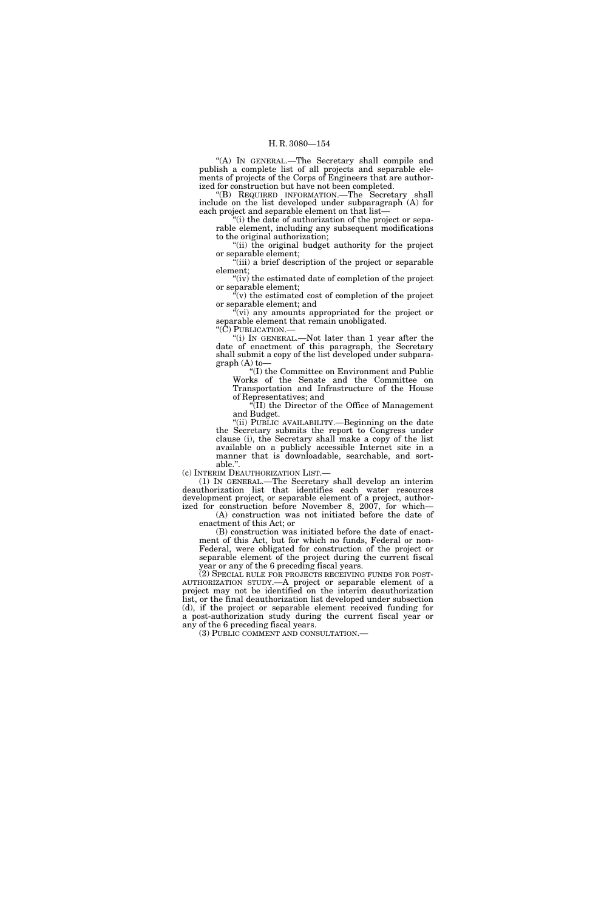"(A) IN GENERAL.—The Secretary shall compile and publish a complete list of all projects and separable elements of projects of the Corps of Engineers that are authorized for construction but have not been completed.

"(B) REQUIRED INFORMATION.—The Secretary shall include on the list developed under subparagraph (A) for each project and separable element on that list—

"(i) the date of authorization of the project or separable element, including any subsequent modifications to the original authorization;

"(ii) the original budget authority for the project or separable element;

"(iii) a brief description of the project or separable element;

"(iv) the estimated date of completion of the project or separable element;

"(v) the estimated cost of completion of the project or separable element; and

"(vi) any amounts appropriated for the project or separable element that remain unobligated.

"(C) PUBLICATION.—

"(i) IN GENERAL.—Not later than 1 year after the date of enactment of this paragraph, the Secretary shall submit a copy of the list developed under subparagraph (A) to—

"(I) the Committee on Environment and Public Works of the Senate and the Committee on Transportation and Infrastructure of the House of Representatives; and

"(II) the Director of the Office of Management and Budget.

"(ii) PUBLIC AVAILABILITY.—Beginning on the date the Secretary submits the report to Congress under clause (i), the Secretary shall make a copy of the list available on a publicly accessible Internet site in a manner that is downloadable, searchable, and sortable.".

(c) INTERIM DEAUTHORIZATION LIST.—

(1) IN GENERAL.—The Secretary shall develop an interim deauthorization list that identifies each water resources development project, or separable element of a project, authorized for construction before November 8, 2007, for which—

(A) construction was not initiated before the date of enactment of this Act; or

(B) construction was initiated before the date of enactment of this Act, but for which no funds, Federal or non-Federal, were obligated for construction of the project or separable element of the project during the current fiscal year or any of the 6 preceding fiscal years.

(2) SPECIAL RULE FOR PROJECTS RECEIVING FUNDS FOR POST-AUTHORIZATION STUDY.—A project or separable element of a project may not be identified on the interim deauthorization list, or the final deauthorization list developed under subsection (d), if the project or separable element received funding for a post-authorization study during the current fiscal year or any of the 6 preceding fiscal years.

(3) PUBLIC COMMENT AND CONSULTATION.—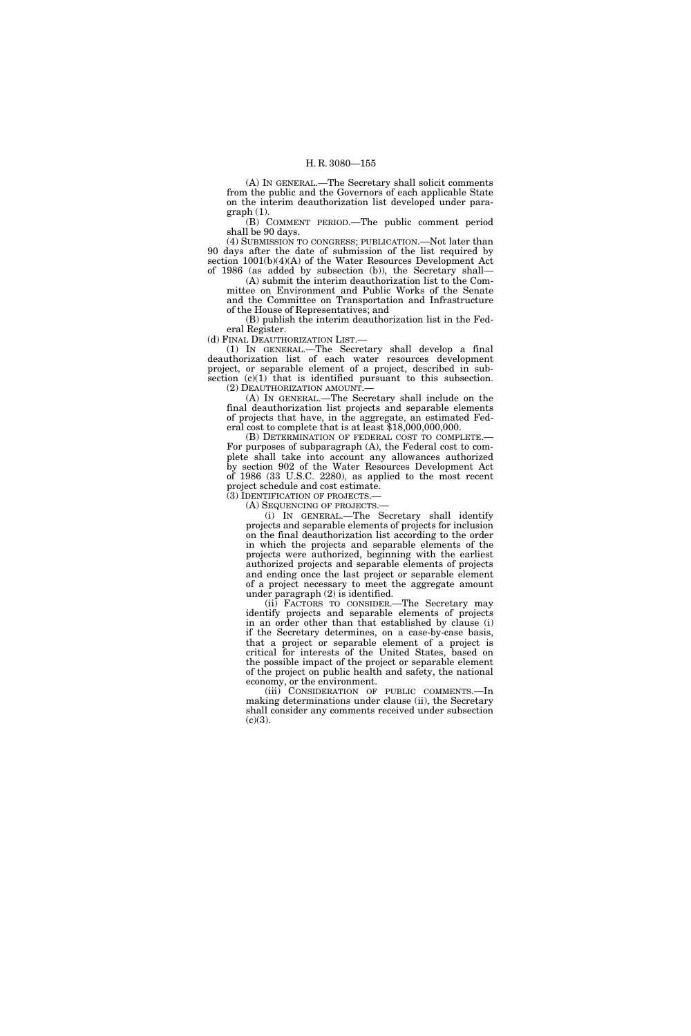(A) IN GENERAL.—The Secretary shall solicit comments from the public and the Governors of each applicable State on the interim deauthorization list developed under paragraph (1).

(B) COMMENT PERIOD.—The public comment period shall be 90 days.

(4) SUBMISSION TO CONGRESS; PUBLICATION.—Not later than 90 days after the date of submission of the list required by section 1001(b)(4)(A) of the Water Resources Development Act of 1986 (as added by subsection (b)), the Secretary shall—

(A) submit the interim deauthorization list to the Committee on Environment and Public Works of the Senate and the Committee on Transportation and Infrastructure of the House of Representatives; and

(B) publish the interim deauthorization list in the Federal Register.

(d) FINAL DEAUTHORIZATION LIST.—

(1) IN GENERAL.—The Secretary shall develop a final deauthorization list of each water resources development project, or separable element of a project, described in subsection (c)(1) that is identified pursuant to this subsection.

(2) DEAUTHORIZATION AMOUNT.—

(A) IN GENERAL.—The Secretary shall include on the final deauthorization list projects and separable elements of projects that have, in the aggregate, an estimated Federal cost to complete that is at least $18,000,000,000.

(B) DETERMINATION OF FEDERAL COST TO COMPLETE.—For purposes of subparagraph (A), the Federal cost to complete shall take into account any allowances authorized by section 902 of the Water Resources Development Act of 1986 (33 U.S.C. 2280), as applied to the most recent project schedule and cost estimate.

(3) IDENTIFICATION OF PROJECTS.—

(A) SEQUENCING OF PROJECTS.—

(i) IN GENERAL.—The Secretary shall identify projects and separable elements of projects for inclusion on the final deauthorization list according to the order in which the projects and separable elements of the projects were authorized, beginning with the earliest authorized projects and separable elements of projects and ending once the last project or separable element of a project necessary to meet the aggregate amount under paragraph (2) is identified.

(ii) FACTORS TO CONSIDER.—The Secretary may identify projects and separable elements of projects in an order other than that established by clause (i) if the Secretary determines, on a case-by-case basis, that a project or separable element of a project is critical for interests of the United States, based on the possible impact of the project or separable element of the project on public health and safety, the national economy, or the environment.

(iii) CONSIDERATION OF PUBLIC COMMENTS.—In making determinations under clause (ii), the Secretary shall consider any comments received under subsection (c)(3).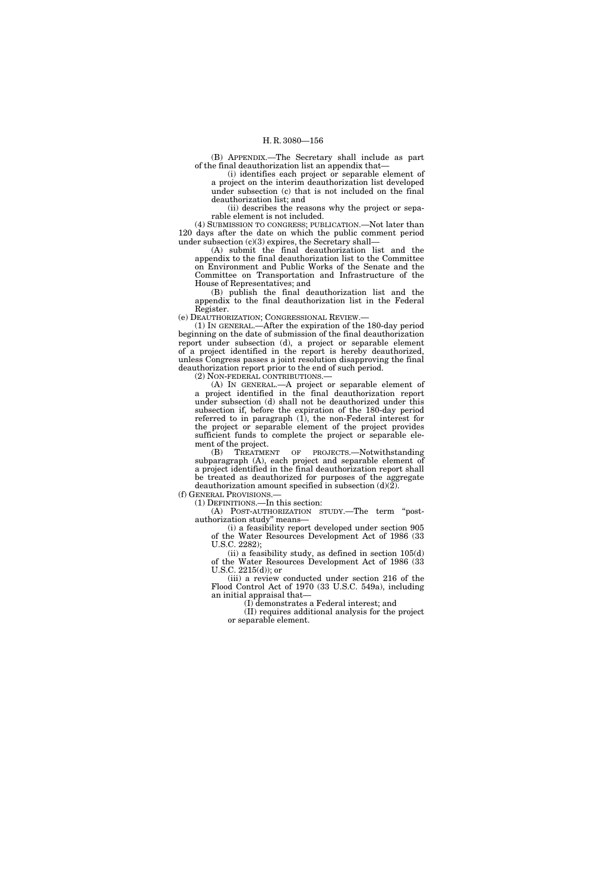(B) APPENDIX.—The Secretary shall include as part of the final deauthorization list an appendix that—

(i) identifies each project or separable element of a project on the interim deauthorization list developed under subsection (c) that is not included on the final deauthorization list; and

(ii) describes the reasons why the project or separable element is not included.

(4) SUBMISSION TO CONGRESS; PUBLICATION.—Not later than 120 days after the date on which the public comment period under subsection (c)(3) expires, the Secretary shall—

(A) submit the final deauthorization list and the appendix to the final deauthorization list to the Committee on Environment and Public Works of the Senate and the Committee on Transportation and Infrastructure of the House of Representatives; and

(B) publish the final deauthorization list and the appendix to the final deauthorization list in the Federal Register.

(e) DEAUTHORIZATION; CONGRESSIONAL REVIEW.—

(1) IN GENERAL.—After the expiration of the 180-day period beginning on the date of submission of the final deauthorization report under subsection (d), a project or separable element of a project identified in the report is hereby deauthorized, unless Congress passes a joint resolution disapproving the final deauthorization report prior to the end of such period.

(2) NON-FEDERAL CONTRIBUTIONS.—

(A) IN GENERAL.—A project or separable element of a project identified in the final deauthorization report under subsection (d) shall not be deauthorized under this subsection if, before the expiration of the 180-day period referred to in paragraph (1), the non-Federal interest for the project or separable element of the project provides sufficient funds to complete the project or separable element of the project.

(B) TREATMENT OF PROJECTS.—Notwithstanding subparagraph (A), each project and separable element of a project identified in the final deauthorization report shall be treated as deauthorized for purposes of the aggregate deauthorization amount specified in subsection (d)(2).

(f) GENERAL PROVISIONS.—

(1) DEFINITIONS.—In this section:

(A) POST-AUTHORIZATION STUDY.—The term "post-authorization study" means—

(i) a feasibility report developed under section 905 of the Water Resources Development Act of 1986 (33 U.S.C. 2282);

(ii) a feasibility study, as defined in section 105(d) of the Water Resources Development Act of 1986 (33 U.S.C. 2215(d)); or

(iii) a review conducted under section 216 of the Flood Control Act of 1970 (33 U.S.C. 549a), including an initial appraisal that—

(I) demonstrates a Federal interest; and

(II) requires additional analysis for the project or separable element.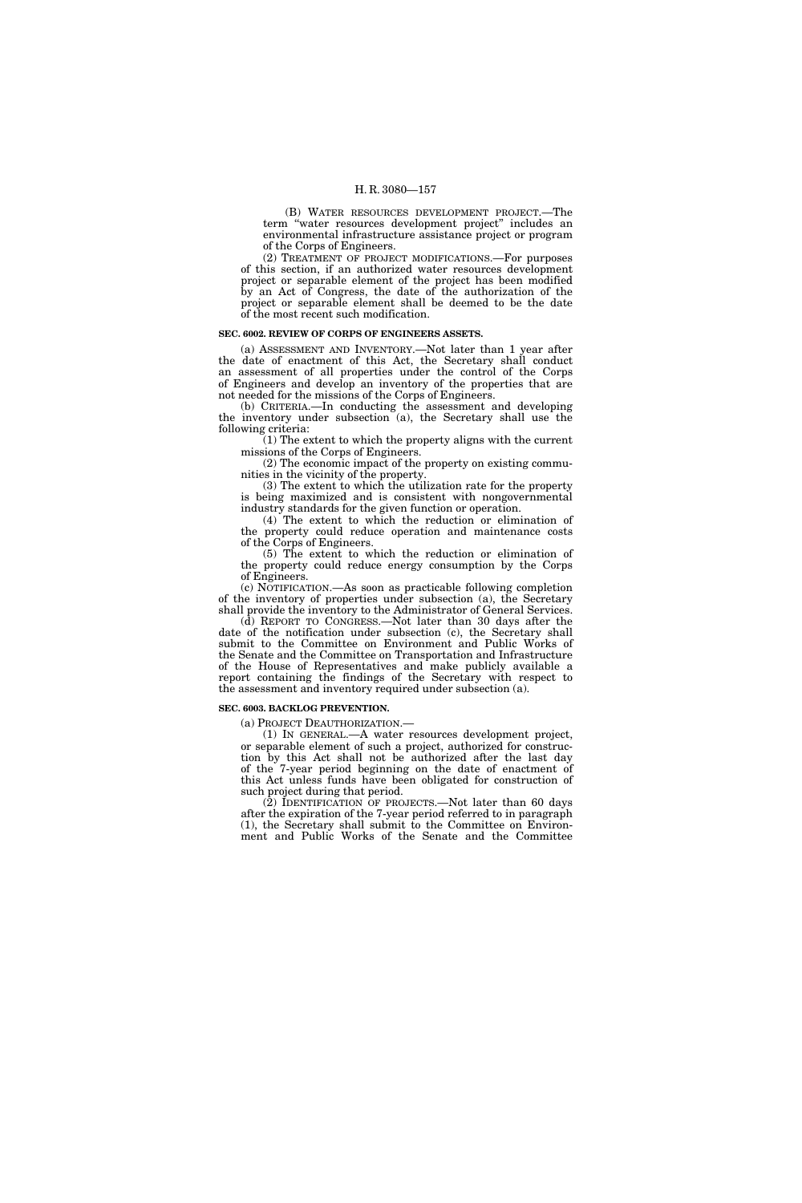(B) WATER RESOURCES DEVELOPMENT PROJECT.—The term "water resources development project" includes an environmental infrastructure assistance project or program of the Corps of Engineers.

(2) TREATMENT OF PROJECT MODIFICATIONS.—For purposes of this section, if an authorized water resources development project or separable element of the project has been modified by an Act of Congress, the date of the authorization of the project or separable element shall be deemed to be the date of the most recent such modification.

**SEC. 6002. REVIEW OF CORPS OF ENGINEERS ASSETS.**

(a) ASSESSMENT AND INVENTORY.—Not later than 1 year after the date of enactment of this Act, the Secretary shall conduct an assessment of all properties under the control of the Corps of Engineers and develop an inventory of the properties that are not needed for the missions of the Corps of Engineers.

(b) CRITERIA.—In conducting the assessment and developing the inventory under subsection (a), the Secretary shall use the following criteria:

(1) The extent to which the property aligns with the current missions of the Corps of Engineers.

(2) The economic impact of the property on existing communities in the vicinity of the property.

(3) The extent to which the utilization rate for the property is being maximized and is consistent with nongovernmental industry standards for the given function or operation.

(4) The extent to which the reduction or elimination of the property could reduce operation and maintenance costs of the Corps of Engineers.

(5) The extent to which the reduction or elimination of the property could reduce energy consumption by the Corps of Engineers.

(c) NOTIFICATION.—As soon as practicable following completion of the inventory of properties under subsection (a), the Secretary shall provide the inventory to the Administrator of General Services.

(d) REPORT TO CONGRESS.—Not later than 30 days after the date of the notification under subsection (c), the Secretary shall submit to the Committee on Environment and Public Works of the Senate and the Committee on Transportation and Infrastructure of the House of Representatives and make publicly available a report containing the findings of the Secretary with respect to the assessment and inventory required under subsection (a).

**SEC. 6003. BACKLOG PREVENTION.**

(a) PROJECT DEAUTHORIZATION.—

(1) IN GENERAL.—A water resources development project, or separable element of such a project, authorized for construction by this Act shall not be authorized after the last day of the 7-year period beginning on the date of enactment of this Act unless funds have been obligated for construction of such project during that period.

(2) IDENTIFICATION OF PROJECTS.—Not later than 60 days after the expiration of the 7-year period referred to in paragraph (1), the Secretary shall submit to the Committee on Environment and Public Works of the Senate and the Committee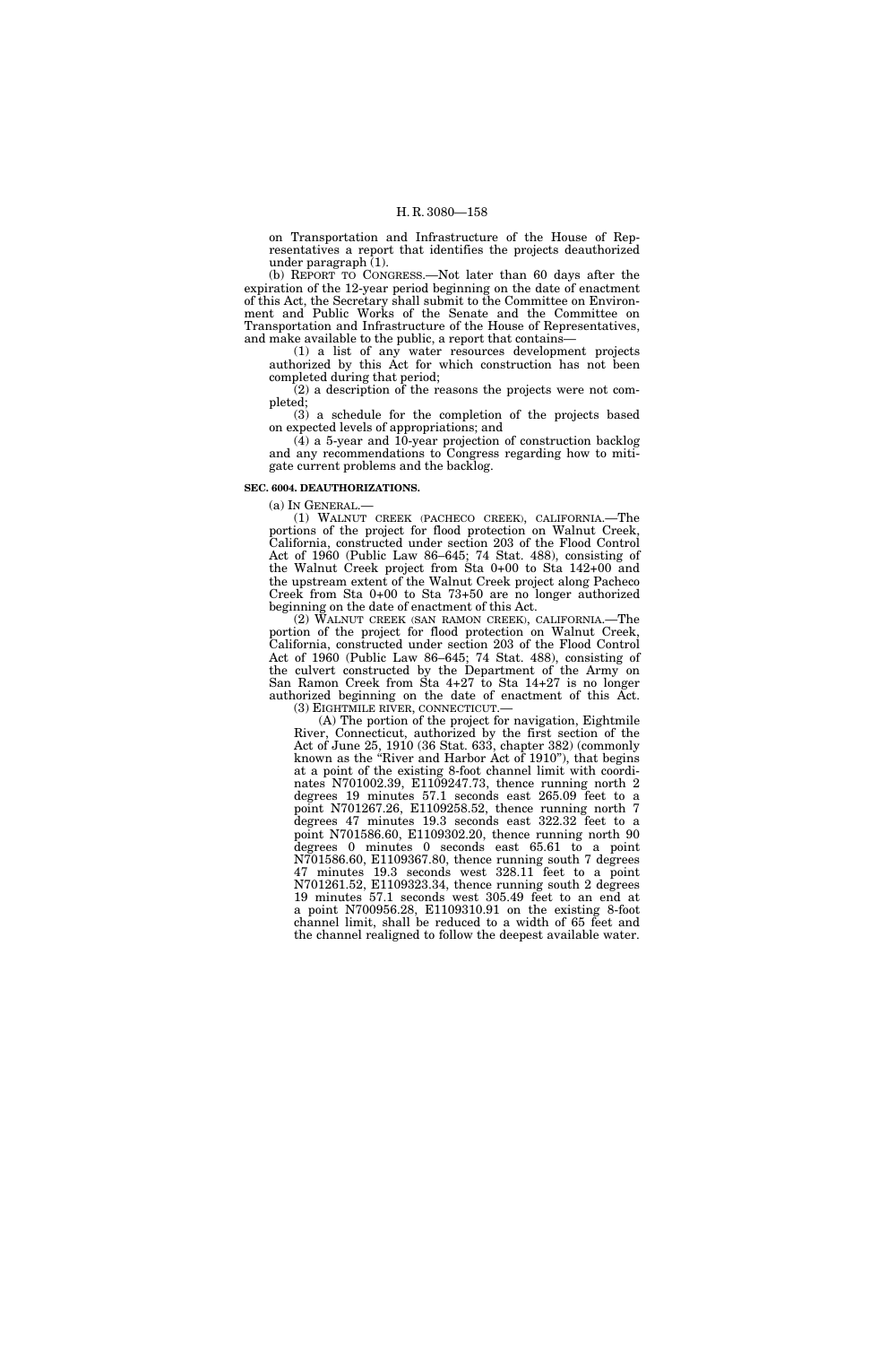on Transportation and Infrastructure of the House of Representatives a report that identifies the projects deauthorized under paragraph (1).

(b) REPORT TO CONGRESS.—Not later than 60 days after the expiration of the 12-year period beginning on the date of enactment of this Act, the Secretary shall submit to the Committee on Environment and Public Works of the Senate and the Committee on Transportation and Infrastructure of the House of Representatives, and make available to the public, a report that contains—

(1) a list of any water resources development projects authorized by this Act for which construction has not been completed during that period;

(2) a description of the reasons the projects were not completed;

(3) a schedule for the completion of the projects based on expected levels of appropriations; and

(4) a 5-year and 10-year projection of construction backlog and any recommendations to Congress regarding how to mitigate current problems and the backlog.

**SEC. 6004. DEAUTHORIZATIONS.**

(a) IN GENERAL.—

(1) WALNUT CREEK (PACHECO CREEK), CALIFORNIA.—The portions of the project for flood protection on Walnut Creek, California, constructed under section 203 of the Flood Control Act of 1960 (Public Law 86–645; 74 Stat. 488), consisting of the Walnut Creek project from Sta 0+00 to Sta 142+00 and the upstream extent of the Walnut Creek project along Pacheco Creek from Sta 0+00 to Sta 73+50 are no longer authorized beginning on the date of enactment of this Act.

(2) WALNUT CREEK (SAN RAMON CREEK), CALIFORNIA.—The portion of the project for flood protection on Walnut Creek, California, constructed under section 203 of the Flood Control Act of 1960 (Public Law 86–645; 74 Stat. 488), consisting of the culvert constructed by the Department of the Army on San Ramon Creek from Sta 4+27 to Sta 14+27 is no longer authorized beginning on the date of enactment of this Act.

(3) EIGHTMILE RIVER, CONNECTICUT.—

(A) The portion of the project for navigation, Eightmile River, Connecticut, authorized by the first section of the Act of June 25, 1910 (36 Stat. 633, chapter 382) (commonly known as the "River and Harbor Act of 1910"), that begins at a point of the existing 8-foot channel limit with coordinates N701002.39, E1109247.73, thence running north 2 degrees 19 minutes 57.1 seconds east 265.09 feet to a point N701267.26, E1109258.52, thence running north 7 degrees 47 minutes 19.3 seconds east 322.32 feet to a point N701586.60, E1109302.20, thence running north 90 degrees 0 minutes 0 seconds east 65.61 to a point N701586.60, E1109367.80, thence running south 7 degrees 47 minutes 19.3 seconds west 328.11 feet to a point N701261.52, E1109323.34, thence running south 2 degrees 19 minutes 57.1 seconds west 305.49 feet to an end at a point N700956.28, E1109310.91 on the existing 8-foot channel limit, shall be reduced to a width of 65 feet and the channel realigned to follow the deepest available water.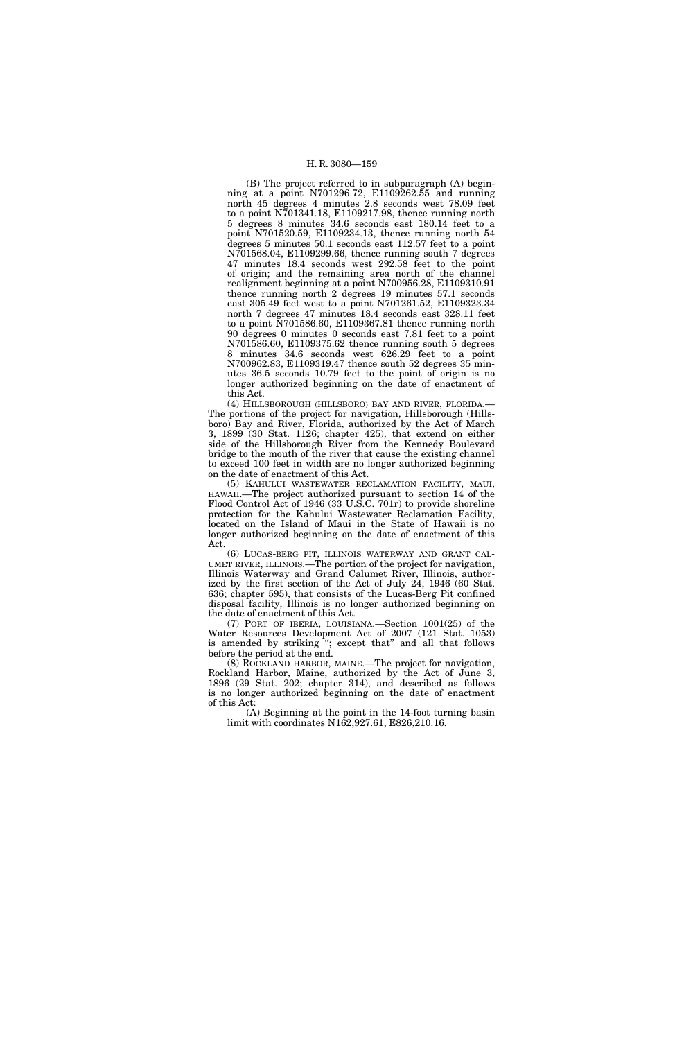(B) The project referred to in subparagraph (A) beginning at a point N701296.72, E1109262.55 and running north 45 degrees 4 minutes 2.8 seconds west 78.09 feet to a point N701341.18, E1109217.98, thence running north 5 degrees 8 minutes 34.6 seconds east 180.14 feet to a point N701520.59, E1109234.13, thence running north 54 degrees 5 minutes 50.1 seconds east 112.57 feet to a point N701568.04, E1109299.66, thence running south 7 degrees 47 minutes 18.4 seconds west 292.58 feet to the point of origin; and the remaining area north of the channel realignment beginning at a point N700956.28, E1109310.91 thence running north 2 degrees 19 minutes 57.1 seconds east 305.49 feet west to a point N701261.52, E1109323.34 north 7 degrees 47 minutes 18.4 seconds east 328.11 feet to a point N701586.60, E1109367.81 thence running north 90 degrees 0 minutes 0 seconds east 7.81 feet to a point N701586.60, E1109375.62 thence running south 5 degrees 8 minutes 34.6 seconds west 626.29 feet to a point N700962.83, E1109319.47 thence south 52 degrees 35 minutes 36.5 seconds 10.79 feet to the point of origin is no longer authorized beginning on the date of enactment of this Act.

(4) HILLSBOROUGH (HILLSBORO) BAY AND RIVER, FLORIDA.—The portions of the project for navigation, Hillsborough (Hillsboro) Bay and River, Florida, authorized by the Act of March 3, 1899 (30 Stat. 1126; chapter 425), that extend on either side of the Hillsborough River from the Kennedy Boulevard bridge to the mouth of the river that cause the existing channel to exceed 100 feet in width are no longer authorized beginning on the date of enactment of this Act.

(5) KAHULUI WASTEWATER RECLAMATION FACILITY, MAUI, HAWAII.—The project authorized pursuant to section 14 of the Flood Control Act of 1946 (33 U.S.C. 701r) to provide shoreline protection for the Kahului Wastewater Reclamation Facility, located on the Island of Maui in the State of Hawaii is no longer authorized beginning on the date of enactment of this Act.

(6) LUCAS-BERG PIT, ILLINOIS WATERWAY AND GRANT CALUMET RIVER, ILLINOIS.—The portion of the project for navigation, Illinois Waterway and Grand Calumet River, Illinois, authorized by the first section of the Act of July 24, 1946 (60 Stat. 636; chapter 595), that consists of the Lucas-Berg Pit confined disposal facility, Illinois is no longer authorized beginning on the date of enactment of this Act.

(7) PORT OF IBERIA, LOUISIANA.—Section 1001(25) of the Water Resources Development Act of 2007 (121 Stat. 1053) is amended by striking "; except that" and all that follows before the period at the end.

(8) ROCKLAND HARBOR, MAINE.—The project for navigation, Rockland Harbor, Maine, authorized by the Act of June 3, 1896 (29 Stat. 202; chapter 314), and described as follows is no longer authorized beginning on the date of enactment of this Act:

(A) Beginning at the point in the 14-foot turning basin limit with coordinates N162,927.61, E826,210.16.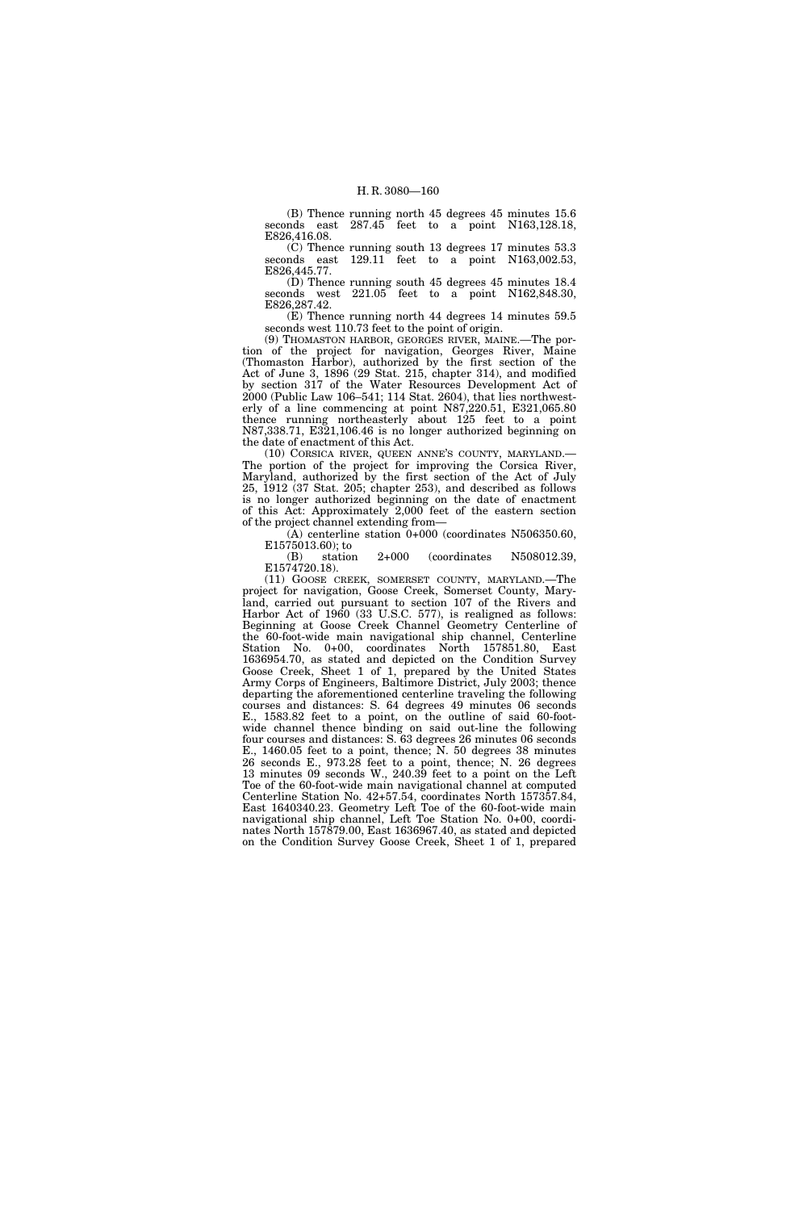(B) Thence running north 45 degrees 45 minutes 15.6 seconds east 287.45 feet to a point N163,128.18, E826,416.08.

(C) Thence running south 13 degrees 17 minutes 53.3 seconds east 129.11 feet to a point N163,002.53, E826,445.77.

(D) Thence running south 45 degrees 45 minutes 18.4 seconds west 221.05 feet to a point N162,848.30, E826,287.42.

(E) Thence running north 44 degrees 14 minutes 59.5 seconds west 110.73 feet to the point of origin.

(9) THOMASTON HARBOR, GEORGES RIVER, MAINE.—The portion of the project for navigation, Georges River, Maine (Thomaston Harbor), authorized by the first section of the Act of June 3, 1896 (29 Stat. 215, chapter 314), and modified by section 317 of the Water Resources Development Act of 2000 (Public Law 106–541; 114 Stat. 2604), that lies northwesterly of a line commencing at point N87,220.51, E321,065.80 thence running northeasterly about 125 feet to a point N87,338.71, E321,106.46 is no longer authorized beginning on the date of enactment of this Act.

(10) CORSICA RIVER, QUEEN ANNE'S COUNTY, MARYLAND.—The portion of the project for improving the Corsica River, Maryland, authorized by the first section of the Act of July 25, 1912 (37 Stat. 205; chapter 253), and described as follows is no longer authorized beginning on the date of enactment of this Act: Approximately 2,000 feet of the eastern section of the project channel extending from—

(A) centerline station 0+000 (coordinates N506350.60, E1575013.60); to

(B) station 2+000 (coordinates N508012.39, E1574720.18).

(11) GOOSE CREEK, SOMERSET COUNTY, MARYLAND.—The project for navigation, Goose Creek, Somerset County, Maryland, carried out pursuant to section 107 of the Rivers and Harbor Act of 1960 (33 U.S.C. 577), is realigned as follows: Beginning at Goose Creek Channel Geometry Centerline of the 60-foot-wide main navigational ship channel, Centerline Station No. 0+00, coordinates North 157851.80, East 1636954.70, as stated and depicted on the Condition Survey Goose Creek, Sheet 1 of 1, prepared by the United States Army Corps of Engineers, Baltimore District, July 2003; thence departing the aforementioned centerline traveling the following courses and distances: S. 64 degrees 49 minutes 06 seconds E., 1583.82 feet to a point, on the outline of said 60-foot-wide channel thence binding on said out-line the following four courses and distances: S. 63 degrees 26 minutes 06 seconds E., 1460.05 feet to a point, thence; N. 50 degrees 38 minutes 26 seconds E., 973.28 feet to a point, thence; N. 26 degrees 13 minutes 09 seconds W., 240.39 feet to a point on the Left Toe of the 60-foot-wide main navigational channel at computed Centerline Station No. 42+57.54, coordinates North 157357.84, East 1640340.23. Geometry Left Toe of the 60-foot-wide main navigational ship channel, Left Toe Station No. 0+00, coordinates North 157879.00, East 1636967.40, as stated and depicted on the Condition Survey Goose Creek, Sheet 1 of 1, prepared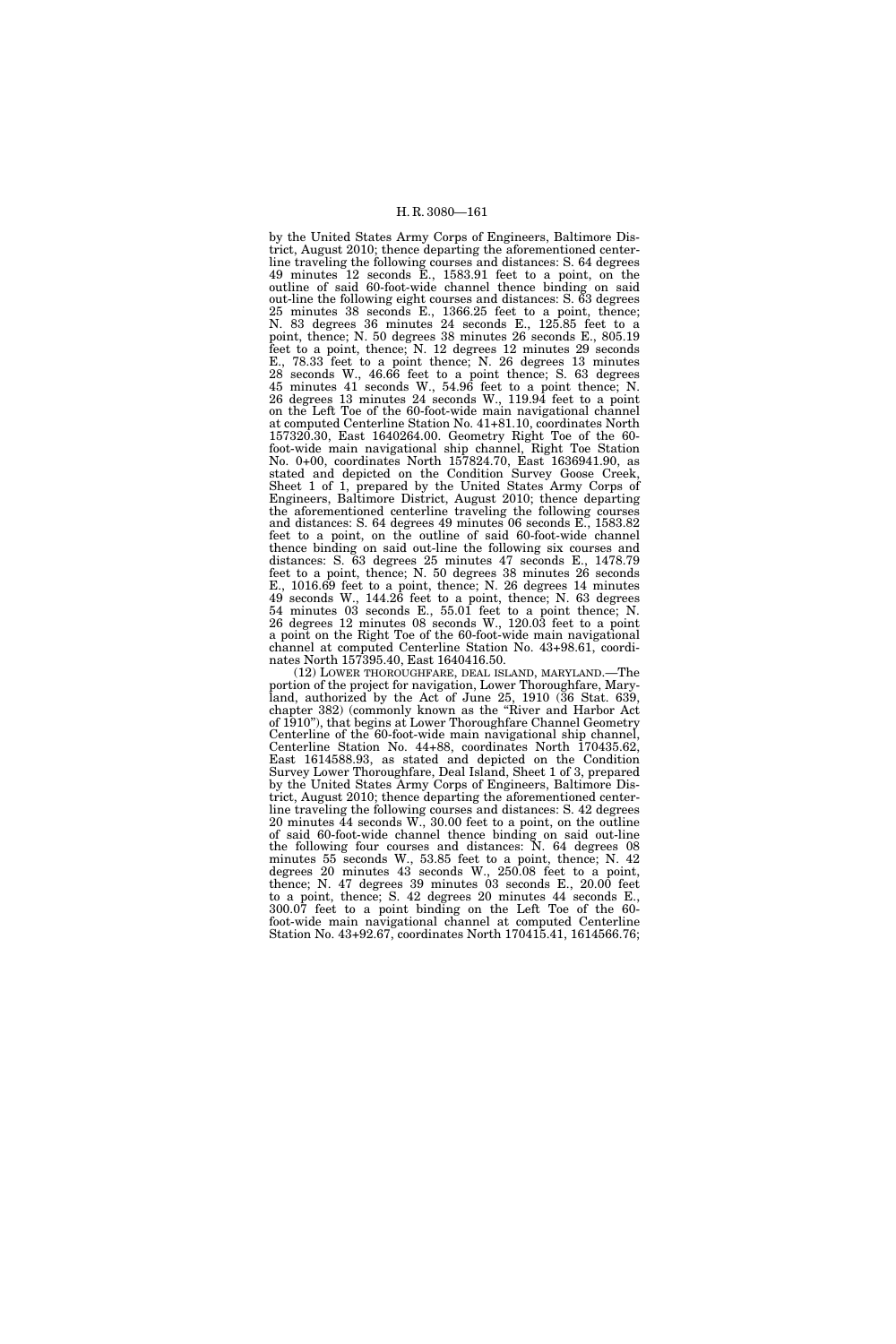by the United States Army Corps of Engineers, Baltimore District, August 2010; thence departing the aforementioned centerline traveling the following courses and distances: S. 64 degrees 49 minutes 12 seconds E., 1583.91 feet to a point, on the outline of said 60-foot-wide channel thence binding on said out-line the following eight courses and distances: S. 63 degrees 25 minutes 38 seconds E., 1366.25 feet to a point, thence; N. 83 degrees 36 minutes 24 seconds E., 125.85 feet to a point, thence; N. 50 degrees 38 minutes 26 seconds E., 805.19 feet to a point, thence; N. 12 degrees 12 minutes 29 seconds E., 78.33 feet to a point thence; N. 26 degrees 13 minutes 28 seconds W., 46.66 feet to a point thence; S. 63 degrees 45 minutes 41 seconds W., 54.96 feet to a point thence; N. 26 degrees 13 minutes 24 seconds W., 119.94 feet to a point on the Left Toe of the 60-foot-wide main navigational channel at computed Centerline Station No. 41+81.10, coordinates North 157320.30, East 1640264.00. Geometry Right Toe of the 60-foot-wide main navigational ship channel, Right Toe Station No. 0+00, coordinates North 157824.70, East 1636941.90, as stated and depicted on the Condition Survey Goose Creek, Sheet 1 of 1, prepared by the United States Army Corps of Engineers, Baltimore District, August 2010; thence departing the aforementioned centerline traveling the following courses and distances: S. 64 degrees 49 minutes 06 seconds E., 1583.82 feet to a point, on the outline of said 60-foot-wide channel thence binding on said out-line the following six courses and distances: S. 63 degrees 25 minutes 47 seconds E., 1478.79 feet to a point, thence; N. 50 degrees 38 minutes 26 seconds E., 1016.69 feet to a point, thence; N. 26 degrees 14 minutes 49 seconds W., 144.26 feet to a point, thence; N. 63 degrees 54 minutes 03 seconds E., 55.01 feet to a point thence; N. 26 degrees 12 minutes 08 seconds W., 120.03 feet to a point a point on the Right Toe of the 60-foot-wide main navigational channel at computed Centerline Station No. 43+98.61, coordinates North 157395.40, East 1640416.50.

(12) LOWER THOROUGHFARE, DEAL ISLAND, MARYLAND.—The portion of the project for navigation, Lower Thoroughfare, Maryland, authorized by the Act of June 25, 1910 (36 Stat. 639, chapter 382) (commonly known as the "River and Harbor Act of 1910"), that begins at Lower Thoroughfare Channel Geometry Centerline of the 60-foot-wide main navigational ship channel, Centerline Station No. 44+88, coordinates North 170435.62, East 1614588.93, as stated and depicted on the Condition Survey Lower Thoroughfare, Deal Island, Sheet 1 of 3, prepared by the United States Army Corps of Engineers, Baltimore District, August 2010; thence departing the aforementioned centerline traveling the following courses and distances: S. 42 degrees 20 minutes 44 seconds W., 30.00 feet to a point, on the outline of said 60-foot-wide channel thence binding on said out-line the following four courses and distances: N. 64 degrees 08 minutes 55 seconds W., 53.85 feet to a point, thence; N. 42 degrees 20 minutes 43 seconds W., 250.08 feet to a point, thence; N. 47 degrees 39 minutes 03 seconds E., 20.00 feet to a point, thence; S. 42 degrees 20 minutes 44 seconds E., 300.07 feet to a point binding on the Left Toe of the 60-foot-wide main navigational channel at computed Centerline Station No. 43+92.67, coordinates North 170415.41, 1614566.76;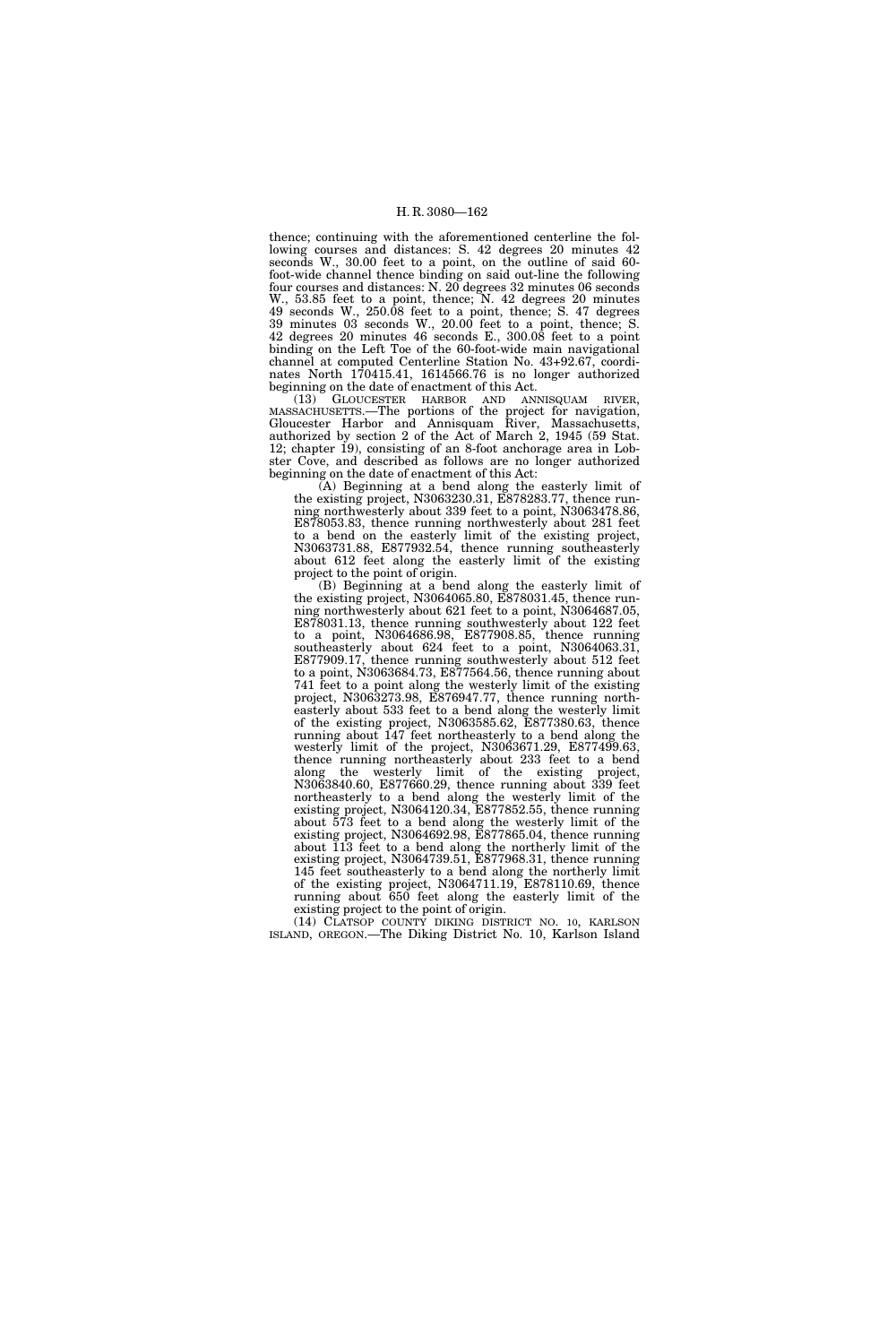thence; continuing with the aforementioned centerline the following courses and distances: S. 42 degrees 20 minutes 42 seconds W., 30.00 feet to a point, on the outline of said 60-foot-wide channel thence binding on said out-line the following four courses and distances: N. 20 degrees 32 minutes 06 seconds W., 53.85 feet to a point, thence; N. 42 degrees 20 minutes 49 seconds W., 250.08 feet to a point, thence; S. 47 degrees 39 minutes 03 seconds W., 20.00 feet to a point, thence; S. 42 degrees 20 minutes 46 seconds E., 300.08 feet to a point binding on the Left Toe of the 60-foot-wide main navigational channel at computed Centerline Station No. 43+92.67, coordinates North 170415.41, 1614566.76 is no longer authorized beginning on the date of enactment of this Act.

(13) GLOUCESTER HARBOR AND ANNISQUAM RIVER, MASSACHUSETTS.—The portions of the project for navigation, Gloucester Harbor and Annisquam River, Massachusetts, authorized by section 2 of the Act of March 2, 1945 (59 Stat. 12; chapter 19), consisting of an 8-foot anchorage area in Lobster Cove, and described as follows are no longer authorized beginning on the date of enactment of this Act:

(A) Beginning at a bend along the easterly limit of the existing project, N3063230.31, E878283.77, thence running northwesterly about 339 feet to a point, N3063478.86, E878053.83, thence running northwesterly about 281 feet to a bend on the easterly limit of the existing project, N3063731.88, E877932.54, thence running southeasterly about 612 feet along the easterly limit of the existing project to the point of origin.

(B) Beginning at a bend along the easterly limit of the existing project, N3064065.80, E878031.45, thence running northwesterly about 621 feet to a point, N3064687.05, E878031.13, thence running southwesterly about 122 feet to a point, N3064686.98, E877908.85, thence running southeasterly about 624 feet to a point, N3064063.31, E877909.17, thence running southwesterly about 512 feet to a point, N3063684.73, E877564.56, thence running about 741 feet to a point along the westerly limit of the existing project, N3063273.98, E876947.77, thence running northeasterly about 533 feet to a bend along the westerly limit of the existing project, N3063585.62, E877380.63, thence running about 147 feet northeasterly to a bend along the westerly limit of the project, N3063671.29, E877499.63, thence running northeasterly about 233 feet to a bend along the westerly limit of the existing project, N3063840.60, E877660.29, thence running about 339 feet northeasterly to a bend along the westerly limit of the existing project, N3064120.34, E877852.55, thence running about 573 feet to a bend along the westerly limit of the existing project, N3064692.98, E877865.04, thence running about 113 feet to a bend along the northerly limit of the existing project, N3064739.51, E877968.31, thence running 145 feet southeasterly to a bend along the northerly limit of the existing project, N3064711.19, E878110.69, thence running about 650 feet along the easterly limit of the existing project to the point of origin.

(14) CLATSOP COUNTY DIKING DISTRICT NO. 10, KARLSON ISLAND, OREGON.—The Diking District No. 10, Karlson Island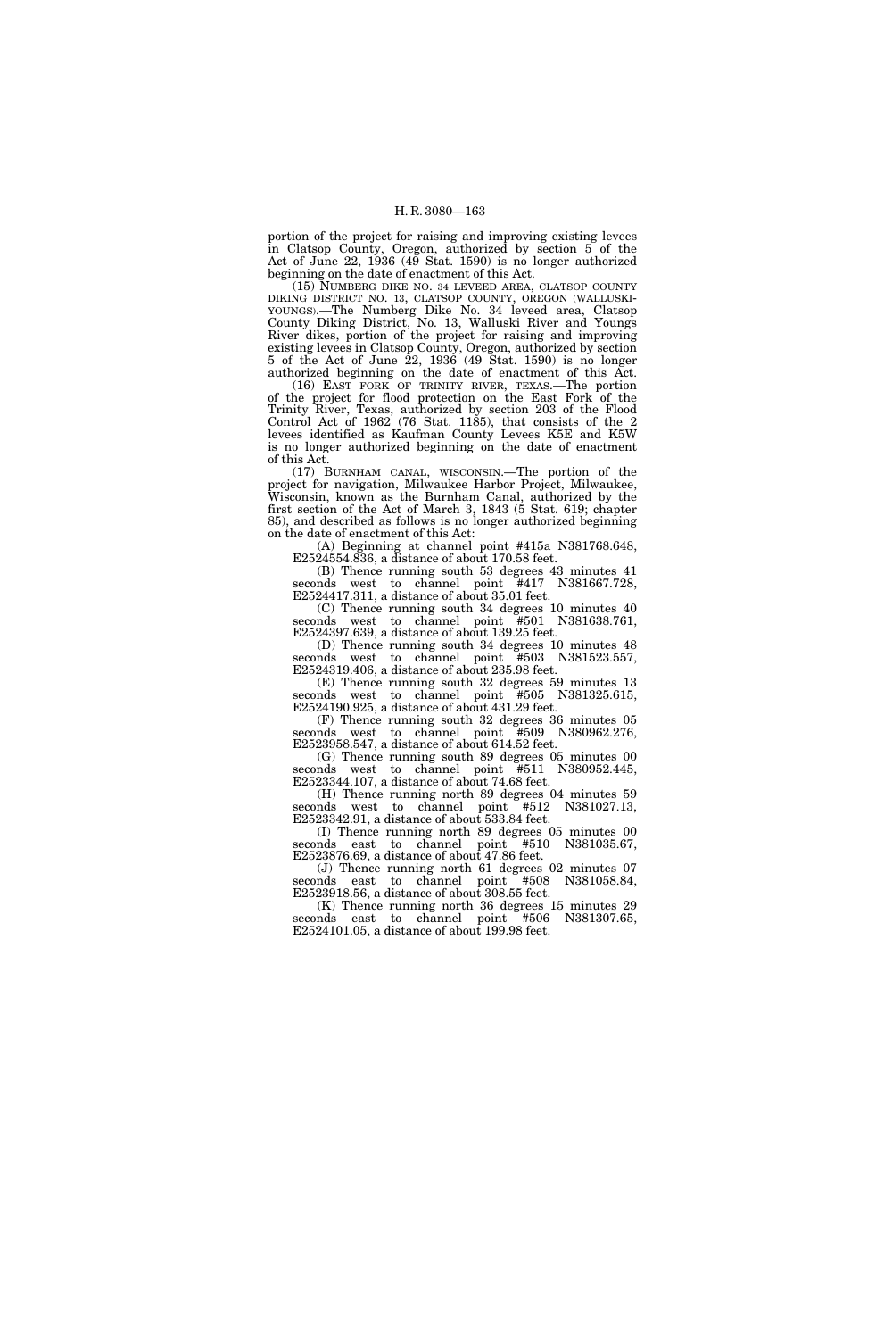portion of the project for raising and improving existing levees in Clatsop County, Oregon, authorized by section 5 of the Act of June 22, 1936 (49 Stat. 1590) is no longer authorized beginning on the date of enactment of this Act.

(15) NUMBERG DIKE NO. 34 LEVEED AREA, CLATSOP COUNTY DIKING DISTRICT NO. 13, CLATSOP COUNTY, OREGON (WALLUSKI-YOUNGS).—The Numberg Dike No. 34 leveed area, Clatsop County Diking District, No. 13, Walluski River and Youngs River dikes, portion of the project for raising and improving existing levees in Clatsop County, Oregon, authorized by section 5 of the Act of June 22, 1936 (49 Stat. 1590) is no longer authorized beginning on the date of enactment of this Act.

(16) EAST FORK OF TRINITY RIVER, TEXAS.—The portion of the project for flood protection on the East Fork of the Trinity River, Texas, authorized by section 203 of the Flood Control Act of 1962 (76 Stat. 1185), that consists of the 2 levees identified as Kaufman County Levees K5E and K5W is no longer authorized beginning on the date of enactment of this Act.

(17) BURNHAM CANAL, WISCONSIN.—The portion of the project for navigation, Milwaukee Harbor Project, Milwaukee, Wisconsin, known as the Burnham Canal, authorized by the first section of the Act of March 3, 1843 (5 Stat. 619; chapter 85), and described as follows is no longer authorized beginning on the date of enactment of this Act:

(A) Beginning at channel point #415a N381768.648, E2524554.836, a distance of about 170.58 feet.

(B) Thence running south 53 degrees 43 minutes 41 seconds west to channel point #417 N381667.728, E2524417.311, a distance of about 35.01 feet.

(C) Thence running south 34 degrees 10 minutes 40 seconds west to channel point #501 N381638.761, E2524397.639, a distance of about 139.25 feet.

(D) Thence running south 34 degrees 10 minutes 48 seconds west to channel point #503 N381523.557, E2524319.406, a distance of about 235.98 feet.

(E) Thence running south 32 degrees 59 minutes 13 seconds west to channel point #505 N381325.615, E2524190.925, a distance of about 431.29 feet.

(F) Thence running south 32 degrees 36 minutes 05 seconds west to channel point #509 N380962.276, E2523958.547, a distance of about 614.52 feet.

(G) Thence running south 89 degrees 05 minutes 00 seconds west to channel point #511 N380952.445, E2523344.107, a distance of about 74.68 feet.

(H) Thence running north 89 degrees 04 minutes 59 seconds west to channel point #512 N381027.13, E2523342.91, a distance of about 533.84 feet.

(I) Thence running north 89 degrees 05 minutes 00 seconds east to channel point #510 N381035.67, E2523876.69, a distance of about 47.86 feet.

(J) Thence running north 61 degrees 02 minutes 07 seconds east to channel point #508 N381058.84, E2523918.56, a distance of about 308.55 feet.

(K) Thence running north 36 degrees 15 minutes 29 seconds east to channel point #506 N381307.65, E2524101.05, a distance of about 199.98 feet.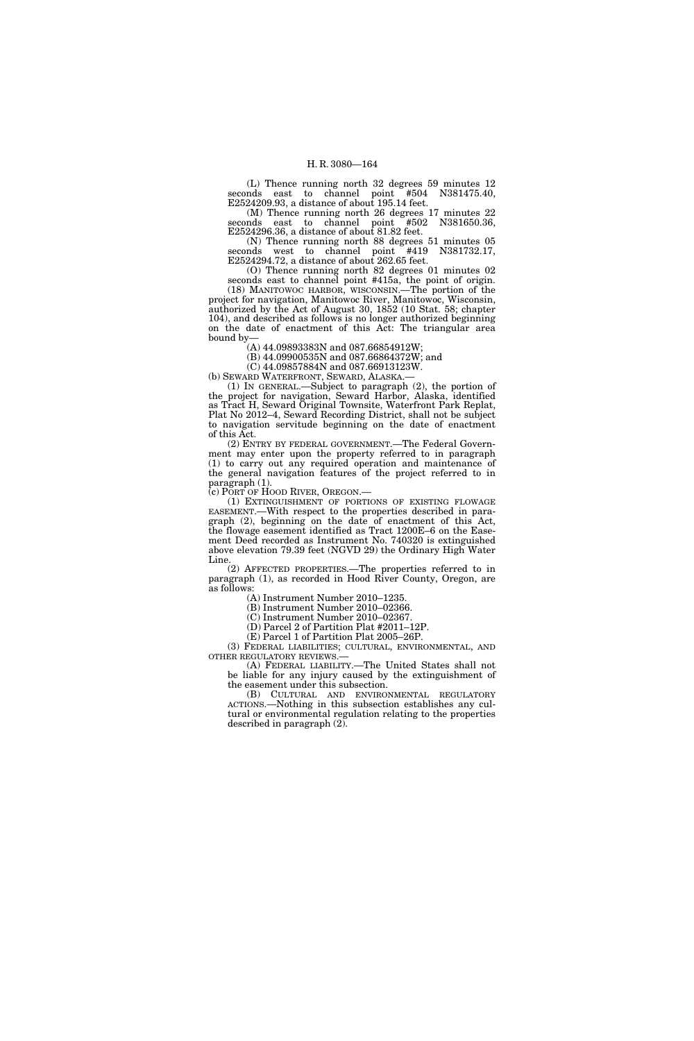(L) Thence running north 32 degrees 59 minutes 12 seconds east to channel point #504 N381475.40, E2524209.93, a distance of about 195.14 feet.

(M) Thence running north 26 degrees 17 minutes 22 seconds east to channel point #502 N381650.36, E2524296.36, a distance of about 81.82 feet.

(N) Thence running north 88 degrees 51 minutes 05 seconds west to channel point #419 N381732.17, E2524294.72, a distance of about 262.65 feet.

(O) Thence running north 82 degrees 01 minutes 02 seconds east to channel point #415a, the point of origin.

(18) MANITOWOC HARBOR, WISCONSIN.—The portion of the project for navigation, Manitowoc River, Manitowoc, Wisconsin, authorized by the Act of August 30, 1852 (10 Stat. 58; chapter 104), and described as follows is no longer authorized beginning on the date of enactment of this Act: The triangular area bound by—

(A) 44.09893383N and 087.66854912W;

(B) 44.09900535N and 087.66864372W; and

(C) 44.09857884N and 087.66913123W.

(b) SEWARD WATERFRONT, SEWARD, ALASKA.—

(1) IN GENERAL.—Subject to paragraph (2), the portion of the project for navigation, Seward Harbor, Alaska, identified as Tract H, Seward Original Townsite, Waterfront Park Replat, Plat No 2012–4, Seward Recording District, shall not be subject to navigation servitude beginning on the date of enactment of this Act.

(2) ENTRY BY FEDERAL GOVERNMENT.—The Federal Government may enter upon the property referred to in paragraph (1) to carry out any required operation and maintenance of the general navigation features of the project referred to in paragraph (1).

(c) PORT OF HOOD RIVER, OREGON.—

(1) EXTINGUISHMENT OF PORTIONS OF EXISTING FLOWAGE EASEMENT.—With respect to the properties described in paragraph (2), beginning on the date of enactment of this Act, the flowage easement identified as Tract 1200E–6 on the Easement Deed recorded as Instrument No. 740320 is extinguished above elevation 79.39 feet (NGVD 29) the Ordinary High Water Line.

(2) AFFECTED PROPERTIES.—The properties referred to in paragraph (1), as recorded in Hood River County, Oregon, are as follows:

(A) Instrument Number 2010–1235.

(B) Instrument Number 2010–02366.

(C) Instrument Number 2010–02367.

(D) Parcel 2 of Partition Plat #2011–12P.

(E) Parcel 1 of Partition Plat 2005–26P.

(3) FEDERAL LIABILITIES; CULTURAL, ENVIRONMENTAL, AND OTHER REGULATORY REVIEWS.—

(A) FEDERAL LIABILITY.—The United States shall not be liable for any injury caused by the extinguishment of the easement under this subsection.

(B) CULTURAL AND ENVIRONMENTAL REGULATORY ACTIONS.—Nothing in this subsection establishes any cultural or environmental regulation relating to the properties described in paragraph (2).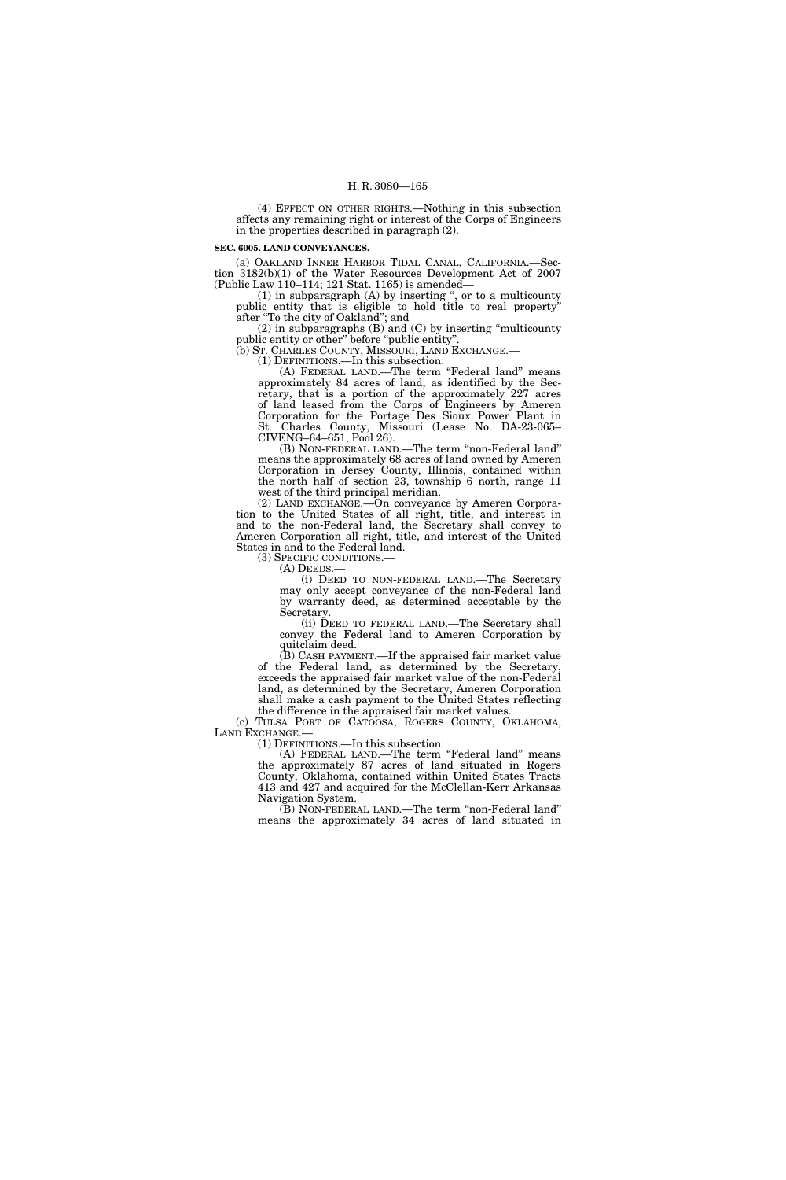(4) EFFECT ON OTHER RIGHTS.—Nothing in this subsection affects any remaining right or interest of the Corps of Engineers in the properties described in paragraph (2).

**SEC. 6005. LAND CONVEYANCES.**

(a) OAKLAND INNER HARBOR TIDAL CANAL, CALIFORNIA.—Section 3182(b)(1) of the Water Resources Development Act of 2007 (Public Law 110–114; 121 Stat. 1165) is amended—

(1) in subparagraph (A) by inserting ", or to a multicounty public entity that is eligible to hold title to real property" after "To the city of Oakland"; and

(2) in subparagraphs (B) and (C) by inserting "multicounty public entity or other" before "public entity".

(b) ST. CHARLES COUNTY, MISSOURI, LAND EXCHANGE.—

(1) DEFINITIONS.—In this subsection:

(A) FEDERAL LAND.—The term "Federal land" means approximately 84 acres of land, as identified by the Secretary, that is a portion of the approximately 227 acres of land leased from the Corps of Engineers by Ameren Corporation for the Portage Des Sioux Power Plant in St. Charles County, Missouri (Lease No. DA-23-065–CIVENG–64–651, Pool 26).

(B) NON-FEDERAL LAND.—The term "non-Federal land" means the approximately 68 acres of land owned by Ameren Corporation in Jersey County, Illinois, contained within the north half of section 23, township 6 north, range 11 west of the third principal meridian.

(2) LAND EXCHANGE.—On conveyance by Ameren Corporation to the United States of all right, title, and interest in and to the non-Federal land, the Secretary shall convey to Ameren Corporation all right, title, and interest of the United States in and to the Federal land.

(3) SPECIFIC CONDITIONS.—

(A) DEEDS.—

(i) DEED TO NON-FEDERAL LAND.—The Secretary may only accept conveyance of the non-Federal land by warranty deed, as determined acceptable by the Secretary.

(ii) DEED TO FEDERAL LAND.—The Secretary shall convey the Federal land to Ameren Corporation by quitclaim deed.

(B) CASH PAYMENT.—If the appraised fair market value of the Federal land, as determined by the Secretary, exceeds the appraised fair market value of the non-Federal land, as determined by the Secretary, Ameren Corporation shall make a cash payment to the United States reflecting the difference in the appraised fair market values.

(c) TULSA PORT OF CATOOSA, ROGERS COUNTY, OKLAHOMA, LAND EXCHANGE.—

(1) DEFINITIONS.—In this subsection:

(A) FEDERAL LAND.—The term "Federal land" means the approximately 87 acres of land situated in Rogers County, Oklahoma, contained within United States Tracts 413 and 427 and acquired for the McClellan-Kerr Arkansas Navigation System.

(B) NON-FEDERAL LAND.—The term "non-Federal land" means the approximately 34 acres of land situated in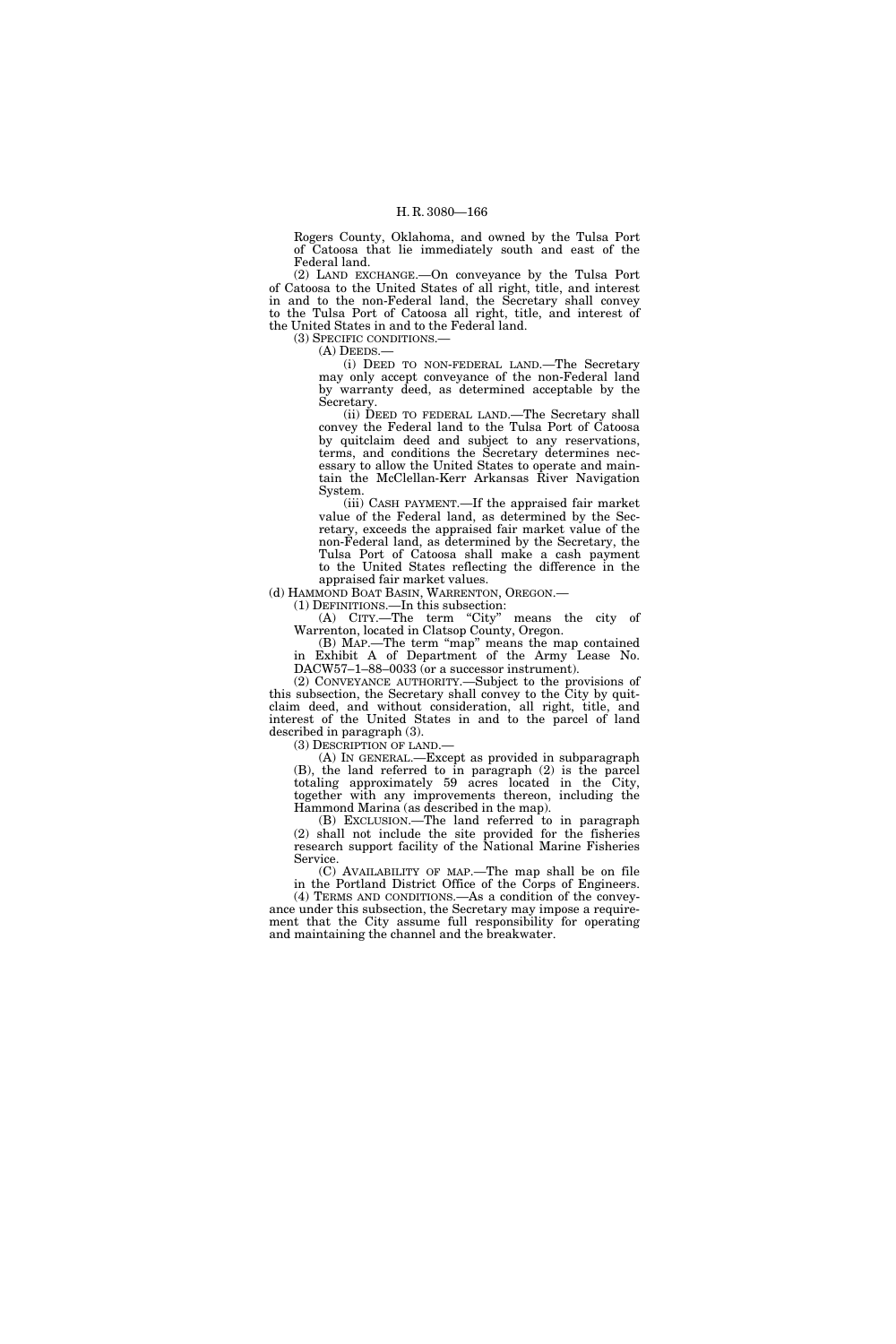Rogers County, Oklahoma, and owned by the Tulsa Port of Catoosa that lie immediately south and east of the Federal land.

(2) LAND EXCHANGE.—On conveyance by the Tulsa Port of Catoosa to the United States of all right, title, and interest in and to the non-Federal land, the Secretary shall convey to the Tulsa Port of Catoosa all right, title, and interest of the United States in and to the Federal land.

(3) SPECIFIC CONDITIONS.—

(A) DEEDS.—

(i) DEED TO NON-FEDERAL LAND.—The Secretary may only accept conveyance of the non-Federal land by warranty deed, as determined acceptable by the Secretary.

(ii) DEED TO FEDERAL LAND.—The Secretary shall convey the Federal land to the Tulsa Port of Catoosa by quitclaim deed and subject to any reservations, terms, and conditions the Secretary determines necessary to allow the United States to operate and maintain the McClellan-Kerr Arkansas River Navigation System.

(iii) CASH PAYMENT.—If the appraised fair market value of the Federal land, as determined by the Secretary, exceeds the appraised fair market value of the non-Federal land, as determined by the Secretary, the Tulsa Port of Catoosa shall make a cash payment to the United States reflecting the difference in the appraised fair market values.

(d) HAMMOND BOAT BASIN, WARRENTON, OREGON.—

(1) DEFINITIONS.—In this subsection:

(A) CITY.—The term "City" means the city of Warrenton, located in Clatsop County, Oregon.

(B) MAP.—The term "map" means the map contained in Exhibit A of Department of the Army Lease No. DACW57–1–88–0033 (or a successor instrument).

(2) CONVEYANCE AUTHORITY.—Subject to the provisions of this subsection, the Secretary shall convey to the City by quitclaim deed, and without consideration, all right, title, and interest of the United States in and to the parcel of land described in paragraph (3).

(3) DESCRIPTION OF LAND.—

(A) IN GENERAL.—Except as provided in subparagraph (B), the land referred to in paragraph (2) is the parcel totaling approximately 59 acres located in the City, together with any improvements thereon, including the Hammond Marina (as described in the map).

(B) EXCLUSION.—The land referred to in paragraph (2) shall not include the site provided for the fisheries research support facility of the National Marine Fisheries Service.

(C) AVAILABILITY OF MAP.—The map shall be on file in the Portland District Office of the Corps of Engineers.

(4) TERMS AND CONDITIONS.—As a condition of the conveyance under this subsection, the Secretary may impose a requirement that the City assume full responsibility for operating and maintaining the channel and the breakwater.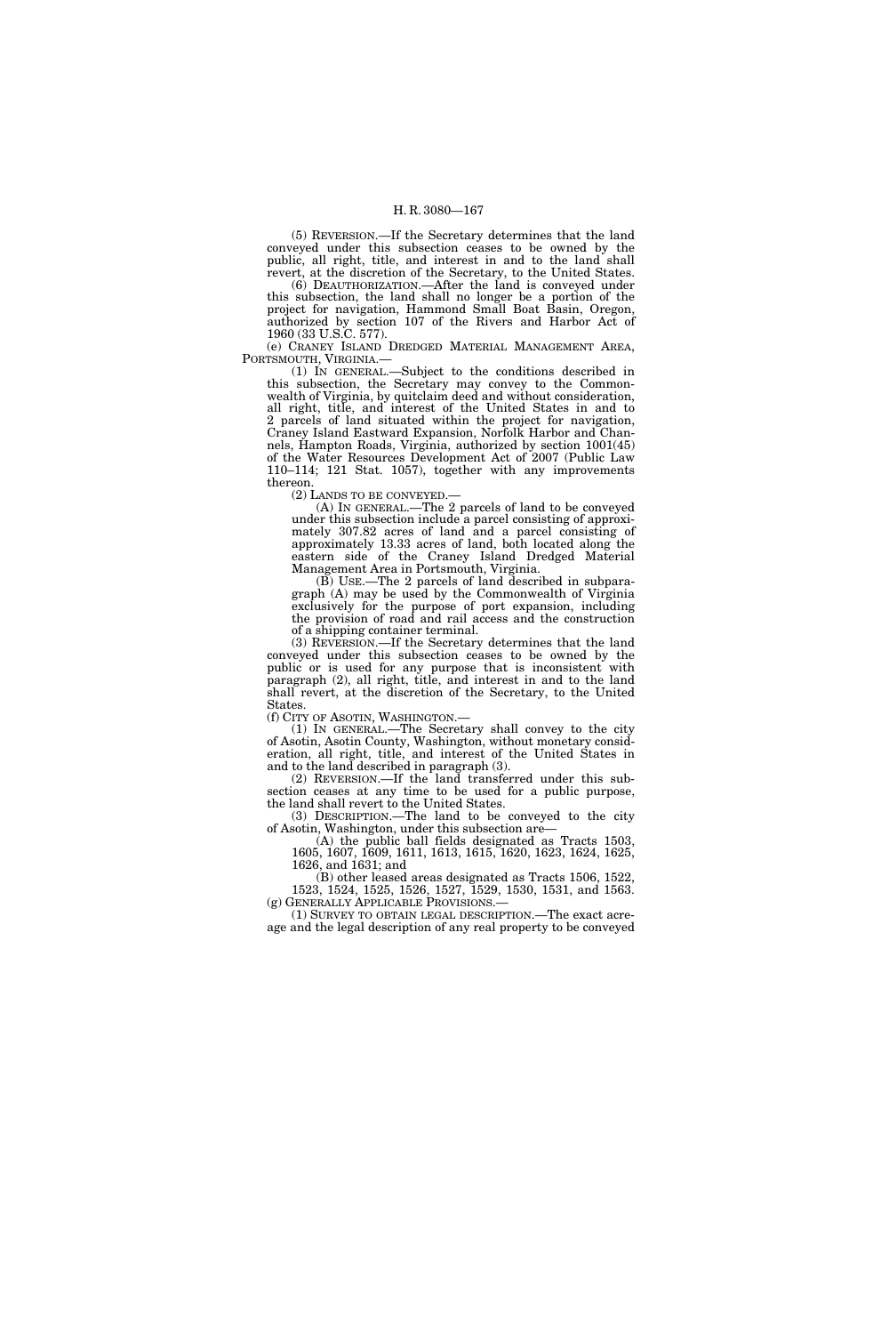(5) REVERSION.—If the Secretary determines that the land conveyed under this subsection ceases to be owned by the public, all right, title, and interest in and to the land shall revert, at the discretion of the Secretary, to the United States.

(6) DEAUTHORIZATION.—After the land is conveyed under this subsection, the land shall no longer be a portion of the project for navigation, Hammond Small Boat Basin, Oregon, authorized by section 107 of the Rivers and Harbor Act of 1960 (33 U.S.C. 577).

(e) CRANEY ISLAND DREDGED MATERIAL MANAGEMENT AREA, PORTSMOUTH, VIRGINIA.—

(1) IN GENERAL.—Subject to the conditions described in this subsection, the Secretary may convey to the Commonwealth of Virginia, by quitclaim deed and without consideration, all right, title, and interest of the United States in and to 2 parcels of land situated within the project for navigation, Craney Island Eastward Expansion, Norfolk Harbor and Channels, Hampton Roads, Virginia, authorized by section 1001(45) of the Water Resources Development Act of 2007 (Public Law 110–114; 121 Stat. 1057), together with any improvements thereon.

(2) LANDS TO BE CONVEYED.—

(A) IN GENERAL.—The 2 parcels of land to be conveyed under this subsection include a parcel consisting of approximately 307.82 acres of land and a parcel consisting of approximately 13.33 acres of land, both located along the eastern side of the Craney Island Dredged Material Management Area in Portsmouth, Virginia.

(B) USE.—The 2 parcels of land described in subparagraph (A) may be used by the Commonwealth of Virginia exclusively for the purpose of port expansion, including the provision of road and rail access and the construction of a shipping container terminal.

(3) REVERSION.—If the Secretary determines that the land conveyed under this subsection ceases to be owned by the public or is used for any purpose that is inconsistent with paragraph (2), all right, title, and interest in and to the land shall revert, at the discretion of the Secretary, to the United States.

(f) CITY OF ASOTIN, WASHINGTON.—

(1) IN GENERAL.—The Secretary shall convey to the city of Asotin, Asotin County, Washington, without monetary consideration, all right, title, and interest of the United States in and to the land described in paragraph (3).

(2) REVERSION.—If the land transferred under this subsection ceases at any time to be used for a public purpose, the land shall revert to the United States.

(3) DESCRIPTION.—The land to be conveyed to the city of Asotin, Washington, under this subsection are—

(A) the public ball fields designated as Tracts 1503, 1605, 1607, 1609, 1611, 1613, 1615, 1620, 1623, 1624, 1625, 1626, and 1631; and

(B) other leased areas designated as Tracts 1506, 1522, 1523, 1524, 1525, 1526, 1527, 1529, 1530, 1531, and 1563.

(g) GENERALLY APPLICABLE PROVISIONS.—

(1) SURVEY TO OBTAIN LEGAL DESCRIPTION.—The exact acreage and the legal description of any real property to be conveyed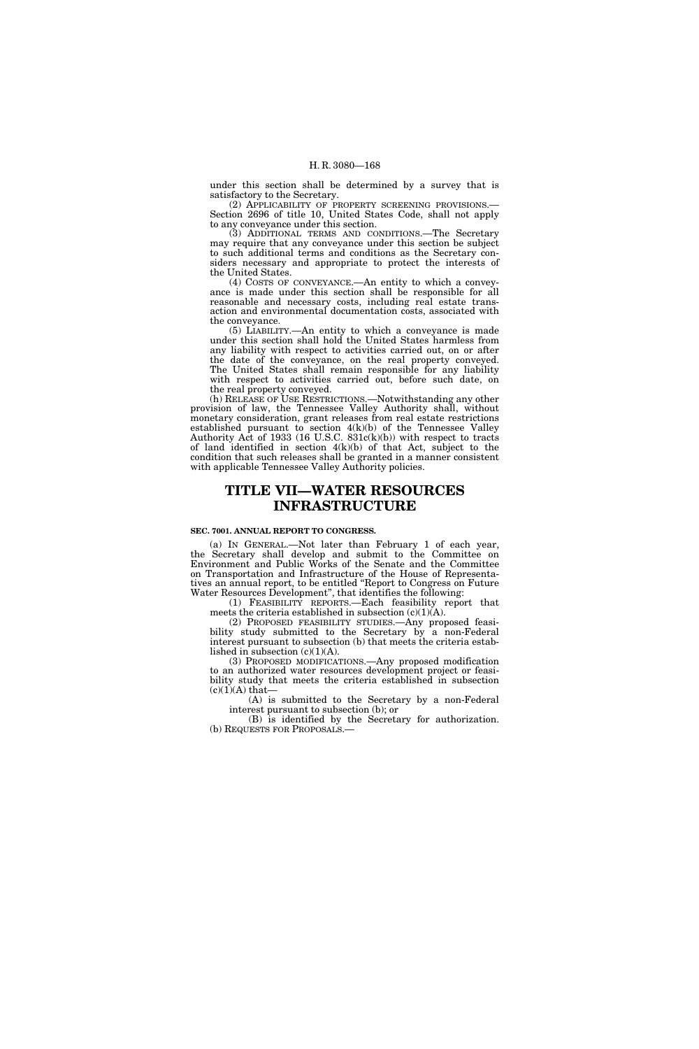under this section shall be determined by a survey that is satisfactory to the Secretary.

(2) APPLICABILITY OF PROPERTY SCREENING PROVISIONS.—Section 2696 of title 10, United States Code, shall not apply to any conveyance under this section.

(3) ADDITIONAL TERMS AND CONDITIONS.—The Secretary may require that any conveyance under this section be subject to such additional terms and conditions as the Secretary considers necessary and appropriate to protect the interests of the United States.

(4) COSTS OF CONVEYANCE.—An entity to which a conveyance is made under this section shall be responsible for all reasonable and necessary costs, including real estate transaction and environmental documentation costs, associated with the conveyance.

(5) LIABILITY.—An entity to which a conveyance is made under this section shall hold the United States harmless from any liability with respect to activities carried out, on or after the date of the conveyance, on the real property conveyed. The United States shall remain responsible for any liability with respect to activities carried out, before such date, on the real property conveyed.

(h) RELEASE OF USE RESTRICTIONS.—Notwithstanding any other provision of law, the Tennessee Valley Authority shall, without monetary consideration, grant releases from real estate restrictions established pursuant to section 4(k)(b) of the Tennessee Valley Authority Act of 1933 (16 U.S.C. 831c(k)(b)) with respect to tracts of land identified in section 4(k)(b) of that Act, subject to the condition that such releases shall be granted in a manner consistent with applicable Tennessee Valley Authority policies.

# TITLE VII—WATER RESOURCES INFRASTRUCTURE

### SEC. 7001. ANNUAL REPORT TO CONGRESS.

(a) IN GENERAL.—Not later than February 1 of each year, the Secretary shall develop and submit to the Committee on Environment and Public Works of the Senate and the Committee on Transportation and Infrastructure of the House of Representatives an annual report, to be entitled "Report to Congress on Future Water Resources Development", that identifies the following:

(1) FEASIBILITY REPORTS.—Each feasibility report that meets the criteria established in subsection (c)(1)(A).

(2) PROPOSED FEASIBILITY STUDIES.—Any proposed feasibility study submitted to the Secretary by a non-Federal interest pursuant to subsection (b) that meets the criteria established in subsection (c)(1)(A).

(3) PROPOSED MODIFICATIONS.—Any proposed modification to an authorized water resources development project or feasibility study that meets the criteria established in subsection (c)(1)(A) that—

(A) is submitted to the Secretary by a non-Federal interest pursuant to subsection (b); or

(B) is identified by the Secretary for authorization.

(b) REQUESTS FOR PROPOSALS.—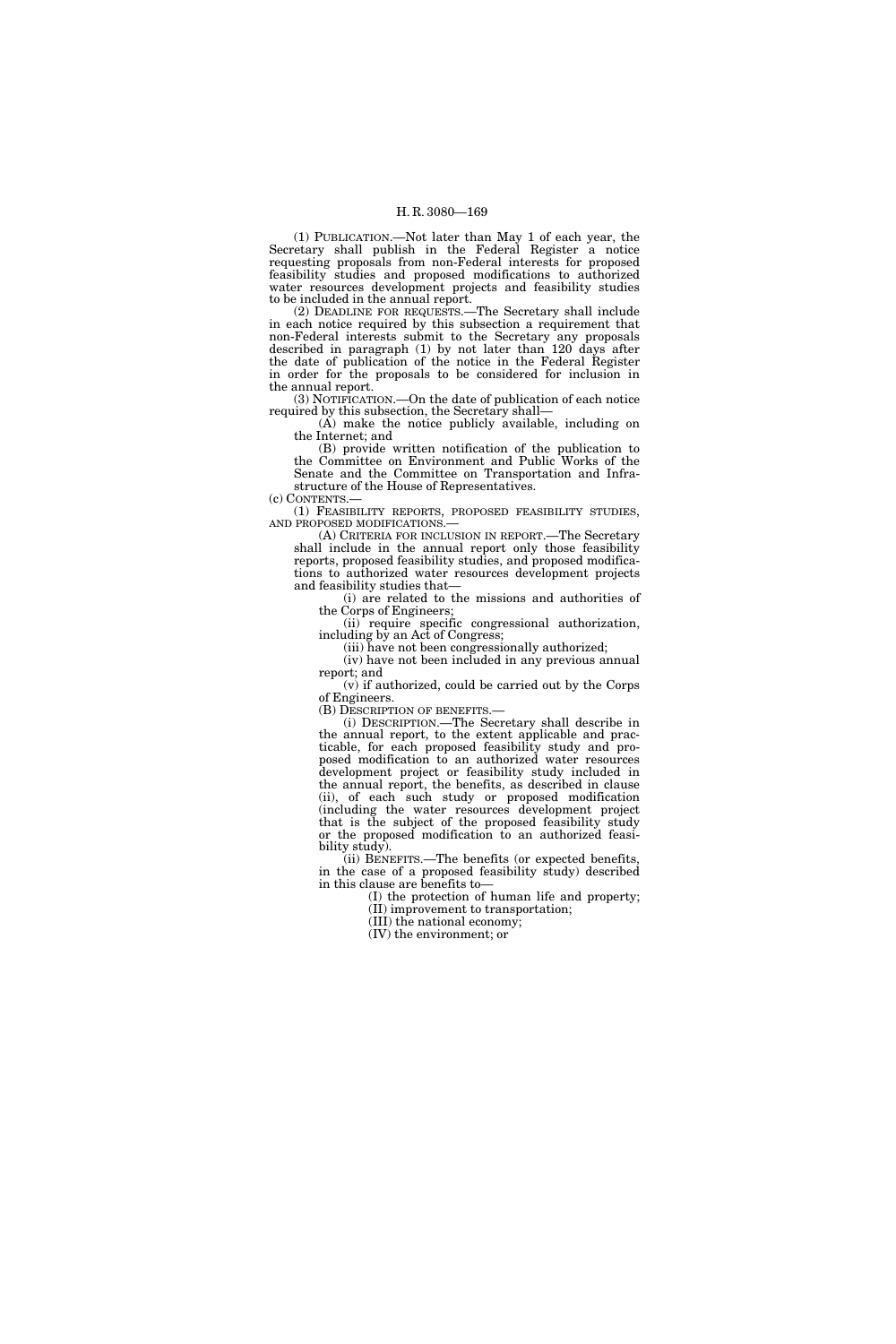(1) PUBLICATION.—Not later than May 1 of each year, the Secretary shall publish in the Federal Register a notice requesting proposals from non-Federal interests for proposed feasibility studies and proposed modifications to authorized water resources development projects and feasibility studies to be included in the annual report.

(2) DEADLINE FOR REQUESTS.—The Secretary shall include in each notice required by this subsection a requirement that non-Federal interests submit to the Secretary any proposals described in paragraph (1) by not later than 120 days after the date of publication of the notice in the Federal Register in order for the proposals to be considered for inclusion in the annual report.

(3) NOTIFICATION.—On the date of publication of each notice required by this subsection, the Secretary shall—

(A) make the notice publicly available, including on the Internet; and

(B) provide written notification of the publication to the Committee on Environment and Public Works of the Senate and the Committee on Transportation and Infrastructure of the House of Representatives.

(c) CONTENTS.—

(1) FEASIBILITY REPORTS, PROPOSED FEASIBILITY STUDIES, AND PROPOSED MODIFICATIONS.—

(A) CRITERIA FOR INCLUSION IN REPORT.—The Secretary shall include in the annual report only those feasibility reports, proposed feasibility studies, and proposed modifications to authorized water resources development projects and feasibility studies that—

(i) are related to the missions and authorities of the Corps of Engineers;

(ii) require specific congressional authorization, including by an Act of Congress;

(iii) have not been congressionally authorized;

(iv) have not been included in any previous annual report; and

(v) if authorized, could be carried out by the Corps of Engineers.

(B) DESCRIPTION OF BENEFITS.—

(i) DESCRIPTION.—The Secretary shall describe in the annual report, to the extent applicable and practicable, for each proposed feasibility study and proposed modification to an authorized water resources development project or feasibility study included in the annual report, the benefits, as described in clause (ii), of each such study or proposed modification (including the water resources development project that is the subject of the proposed feasibility study or the proposed modification to an authorized feasibility study).

(ii) BENEFITS.—The benefits (or expected benefits, in the case of a proposed feasibility study) described in this clause are benefits to—

(I) the protection of human life and property;

(II) improvement to transportation;

(III) the national economy;

(IV) the environment; or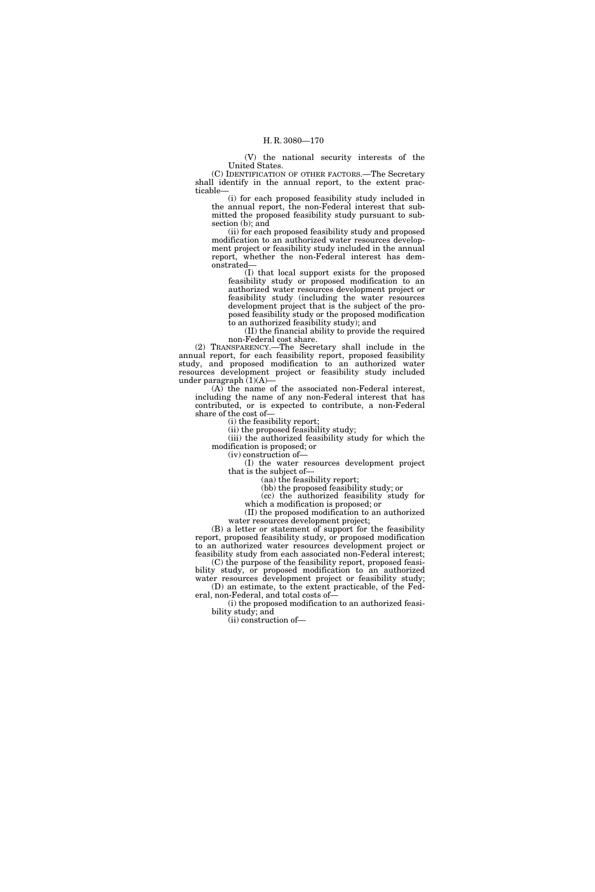(V) the national security interests of the United States.

(C) IDENTIFICATION OF OTHER FACTORS.—The Secretary shall identify in the annual report, to the extent practicable—

(i) for each proposed feasibility study included in the annual report, the non-Federal interest that submitted the proposed feasibility study pursuant to subsection (b); and

(ii) for each proposed feasibility study and proposed modification to an authorized water resources development project or feasibility study included in the annual report, whether the non-Federal interest has demonstrated—

(I) that local support exists for the proposed feasibility study or proposed modification to an authorized water resources development project or feasibility study (including the water resources development project that is the subject of the proposed feasibility study or the proposed modification to an authorized feasibility study); and

(II) the financial ability to provide the required non-Federal cost share.

(2) TRANSPARENCY.—The Secretary shall include in the annual report, for each feasibility report, proposed feasibility study, and proposed modification to an authorized water resources development project or feasibility study included under paragraph (1)(A)—

(A) the name of the associated non-Federal interest, including the name of any non-Federal interest that has contributed, or is expected to contribute, a non-Federal share of the cost of—

(i) the feasibility report;

(ii) the proposed feasibility study;

(iii) the authorized feasibility study for which the modification is proposed; or

(iv) construction of—

(I) the water resources development project that is the subject of—

(aa) the feasibility report;

(bb) the proposed feasibility study; or

(cc) the authorized feasibility study for which a modification is proposed; or

(II) the proposed modification to an authorized water resources development project;

(B) a letter or statement of support for the feasibility report, proposed feasibility study, or proposed modification to an authorized water resources development project or feasibility study from each associated non-Federal interest;

(C) the purpose of the feasibility report, proposed feasibility study, or proposed modification to an authorized water resources development project or feasibility study;

(D) an estimate, to the extent practicable, of the Federal, non-Federal, and total costs of—

(i) the proposed modification to an authorized feasibility study; and

(ii) construction of—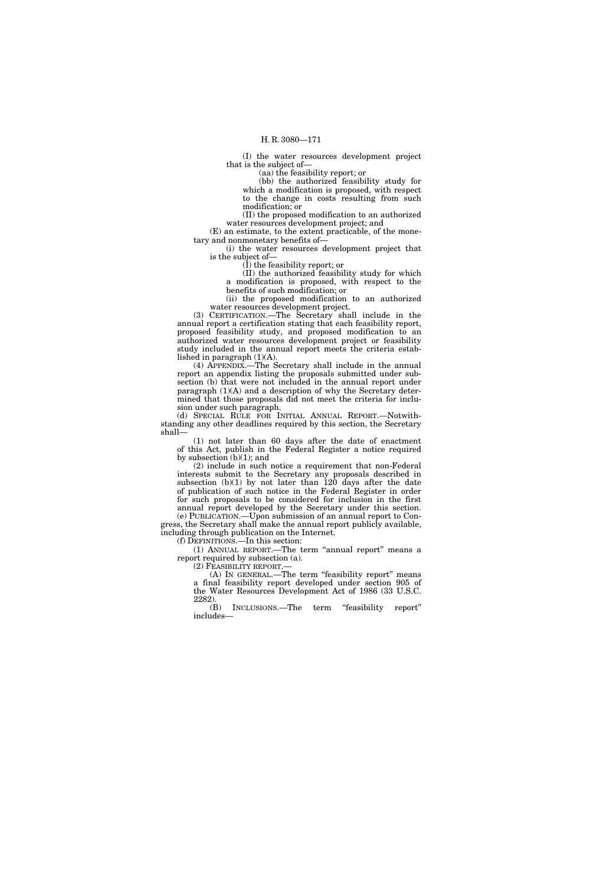(I) the water resources development project that is the subject of—

(aa) the feasibility report; or

(bb) the authorized feasibility study for which a modification is proposed, with respect to the change in costs resulting from such modification; or

(II) the proposed modification to an authorized water resources development project; and

(E) an estimate, to the extent practicable, of the monetary and nonmonetary benefits of—

(i) the water resources development project that is the subject of—

(I) the feasibility report; or

(II) the authorized feasibility study for which a modification is proposed, with respect to the benefits of such modification; or

(ii) the proposed modification to an authorized water resources development project.

(3) CERTIFICATION.—The Secretary shall include in the annual report a certification stating that each feasibility report, proposed feasibility study, and proposed modification to an authorized water resources development project or feasibility study included in the annual report meets the criteria established in paragraph (1)(A).

(4) APPENDIX.—The Secretary shall include in the annual report an appendix listing the proposals submitted under subsection (b) that were not included in the annual report under paragraph (1)(A) and a description of why the Secretary determined that those proposals did not meet the criteria for inclusion under such paragraph.

(d) SPECIAL RULE FOR INITIAL ANNUAL REPORT.—Notwithstanding any other deadlines required by this section, the Secretary shall—

(1) not later than 60 days after the date of enactment of this Act, publish in the Federal Register a notice required by subsection (b)(1); and

(2) include in such notice a requirement that non-Federal interests submit to the Secretary any proposals described in subsection (b)(1) by not later than 120 days after the date of publication of such notice in the Federal Register in order for such proposals to be considered for inclusion in the first annual report developed by the Secretary under this section.

(e) PUBLICATION.—Upon submission of an annual report to Congress, the Secretary shall make the annual report publicly available, including through publication on the Internet.

(f) DEFINITIONS.—In this section:

(1) ANNUAL REPORT.—The term "annual report" means a report required by subsection (a).

(2) FEASIBILITY REPORT.—

(A) IN GENERAL.—The term "feasibility report" means a final feasibility report developed under section 905 of the Water Resources Development Act of 1986 (33 U.S.C. 2282).

(B) INCLUSIONS.—The term "feasibility report" includes—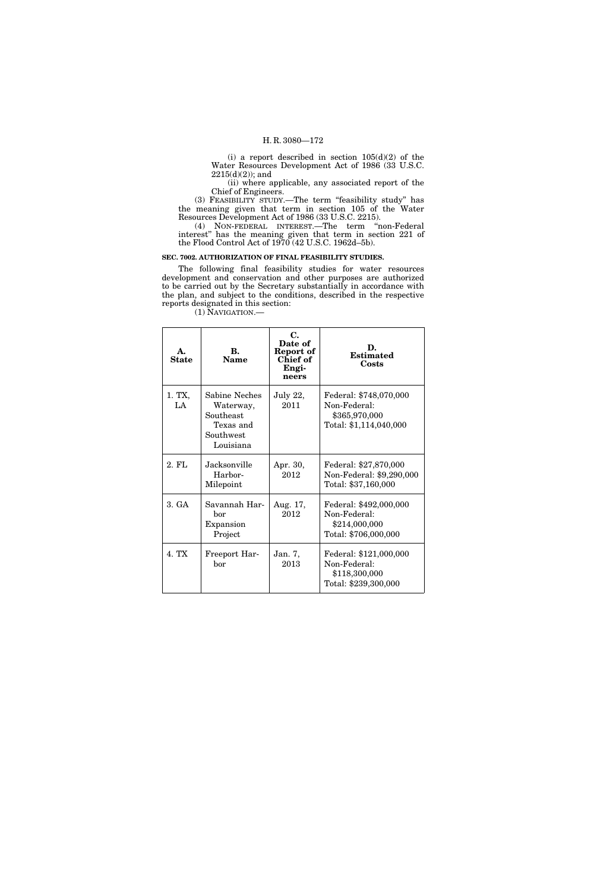(i) a report described in section 105(d)(2) of the Water Resources Development Act of 1986 (33 U.S.C. 2215(d)(2)); and

(ii) where applicable, any associated report of the Chief of Engineers.

(3) FEASIBILITY STUDY.—The term "feasibility study" has the meaning given that term in section 105 of the Water Resources Development Act of 1986 (33 U.S.C. 2215).

(4) NON-FEDERAL INTEREST.—The term "non-Federal interest" has the meaning given that term in section 221 of the Flood Control Act of 1970 (42 U.S.C. 1962d–5b).

**SEC. 7002. AUTHORIZATION OF FINAL FEASIBILITY STUDIES.**

The following final feasibility studies for water resources development and conservation and other purposes are authorized to be carried out by the Secretary substantially in accordance with the plan, and subject to the conditions, described in the respective reports designated in this section:

(1) NAVIGATION.—

| A. State | B. Name | C. Date of Report of Chief of Engineers | D. Estimated Costs |
|---|---|---|---|
| 1. TX, LA | Sabine Neches Waterway, Southeast Texas and Southwest Louisiana | July 22, 2011 | Federal: $748,070,000<br>Non-Federal: $365,970,000<br>Total: $1,114,040,000 |
| 2. FL | Jacksonville Harbor-Milepoint | Apr. 30, 2012 | Federal: $27,870,000<br>Non-Federal: $9,290,000<br>Total: $37,160,000 |
| 3. GA | Savannah Harbor Expansion Project | Aug. 17, 2012 | Federal: $492,000,000<br>Non-Federal: $214,000,000<br>Total: $706,000,000 |
| 4. TX | Freeport Harbor | Jan. 7, 2013 | Federal: $121,000,000<br>Non-Federal: $118,300,000<br>Total: $239,300,000 |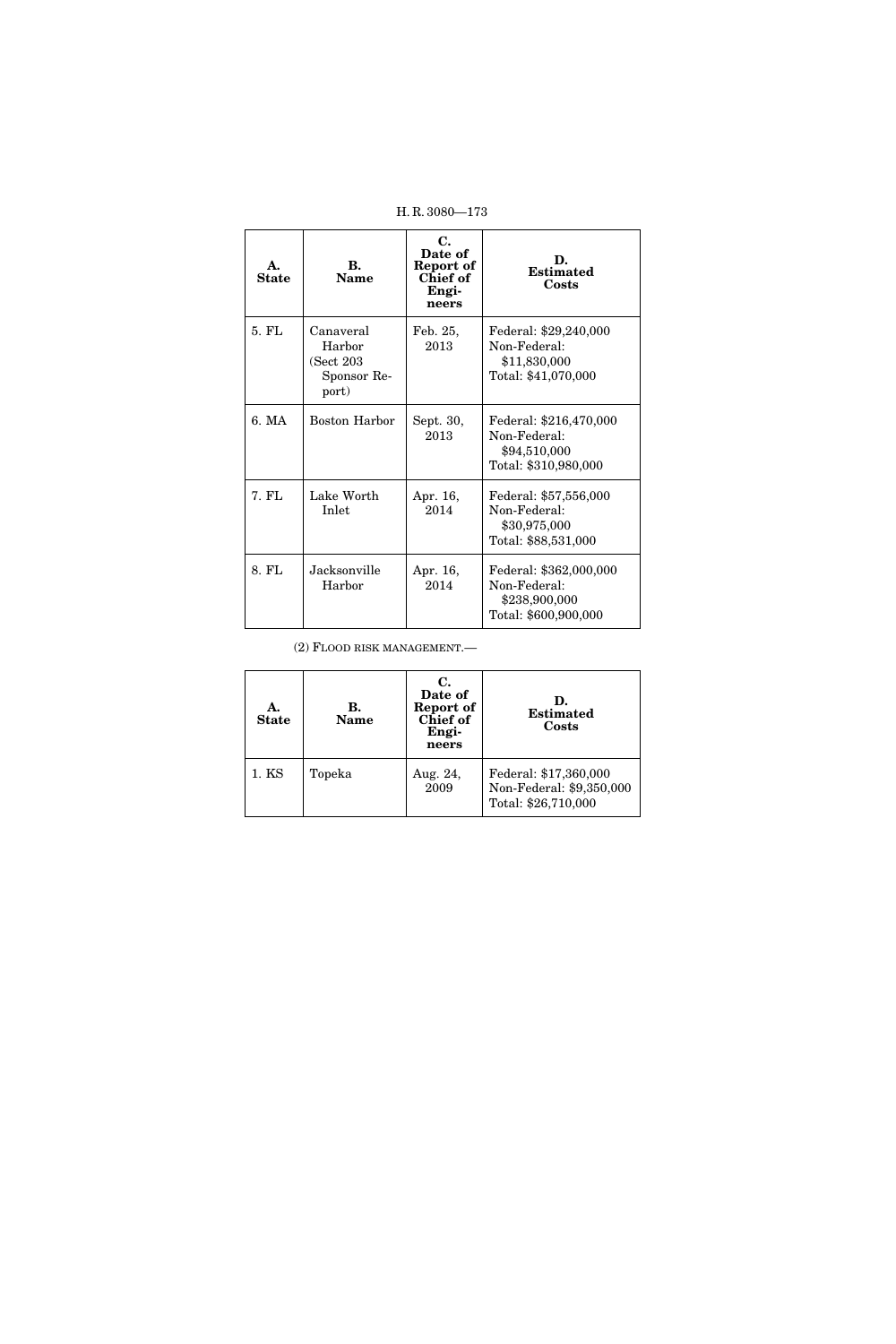| A. State | B. Name | C. Date of Report of Chief of Engineers | D. Estimated Costs |
|---|---|---|---|
| 5. FL | Canaveral Harbor (Sect 203 Sponsor Report) | Feb. 25, 2013 | Federal: $29,240,000<br>Non-Federal: $11,830,000<br>Total: $41,070,000 |
| 6. MA | Boston Harbor | Sept. 30, 2013 | Federal: $216,470,000<br>Non-Federal: $94,510,000<br>Total: $310,980,000 |
| 7. FL | Lake Worth Inlet | Apr. 16, 2014 | Federal: $57,556,000<br>Non-Federal: $30,975,000<br>Total: $88,531,000 |
| 8. FL | Jacksonville Harbor | Apr. 16, 2014 | Federal: $362,000,000<br>Non-Federal: $238,900,000<br>Total: $600,900,000 |

(2) FLOOD RISK MANAGEMENT.—

| A. State | B. Name | C. Date of Report of Chief of Engineers | D. Estimated Costs |
|---|---|---|---|
| 1. KS | Topeka | Aug. 24, 2009 | Federal: $17,360,000<br>Non-Federal: $9,350,000<br>Total: $26,710,000 |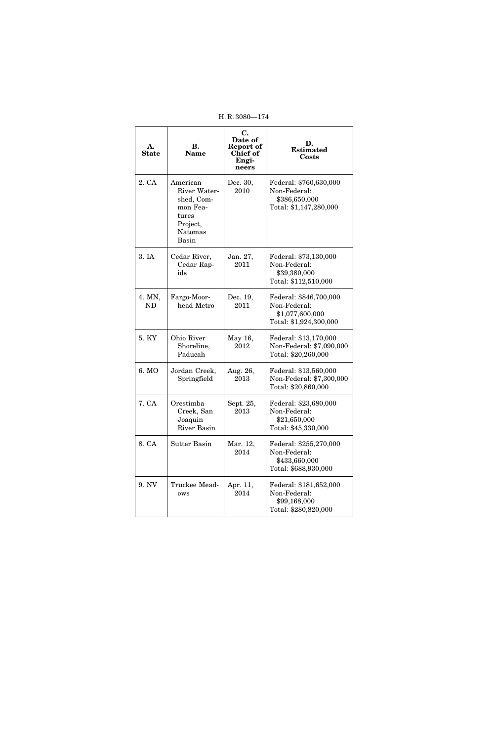| A. State | B. Name | C. Date of Report of Chief of Engineers | D. Estimated Costs |
|---|---|---|---|
| 2. CA | American River Watershed, Common Features Project, Natomas Basin | Dec. 30, 2010 | Federal: $760,630,000<br>Non-Federal: $386,650,000<br>Total: $1,147,280,000 |
| 3. IA | Cedar River, Cedar Rapids | Jan. 27, 2011 | Federal: $73,130,000<br>Non-Federal: $39,380,000<br>Total: $112,510,000 |
| 4. MN, ND | Fargo-Moorhead Metro | Dec. 19, 2011 | Federal: $846,700,000<br>Non-Federal: $1,077,600,000<br>Total: $1,924,300,000 |
| 5. KY | Ohio River Shoreline, Paducah | May 16, 2012 | Federal: $13,170,000<br>Non-Federal: $7,090,000<br>Total: $20,260,000 |
| 6. MO | Jordan Creek, Springfield | Aug. 26, 2013 | Federal: $13,560,000<br>Non-Federal: $7,300,000<br>Total: $20,860,000 |
| 7. CA | Orestimba Creek, San Joaquin River Basin | Sept. 25, 2013 | Federal: $23,680,000<br>Non-Federal: $21,650,000<br>Total: $45,330,000 |
| 8. CA | Sutter Basin | Mar. 12, 2014 | Federal: $255,270,000<br>Non-Federal: $433,660,000<br>Total: $688,930,000 |
| 9. NV | Truckee Meadows | Apr. 11, 2014 | Federal: $181,652,000<br>Non-Federal: $99,168,000<br>Total: $280,820,000 |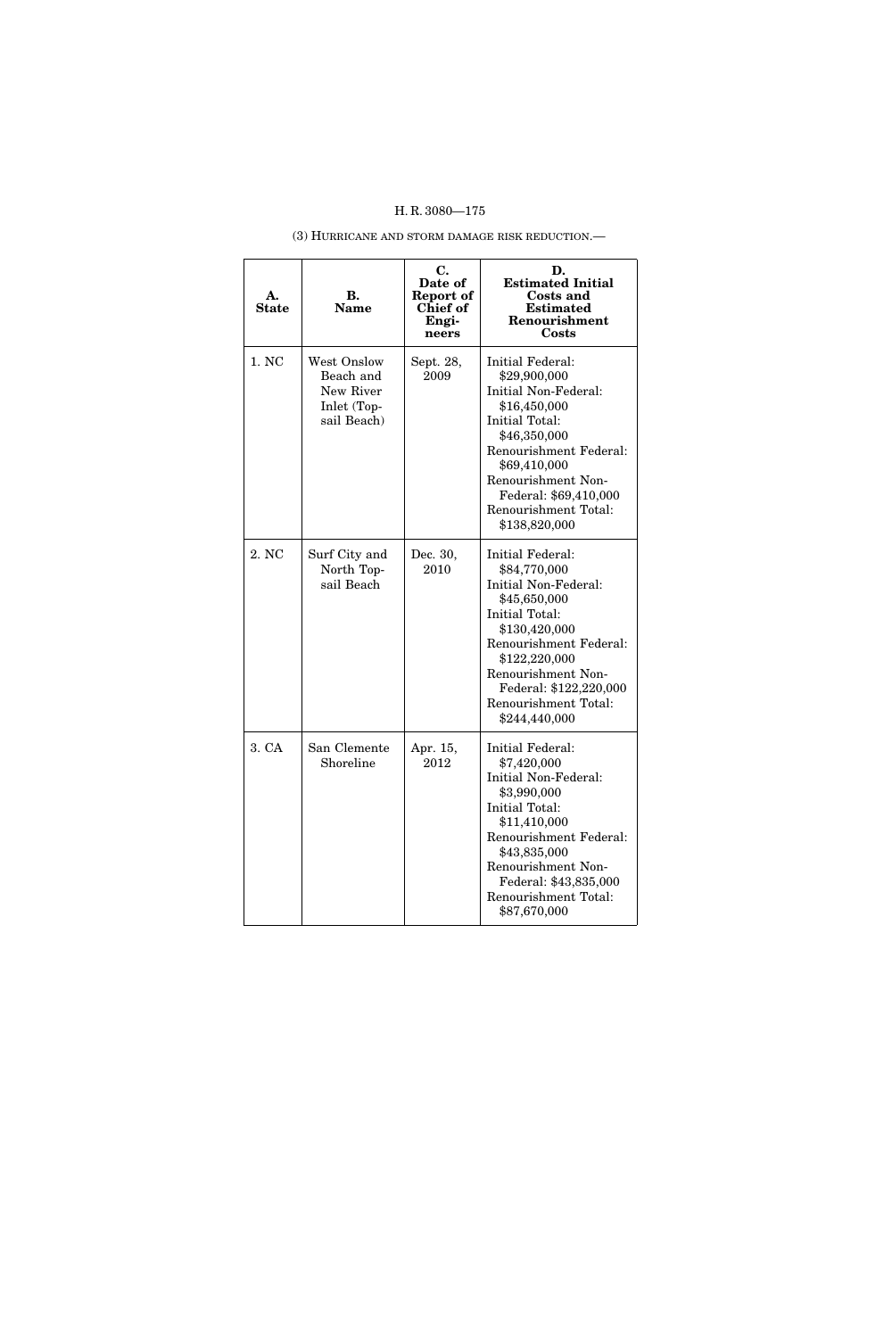(3) HURRICANE AND STORM DAMAGE RISK REDUCTION.—

| A. State | B. Name | C. Date of Report of Chief of Engineers | D. Estimated Initial Costs and Estimated Renourishment Costs |
|---|---|---|---|
| 1. NC | West Onslow Beach and New River Inlet (Topsail Beach) | Sept. 28, 2009 | Initial Federal: $29,900,000<br>Initial Non-Federal: $16,450,000<br>Initial Total: $46,350,000<br>Renourishment Federal: $69,410,000<br>Renourishment Non-Federal: $69,410,000<br>Renourishment Total: $138,820,000 |
| 2. NC | Surf City and North Topsail Beach | Dec. 30, 2010 | Initial Federal: $84,770,000<br>Initial Non-Federal: $45,650,000<br>Initial Total: $130,420,000<br>Renourishment Federal: $122,220,000<br>Renourishment Non-Federal: $122,220,000<br>Renourishment Total: $244,440,000 |
| 3. CA | San Clemente Shoreline | Apr. 15, 2012 | Initial Federal: $7,420,000<br>Initial Non-Federal: $3,990,000<br>Initial Total: $11,410,000<br>Renourishment Federal: $43,835,000<br>Renourishment Non-Federal: $43,835,000<br>Renourishment Total: $87,670,000 |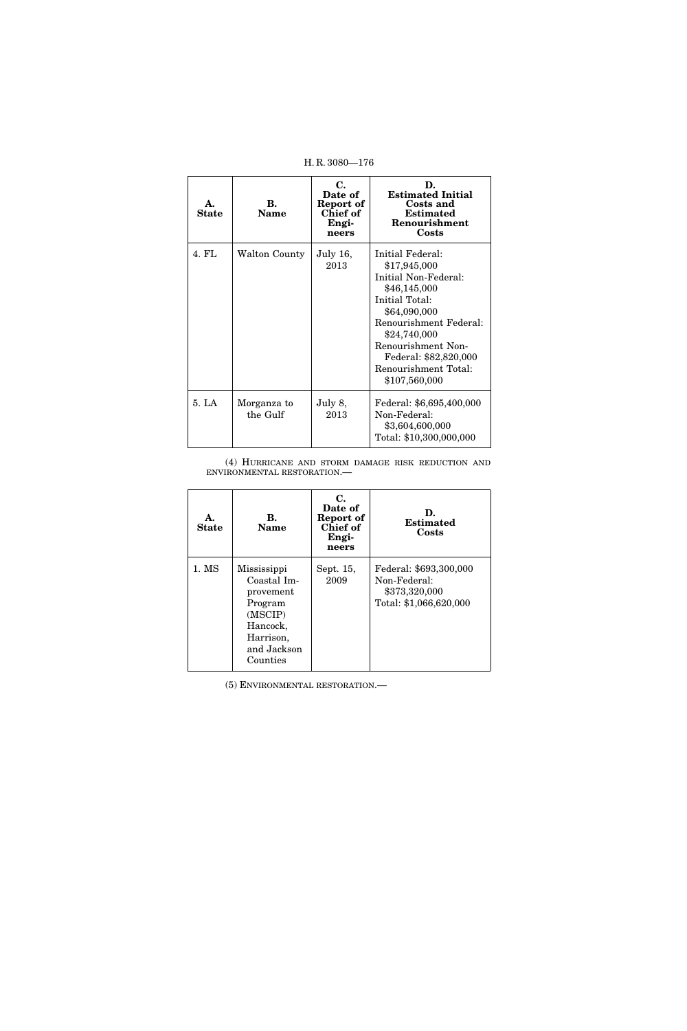| A. State | B. Name | C. Date of Report of Chief of Engineers | D. Estimated Initial Costs and Estimated Renourishment Costs |
|---|---|---|---|
| 4. FL | Walton County | July 16, 2013 | Initial Federal: $17,945,000<br>Initial Non-Federal: $46,145,000<br>Initial Total: $64,090,000<br>Renourishment Federal: $24,740,000<br>Renourishment Non-Federal: $82,820,000<br>Renourishment Total: $107,560,000 |
| 5. LA | Morganza to the Gulf | July 8, 2013 | Federal: $6,695,400,000<br>Non-Federal: $3,604,600,000<br>Total: $10,300,000,000 |

(4) HURRICANE AND STORM DAMAGE RISK REDUCTION AND ENVIRONMENTAL RESTORATION.—

| A. State | B. Name | C. Date of Report of Chief of Engineers | D. Estimated Costs |
|---|---|---|---|
| 1. MS | Mississippi Coastal Improvement Program (MSCIP) Hancock, Harrison, and Jackson Counties | Sept. 15, 2009 | Federal: $693,300,000<br>Non-Federal: $373,320,000<br>Total: $1,066,620,000 |

(5) ENVIRONMENTAL RESTORATION.—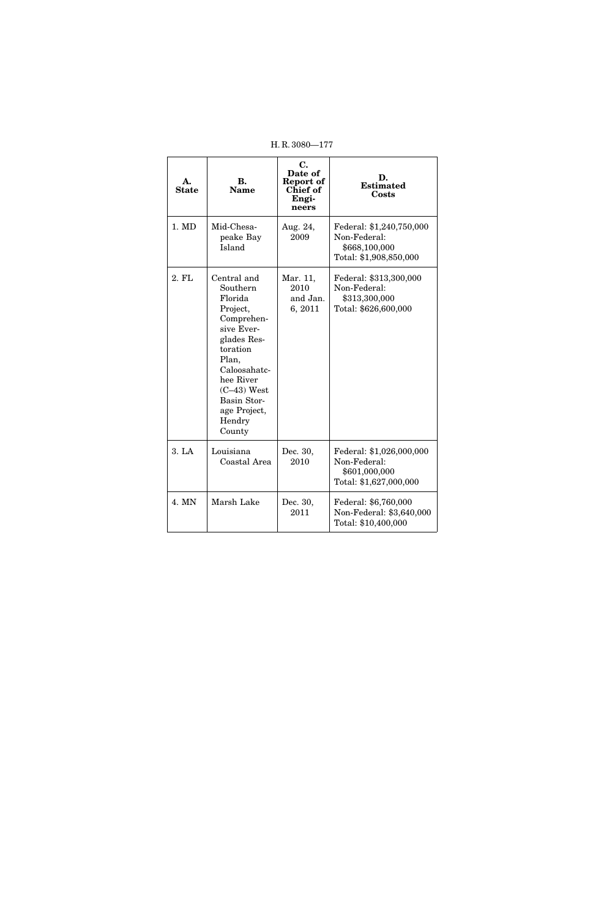| A. State | B. Name | C. Date of Report of Chief of Engineers | D. Estimated Costs |
| --- | --- | --- | --- |
| 1. MD | Mid-Chesapeake Bay Island | Aug. 24, 2009 | Federal: $1,240,750,000<br>Non-Federal: $668,100,000<br>Total: $1,908,850,000 |
| 2. FL | Central and Southern Florida Project, Comprehensive Everglades Restoration Plan, Caloosahatchee River (C–43) West Basin Storage Project, Hendry County | Mar. 11, 2010 and Jan. 6, 2011 | Federal: $313,300,000<br>Non-Federal: $313,300,000<br>Total: $626,600,000 |
| 3. LA | Louisiana Coastal Area | Dec. 30, 2010 | Federal: $1,026,000,000<br>Non-Federal: $601,000,000<br>Total: $1,627,000,000 |
| 4. MN | Marsh Lake | Dec. 30, 2011 | Federal: $6,760,000<br>Non-Federal: $3,640,000<br>Total: $10,400,000 |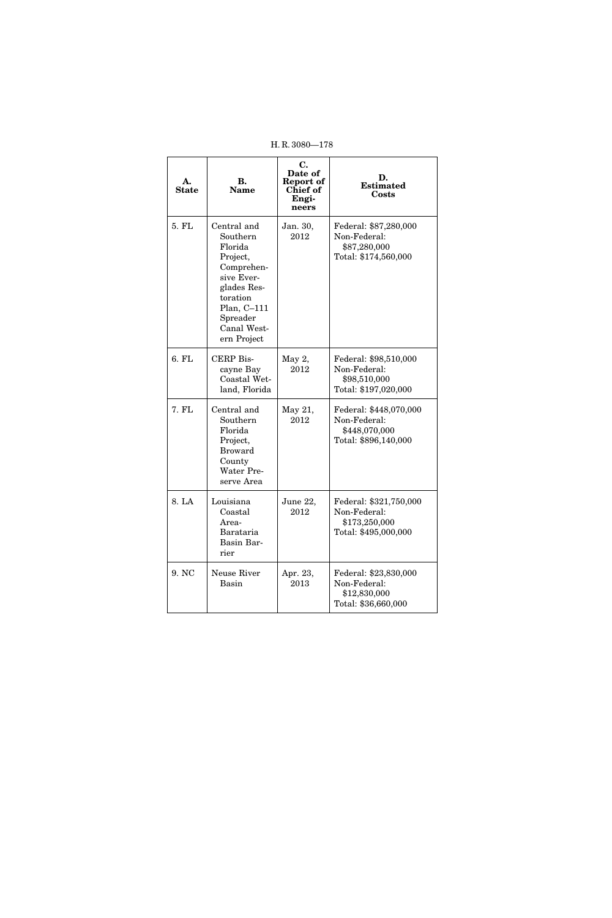| A. State | B. Name | C. Date of Report of Chief of Engineers | D. Estimated Costs |
|---|---|---|---|
| 5. FL | Central and Southern Florida Project, Comprehensive Everglades Restoration Plan, C–111 Spreader Canal Western Project | Jan. 30, 2012 | Federal: $87,280,000<br>Non-Federal: $87,280,000<br>Total: $174,560,000 |
| 6. FL | CERP Biscayne Bay Coastal Wetland, Florida | May 2, 2012 | Federal: $98,510,000<br>Non-Federal: $98,510,000<br>Total: $197,020,000 |
| 7. FL | Central and Southern Florida Project, Broward County Water Preserve Area | May 21, 2012 | Federal: $448,070,000<br>Non-Federal: $448,070,000<br>Total: $896,140,000 |
| 8. LA | Louisiana Coastal Area-Barataria Basin Barrier | June 22, 2012 | Federal: $321,750,000<br>Non-Federal: $173,250,000<br>Total: $495,000,000 |
| 9. NC | Neuse River Basin | Apr. 23, 2013 | Federal: $23,830,000<br>Non-Federal: $12,830,000<br>Total: $36,660,000 |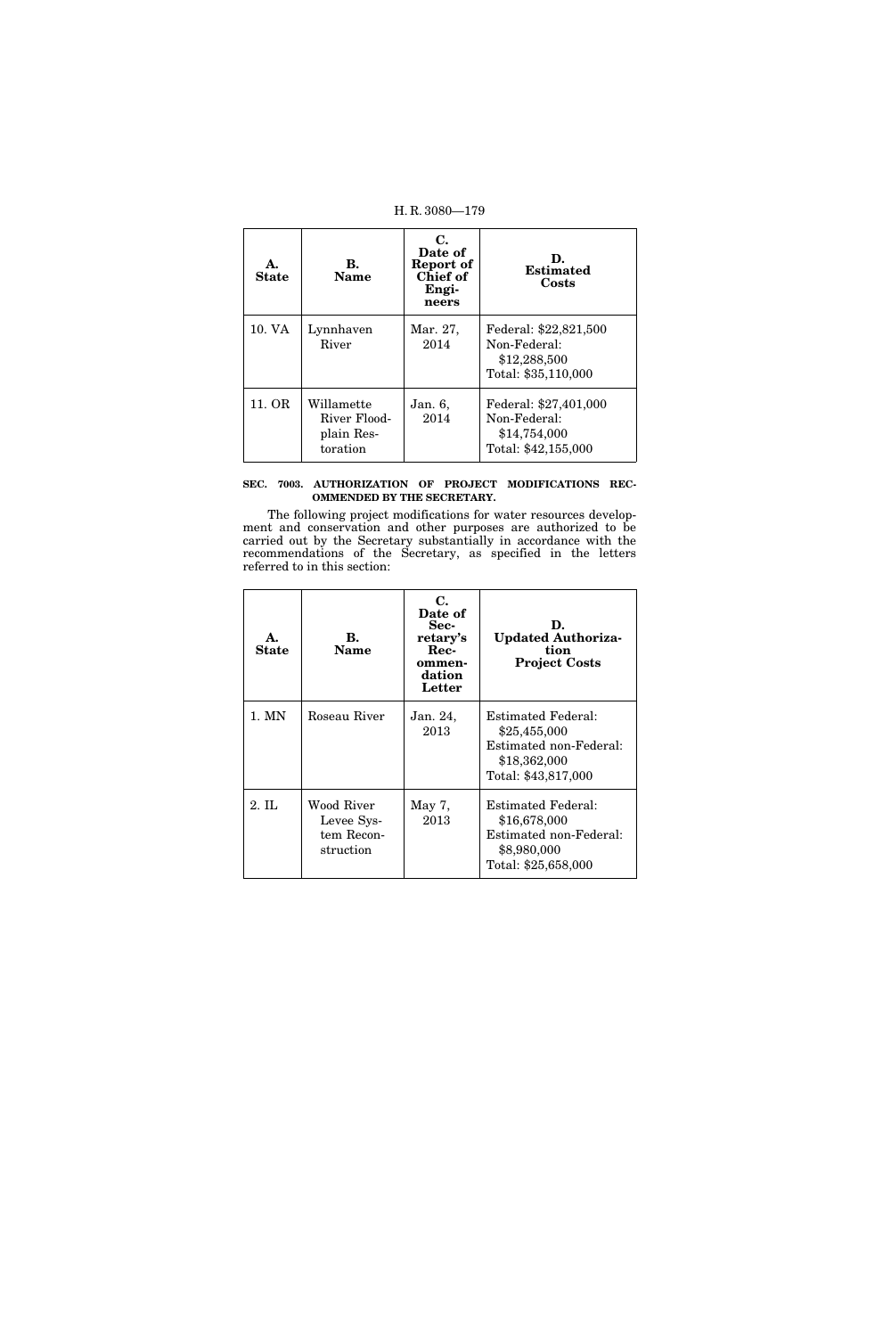| A. State | B. Name | C. Date of Report of Chief of Engineers | D. Estimated Costs |
|---|---|---|---|
| 10. VA | Lynnhaven River | Mar. 27, 2014 | Federal: $22,821,500 Non-Federal: $12,288,500 Total: $35,110,000 |
| 11. OR | Willamette River Floodplain Restoration | Jan. 6, 2014 | Federal: $27,401,000 Non-Federal: $14,754,000 Total: $42,155,000 |

**SEC. 7003. AUTHORIZATION OF PROJECT MODIFICATIONS RECOMMENDED BY THE SECRETARY.**

The following project modifications for water resources development and conservation and other purposes are authorized to be carried out by the Secretary substantially in accordance with the recommendations of the Secretary, as specified in the letters referred to in this section:

| A. State | B. Name | C. Date of Secretary's Recommendation Letter | D. Updated Authorization Project Costs |
|---|---|---|---|
| 1. MN | Roseau River | Jan. 24, 2013 | Estimated Federal: $25,455,000 Estimated non-Federal: $18,362,000 Total: $43,817,000 |
| 2. IL | Wood River Levee System Reconstruction | May 7, 2013 | Estimated Federal: $16,678,000 Estimated non-Federal: $8,980,000 Total: $25,658,000 |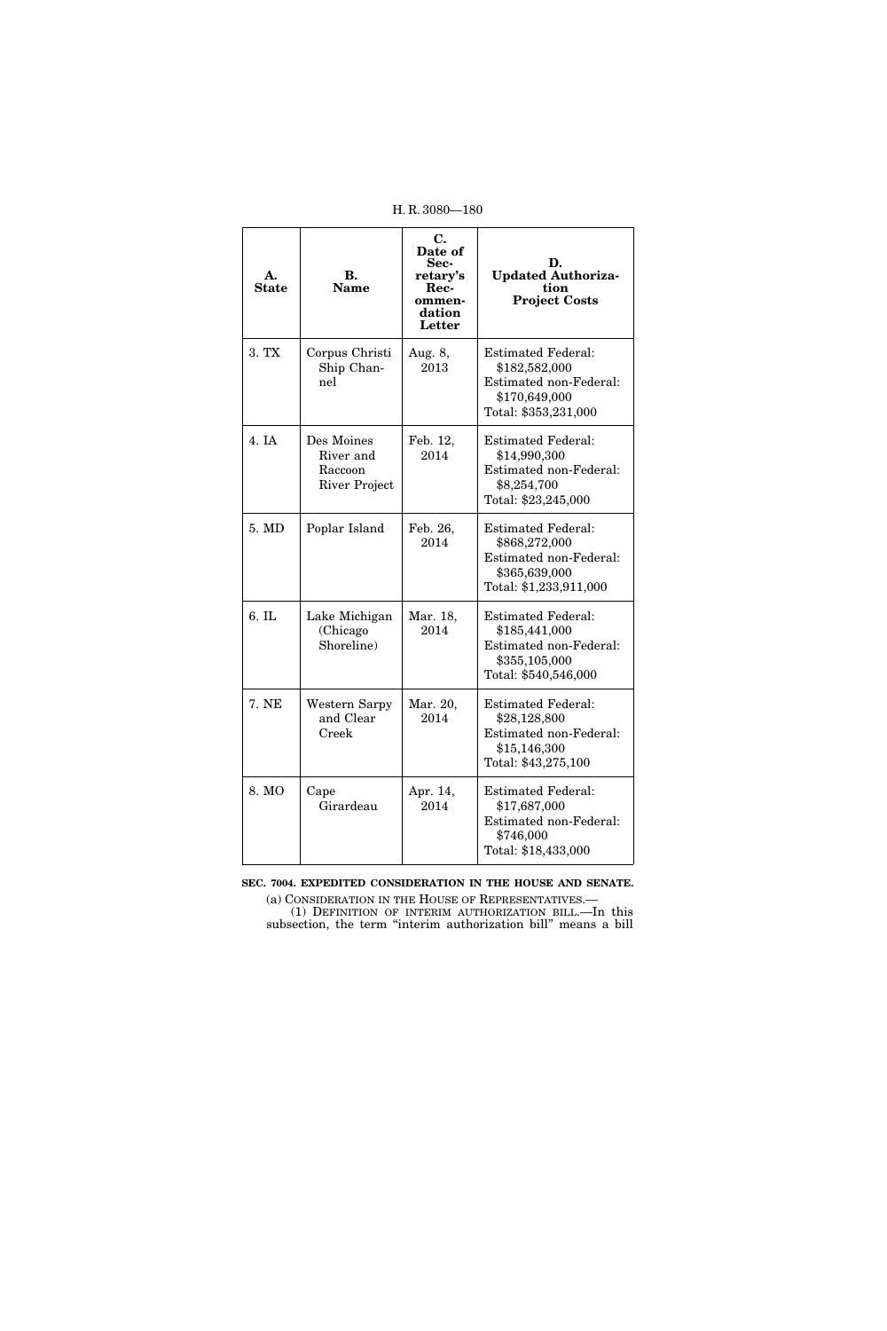| A. State | B. Name | C. Date of Secretary's Recommendation Letter | D. Updated Authorization Project Costs |
|---|---|---|---|
| 3. TX | Corpus Christi Ship Channel | Aug. 8, 2013 | Estimated Federal: $182,582,000<br>Estimated non-Federal: $170,649,000<br>Total: $353,231,000 |
| 4. IA | Des Moines River and Raccoon River Project | Feb. 12, 2014 | Estimated Federal: $14,990,300<br>Estimated non-Federal: $8,254,700<br>Total: $23,245,000 |
| 5. MD | Poplar Island | Feb. 26, 2014 | Estimated Federal: $868,272,000<br>Estimated non-Federal: $365,639,000<br>Total: $1,233,911,000 |
| 6. IL | Lake Michigan (Chicago Shoreline) | Mar. 18, 2014 | Estimated Federal: $185,441,000<br>Estimated non-Federal: $355,105,000<br>Total: $540,546,000 |
| 7. NE | Western Sarpy and Clear Creek | Mar. 20, 2014 | Estimated Federal: $28,128,800<br>Estimated non-Federal: $15,146,300<br>Total: $43,275,100 |
| 8. MO | Cape Girardeau | Apr. 14, 2014 | Estimated Federal: $17,687,000<br>Estimated non-Federal: $746,000<br>Total: $18,433,000 |

**SEC. 7004. EXPEDITED CONSIDERATION IN THE HOUSE AND SENATE.**

(a) CONSIDERATION IN THE HOUSE OF REPRESENTATIVES.—

(1) DEFINITION OF INTERIM AUTHORIZATION BILL.—In this subsection, the term "interim authorization bill" means a bill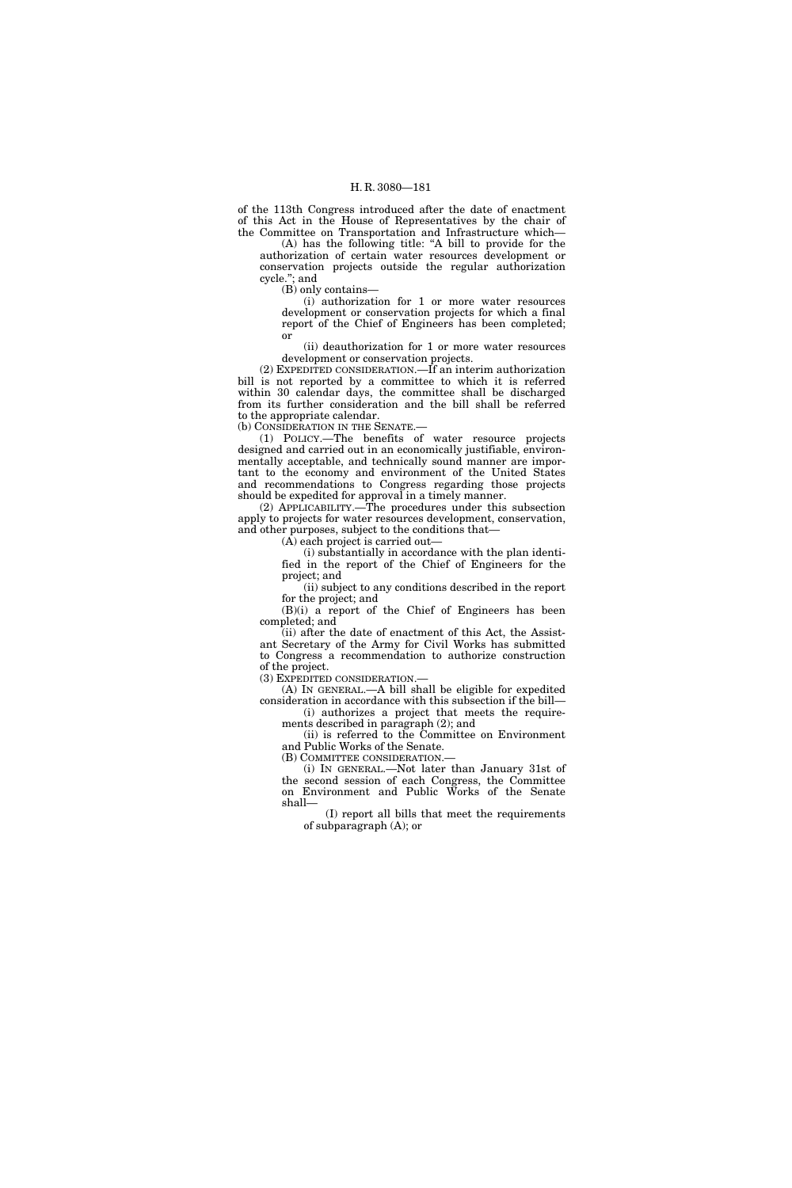of the 113th Congress introduced after the date of enactment of this Act in the House of Representatives by the chair of the Committee on Transportation and Infrastructure which—

(A) has the following title: "A bill to provide for the authorization of certain water resources development or conservation projects outside the regular authorization cycle."; and

(B) only contains—

(i) authorization for 1 or more water resources development or conservation projects for which a final report of the Chief of Engineers has been completed; or

(ii) deauthorization for 1 or more water resources development or conservation projects.

(2) EXPEDITED CONSIDERATION.—If an interim authorization bill is not reported by a committee to which it is referred within 30 calendar days, the committee shall be discharged from its further consideration and the bill shall be referred to the appropriate calendar.

(b) CONSIDERATION IN THE SENATE.—

(1) POLICY.—The benefits of water resource projects designed and carried out in an economically justifiable, environmentally acceptable, and technically sound manner are important to the economy and environment of the United States and recommendations to Congress regarding those projects should be expedited for approval in a timely manner.

(2) APPLICABILITY.—The procedures under this subsection apply to projects for water resources development, conservation, and other purposes, subject to the conditions that—

(A) each project is carried out—

(i) substantially in accordance with the plan identified in the report of the Chief of Engineers for the project; and

(ii) subject to any conditions described in the report for the project; and

(B)(i) a report of the Chief of Engineers has been completed; and

(ii) after the date of enactment of this Act, the Assistant Secretary of the Army for Civil Works has submitted to Congress a recommendation to authorize construction of the project.

(3) EXPEDITED CONSIDERATION.—

(A) IN GENERAL.—A bill shall be eligible for expedited consideration in accordance with this subsection if the bill—

(i) authorizes a project that meets the requirements described in paragraph (2); and

(ii) is referred to the Committee on Environment and Public Works of the Senate.

(B) COMMITTEE CONSIDERATION.—

(i) IN GENERAL.—Not later than January 31st of the second session of each Congress, the Committee on Environment and Public Works of the Senate shall—

(I) report all bills that meet the requirements of subparagraph (A); or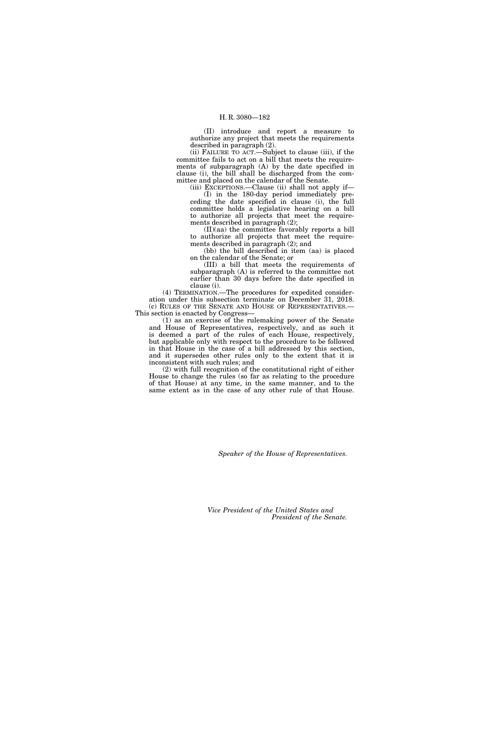(II) introduce and report a measure to authorize any project that meets the requirements described in paragraph (2).

(ii) FAILURE TO ACT.—Subject to clause (iii), if the committee fails to act on a bill that meets the requirements of subparagraph (A) by the date specified in clause (i), the bill shall be discharged from the committee and placed on the calendar of the Senate.

(iii) EXCEPTIONS.—Clause (ii) shall not apply if—

(I) in the 180-day period immediately preceding the date specified in clause (i), the full committee holds a legislative hearing on a bill to authorize all projects that meet the requirements described in paragraph (2);

(II)(aa) the committee favorably reports a bill to authorize all projects that meet the requirements described in paragraph (2); and

(bb) the bill described in item (aa) is placed on the calendar of the Senate; or

(III) a bill that meets the requirements of subparagraph (A) is referred to the committee not earlier than 30 days before the date specified in clause (i).

(4) TERMINATION.—The procedures for expedited consideration under this subsection terminate on December 31, 2018.

(c) RULES OF THE SENATE AND HOUSE OF REPRESENTATIVES.—This section is enacted by Congress—

(1) as an exercise of the rulemaking power of the Senate and House of Representatives, respectively, and as such it is deemed a part of the rules of each House, respectively, but applicable only with respect to the procedure to be followed in that House in the case of a bill addressed by this section, and it supersedes other rules only to the extent that it is inconsistent with such rules; and

(2) with full recognition of the constitutional right of either House to change the rules (so far as relating to the procedure of that House) at any time, in the same manner, and to the same extent as in the case of any other rule of that House.

*Speaker of the House of Representatives.*

*Vice President of the United States and President of the Senate.*